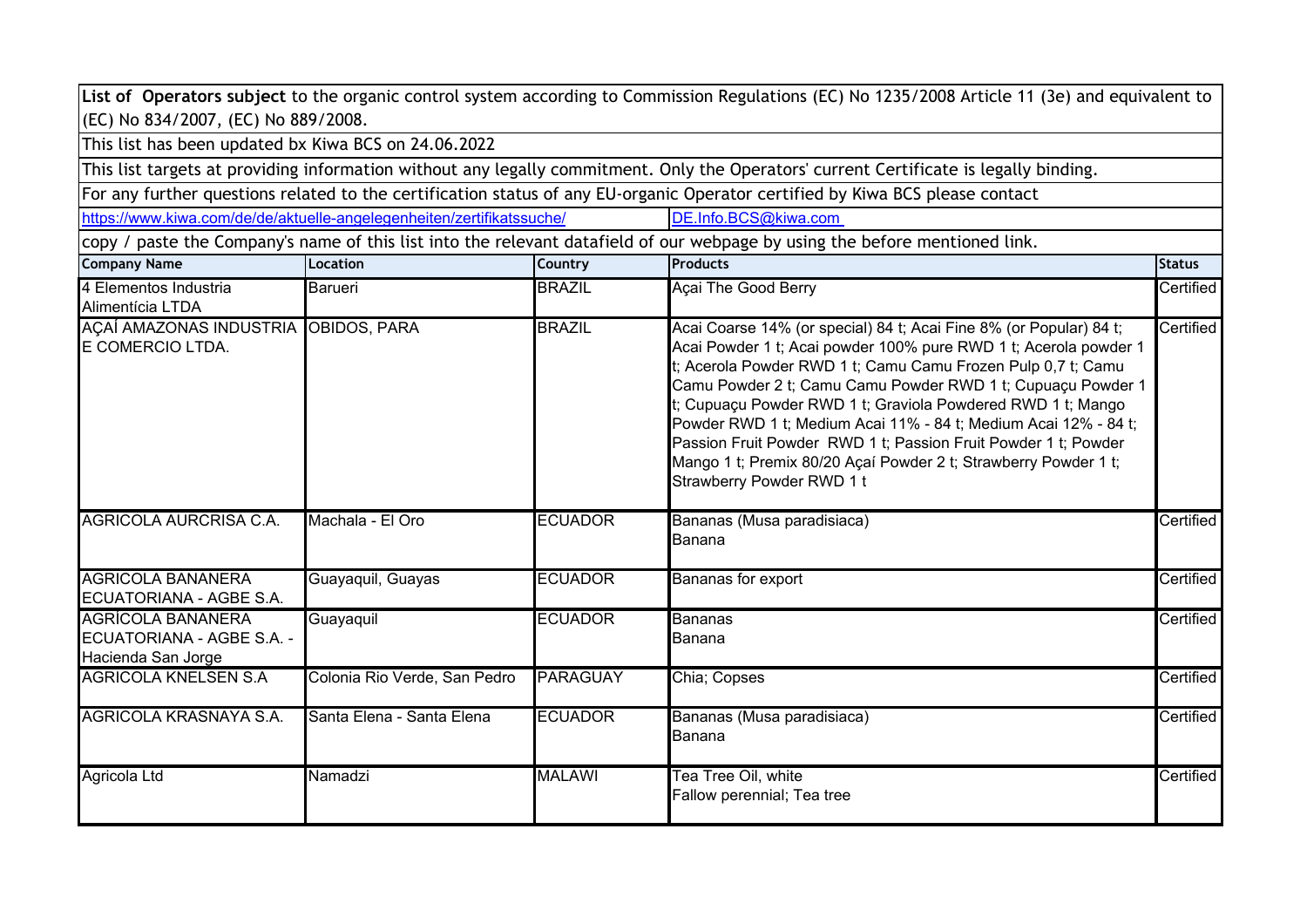**List of Operators subject** to the organic control system according to Commission Regulations (EC) No 1235/2008 Article 11 (3e) and equivalent to (EC) No 834/2007, (EC) No 889/2008.

This list has been updated bx Kiwa BCS on 24.06.2022

This list targets at providing information without any legally commitment. Only the Operators' current Certificate is legally binding.

For any further questions related to the certification status of any EU-organic Operator certified by Kiwa BCS please contact

https://www.kiwa.com/de/de/aktuelle-angelegenheiten/zertifikatssuche/ DE.Info.BCS@kiwa.com

copy / paste the Company's name of this list into the relevant datafield of our webpage by using the before mentioned link.

| Company Name | Location | Country | Products | Status |
|---|---|---|---|---|
| 4 Elementos Industria Alimentícia LTDA | Barueri | BRAZIL | Açai The Good Berry | Certified |
| AÇAÍ AMAZONAS INDUSTRIA E COMERCIO LTDA. | OBIDOS, PARA | BRAZIL | Acai Coarse 14% (or special) 84 t; Acai Fine 8% (or Popular) 84 t; Acai Powder 1 t; Acai powder 100% pure RWD 1 t; Acerola powder 1 t; Acerola Powder RWD 1 t; Camu Camu Frozen Pulp 0,7 t; Camu Camu Powder 2 t; Camu Camu Powder RWD 1 t; Cupuaçu Powder 1 t; Cupuaçu Powder RWD 1 t; Graviola Powdered RWD 1 t; Mango Powder RWD 1 t; Medium Acai 11% - 84 t; Medium Acai 12% - 84 t; Passion Fruit Powder RWD 1 t; Passion Fruit Powder 1 t; Powder Mango 1 t; Premix 80/20 Açaí Powder 2 t; Strawberry Powder 1 t; Strawberry Powder RWD 1 t | Certified |
| AGRICOLA AURCRISA C.A. | Machala - El Oro | ECUADOR | Bananas (Musa paradisiaca)<br>Banana | Certified |
| AGRICOLA BANANERA ECUATORIANA - AGBE S.A. | Guayaquil, Guayas | ECUADOR | Bananas for export | Certified |
| AGRÍCOLA BANANERA ECUATORIANA - AGBE S.A. - Hacienda San Jorge | Guayaquil | ECUADOR | Bananas<br>Banana | Certified |
| AGRICOLA KNELSEN S.A | Colonia Rio Verde, San Pedro | PARAGUAY | Chia; Copses | Certified |
| AGRICOLA KRASNAYA S.A. | Santa Elena - Santa Elena | ECUADOR | Bananas (Musa paradisiaca)<br>Banana | Certified |
| Agricola Ltd | Namadzi | MALAWI | Tea Tree Oil, white<br>Fallow perennial; Tea tree | Certified |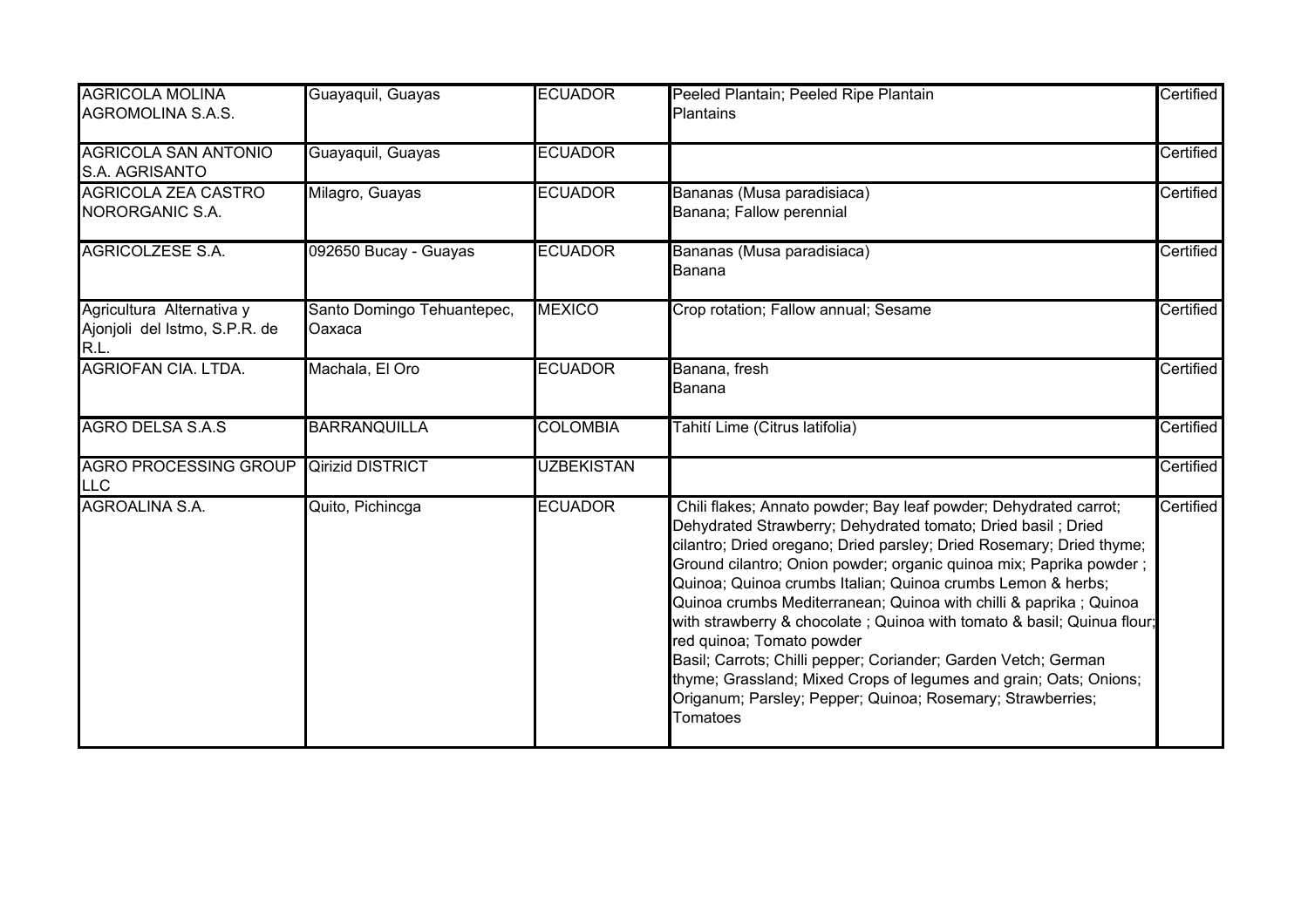| | | | | |
|---|---|---|---|---|
| AGRICOLA MOLINA AGROMOLINA S.A.S. | Guayaquil, Guayas | ECUADOR | Peeled Plantain; Peeled Ripe Plantain<br>Plantains | Certified |
| AGRICOLA SAN ANTONIO S.A. AGRISANTO | Guayaquil, Guayas | ECUADOR | | Certified |
| AGRICOLA ZEA CASTRO NORORGANIC S.A. | Milagro, Guayas | ECUADOR | Bananas (Musa paradisiaca)<br>Banana; Fallow perennial | Certified |
| AGRICOLZESE S.A. | 092650 Bucay - Guayas | ECUADOR | Bananas (Musa paradisiaca)<br>Banana | Certified |
| Agricultura Alternativa y Ajonjolí del Istmo, S.P.R. de R.L. | Santo Domingo Tehuantepec, Oaxaca | MEXICO | Crop rotation; Fallow annual; Sesame | Certified |
| AGRIOFAN CIA. LTDA. | Machala, El Oro | ECUADOR | Banana, fresh<br>Banana | Certified |
| AGRO DELSA S.A.S | BARRANQUILLA | COLOMBIA | Tahití Lime (Citrus latifolia) | Certified |
| AGRO PROCESSING GROUP LLC | Qirizid DISTRICT | UZBEKISTAN | | Certified |
| AGROALINA S.A. | Quito, Pichincga | ECUADOR | Chili flakes; Annato powder; Bay leaf powder; Dehydrated carrot; Dehydrated Strawberry; Dehydrated tomato; Dried basil ; Dried cilantro; Dried oregano; Dried parsley; Dried Rosemary; Dried thyme; Ground cilantro; Onion powder; organic quinoa mix; Paprika powder ; Quinoa; Quinoa crumbs Italian; Quinoa crumbs Lemon & herbs; Quinoa crumbs Mediterranean; Quinoa with chilli & paprika ; Quinoa with strawberry & chocolate ; Quinoa with tomato & basil; Quinua flour; red quinoa; Tomato powder<br>Basil; Carrots; Chilli pepper; Coriander; Garden Vetch; German thyme; Grassland; Mixed Crops of legumes and grain; Oats; Onions; Origanum; Parsley; Pepper; Quinoa; Rosemary; Strawberries; Tomatoes | Certified |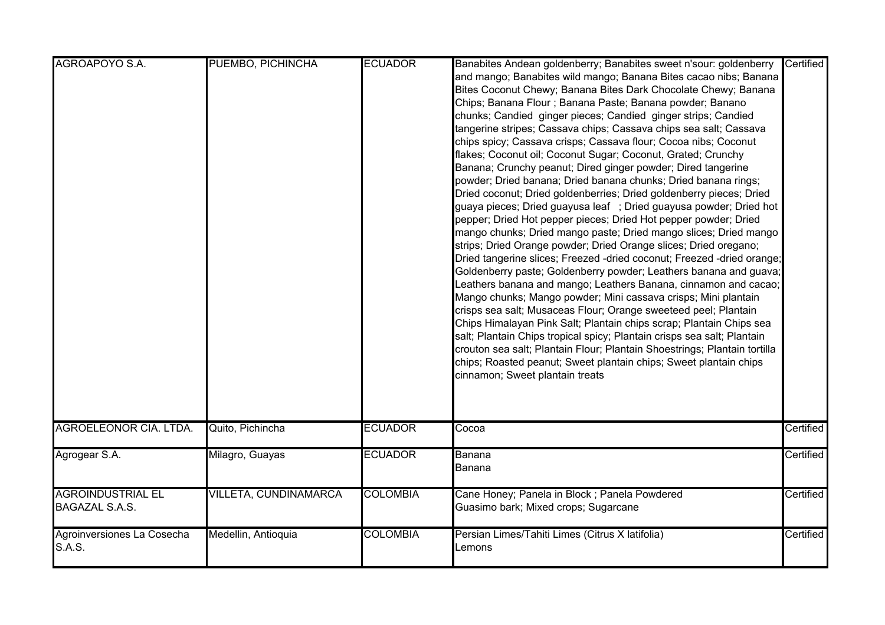| | | | | |
|---|---|---|---|---|
| AGROAPOYO S.A. | PUEMBO, PICHINCHA | ECUADOR | Banabites Andean goldenberry; Banabites sweet n'sour: goldenberry and mango; Banabites wild mango; Banana Bites cacao nibs; Banana Bites Coconut Chewy; Banana Bites Dark Chocolate Chewy; Banana Chips; Banana Flour ; Banana Paste; Banana powder; Banano chunks; Candied ginger pieces; Candied ginger strips; Candied tangerine stripes; Cassava chips; Cassava chips sea salt; Cassava chips spicy; Cassava crisps; Cassava flour; Cocoa nibs; Coconut flakes; Coconut oil; Coconut Sugar; Coconut, Grated; Crunchy Banana; Crunchy peanut; Dired ginger powder; Dired tangerine powder; Dried banana; Dried banana chunks; Dried banana rings; Dried coconut; Dried goldenberries; Dried goldenberry pieces; Dried guaya pieces; Dried guayusa leaf ; Dried guayusa powder; Dried hot pepper; Dried Hot pepper pieces; Dried Hot pepper powder; Dried mango chunks; Dried mango paste; Dried mango slices; Dried mango strips; Dried Orange powder; Dried Orange slices; Dried oregano; Dried tangerine slices; Freezed -dried coconut; Freezed -dried orange; Goldenberry paste; Goldenberry powder; Leathers banana and guava; Leathers banana and mango; Leathers Banana, cinnamon and cacao; Mango chunks; Mango powder; Mini cassava crisps; Mini plantain crisps sea salt; Musaceas Flour; Orange sweeteed peel; Plantain Chips Himalayan Pink Salt; Plantain chips scrap; Plantain Chips sea salt; Plantain Chips tropical spicy; Plantain crisps sea salt; Plantain crouton sea salt; Plantain Flour; Plantain Shoestrings; Plantain tortilla chips; Roasted peanut; Sweet plantain chips; Sweet plantain chips cinnamon; Sweet plantain treats | Certified |
| AGROELEONOR CIA. LTDA. | Quito, Pichincha | ECUADOR | Cocoa | Certified |
| Agrogear S.A. | Milagro, Guayas | ECUADOR | Banana<br>Banana | Certified |
| AGROINDUSTRIAL EL BAGAZAL S.A.S. | VILLETA, CUNDINAMARCA | COLOMBIA | Cane Honey; Panela in Block ; Panela Powdered<br>Guasimo bark; Mixed crops; Sugarcane | Certified |
| Agroinversiones La Cosecha S.A.S. | Medellin, Antioquia | COLOMBIA | Persian Limes/Tahiti Limes (Citrus X latifolia)<br>Lemons | Certified |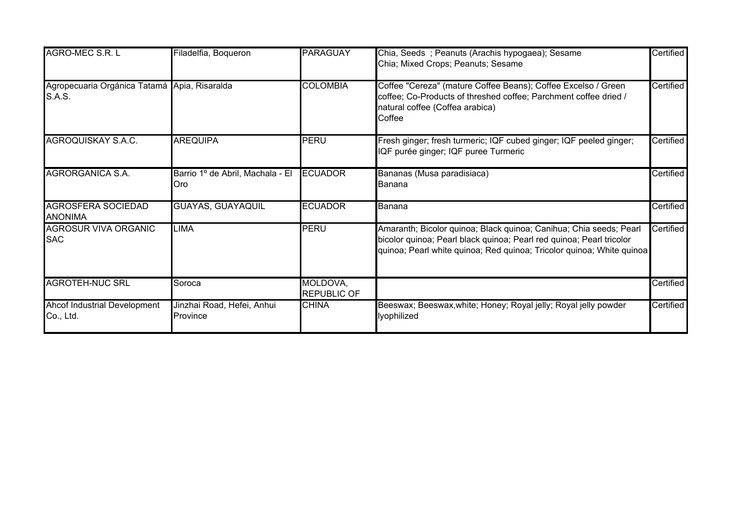| | | | | |
|---|---|---|---|---|
| AGRO-MEC S.R. L | Filadelfia, Boqueron | PARAGUAY | Chia, Seeds ; Peanuts (Arachis hypogaea); Sesame<br>Chia; Mixed Crops; Peanuts; Sesame | Certified |
| Agropecuaria Orgánica Tatamá S.A.S. | Apia, Risaralda | COLOMBIA | Coffee "Cereza" (mature Coffee Beans); Coffee Excelso / Green coffee; Co-Products of threshed coffee; Parchment coffee dried / natural coffee (Coffea arabica)<br>Coffee | Certified |
| AGROQUISKAY S.A.C. | AREQUIPA | PERU | Fresh ginger; fresh turmeric; IQF cubed ginger; IQF peeled ginger; IQF purée ginger; IQF puree Turmeric | Certified |
| AGRORGANICA S.A. | Barrio 1º de Abril, Machala - El Oro | ECUADOR | Bananas (Musa paradisiaca)<br>Banana | Certified |
| AGROSFERA SOCIEDAD ANONIMA | GUAYAS, GUAYAQUIL | ECUADOR | Banana | Certified |
| AGROSUR VIVA ORGANIC SAC | LIMA | PERU | Amaranth; Bicolor quinoa; Black quinoa; Canihua; Chia seeds; Pearl bicolor quinoa; Pearl black quinoa; Pearl red quinoa; Pearl tricolor quinoa; Pearl white quinoa; Red quinoa; Tricolor quinoa; White quinoa | Certified |
| AGROTEH-NUC SRL | Soroca | MOLDOVA, REPUBLIC OF | | Certified |
| Ahcof Industrial Development Co., Ltd. | Jinzhai Road, Hefei, Anhui Province | CHINA | Beeswax; Beeswax,white; Honey; Royal jelly; Royal jelly powder lyophilized | Certified |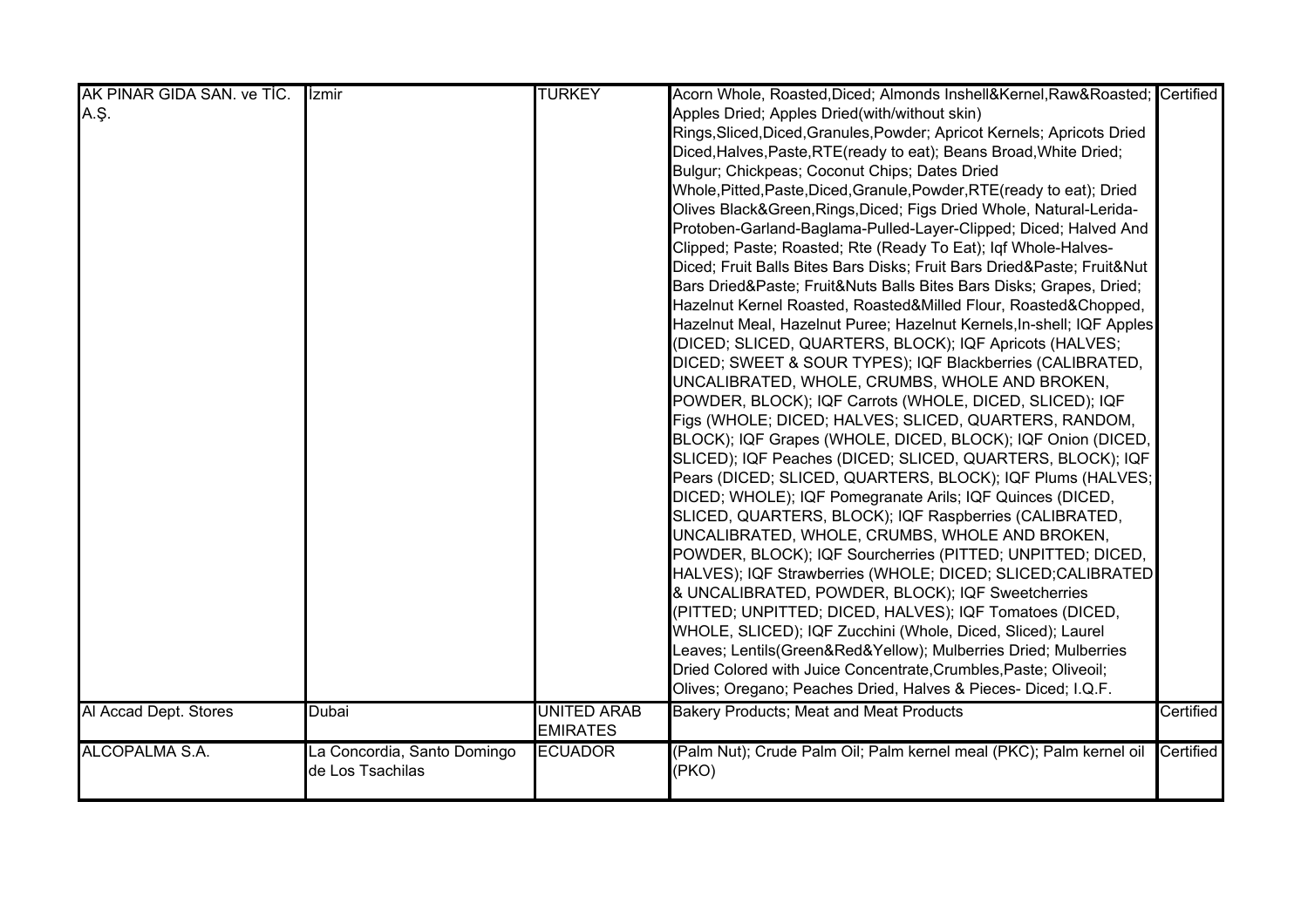| | | | | |
|---|---|---|---|---|
| AK PINAR GIDA SAN. ve TİC. A.Ş. | İzmir | TURKEY | Acorn Whole, Roasted,Diced; Almonds Inshell&Kernel,Raw&Roasted; Apples Dried; Apples Dried(with/without skin) Rings,Sliced,Diced,Granules,Powder; Apricot Kernels; Apricots Dried Diced,Halves,Paste,RTE(ready to eat); Beans Broad,White Dried; Bulgur; Chickpeas; Coconut Chips; Dates Dried Whole,Pitted,Paste,Diced,Granule,Powder,RTE(ready to eat); Dried Olives Black&Green,Rings,Diced; Figs Dried Whole, Natural-Lerida-Protoben-Garland-Baglama-Pulled-Layer-Clipped; Diced; Halved And Clipped; Paste; Roasted; Rte (Ready To Eat); Iqf Whole-Halves-Diced; Fruit Balls Bites Bars Disks; Fruit Bars Dried&Paste; Fruit&Nut Bars Dried&Paste; Fruit&Nuts Balls Bites Bars Disks; Grapes, Dried; Hazelnut Kernel Roasted, Roasted&Milled Flour, Roasted&Chopped, Hazelnut Meal, Hazelnut Puree; Hazelnut Kernels,In-shell; IQF Apples (DICED; SLICED, QUARTERS, BLOCK); IQF Apricots (HALVES; DICED; SWEET & SOUR TYPES); IQF Blackberries (CALIBRATED, UNCALIBRATED, WHOLE, CRUMBS, WHOLE AND BROKEN, POWDER, BLOCK); IQF Carrots (WHOLE, DICED, SLICED); IQF Figs (WHOLE; DICED; HALVES; SLICED, QUARTERS, RANDOM, BLOCK); IQF Grapes (WHOLE, DICED, BLOCK); IQF Onion (DICED, SLICED); IQF Peaches (DICED; SLICED, QUARTERS, BLOCK); IQF Pears (DICED; SLICED, QUARTERS, BLOCK); IQF Plums (HALVES; DICED; WHOLE); IQF Pomegranate Arils; IQF Quinces (DICED, SLICED, QUARTERS, BLOCK); IQF Raspberries (CALIBRATED, UNCALIBRATED, WHOLE, CRUMBS, WHOLE AND BROKEN, POWDER, BLOCK); IQF Sourcherries (PITTED; UNPITTED; DICED, HALVES); IQF Strawberries (WHOLE; DICED; SLICED;CALIBRATED & UNCALIBRATED, POWDER, BLOCK); IQF Sweetcherries (PITTED; UNPITTED; DICED, HALVES); IQF Tomatoes (DICED, WHOLE, SLICED); IQF Zucchini (Whole, Diced, Sliced); Laurel Leaves; Lentils(Green&Red&Yellow); Mulberries Dried; Mulberries Dried Colored with Juice Concentrate,Crumbles,Paste; Oliveoil; Olives; Oregano; Peaches Dried, Halves & Pieces- Diced; I.Q.F. | Certified |
| Al Accad Dept. Stores | Dubai | UNITED ARAB EMIRATES | Bakery Products; Meat and Meat Products | Certified |
| ALCOPALMA S.A. | La Concordia, Santo Domingo de Los Tsachilas | ECUADOR | (Palm Nut); Crude Palm Oil; Palm kernel meal (PKC); Palm kernel oil (PKO) | Certified |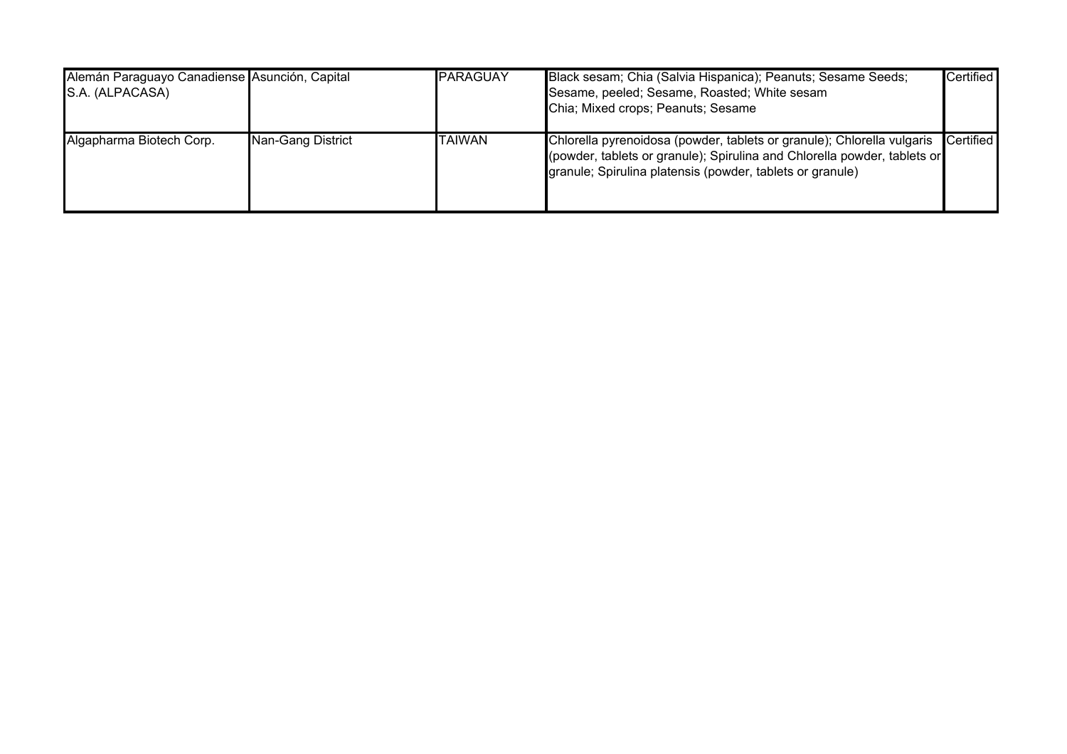| | | | | |
|---|---|---|---|---|
| Alemán Paraguayo Canadiense S.A. (ALPACASA) | Asunción, Capital | PARAGUAY | Black sesam; Chia (Salvia Hispanica); Peanuts; Sesame Seeds; Sesame, peeled; Sesame, Roasted; White sesam<br>Chia; Mixed crops; Peanuts; Sesame | Certified |
| Algapharma Biotech Corp. | Nan-Gang District | TAIWAN | Chlorella pyrenoidosa (powder, tablets or granule); Chlorella vulgaris (powder, tablets or granule); Spirulina and Chlorella powder, tablets or granule; Spirulina platensis (powder, tablets or granule) | Certified |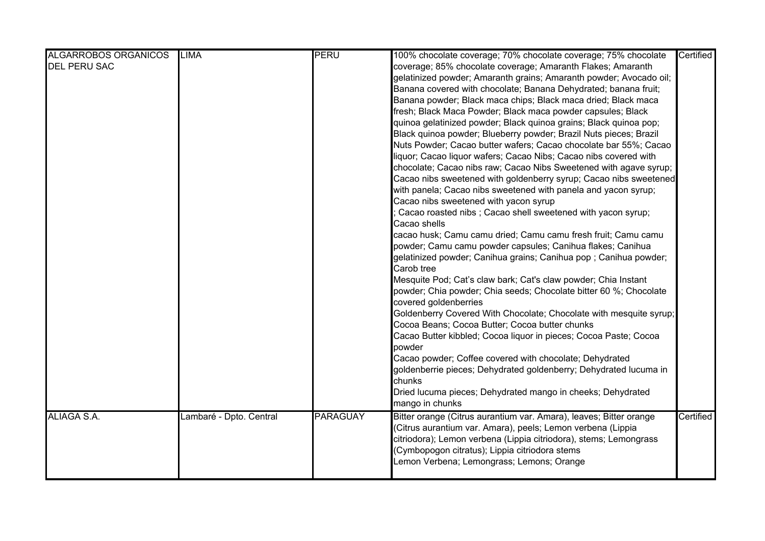| ALGARROBOS ORGANICOS DEL PERU SAC | LIMA | PERU | 100% chocolate coverage; 70% chocolate coverage; 75% chocolate coverage; 85% chocolate coverage; Amaranth Flakes; Amaranth gelatinized powder; Amaranth grains; Amaranth powder; Avocado oil; Banana covered with chocolate; Banana Dehydrated; banana fruit; Banana powder; Black maca chips; Black maca dried; Black maca fresh; Black Maca Powder; Black maca powder capsules; Black quinoa gelatinized powder; Black quinoa grains; Black quinoa pop; Black quinoa powder; Blueberry powder; Brazil Nuts pieces; Brazil Nuts Powder; Cacao butter wafers; Cacao chocolate bar 55%; Cacao liquor; Cacao liquor wafers; Cacao Nibs; Cacao nibs covered with chocolate; Cacao nibs raw; Cacao Nibs Sweetened with agave syrup; Cacao nibs sweetened with goldenberry syrup; Cacao nibs sweetened with panela; Cacao nibs sweetened with panela and yacon syrup; Cacao nibs sweetened with yacon syrup ; Cacao roasted nibs ; Cacao shell sweetened with yacon syrup; Cacao shells cacao husk; Camu camu dried; Camu camu fresh fruit; Camu camu powder; Camu camu powder capsules; Canihua flakes; Canihua gelatinized powder; Canihua grains; Canihua pop ; Canihua powder; Carob tree Mesquite Pod; Cat's claw bark; Cat's claw powder; Chia Instant powder; Chia powder; Chia seeds; Chocolate bitter 60 %; Chocolate covered goldenberries Goldenberry Covered With Chocolate; Chocolate with mesquite syrup; Cocoa Beans; Cocoa Butter; Cocoa butter chunks Cacao Butter kibbled; Cocoa liquor in pieces; Cocoa Paste; Cocoa powder Cacao powder; Coffee covered with chocolate; Dehydrated goldenberrie pieces; Dehydrated goldenberry; Dehydrated lucuma in chunks Dried lucuma pieces; Dehydrated mango in cheeks; Dehydrated mango in chunks | Certified |
|---|---|---|---|---|
| ALIAGA S.A. | Lambaré - Dpto. Central | PARAGUAY | Bitter orange (Citrus aurantium var. Amara), leaves; Bitter orange (Citrus aurantium var. Amara), peels; Lemon verbena (Lippia citriodora); Lemon verbena (Lippia citriodora), stems; Lemongrass (Cymbopogon citratus); Lippia citriodora stems Lemon Verbena; Lemongrass; Lemons; Orange | Certified |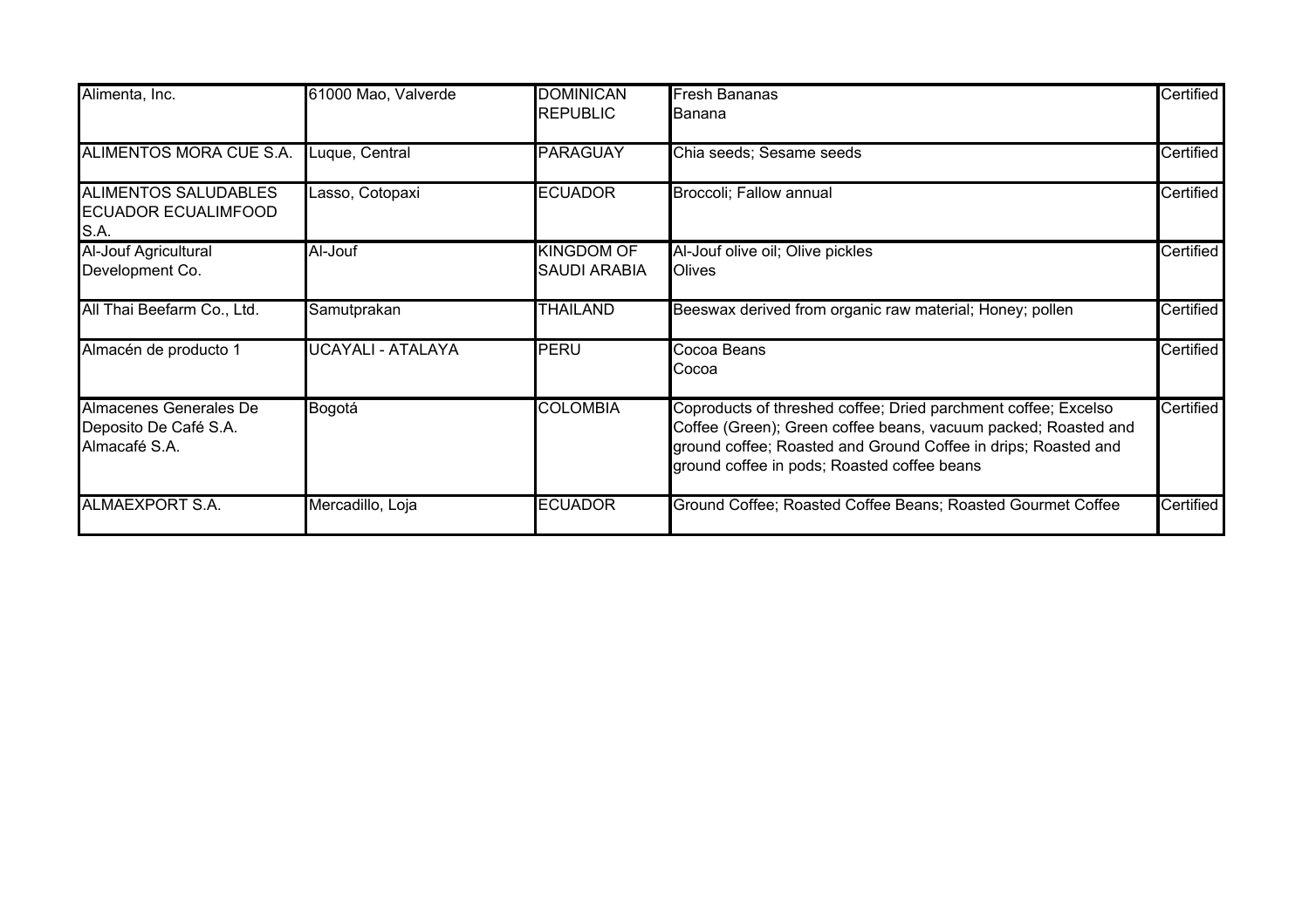| | | | | |
|---|---|---|---|---|
| Alimenta, Inc. | 61000 Mao, Valverde | DOMINICAN REPUBLIC | Fresh Bananas<br>Banana | Certified |
| ALIMENTOS MORA CUE S.A. | Luque, Central | PARAGUAY | Chia seeds; Sesame seeds | Certified |
| ALIMENTOS SALUDABLES ECUADOR ECUALIMFOOD S.A. | Lasso, Cotopaxi | ECUADOR | Broccoli; Fallow annual | Certified |
| Al-Jouf Agricultural Development Co. | Al-Jouf | KINGDOM OF SAUDI ARABIA | Al-Jouf olive oil; Olive pickles<br>Olives | Certified |
| All Thai Beefarm Co., Ltd. | Samutprakan | THAILAND | Beeswax derived from organic raw material; Honey; pollen | Certified |
| Almacén de producto 1 | UCAYALI - ATALAYA | PERU | Cocoa Beans<br>Cocoa | Certified |
| Almacenes Generales De Deposito De Café S.A. Almacafé S.A. | Bogotá | COLOMBIA | Coproducts of threshed coffee; Dried parchment coffee; Excelso Coffee (Green); Green coffee beans, vacuum packed; Roasted and ground coffee; Roasted and Ground Coffee in drips; Roasted and ground coffee in pods; Roasted coffee beans | Certified |
| ALMAEXPORT S.A. | Mercadillo, Loja | ECUADOR | Ground Coffee; Roasted Coffee Beans; Roasted Gourmet Coffee | Certified |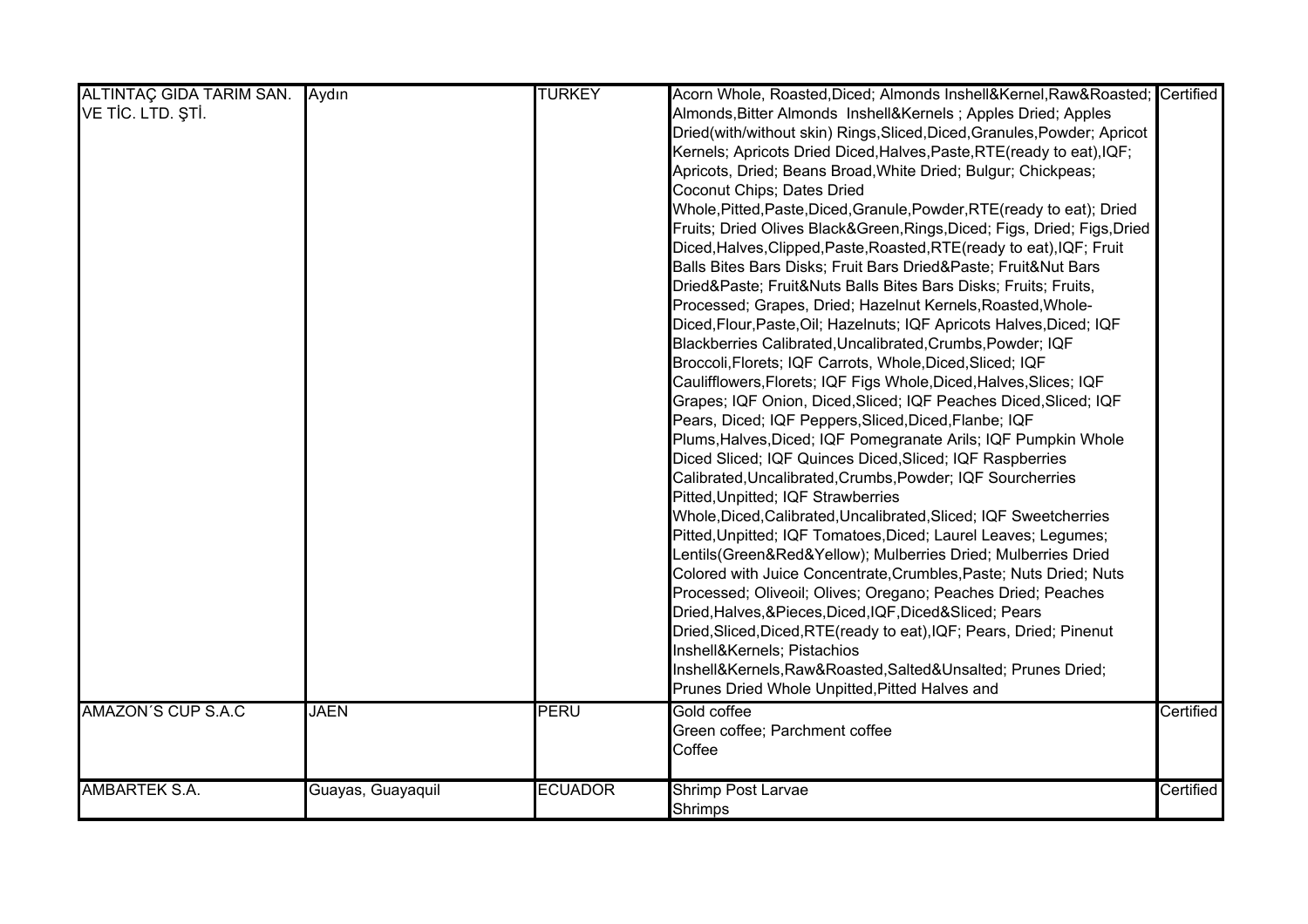| | | | | |
|---|---|---|---|---|
| ALTINTAÇ GIDA TARIM SAN. VE TİC. LTD. ŞTİ. | Aydın | TURKEY | Acorn Whole, Roasted,Diced; Almonds Inshell&Kernel,Raw&Roasted; Almonds,Bitter Almonds Inshell&Kernels ; Apples Dried; Apples Dried(with/without skin) Rings,Sliced,Diced,Granules,Powder; Apricot Kernels; Apricots Dried Diced,Halves,Paste,RTE(ready to eat),IQF; Apricots, Dried; Beans Broad,White Dried; Bulgur; Chickpeas; Coconut Chips; Dates Dried Whole,Pitted,Paste,Diced,Granule,Powder,RTE(ready to eat); Dried Fruits; Dried Olives Black&Green,Rings,Diced; Figs, Dried; Figs,Dried Diced,Halves,Clipped,Paste,Roasted,RTE(ready to eat),IQF; Fruit Balls Bites Bars Disks; Fruit Bars Dried&Paste; Fruit&Nut Bars Dried&Paste; Fruit&Nuts Balls Bites Bars Disks; Fruits; Fruits, Processed; Grapes, Dried; Hazelnut Kernels,Roasted,Whole-Diced,Flour,Paste,Oil; Hazelnuts; IQF Apricots Halves,Diced; IQF Blackberries Calibrated,Uncalibrated,Crumbs,Powder; IQF Broccoli,Florets; IQF Carrots, Whole,Diced,Sliced; IQF Caulifflowers,Florets; IQF Figs Whole,Diced,Halves,Slices; IQF Grapes; IQF Onion, Diced,Sliced; IQF Peaches Diced,Sliced; IQF Pears, Diced; IQF Peppers,Sliced,Diced,Flanbe; IQF Plums,Halves,Diced; IQF Pomegranate Arils; IQF Pumpkin Whole Diced Sliced; IQF Quinces Diced,Sliced; IQF Raspberries Calibrated,Uncalibrated,Crumbs,Powder; IQF Sourcherries Pitted,Unpitted; IQF Strawberries Whole,Diced,Calibrated,Uncalibrated,Sliced; IQF Sweetcherries Pitted,Unpitted; IQF Tomatoes,Diced; Laurel Leaves; Legumes; Lentils(Green&Red&Yellow); Mulberries Dried; Mulberries Dried Colored with Juice Concentrate,Crumbles,Paste; Nuts Dried; Nuts Processed; Oliveoil; Olives; Oregano; Peaches Dried; Peaches Dried,Halves,&Pieces,Diced,IQF,Diced&Sliced; Pears Dried,Sliced,Diced,RTE(ready to eat),IQF; Pears, Dried; Pinenut Inshell&Kernels; Pistachios Inshell&Kernels,Raw&Roasted,Salted&Unsalted; Prunes Dried; Prunes Dried Whole Unpitted,Pitted Halves and | Certified |
| AMAZON´S CUP S.A.C | JAEN | PERU | Gold coffee<br>Green coffee; Parchment coffee<br>Coffee | Certified |
| AMBARTEK S.A. | Guayas, Guayaquil | ECUADOR | Shrimp Post Larvae<br>Shrimps | Certified |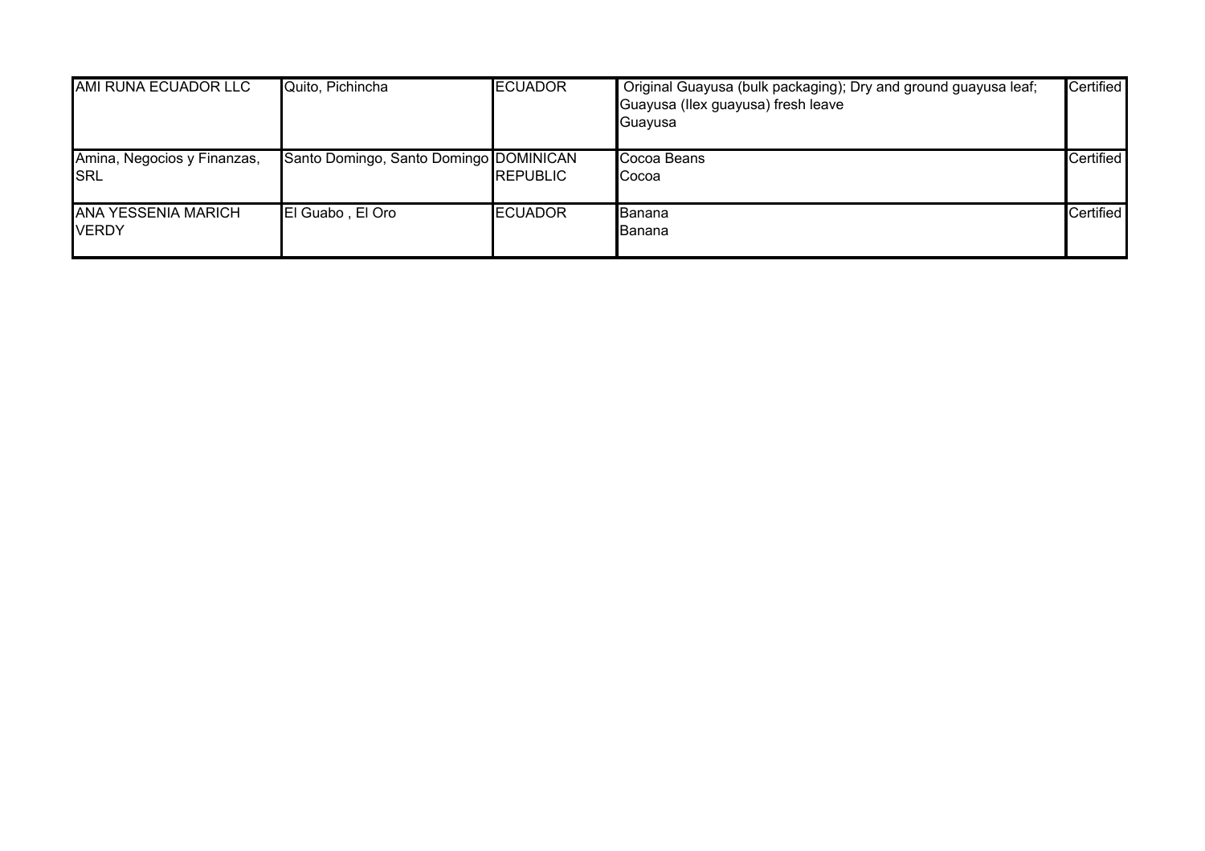| | | | | |
|---|---|---|---|---|
| AMI RUNA ECUADOR LLC | Quito, Pichincha | ECUADOR | Original Guayusa (bulk packaging); Dry and ground guayusa leaf; Guayusa (Ilex guayusa) fresh leave<br>Guayusa | Certified |
| Amina, Negocios y Finanzas, SRL | Santo Domingo, Santo Domingo | DOMINICAN REPUBLIC | Cocoa Beans<br>Cocoa | Certified |
| ANA YESSENIA MARICH VERDY | El Guabo , El Oro | ECUADOR | Banana<br>Banana | Certified |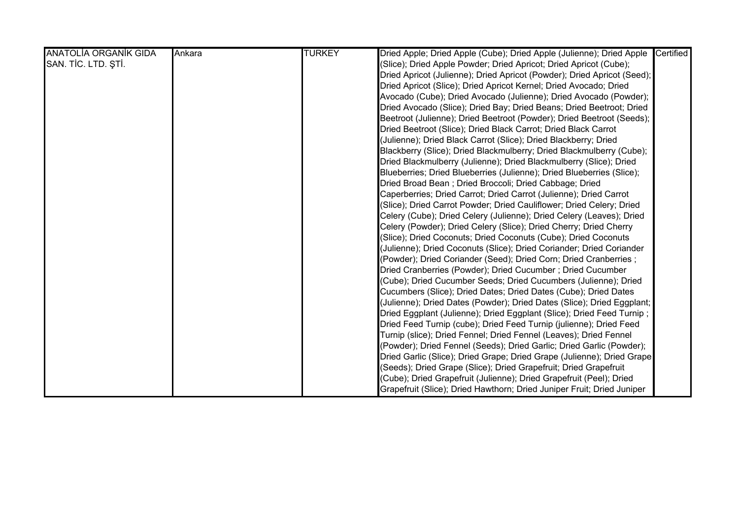| ANATOLİA ORGANİK GIDA SAN. TİC. LTD. ŞTİ. | Ankara | TURKEY | Dried Apple; Dried Apple (Cube); Dried Apple (Julienne); Dried Apple (Slice); Dried Apple Powder; Dried Apricot; Dried Apricot (Cube); Dried Apricot (Julienne); Dried Apricot (Powder); Dried Apricot (Seed); Dried Apricot (Slice); Dried Apricot Kernel; Dried Avocado; Dried Avocado (Cube); Dried Avocado (Julienne); Dried Avocado (Powder); Dried Avocado (Slice); Dried Bay; Dried Beans; Dried Beetroot; Dried Beetroot (Julienne); Dried Beetroot (Powder); Dried Beetroot (Seeds); Dried Beetroot (Slice); Dried Black Carrot; Dried Black Carrot (Julienne); Dried Black Carrot (Slice); Dried Blackberry; Dried Blackberry (Slice); Dried Blackmulberry; Dried Blackmulberry (Cube); Dried Blackmulberry (Julienne); Dried Blackmulberry (Slice); Dried Blueberries; Dried Blueberries (Julienne); Dried Blueberries (Slice); Dried Broad Bean ; Dried Broccoli; Dried Cabbage; Dried Caperberries; Dried Carrot; Dried Carrot (Julienne); Dried Carrot (Slice); Dried Carrot Powder; Dried Cauliflower; Dried Celery; Dried Celery (Cube); Dried Celery (Julienne); Dried Celery (Leaves); Dried Celery (Powder); Dried Celery (Slice); Dried Cherry; Dried Cherry (Slice); Dried Coconuts; Dried Coconuts (Cube); Dried Coconuts (Julienne); Dried Coconuts (Slice); Dried Coriander; Dried Coriander (Powder); Dried Coriander (Seed); Dried Corn; Dried Cranberries ; Dried Cranberries (Powder); Dried Cucumber ; Dried Cucumber (Cube); Dried Cucumber Seeds; Dried Cucumbers (Julienne); Dried Cucumbers (Slice); Dried Dates; Dried Dates (Cube); Dried Dates (Julienne); Dried Dates (Powder); Dried Dates (Slice); Dried Eggplant; Dried Eggplant (Julienne); Dried Eggplant (Slice); Dried Feed Turnip ; Dried Feed Turnip (cube); Dried Feed Turnip (julienne); Dried Feed Turnip (slice); Dried Fennel; Dried Fennel (Leaves); Dried Fennel (Powder); Dried Fennel (Seeds); Dried Garlic; Dried Garlic (Powder); Dried Garlic (Slice); Dried Grape; Dried Grape (Julienne); Dried Grape (Seeds); Dried Grape (Slice); Dried Grapefruit; Dried Grapefruit (Cube); Dried Grapefruit (Julienne); Dried Grapefruit (Peel); Dried Grapefruit (Slice); Dried Hawthorn; Dried Juniper Fruit; Dried Juniper | Certified |
|---|---|---|---|---|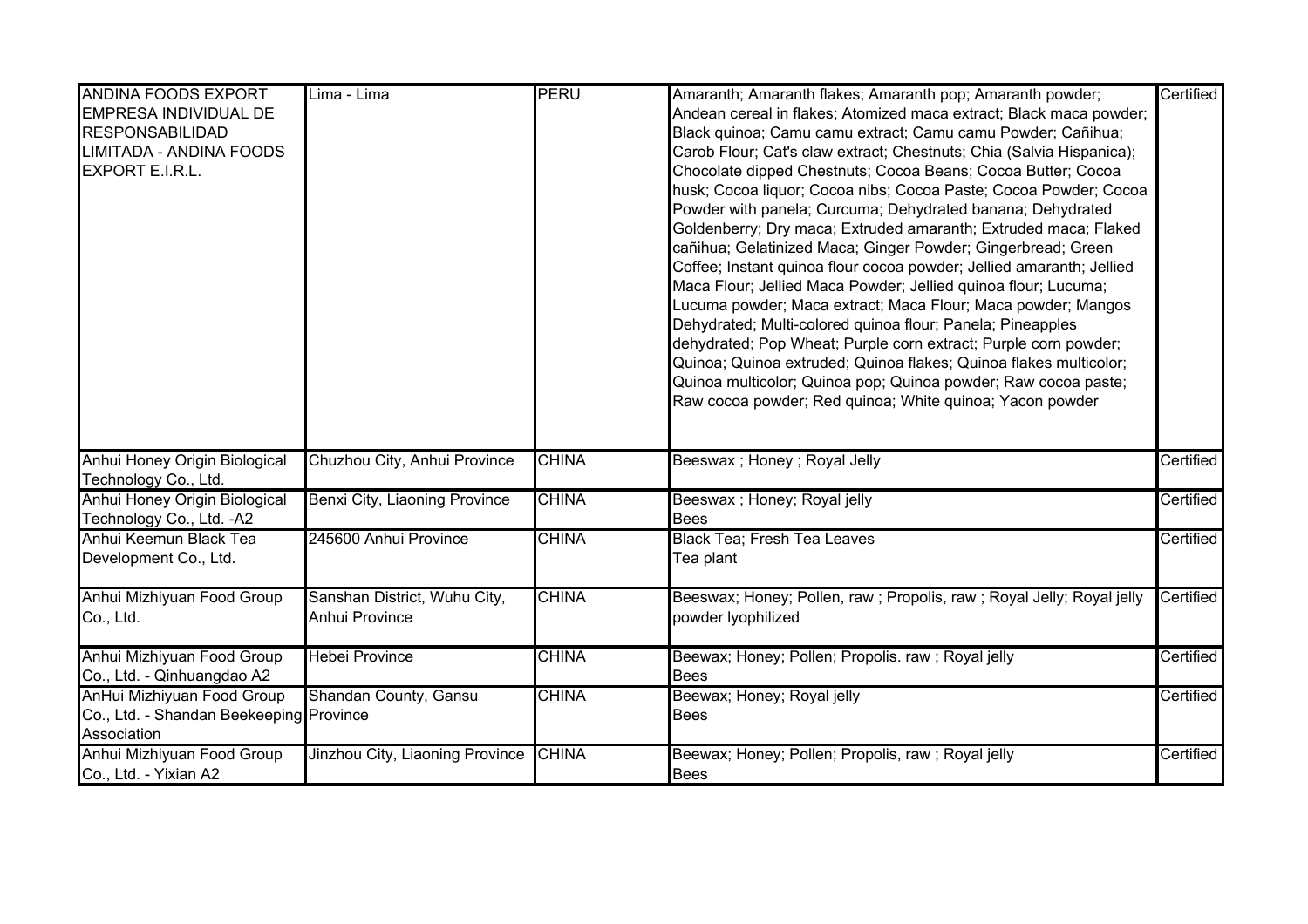| | | | | |
|---|---|---|---|---|
| ANDINA FOODS EXPORT EMPRESA INDIVIDUAL DE RESPONSABILIDAD LIMITADA - ANDINA FOODS EXPORT E.I.R.L. | Lima - Lima | PERU | Amaranth; Amaranth flakes; Amaranth pop; Amaranth powder; Andean cereal in flakes; Atomized maca extract; Black maca powder; Black quinoa; Camu camu extract; Camu camu Powder; Cañihua; Carob Flour; Cat's claw extract; Chestnuts; Chia (Salvia Hispanica); Chocolate dipped Chestnuts; Cocoa Beans; Cocoa Butter; Cocoa husk; Cocoa liquor; Cocoa nibs; Cocoa Paste; Cocoa Powder; Cocoa Powder with panela; Curcuma; Dehydrated banana; Dehydrated Goldenberry; Dry maca; Extruded amaranth; Extruded maca; Flaked cañihua; Gelatinized Maca; Ginger Powder; Gingerbread; Green Coffee; Instant quinoa flour cocoa powder; Jellied amaranth; Jellied Maca Flour; Jellied Maca Powder; Jellied quinoa flour; Lucuma; Lucuma powder; Maca extract; Maca Flour; Maca powder; Mangos Dehydrated; Multi-colored quinoa flour; Panela; Pineapples dehydrated; Pop Wheat; Purple corn extract; Purple corn powder; Quinoa; Quinoa extruded; Quinoa flakes; Quinoa flakes multicolor; Quinoa multicolor; Quinoa pop; Quinoa powder; Raw cocoa paste; Raw cocoa powder; Red quinoa; White quinoa; Yacon powder | Certified |
| Anhui Honey Origin Biological Technology Co., Ltd. | Chuzhou City, Anhui Province | CHINA | Beeswax ; Honey ; Royal Jelly | Certified |
| Anhui Honey Origin Biological Technology Co., Ltd. -A2 | Benxi City, Liaoning Province | CHINA | Beeswax ; Honey; Royal jelly<br>Bees | Certified |
| Anhui Keemun Black Tea Development Co., Ltd. | 245600 Anhui Province | CHINA | Black Tea; Fresh Tea Leaves<br>Tea plant | Certified |
| Anhui Mizhiyuan Food Group Co., Ltd. | Sanshan District, Wuhu City, Anhui Province | CHINA | Beeswax; Honey; Pollen, raw ; Propolis, raw ; Royal Jelly; Royal jelly powder lyophilized | Certified |
| Anhui Mizhiyuan Food Group Co., Ltd. - Qinhuangdao A2 | Hebei Province | CHINA | Beewax; Honey; Pollen; Propolis. raw ; Royal jelly<br>Bees | Certified |
| AnHui Mizhiyuan Food Group Co., Ltd. - Shandan Beekeeping Association | Shandan County, Gansu Province | CHINA | Beewax; Honey; Royal jelly<br>Bees | Certified |
| Anhui Mizhiyuan Food Group Co., Ltd. - Yixian A2 | Jinzhou City, Liaoning Province | CHINA | Beewax; Honey; Pollen; Propolis, raw ; Royal jelly<br>Bees | Certified |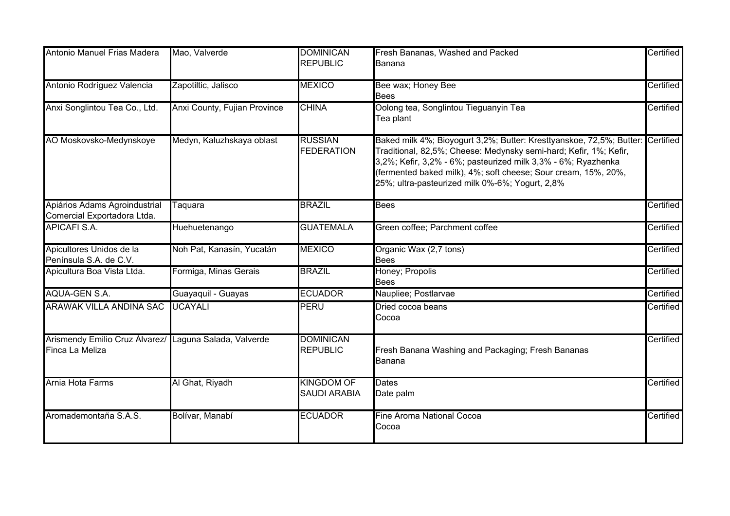| | | | | |
|---|---|---|---|---|
| Antonio Manuel Frias Madera | Mao, Valverde | DOMINICAN REPUBLIC | Fresh Bananas, Washed and Packed<br>Banana | Certified |
| Antonio Rodríguez Valencia | Zapotiltic, Jalisco | MEXICO | Bee wax; Honey Bee<br>Bees | Certified |
| Anxi Songlintou Tea Co., Ltd. | Anxi County, Fujian Province | CHINA | Oolong tea, Songlintou Tieguanyin Tea<br>Tea plant | Certified |
| AO Moskovsko-Medynskoye | Medyn, Kaluzhskaya oblast | RUSSIAN FEDERATION | Baked milk 4%; Bioyogurt 3,2%; Butter: Kresttyanskoe, 72,5%; Butter: Traditional, 82,5%; Cheese: Medynsky semi-hard; Kefir, 1%; Kefir, 3,2%; Kefir, 3,2% - 6%; pasteurized milk 3,3% - 6%; Ryazhenka (fermented baked milk), 4%; soft cheese; Sour cream, 15%, 20%, 25%; ultra-pasteurized milk 0%-6%; Yogurt, 2,8% | Certified |
| Apiários Adams Agroindustrial Comercial Exportadora Ltda. | Taquara | BRAZIL | Bees | Certified |
| APICAFI S.A. | Huehuetenango | GUATEMALA | Green coffee; Parchment coffee | Certified |
| Apicultores Unidos de la Península S.A. de C.V. | Noh Pat, Kanasín, Yucatán | MEXICO | Organic Wax (2,7 tons)<br>Bees | Certified |
| Apicultura Boa Vista Ltda. | Formiga, Minas Gerais | BRAZIL | Honey; Propolis<br>Bees | Certified |
| AQUA-GEN S.A. | Guayaquil - Guayas | ECUADOR | Naupliee; Postlarvae | Certified |
| ARAWAK VILLA ANDINA SAC | UCAYALI | PERU | Dried cocoa beans<br>Cocoa | Certified |
| Arismendy Emilio Cruz Álvarez/ Finca La Meliza | Laguna Salada, Valverde | DOMINICAN REPUBLIC | Fresh Banana Washing and Packaging; Fresh Bananas<br>Banana | Certified |
| Arnia Hota Farms | Al Ghat, Riyadh | KINGDOM OF SAUDI ARABIA | Dates<br>Date palm | Certified |
| Aromademontaña S.A.S. | Bolívar, Manabí | ECUADOR | Fine Aroma National Cocoa<br>Cocoa | Certified |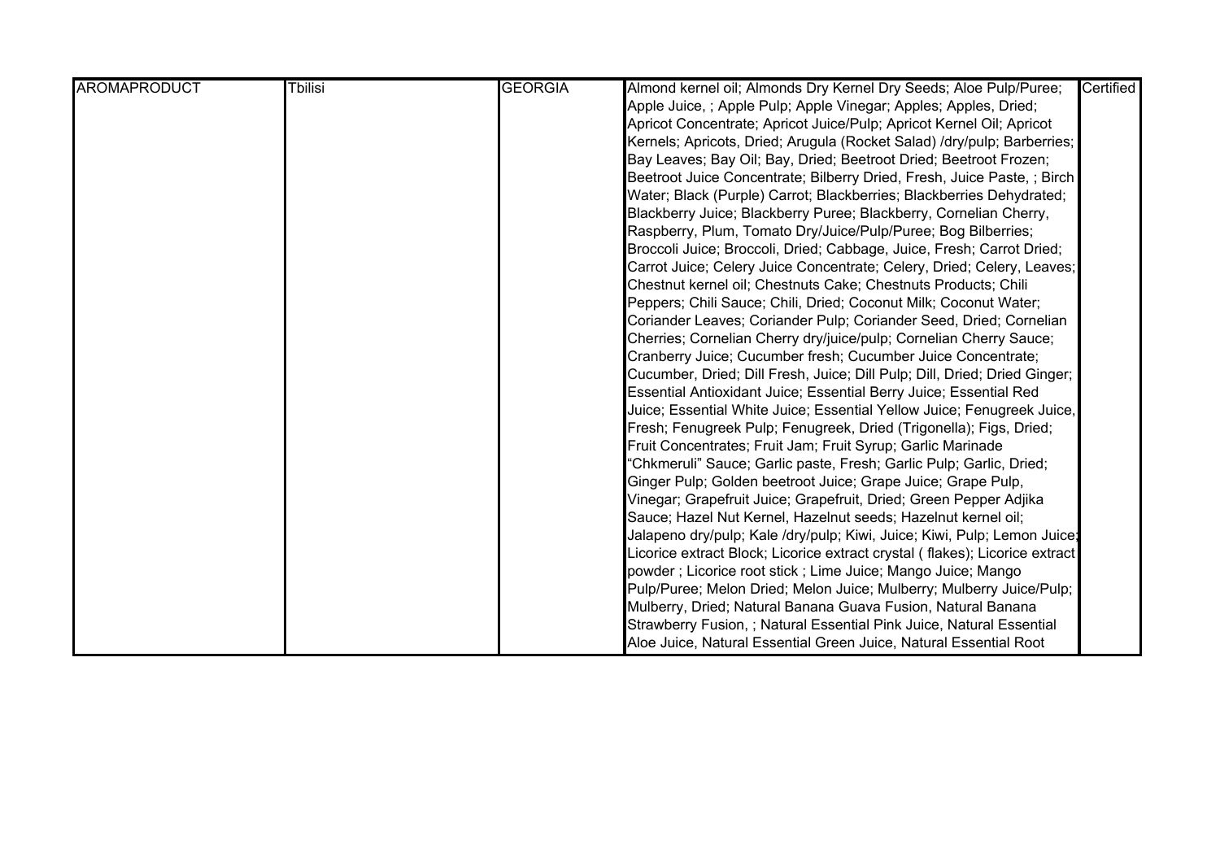| AROMAPRODUCT | Tbilisi | GEORGIA | Almond kernel oil; Almonds Dry Kernel Dry Seeds; Aloe Pulp/Puree; Apple Juice, ; Apple Pulp; Apple Vinegar; Apples; Apples, Dried; Apricot Concentrate; Apricot Juice/Pulp; Apricot Kernel Oil; Apricot Kernels; Apricots, Dried; Arugula (Rocket Salad) /dry/pulp; Barberries; Bay Leaves; Bay Oil; Bay, Dried; Beetroot Dried; Beetroot Frozen; Beetroot Juice Concentrate; Bilberry Dried, Fresh, Juice Paste, ; Birch Water; Black (Purple) Carrot; Blackberries; Blackberries Dehydrated; Blackberry Juice; Blackberry Puree; Blackberry, Cornelian Cherry, Raspberry, Plum, Tomato Dry/Juice/Pulp/Puree; Bog Bilberries; Broccoli Juice; Broccoli, Dried; Cabbage, Juice, Fresh; Carrot Dried; Carrot Juice; Celery Juice Concentrate; Celery, Dried; Celery, Leaves; Chestnut kernel oil; Chestnuts Cake; Chestnuts Products; Chili Peppers; Chili Sauce; Chili, Dried; Coconut Milk; Coconut Water; Coriander Leaves; Coriander Pulp; Coriander Seed, Dried; Cornelian Cherries; Cornelian Cherry dry/juice/pulp; Cornelian Cherry Sauce; Cranberry Juice; Cucumber fresh; Cucumber Juice Concentrate; Cucumber, Dried; Dill Fresh, Juice; Dill Pulp; Dill, Dried; Dried Ginger; Essential Antioxidant Juice; Essential Berry Juice; Essential Red Juice; Essential White Juice; Essential Yellow Juice; Fenugreek Juice, Fresh; Fenugreek Pulp; Fenugreek, Dried (Trigonella); Figs, Dried; Fruit Concentrates; Fruit Jam; Fruit Syrup; Garlic Marinade "Chkmeruli" Sauce; Garlic paste, Fresh; Garlic Pulp; Garlic, Dried; Ginger Pulp; Golden beetroot Juice; Grape Juice; Grape Pulp, Vinegar; Grapefruit Juice; Grapefruit, Dried; Green Pepper Adjika Sauce; Hazel Nut Kernel, Hazelnut seeds; Hazelnut kernel oil; Jalapeno dry/pulp; Kale /dry/pulp; Kiwi, Juice; Kiwi, Pulp; Lemon Juice; Licorice extract Block; Licorice extract crystal ( flakes); Licorice extract powder ; Licorice root stick ; Lime Juice; Mango Juice; Mango Pulp/Puree; Melon Dried; Melon Juice; Mulberry; Mulberry Juice/Pulp; Mulberry, Dried; Natural Banana Guava Fusion, Natural Banana Strawberry Fusion, ; Natural Essential Pink Juice, Natural Essential Aloe Juice, Natural Essential Green Juice, Natural Essential Root | Certified |
|---|---|---|---|---|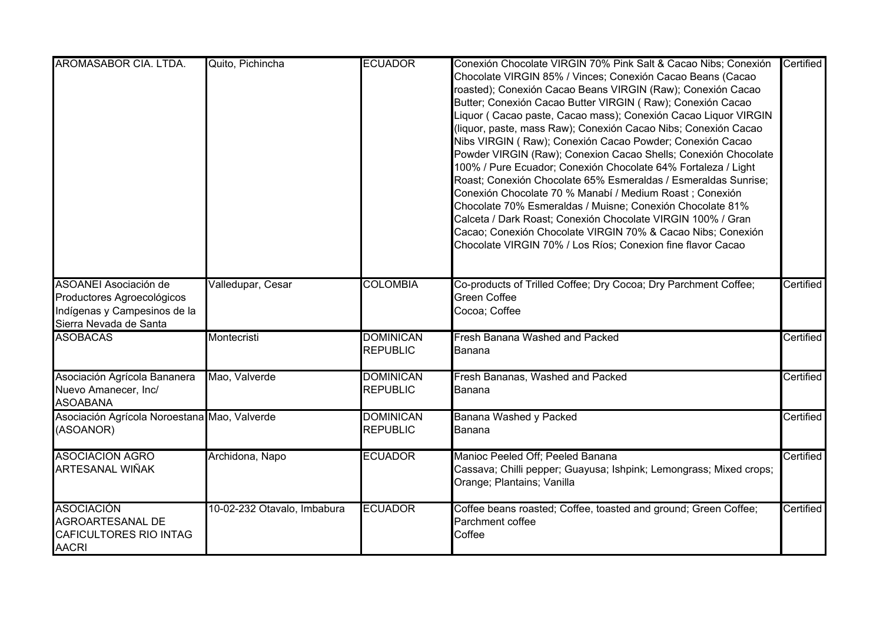| AROMASABOR CIA. LTDA. | Quito, Pichincha | ECUADOR | Conexión Chocolate VIRGIN 70% Pink Salt & Cacao Nibs; Conexión Chocolate VIRGIN 85% / Vinces; Conexión Cacao Beans (Cacao roasted); Conexión Cacao Beans VIRGIN (Raw); Conexión Cacao Butter; Conexión Cacao Butter VIRGIN ( Raw); Conexión Cacao Liquor ( Cacao paste, Cacao mass); Conexión Cacao Liquor VIRGIN (liquor, paste, mass Raw); Conexión Cacao Nibs; Conexión Cacao Nibs VIRGIN ( Raw); Conexión Cacao Powder; Conexión Cacao Powder VIRGIN (Raw); Conexion Cacao Shells; Conexión Chocolate 100% / Pure Ecuador; Conexión Chocolate 64% Fortaleza / Light Roast; Conexión Chocolate 65% Esmeraldas / Esmeraldas Sunrise; Conexión Chocolate 70 % Manabí / Medium Roast ; Conexión Chocolate 70% Esmeraldas / Muisne; Conexión Chocolate 81% Calceta / Dark Roast; Conexión Chocolate VIRGIN 100% / Gran Cacao; Conexión Chocolate VIRGIN 70% & Cacao Nibs; Conexión Chocolate VIRGIN 70% / Los Ríos; Conexion fine flavor Cacao | Certified |
|---|---|---|---|---|
| ASOANEI Asociación de Productores Agroecológicos Indígenas y Campesinos de la Sierra Nevada de Santa | Valledupar, Cesar | COLOMBIA | Co-products of Trilled Coffee; Dry Cocoa; Dry Parchment Coffee; Green Coffee<br>Cocoa; Coffee | Certified |
| ASOBACAS | Montecristi | DOMINICAN REPUBLIC | Fresh Banana Washed and Packed<br>Banana | Certified |
| Asociación Agrícola Bananera Nuevo Amanecer, Inc/ ASOABANA | Mao, Valverde | DOMINICAN REPUBLIC | Fresh Bananas, Washed and Packed<br>Banana | Certified |
| Asociación Agrícola Noroestana (ASOANOR) | Mao, Valverde | DOMINICAN REPUBLIC | Banana Washed y Packed<br>Banana | Certified |
| ASOCIACION AGRO ARTESANAL WIÑAK | Archidona, Napo | ECUADOR | Manioc Peeled Off; Peeled Banana<br>Cassava; Chilli pepper; Guayusa; Ishpink; Lemongrass; Mixed crops; Orange; Plantains; Vanilla | Certified |
| ASOCIACIÓN AGROARTESANAL DE CAFICULTORES RIO INTAG AACRI | 10-02-232 Otavalo, Imbabura | ECUADOR | Coffee beans roasted; Coffee, toasted and ground; Green Coffee; Parchment coffee<br>Coffee | Certified |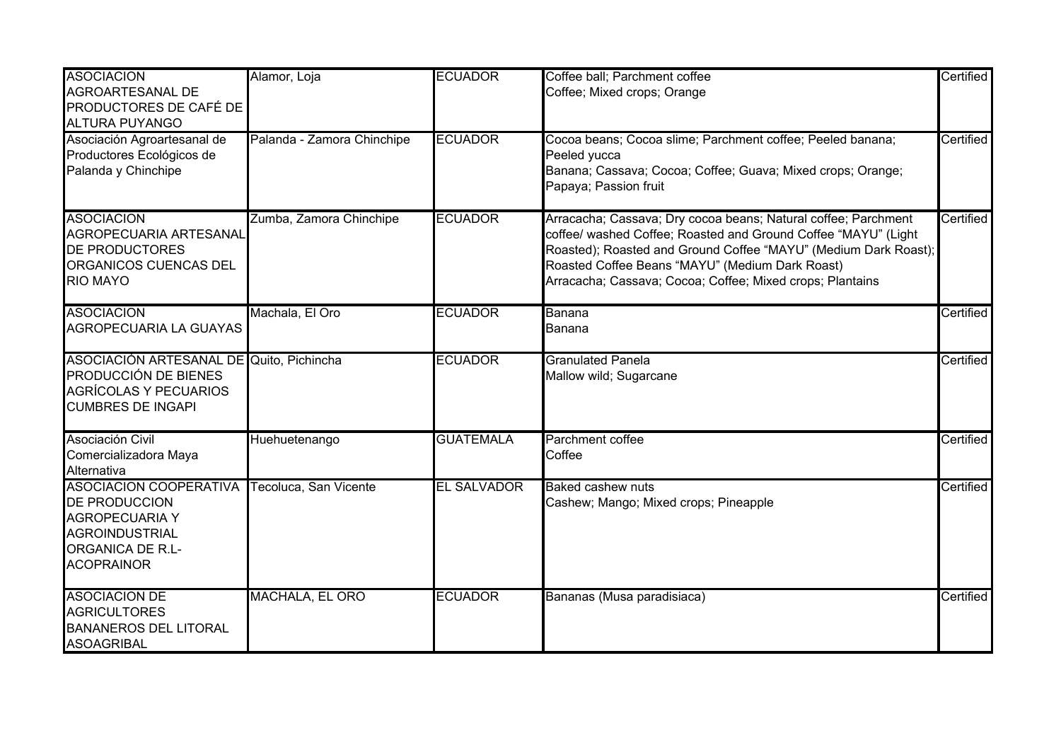| | | | | |
|---|---|---|---|---|
| ASOCIACION AGROARTESANAL DE PRODUCTORES DE CAFÉ DE ALTURA PUYANGO | Alamor, Loja | ECUADOR | Coffee ball; Parchment coffee<br>Coffee; Mixed crops; Orange | Certified |
| Asociación Agroartesanal de Productores Ecológicos de Palanda y Chinchipe | Palanda - Zamora Chinchipe | ECUADOR | Cocoa beans; Cocoa slime; Parchment coffee; Peeled banana; Peeled yucca<br>Banana; Cassava; Cocoa; Coffee; Guava; Mixed crops; Orange; Papaya; Passion fruit | Certified |
| ASOCIACION AGROPECUARIA ARTESANAL DE PRODUCTORES ORGANICOS CUENCAS DEL RIO MAYO | Zumba, Zamora Chinchipe | ECUADOR | Arracacha; Cassava; Dry cocoa beans; Natural coffee; Parchment coffee/ washed Coffee; Roasted and Ground Coffee "MAYU" (Light Roasted); Roasted and Ground Coffee "MAYU" (Medium Dark Roast); Roasted Coffee Beans "MAYU" (Medium Dark Roast)<br>Arracacha; Cassava; Cocoa; Coffee; Mixed crops; Plantains | Certified |
| ASOCIACION AGROPECUARIA LA GUAYAS | Machala, El Oro | ECUADOR | Banana<br>Banana | Certified |
| ASOCIACIÓN ARTESANAL DE PRODUCCIÓN DE BIENES AGRÍCOLAS Y PECUARIOS CUMBRES DE INGAPI | Quito, Pichincha | ECUADOR | Granulated Panela<br>Mallow wild; Sugarcane | Certified |
| Asociación Civil Comercializadora Maya Alternativa | Huehuetenango | GUATEMALA | Parchment coffee<br>Coffee | Certified |
| ASOCIACION COOPERATIVA DE PRODUCCION AGROPECUARIA Y AGROINDUSTRIAL ORGANICA DE R.L-ACOPRAINOR | Tecoluca, San Vicente | EL SALVADOR | Baked cashew nuts<br>Cashew; Mango; Mixed crops; Pineapple | Certified |
| ASOCIACION DE AGRICULTORES BANANEROS DEL LITORAL ASOAGRIBAL | MACHALA, EL ORO | ECUADOR | Bananas (Musa paradisiaca) | Certified |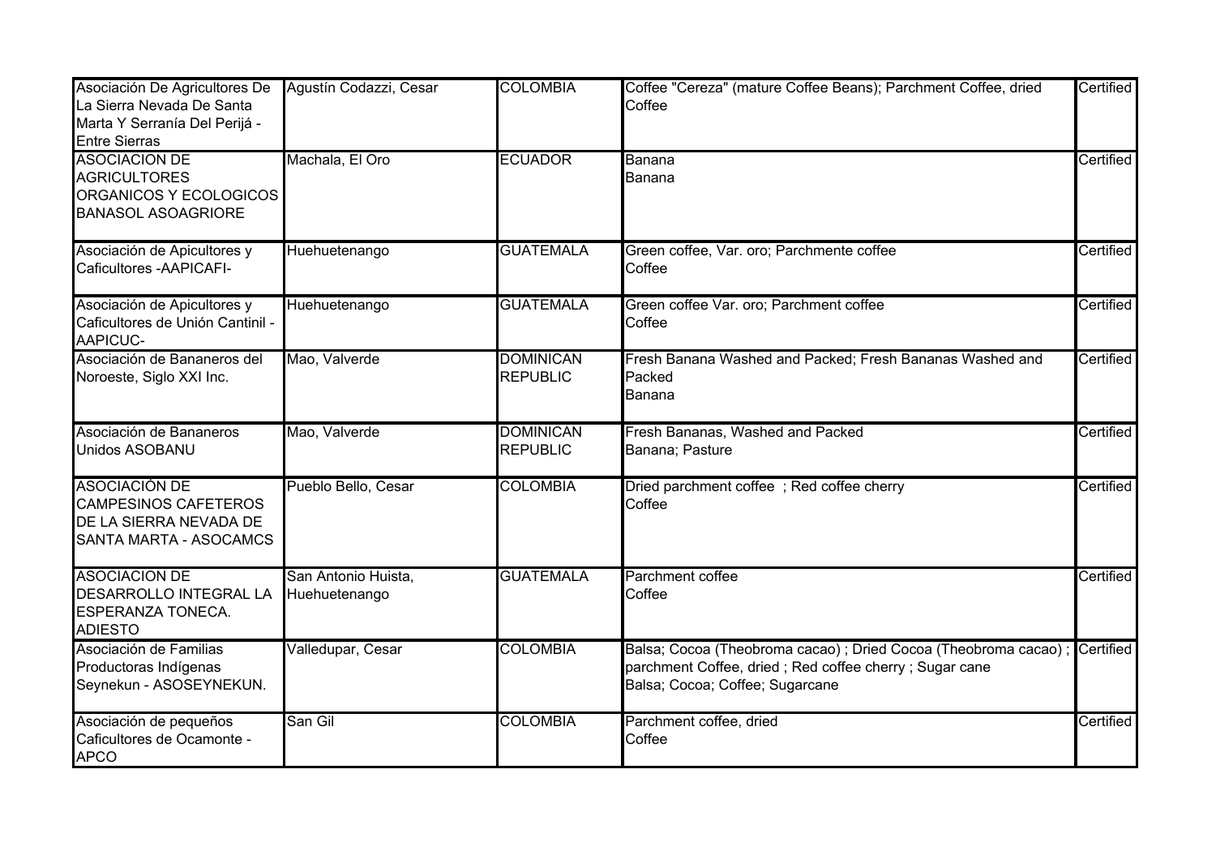| | | | | |
|---|---|---|---|---|
| Asociación De Agricultores De La Sierra Nevada De Santa Marta Y Serranía Del Perijá - Entre Sierras | Agustín Codazzi, Cesar | COLOMBIA | Coffee "Cereza" (mature Coffee Beans); Parchment Coffee, dried<br>Coffee | Certified |
| ASOCIACION DE AGRICULTORES ORGANICOS Y ECOLOGICOS BANASOL ASOAGRIORE | Machala, El Oro | ECUADOR | Banana<br>Banana | Certified |
| Asociación de Apicultores y Caficultores -AAPICAFI- | Huehuetenango | GUATEMALA | Green coffee, Var. oro; Parchmente coffee<br>Coffee | Certified |
| Asociación de Apicultores y Caficultores de Unión Cantinil - AAPICUC- | Huehuetenango | GUATEMALA | Green coffee Var. oro; Parchment coffee<br>Coffee | Certified |
| Asociación de Bananeros del Noroeste, Siglo XXI Inc. | Mao, Valverde | DOMINICAN REPUBLIC | Fresh Banana Washed and Packed; Fresh Bananas Washed and Packed<br>Banana | Certified |
| Asociación de Bananeros Unidos ASOBANU | Mao, Valverde | DOMINICAN REPUBLIC | Fresh Bananas, Washed and Packed<br>Banana; Pasture | Certified |
| ASOCIACIÓN DE CAMPESINOS CAFETEROS DE LA SIERRA NEVADA DE SANTA MARTA - ASOCAMCS | Pueblo Bello, Cesar | COLOMBIA | Dried parchment coffee ; Red coffee cherry<br>Coffee | Certified |
| ASOCIACION DE DESARROLLO INTEGRAL LA ESPERANZA TONECA. ADIESTO | San Antonio Huista, Huehuetenango | GUATEMALA | Parchment coffee<br>Coffee | Certified |
| Asociación de Familias Productoras Indígenas Seynekun - ASOSEYNEKUN. | Valledupar, Cesar | COLOMBIA | Balsa; Cocoa (Theobroma cacao) ; Dried Cocoa (Theobroma cacao) ; parchment Coffee, dried ; Red coffee cherry ; Sugar cane<br>Balsa; Cocoa; Coffee; Sugarcane | Certified |
| Asociación de pequeños Caficultores de Ocamonte - APCO | San Gil | COLOMBIA | Parchment coffee, dried<br>Coffee | Certified |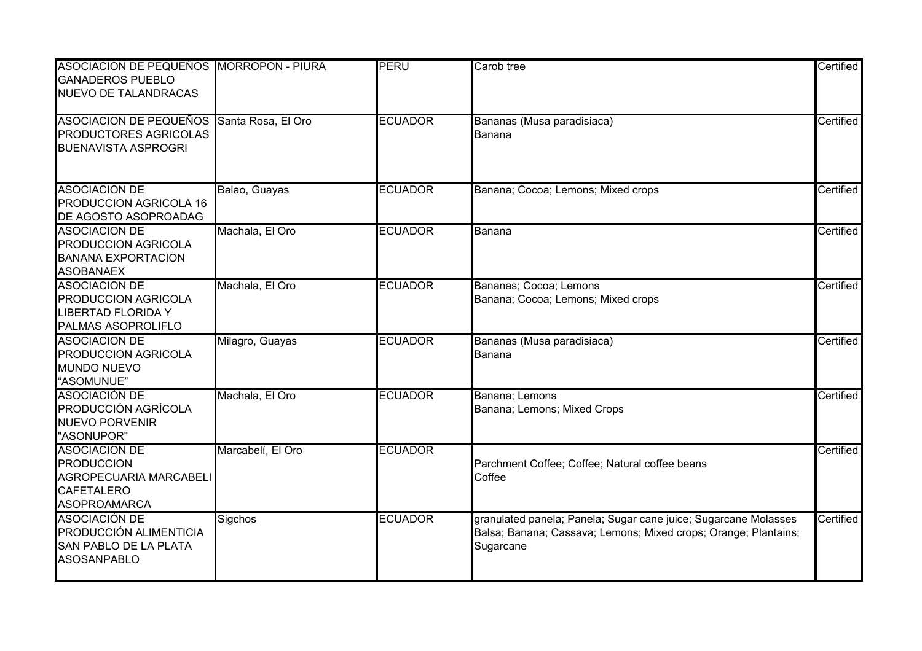| | | | | |
|---|---|---|---|---|
| ASOCIACIÓN DE PEQUEÑOS GANADEROS PUEBLO NUEVO DE TALANDRACAS | MORROPON - PIURA | PERU | Carob tree | Certified |
| ASOCIACION DE PEQUEÑOS PRODUCTORES AGRICOLAS BUENAVISTA ASPROGRI | Santa Rosa, El Oro | ECUADOR | Bananas (Musa paradisiaca)<br>Banana | Certified |
| ASOCIACION DE PRODUCCION AGRICOLA 16 DE AGOSTO ASOPROADAG | Balao, Guayas | ECUADOR | Banana; Cocoa; Lemons; Mixed crops | Certified |
| ASOCIACION DE PRODUCCION AGRICOLA BANANA EXPORTACION ASOBANAEX | Machala, El Oro | ECUADOR | Banana | Certified |
| ASOCIACION DE PRODUCCION AGRICOLA LIBERTAD FLORIDA Y PALMAS ASOPROLIFLO | Machala, El Oro | ECUADOR | Bananas; Cocoa; Lemons<br>Banana; Cocoa; Lemons; Mixed crops | Certified |
| ASOCIACION DE PRODUCCION AGRICOLA MUNDO NUEVO "ASOMUNUE" | Milagro, Guayas | ECUADOR | Bananas (Musa paradisiaca)<br>Banana | Certified |
| ASOCIACIÓN DE PRODUCCIÓN AGRÍCOLA NUEVO PORVENIR "ASONUPOR" | Machala, El Oro | ECUADOR | Banana; Lemons<br>Banana; Lemons; Mixed Crops | Certified |
| ASOCIACION DE PRODUCCION AGROPECUARIA MARCABELI CAFETALERO ASOPROAMARCA | Marcabelí, El Oro | ECUADOR | Parchment Coffee; Coffee; Natural coffee beans<br>Coffee | Certified |
| ASOCIACIÓN DE PRODUCCIÓN ALIMENTICIA SAN PABLO DE LA PLATA ASOSANPABLO | Sigchos | ECUADOR | granulated panela; Panela; Sugar cane juice; Sugarcane Molasses<br>Balsa; Banana; Cassava; Lemons; Mixed crops; Orange; Plantains; Sugarcane | Certified |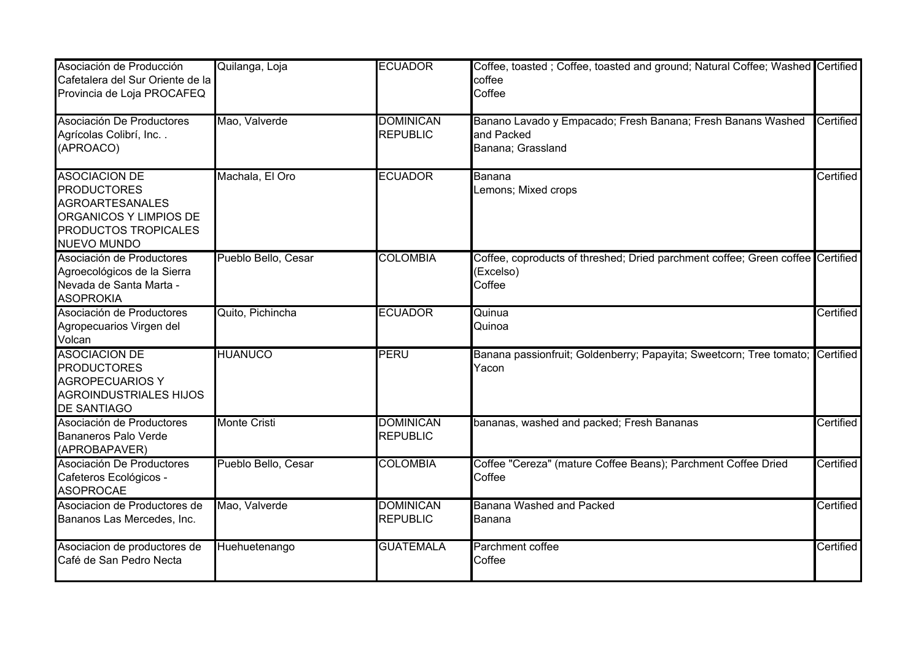| Asociación de Producción Cafetalera del Sur Oriente de la Provincia de Loja PROCAFEQ | Quilanga, Loja | ECUADOR | Coffee, toasted ; Coffee, toasted and ground; Natural Coffee; Washed coffee<br>Coffee | Certified |
|---|---|---|---|---|
| Asociación De Productores Agrícolas Colibrí, Inc. . (APROACO) | Mao, Valverde | DOMINICAN REPUBLIC | Banano Lavado y Empacado; Fresh Banana; Fresh Banans Washed and Packed<br>Banana; Grassland | Certified |
| ASOCIACION DE PRODUCTORES AGROARTESANALES ORGANICOS Y LIMPIOS DE PRODUCTOS TROPICALES NUEVO MUNDO | Machala, El Oro | ECUADOR | Banana<br>Lemons; Mixed crops | Certified |
| Asociación de Productores Agroecológicos de la Sierra Nevada de Santa Marta - ASOPROKIA | Pueblo Bello, Cesar | COLOMBIA | Coffee, coproducts of threshed; Dried parchment coffee; Green coffee (Excelso)<br>Coffee | Certified |
| Asociación de Productores Agropecuarios Virgen del Volcan | Quito, Pichincha | ECUADOR | Quinua<br>Quinoa | Certified |
| ASOCIACION DE PRODUCTORES AGROPECUARIOS Y AGROINDUSTRIALES HIJOS DE SANTIAGO | HUANUCO | PERU | Banana passionfruit; Goldenberry; Papayita; Sweetcorn; Tree tomato; Yacon | Certified |
| Asociación de Productores Bananeros Palo Verde (APROBAPAVER) | Monte Cristi | DOMINICAN REPUBLIC | bananas, washed and packed; Fresh Bananas | Certified |
| Asociación De Productores Cafeteros Ecológicos - ASOPROCAE | Pueblo Bello, Cesar | COLOMBIA | Coffee "Cereza" (mature Coffee Beans); Parchment Coffee Dried<br>Coffee | Certified |
| Asociacion de Productores de Bananos Las Mercedes, Inc. | Mao, Valverde | DOMINICAN REPUBLIC | Banana Washed and Packed<br>Banana | Certified |
| Asociacion de productores de Café de San Pedro Necta | Huehuetenango | GUATEMALA | Parchment coffee<br>Coffee | Certified |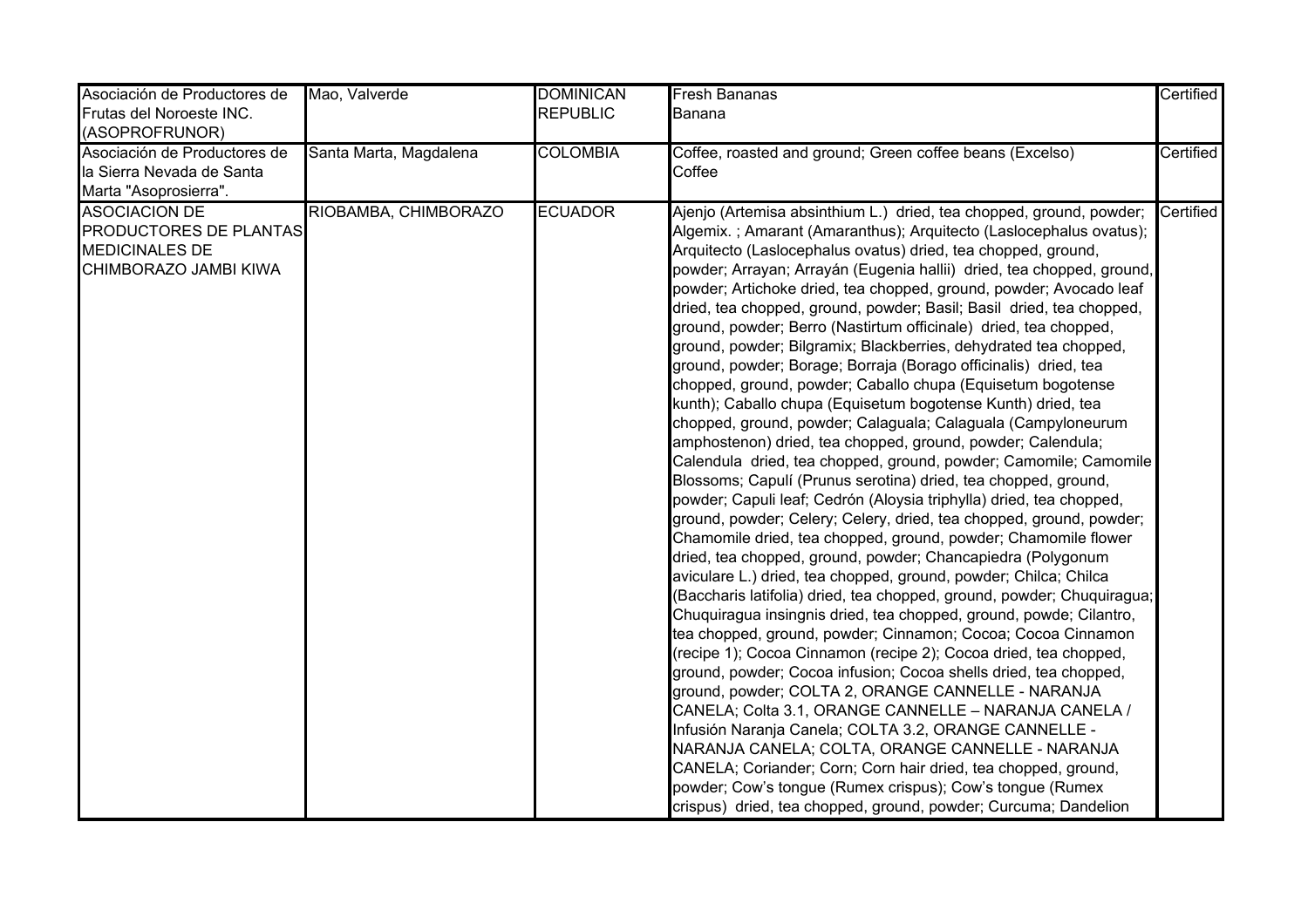| | | | | |
|---|---|---|---|---|
| Asociación de Productores de Frutas del Noroeste INC. (ASOPROFRUNOR) | Mao, Valverde | DOMINICAN REPUBLIC | Fresh Bananas<br>Banana | Certified |
| Asociación de Productores de la Sierra Nevada de Santa Marta "Asoprosierra". | Santa Marta, Magdalena | COLOMBIA | Coffee, roasted and ground; Green coffee beans (Excelso)<br>Coffee | Certified |
| ASOCIACION DE PRODUCTORES DE PLANTAS MEDICINALES DE CHIMBORAZO JAMBI KIWA | RIOBAMBA, CHIMBORAZO | ECUADOR | Ajenjo (Artemisa absinthium L.) dried, tea chopped, ground, powder; Algemix. ; Amarant (Amaranthus); Arquitecto (Laslocephalus ovatus); Arquitecto (Laslocephalus ovatus) dried, tea chopped, ground, powder; Arrayan; Arrayán (Eugenia hallii) dried, tea chopped, ground, powder; Artichoke dried, tea chopped, ground, powder; Avocado leaf dried, tea chopped, ground, powder; Basil; Basil dried, tea chopped, ground, powder; Berro (Nastirtum officinale) dried, tea chopped, ground, powder; Bilgramix; Blackberries, dehydrated tea chopped, ground, powder; Borage; Borraja (Borago officinalis) dried, tea chopped, ground, powder; Caballo chupa (Equisetum bogotense kunth); Caballo chupa (Equisetum bogotense Kunth) dried, tea chopped, ground, powder; Calaguala; Calaguala (Campyloneurum amphostenon) dried, tea chopped, ground, powder; Calendula; Calendula dried, tea chopped, ground, powder; Camomile; Camomile Blossoms; Capulí (Prunus serotina) dried, tea chopped, ground, powder; Capuli leaf; Cedrón (Aloysia triphylla) dried, tea chopped, ground, powder; Celery; Celery, dried, tea chopped, ground, powder; Chamomile dried, tea chopped, ground, powder; Chamomile flower dried, tea chopped, ground, powder; Chancapiedra (Polygonum aviculare L.) dried, tea chopped, ground, powder; Chilca; Chilca (Baccharis latifolia) dried, tea chopped, ground, powder; Chuquiragua; Chuquiragua insingnis dried, tea chopped, ground, powde; Cilantro, tea chopped, ground, powder; Cinnamon; Cocoa; Cocoa Cinnamon (recipe 1); Cocoa Cinnamon (recipe 2); Cocoa dried, tea chopped, ground, powder; Cocoa infusion; Cocoa shells dried, tea chopped, ground, powder; COLTA 2, ORANGE CANNELLE - NARANJA CANELA; Colta 3.1, ORANGE CANNELLE – NARANJA CANELA / Infusión Naranja Canela; COLTA 3.2, ORANGE CANNELLE - NARANJA CANELA; COLTA, ORANGE CANNELLE - NARANJA CANELA; Coriander; Corn; Corn hair dried, tea chopped, ground, powder; Cow's tongue (Rumex crispus); Cow's tongue (Rumex crispus) dried, tea chopped, ground, powder; Curcuma; Dandelion | Certified |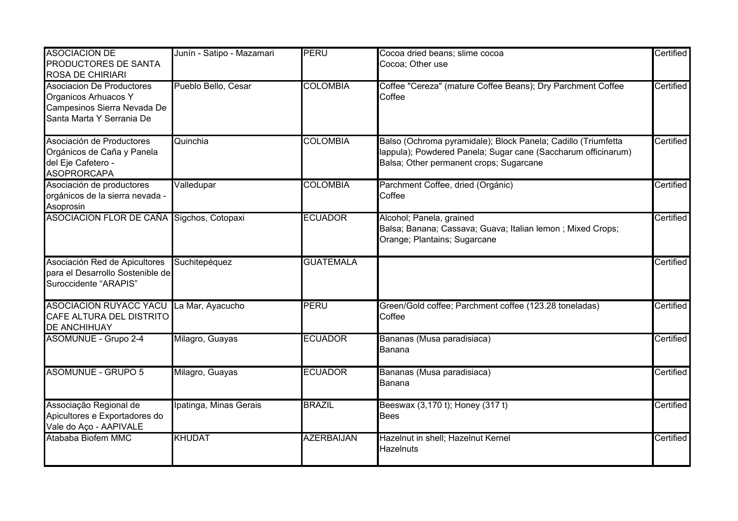| | | | | |
|---|---|---|---|---|
| ASOCIACION DE PRODUCTORES DE SANTA ROSA DE CHIRIARI | Junín - Satipo - Mazamari | PERU | Cocoa dried beans; slime cocoa<br>Cocoa; Other use | Certified |
| Asociacion De Productores Organicos Arhuacos Y Campesinos Sierra Nevada De Santa Marta Y Serrania De | Pueblo Bello, Cesar | COLOMBIA | Coffee "Cereza" (mature Coffee Beans); Dry Parchment Coffee<br>Coffee | Certified |
| Asociación de Productores Orgánicos de Caña y Panela del Eje Cafetero - ASOPRORCAPA | Quinchia | COLOMBIA | Balso (Ochroma pyramidale); Block Panela; Cadillo (Triumfetta lappula); Powdered Panela; Sugar cane (Saccharum officinarum)<br>Balsa; Other permanent crops; Sugarcane | Certified |
| Asociación de productores orgánicos de la sierra nevada - Asoprosin | Valledupar | COLOMBIA | Parchment Coffee, dried (Orgánic)<br>Coffee | Certified |
| ASOCIACION FLOR DE CAÑA | Sigchos, Cotopaxi | ECUADOR | Alcohol; Panela, grained<br>Balsa; Banana; Cassava; Guava; Italian lemon ; Mixed Crops; Orange; Plantains; Sugarcane | Certified |
| Asociación Red de Apicultores para el Desarrollo Sostenible de Suroccidente "ARAPIS" | Suchitepéquez | GUATEMALA | | Certified |
| ASOCIACION RUYACC YACU CAFE ALTURA DEL DISTRITO DE ANCHIHUAY | La Mar, Ayacucho | PERU | Green/Gold coffee; Parchment coffee (123.28 toneladas)<br>Coffee | Certified |
| ASOMUNUE - Grupo 2-4 | Milagro, Guayas | ECUADOR | Bananas (Musa paradisiaca)<br>Banana | Certified |
| ASOMUNUE - GRUPO 5 | Milagro, Guayas | ECUADOR | Bananas (Musa paradisiaca)<br>Banana | Certified |
| Associação Regional de Apicultores e Exportadores do Vale do Aço - AAPIVALE | Ipatinga, Minas Gerais | BRAZIL | Beeswax (3,170 t); Honey (317 t)<br>Bees | Certified |
| Atababa Biofem MMC | KHUDAT | AZERBAIJAN | Hazelnut in shell; Hazelnut Kernel<br>Hazelnuts | Certified |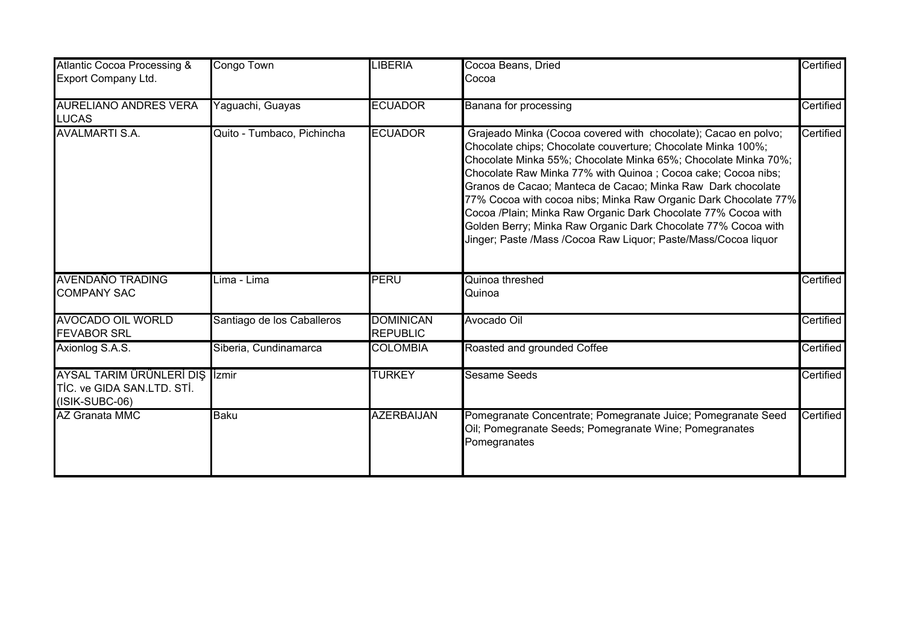| | | | | |
|---|---|---|---|---|
| Atlantic Cocoa Processing & Export Company Ltd. | Congo Town | LIBERIA | Cocoa Beans, Dried<br>Cocoa | Certified |
| AURELIANO ANDRES VERA LUCAS | Yaguachi, Guayas | ECUADOR | Banana for processing | Certified |
| AVALMARTI S.A. | Quito - Tumbaco, Pichincha | ECUADOR | Grajeado Minka (Cocoa covered with chocolate); Cacao en polvo; Chocolate chips; Chocolate couverture; Chocolate Minka 100%; Chocolate Minka 55%; Chocolate Minka 65%; Chocolate Minka 70%; Chocolate Raw Minka 77% with Quinoa ; Cocoa cake; Cocoa nibs; Granos de Cacao; Manteca de Cacao; Minka Raw Dark chocolate 77% Cocoa with cocoa nibs; Minka Raw Organic Dark Chocolate 77% Cocoa /Plain; Minka Raw Organic Dark Chocolate 77% Cocoa with Golden Berry; Minka Raw Organic Dark Chocolate 77% Cocoa with Jinger; Paste /Mass /Cocoa Raw Liquor; Paste/Mass/Cocoa liquor | Certified |
| AVENDAÑO TRADING COMPANY SAC | Lima - Lima | PERU | Quinoa threshed<br>Quinoa | Certified |
| AVOCADO OIL WORLD FEVABOR SRL | Santiago de los Caballeros | DOMINICAN REPUBLIC | Avocado Oil | Certified |
| Axionlog S.A.S. | Siberia, Cundinamarca | COLOMBIA | Roasted and grounded Coffee | Certified |
| AYSAL TARIM ÜRÜNLERİ DIŞ TİC. ve GIDA SAN.LTD. STİ. (ISIK-SUBC-06) | İzmir | TURKEY | Sesame Seeds | Certified |
| AZ Granata MMC | Baku | AZERBAIJAN | Pomegranate Concentrate; Pomegranate Juice; Pomegranate Seed Oil; Pomegranate Seeds; Pomegranate Wine; Pomegranates<br>Pomegranates | Certified |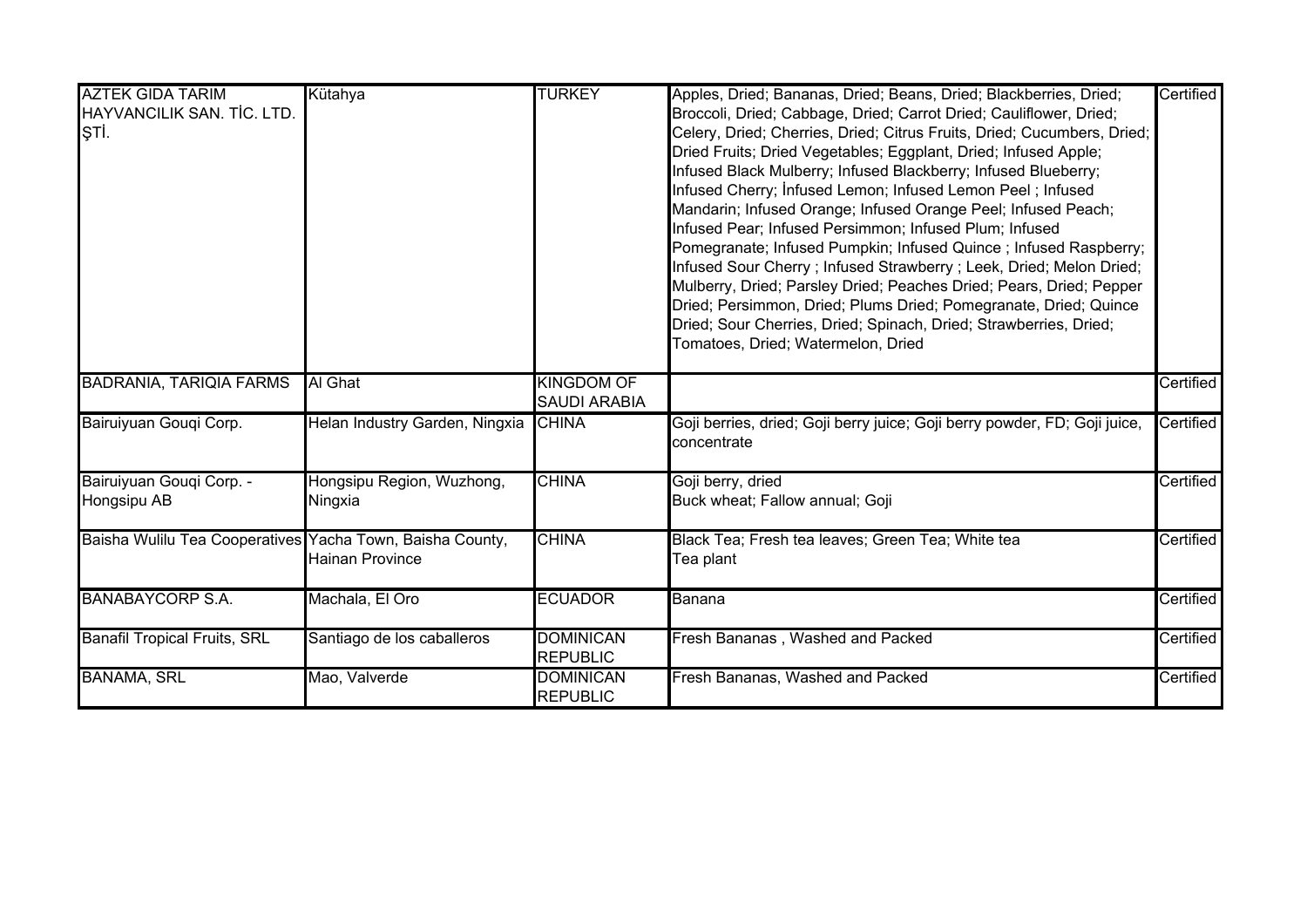| | | | | |
|---|---|---|---|---|
| AZTEK GIDA TARIM HAYVANCILIK SAN. TİC. LTD. ŞTİ. | Kütahya | TURKEY | Apples, Dried; Bananas, Dried; Beans, Dried; Blackberries, Dried; Broccoli, Dried; Cabbage, Dried; Carrot Dried; Cauliflower, Dried; Celery, Dried; Cherries, Dried; Citrus Fruits, Dried; Cucumbers, Dried; Dried Fruits; Dried Vegetables; Eggplant, Dried; Infused Apple; Infused Black Mulberry; Infused Blackberry; Infused Blueberry; Infused Cherry; İnfused Lemon; Infused Lemon Peel ; Infused Mandarin; Infused Orange; Infused Orange Peel; Infused Peach; Infused Pear; Infused Persimmon; Infused Plum; Infused Pomegranate; Infused Pumpkin; Infused Quince ; Infused Raspberry; Infused Sour Cherry ; Infused Strawberry ; Leek, Dried; Melon Dried; Mulberry, Dried; Parsley Dried; Peaches Dried; Pears, Dried; Pepper Dried; Persimmon, Dried; Plums Dried; Pomegranate, Dried; Quince Dried; Sour Cherries, Dried; Spinach, Dried; Strawberries, Dried; Tomatoes, Dried; Watermelon, Dried | Certified |
| BADRANIA, TARIQIA FARMS | Al Ghat | KINGDOM OF SAUDI ARABIA | | Certified |
| Bairuiyuan Gouqi Corp. | Helan Industry Garden, Ningxia | CHINA | Goji berries, dried; Goji berry juice; Goji berry powder, FD; Goji juice, concentrate | Certified |
| Bairuiyuan Gouqi Corp. - Hongsipu AB | Hongsipu Region, Wuzhong, Ningxia | CHINA | Goji berry, dried<br>Buck wheat; Fallow annual; Goji | Certified |
| Baisha Wulilu Tea Cooperatives | Yacha Town, Baisha County, Hainan Province | CHINA | Black Tea; Fresh tea leaves; Green Tea; White tea<br>Tea plant | Certified |
| BANABAYCORP S.A. | Machala, El Oro | ECUADOR | Banana | Certified |
| Banafil Tropical Fruits, SRL | Santiago de los caballeros | DOMINICAN REPUBLIC | Fresh Bananas , Washed and Packed | Certified |
| BANAMA, SRL | Mao, Valverde | DOMINICAN REPUBLIC | Fresh Bananas, Washed and Packed | Certified |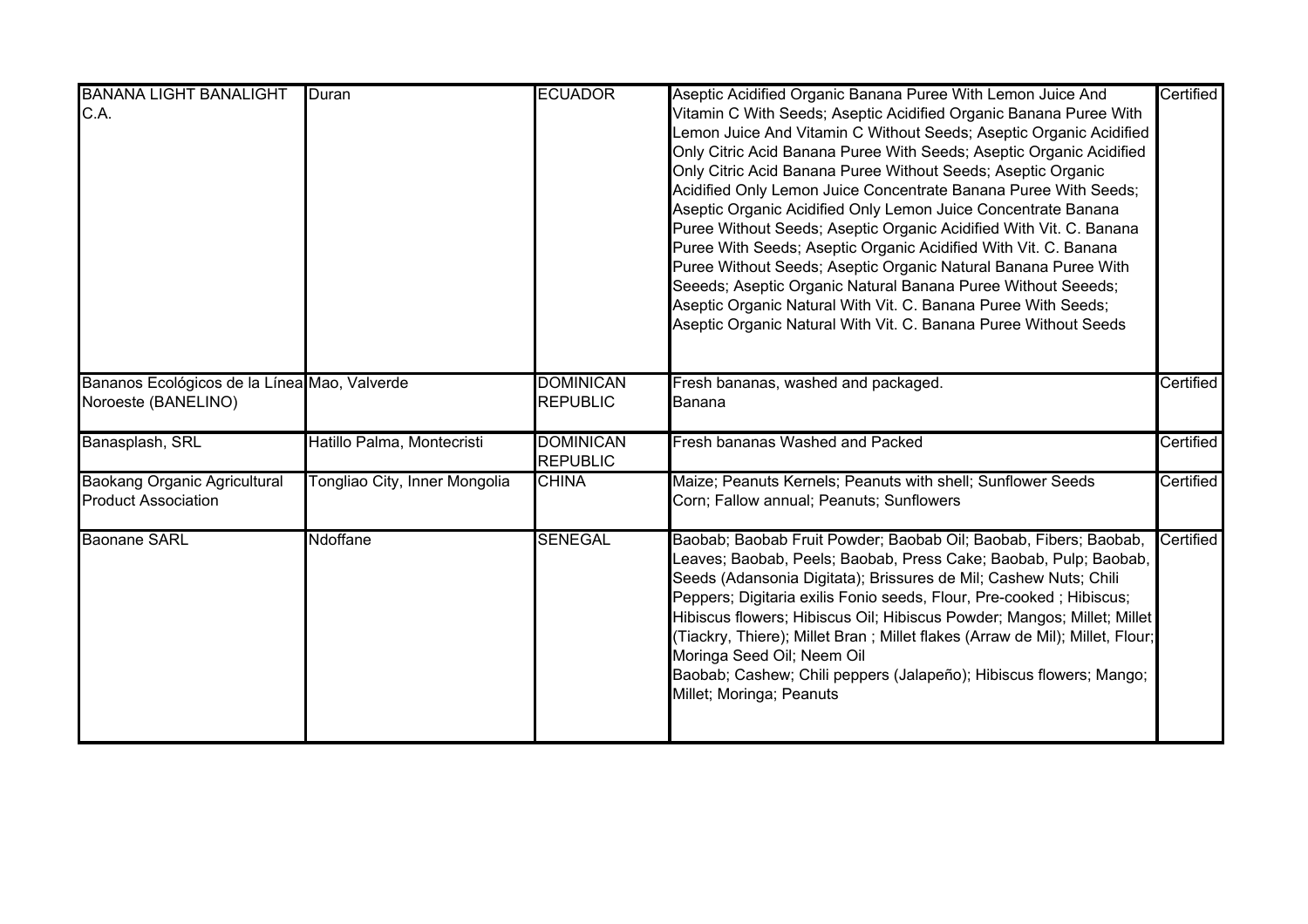| | | | | |
|---|---|---|---|---|
| BANANA LIGHT BANALIGHT C.A. | Duran | ECUADOR | Aseptic Acidified Organic Banana Puree With Lemon Juice And Vitamin C With Seeds; Aseptic Acidified Organic Banana Puree With Lemon Juice And Vitamin C Without Seeds; Aseptic Organic Acidified Only Citric Acid Banana Puree With Seeds; Aseptic Organic Acidified Only Citric Acid Banana Puree Without Seeds; Aseptic Organic Acidified Only Lemon Juice Concentrate Banana Puree With Seeds; Aseptic Organic Acidified Only Lemon Juice Concentrate Banana Puree Without Seeds; Aseptic Organic Acidified With Vit. C. Banana Puree With Seeds; Aseptic Organic Acidified With Vit. C. Banana Puree Without Seeds; Aseptic Organic Natural Banana Puree With Seeeds; Aseptic Organic Natural Banana Puree Without Seeeds; Aseptic Organic Natural With Vit. C. Banana Puree With Seeds; Aseptic Organic Natural With Vit. C. Banana Puree Without Seeds | Certified |
| Bananos Ecológicos de la Línea Noroeste (BANELINO) | Mao, Valverde | DOMINICAN REPUBLIC | Fresh bananas, washed and packaged.<br>Banana | Certified |
| Banasplash, SRL | Hatillo Palma, Montecristi | DOMINICAN REPUBLIC | Fresh bananas Washed and Packed | Certified |
| Baokang Organic Agricultural Product Association | Tongliao City, Inner Mongolia | CHINA | Maize; Peanuts Kernels; Peanuts with shell; Sunflower Seeds<br>Corn; Fallow annual; Peanuts; Sunflowers | Certified |
| Baonane SARL | Ndoffane | SENEGAL | Baobab; Baobab Fruit Powder; Baobab Oil; Baobab, Fibers; Baobab, Leaves; Baobab, Peels; Baobab, Press Cake; Baobab, Pulp; Baobab, Seeds (Adansonia Digitata); Brissures de Mil; Cashew Nuts; Chili Peppers; Digitaria exilis Fonio seeds, Flour, Pre-cooked ; Hibiscus; Hibiscus flowers; Hibiscus Oil; Hibiscus Powder; Mangos; Millet; Millet (Tiackry, Thiere); Millet Bran ; Millet flakes (Arraw de Mil); Millet, Flour; Moringa Seed Oil; Neem Oil<br>Baobab; Cashew; Chili peppers (Jalapeño); Hibiscus flowers; Mango; Millet; Moringa; Peanuts | Certified |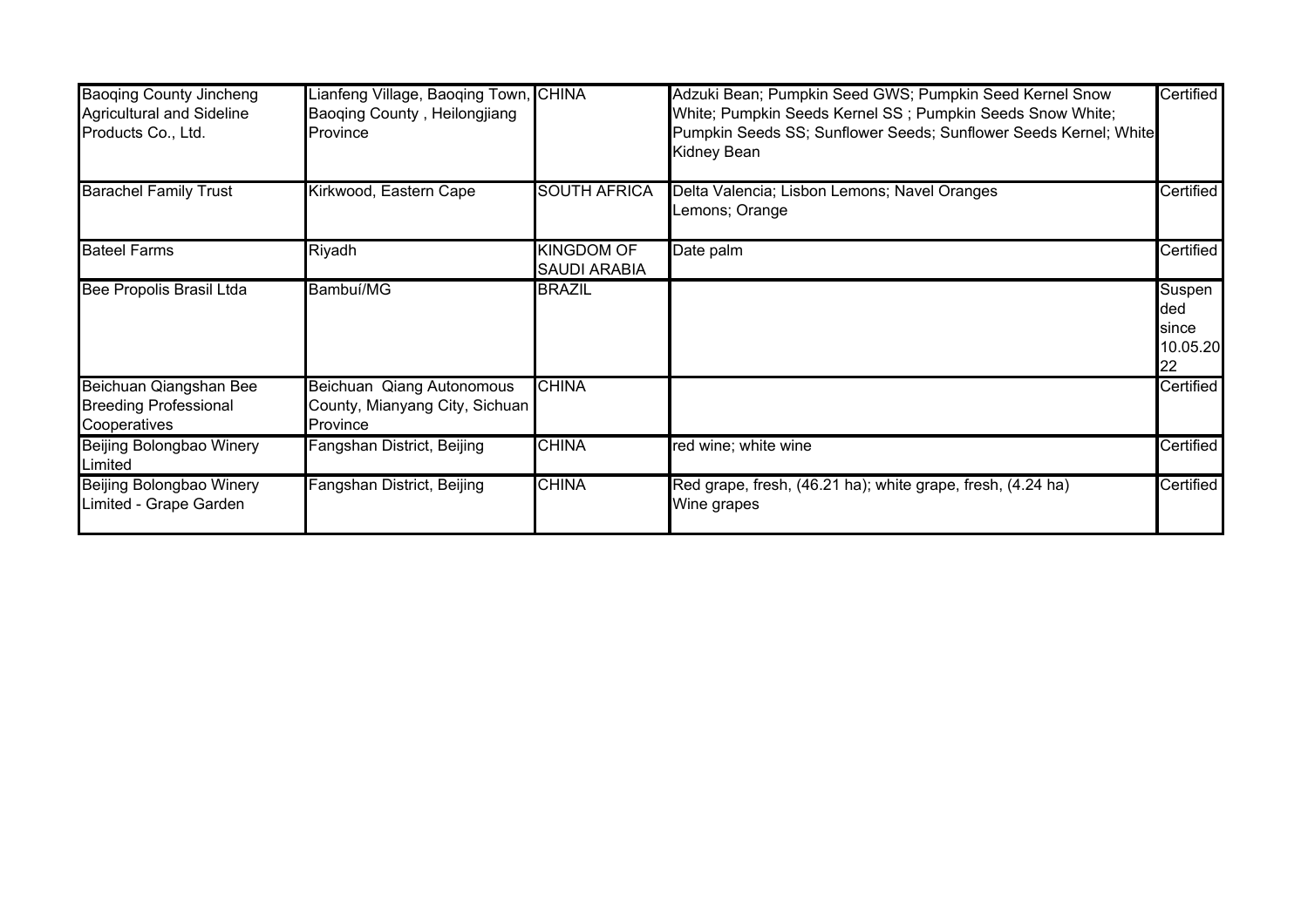| | | | | |
|---|---|---|---|---|
| Baoqing County Jincheng Agricultural and Sideline Products Co., Ltd. | Lianfeng Village, Baoqing Town, Baoqing County , Heilongjiang Province | CHINA | Adzuki Bean; Pumpkin Seed GWS; Pumpkin Seed Kernel Snow White; Pumpkin Seeds Kernel SS ; Pumpkin Seeds Snow White; Pumpkin Seeds SS; Sunflower Seeds; Sunflower Seeds Kernel; White Kidney Bean | Certified |
| Barachel Family Trust | Kirkwood, Eastern Cape | SOUTH AFRICA | Delta Valencia; Lisbon Lemons; Navel Oranges Lemons; Orange | Certified |
| Bateel Farms | Riyadh | KINGDOM OF SAUDI ARABIA | Date palm | Certified |
| Bee Propolis Brasil Ltda | Bambuí/MG | BRAZIL | | Suspended since 10.05.2022 |
| Beichuan Qiangshan Bee Breeding Professional Cooperatives | Beichuan Qiang Autonomous County, Mianyang City, Sichuan Province | CHINA | | Certified |
| Beijing Bolongbao Winery Limited | Fangshan District, Beijing | CHINA | red wine; white wine | Certified |
| Beijing Bolongbao Winery Limited - Grape Garden | Fangshan District, Beijing | CHINA | Red grape, fresh, (46.21 ha); white grape, fresh, (4.24 ha) Wine grapes | Certified |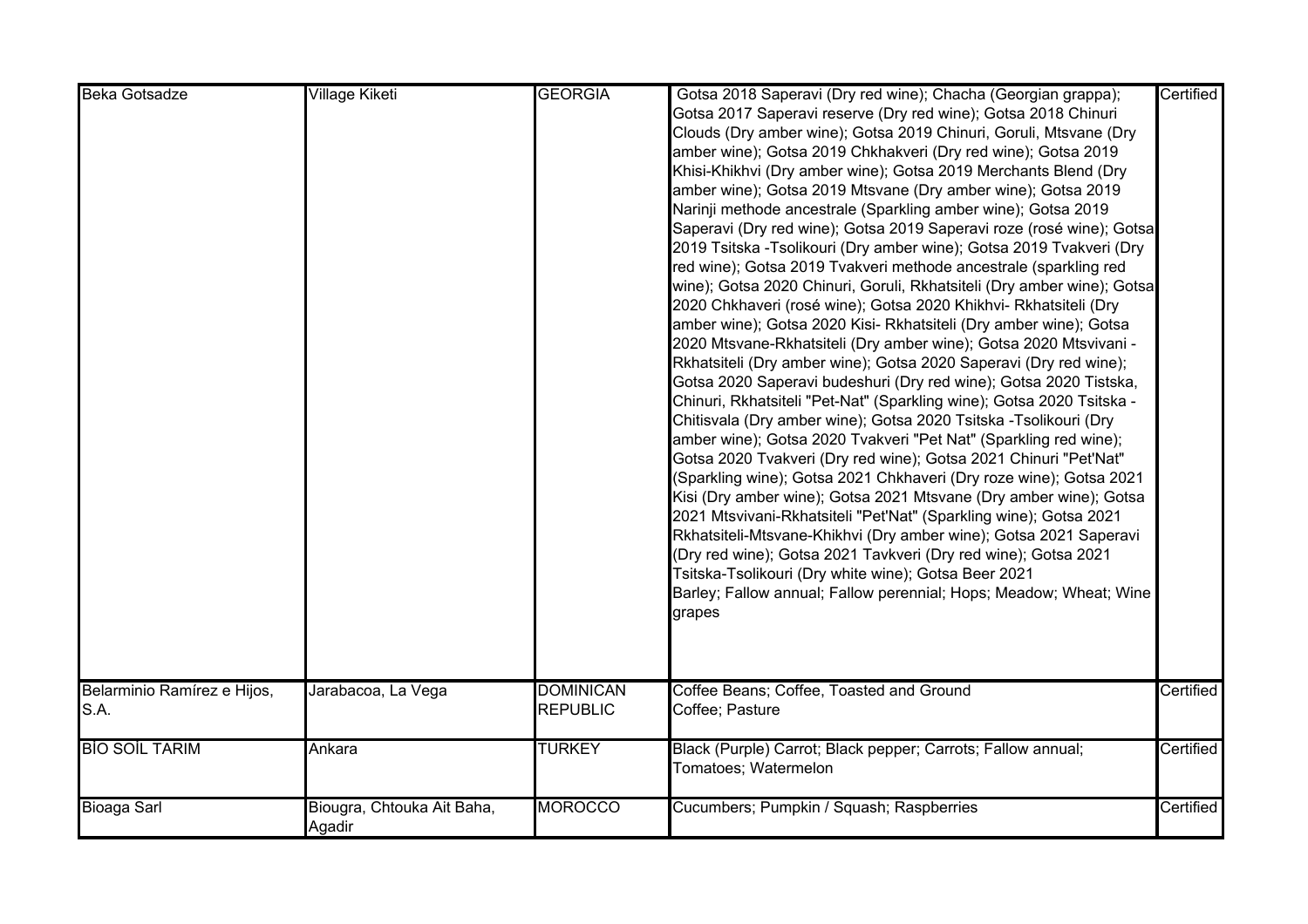| | | | | |
|---|---|---|---|---|
| Beka Gotsadze | Village Kiketi | GEORGIA | Gotsa 2018 Saperavi (Dry red wine); Chacha (Georgian grappa); Gotsa 2017 Saperavi reserve (Dry red wine); Gotsa 2018 Chinuri Clouds (Dry amber wine); Gotsa 2019 Chinuri, Goruli, Mtsvane (Dry amber wine); Gotsa 2019 Chkhakveri (Dry red wine); Gotsa 2019 Khisi-Khikhvi (Dry amber wine); Gotsa 2019 Merchants Blend (Dry amber wine); Gotsa 2019 Mtsvane (Dry amber wine); Gotsa 2019 Narinji methode ancestrale (Sparkling amber wine); Gotsa 2019 Saperavi (Dry red wine); Gotsa 2019 Saperavi roze (rosé wine); Gotsa 2019 Tsitska -Tsolikouri (Dry amber wine); Gotsa 2019 Tvakveri (Dry red wine); Gotsa 2019 Tvakveri methode ancestrale (sparkling red wine); Gotsa 2020 Chinuri, Goruli, Rkhatsiteli (Dry amber wine); Gotsa 2020 Chkhaveri (rosé wine); Gotsa 2020 Khikhvi- Rkhatsiteli (Dry amber wine); Gotsa 2020 Kisi- Rkhatsiteli (Dry amber wine); Gotsa 2020 Mtsvane-Rkhatsiteli (Dry amber wine); Gotsa 2020 Mtsvivani - Rkhatsiteli (Dry amber wine); Gotsa 2020 Saperavi (Dry red wine); Gotsa 2020 Saperavi budeshuri (Dry red wine); Gotsa 2020 Tistska, Chinuri, Rkhatsiteli "Pet-Nat" (Sparkling wine); Gotsa 2020 Tsitska - Chitisvala (Dry amber wine); Gotsa 2020 Tsitska -Tsolikouri (Dry amber wine); Gotsa 2020 Tvakveri "Pet Nat" (Sparkling red wine); Gotsa 2020 Tvakveri (Dry red wine); Gotsa 2021 Chinuri "Pet'Nat" (Sparkling wine); Gotsa 2021 Chkhaveri (Dry roze wine); Gotsa 2021 Kisi (Dry amber wine); Gotsa 2021 Mtsvane (Dry amber wine); Gotsa 2021 Mtsvivani-Rkhatsiteli "Pet'Nat" (Sparkling wine); Gotsa 2021 Rkhatsiteli-Mtsvane-Khikhvi (Dry amber wine); Gotsa 2021 Saperavi (Dry red wine); Gotsa 2021 Tavkveri (Dry red wine); Gotsa 2021 Tsitska-Tsolikouri (Dry white wine); Gotsa Beer 2021<br>Barley; Fallow annual; Fallow perennial; Hops; Meadow; Wheat; Wine grapes | Certified |
| Belarminio Ramírez e Hijos, S.A. | Jarabacoa, La Vega | DOMINICAN REPUBLIC | Coffee Beans; Coffee, Toasted and Ground<br>Coffee; Pasture | Certified |
| BİO SOİL TARIM | Ankara | TURKEY | Black (Purple) Carrot; Black pepper; Carrots; Fallow annual; Tomatoes; Watermelon | Certified |
| Bioaga Sarl | Biougra, Chtouka Ait Baha, Agadir | MOROCCO | Cucumbers; Pumpkin / Squash; Raspberries | Certified |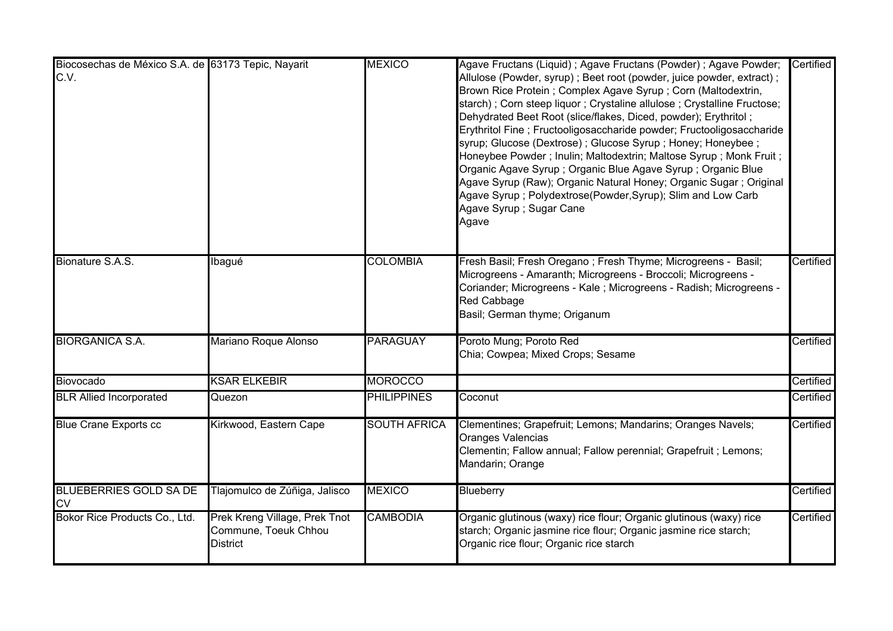| | | | | |
|---|---|---|---|---|
| Biocosechas de México S.A. de C.V. | 63173 Tepic, Nayarit | MEXICO | Agave Fructans (Liquid) ; Agave Fructans (Powder) ; Agave Powder; Allulose (Powder, syrup) ; Beet root (powder, juice powder, extract) ; Brown Rice Protein ; Complex Agave Syrup ; Corn (Maltodextrin, starch) ; Corn steep liquor ; Crystaline allulose ; Crystalline Fructose; Dehydrated Beet Root (slice/flakes, Diced, powder); Erythritol ; Erythritol Fine ; Fructooligosaccharide powder; Fructooligosaccharide syrup; Glucose (Dextrose) ; Glucose Syrup ; Honey; Honeybee ; Honeybee Powder ; Inulin; Maltodextrin; Maltose Syrup ; Monk Fruit ; Organic Agave Syrup ; Organic Blue Agave Syrup ; Organic Blue Agave Syrup (Raw); Organic Natural Honey; Organic Sugar ; Original Agave Syrup ; Polydextrose(Powder,Syrup); Slim and Low Carb Agave Syrup ; Sugar Cane<br>Agave | Certified |
| Bionature S.A.S. | Ibagué | COLOMBIA | Fresh Basil; Fresh Oregano ; Fresh Thyme; Microgreens - Basil; Microgreens - Amaranth; Microgreens - Broccoli; Microgreens - Coriander; Microgreens - Kale ; Microgreens - Radish; Microgreens - Red Cabbage<br>Basil; German thyme; Origanum | Certified |
| BIORGANICA S.A. | Mariano Roque Alonso | PARAGUAY | Poroto Mung; Poroto Red<br>Chia; Cowpea; Mixed Crops; Sesame | Certified |
| Biovocado | KSAR ELKEBIR | MOROCCO | | Certified |
| BLR Allied Incorporated | Quezon | PHILIPPINES | Coconut | Certified |
| Blue Crane Exports cc | Kirkwood, Eastern Cape | SOUTH AFRICA | Clementines; Grapefruit; Lemons; Mandarins; Oranges Navels; Oranges Valencias<br>Clementin; Fallow annual; Fallow perennial; Grapefruit ; Lemons; Mandarin; Orange | Certified |
| BLUEBERRIES GOLD SA DE CV | Tlajomulco de Zúñiga, Jalisco | MEXICO | Blueberry | Certified |
| Bokor Rice Products Co., Ltd. | Prek Kreng Village, Prek Tnot Commune, Toeuk Chhou District | CAMBODIA | Organic glutinous (waxy) rice flour; Organic glutinous (waxy) rice starch; Organic jasmine rice flour; Organic jasmine rice starch; Organic rice flour; Organic rice starch | Certified |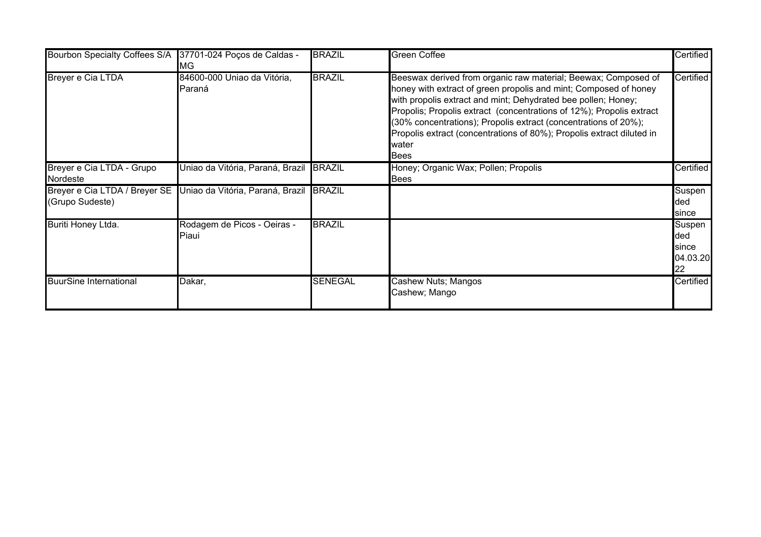| | | | | |
|---|---|---|---|---|
| Bourbon Specialty Coffees S/A | 37701-024 Poços de Caldas - MG | BRAZIL | Green Coffee | Certified |
| Breyer e Cia LTDA | 84600-000 Uniao da Vitória, Paraná | BRAZIL | Beeswax derived from organic raw material; Beewax; Composed of honey with extract of green propolis and mint; Composed of honey with propolis extract and mint; Dehydrated bee pollen; Honey; Propolis; Propolis extract (concentrations of 12%); Propolis extract (30% concentrations); Propolis extract (concentrations of 20%); Propolis extract (concentrations of 80%); Propolis extract diluted in water<br>Bees | Certified |
| Breyer e Cia LTDA - Grupo Nordeste | Uniao da Vitória, Paraná, Brazil | BRAZIL | Honey; Organic Wax; Pollen; Propolis<br>Bees | Certified |
| Breyer e Cia LTDA / Breyer SE (Grupo Sudeste) | Uniao da Vitória, Paraná, Brazil | BRAZIL | | Suspended since |
| Buriti Honey Ltda. | Rodagem de Picos - Oeiras - Piaui | BRAZIL | | Suspended since 04.03.2022 |
| BuurSine International | Dakar, | SENEGAL | Cashew Nuts; Mangos<br>Cashew; Mango | Certified |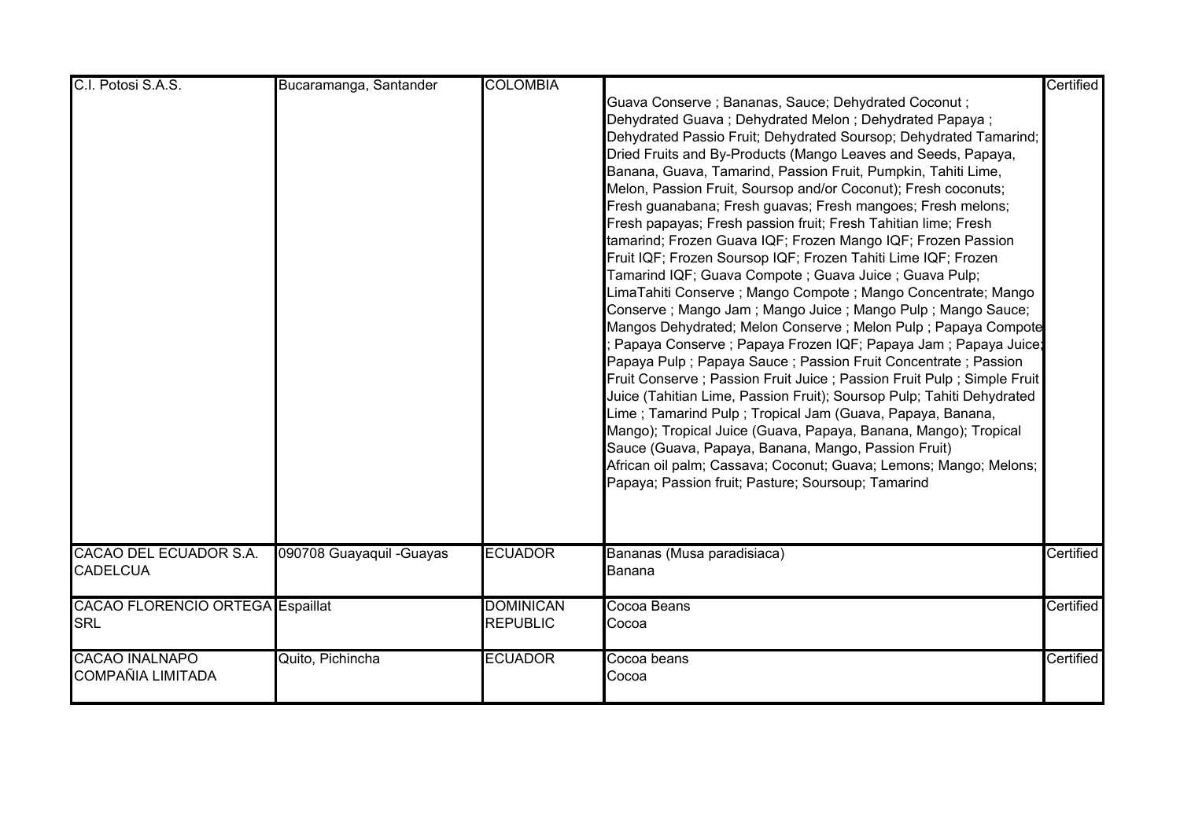| | | | | |
|---|---|---|---|---|
| C.I. Potosi S.A.S. | Bucaramanga, Santander | COLOMBIA | Guava Conserve ; Bananas, Sauce; Dehydrated Coconut ; Dehydrated Guava ; Dehydrated Melon ; Dehydrated Papaya ; Dehydrated Passio Fruit; Dehydrated Soursop; Dehydrated Tamarind; Dried Fruits and By-Products (Mango Leaves and Seeds, Papaya, Banana, Guava, Tamarind, Passion Fruit, Pumpkin, Tahiti Lime, Melon, Passion Fruit, Soursop and/or Coconut); Fresh coconuts; Fresh guanabana; Fresh guavas; Fresh mangoes; Fresh melons; Fresh papayas; Fresh passion fruit; Fresh Tahitian lime; Fresh tamarind; Frozen Guava IQF; Frozen Mango IQF; Frozen Passion Fruit IQF; Frozen Soursop IQF; Frozen Tahiti Lime IQF; Frozen Tamarind IQF; Guava Compote ; Guava Juice ; Guava Pulp; LimaTahiti Conserve ; Mango Compote ; Mango Concentrate; Mango Conserve ; Mango Jam ; Mango Juice ; Mango Pulp ; Mango Sauce; Mangos Dehydrated; Melon Conserve ; Melon Pulp ; Papaya Compote ; Papaya Conserve ; Papaya Frozen IQF; Papaya Jam ; Papaya Juice; Papaya Pulp ; Papaya Sauce ; Passion Fruit Concentrate ; Passion Fruit Conserve ; Passion Fruit Juice ; Passion Fruit Pulp ; Simple Fruit Juice (Tahitian Lime, Passion Fruit); Soursop Pulp; Tahiti Dehydrated Lime ; Tamarind Pulp ; Tropical Jam (Guava, Papaya, Banana, Mango); Tropical Juice (Guava, Papaya, Banana, Mango); Tropical Sauce (Guava, Papaya, Banana, Mango, Passion Fruit)<br>African oil palm; Cassava; Coconut; Guava; Lemons; Mango; Melons; Papaya; Passion fruit; Pasture; Soursoup; Tamarind | Certified |
| CACAO DEL ECUADOR S.A. CADELCUA | 090708 Guayaquil -Guayas | ECUADOR | Bananas (Musa paradisiaca)<br>Banana | Certified |
| CACAO FLORENCIO ORTEGA SRL | Espaillat | DOMINICAN REPUBLIC | Cocoa Beans<br>Cocoa | Certified |
| CACAO INALNAPO COMPAÑIA LIMITADA | Quito, Pichincha | ECUADOR | Cocoa beans<br>Cocoa | Certified |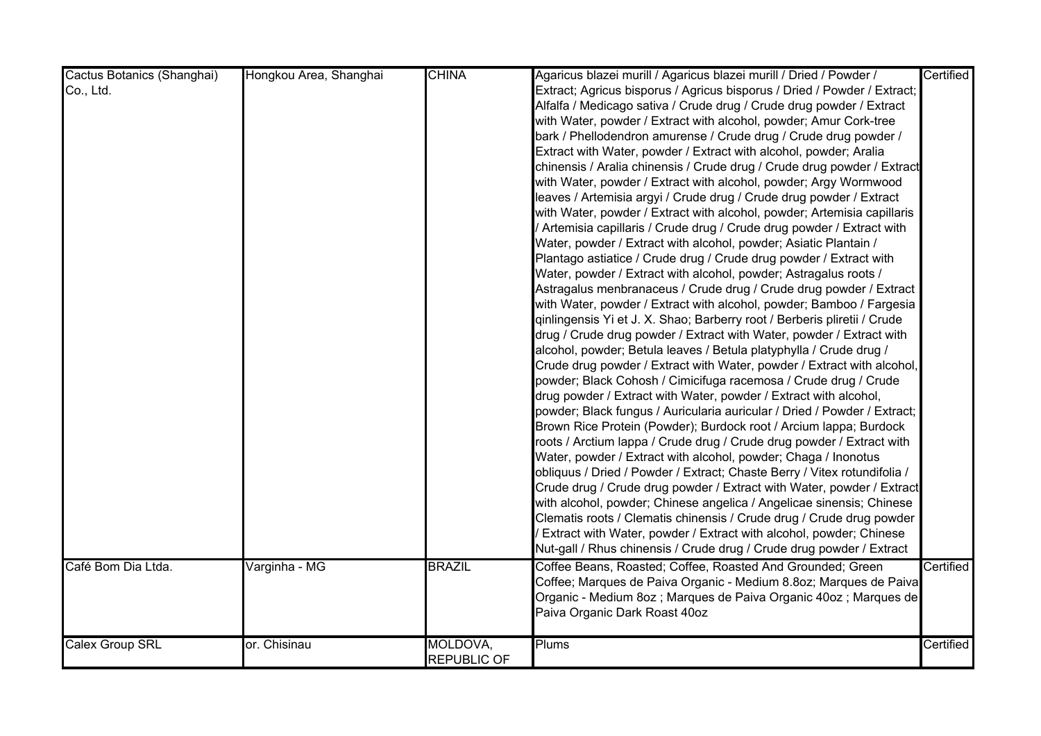| | | | | |
|---|---|---|---|---|
| Cactus Botanics (Shanghai) Co., Ltd. | Hongkou Area, Shanghai | CHINA | Agaricus blazei murill / Agaricus blazei murill / Dried / Powder / Extract; Agricus bisporus / Agricus bisporus / Dried / Powder / Extract; Alfalfa / Medicago sativa / Crude drug / Crude drug powder / Extract with Water, powder / Extract with alcohol, powder; Amur Cork-tree bark / Phellodendron amurense / Crude drug / Crude drug powder / Extract with Water, powder / Extract with alcohol, powder; Aralia chinensis / Aralia chinensis / Crude drug / Crude drug powder / Extract with Water, powder / Extract with alcohol, powder; Argy Wormwood leaves / Artemisia argyi / Crude drug / Crude drug powder / Extract with Water, powder / Extract with alcohol, powder; Artemisia capillaris / Artemisia capillaris / Crude drug / Crude drug powder / Extract with Water, powder / Extract with alcohol, powder; Asiatic Plantain / Plantago astiatice / Crude drug / Crude drug powder / Extract with Water, powder / Extract with alcohol, powder; Astragalus roots / Astragalus menbranaceus / Crude drug / Crude drug powder / Extract with Water, powder / Extract with alcohol, powder; Bamboo / Fargesia qinlingensis Yi et J. X. Shao; Barberry root / Berberis pliretii / Crude drug / Crude drug powder / Extract with Water, powder / Extract with alcohol, powder; Betula leaves / Betula platyphylla / Crude drug / Crude drug powder / Extract with Water, powder / Extract with alcohol, powder; Black Cohosh / Cimicifuga racemosa / Crude drug / Crude drug powder / Extract with Water, powder / Extract with alcohol, powder; Black fungus / Auricularia auricular / Dried / Powder / Extract; Brown Rice Protein (Powder); Burdock root / Arcium lappa; Burdock roots / Arctium lappa / Crude drug / Crude drug powder / Extract with Water, powder / Extract with alcohol, powder; Chaga / Inonotus obliquus / Dried / Powder / Extract; Chaste Berry / Vitex rotundifolia / Crude drug / Crude drug powder / Extract with Water, powder / Extract with alcohol, powder; Chinese angelica / Angelicae sinensis; Chinese Clematis roots / Clematis chinensis / Crude drug / Crude drug powder / Extract with Water, powder / Extract with alcohol, powder; Chinese Nut-gall / Rhus chinensis / Crude drug / Crude drug powder / Extract | Certified |
| Café Bom Dia Ltda. | Varginha - MG | BRAZIL | Coffee Beans, Roasted; Coffee, Roasted And Grounded; Green Coffee; Marques de Paiva Organic - Medium 8.8oz; Marques de Paiva Organic - Medium 8oz ; Marques de Paiva Organic 40oz ; Marques de Paiva Organic Dark Roast 40oz | Certified |
| Calex Group SRL | or. Chisinau | MOLDOVA, REPUBLIC OF | Plums | Certified |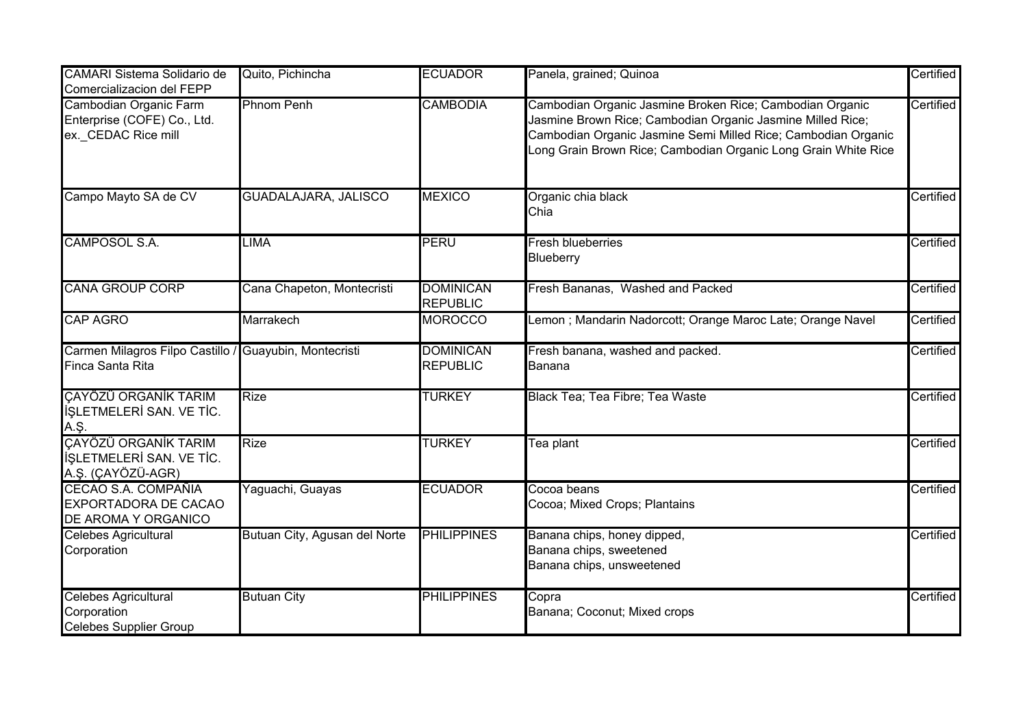| | | | | |
|---|---|---|---|---|
| CAMARI Sistema Solidario de Comercializacion del FEPP | Quito, Pichincha | ECUADOR | Panela, grained; Quinoa | Certified |
| Cambodian Organic Farm Enterprise (COFE) Co., Ltd. ex._CEDAC Rice mill | Phnom Penh | CAMBODIA | Cambodian Organic Jasmine Broken Rice; Cambodian Organic Jasmine Brown Rice; Cambodian Organic Jasmine Milled Rice; Cambodian Organic Jasmine Semi Milled Rice; Cambodian Organic Long Grain Brown Rice; Cambodian Organic Long Grain White Rice | Certified |
| Campo Mayto SA de CV | GUADALAJARA, JALISCO | MEXICO | Organic chia black<br>Chia | Certified |
| CAMPOSOL S.A. | LIMA | PERU | Fresh blueberries<br>Blueberry | Certified |
| CANA GROUP CORP | Cana Chapeton, Montecristi | DOMINICAN REPUBLIC | Fresh Bananas, Washed and Packed | Certified |
| CAP AGRO | Marrakech | MOROCCO | Lemon ; Mandarin Nadorcott; Orange Maroc Late; Orange Navel | Certified |
| Carmen Milagros Filpo Castillo / Finca Santa Rita | Guayubin, Montecristi | DOMINICAN REPUBLIC | Fresh banana, washed and packed.<br>Banana | Certified |
| ÇAYÖZÜ ORGANİK TARIM İŞLETMELERİ SAN. VE TİC. A.Ş. | Rize | TURKEY | Black Tea; Tea Fibre; Tea Waste | Certified |
| ÇAYÖZÜ ORGANİK TARIM İŞLETMELERİ SAN. VE TİC. A.Ş. (ÇAYÖZÜ-AGR) | Rize | TURKEY | Tea plant | Certified |
| CECAO S.A. COMPAÑIA EXPORTADORA DE CACAO DE AROMA Y ORGANICO | Yaguachi, Guayas | ECUADOR | Cocoa beans<br>Cocoa; Mixed Crops; Plantains | Certified |
| Celebes Agricultural Corporation | Butuan City, Agusan del Norte | PHILIPPINES | Banana chips, honey dipped,<br>Banana chips, sweetened<br>Banana chips, unsweetened | Certified |
| Celebes Agricultural Corporation<br>Celebes Supplier Group | Butuan City | PHILIPPINES | Copra<br>Banana; Coconut; Mixed crops | Certified |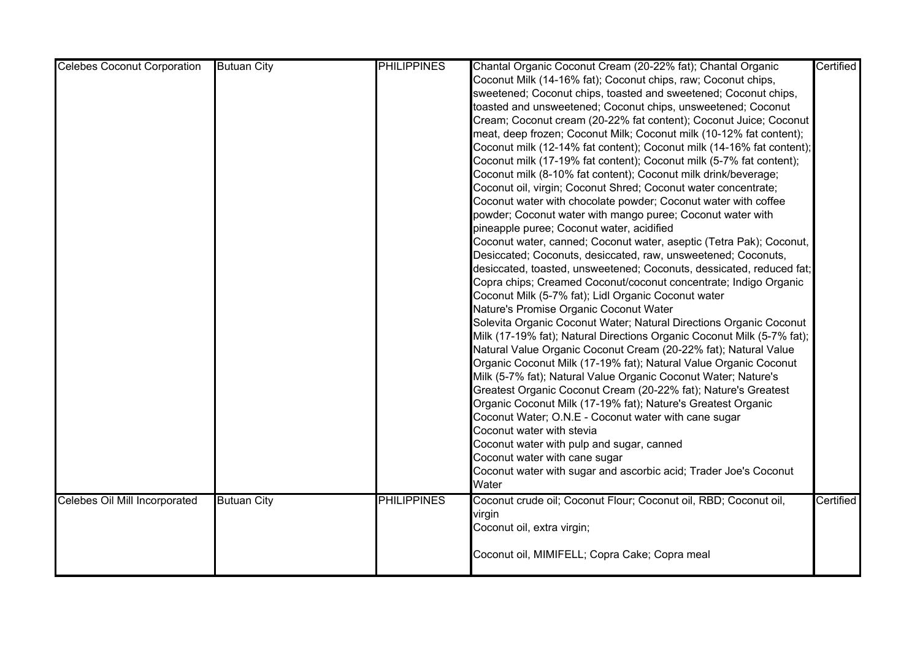| Celebes Coconut Corporation | Butuan City | PHILIPPINES | Chantal Organic Coconut Cream (20-22% fat); Chantal Organic Coconut Milk (14-16% fat); Coconut chips, raw; Coconut chips, sweetened; Coconut chips, toasted and sweetened; Coconut chips, toasted and unsweetened; Coconut chips, unsweetened; Coconut Cream; Coconut cream (20-22% fat content); Coconut Juice; Coconut meat, deep frozen; Coconut Milk; Coconut milk (10-12% fat content); Coconut milk (12-14% fat content); Coconut milk (14-16% fat content); Coconut milk (17-19% fat content); Coconut milk (5-7% fat content); Coconut milk (8-10% fat content); Coconut milk drink/beverage; Coconut oil, virgin; Coconut Shred; Coconut water concentrate; Coconut water with chocolate powder; Coconut water with coffee powder; Coconut water with mango puree; Coconut water with pineapple puree; Coconut water, acidified<br>Coconut water, canned; Coconut water, aseptic (Tetra Pak); Coconut, Desiccated; Coconuts, desiccated, raw, unsweetened; Coconuts, desiccated, toasted, unsweetened; Coconuts, dessicated, reduced fat; Copra chips; Creamed Coconut/coconut concentrate; Indigo Organic Coconut Milk (5-7% fat); Lidl Organic Coconut water<br>Nature's Promise Organic Coconut Water<br>Solevita Organic Coconut Water; Natural Directions Organic Coconut Milk (17-19% fat); Natural Directions Organic Coconut Milk (5-7% fat); Natural Value Organic Coconut Cream (20-22% fat); Natural Value Organic Coconut Milk (17-19% fat); Natural Value Organic Coconut Milk (5-7% fat); Natural Value Organic Coconut Water; Nature's Greatest Organic Coconut Cream (20-22% fat); Nature's Greatest Organic Coconut Milk (17-19% fat); Nature's Greatest Organic Coconut Water; O.N.E - Coconut water with cane sugar<br>Coconut water with stevia<br>Coconut water with pulp and sugar, canned<br>Coconut water with cane sugar<br>Coconut water with sugar and ascorbic acid; Trader Joe's Coconut Water | Certified |
|---|---|---|---|---|
| Celebes Oil Mill Incorporated | Butuan City | PHILIPPINES | Coconut crude oil; Coconut Flour; Coconut oil, RBD; Coconut oil, virgin<br>Coconut oil, extra virgin;<br><br>Coconut oil, MIMIFELL; Copra Cake; Copra meal | Certified |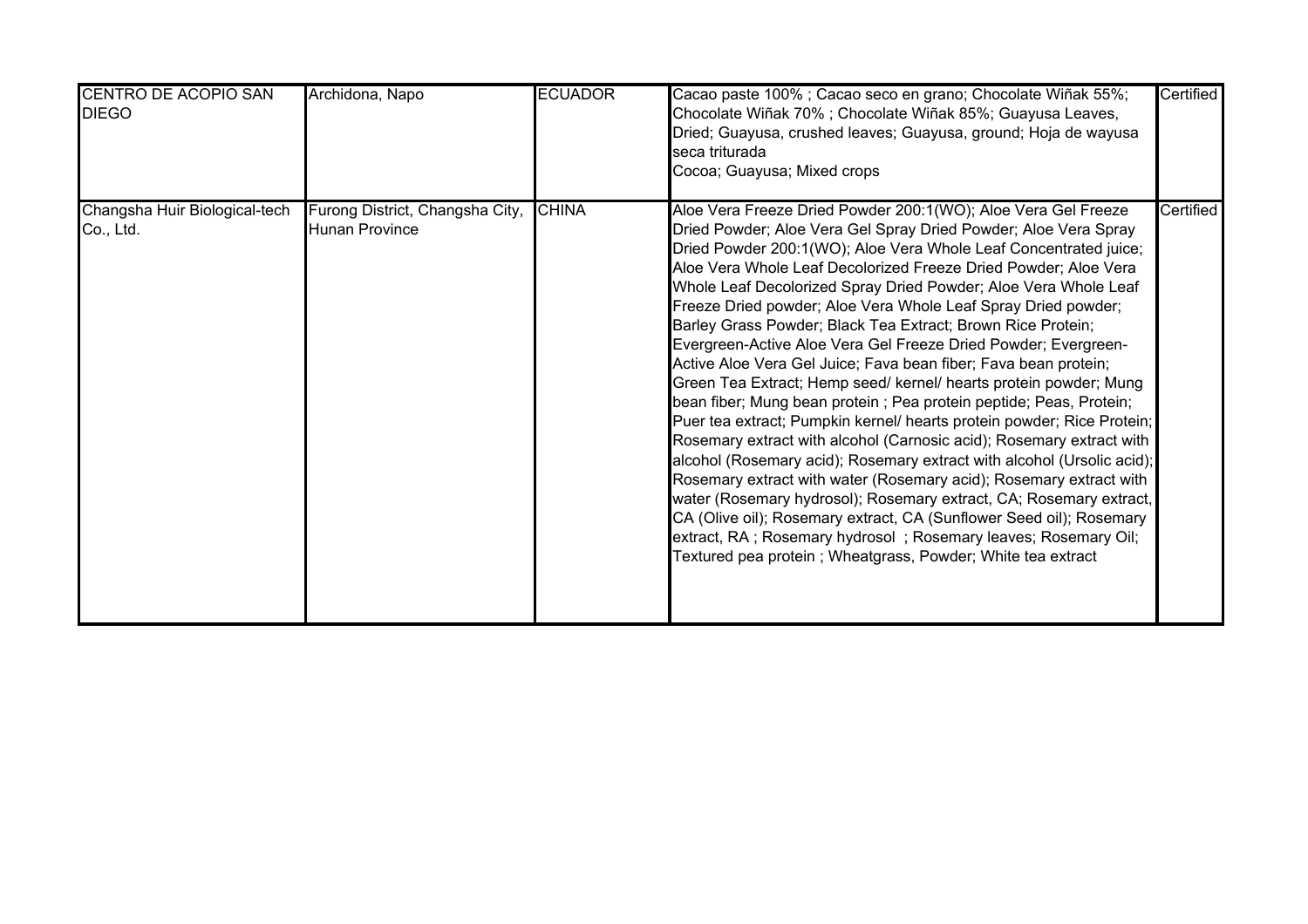| | | | | |
|---|---|---|---|---|
| CENTRO DE ACOPIO SAN DIEGO | Archidona, Napo | ECUADOR | Cacao paste 100% ; Cacao seco en grano; Chocolate Wiñak 55%; Chocolate Wiñak 70% ; Chocolate Wiñak 85%; Guayusa Leaves, Dried; Guayusa, crushed leaves; Guayusa, ground; Hoja de wayusa seca triturada<br>Cocoa; Guayusa; Mixed crops | Certified |
| Changsha Huir Biological-tech Co., Ltd. | Furong District, Changsha City, Hunan Province | CHINA | Aloe Vera Freeze Dried Powder 200:1(WO); Aloe Vera Gel Freeze Dried Powder; Aloe Vera Gel Spray Dried Powder; Aloe Vera Spray Dried Powder 200:1(WO); Aloe Vera Whole Leaf Concentrated juice; Aloe Vera Whole Leaf Decolorized Freeze Dried Powder; Aloe Vera Whole Leaf Decolorized Spray Dried Powder; Aloe Vera Whole Leaf Freeze Dried powder; Aloe Vera Whole Leaf Spray Dried powder; Barley Grass Powder; Black Tea Extract; Brown Rice Protein; Evergreen-Active Aloe Vera Gel Freeze Dried Powder; Evergreen-Active Aloe Vera Gel Juice; Fava bean fiber; Fava bean protein; Green Tea Extract; Hemp seed/ kernel/ hearts protein powder; Mung bean fiber; Mung bean protein ; Pea protein peptide; Peas, Protein; Puer tea extract; Pumpkin kernel/ hearts protein powder; Rice Protein; Rosemary extract with alcohol (Carnosic acid); Rosemary extract with alcohol (Rosemary acid); Rosemary extract with alcohol (Ursolic acid); Rosemary extract with water (Rosemary acid); Rosemary extract with water (Rosemary hydrosol); Rosemary extract, CA; Rosemary extract, CA (Olive oil); Rosemary extract, CA (Sunflower Seed oil); Rosemary extract, RA ; Rosemary hydrosol ; Rosemary leaves; Rosemary Oil; Textured pea protein ; Wheatgrass, Powder; White tea extract | Certified |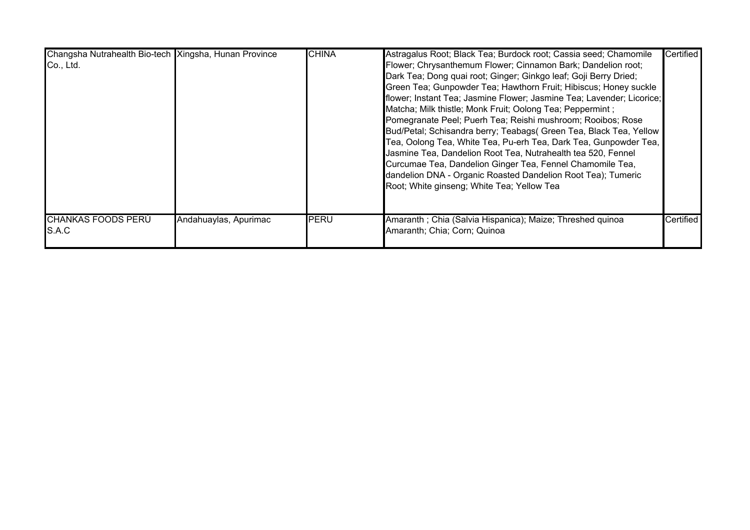| | | | | |
|---|---|---|---|---|
| Changsha Nutrahealth Bio-tech Co., Ltd. | Xingsha, Hunan Province | CHINA | Astragalus Root; Black Tea; Burdock root; Cassia seed; Chamomile Flower; Chrysanthemum Flower; Cinnamon Bark; Dandelion root; Dark Tea; Dong quai root; Ginger; Ginkgo leaf; Goji Berry Dried; Green Tea; Gunpowder Tea; Hawthorn Fruit; Hibiscus; Honey suckle flower; Instant Tea; Jasmine Flower; Jasmine Tea; Lavender; Licorice; Matcha; Milk thistle; Monk Fruit; Oolong Tea; Peppermint ; Pomegranate Peel; Puerh Tea; Reishi mushroom; Rooibos; Rose Bud/Petal; Schisandra berry; Teabags( Green Tea, Black Tea, Yellow Tea, Oolong Tea, White Tea, Pu-erh Tea, Dark Tea, Gunpowder Tea, Jasmine Tea, Dandelion Root Tea, Nutrahealth tea 520, Fennel Curcumae Tea, Dandelion Ginger Tea, Fennel Chamomile Tea, dandelion DNA - Organic Roasted Dandelion Root Tea); Tumeric Root; White ginseng; White Tea; Yellow Tea | Certified |
| CHANKAS FOODS PERÚ S.A.C | Andahuaylas, Apurimac | PERU | Amaranth ; Chia (Salvia Hispanica); Maize; Threshed quinoa Amaranth; Chia; Corn; Quinoa | Certified |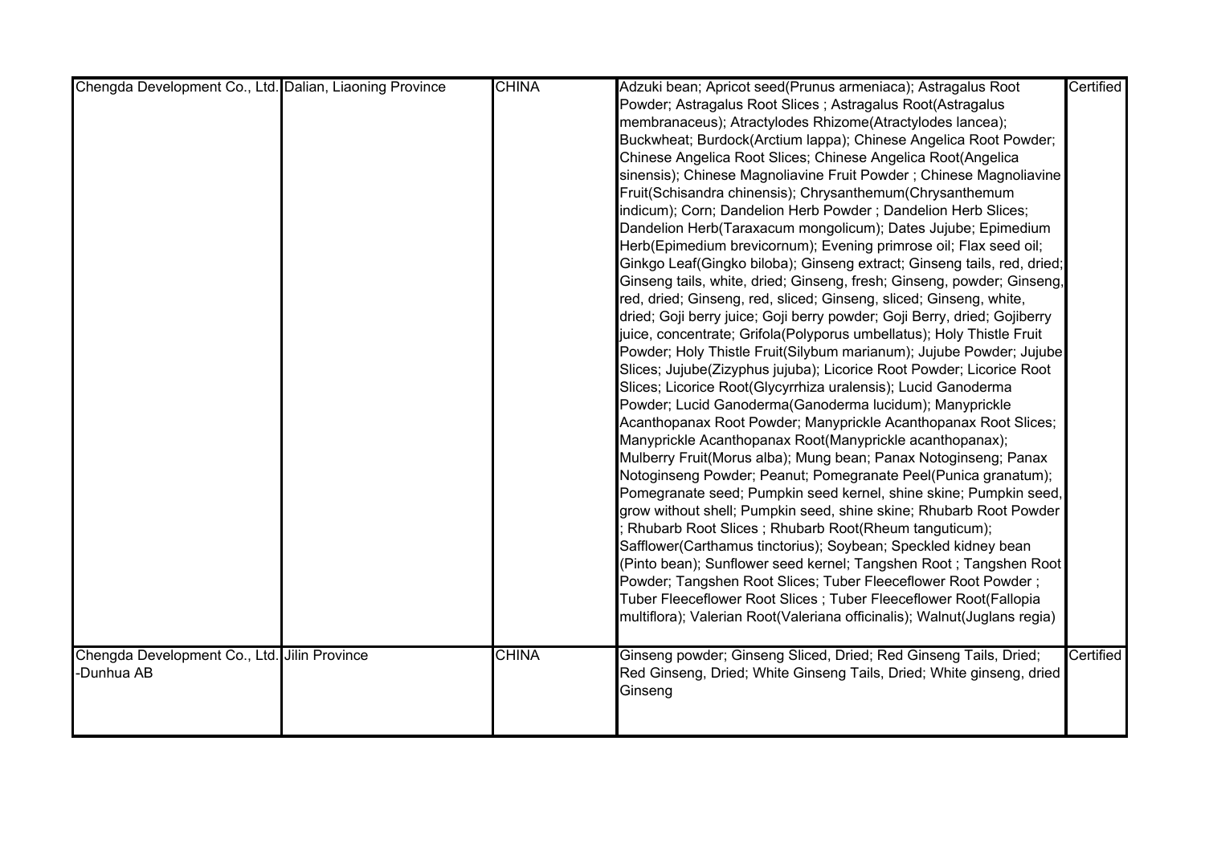| | | | | |
|---|---|---|---|---|
| Chengda Development Co., Ltd. | Dalian, Liaoning Province | CHINA | Adzuki bean; Apricot seed(Prunus armeniaca); Astragalus Root Powder; Astragalus Root Slices ; Astragalus Root(Astragalus membranaceus); Atractylodes Rhizome(Atractylodes lancea); Buckwheat; Burdock(Arctium lappa); Chinese Angelica Root Powder; Chinese Angelica Root Slices; Chinese Angelica Root(Angelica sinensis); Chinese Magnoliavine Fruit Powder ; Chinese Magnoliavine Fruit(Schisandra chinensis); Chrysanthemum(Chrysanthemum indicum); Corn; Dandelion Herb Powder ; Dandelion Herb Slices; Dandelion Herb(Taraxacum mongolicum); Dates Jujube; Epimedium Herb(Epimedium brevicornum); Evening primrose oil; Flax seed oil; Ginkgo Leaf(Gingko biloba); Ginseng extract; Ginseng tails, red, dried; Ginseng tails, white, dried; Ginseng, fresh; Ginseng, powder; Ginseng, red, dried; Ginseng, red, sliced; Ginseng, sliced; Ginseng, white, dried; Goji berry juice; Goji berry powder; Goji Berry, dried; Gojiberry juice, concentrate; Grifola(Polyporus umbellatus); Holy Thistle Fruit Powder; Holy Thistle Fruit(Silybum marianum); Jujube Powder; Jujube Slices; Jujube(Zizyphus jujuba); Licorice Root Powder; Licorice Root Slices; Licorice Root(Glycyrrhiza uralensis); Lucid Ganoderma Powder; Lucid Ganoderma(Ganoderma lucidum); Manyprickle Acanthopanax Root Powder; Manyprickle Acanthopanax Root Slices; Manyprickle Acanthopanax Root(Manyprickle acanthopanax); Mulberry Fruit(Morus alba); Mung bean; Panax Notoginseng; Panax Notoginseng Powder; Peanut; Pomegranate Peel(Punica granatum); Pomegranate seed; Pumpkin seed kernel, shine skine; Pumpkin seed, grow without shell; Pumpkin seed, shine skine; Rhubarb Root Powder ; Rhubarb Root Slices ; Rhubarb Root(Rheum tanguticum); Safflower(Carthamus tinctorius); Soybean; Speckled kidney bean (Pinto bean); Sunflower seed kernel; Tangshen Root ; Tangshen Root Powder; Tangshen Root Slices; Tuber Fleeceflower Root Powder ; Tuber Fleeceflower Root Slices ; Tuber Fleeceflower Root(Fallopia multiflora); Valerian Root(Valeriana officinalis); Walnut(Juglans regia) | Certified |
| Chengda Development Co., Ltd. -Dunhua AB | Jilin Province | CHINA | Ginseng powder; Ginseng Sliced, Dried; Red Ginseng Tails, Dried; Red Ginseng, Dried; White Ginseng Tails, Dried; White ginseng, dried Ginseng | Certified |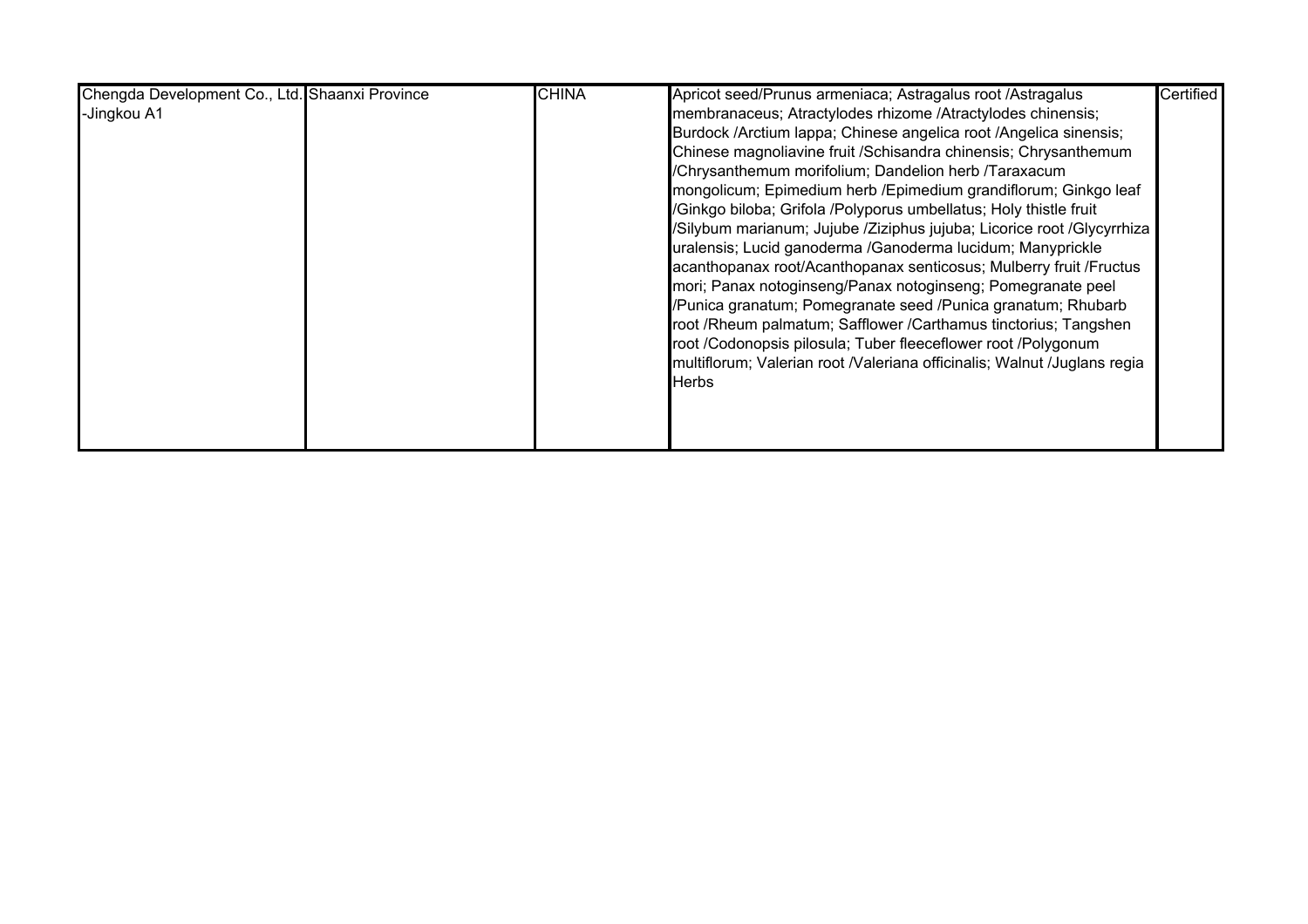| | | | | |
|---|---|---|---|---|
| Chengda Development Co., Ltd. -Jingkou A1 | Shaanxi Province | CHINA | Apricot seed/Prunus armeniaca; Astragalus root /Astragalus membranaceus; Atractylodes rhizome /Atractylodes chinensis; Burdock /Arctium lappa; Chinese angelica root /Angelica sinensis; Chinese magnoliavine fruit /Schisandra chinensis; Chrysanthemum /Chrysanthemum morifolium; Dandelion herb /Taraxacum mongolicum; Epimedium herb /Epimedium grandiflorum; Ginkgo leaf /Ginkgo biloba; Grifola /Polyporus umbellatus; Holy thistle fruit /Silybum marianum; Jujube /Ziziphus jujuba; Licorice root /Glycyrrhiza uralensis; Lucid ganoderma /Ganoderma lucidum; Manyprickle acanthopanax root/Acanthopanax senticosus; Mulberry fruit /Fructus mori; Panax notoginseng/Panax notoginseng; Pomegranate peel /Punica granatum; Pomegranate seed /Punica granatum; Rhubarb root /Rheum palmatum; Safflower /Carthamus tinctorius; Tangshen root /Codonopsis pilosula; Tuber fleeceflower root /Polygonum multiflorum; Valerian root /Valeriana officinalis; Walnut /Juglans regia Herbs | Certified |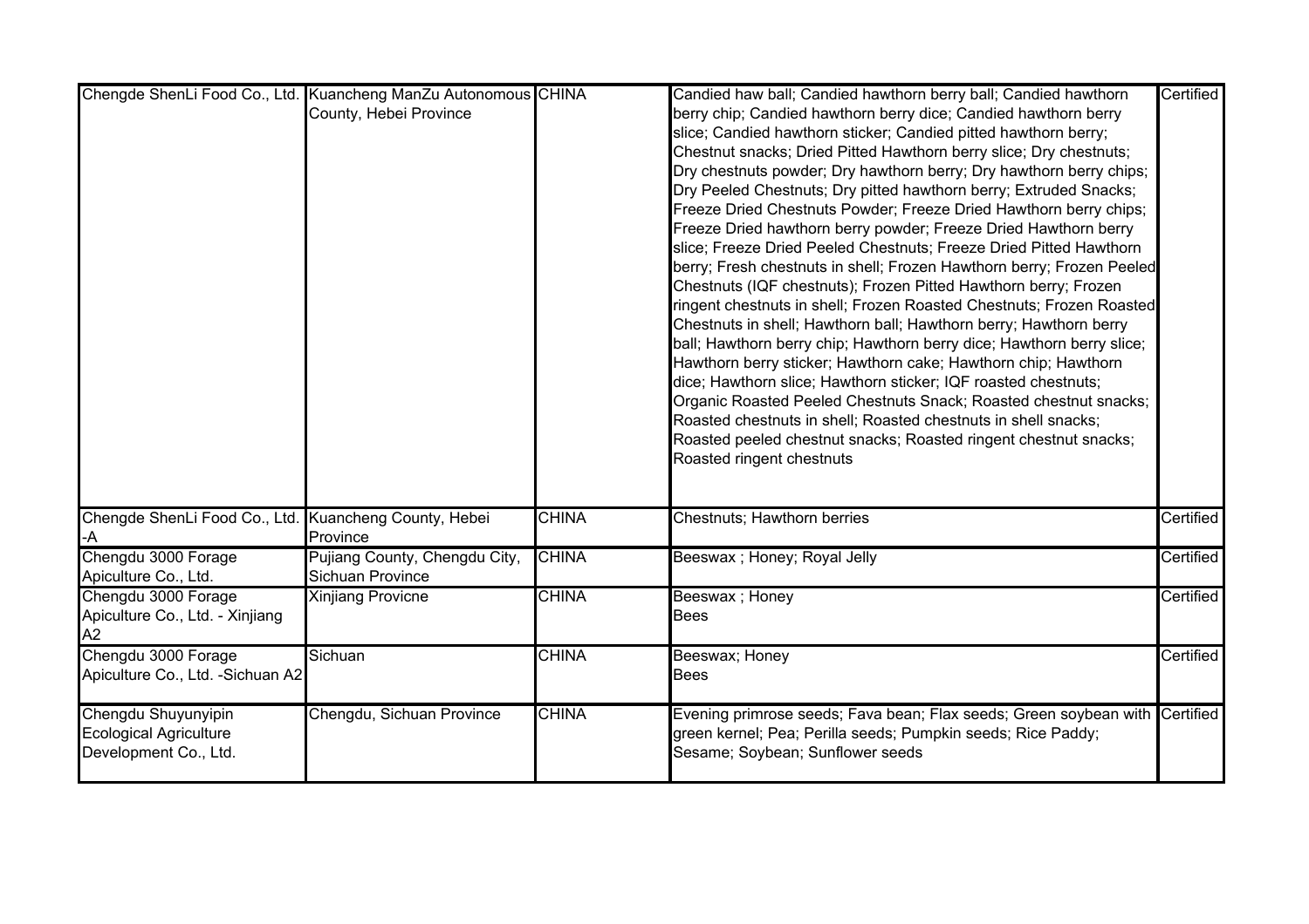| | | | | |
|---|---|---|---|---|
| Chengde ShenLi Food Co., Ltd. | Kuancheng ManZu Autonomous County, Hebei Province | CHINA | Candied haw ball; Candied hawthorn berry ball; Candied hawthorn berry chip; Candied hawthorn berry dice; Candied hawthorn berry slice; Candied hawthorn sticker; Candied pitted hawthorn berry; Chestnut snacks; Dried Pitted Hawthorn berry slice; Dry chestnuts; Dry chestnuts powder; Dry hawthorn berry; Dry hawthorn berry chips; Dry Peeled Chestnuts; Dry pitted hawthorn berry; Extruded Snacks; Freeze Dried Chestnuts Powder; Freeze Dried Hawthorn berry chips; Freeze Dried hawthorn berry powder; Freeze Dried Hawthorn berry slice; Freeze Dried Peeled Chestnuts; Freeze Dried Pitted Hawthorn berry; Fresh chestnuts in shell; Frozen Hawthorn berry; Frozen Peeled Chestnuts (IQF chestnuts); Frozen Pitted Hawthorn berry; Frozen ringent chestnuts in shell; Frozen Roasted Chestnuts; Frozen Roasted Chestnuts in shell; Hawthorn ball; Hawthorn berry; Hawthorn berry ball; Hawthorn berry chip; Hawthorn berry dice; Hawthorn berry slice; Hawthorn berry sticker; Hawthorn cake; Hawthorn chip; Hawthorn dice; Hawthorn slice; Hawthorn sticker; IQF roasted chestnuts; Organic Roasted Peeled Chestnuts Snack; Roasted chestnut snacks; Roasted chestnuts in shell; Roasted chestnuts in shell snacks; Roasted peeled chestnut snacks; Roasted ringent chestnut snacks; Roasted ringent chestnuts | Certified |
| Chengde ShenLi Food Co., Ltd. -A | Kuancheng County, Hebei Province | CHINA | Chestnuts; Hawthorn berries | Certified |
| Chengdu 3000 Forage Apiculture Co., Ltd. | Pujiang County, Chengdu City, Sichuan Province | CHINA | Beeswax ; Honey; Royal Jelly | Certified |
| Chengdu 3000 Forage Apiculture Co., Ltd. - Xinjiang A2 | Xinjiang Provicne | CHINA | Beeswax ; Honey<br>Bees | Certified |
| Chengdu 3000 Forage Apiculture Co., Ltd. -Sichuan A2 | Sichuan | CHINA | Beeswax; Honey<br>Bees | Certified |
| Chengdu Shuyunyipin Ecological Agriculture Development Co., Ltd. | Chengdu, Sichuan Province | CHINA | Evening primrose seeds; Fava bean; Flax seeds; Green soybean with green kernel; Pea; Perilla seeds; Pumpkin seeds; Rice Paddy; Sesame; Soybean; Sunflower seeds | Certified |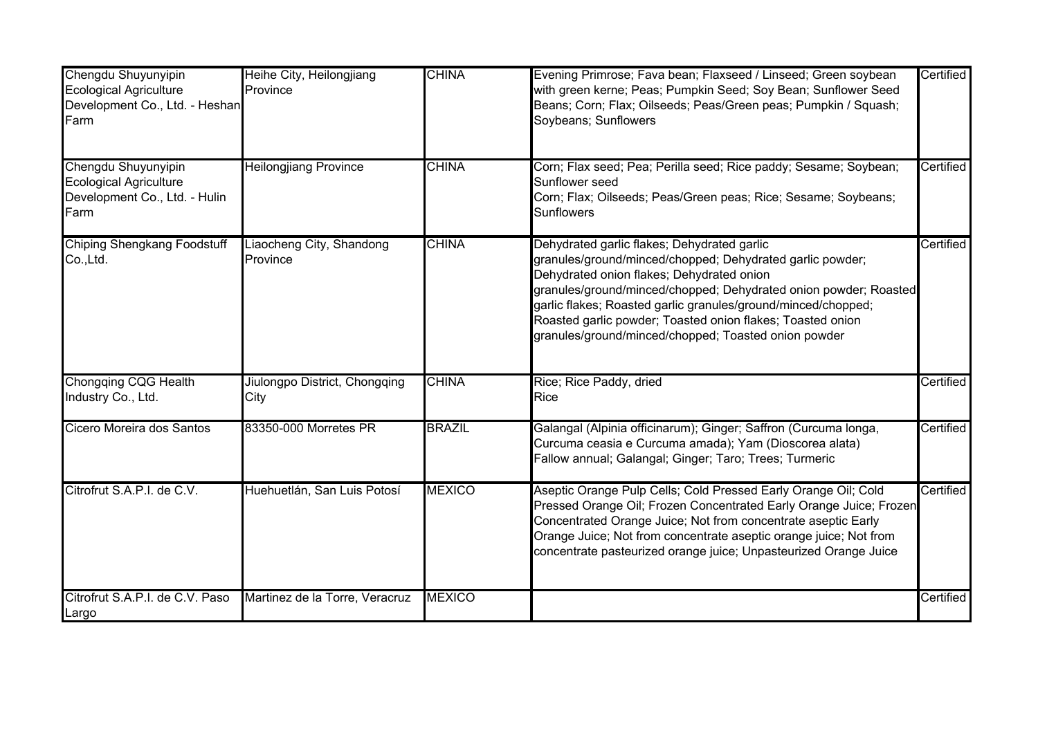| | | | | |
|---|---|---|---|---|
| Chengdu Shuyunyipin Ecological Agriculture Development Co., Ltd. - Heshan Farm | Heihe City, Heilongjiang Province | CHINA | Evening Primrose; Fava bean; Flaxseed / Linseed; Green soybean with green kerne; Peas; Pumpkin Seed; Soy Bean; Sunflower Seed<br>Beans; Corn; Flax; Oilseeds; Peas/Green peas; Pumpkin / Squash; Soybeans; Sunflowers | Certified |
| Chengdu Shuyunyipin Ecological Agriculture Development Co., Ltd. - Hulin Farm | Heilongjiang Province | CHINA | Corn; Flax seed; Pea; Perilla seed; Rice paddy; Sesame; Soybean; Sunflower seed<br>Corn; Flax; Oilseeds; Peas/Green peas; Rice; Sesame; Soybeans; Sunflowers | Certified |
| Chiping Shengkang Foodstuff Co.,Ltd. | Liaocheng City, Shandong Province | CHINA | Dehydrated garlic flakes; Dehydrated garlic granules/ground/minced/chopped; Dehydrated garlic powder; Dehydrated onion flakes; Dehydrated onion granules/ground/minced/chopped; Dehydrated onion powder; Roasted garlic flakes; Roasted garlic granules/ground/minced/chopped; Roasted garlic powder; Toasted onion flakes; Toasted onion granules/ground/minced/chopped; Toasted onion powder | Certified |
| Chongqing CQG Health Industry Co., Ltd. | Jiulongpo District, Chongqing City | CHINA | Rice; Rice Paddy, dried<br>Rice | Certified |
| Cicero Moreira dos Santos | 83350-000 Morretes PR | BRAZIL | Galangal (Alpinia officinarum); Ginger; Saffron (Curcuma longa, Curcuma ceasia e Curcuma amada); Yam (Dioscorea alata)<br>Fallow annual; Galangal; Ginger; Taro; Trees; Turmeric | Certified |
| Citrofrut S.A.P.I. de C.V. | Huehuetlán, San Luis Potosí | MEXICO | Aseptic Orange Pulp Cells; Cold Pressed Early Orange Oil; Cold Pressed Orange Oil; Frozen Concentrated Early Orange Juice; Frozen Concentrated Orange Juice; Not from concentrate aseptic Early Orange Juice; Not from concentrate aseptic orange juice; Not from concentrate pasteurized orange juice; Unpasteurized Orange Juice | Certified |
| Citrofrut S.A.P.I. de C.V. Paso Largo | Martinez de la Torre, Veracruz | MEXICO | | Certified |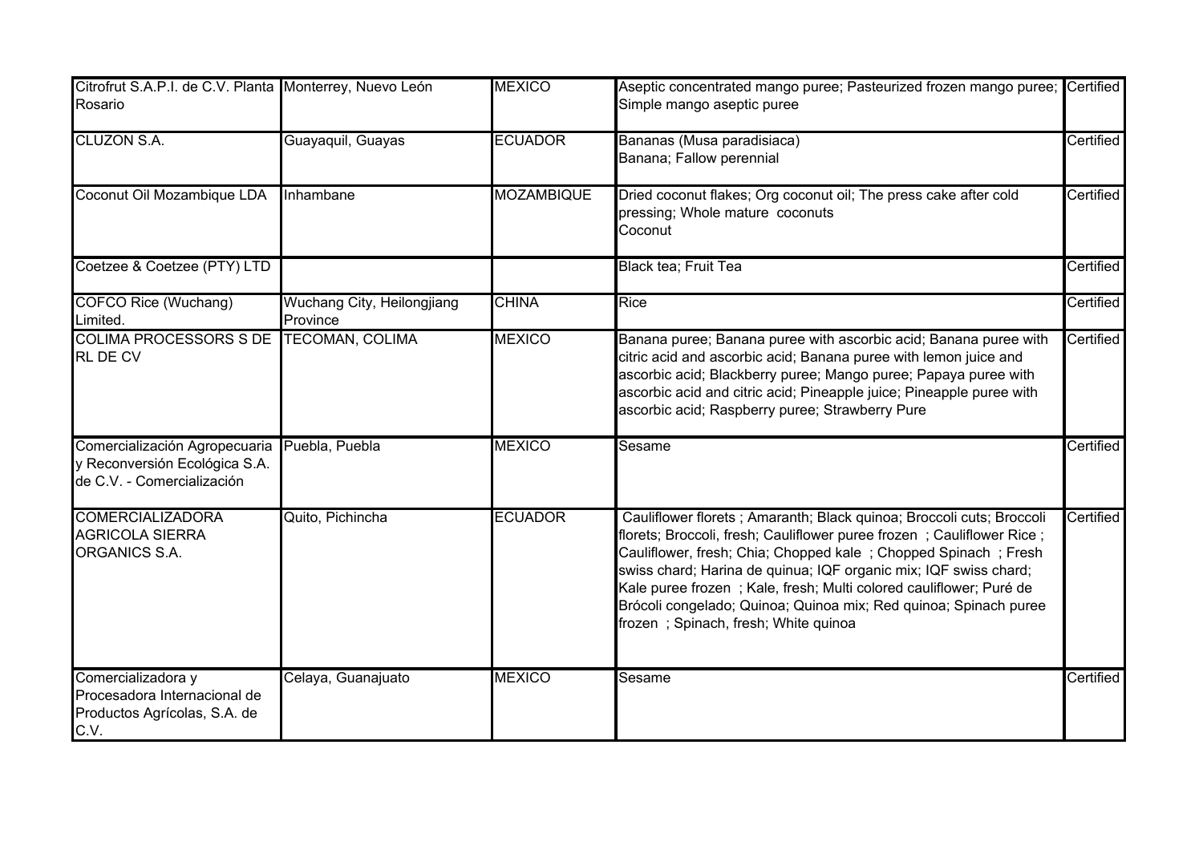| | | | | |
|---|---|---|---|---|
| Citrofrut S.A.P.I. de C.V. Planta Rosario | Monterrey, Nuevo León | MEXICO | Aseptic concentrated mango puree; Pasteurized frozen mango puree; Simple mango aseptic puree | Certified |
| CLUZON S.A. | Guayaquil, Guayas | ECUADOR | Bananas (Musa paradisiaca)<br>Banana; Fallow perennial | Certified |
| Coconut Oil Mozambique LDA | Inhambane | MOZAMBIQUE | Dried coconut flakes; Org coconut oil; The press cake after cold pressing; Whole mature coconuts<br>Coconut | Certified |
| Coetzee & Coetzee (PTY) LTD | | | Black tea; Fruit Tea | Certified |
| COFCO Rice (Wuchang) Limited. | Wuchang City, Heilongjiang Province | CHINA | Rice | Certified |
| COLIMA PROCESSORS S DE RL DE CV | TECOMAN, COLIMA | MEXICO | Banana puree; Banana puree with ascorbic acid; Banana puree with citric acid and ascorbic acid; Banana puree with lemon juice and ascorbic acid; Blackberry puree; Mango puree; Papaya puree with ascorbic acid and citric acid; Pineapple juice; Pineapple puree with ascorbic acid; Raspberry puree; Strawberry Pure | Certified |
| Comercialización Agropecuaria y Reconversión Ecológica S.A. de C.V. - Comercialización | Puebla, Puebla | MEXICO | Sesame | Certified |
| COMERCIALIZADORA AGRICOLA SIERRA ORGANICS S.A. | Quito, Pichincha | ECUADOR | Cauliflower florets ; Amaranth; Black quinoa; Broccoli cuts; Broccoli florets; Broccoli, fresh; Cauliflower puree frozen ; Cauliflower Rice ; Cauliflower, fresh; Chia; Chopped kale ; Chopped Spinach ; Fresh swiss chard; Harina de quinua; IQF organic mix; IQF swiss chard; Kale puree frozen ; Kale, fresh; Multi colored cauliflower; Puré de Brócoli congelado; Quinoa; Quinoa mix; Red quinoa; Spinach puree frozen ; Spinach, fresh; White quinoa | Certified |
| Comercializadora y Procesadora Internacional de Productos Agrícolas, S.A. de C.V. | Celaya, Guanajuato | MEXICO | Sesame | Certified |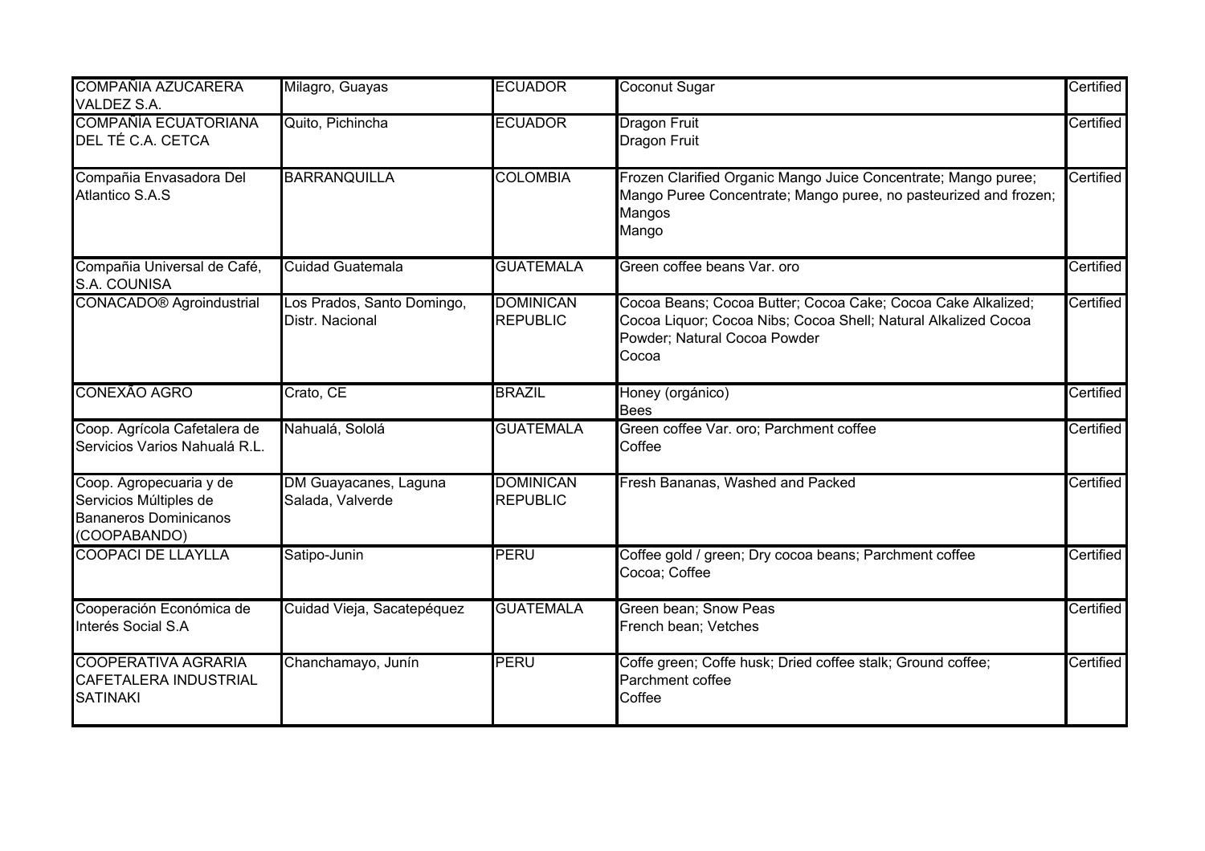| | | | | |
|---|---|---|---|---|
| COMPAÑIA AZUCARERA VALDEZ S.A. | Milagro, Guayas | ECUADOR | Coconut Sugar | Certified |
| COMPAÑÍA ECUATORIANA DEL TÉ C.A. CETCA | Quito, Pichincha | ECUADOR | Dragon Fruit<br>Dragon Fruit | Certified |
| Compañia Envasadora Del Atlantico S.A.S | BARRANQUILLA | COLOMBIA | Frozen Clarified Organic Mango Juice Concentrate; Mango puree; Mango Puree Concentrate; Mango puree, no pasteurized and frozen; Mangos<br>Mango | Certified |
| Compañia Universal de Café, S.A. COUNISA | Cuidad Guatemala | GUATEMALA | Green coffee beans Var. oro | Certified |
| CONACADO® Agroindustrial | Los Prados, Santo Domingo, Distr. Nacional | DOMINICAN REPUBLIC | Cocoa Beans; Cocoa Butter; Cocoa Cake; Cocoa Cake Alkalized; Cocoa Liquor; Cocoa Nibs; Cocoa Shell; Natural Alkalized Cocoa Powder; Natural Cocoa Powder<br>Cocoa | Certified |
| CONEXÃO AGRO | Crato, CE | BRAZIL | Honey (orgánico)<br>Bees | Certified |
| Coop. Agrícola Cafetalera de Servicios Varios Nahualá R.L. | Nahualá, Sololá | GUATEMALA | Green coffee Var. oro; Parchment coffee<br>Coffee | Certified |
| Coop. Agropecuaria y de Servicios Múltiples de Bananeros Dominicanos (COOPABANDO) | DM Guayacanes, Laguna Salada, Valverde | DOMINICAN REPUBLIC | Fresh Bananas, Washed and Packed | Certified |
| COOPACI DE LLAYLLA | Satipo-Junin | PERU | Coffee gold / green; Dry cocoa beans; Parchment coffee<br>Cocoa; Coffee | Certified |
| Cooperación Económica de Interés Social S.A | Cuidad Vieja, Sacatepéquez | GUATEMALA | Green bean; Snow Peas<br>French bean; Vetches | Certified |
| COOPERATIVA AGRARIA CAFETALERA INDUSTRIAL SATINAKI | Chanchamayo, Junín | PERU | Coffe green; Coffe husk; Dried coffee stalk; Ground coffee; Parchment coffee<br>Coffee | Certified |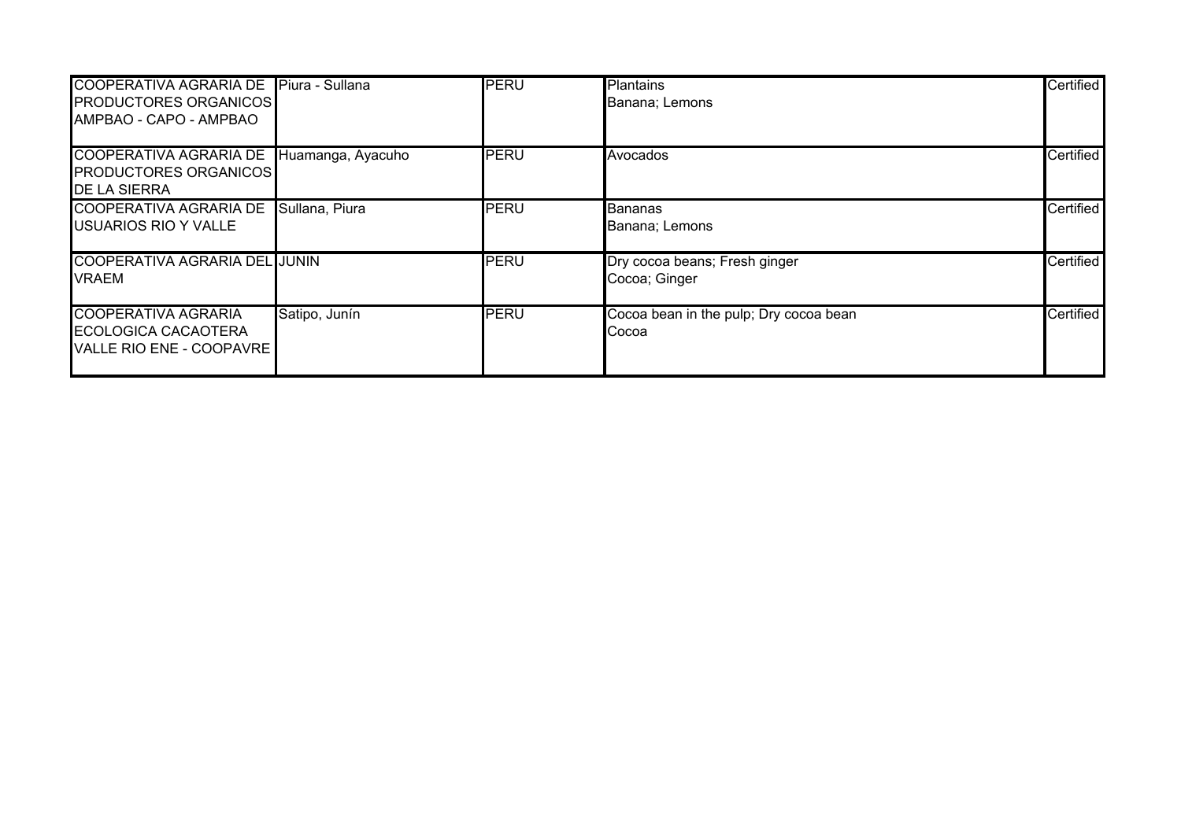| | | | | |
|---|---|---|---|---|
| COOPERATIVA AGRARIA DE PRODUCTORES ORGANICOS AMPBAO - CAPO - AMPBAO | Piura - Sullana | PERU | Plantains<br>Banana; Lemons | Certified |
| COOPERATIVA AGRARIA DE PRODUCTORES ORGANICOS DE LA SIERRA | Huamanga, Ayacuho | PERU | Avocados | Certified |
| COOPERATIVA AGRARIA DE USUARIOS RIO Y VALLE | Sullana, Piura | PERU | Bananas<br>Banana; Lemons | Certified |
| COOPERATIVA AGRARIA DEL VRAEM | JUNIN | PERU | Dry cocoa beans; Fresh ginger<br>Cocoa; Ginger | Certified |
| COOPERATIVA AGRARIA ECOLOGICA CACAOTERA VALLE RIO ENE - COOPAVRE | Satipo, Junín | PERU | Cocoa bean in the pulp; Dry cocoa bean<br>Cocoa | Certified |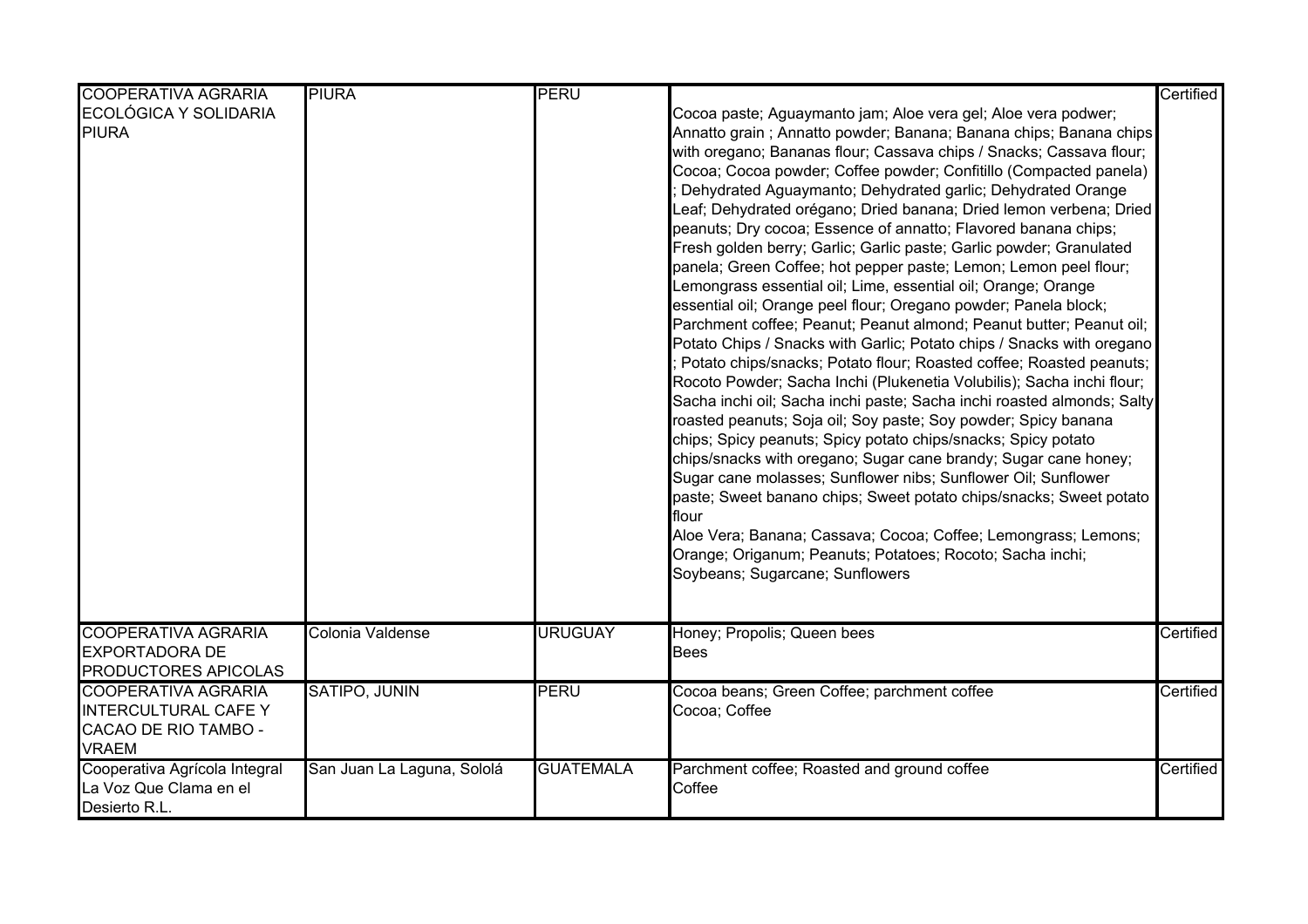| COOPERATIVA AGRARIA ECOLÓGICA Y SOLIDARIA PIURA | PIURA | PERU | Cocoa paste; Aguaymanto jam; Aloe vera gel; Aloe vera podwer; Annatto grain ; Annatto powder; Banana; Banana chips; Banana chips with oregano; Bananas flour; Cassava chips / Snacks; Cassava flour; Cocoa; Cocoa powder; Coffee powder; Confitillo (Compacted panela) ; Dehydrated Aguaymanto; Dehydrated garlic; Dehydrated Orange Leaf; Dehydrated orégano; Dried banana; Dried lemon verbena; Dried peanuts; Dry cocoa; Essence of annatto; Flavored banana chips; Fresh golden berry; Garlic; Garlic paste; Garlic powder; Granulated panela; Green Coffee; hot pepper paste; Lemon; Lemon peel flour; Lemongrass essential oil; Lime, essential oil; Orange; Orange essential oil; Orange peel flour; Oregano powder; Panela block; Parchment coffee; Peanut; Peanut almond; Peanut butter; Peanut oil; Potato Chips / Snacks with Garlic; Potato chips / Snacks with oregano ; Potato chips/snacks; Potato flour; Roasted coffee; Roasted peanuts; Rocoto Powder; Sacha Inchi (Plukenetia Volubilis); Sacha inchi flour; Sacha inchi oil; Sacha inchi paste; Sacha inchi roasted almonds; Salty roasted peanuts; Soja oil; Soy paste; Soy powder; Spicy banana chips; Spicy peanuts; Spicy potato chips/snacks; Spicy potato chips/snacks with oregano; Sugar cane brandy; Sugar cane honey; Sugar cane molasses; Sunflower nibs; Sunflower Oil; Sunflower paste; Sweet banano chips; Sweet potato chips/snacks; Sweet potato flour<br>Aloe Vera; Banana; Cassava; Cocoa; Coffee; Lemongrass; Lemons; Orange; Origanum; Peanuts; Potatoes; Rocoto; Sacha inchi; Soybeans; Sugarcane; Sunflowers | Certified |
|---|---|---|---|---|
| COOPERATIVA AGRARIA EXPORTADORA DE PRODUCTORES APICOLAS | Colonia Valdense | URUGUAY | Honey; Propolis; Queen bees<br>Bees | Certified |
| COOPERATIVA AGRARIA INTERCULTURAL CAFE Y CACAO DE RIO TAMBO - VRAEM | SATIPO, JUNIN | PERU | Cocoa beans; Green Coffee; parchment coffee<br>Cocoa; Coffee | Certified |
| Cooperativa Agrícola Integral La Voz Que Clama en el Desierto R.L. | San Juan La Laguna, Sololá | GUATEMALA | Parchment coffee; Roasted and ground coffee<br>Coffee | Certified |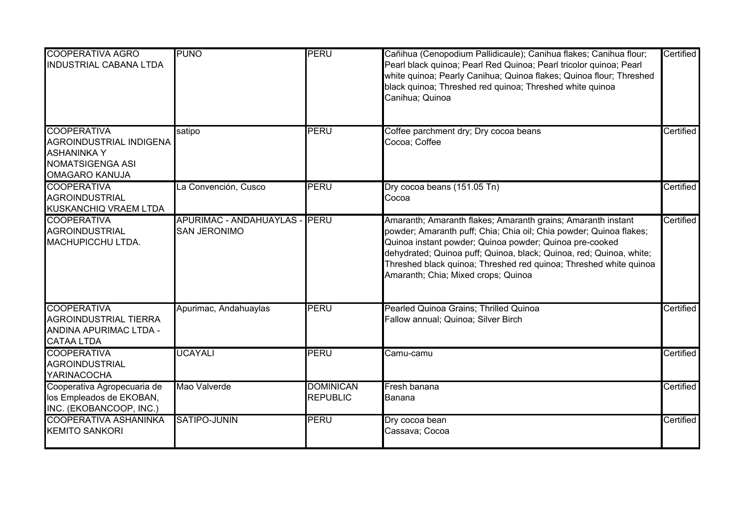| | | | | |
|---|---|---|---|---|
| COOPERATIVA AGRO INDUSTRIAL CABANA LTDA | PUNO | PERU | Cañihua (Cenopodium Pallidicaule); Canihua flakes; Canihua flour; Pearl black quinoa; Pearl Red Quinoa; Pearl tricolor quinoa; Pearl white quinoa; Pearly Canihua; Quinoa flakes; Quinoa flour; Threshed black quinoa; Threshed red quinoa; Threshed white quinoa<br>Canihua; Quinoa | Certified |
| COOPERATIVA AGROINDUSTRIAL INDIGENA ASHANINKA Y NOMATSIGENGA ASI OMAGARO KANUJA | satipo | PERU | Coffee parchment dry; Dry cocoa beans<br>Cocoa; Coffee | Certified |
| COOPERATIVA AGROINDUSTRIAL KUSKANCHIQ VRAEM LTDA | La Convención, Cusco | PERU | Dry cocoa beans (151.05 Tn)<br>Cocoa | Certified |
| COOPERATIVA AGROINDUSTRIAL MACHUPICCHU LTDA. | APURIMAC - ANDAHUAYLAS - SAN JERONIMO | PERU | Amaranth; Amaranth flakes; Amaranth grains; Amaranth instant powder; Amaranth puff; Chia; Chia oil; Chia powder; Quinoa flakes; Quinoa instant powder; Quinoa powder; Quinoa pre-cooked dehydrated; Quinoa puff; Quinoa, black; Quinoa, red; Quinoa, white; Threshed black quinoa; Threshed red quinoa; Threshed white quinoa<br>Amaranth; Chia; Mixed crops; Quinoa | Certified |
| COOPERATIVA AGROINDUSTRIAL TIERRA ANDINA APURIMAC LTDA - CATAA LTDA | Apurimac, Andahuaylas | PERU | Pearled Quinoa Grains; Thrilled Quinoa<br>Fallow annual; Quinoa; Silver Birch | Certified |
| COOPERATIVA AGROINDUSTRIAL YARINACOCHA | UCAYALI | PERU | Camu-camu | Certified |
| Cooperativa Agropecuaria de los Empleados de EKOBAN, INC. (EKOBANCOOP, INC.) | Mao Valverde | DOMINICAN REPUBLIC | Fresh banana<br>Banana | Certified |
| COOPERATIVA ASHANINKA KEMITO SANKORI | SATIPO-JUNIN | PERU | Dry cocoa bean<br>Cassava; Cocoa | Certified |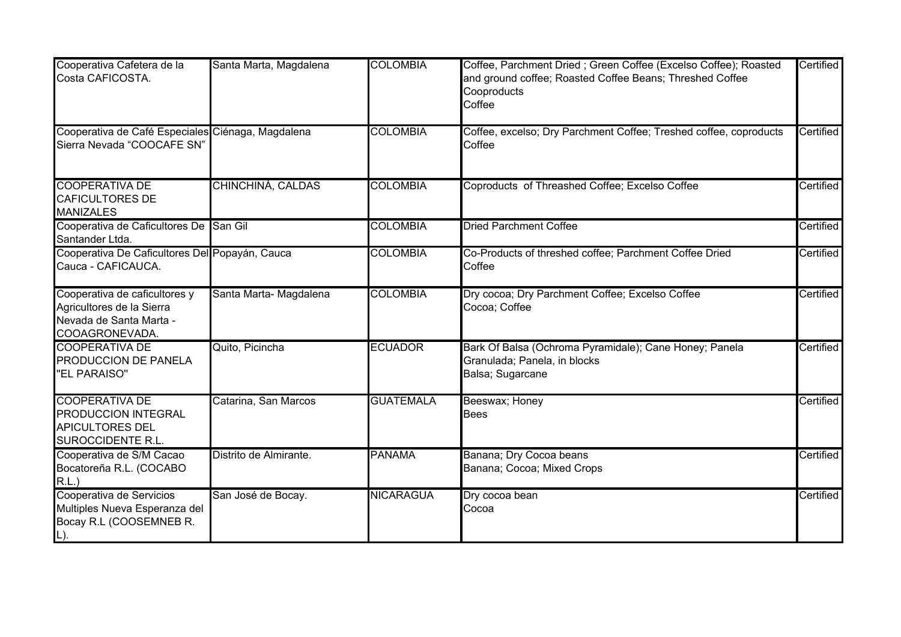| | | | | |
|---|---|---|---|---|
| Cooperativa Cafetera de la Costa CAFICOSTA. | Santa Marta, Magdalena | COLOMBIA | Coffee, Parchment Dried ; Green Coffee (Excelso Coffee); Roasted and ground coffee; Roasted Coffee Beans; Threshed Coffee Cooproducts<br>Coffee | Certified |
| Cooperativa de Café Especiales Sierra Nevada "COOCAFE SN" | Ciénaga, Magdalena | COLOMBIA | Coffee, excelso; Dry Parchment Coffee; Treshed coffee, coproducts<br>Coffee | Certified |
| COOPERATIVA DE CAFICULTORES DE MANIZALES | CHINCHINÁ, CALDAS | COLOMBIA | Coproducts of Threashed Coffee; Excelso Coffee | Certified |
| Cooperativa de Caficultores De Santander Ltda. | San Gil | COLOMBIA | Dried Parchment Coffee | Certified |
| Cooperativa De Caficultores Del Cauca - CAFICAUCA. | Popayán, Cauca | COLOMBIA | Co-Products of threshed coffee; Parchment Coffee Dried<br>Coffee | Certified |
| Cooperativa de caficultores y Agricultores de la Sierra Nevada de Santa Marta - COOAGRONEVADA. | Santa Marta- Magdalena | COLOMBIA | Dry cocoa; Dry Parchment Coffee; Excelso Coffee<br>Cocoa; Coffee | Certified |
| COOPERATIVA DE PRODUCCION DE PANELA "EL PARAISO" | Quito, Picincha | ECUADOR | Bark Of Balsa (Ochroma Pyramidale); Cane Honey; Panela Granulada; Panela, in blocks<br>Balsa; Sugarcane | Certified |
| COOPERATIVA DE PRODUCCION INTEGRAL APICULTORES DEL SUROCCIDENTE R.L. | Catarina, San Marcos | GUATEMALA | Beeswax; Honey<br>Bees | Certified |
| Cooperativa de S/M Cacao Bocatoreña R.L. (COCABO R.L.) | Distrito de Almirante. | PANAMA | Banana; Dry Cocoa beans<br>Banana; Cocoa; Mixed Crops | Certified |
| Cooperativa de Servicios Multiples Nueva Esperanza del Bocay R.L (COOSEMNEB R. L). | San José de Bocay. | NICARAGUA | Dry cocoa bean<br>Cocoa | Certified |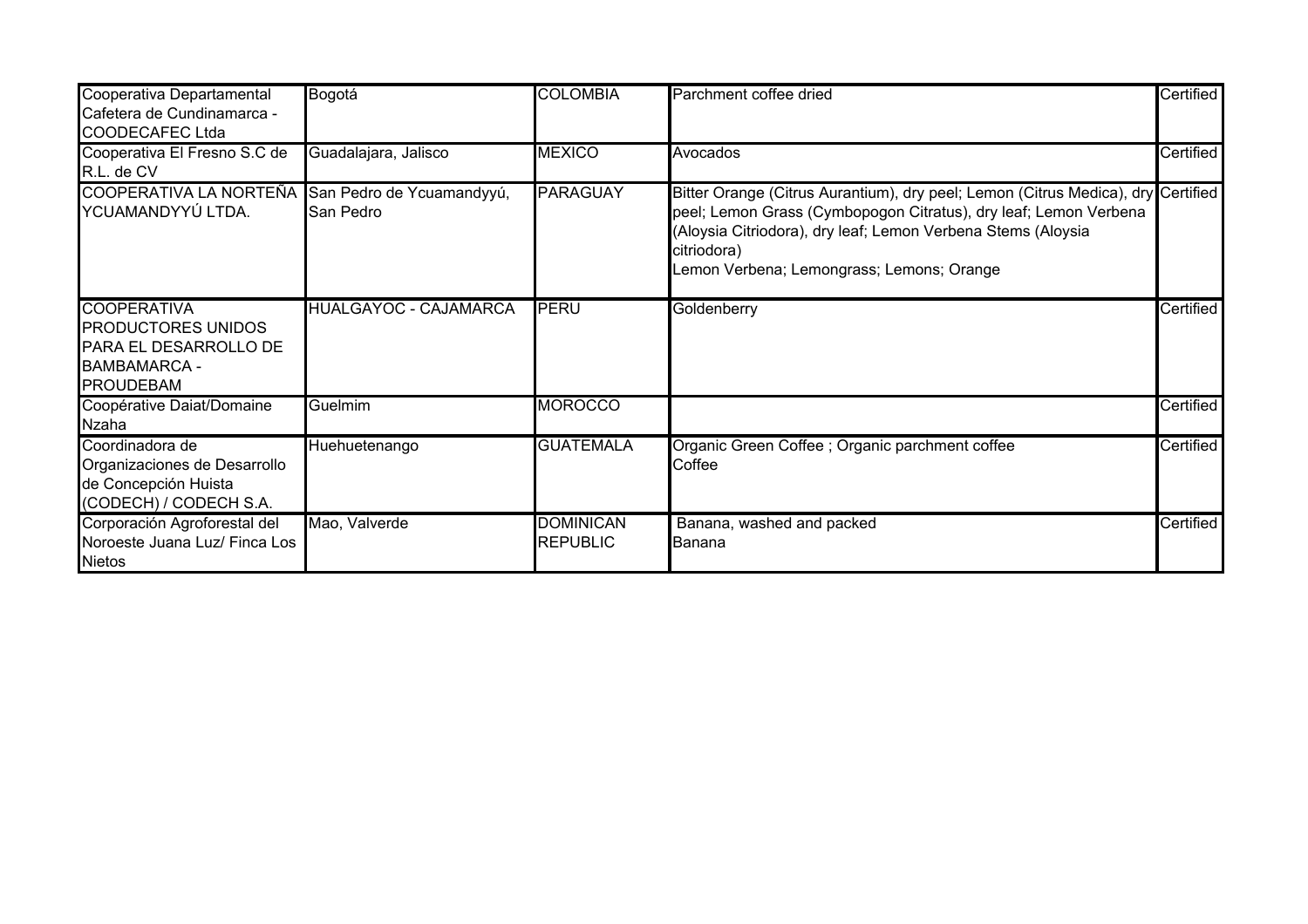| | | | | |
|---|---|---|---|---|
| Cooperativa Departamental Cafetera de Cundinamarca - COODECAFEC Ltda | Bogotá | COLOMBIA | Parchment coffee dried | Certified |
| Cooperativa El Fresno S.C de R.L. de CV | Guadalajara, Jalisco | MEXICO | Avocados | Certified |
| COOPERATIVA LA NORTEÑA YCUAMANDYYÚ LTDA. | San Pedro de Ycuamandyyú, San Pedro | PARAGUAY | Bitter Orange (Citrus Aurantium), dry peel; Lemon (Citrus Medica), dry peel; Lemon Grass (Cymbopogon Citratus), dry leaf; Lemon Verbena (Aloysia Citriodora), dry leaf; Lemon Verbena Stems (Aloysia citriodora)<br>Lemon Verbena; Lemongrass; Lemons; Orange | Certified |
| COOPERATIVA PRODUCTORES UNIDOS PARA EL DESARROLLO DE BAMBAMARCA - PROUDEBAM | HUALGAYOC - CAJAMARCA | PERU | Goldenberry | Certified |
| Coopérative Daiat/Domaine Nzaha | Guelmim | MOROCCO | | Certified |
| Coordinadora de Organizaciones de Desarrollo de Concepción Huista (CODECH) / CODECH S.A. | Huehuetenango | GUATEMALA | Organic Green Coffee ; Organic parchment coffee<br>Coffee | Certified |
| Corporación Agroforestal del Noroeste Juana Luz/ Finca Los Nietos | Mao, Valverde | DOMINICAN REPUBLIC | Banana, washed and packed<br>Banana | Certified |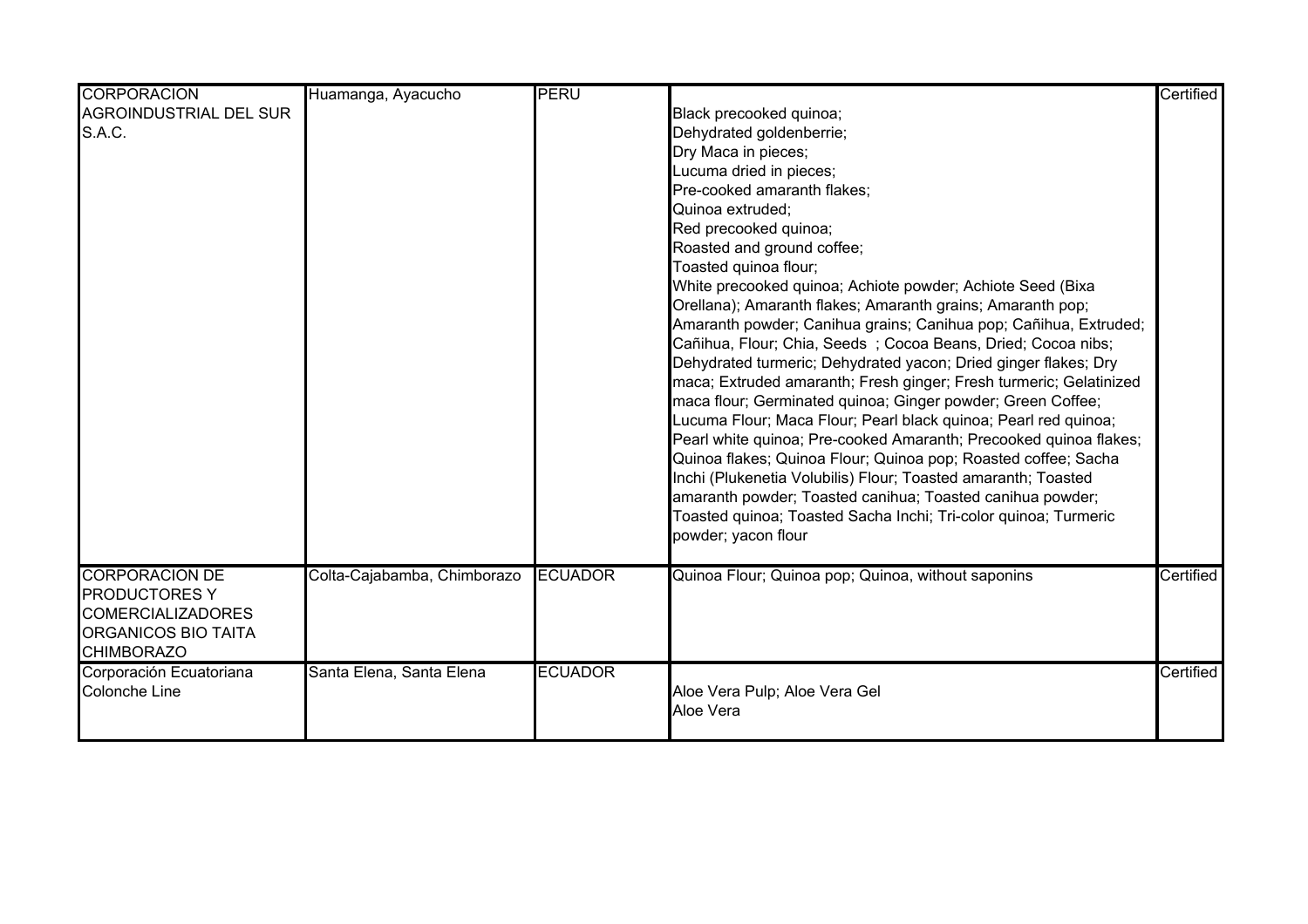| | | | | |
|---|---|---|---|---|
| CORPORACION AGROINDUSTRIAL DEL SUR S.A.C. | Huamanga, Ayacucho | PERU | Black precooked quinoa;<br>Dehydrated goldenberrie;<br>Dry Maca in pieces;<br>Lucuma dried in pieces;<br>Pre-cooked amaranth flakes;<br>Quinoa extruded;<br>Red precooked quinoa;<br>Roasted and ground coffee;<br>Toasted quinoa flour;<br>White precooked quinoa; Achiote powder; Achiote Seed (Bixa Orellana); Amaranth flakes; Amaranth grains; Amaranth pop; Amaranth powder; Canihua grains; Canihua pop; Cañihua, Extruded; Cañihua, Flour; Chia, Seeds ; Cocoa Beans, Dried; Cocoa nibs; Dehydrated turmeric; Dehydrated yacon; Dried ginger flakes; Dry maca; Extruded amaranth; Fresh ginger; Fresh turmeric; Gelatinized maca flour; Germinated quinoa; Ginger powder; Green Coffee; Lucuma Flour; Maca Flour; Pearl black quinoa; Pearl red quinoa; Pearl white quinoa; Pre-cooked Amaranth; Precooked quinoa flakes; Quinoa flakes; Quinoa Flour; Quinoa pop; Roasted coffee; Sacha Inchi (Plukenetia Volubilis) Flour; Toasted amaranth; Toasted amaranth powder; Toasted canihua; Toasted canihua powder; Toasted quinoa; Toasted Sacha Inchi; Tri-color quinoa; Turmeric powder; yacon flour | Certified |
| CORPORACION DE PRODUCTORES Y COMERCIALIZADORES ORGANICOS BIO TAITA CHIMBORAZO | Colta-Cajabamba, Chimborazo | ECUADOR | Quinoa Flour; Quinoa pop; Quinoa, without saponins | Certified |
| Corporación Ecuatoriana Colonche Line | Santa Elena, Santa Elena | ECUADOR | Aloe Vera Pulp; Aloe Vera Gel<br>Aloe Vera | Certified |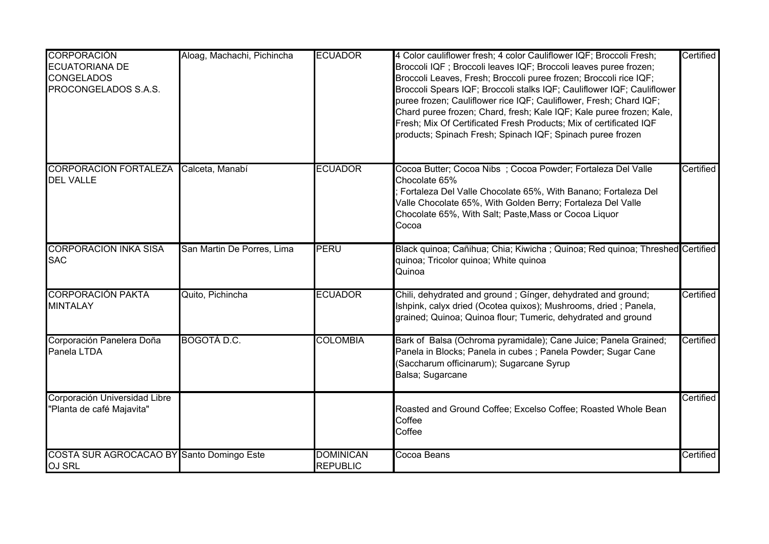| CORPORACIÓN ECUATORIANA DE CONGELADOS PROCONGELADOS S.A.S. | Aloag, Machachi, Pichincha | ECUADOR | 4 Color cauliflower fresh; 4 color Cauliflower IQF; Broccoli Fresh; Broccoli IQF ; Broccoli leaves IQF; Broccoli leaves puree frozen; Broccoli Leaves, Fresh; Broccoli puree frozen; Broccoli rice IQF; Broccoli Spears IQF; Broccoli stalks IQF; Cauliflower IQF; Cauliflower puree frozen; Cauliflower rice IQF; Cauliflower, Fresh; Chard IQF; Chard puree frozen; Chard, fresh; Kale IQF; Kale puree frozen; Kale, Fresh; Mix Of Certificated Fresh Products; Mix of certificated IQF products; Spinach Fresh; Spinach IQF; Spinach puree frozen | Certified |
|---|---|---|---|---|
| CORPORACION FORTALEZA DEL VALLE | Calceta, Manabí | ECUADOR | Cocoa Butter; Cocoa Nibs ; Cocoa Powder; Fortaleza Del Valle Chocolate 65% ; Fortaleza Del Valle Chocolate 65%, With Banano; Fortaleza Del Valle Chocolate 65%, With Golden Berry; Fortaleza Del Valle Chocolate 65%, With Salt; Paste,Mass or Cocoa Liquor Cocoa | Certified |
| CORPORACION INKA SISA SAC | San Martin De Porres, Lima | PERU | Black quinoa; Cañihua; Chia; Kiwicha ; Quinoa; Red quinoa; Threshed quinoa; Tricolor quinoa; White quinoa Quinoa | Certified |
| CORPORACIÓN PAKTA MINTALAY | Quito, Pichincha | ECUADOR | Chili, dehydrated and ground ; Gínger, dehydrated and ground; Ishpink, calyx dried (Ocotea quixos); Mushrooms, dried ; Panela, grained; Quinoa; Quinoa flour; Tumeric, dehydrated and ground | Certified |
| Corporación Panelera Doña Panela LTDA | BOGOTÁ D.C. | COLOMBIA | Bark of Balsa (Ochroma pyramidale); Cane Juice; Panela Grained; Panela in Blocks; Panela in cubes ; Panela Powder; Sugar Cane (Saccharum officinarum); Sugarcane Syrup Balsa; Sugarcane | Certified |
| Corporación Universidad Libre "Planta de café Majavita" | | | Roasted and Ground Coffee; Excelso Coffee; Roasted Whole Bean Coffee Coffee | Certified |
| COSTA SUR AGROCACAO BY OJ SRL | Santo Domingo Este | DOMINICAN REPUBLIC | Cocoa Beans | Certified |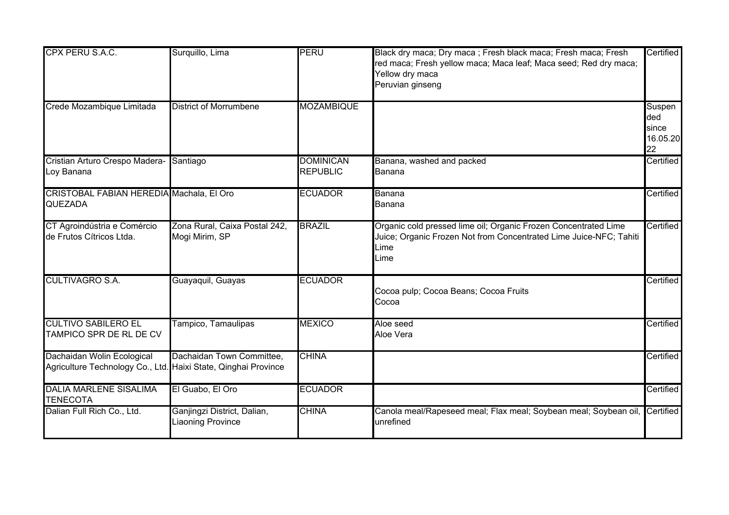| | | | | |
|---|---|---|---|---|
| CPX PERU S.A.C. | Surquillo, Lima | PERU | Black dry maca; Dry maca ; Fresh black maca; Fresh maca; Fresh red maca; Fresh yellow maca; Maca leaf; Maca seed; Red dry maca; Yellow dry maca<br>Peruvian ginseng | Certified |
| Crede Mozambique Limitada | District of Morrumbene | MOZAMBIQUE | | Suspended since 16.05.2022 |
| Cristian Arturo Crespo Madera-Loy Banana | Santiago | DOMINICAN REPUBLIC | Banana, washed and packed<br>Banana | Certified |
| CRISTOBAL FABIAN HEREDIA QUEZADA | Machala, El Oro | ECUADOR | Banana<br>Banana | Certified |
| CT Agroindústria e Comércio de Frutos Cítricos Ltda. | Zona Rural, Caixa Postal 242, Mogi Mirim, SP | BRAZIL | Organic cold pressed lime oil; Organic Frozen Concentrated Lime Juice; Organic Frozen Not from Concentrated Lime Juice-NFC; Tahiti Lime<br>Lime | Certified |
| CULTIVAGRO S.A. | Guayaquil, Guayas | ECUADOR | Cocoa pulp; Cocoa Beans; Cocoa Fruits<br>Cocoa | Certified |
| CULTIVO SABILERO EL TAMPICO SPR DE RL DE CV | Tampico, Tamaulipas | MEXICO | Aloe seed<br>Aloe Vera | Certified |
| Dachaidan Wolin Ecological Agriculture Technology Co., Ltd. | Dachaidan Town Committee, Haixi State, Qinghai Province | CHINA | | Certified |
| DALIA MARLENE SISALIMA TENECOTA | El Guabo, El Oro | ECUADOR | | Certified |
| Dalian Full Rich Co., Ltd. | Ganjingzi District, Dalian, Liaoning Province | CHINA | Canola meal/Rapeseed meal; Flax meal; Soybean meal; Soybean oil, unrefined | Certified |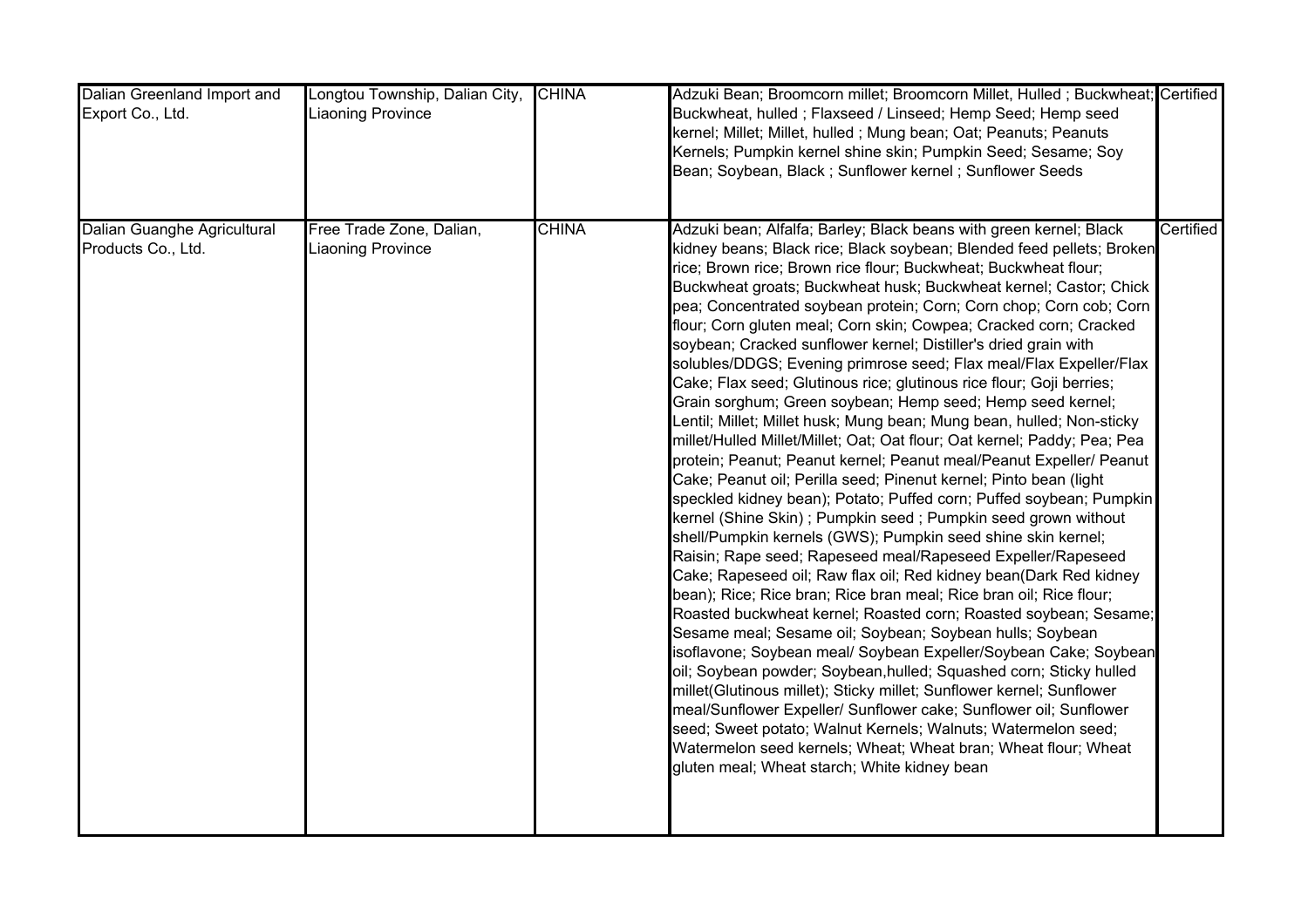| | | | | |
|---|---|---|---|---|
| Dalian Greenland Import and Export Co., Ltd. | Longtou Township, Dalian City, Liaoning Province | CHINA | Adzuki Bean; Broomcorn millet; Broomcorn Millet, Hulled ; Buckwheat; Buckwheat, hulled ; Flaxseed / Linseed; Hemp Seed; Hemp seed kernel; Millet; Millet, hulled ; Mung bean; Oat; Peanuts; Peanuts Kernels; Pumpkin kernel shine skin; Pumpkin Seed; Sesame; Soy Bean; Soybean, Black ; Sunflower kernel ; Sunflower Seeds | Certified |
| Dalian Guanghe Agricultural Products Co., Ltd. | Free Trade Zone, Dalian, Liaoning Province | CHINA | Adzuki bean; Alfalfa; Barley; Black beans with green kernel; Black kidney beans; Black rice; Black soybean; Blended feed pellets; Broken rice; Brown rice; Brown rice flour; Buckwheat; Buckwheat flour; Buckwheat groats; Buckwheat husk; Buckwheat kernel; Castor; Chick pea; Concentrated soybean protein; Corn; Corn chop; Corn cob; Corn flour; Corn gluten meal; Corn skin; Cowpea; Cracked corn; Cracked soybean; Cracked sunflower kernel; Distiller's dried grain with solubles/DDGS; Evening primrose seed; Flax meal/Flax Expeller/Flax Cake; Flax seed; Glutinous rice; glutinous rice flour; Goji berries; Grain sorghum; Green soybean; Hemp seed; Hemp seed kernel; Lentil; Millet; Millet husk; Mung bean; Mung bean, hulled; Non-sticky millet/Hulled Millet/Millet; Oat; Oat flour; Oat kernel; Paddy; Pea; Pea protein; Peanut; Peanut kernel; Peanut meal/Peanut Expeller/ Peanut Cake; Peanut oil; Perilla seed; Pinenut kernel; Pinto bean (light speckled kidney bean); Potato; Puffed corn; Puffed soybean; Pumpkin kernel (Shine Skin) ; Pumpkin seed ; Pumpkin seed grown without shell/Pumpkin kernels (GWS); Pumpkin seed shine skin kernel; Raisin; Rape seed; Rapeseed meal/Rapeseed Expeller/Rapeseed Cake; Rapeseed oil; Raw flax oil; Red kidney bean(Dark Red kidney bean); Rice; Rice bran; Rice bran meal; Rice bran oil; Rice flour; Roasted buckwheat kernel; Roasted corn; Roasted soybean; Sesame; Sesame meal; Sesame oil; Soybean; Soybean hulls; Soybean isoflavone; Soybean meal/ Soybean Expeller/Soybean Cake; Soybean oil; Soybean powder; Soybean,hulled; Squashed corn; Sticky hulled millet(Glutinous millet); Sticky millet; Sunflower kernel; Sunflower meal/Sunflower Expeller/ Sunflower cake; Sunflower oil; Sunflower seed; Sweet potato; Walnut Kernels; Walnuts; Watermelon seed; Watermelon seed kernels; Wheat; Wheat bran; Wheat flour; Wheat gluten meal; Wheat starch; White kidney bean | Certified |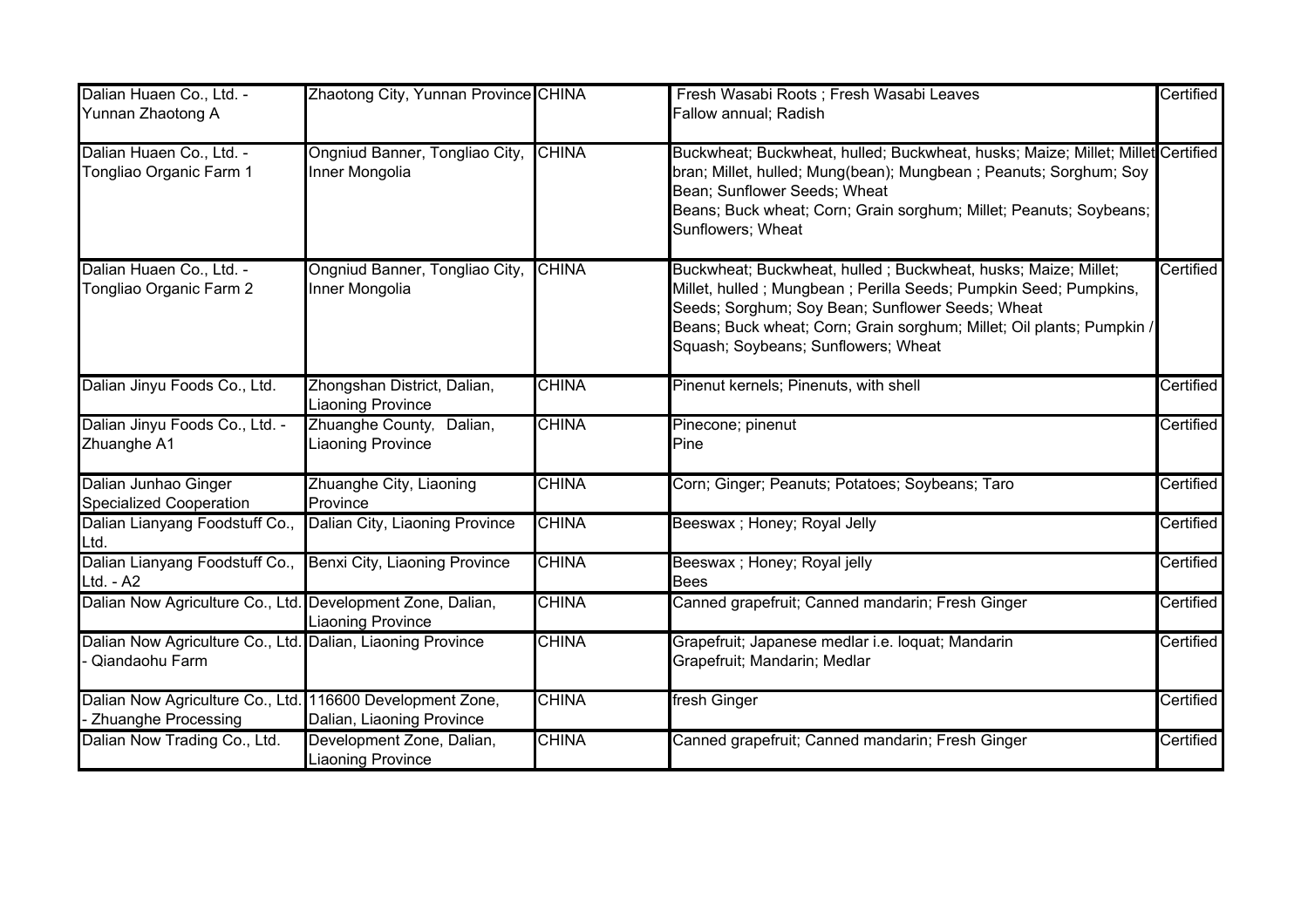| | | | | |
|---|---|---|---|---|
| Dalian Huaen Co., Ltd. - Yunnan Zhaotong A | Zhaotong City, Yunnan Province | CHINA | Fresh Wasabi Roots ; Fresh Wasabi Leaves<br>Fallow annual; Radish | Certified |
| Dalian Huaen Co., Ltd. - Tongliao Organic Farm 1 | Ongniud Banner, Tongliao City, Inner Mongolia | CHINA | Buckwheat; Buckwheat, hulled; Buckwheat, husks; Maize; Millet; Millet bran; Millet, hulled; Mung(bean); Mungbean ; Peanuts; Sorghum; Soy Bean; Sunflower Seeds; Wheat<br>Beans; Buck wheat; Corn; Grain sorghum; Millet; Peanuts; Soybeans; Sunflowers; Wheat | Certified |
| Dalian Huaen Co., Ltd. - Tongliao Organic Farm 2 | Ongniud Banner, Tongliao City, Inner Mongolia | CHINA | Buckwheat; Buckwheat, hulled ; Buckwheat, husks; Maize; Millet; Millet, hulled ; Mungbean ; Perilla Seeds; Pumpkin Seed; Pumpkins, Seeds; Sorghum; Soy Bean; Sunflower Seeds; Wheat<br>Beans; Buck wheat; Corn; Grain sorghum; Millet; Oil plants; Pumpkin / Squash; Soybeans; Sunflowers; Wheat | Certified |
| Dalian Jinyu Foods Co., Ltd. | Zhongshan District, Dalian, Liaoning Province | CHINA | Pinenut kernels; Pinenuts, with shell | Certified |
| Dalian Jinyu Foods Co., Ltd. - Zhuanghe A1 | Zhuanghe County, Dalian, Liaoning Province | CHINA | Pinecone; pinenut<br>Pine | Certified |
| Dalian Junhao Ginger Specialized Cooperation | Zhuanghe City, Liaoning Province | CHINA | Corn; Ginger; Peanuts; Potatoes; Soybeans; Taro | Certified |
| Dalian Lianyang Foodstuff Co., Ltd. | Dalian City, Liaoning Province | CHINA | Beeswax ; Honey; Royal Jelly | Certified |
| Dalian Lianyang Foodstuff Co., Ltd. - A2 | Benxi City, Liaoning Province | CHINA | Beeswax ; Honey; Royal jelly<br>Bees | Certified |
| Dalian Now Agriculture Co., Ltd. | Development Zone, Dalian, Liaoning Province | CHINA | Canned grapefruit; Canned mandarin; Fresh Ginger | Certified |
| Dalian Now Agriculture Co., Ltd. - Qiandaohu Farm | Dalian, Liaoning Province | CHINA | Grapefruit; Japanese medlar i.e. loquat; Mandarin<br>Grapefruit; Mandarin; Medlar | Certified |
| Dalian Now Agriculture Co., Ltd. - Zhuanghe Processing | 116600 Development Zone, Dalian, Liaoning Province | CHINA | fresh Ginger | Certified |
| Dalian Now Trading Co., Ltd. | Development Zone, Dalian, Liaoning Province | CHINA | Canned grapefruit; Canned mandarin; Fresh Ginger | Certified |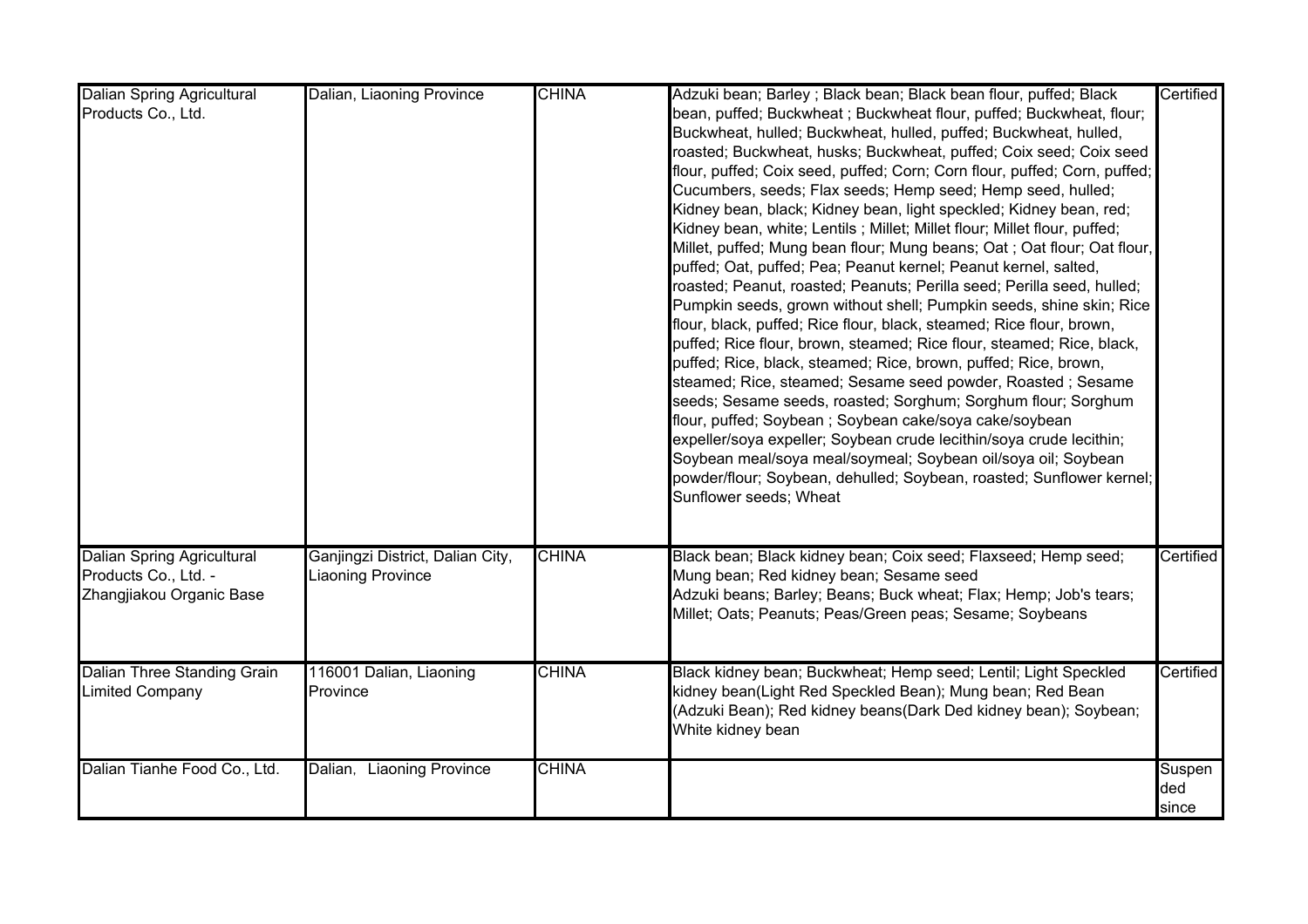| | | | | |
|---|---|---|---|---|
| Dalian Spring Agricultural Products Co., Ltd. | Dalian, Liaoning Province | CHINA | Adzuki bean; Barley ; Black bean; Black bean flour, puffed; Black bean, puffed; Buckwheat ; Buckwheat flour, puffed; Buckwheat, flour; Buckwheat, hulled; Buckwheat, hulled, puffed; Buckwheat, hulled, roasted; Buckwheat, husks; Buckwheat, puffed; Coix seed; Coix seed flour, puffed; Coix seed, puffed; Corn; Corn flour, puffed; Corn, puffed; Cucumbers, seeds; Flax seeds; Hemp seed; Hemp seed, hulled; Kidney bean, black; Kidney bean, light speckled; Kidney bean, red; Kidney bean, white; Lentils ; Millet; Millet flour; Millet flour, puffed; Millet, puffed; Mung bean flour; Mung beans; Oat ; Oat flour; Oat flour, puffed; Oat, puffed; Pea; Peanut kernel; Peanut kernel, salted, roasted; Peanut, roasted; Peanuts; Perilla seed; Perilla seed, hulled; Pumpkin seeds, grown without shell; Pumpkin seeds, shine skin; Rice flour, black, puffed; Rice flour, black, steamed; Rice flour, brown, puffed; Rice flour, brown, steamed; Rice flour, steamed; Rice, black, puffed; Rice, black, steamed; Rice, brown, puffed; Rice, brown, steamed; Rice, steamed; Sesame seed powder, Roasted ; Sesame seeds; Sesame seeds, roasted; Sorghum; Sorghum flour; Sorghum flour, puffed; Soybean ; Soybean cake/soya cake/soybean expeller/soya expeller; Soybean crude lecithin/soya crude lecithin; Soybean meal/soya meal/soymeal; Soybean oil/soya oil; Soybean powder/flour; Soybean, dehulled; Soybean, roasted; Sunflower kernel; Sunflower seeds; Wheat | Certified |
| Dalian Spring Agricultural Products Co., Ltd. - Zhangjiakou Organic Base | Ganjingzi District, Dalian City, Liaoning Province | CHINA | Black bean; Black kidney bean; Coix seed; Flaxseed; Hemp seed; Mung bean; Red kidney bean; Sesame seed<br>Adzuki beans; Barley; Beans; Buck wheat; Flax; Hemp; Job's tears; Millet; Oats; Peanuts; Peas/Green peas; Sesame; Soybeans | Certified |
| Dalian Three Standing Grain Limited Company | 116001 Dalian, Liaoning Province | CHINA | Black kidney bean; Buckwheat; Hemp seed; Lentil; Light Speckled kidney bean(Light Red Speckled Bean); Mung bean; Red Bean (Adzuki Bean); Red kidney beans(Dark Ded kidney bean); Soybean; White kidney bean | Certified |
| Dalian Tianhe Food Co., Ltd. | Dalian, Liaoning Province | CHINA | | Suspended since |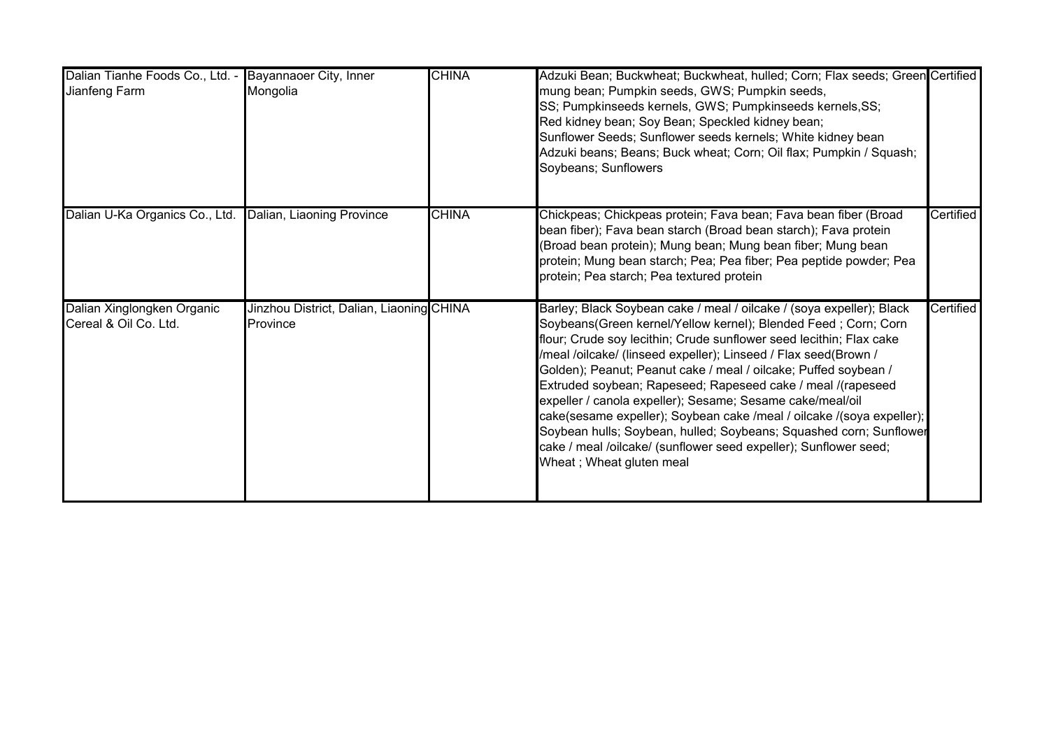| | | | | |
|---|---|---|---|---|
| Dalian Tianhe Foods Co., Ltd. - Jianfeng Farm | Bayannaoer City, Inner Mongolia | CHINA | Adzuki Bean; Buckwheat; Buckwheat, hulled; Corn; Flax seeds; Green mung bean; Pumpkin seeds, GWS; Pumpkin seeds, SS; Pumpkinseeds kernels, GWS; Pumpkinseeds kernels,SS; Red kidney bean; Soy Bean; Speckled kidney bean; Sunflower Seeds; Sunflower seeds kernels; White kidney bean Adzuki beans; Beans; Buck wheat; Corn; Oil flax; Pumpkin / Squash; Soybeans; Sunflowers | Certified |
| Dalian U-Ka Organics Co., Ltd. | Dalian, Liaoning Province | CHINA | Chickpeas; Chickpeas protein; Fava bean; Fava bean fiber (Broad bean fiber); Fava bean starch (Broad bean starch); Fava protein (Broad bean protein); Mung bean; Mung bean fiber; Mung bean protein; Mung bean starch; Pea; Pea fiber; Pea peptide powder; Pea protein; Pea starch; Pea textured protein | Certified |
| Dalian Xinglongken Organic Cereal & Oil Co. Ltd. | Jinzhou District, Dalian, Liaoning Province | CHINA | Barley; Black Soybean cake / meal / oilcake / (soya expeller); Black Soybeans(Green kernel/Yellow kernel); Blended Feed ; Corn; Corn flour; Crude soy lecithin; Crude sunflower seed lecithin; Flax cake /meal /oilcake/ (linseed expeller); Linseed / Flax seed(Brown / Golden); Peanut; Peanut cake / meal / oilcake; Puffed soybean / Extruded soybean; Rapeseed; Rapeseed cake / meal /(rapeseed expeller / canola expeller); Sesame; Sesame cake/meal/oil cake(sesame expeller); Soybean cake /meal / oilcake /(soya expeller); Soybean hulls; Soybean, hulled; Soybeans; Squashed corn; Sunflower cake / meal /oilcake/ (sunflower seed expeller); Sunflower seed; Wheat ; Wheat gluten meal | Certified |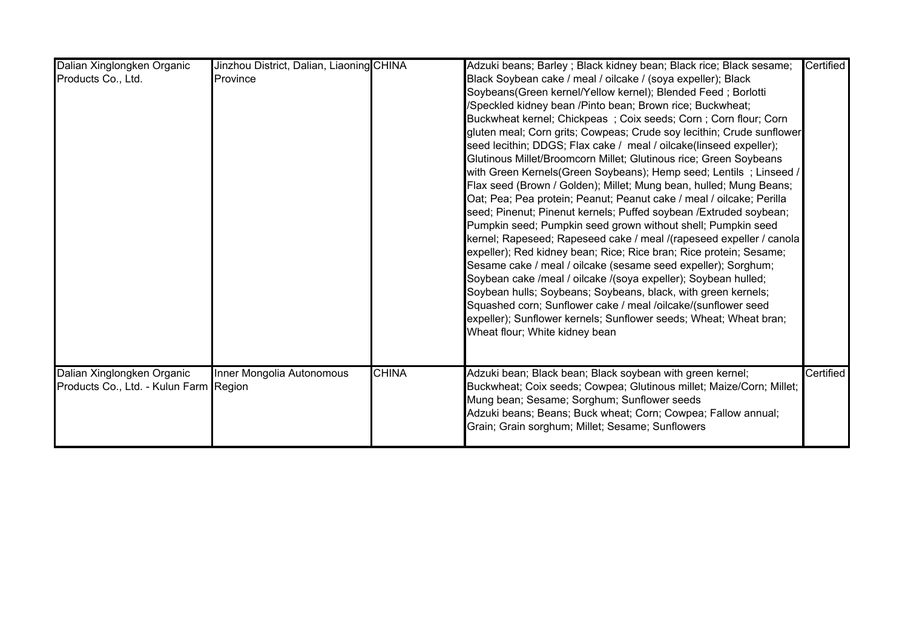| | | | | |
|---|---|---|---|---|
| Dalian Xinglongken Organic Products Co., Ltd. | Jinzhou District, Dalian, Liaoning Province | CHINA | Adzuki beans; Barley ; Black kidney bean; Black rice; Black sesame; Black Soybean cake / meal / oilcake / (soya expeller); Black Soybeans(Green kernel/Yellow kernel); Blended Feed ; Borlotti /Speckled kidney bean /Pinto bean; Brown rice; Buckwheat; Buckwheat kernel; Chickpeas ; Coix seeds; Corn ; Corn flour; Corn gluten meal; Corn grits; Cowpeas; Crude soy lecithin; Crude sunflower seed lecithin; DDGS; Flax cake / meal / oilcake(linseed expeller); Glutinous Millet/Broomcorn Millet; Glutinous rice; Green Soybeans with Green Kernels(Green Soybeans); Hemp seed; Lentils ; Linseed / Flax seed (Brown / Golden); Millet; Mung bean, hulled; Mung Beans; Oat; Pea; Pea protein; Peanut; Peanut cake / meal / oilcake; Perilla seed; Pinenut; Pinenut kernels; Puffed soybean /Extruded soybean; Pumpkin seed; Pumpkin seed grown without shell; Pumpkin seed kernel; Rapeseed; Rapeseed cake / meal /(rapeseed expeller / canola expeller); Red kidney bean; Rice; Rice bran; Rice protein; Sesame; Sesame cake / meal / oilcake (sesame seed expeller); Sorghum; Soybean cake /meal / oilcake /(soya expeller); Soybean hulled; Soybean hulls; Soybeans; Soybeans, black, with green kernels; Squashed corn; Sunflower cake / meal /oilcake/(sunflower seed expeller); Sunflower kernels; Sunflower seeds; Wheat; Wheat bran; Wheat flour; White kidney bean | Certified |
| Dalian Xinglongken Organic Products Co., Ltd. - Kulun Farm | Inner Mongolia Autonomous Region | CHINA | Adzuki bean; Black bean; Black soybean with green kernel; Buckwheat; Coix seeds; Cowpea; Glutinous millet; Maize/Corn; Millet; Mung bean; Sesame; Sorghum; Sunflower seeds<br>Adzuki beans; Beans; Buck wheat; Corn; Cowpea; Fallow annual; Grain; Grain sorghum; Millet; Sesame; Sunflowers | Certified |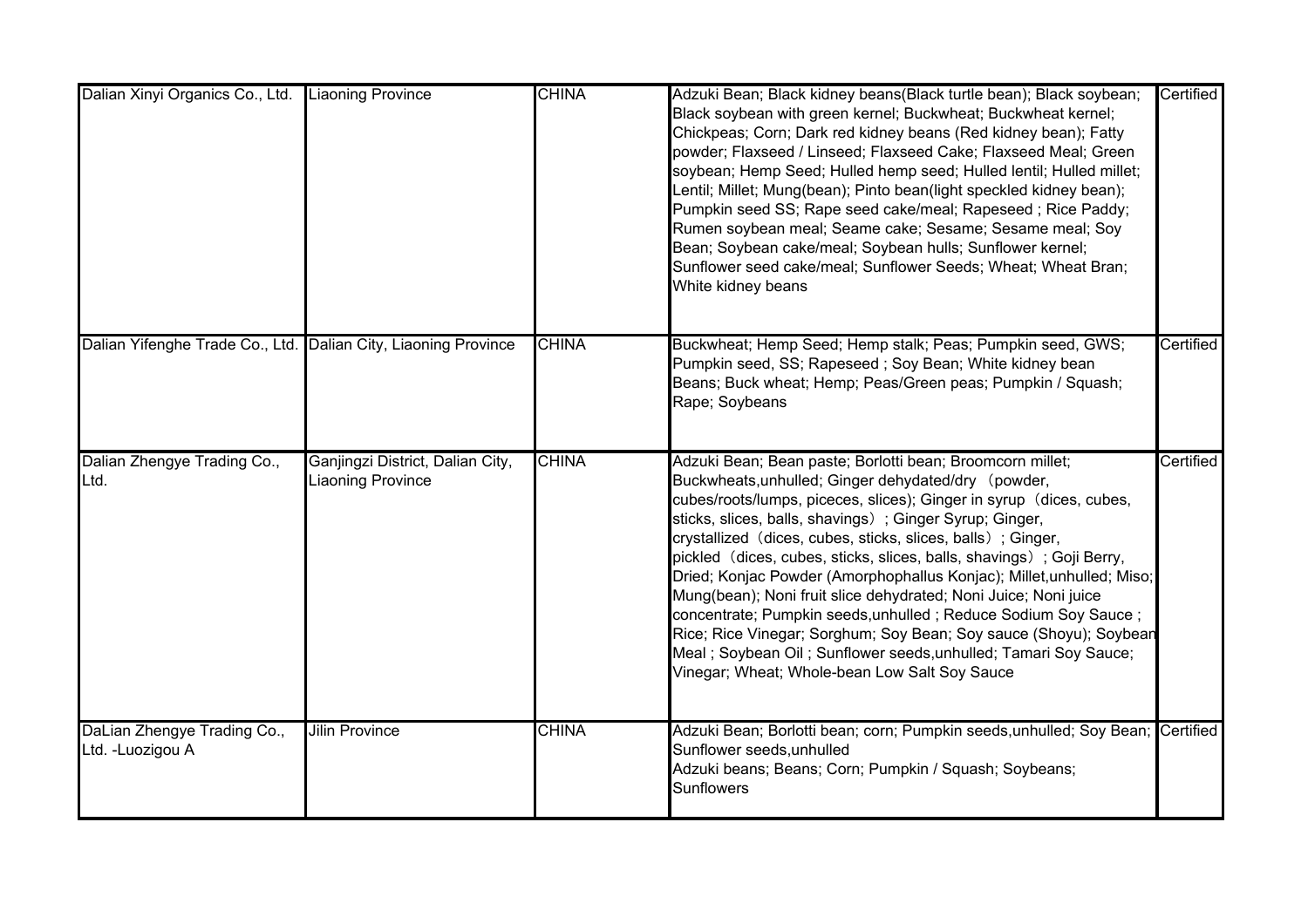| | | | | |
|---|---|---|---|---|
| Dalian Xinyi Organics Co., Ltd. | Liaoning Province | CHINA | Adzuki Bean; Black kidney beans(Black turtle bean); Black soybean; Black soybean with green kernel; Buckwheat; Buckwheat kernel; Chickpeas; Corn; Dark red kidney beans (Red kidney bean); Fatty powder; Flaxseed / Linseed; Flaxseed Cake; Flaxseed Meal; Green soybean; Hemp Seed; Hulled hemp seed; Hulled lentil; Hulled millet; Lentil; Millet; Mung(bean); Pinto bean(light speckled kidney bean); Pumpkin seed SS; Rape seed cake/meal; Rapeseed ; Rice Paddy; Rumen soybean meal; Seame cake; Sesame; Sesame meal; Soy Bean; Soybean cake/meal; Soybean hulls; Sunflower kernel; Sunflower seed cake/meal; Sunflower Seeds; Wheat; Wheat Bran; White kidney beans | Certified |
| Dalian Yifenghe Trade Co., Ltd. | Dalian City, Liaoning Province | CHINA | Buckwheat; Hemp Seed; Hemp stalk; Peas; Pumpkin seed, GWS; Pumpkin seed, SS; Rapeseed ; Soy Bean; White kidney bean<br>Beans; Buck wheat; Hemp; Peas/Green peas; Pumpkin / Squash; Rape; Soybeans | Certified |
| Dalian Zhengye Trading Co., Ltd. | Ganjingzi District, Dalian City, Liaoning Province | CHINA | Adzuki Bean; Bean paste; Borlotti bean; Broomcorn millet; Buckwheats,unhulled; Ginger dehydated/dry（powder, cubes/roots/lumps, piceces, slices); Ginger in syrup（dices, cubes, sticks, slices, balls, shavings）; Ginger Syrup; Ginger, crystallized（dices, cubes, sticks, slices, balls）; Ginger, pickled（dices, cubes, sticks, slices, balls, shavings）; Goji Berry, Dried; Konjac Powder (Amorphophallus Konjac); Millet,unhulled; Miso; Mung(bean); Noni fruit slice dehydrated; Noni Juice; Noni juice concentrate; Pumpkin seeds,unhulled ; Reduce Sodium Soy Sauce ; Rice; Rice Vinegar; Sorghum; Soy Bean; Soy sauce (Shoyu); Soybean Meal ; Soybean Oil ; Sunflower seeds,unhulled; Tamari Soy Sauce; Vinegar; Wheat; Whole-bean Low Salt Soy Sauce | Certified |
| DaLian Zhengye Trading Co., Ltd. -Luozigou A | Jilin Province | CHINA | Adzuki Bean; Borlotti bean; corn; Pumpkin seeds,unhulled; Soy Bean; Sunflower seeds,unhulled<br>Adzuki beans; Beans; Corn; Pumpkin / Squash; Soybeans; Sunflowers | Certified |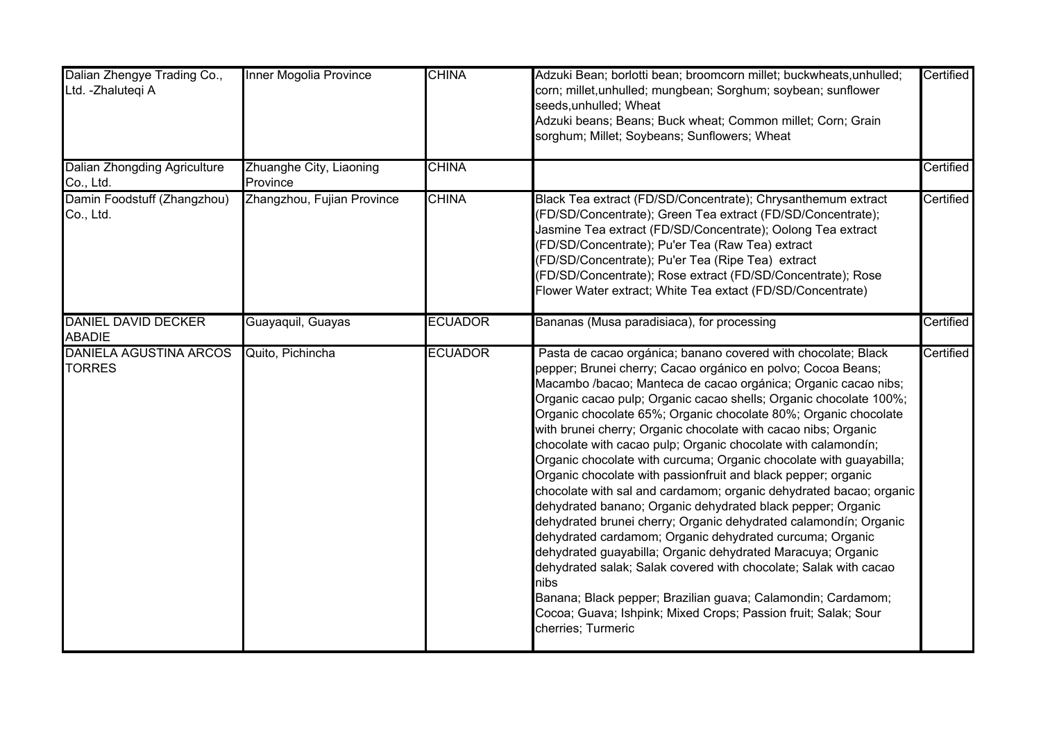| | | | | |
|---|---|---|---|---|
| Dalian Zhengye Trading Co., Ltd. -Zhaluteqi A | Inner Mogolia Province | CHINA | Adzuki Bean; borlotti bean; broomcorn millet; buckwheats,unhulled; corn; millet,unhulled; mungbean; Sorghum; soybean; sunflower seeds,unhulled; Wheat<br>Adzuki beans; Beans; Buck wheat; Common millet; Corn; Grain sorghum; Millet; Soybeans; Sunflowers; Wheat | Certified |
| Dalian Zhongding Agriculture Co., Ltd. | Zhuanghe City, Liaoning Province | CHINA | | Certified |
| Damin Foodstuff (Zhangzhou) Co., Ltd. | Zhangzhou, Fujian Province | CHINA | Black Tea extract (FD/SD/Concentrate); Chrysanthemum extract (FD/SD/Concentrate); Green Tea extract (FD/SD/Concentrate); Jasmine Tea extract (FD/SD/Concentrate); Oolong Tea extract (FD/SD/Concentrate); Pu'er Tea (Raw Tea) extract (FD/SD/Concentrate); Pu'er Tea (Ripe Tea) extract (FD/SD/Concentrate); Rose extract (FD/SD/Concentrate); Rose Flower Water extract; White Tea exatct (FD/SD/Concentrate) | Certified |
| DANIEL DAVID DECKER ABADIE | Guayaquil, Guayas | ECUADOR | Bananas (Musa paradisiaca), for processing | Certified |
| DANIELA AGUSTINA ARCOS TORRES | Quito, Pichincha | ECUADOR | Pasta de cacao orgánica; banano covered with chocolate; Black pepper; Brunei cherry; Cacao orgánico en polvo; Cocoa Beans; Macambo /bacao; Manteca de cacao orgánica; Organic cacao nibs; Organic cacao pulp; Organic cacao shells; Organic chocolate 100%; Organic chocolate 65%; Organic chocolate 80%; Organic chocolate with brunei cherry; Organic chocolate with cacao nibs; Organic chocolate with cacao pulp; Organic chocolate with calamondín; Organic chocolate with curcuma; Organic chocolate with guayabilla; Organic chocolate with passionfruit and black pepper; organic chocolate with sal and cardamom; organic dehydrated bacao; organic dehydrated banano; Organic dehydrated black pepper; Organic dehydrated brunei cherry; Organic dehydrated calamondín; Organic dehydrated cardamom; Organic dehydrated curcuma; Organic dehydrated guayabilla; Organic dehydrated Maracuya; Organic dehydrated salak; Salak covered with chocolate; Salak with cacao nibs<br>Banana; Black pepper; Brazilian guava; Calamondin; Cardamom; Cocoa; Guava; Ishpink; Mixed Crops; Passion fruit; Salak; Sour cherries; Turmeric | Certified |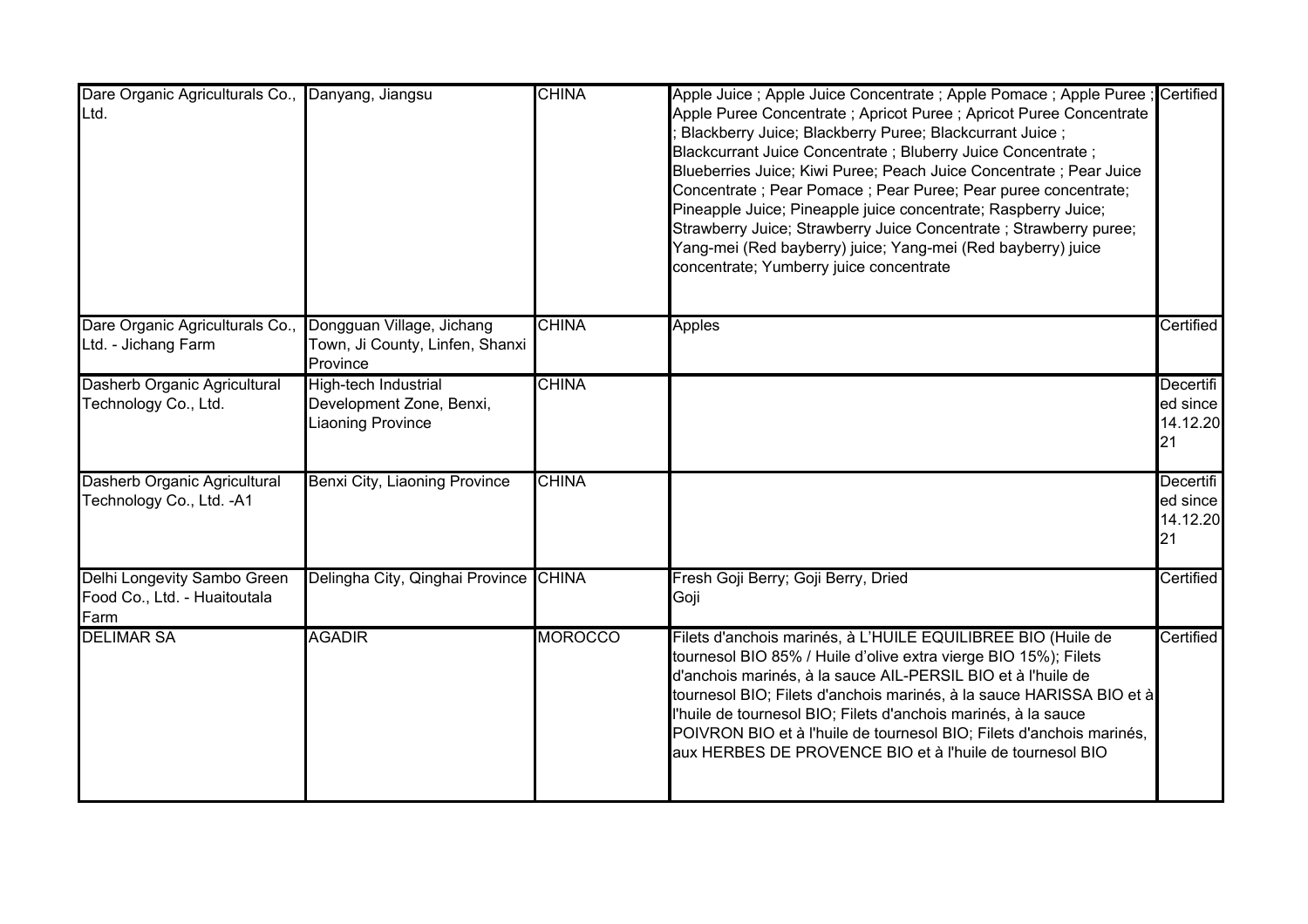| | | | | |
|---|---|---|---|---|
| Dare Organic Agriculturals Co., Ltd. | Danyang, Jiangsu | CHINA | Apple Juice ; Apple Juice Concentrate ; Apple Pomace ; Apple Puree ; Apple Puree Concentrate ; Apricot Puree ; Apricot Puree Concentrate ; Blackberry Juice; Blackberry Puree; Blackcurrant Juice ; Blackcurrant Juice Concentrate ; Bluberry Juice Concentrate ; Blueberries Juice; Kiwi Puree; Peach Juice Concentrate ; Pear Juice Concentrate ; Pear Pomace ; Pear Puree; Pear puree concentrate; Pineapple Juice; Pineapple juice concentrate; Raspberry Juice; Strawberry Juice; Strawberry Juice Concentrate ; Strawberry puree; Yang-mei (Red bayberry) juice; Yang-mei (Red bayberry) juice concentrate; Yumberry juice concentrate | Certified |
| Dare Organic Agriculturals Co., Ltd. - Jichang Farm | Dongguan Village, Jichang Town, Ji County, Linfen, Shanxi Province | CHINA | Apples | Certified |
| Dasherb Organic Agricultural Technology Co., Ltd. | High-tech Industrial Development Zone, Benxi, Liaoning Province | CHINA | | Decertified since 14.12.2021 |
| Dasherb Organic Agricultural Technology Co., Ltd. -A1 | Benxi City, Liaoning Province | CHINA | | Decertified since 14.12.2021 |
| Delhi Longevity Sambo Green Food Co., Ltd. - Huaitoutala Farm | Delingha City, Qinghai Province | CHINA | Fresh Goji Berry; Goji Berry, Dried Goji | Certified |
| DELIMAR SA | AGADIR | MOROCCO | Filets d'anchois marinés, à L'HUILE EQUILIBREE BIO (Huile de tournesol BIO 85% / Huile d'olive extra vierge BIO 15%); Filets d'anchois marinés, à la sauce AIL-PERSIL BIO et à l'huile de tournesol BIO; Filets d'anchois marinés, à la sauce HARISSA BIO et à l'huile de tournesol BIO; Filets d'anchois marinés, à la sauce POIVRON BIO et à l'huile de tournesol BIO; Filets d'anchois marinés, aux HERBES DE PROVENCE BIO et à l'huile de tournesol BIO | Certified |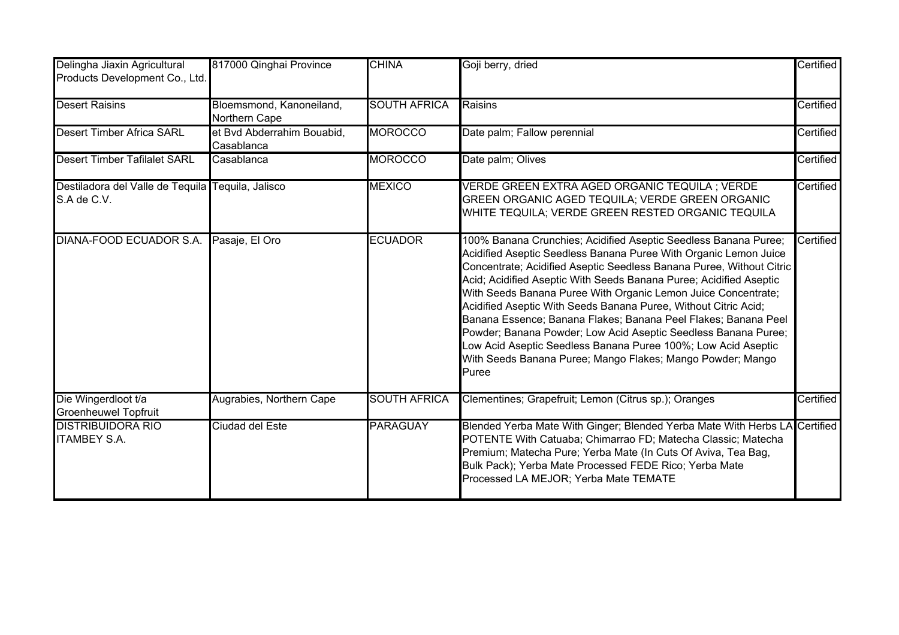| Delingha Jiaxin Agricultural Products Development Co., Ltd. | 817000 Qinghai Province | CHINA | Goji berry, dried | Certified |
|---|---|---|---|---|
| Desert Raisins | Bloemsmond, Kanoneiland, Northern Cape | SOUTH AFRICA | Raisins | Certified |
| Desert Timber Africa SARL | et Bvd Abderrahim Bouabid, Casablanca | MOROCCO | Date palm; Fallow perennial | Certified |
| Desert Timber Tafilalet SARL | Casablanca | MOROCCO | Date palm; Olives | Certified |
| Destiladora del Valle de Tequila S.A de C.V. | Tequila, Jalisco | MEXICO | VERDE GREEN EXTRA AGED ORGANIC TEQUILA ; VERDE GREEN ORGANIC AGED TEQUILA; VERDE GREEN ORGANIC WHITE TEQUILA; VERDE GREEN RESTED ORGANIC TEQUILA | Certified |
| DIANA-FOOD ECUADOR S.A. | Pasaje, El Oro | ECUADOR | 100% Banana Crunchies; Acidified Aseptic Seedless Banana Puree; Acidified Aseptic Seedless Banana Puree With Organic Lemon Juice Concentrate; Acidified Aseptic Seedless Banana Puree, Without Citric Acid; Acidified Aseptic With Seeds Banana Puree; Acidified Aseptic With Seeds Banana Puree With Organic Lemon Juice Concentrate; Acidified Aseptic With Seeds Banana Puree, Without Citric Acid; Banana Essence; Banana Flakes; Banana Peel Flakes; Banana Peel Powder; Banana Powder; Low Acid Aseptic Seedless Banana Puree; Low Acid Aseptic Seedless Banana Puree 100%; Low Acid Aseptic With Seeds Banana Puree; Mango Flakes; Mango Powder; Mango Puree | Certified |
| Die Wingerdloot t/a Groenheuwel Topfruit | Augrabies, Northern Cape | SOUTH AFRICA | Clementines; Grapefruit; Lemon (Citrus sp.); Oranges | Certified |
| DISTRIBUIDORA RIO ITAMBEY S.A. | Ciudad del Este | PARAGUAY | Blended Yerba Mate With Ginger; Blended Yerba Mate With Herbs LA POTENTE With Catuaba; Chimarrao FD; Matecha Classic; Matecha Premium; Matecha Pure; Yerba Mate (In Cuts Of Aviva, Tea Bag, Bulk Pack); Yerba Mate Processed FEDE Rico; Yerba Mate Processed LA MEJOR; Yerba Mate TEMATE | Certified |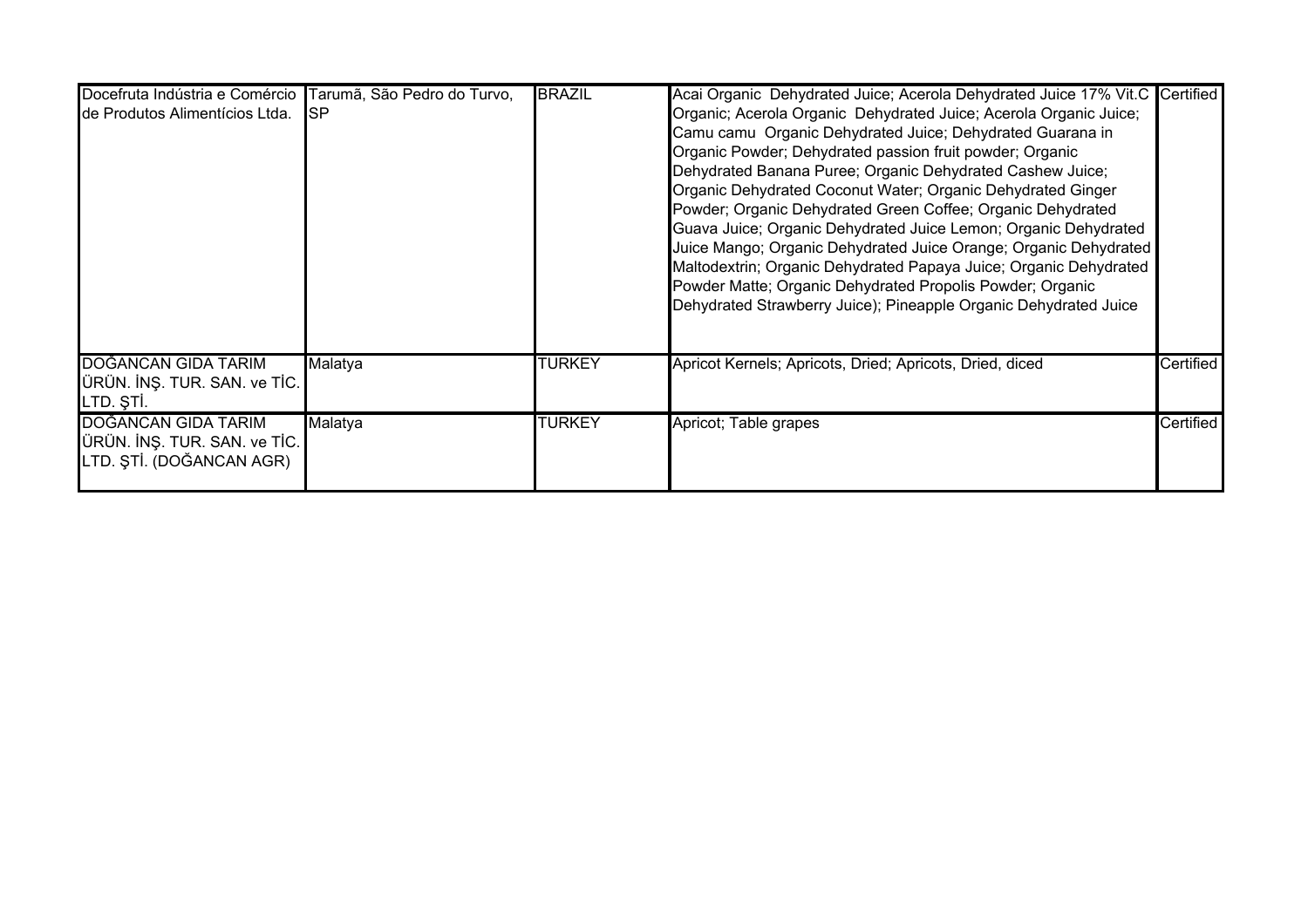| | | | | |
|---|---|---|---|---|
| Docefruta Indústria e Comércio de Produtos Alimentícios Ltda. | Tarumã, São Pedro do Turvo, SP | BRAZIL | Acai Organic  Dehydrated Juice; Acerola Dehydrated Juice 17% Vit.C Organic; Acerola Organic  Dehydrated Juice; Acerola Organic Juice; Camu camu  Organic Dehydrated Juice; Dehydrated Guarana in Organic Powder; Dehydrated passion fruit powder; Organic Dehydrated Banana Puree; Organic Dehydrated Cashew Juice; Organic Dehydrated Coconut Water; Organic Dehydrated Ginger Powder; Organic Dehydrated Green Coffee; Organic Dehydrated Guava Juice; Organic Dehydrated Juice Lemon; Organic Dehydrated Juice Mango; Organic Dehydrated Juice Orange; Organic Dehydrated Maltodextrin; Organic Dehydrated Papaya Juice; Organic Dehydrated Powder Matte; Organic Dehydrated Propolis Powder; Organic Dehydrated Strawberry Juice); Pineapple Organic Dehydrated Juice | Certified |
| DOĞANCAN GIDA TARIM ÜRÜN. İNŞ. TUR. SAN. ve TİC. LTD. ŞTİ. | Malatya | TURKEY | Apricot Kernels; Apricots, Dried; Apricots, Dried, diced | Certified |
| DOĞANCAN GIDA TARIM ÜRÜN. İNŞ. TUR. SAN. ve TİC. LTD. ŞTİ. (DOĞANCAN AGR) | Malatya | TURKEY | Apricot; Table grapes | Certified |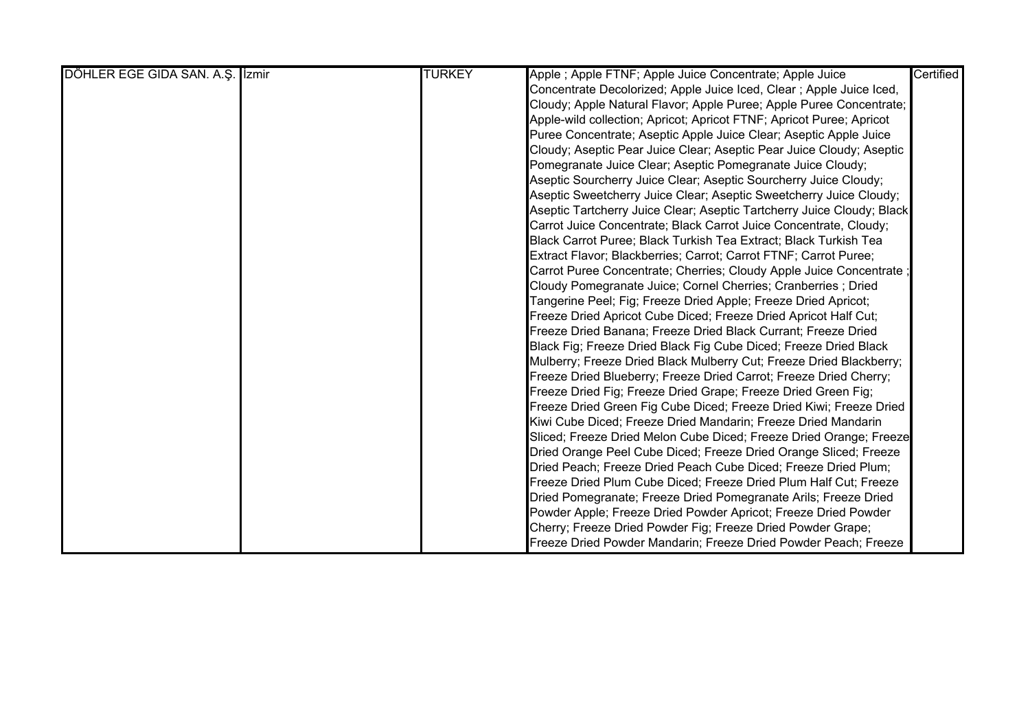| DÖHLER EGE GIDA SAN. A.Ş. | İzmir | TURKEY | Apple ; Apple FTNF; Apple Juice Concentrate; Apple Juice Concentrate Decolorized; Apple Juice Iced, Clear ; Apple Juice Iced, Cloudy; Apple Natural Flavor; Apple Puree; Apple Puree Concentrate; Apple-wild collection; Apricot; Apricot FTNF; Apricot Puree; Apricot Puree Concentrate; Aseptic Apple Juice Clear; Aseptic Apple Juice Cloudy; Aseptic Pear Juice Clear; Aseptic Pear Juice Cloudy; Aseptic Pomegranate Juice Clear; Aseptic Pomegranate Juice Cloudy; Aseptic Sourcherry Juice Clear; Aseptic Sourcherry Juice Cloudy; Aseptic Sweetcherry Juice Clear; Aseptic Sweetcherry Juice Cloudy; Aseptic Tartcherry Juice Clear; Aseptic Tartcherry Juice Cloudy; Black Carrot Juice Concentrate; Black Carrot Juice Concentrate, Cloudy; Black Carrot Puree; Black Turkish Tea Extract; Black Turkish Tea Extract Flavor; Blackberries; Carrot; Carrot FTNF; Carrot Puree; Carrot Puree Concentrate; Cherries; Cloudy Apple Juice Concentrate ; Cloudy Pomegranate Juice; Cornel Cherries; Cranberries ; Dried Tangerine Peel; Fig; Freeze Dried Apple; Freeze Dried Apricot; Freeze Dried Apricot Cube Diced; Freeze Dried Apricot Half Cut; Freeze Dried Banana; Freeze Dried Black Currant; Freeze Dried Black Fig; Freeze Dried Black Fig Cube Diced; Freeze Dried Black Mulberry; Freeze Dried Black Mulberry Cut; Freeze Dried Blackberry; Freeze Dried Blueberry; Freeze Dried Carrot; Freeze Dried Cherry; Freeze Dried Fig; Freeze Dried Grape; Freeze Dried Green Fig; Freeze Dried Green Fig Cube Diced; Freeze Dried Kiwi; Freeze Dried Kiwi Cube Diced; Freeze Dried Mandarin; Freeze Dried Mandarin Sliced; Freeze Dried Melon Cube Diced; Freeze Dried Orange; Freeze Dried Orange Peel Cube Diced; Freeze Dried Orange Sliced; Freeze Dried Peach; Freeze Dried Peach Cube Diced; Freeze Dried Plum; Freeze Dried Plum Cube Diced; Freeze Dried Plum Half Cut; Freeze Dried Pomegranate; Freeze Dried Pomegranate Arils; Freeze Dried Powder Apple; Freeze Dried Powder Apricot; Freeze Dried Powder Cherry; Freeze Dried Powder Fig; Freeze Dried Powder Grape; Freeze Dried Powder Mandarin; Freeze Dried Powder Peach; Freeze | Certified |
|---|---|---|---|---|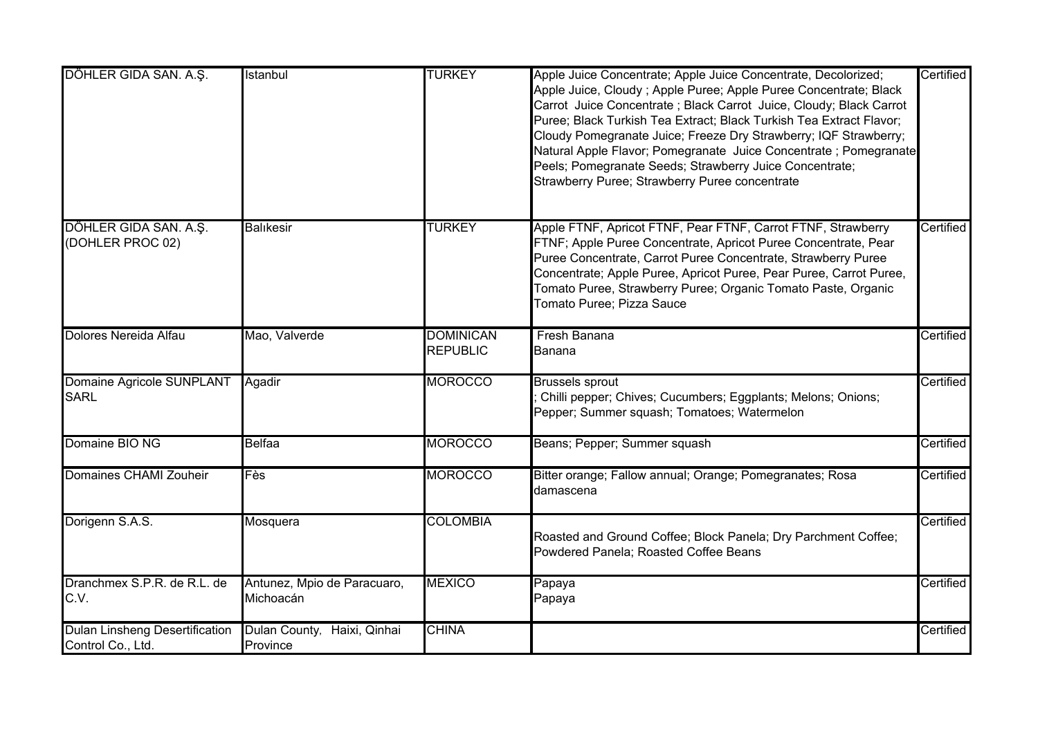| | | | | |
|---|---|---|---|---|
| DÖHLER GIDA SAN. A.Ş. | Istanbul | TURKEY | Apple Juice Concentrate; Apple Juice Concentrate, Decolorized; Apple Juice, Cloudy ; Apple Puree; Apple Puree Concentrate; Black Carrot Juice Concentrate ; Black Carrot Juice, Cloudy; Black Carrot Puree; Black Turkish Tea Extract; Black Turkish Tea Extract Flavor; Cloudy Pomegranate Juice; Freeze Dry Strawberry; IQF Strawberry; Natural Apple Flavor; Pomegranate Juice Concentrate ; Pomegranate Peels; Pomegranate Seeds; Strawberry Juice Concentrate; Strawberry Puree; Strawberry Puree concentrate | Certified |
| DÖHLER GIDA SAN. A.Ş. (DOHLER PROC 02) | Balıkesir | TURKEY | Apple FTNF, Apricot FTNF, Pear FTNF, Carrot FTNF, Strawberry FTNF; Apple Puree Concentrate, Apricot Puree Concentrate, Pear Puree Concentrate, Carrot Puree Concentrate, Strawberry Puree Concentrate; Apple Puree, Apricot Puree, Pear Puree, Carrot Puree, Tomato Puree, Strawberry Puree; Organic Tomato Paste, Organic Tomato Puree; Pizza Sauce | Certified |
| Dolores Nereida Alfau | Mao, Valverde | DOMINICAN REPUBLIC | Fresh Banana<br>Banana | Certified |
| Domaine Agricole SUNPLANT SARL | Agadir | MOROCCO | Brussels sprout<br>; Chilli pepper; Chives; Cucumbers; Eggplants; Melons; Onions; Pepper; Summer squash; Tomatoes; Watermelon | Certified |
| Domaine BIO NG | Belfaa | MOROCCO | Beans; Pepper; Summer squash | Certified |
| Domaines CHAMI Zouheir | Fès | MOROCCO | Bitter orange; Fallow annual; Orange; Pomegranates; Rosa damascena | Certified |
| Dorigenn S.A.S. | Mosquera | COLOMBIA | Roasted and Ground Coffee; Block Panela; Dry Parchment Coffee; Powdered Panela; Roasted Coffee Beans | Certified |
| Dranchmex S.P.R. de R.L. de C.V. | Antunez, Mpio de Paracuaro, Michoacán | MEXICO | Papaya<br>Papaya | Certified |
| Dulan Linsheng Desertification Control Co., Ltd. | Dulan County, Haixi, Qinhai Province | CHINA | | Certified |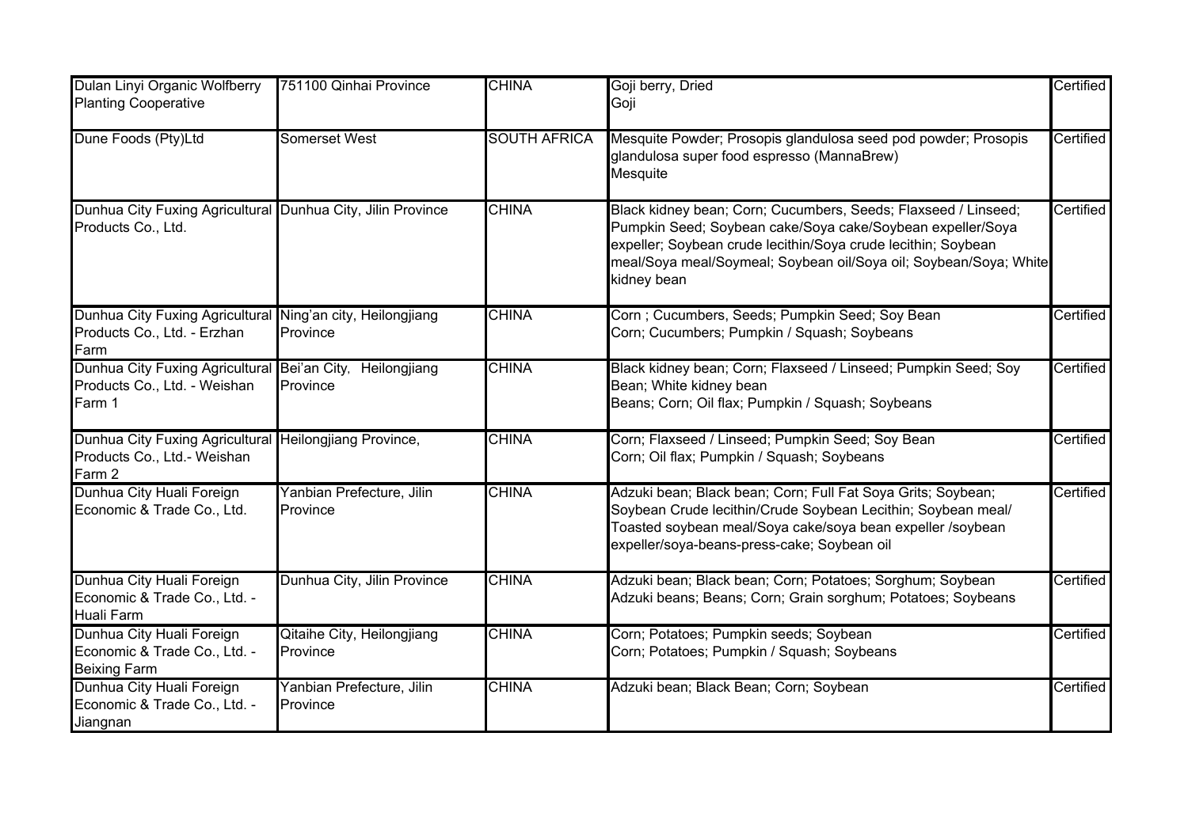| | | | | |
|---|---|---|---|---|
| Dulan Linyi Organic Wolfberry Planting Cooperative | 751100 Qinhai Province | CHINA | Goji berry, Dried<br>Goji | Certified |
| Dune Foods (Pty)Ltd | Somerset West | SOUTH AFRICA | Mesquite Powder; Prosopis glandulosa seed pod powder; Prosopis glandulosa super food espresso (MannaBrew)<br>Mesquite | Certified |
| Dunhua City Fuxing Agricultural Products Co., Ltd. | Dunhua City, Jilin Province | CHINA | Black kidney bean; Corn; Cucumbers, Seeds; Flaxseed / Linseed; Pumpkin Seed; Soybean cake/Soya cake/Soybean expeller/Soya expeller; Soybean crude lecithin/Soya crude lecithin; Soybean meal/Soya meal/Soymeal; Soybean oil/Soya oil; Soybean/Soya; White kidney bean | Certified |
| Dunhua City Fuxing Agricultural Products Co., Ltd. - Erzhan Farm | Ning'an city, Heilongjiang Province | CHINA | Corn ; Cucumbers, Seeds; Pumpkin Seed; Soy Bean<br>Corn; Cucumbers; Pumpkin / Squash; Soybeans | Certified |
| Dunhua City Fuxing Agricultural Products Co., Ltd. - Weishan Farm 1 | Bei'an City, Heilongjiang Province | CHINA | Black kidney bean; Corn; Flaxseed / Linseed; Pumpkin Seed; Soy Bean; White kidney bean<br>Beans; Corn; Oil flax; Pumpkin / Squash; Soybeans | Certified |
| Dunhua City Fuxing Agricultural Products Co., Ltd.- Weishan Farm 2 | Heilongjiang Province, | CHINA | Corn; Flaxseed / Linseed; Pumpkin Seed; Soy Bean<br>Corn; Oil flax; Pumpkin / Squash; Soybeans | Certified |
| Dunhua City Huali Foreign Economic & Trade Co., Ltd. | Yanbian Prefecture, Jilin Province | CHINA | Adzuki bean; Black bean; Corn; Full Fat Soya Grits; Soybean; Soybean Crude lecithin/Crude Soybean Lecithin; Soybean meal/ Toasted soybean meal/Soya cake/soya bean expeller /soybean expeller/soya-beans-press-cake; Soybean oil | Certified |
| Dunhua City Huali Foreign Economic & Trade Co., Ltd. - Huali Farm | Dunhua City, Jilin Province | CHINA | Adzuki bean; Black bean; Corn; Potatoes; Sorghum; Soybean<br>Adzuki beans; Beans; Corn; Grain sorghum; Potatoes; Soybeans | Certified |
| Dunhua City Huali Foreign Economic & Trade Co., Ltd. - Beixing Farm | Qitaihe City, Heilongjiang Province | CHINA | Corn; Potatoes; Pumpkin seeds; Soybean<br>Corn; Potatoes; Pumpkin / Squash; Soybeans | Certified |
| Dunhua City Huali Foreign Economic & Trade Co., Ltd. - Jiangnan | Yanbian Prefecture, Jilin Province | CHINA | Adzuki bean; Black Bean; Corn; Soybean | Certified |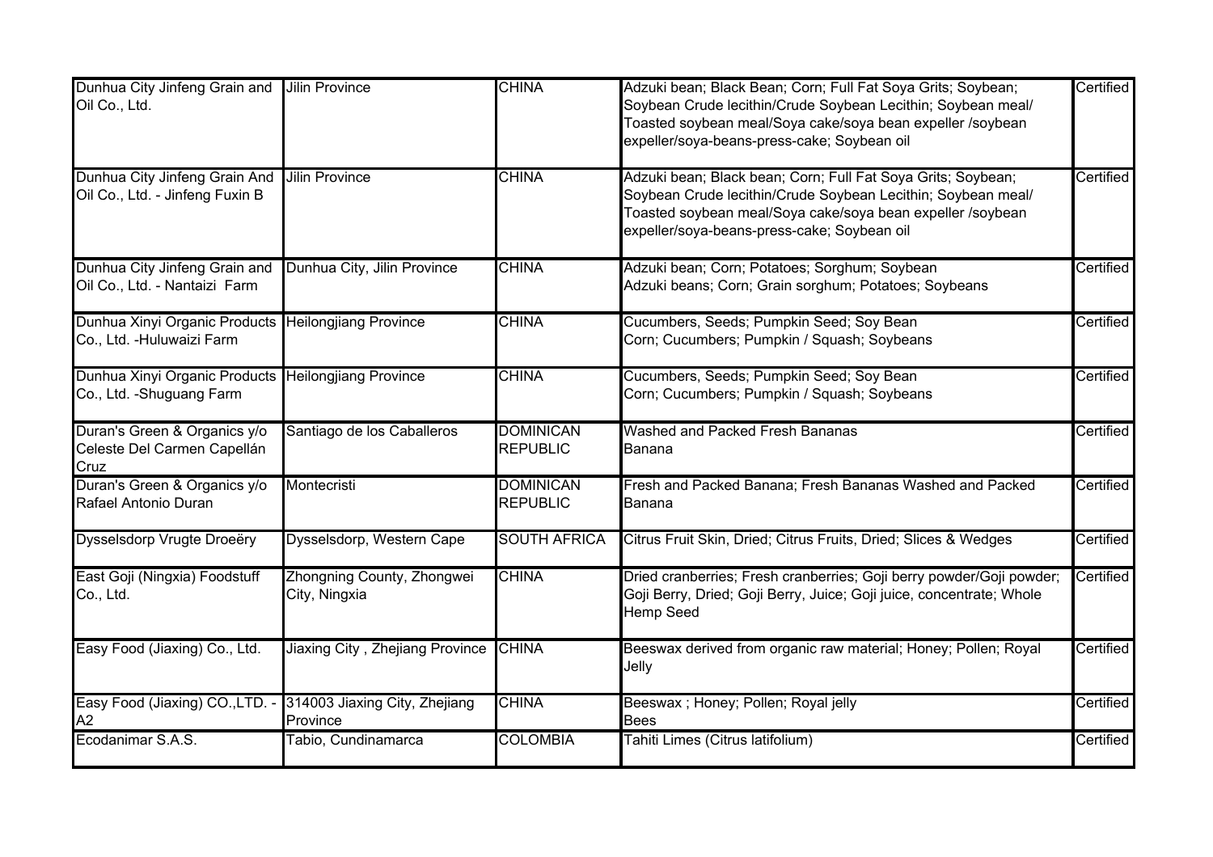| | | | | |
|---|---|---|---|---|
| Dunhua City Jinfeng Grain and Oil Co., Ltd. | Jilin Province | CHINA | Adzuki bean; Black Bean; Corn; Full Fat Soya Grits; Soybean; Soybean Crude lecithin/Crude Soybean Lecithin; Soybean meal/ Toasted soybean meal/Soya cake/soya bean expeller /soybean expeller/soya-beans-press-cake; Soybean oil | Certified |
| Dunhua City Jinfeng Grain And Oil Co., Ltd. - Jinfeng Fuxin B | Jilin Province | CHINA | Adzuki bean; Black bean; Corn; Full Fat Soya Grits; Soybean; Soybean Crude lecithin/Crude Soybean Lecithin; Soybean meal/ Toasted soybean meal/Soya cake/soya bean expeller /soybean expeller/soya-beans-press-cake; Soybean oil | Certified |
| Dunhua City Jinfeng Grain and Oil Co., Ltd. - Nantaizi Farm | Dunhua City, Jilin Province | CHINA | Adzuki bean; Corn; Potatoes; Sorghum; Soybean<br>Adzuki beans; Corn; Grain sorghum; Potatoes; Soybeans | Certified |
| Dunhua Xinyi Organic Products Co., Ltd. -Huluwaizi Farm | Heilongjiang Province | CHINA | Cucumbers, Seeds; Pumpkin Seed; Soy Bean<br>Corn; Cucumbers; Pumpkin / Squash; Soybeans | Certified |
| Dunhua Xinyi Organic Products Co., Ltd. -Shuguang Farm | Heilongjiang Province | CHINA | Cucumbers, Seeds; Pumpkin Seed; Soy Bean<br>Corn; Cucumbers; Pumpkin / Squash; Soybeans | Certified |
| Duran's Green & Organics y/o Celeste Del Carmen Capellán Cruz | Santiago de los Caballeros | DOMINICAN REPUBLIC | Washed and Packed Fresh Bananas<br>Banana | Certified |
| Duran's Green & Organics y/o Rafael Antonio Duran | Montecristi | DOMINICAN REPUBLIC | Fresh and Packed Banana; Fresh Bananas Washed and Packed<br>Banana | Certified |
| Dysselsdorp Vrugte Droeëry | Dysselsdorp, Western Cape | SOUTH AFRICA | Citrus Fruit Skin, Dried; Citrus Fruits, Dried; Slices & Wedges | Certified |
| East Goji (Ningxia) Foodstuff Co., Ltd. | Zhongning County, Zhongwei City, Ningxia | CHINA | Dried cranberries; Fresh cranberries; Goji berry powder/Goji powder; Goji Berry, Dried; Goji Berry, Juice; Goji juice, concentrate; Whole Hemp Seed | Certified |
| Easy Food (Jiaxing) Co., Ltd. | Jiaxing City , Zhejiang Province | CHINA | Beeswax derived from organic raw material; Honey; Pollen; Royal Jelly | Certified |
| Easy Food (Jiaxing) CO.,LTD. - A2 | 314003 Jiaxing City, Zhejiang Province | CHINA | Beeswax ; Honey; Pollen; Royal jelly<br>Bees | Certified |
| Ecodanimar S.A.S. | Tabio, Cundinamarca | COLOMBIA | Tahiti Limes (Citrus latifolium) | Certified |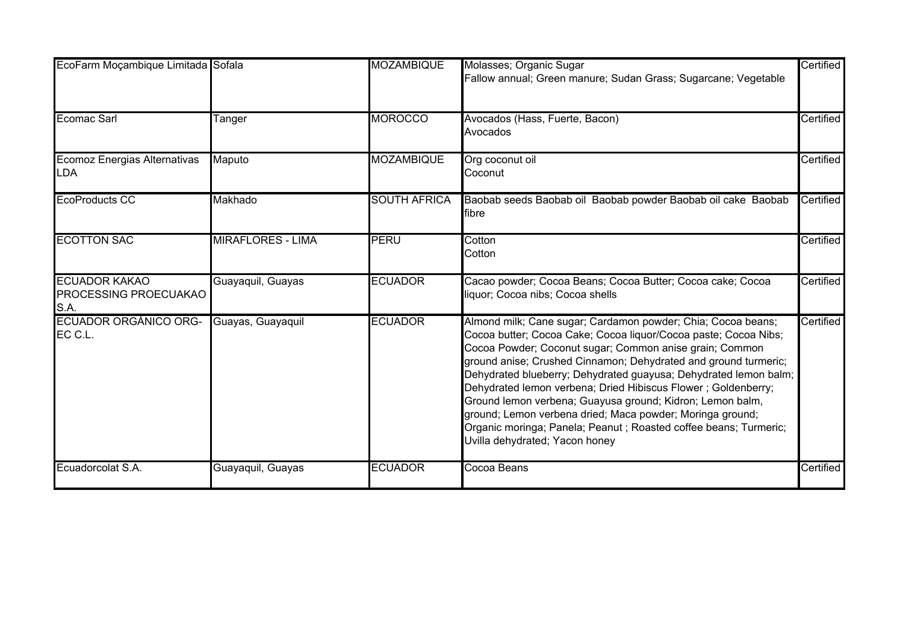| | | | | |
|---|---|---|---|---|
| EcoFarm Moçambique Limitada | Sofala | MOZAMBIQUE | Molasses; Organic Sugar<br>Fallow annual; Green manure; Sudan Grass; Sugarcane; Vegetable | Certified |
| Ecomac Sarl | Tanger | MOROCCO | Avocados (Hass, Fuerte, Bacon)<br>Avocados | Certified |
| Ecomoz Energias Alternativas LDA | Maputo | MOZAMBIQUE | Org coconut oil<br>Coconut | Certified |
| EcoProducts CC | Makhado | SOUTH AFRICA | Baobab seeds Baobab oil Baobab powder Baobab oil cake Baobab fibre | Certified |
| ECOTTON SAC | MIRAFLORES - LIMA | PERU | Cotton<br>Cotton | Certified |
| ECUADOR KAKAO PROCESSING PROECUAKAO S.A. | Guayaquil, Guayas | ECUADOR | Cacao powder; Cocoa Beans; Cocoa Butter; Cocoa cake; Cocoa liquor; Cocoa nibs; Cocoa shells | Certified |
| ECUADOR ORGÁNICO ORG-EC C.L. | Guayas, Guayaquil | ECUADOR | Almond milk; Cane sugar; Cardamon powder; Chia; Cocoa beans; Cocoa butter; Cocoa Cake; Cocoa liquor/Cocoa paste; Cocoa Nibs; Cocoa Powder; Coconut sugar; Common anise grain; Common ground anise; Crushed Cinnamon; Dehydrated and ground turmeric; Dehydrated blueberry; Dehydrated guayusa; Dehydrated lemon balm; Dehydrated lemon verbena; Dried Hibiscus Flower ; Goldenberry; Ground lemon verbena; Guayusa ground; Kidron; Lemon balm, ground; Lemon verbena dried; Maca powder; Moringa ground; Organic moringa; Panela; Peanut ; Roasted coffee beans; Turmeric; Uvilla dehydrated; Yacon honey | Certified |
| Ecuadorcolat S.A. | Guayaquil, Guayas | ECUADOR | Cocoa Beans | Certified |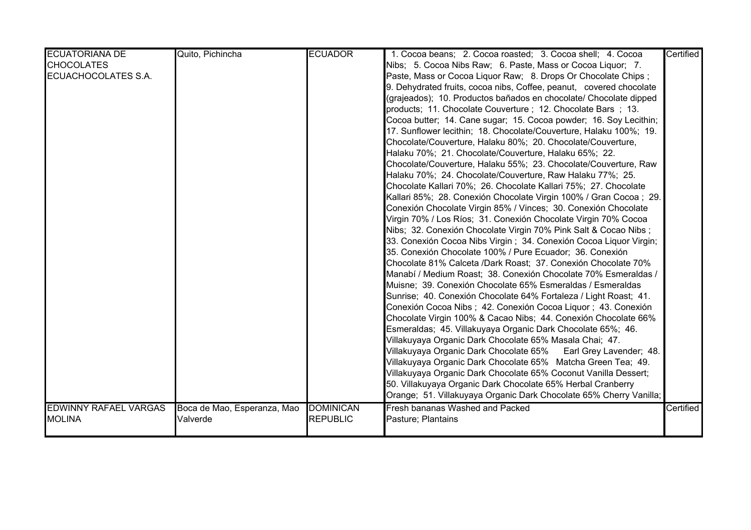| | | | | |
|---|---|---|---|---|
| ECUATORIANA DE CHOCOLATES ECUACHOCOLATES S.A. | Quito, Pichincha | ECUADOR | 1. Cocoa beans; 2. Cocoa roasted; 3. Cocoa shell; 4. Cocoa Nibs; 5. Cocoa Nibs Raw; 6. Paste, Mass or Cocoa Liquor; 7. Paste, Mass or Cocoa Liquor Raw; 8. Drops Or Chocolate Chips ; 9. Dehydrated fruits, cocoa nibs, Coffee, peanut, covered chocolate (grajeados); 10. Productos bañados en chocolate/ Chocolate dipped products; 11. Chocolate Couverture ; 12. Chocolate Bars ; 13. Cocoa butter; 14. Cane sugar; 15. Cocoa powder; 16. Soy Lecithin; 17. Sunflower lecithin; 18. Chocolate/Couverture, Halaku 100%; 19. Chocolate/Couverture, Halaku 80%; 20. Chocolate/Couverture, Halaku 70%; 21. Chocolate/Couverture, Halaku 65%; 22. Chocolate/Couverture, Halaku 55%; 23. Chocolate/Couverture, Raw Halaku 70%; 24. Chocolate/Couverture, Raw Halaku 77%; 25. Chocolate Kallari 70%; 26. Chocolate Kallari 75%; 27. Chocolate Kallari 85%; 28. Conexión Chocolate Virgin 100% / Gran Cocoa ; 29. Conexión Chocolate Virgin 85% / Vinces; 30. Conexión Chocolate Virgin 70% / Los Ríos; 31. Conexión Chocolate Virgin 70% Cocoa Nibs; 32. Conexión Chocolate Virgin 70% Pink Salt & Cocao Nibs ; 33. Conexión Cocoa Nibs Virgin ; 34. Conexión Cocoa Liquor Virgin; 35. Conexión Chocolate 100% / Pure Ecuador; 36. Conexión Chocolate 81% Calceta /Dark Roast; 37. Conexión Chocolate 70% Manabí / Medium Roast; 38. Conexión Chocolate 70% Esmeraldas / Muisne; 39. Conexión Chocolate 65% Esmeraldas / Esmeraldas Sunrise; 40. Conexión Chocolate 64% Fortaleza / Light Roast; 41. Conexión Cocoa Nibs ; 42. Conexión Cocoa Liquor ; 43. Conexión Chocolate Virgin 100% & Cacao Nibs; 44. Conexión Chocolate 66% Esmeraldas; 45. Villakuyaya Organic Dark Chocolate 65%; 46. Villakuyaya Organic Dark Chocolate 65% Masala Chai; 47. Villakuyaya Organic Dark Chocolate 65% Earl Grey Lavender; 48. Villakuyaya Organic Dark Chocolate 65% Matcha Green Tea; 49. Villakuyaya Organic Dark Chocolate 65% Coconut Vanilla Dessert; 50. Villakuyaya Organic Dark Chocolate 65% Herbal Cranberry Orange; 51. Villakuyaya Organic Dark Chocolate 65% Cherry Vanilla; | Certified |
| EDWINNY RAFAEL VARGAS MOLINA | Boca de Mao, Esperanza, Mao Valverde | DOMINICAN REPUBLIC | Fresh bananas Washed and Packed<br>Pasture; Plantains | Certified |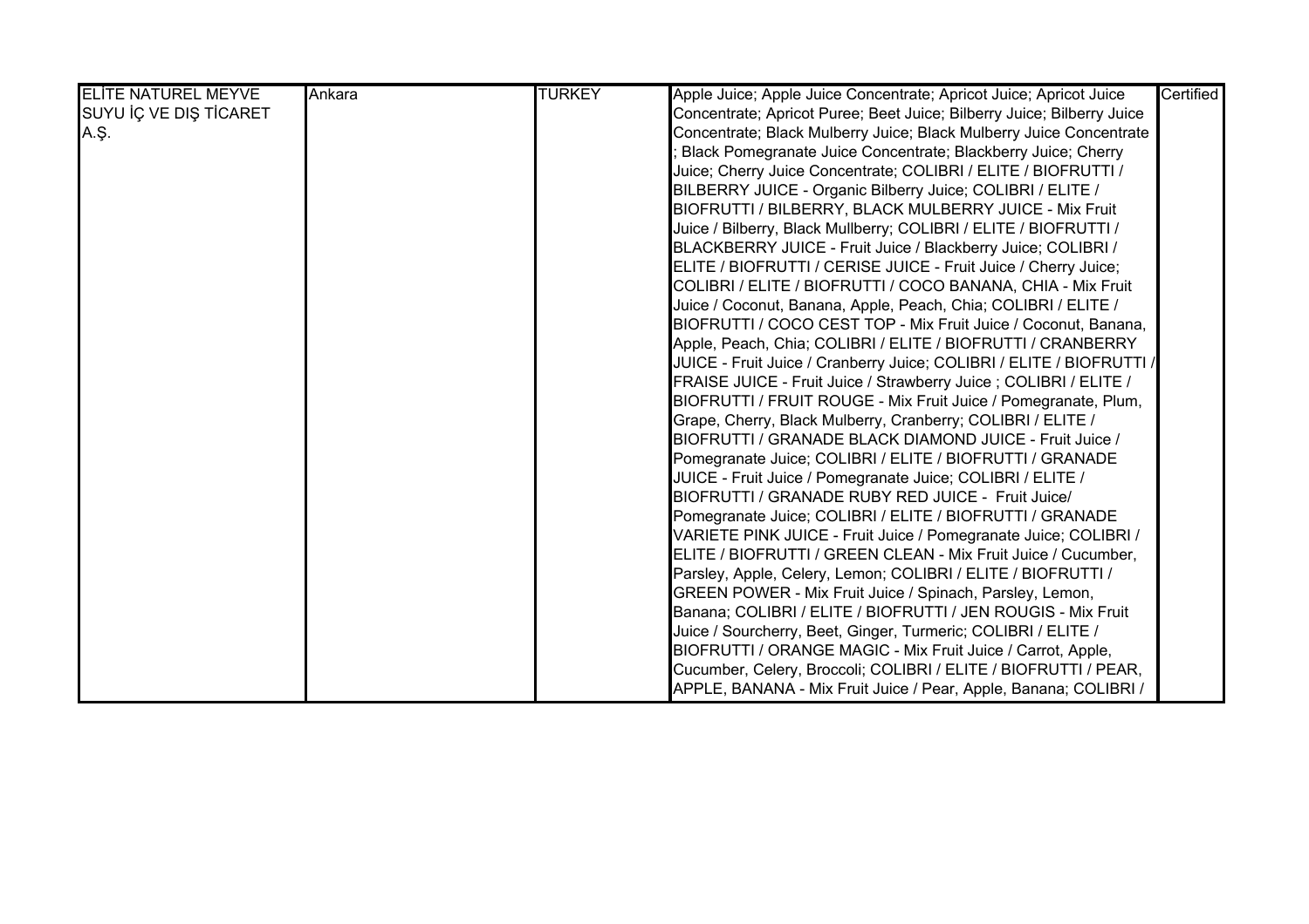| ELİTE NATUREL MEYVE SUYU İÇ VE DIŞ TİCARET A.Ş. | Ankara | TURKEY | Apple Juice; Apple Juice Concentrate; Apricot Juice; Apricot Juice Concentrate; Apricot Puree; Beet Juice; Bilberry Juice; Bilberry Juice Concentrate; Black Mulberry Juice; Black Mulberry Juice Concentrate ; Black Pomegranate Juice Concentrate; Blackberry Juice; Cherry Juice; Cherry Juice Concentrate; COLIBRI / ELITE / BIOFRUTTI / BILBERRY JUICE - Organic Bilberry Juice; COLIBRI / ELITE / BIOFRUTTI / BILBERRY, BLACK MULBERRY JUICE - Mix Fruit Juice / Bilberry, Black Mullberry; COLIBRI / ELITE / BIOFRUTTI / BLACKBERRY JUICE - Fruit Juice / Blackberry Juice; COLIBRI / ELITE / BIOFRUTTI / CERISE JUICE - Fruit Juice / Cherry Juice; COLIBRI / ELITE / BIOFRUTTI / COCO BANANA, CHIA - Mix Fruit Juice / Coconut, Banana, Apple, Peach, Chia; COLIBRI / ELITE / BIOFRUTTI / COCO CEST TOP - Mix Fruit Juice / Coconut, Banana, Apple, Peach, Chia; COLIBRI / ELITE / BIOFRUTTI / CRANBERRY JUICE - Fruit Juice / Cranberry Juice; COLIBRI / ELITE / BIOFRUTTI / FRAISE JUICE - Fruit Juice / Strawberry Juice ; COLIBRI / ELITE / BIOFRUTTI / FRUIT ROUGE - Mix Fruit Juice / Pomegranate, Plum, Grape, Cherry, Black Mulberry, Cranberry; COLIBRI / ELITE / BIOFRUTTI / GRANADE BLACK DIAMOND JUICE - Fruit Juice / Pomegranate Juice; COLIBRI / ELITE / BIOFRUTTI / GRANADE JUICE - Fruit Juice / Pomegranate Juice; COLIBRI / ELITE / BIOFRUTTI / GRANADE RUBY RED JUICE - Fruit Juice/ Pomegranate Juice; COLIBRI / ELITE / BIOFRUTTI / GRANADE VARIETE PINK JUICE - Fruit Juice / Pomegranate Juice; COLIBRI / ELITE / BIOFRUTTI / GREEN CLEAN - Mix Fruit Juice / Cucumber, Parsley, Apple, Celery, Lemon; COLIBRI / ELITE / BIOFRUTTI / GREEN POWER - Mix Fruit Juice / Spinach, Parsley, Lemon, Banana; COLIBRI / ELITE / BIOFRUTTI / JEN ROUGIS - Mix Fruit Juice / Sourcherry, Beet, Ginger, Turmeric; COLIBRI / ELITE / BIOFRUTTI / ORANGE MAGIC - Mix Fruit Juice / Carrot, Apple, Cucumber, Celery, Broccoli; COLIBRI / ELITE / BIOFRUTTI / PEAR, APPLE, BANANA - Mix Fruit Juice / Pear, Apple, Banana; COLIBRI / | Certified |
|---|---|---|---|---|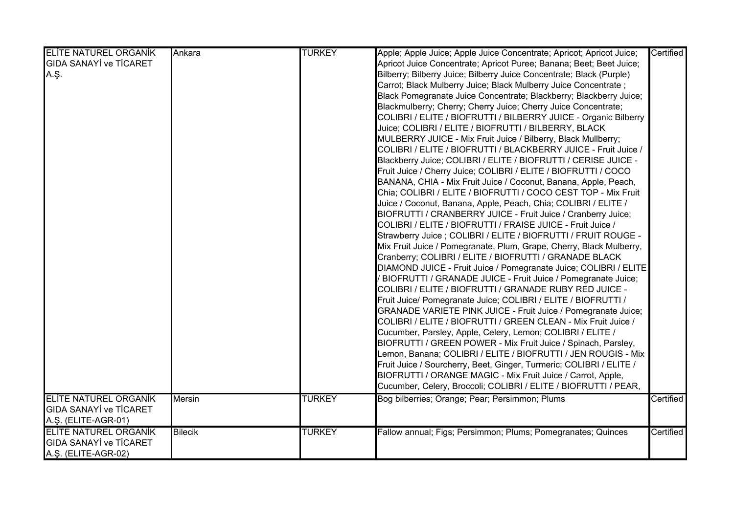| | | | | |
|---|---|---|---|---|
| ELİTE NATUREL ORGANİK GIDA SANAYİ ve TİCARET A.Ş. | Ankara | TURKEY | Apple; Apple Juice; Apple Juice Concentrate; Apricot; Apricot Juice; Apricot Juice Concentrate; Apricot Puree; Banana; Beet; Beet Juice; Bilberry; Bilberry Juice; Bilberry Juice Concentrate; Black (Purple) Carrot; Black Mulberry Juice; Black Mulberry Juice Concentrate ; Black Pomegranate Juice Concentrate; Blackberry; Blackberry Juice; Blackmulberry; Cherry; Cherry Juice; Cherry Juice Concentrate; COLIBRI / ELITE / BIOFRUTTI / BILBERRY JUICE - Organic Bilberry Juice; COLIBRI / ELITE / BIOFRUTTI / BILBERRY, BLACK MULBERRY JUICE - Mix Fruit Juice / Bilberry, Black Mullberry; COLIBRI / ELITE / BIOFRUTTI / BLACKBERRY JUICE - Fruit Juice / Blackberry Juice; COLIBRI / ELITE / BIOFRUTTI / CERISE JUICE - Fruit Juice / Cherry Juice; COLIBRI / ELITE / BIOFRUTTI / COCO BANANA, CHIA - Mix Fruit Juice / Coconut, Banana, Apple, Peach, Chia; COLIBRI / ELITE / BIOFRUTTI / COCO CEST TOP - Mix Fruit Juice / Coconut, Banana, Apple, Peach, Chia; COLIBRI / ELITE / BIOFRUTTI / CRANBERRY JUICE - Fruit Juice / Cranberry Juice; COLIBRI / ELITE / BIOFRUTTI / FRAISE JUICE - Fruit Juice / Strawberry Juice ; COLIBRI / ELITE / BIOFRUTTI / FRUIT ROUGE - Mix Fruit Juice / Pomegranate, Plum, Grape, Cherry, Black Mulberry, Cranberry; COLIBRI / ELITE / BIOFRUTTI / GRANADE BLACK DIAMOND JUICE - Fruit Juice / Pomegranate Juice; COLIBRI / ELITE / BIOFRUTTI / GRANADE JUICE - Fruit Juice / Pomegranate Juice; COLIBRI / ELITE / BIOFRUTTI / GRANADE RUBY RED JUICE - Fruit Juice/ Pomegranate Juice; COLIBRI / ELITE / BIOFRUTTI / GRANADE VARIETE PINK JUICE - Fruit Juice / Pomegranate Juice; COLIBRI / ELITE / BIOFRUTTI / GREEN CLEAN - Mix Fruit Juice / Cucumber, Parsley, Apple, Celery, Lemon; COLIBRI / ELITE / BIOFRUTTI / GREEN POWER - Mix Fruit Juice / Spinach, Parsley, Lemon, Banana; COLIBRI / ELITE / BIOFRUTTI / JEN ROUGIS - Mix Fruit Juice / Sourcherry, Beet, Ginger, Turmeric; COLIBRI / ELITE / BIOFRUTTI / ORANGE MAGIC - Mix Fruit Juice / Carrot, Apple, Cucumber, Celery, Broccoli; COLIBRI / ELITE / BIOFRUTTI / PEAR, | Certified |
| ELİTE NATUREL ORGANİK GIDA SANAYİ ve TİCARET A.Ş. (ELITE-AGR-01) | Mersin | TURKEY | Bog bilberries; Orange; Pear; Persimmon; Plums | Certified |
| ELİTE NATUREL ORGANİK GIDA SANAYİ ve TİCARET A.Ş. (ELITE-AGR-02) | Bilecik | TURKEY | Fallow annual; Figs; Persimmon; Plums; Pomegranates; Quinces | Certified |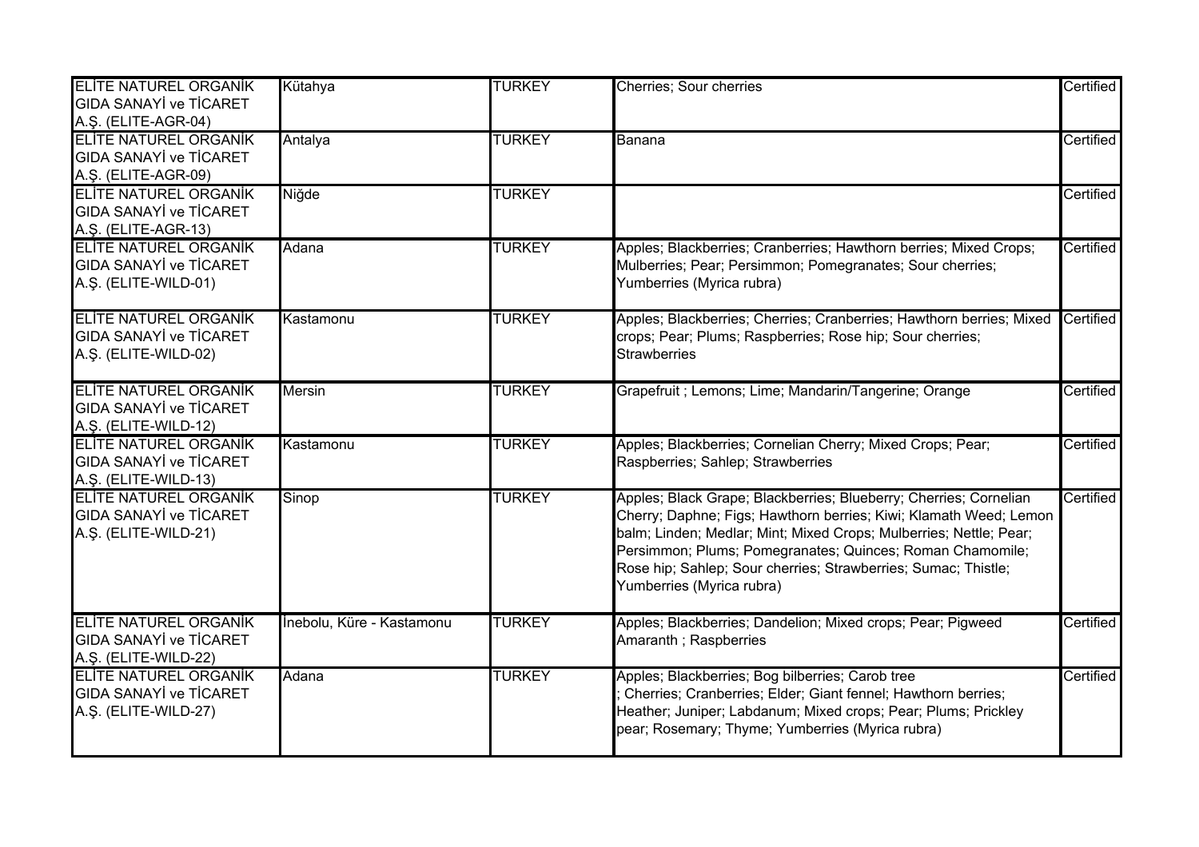| | | | | |
|---|---|---|---|---|
| ELİTE NATUREL ORGANİK GIDA SANAYİ ve TİCARET A.Ş. (ELITE-AGR-04) | Kütahya | TURKEY | Cherries; Sour cherries | Certified |
| ELİTE NATUREL ORGANİK GIDA SANAYİ ve TİCARET A.Ş. (ELITE-AGR-09) | Antalya | TURKEY | Banana | Certified |
| ELİTE NATUREL ORGANİK GIDA SANAYİ ve TİCARET A.Ş. (ELITE-AGR-13) | Niğde | TURKEY | | Certified |
| ELİTE NATUREL ORGANİK GIDA SANAYİ ve TİCARET A.Ş. (ELITE-WILD-01) | Adana | TURKEY | Apples; Blackberries; Cranberries; Hawthorn berries; Mixed Crops; Mulberries; Pear; Persimmon; Pomegranates; Sour cherries; Yumberries (Myrica rubra) | Certified |
| ELİTE NATUREL ORGANİK GIDA SANAYİ ve TİCARET A.Ş. (ELITE-WILD-02) | Kastamonu | TURKEY | Apples; Blackberries; Cherries; Cranberries; Hawthorn berries; Mixed crops; Pear; Plums; Raspberries; Rose hip; Sour cherries; Strawberries | Certified |
| ELİTE NATUREL ORGANİK GIDA SANAYİ ve TİCARET A.Ş. (ELITE-WILD-12) | Mersin | TURKEY | Grapefruit ; Lemons; Lime; Mandarin/Tangerine; Orange | Certified |
| ELİTE NATUREL ORGANİK GIDA SANAYİ ve TİCARET A.Ş. (ELITE-WILD-13) | Kastamonu | TURKEY | Apples; Blackberries; Cornelian Cherry; Mixed Crops; Pear; Raspberries; Sahlep; Strawberries | Certified |
| ELİTE NATUREL ORGANİK GIDA SANAYİ ve TİCARET A.Ş. (ELITE-WILD-21) | Sinop | TURKEY | Apples; Black Grape; Blackberries; Blueberry; Cherries; Cornelian Cherry; Daphne; Figs; Hawthorn berries; Kiwi; Klamath Weed; Lemon balm; Linden; Medlar; Mint; Mixed Crops; Mulberries; Nettle; Pear; Persimmon; Plums; Pomegranates; Quinces; Roman Chamomile; Rose hip; Sahlep; Sour cherries; Strawberries; Sumac; Thistle; Yumberries (Myrica rubra) | Certified |
| ELİTE NATUREL ORGANİK GIDA SANAYİ ve TİCARET A.Ş. (ELITE-WILD-22) | İnebolu, Küre - Kastamonu | TURKEY | Apples; Blackberries; Dandelion; Mixed crops; Pear; Pigweed Amaranth ; Raspberries | Certified |
| ELİTE NATUREL ORGANİK GIDA SANAYİ ve TİCARET A.Ş. (ELITE-WILD-27) | Adana | TURKEY | Apples; Blackberries; Bog bilberries; Carob tree ; Cherries; Cranberries; Elder; Giant fennel; Hawthorn berries; Heather; Juniper; Labdanum; Mixed crops; Pear; Plums; Prickley pear; Rosemary; Thyme; Yumberries (Myrica rubra) | Certified |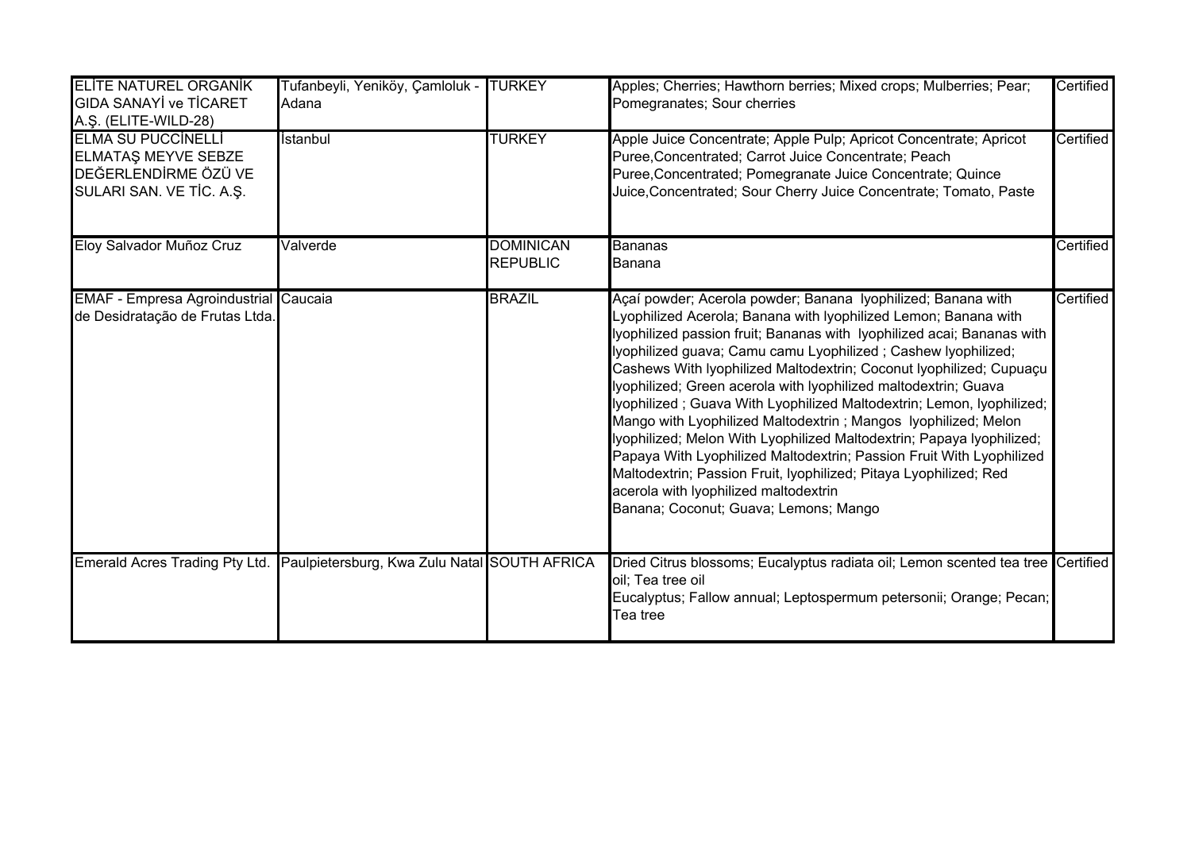| | | | | |
|---|---|---|---|---|
| ELİTE NATUREL ORGANİK GIDA SANAYİ ve TİCARET A.Ş. (ELITE-WILD-28) | Tufanbeyli, Yeniköy, Çamloluk - Adana | TURKEY | Apples; Cherries; Hawthorn berries; Mixed crops; Mulberries; Pear; Pomegranates; Sour cherries | Certified |
| ELMA SU PUCCİNELLİ ELMATAŞ MEYVE SEBZE DEĞERLENDİRME ÖZÜ VE SULARI SAN. VE TİC. A.Ş. | İstanbul | TURKEY | Apple Juice Concentrate; Apple Pulp; Apricot Concentrate; Apricot Puree,Concentrated; Carrot Juice Concentrate; Peach Puree,Concentrated; Pomegranate Juice Concentrate; Quince Juice,Concentrated; Sour Cherry Juice Concentrate; Tomato, Paste | Certified |
| Eloy Salvador Muñoz Cruz | Valverde | DOMINICAN REPUBLIC | Bananas<br>Banana | Certified |
| EMAF - Empresa Agroindustrial de Desidratação de Frutas Ltda. | Caucaia | BRAZIL | Açaí powder; Acerola powder; Banana lyophilized; Banana with Lyophilized Acerola; Banana with lyophilized Lemon; Banana with lyophilized passion fruit; Bananas with lyophilized acai; Bananas with lyophilized guava; Camu camu Lyophilized ; Cashew lyophilized; Cashews With lyophilized Maltodextrin; Coconut lyophilized; Cupuaçu lyophilized; Green acerola with lyophilized maltodextrin; Guava lyophilized ; Guava With Lyophilized Maltodextrin; Lemon, lyophilized; Mango with Lyophilized Maltodextrin ; Mangos lyophilized; Melon lyophilized; Melon With Lyophilized Maltodextrin; Papaya lyophilized; Papaya With Lyophilized Maltodextrin; Passion Fruit With Lyophilized Maltodextrin; Passion Fruit, lyophilized; Pitaya Lyophilized; Red acerola with lyophilized maltodextrin<br>Banana; Coconut; Guava; Lemons; Mango | Certified |
| Emerald Acres Trading Pty Ltd. | Paulpietersburg, Kwa Zulu Natal | SOUTH AFRICA | Dried Citrus blossoms; Eucalyptus radiata oil; Lemon scented tea tree oil; Tea tree oil<br>Eucalyptus; Fallow annual; Leptospermum petersonii; Orange; Pecan; Tea tree | Certified |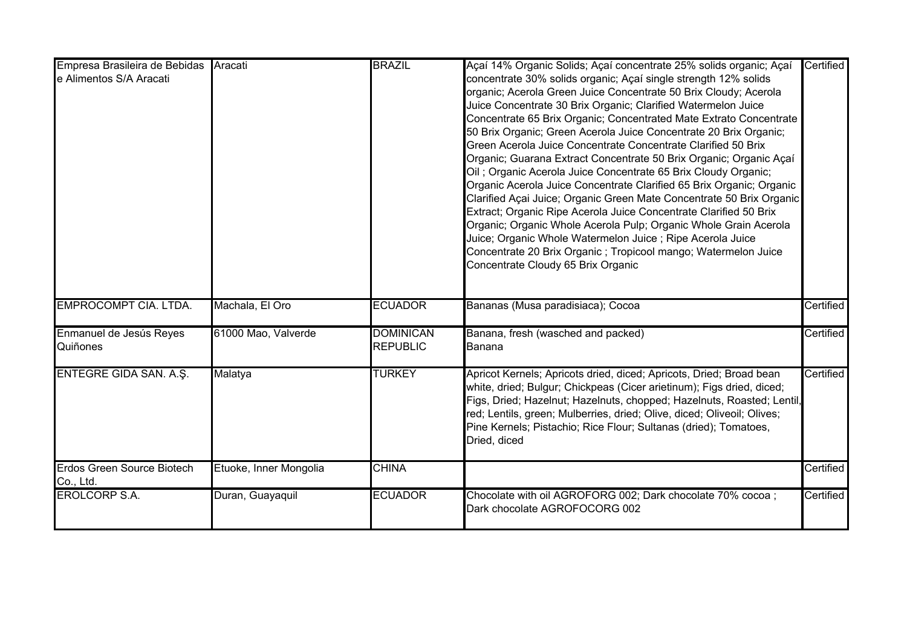| | | | | |
|---|---|---|---|---|
| Empresa Brasileira de Bebidas e Alimentos S/A Aracati | Aracati | BRAZIL | Açaí 14% Organic Solids; Açaí concentrate 25% solids organic; Açaí concentrate 30% solids organic; Açaí single strength 12% solids organic; Acerola Green Juice Concentrate 50 Brix Cloudy; Acerola Juice Concentrate 30 Brix Organic; Clarified Watermelon Juice Concentrate 65 Brix Organic; Concentrated Mate Extrato Concentrate 50 Brix Organic; Green Acerola Juice Concentrate 20 Brix Organic; Green Acerola Juice Concentrate Concentrate Clarified 50 Brix Organic; Guarana Extract Concentrate 50 Brix Organic; Organic Açaí Oil ; Organic Acerola Juice Concentrate 65 Brix Cloudy Organic; Organic Acerola Juice Concentrate Clarified 65 Brix Organic; Organic Clarified Açai Juice; Organic Green Mate Concentrate 50 Brix Organic Extract; Organic Ripe Acerola Juice Concentrate Clarified 50 Brix Organic; Organic Whole Acerola Pulp; Organic Whole Grain Acerola Juice; Organic Whole Watermelon Juice ; Ripe Acerola Juice Concentrate 20 Brix Organic ; Tropicool mango; Watermelon Juice Concentrate Cloudy 65 Brix Organic | Certified |
| EMPROCOMPT CIA. LTDA. | Machala, El Oro | ECUADOR | Bananas (Musa paradisiaca); Cocoa | Certified |
| Enmanuel de Jesús Reyes Quiñones | 61000 Mao, Valverde | DOMINICAN REPUBLIC | Banana, fresh (wasched and packed)<br>Banana | Certified |
| ENTEGRE GIDA SAN. A.Ş. | Malatya | TURKEY | Apricot Kernels; Apricots dried, diced; Apricots, Dried; Broad bean white, dried; Bulgur; Chickpeas (Cicer arietinum); Figs dried, diced; Figs, Dried; Hazelnut; Hazelnuts, chopped; Hazelnuts, Roasted; Lentil, red; Lentils, green; Mulberries, dried; Olive, diced; Oliveoil; Olives; Pine Kernels; Pistachio; Rice Flour; Sultanas (dried); Tomatoes, Dried, diced | Certified |
| Erdos Green Source Biotech Co., Ltd. | Etuoke, Inner Mongolia | CHINA | | Certified |
| EROLCORP S.A. | Duran, Guayaquil | ECUADOR | Chocolate with oil AGROFORG 002; Dark chocolate 70% cocoa ; Dark chocolate AGROFOCORG 002 | Certified |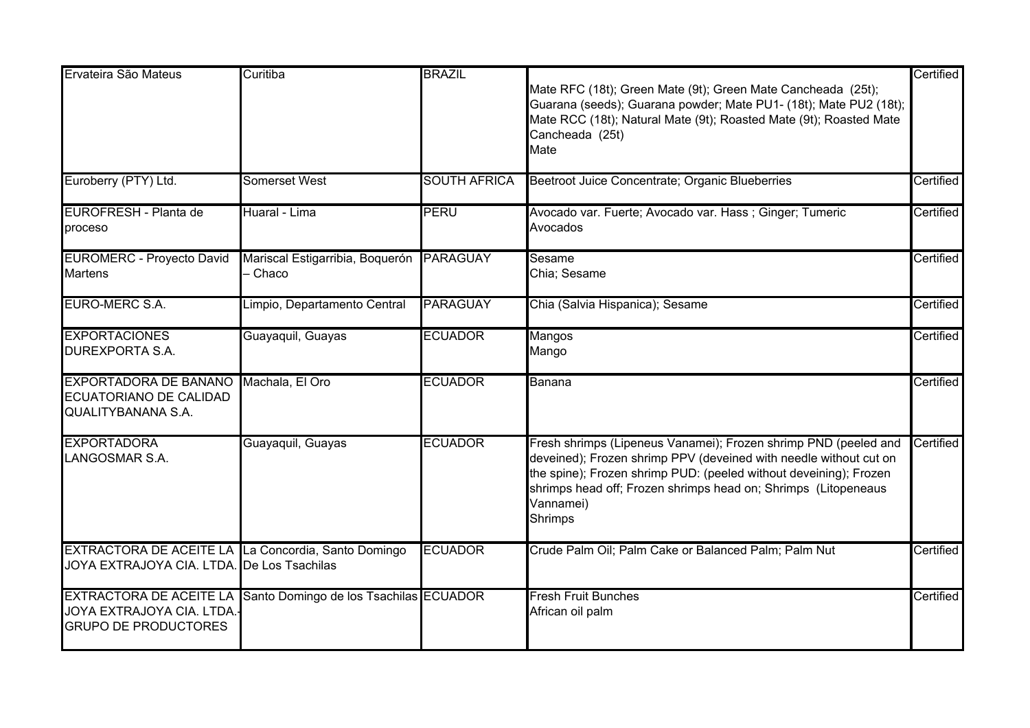| Ervateira São Mateus | Curitiba | BRAZIL | Mate RFC (18t); Green Mate (9t); Green Mate Cancheada (25t); Guarana (seeds); Guarana powder; Mate PU1- (18t); Mate PU2 (18t); Mate RCC (18t); Natural Mate (9t); Roasted Mate (9t); Roasted Mate Cancheada (25t)<br>Mate | Certified |
|---|---|---|---|---|
| Euroberry (PTY) Ltd. | Somerset West | SOUTH AFRICA | Beetroot Juice Concentrate; Organic Blueberries | Certified |
| EUROFRESH - Planta de proceso | Huaral - Lima | PERU | Avocado var. Fuerte; Avocado var. Hass ; Ginger; Tumeric<br>Avocados | Certified |
| EUROMERC - Proyecto David Martens | Mariscal Estigarribia, Boquerón – Chaco | PARAGUAY | Sesame<br>Chia; Sesame | Certified |
| EURO-MERC S.A. | Limpio, Departamento Central | PARAGUAY | Chia (Salvia Hispanica); Sesame | Certified |
| EXPORTACIONES DUREXPORTA S.A. | Guayaquil, Guayas | ECUADOR | Mangos<br>Mango | Certified |
| EXPORTADORA DE BANANO ECUATORIANO DE CALIDAD QUALITYBANANA S.A. | Machala, El Oro | ECUADOR | Banana | Certified |
| EXPORTADORA LANGOSMAR S.A. | Guayaquil, Guayas | ECUADOR | Fresh shrimps (Lipeneus Vanamei); Frozen shrimp PND (peeled and deveined); Frozen shrimp PPV (deveined with needle without cut on the spine); Frozen shrimp PUD: (peeled without deveining); Frozen shrimps head off; Frozen shrimps head on; Shrimps (Litopeneaus Vannamei)<br>Shrimps | Certified |
| EXTRACTORA DE ACEITE LA JOYA EXTRAJOYA CIA. LTDA. | La Concordia, Santo Domingo De Los Tsachilas | ECUADOR | Crude Palm Oil; Palm Cake or Balanced Palm; Palm Nut | Certified |
| EXTRACTORA DE ACEITE LA JOYA EXTRAJOYA CIA. LTDA.-GRUPO DE PRODUCTORES | Santo Domingo de los Tsachilas | ECUADOR | Fresh Fruit Bunches<br>African oil palm | Certified |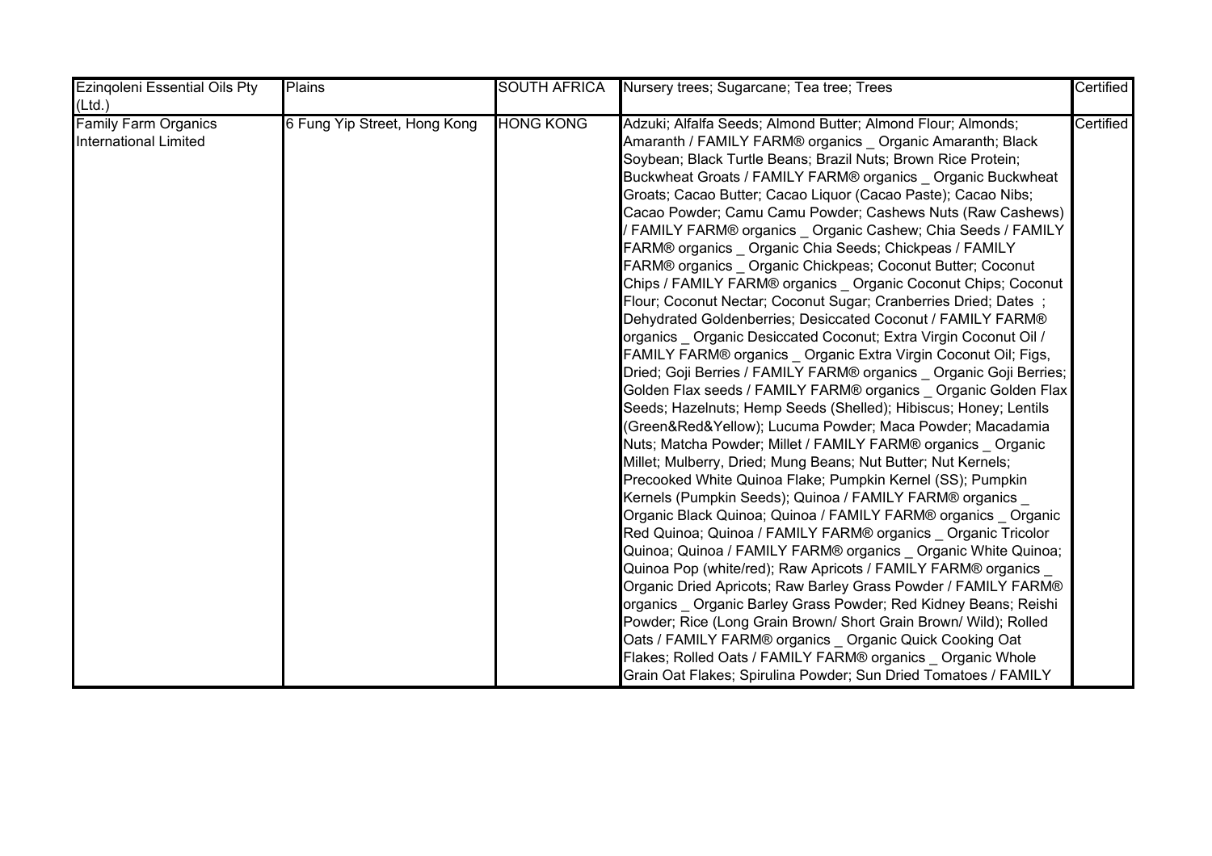| | | | | |
|---|---|---|---|---|
| Ezinqoleni Essential Oils Pty (Ltd.) | Plains | SOUTH AFRICA | Nursery trees; Sugarcane; Tea tree; Trees | Certified |
| Family Farm Organics International Limited | 6 Fung Yip Street, Hong Kong | HONG KONG | Adzuki; Alfalfa Seeds; Almond Butter; Almond Flour; Almonds; Amaranth / FAMILY FARM® organics _ Organic Amaranth; Black Soybean; Black Turtle Beans; Brazil Nuts; Brown Rice Protein; Buckwheat Groats / FAMILY FARM® organics _ Organic Buckwheat Groats; Cacao Butter; Cacao Liquor (Cacao Paste); Cacao Nibs; Cacao Powder; Camu Camu Powder; Cashews Nuts (Raw Cashews) / FAMILY FARM® organics _ Organic Cashew; Chia Seeds / FAMILY FARM® organics _ Organic Chia Seeds; Chickpeas / FAMILY FARM® organics _ Organic Chickpeas; Coconut Butter; Coconut Chips / FAMILY FARM® organics _ Organic Coconut Chips; Coconut Flour; Coconut Nectar; Coconut Sugar; Cranberries Dried; Dates ; Dehydrated Goldenberries; Desiccated Coconut / FAMILY FARM® organics _ Organic Desiccated Coconut; Extra Virgin Coconut Oil / FAMILY FARM® organics _ Organic Extra Virgin Coconut Oil; Figs, Dried; Goji Berries / FAMILY FARM® organics _ Organic Goji Berries; Golden Flax seeds / FAMILY FARM® organics _ Organic Golden Flax Seeds; Hazelnuts; Hemp Seeds (Shelled); Hibiscus; Honey; Lentils (Green&Red&Yellow); Lucuma Powder; Maca Powder; Macadamia Nuts; Matcha Powder; Millet / FAMILY FARM® organics _ Organic Millet; Mulberry, Dried; Mung Beans; Nut Butter; Nut Kernels; Precooked White Quinoa Flake; Pumpkin Kernel (SS); Pumpkin Kernels (Pumpkin Seeds); Quinoa / FAMILY FARM® organics _ Organic Black Quinoa; Quinoa / FAMILY FARM® organics _ Organic Red Quinoa; Quinoa / FAMILY FARM® organics _ Organic Tricolor Quinoa; Quinoa / FAMILY FARM® organics _ Organic White Quinoa; Quinoa Pop (white/red); Raw Apricots / FAMILY FARM® organics _ Organic Dried Apricots; Raw Barley Grass Powder / FAMILY FARM® organics _ Organic Barley Grass Powder; Red Kidney Beans; Reishi Powder; Rice (Long Grain Brown/ Short Grain Brown/ Wild); Rolled Oats / FAMILY FARM® organics _ Organic Quick Cooking Oat Flakes; Rolled Oats / FAMILY FARM® organics _ Organic Whole Grain Oat Flakes; Spirulina Powder; Sun Dried Tomatoes / FAMILY | Certified |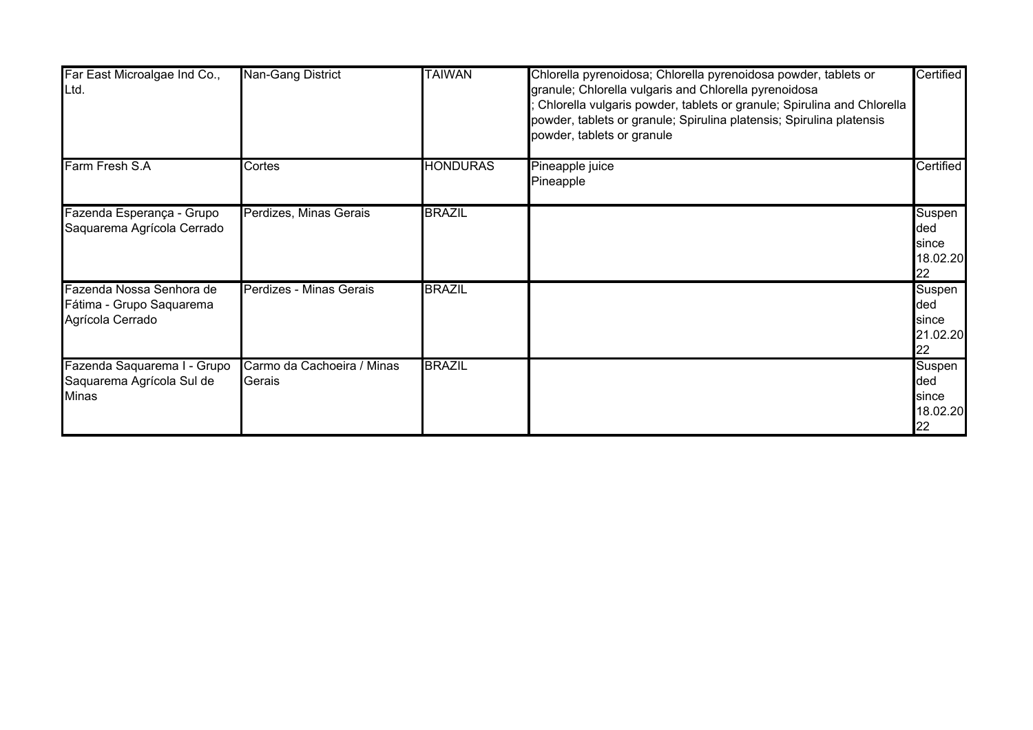| | | | | |
|---|---|---|---|---|
| Far East Microalgae Ind Co., Ltd. | Nan-Gang District | TAIWAN | Chlorella pyrenoidosa; Chlorella pyrenoidosa powder, tablets or granule; Chlorella vulgaris and Chlorella pyrenoidosa ; Chlorella vulgaris powder, tablets or granule; Spirulina and Chlorella powder, tablets or granule; Spirulina platensis; Spirulina platensis powder, tablets or granule | Certified |
| Farm Fresh S.A | Cortes | HONDURAS | Pineapple juice<br>Pineapple | Certified |
| Fazenda Esperança - Grupo Saquarema Agrícola Cerrado | Perdizes, Minas Gerais | BRAZIL | | Suspended since 18.02.2022 |
| Fazenda Nossa Senhora de Fátima - Grupo Saquarema Agrícola Cerrado | Perdizes - Minas Gerais | BRAZIL | | Suspended since 21.02.2022 |
| Fazenda Saquarema I - Grupo Saquarema Agrícola Sul de Minas | Carmo da Cachoeira / Minas Gerais | BRAZIL | | Suspended since 18.02.2022 |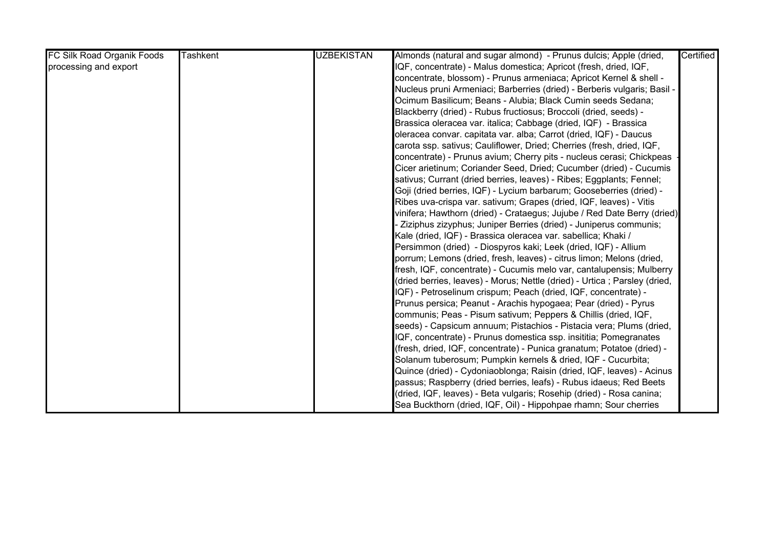| FC Silk Road Organik Foods processing and export | Tashkent | UZBEKISTAN | Almonds (natural and sugar almond) - Prunus dulcis; Apple (dried, IQF, concentrate) - Malus domestica; Apricot (fresh, dried, IQF, concentrate, blossom) - Prunus armeniaca; Apricot Kernel & shell - Nucleus pruni Armeniaci; Barberries (dried) - Berberis vulgaris; Basil - Ocimum Basilicum; Beans - Alubia; Black Cumin seeds Sedana; Blackberry (dried) - Rubus fructiosus; Broccoli (dried, seeds) - Brassica oleracea var. italica; Cabbage (dried, IQF) - Brassica oleracea convar. capitata var. alba; Carrot (dried, IQF) - Daucus carota ssp. sativus; Cauliflower, Dried; Cherries (fresh, dried, IQF, concentrate) - Prunus avium; Cherry pits - nucleus cerasi; Chickpeas - Cicer arietinum; Coriander Seed, Dried; Cucumber (dried) - Cucumis sativus; Currant (dried berries, leaves) - Ribes; Eggplants; Fennel; Goji (dried berries, IQF) - Lycium barbarum; Gooseberries (dried) - Ribes uva-crispa var. sativum; Grapes (dried, IQF, leaves) - Vitis vinifera; Hawthorn (dried) - Crataegus; Jujube / Red Date Berry (dried) - Ziziphus zizyphus; Juniper Berries (dried) - Juniperus communis; Kale (dried, IQF) - Brassica oleracea var. sabellica; Khaki / Persimmon (dried) - Diospyros kaki; Leek (dried, IQF) - Allium porrum; Lemons (dried, fresh, leaves) - citrus limon; Melons (dried, fresh, IQF, concentrate) - Cucumis melo var, cantalupensis; Mulberry (dried berries, leaves) - Morus; Nettle (dried) - Urtica ; Parsley (dried, IQF) - Petroselinum crispum; Peach (dried, IQF, concentrate) - Prunus persica; Peanut - Arachis hypogaea; Pear (dried) - Pyrus communis; Peas - Pisum sativum; Peppers & Chillis (dried, IQF, seeds) - Capsicum annuum; Pistachios - Pistacia vera; Plums (dried, IQF, concentrate) - Prunus domestica ssp. insititia; Pomegranates (fresh, dried, IQF, concentrate) - Punica granatum; Potatoe (dried) - Solanum tuberosum; Pumpkin kernels & dried, IQF - Cucurbita; Quince (dried) - Cydoniaoblonga; Raisin (dried, IQF, leaves) - Acinus passus; Raspberry (dried berries, leafs) - Rubus idaeus; Red Beets (dried, IQF, leaves) - Beta vulgaris; Rosehip (dried) - Rosa canina; Sea Buckthorn (dried, IQF, Oil) - Hippohpae rhamn; Sour cherries | Certified |
|---|---|---|---|---|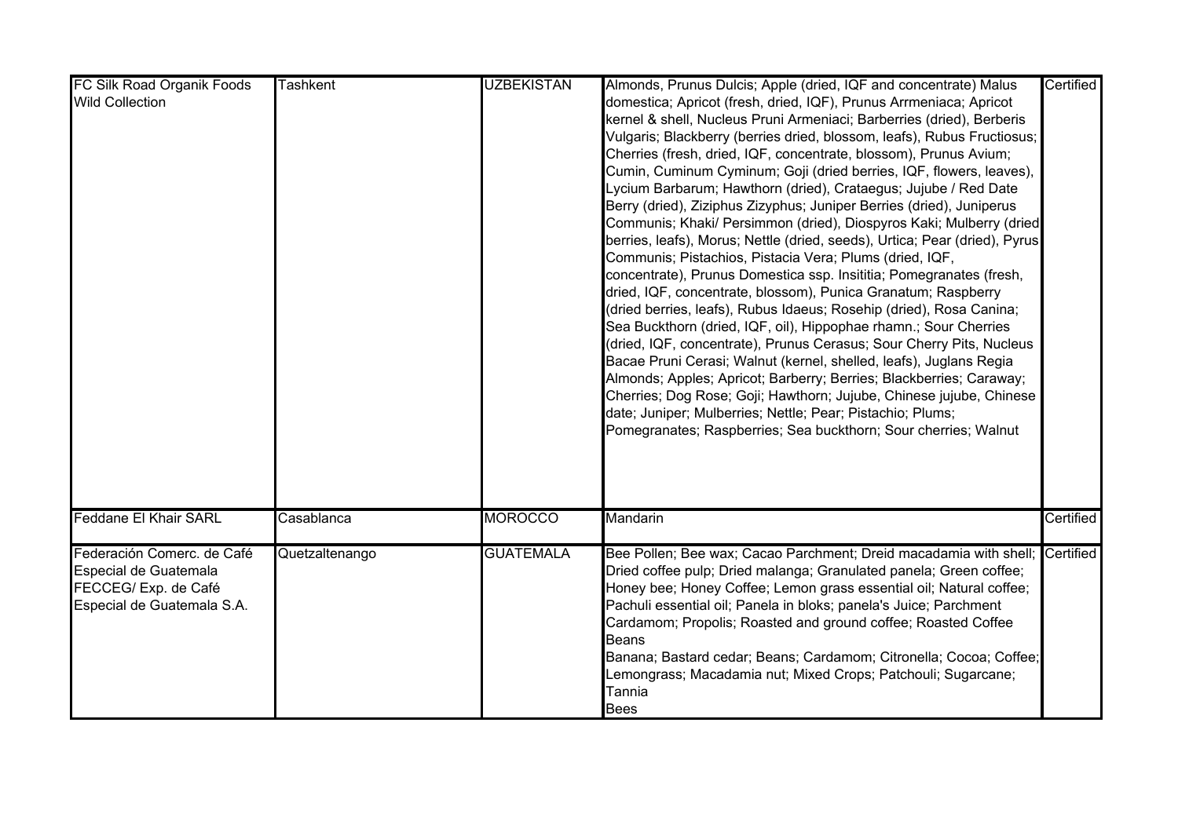| | | | | |
|---|---|---|---|---|
| FC Silk Road Organik Foods Wild Collection | Tashkent | UZBEKISTAN | Almonds, Prunus Dulcis; Apple (dried, IQF and concentrate) Malus domestica; Apricot (fresh, dried, IQF), Prunus Arrmeniaca; Apricot kernel & shell, Nucleus Pruni Armeniaci; Barberries (dried), Berberis Vulgaris; Blackberry (berries dried, blossom, leafs), Rubus Fructiosus; Cherries (fresh, dried, IQF, concentrate, blossom), Prunus Avium; Cumin, Cuminum Cyminum; Goji (dried berries, IQF, flowers, leaves), Lycium Barbarum; Hawthorn (dried), Crataegus; Jujube / Red Date Berry (dried), Ziziphus Zizyphus; Juniper Berries (dried), Juniperus Communis; Khaki/ Persimmon (dried), Diospyros Kaki; Mulberry (dried berries, leafs), Morus; Nettle (dried, seeds), Urtica; Pear (dried), Pyrus Communis; Pistachios, Pistacia Vera; Plums (dried, IQF, concentrate), Prunus Domestica ssp. Insititia; Pomegranates (fresh, dried, IQF, concentrate, blossom), Punica Granatum; Raspberry (dried berries, leafs), Rubus Idaeus; Rosehip (dried), Rosa Canina; Sea Buckthorn (dried, IQF, oil), Hippophae rhamn.; Sour Cherries (dried, IQF, concentrate), Prunus Cerasus; Sour Cherry Pits, Nucleus Bacae Pruni Cerasi; Walnut (kernel, shelled, leafs), Juglans Regia<br>Almonds; Apples; Apricot; Barberry; Berries; Blackberries; Caraway; Cherries; Dog Rose; Goji; Hawthorn; Jujube, Chinese jujube, Chinese date; Juniper; Mulberries; Nettle; Pear; Pistachio; Plums; Pomegranates; Raspberries; Sea buckthorn; Sour cherries; Walnut | Certified |
| Feddane El Khair SARL | Casablanca | MOROCCO | Mandarin | Certified |
| Federación Comerc. de Café Especial de Guatemala FECCEG/ Exp. de Café Especial de Guatemala S.A. | Quetzaltenango | GUATEMALA | Bee Pollen; Bee wax; Cacao Parchment; Dreid macadamia with shell; Dried coffee pulp; Dried malanga; Granulated panela; Green coffee; Honey bee; Honey Coffee; Lemon grass essential oil; Natural coffee; Pachuli essential oil; Panela in bloks; panela's Juice; Parchment Cardamom; Propolis; Roasted and ground coffee; Roasted Coffee Beans<br>Banana; Bastard cedar; Beans; Cardamom; Citronella; Cocoa; Coffee; Lemongrass; Macadamia nut; Mixed Crops; Patchouli; Sugarcane; Tannia<br>Bees | Certified |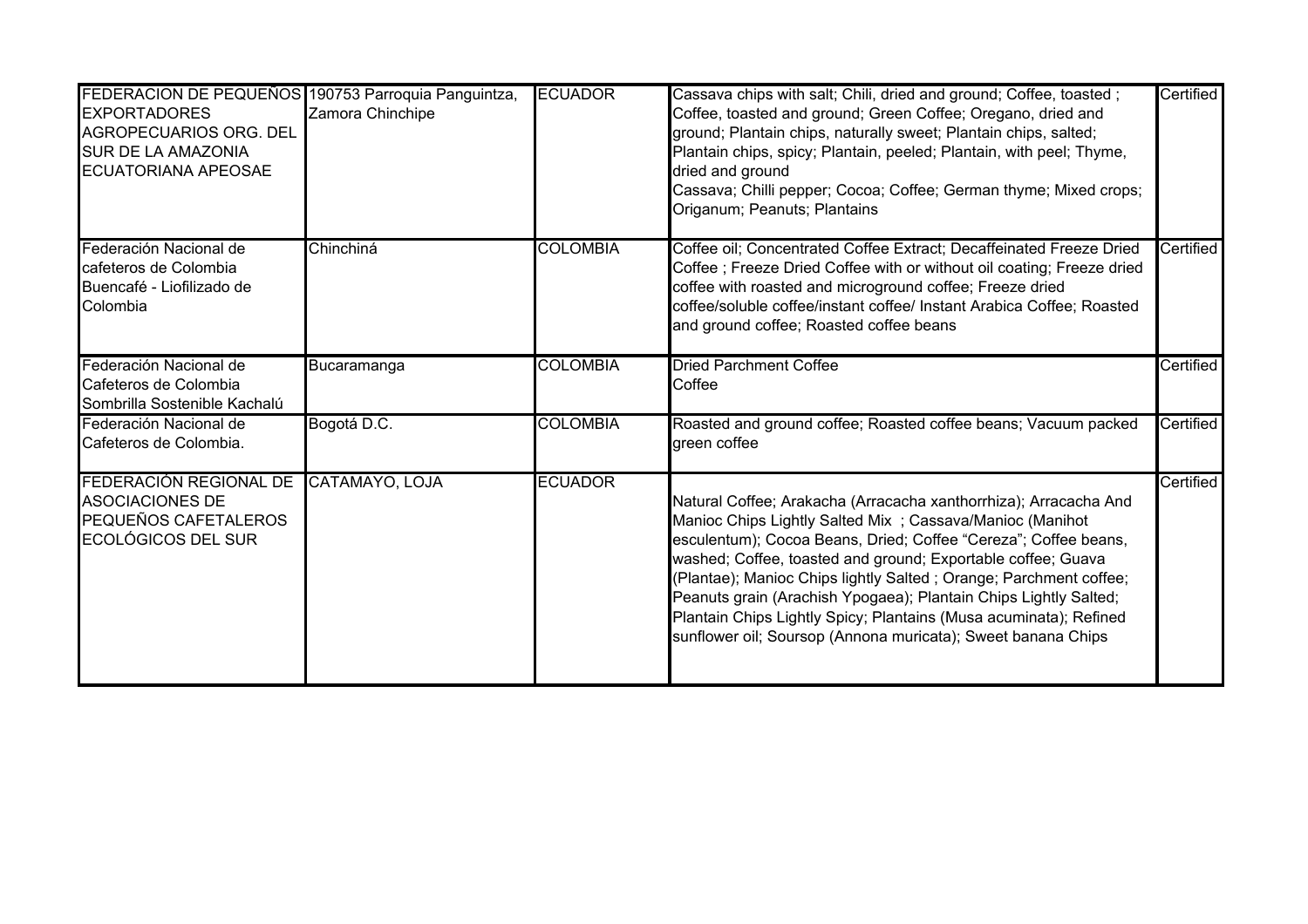| | | | | |
|---|---|---|---|---|
| FEDERACION DE PEQUEÑOS EXPORTADORES AGROPECUARIOS ORG. DEL SUR DE LA AMAZONIA ECUATORIANA APEOSAE | 190753 Parroquia Panguintza, Zamora Chinchipe | ECUADOR | Cassava chips with salt; Chili, dried and ground; Coffee, toasted ; Coffee, toasted and ground; Green Coffee; Oregano, dried and ground; Plantain chips, naturally sweet; Plantain chips, salted; Plantain chips, spicy; Plantain, peeled; Plantain, with peel; Thyme, dried and ground<br>Cassava; Chilli pepper; Cocoa; Coffee; German thyme; Mixed crops; Origanum; Peanuts; Plantains | Certified |
| Federación Nacional de cafeteros de Colombia Buencafé - Liofilizado de Colombia | Chinchiná | COLOMBIA | Coffee oil; Concentrated Coffee Extract; Decaffeinated Freeze Dried Coffee ; Freeze Dried Coffee with or without oil coating; Freeze dried coffee with roasted and microground coffee; Freeze dried coffee/soluble coffee/instant coffee/ Instant Arabica Coffee; Roasted and ground coffee; Roasted coffee beans | Certified |
| Federación Nacional de Cafeteros de Colombia Sombrilla Sostenible Kachalú | Bucaramanga | COLOMBIA | Dried Parchment Coffee<br>Coffee | Certified |
| Federación Nacional de Cafeteros de Colombia. | Bogotá D.C. | COLOMBIA | Roasted and ground coffee; Roasted coffee beans; Vacuum packed green coffee | Certified |
| FEDERACIÓN REGIONAL DE ASOCIACIONES DE PEQUEÑOS CAFETALEROS ECOLÓGICOS DEL SUR | CATAMAYO, LOJA | ECUADOR | Natural Coffee; Arakacha (Arracacha xanthorrhiza); Arracacha And Manioc Chips Lightly Salted Mix ; Cassava/Manioc (Manihot esculentum); Cocoa Beans, Dried; Coffee "Cereza"; Coffee beans, washed; Coffee, toasted and ground; Exportable coffee; Guava (Plantae); Manioc Chips lightly Salted ; Orange; Parchment coffee; Peanuts grain (Arachish Ypogaea); Plantain Chips Lightly Salted; Plantain Chips Lightly Spicy; Plantains (Musa acuminata); Refined sunflower oil; Soursop (Annona muricata); Sweet banana Chips | Certified |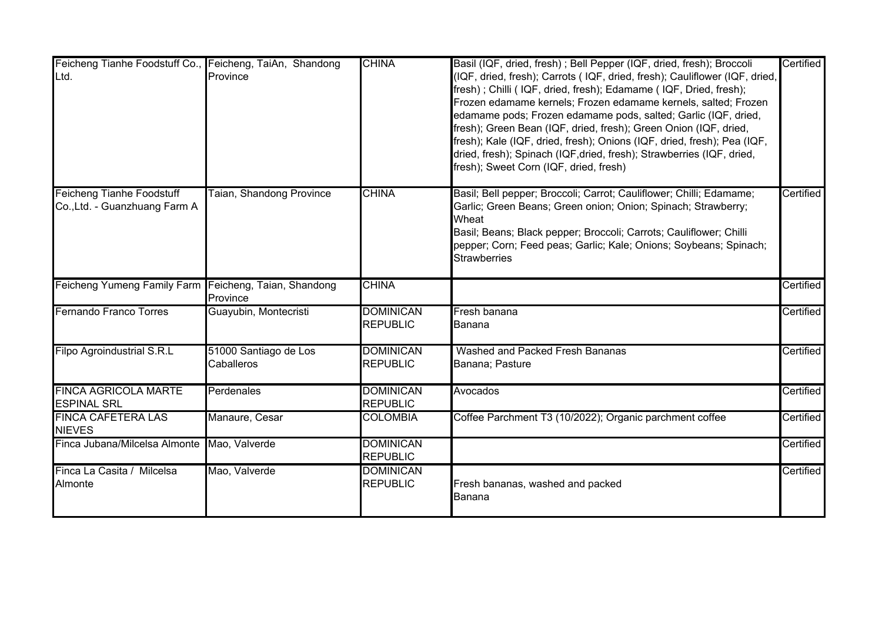| | | | | |
|---|---|---|---|---|
| Feicheng Tianhe Foodstuff Co., Ltd. | Feicheng, TaiAn, Shandong Province | CHINA | Basil (IQF, dried, fresh) ; Bell Pepper (IQF, dried, fresh); Broccoli (IQF, dried, fresh); Carrots ( IQF, dried, fresh); Cauliflower (IQF, dried, fresh) ; Chilli ( IQF, dried, fresh); Edamame ( IQF, Dried, fresh); Frozen edamame kernels; Frozen edamame kernels, salted; Frozen edamame pods; Frozen edamame pods, salted; Garlic (IQF, dried, fresh); Green Bean (IQF, dried, fresh); Green Onion (IQF, dried, fresh); Kale (IQF, dried, fresh); Onions (IQF, dried, fresh); Pea (IQF, dried, fresh); Spinach (IQF,dried, fresh); Strawberries (IQF, dried, fresh); Sweet Corn (IQF, dried, fresh) | Certified |
| Feicheng Tianhe Foodstuff Co.,Ltd. - Guanzhuang Farm A | Taian, Shandong Province | CHINA | Basil; Bell pepper; Broccoli; Carrot; Cauliflower; Chilli; Edamame; Garlic; Green Beans; Green onion; Onion; Spinach; Strawberry; Wheat<br>Basil; Beans; Black pepper; Broccoli; Carrots; Cauliflower; Chilli pepper; Corn; Feed peas; Garlic; Kale; Onions; Soybeans; Spinach; Strawberries | Certified |
| Feicheng Yumeng Family Farm | Feicheng, Taian, Shandong Province | CHINA | | Certified |
| Fernando Franco Torres | Guayubin, Montecristi | DOMINICAN REPUBLIC | Fresh banana<br>Banana | Certified |
| Filpo Agroindustrial S.R.L | 51000 Santiago de Los Caballeros | DOMINICAN REPUBLIC | Washed and Packed Fresh Bananas<br>Banana; Pasture | Certified |
| FINCA AGRICOLA MARTE ESPINAL SRL | Perdenales | DOMINICAN REPUBLIC | Avocados | Certified |
| FINCA CAFETERA LAS NIEVES | Manaure, Cesar | COLOMBIA | Coffee Parchment T3 (10/2022); Organic parchment coffee | Certified |
| Finca Jubana/Milcelsa Almonte | Mao, Valverde | DOMINICAN REPUBLIC | | Certified |
| Finca La Casita / Milcelsa Almonte | Mao, Valverde | DOMINICAN REPUBLIC | Fresh bananas, washed and packed<br>Banana | Certified |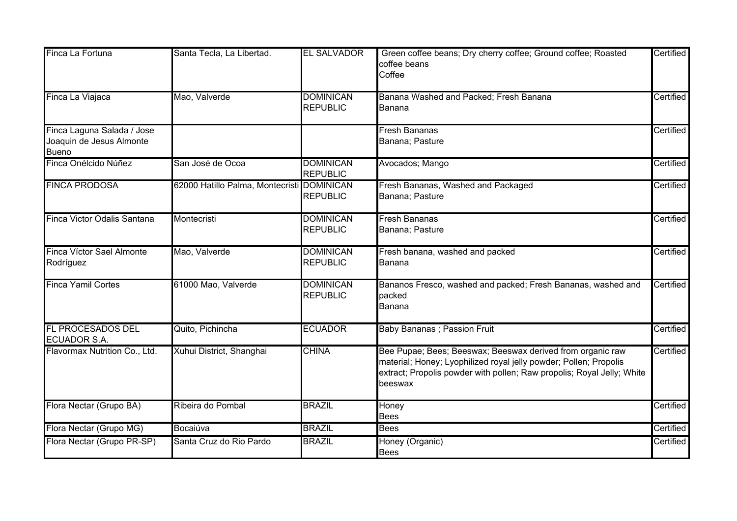| Finca La Fortuna | Santa Tecla, La Libertad. | EL SALVADOR | Green coffee beans; Dry cherry coffee; Ground coffee; Roasted coffee beans<br>Coffee | Certified |
|---|---|---|---|---|
| Finca La Viajaca | Mao, Valverde | DOMINICAN REPUBLIC | Banana Washed and Packed; Fresh Banana<br>Banana | Certified |
| Finca Laguna Salada / Jose Joaquin de Jesus Almonte Bueno | | | Fresh Bananas<br>Banana; Pasture | Certified |
| Finca Onélcido Núñez | San José de Ocoa | DOMINICAN REPUBLIC | Avocados; Mango | Certified |
| FINCA PRODOSA | 62000 Hatillo Palma, Montecristi | DOMINICAN REPUBLIC | Fresh Bananas, Washed and Packaged<br>Banana; Pasture | Certified |
| Finca Victor Odalis Santana | Montecristi | DOMINICAN REPUBLIC | Fresh Bananas<br>Banana; Pasture | Certified |
| Finca Víctor Sael Almonte Rodríguez | Mao, Valverde | DOMINICAN REPUBLIC | Fresh banana, washed and packed<br>Banana | Certified |
| Finca Yamil Cortes | 61000 Mao, Valverde | DOMINICAN REPUBLIC | Bananos Fresco, washed and packed; Fresh Bananas, washed and packed<br>Banana | Certified |
| FL PROCESADOS DEL ECUADOR S.A. | Quito, Pichincha | ECUADOR | Baby Bananas ; Passion Fruit | Certified |
| Flavormax Nutrition Co., Ltd. | Xuhui District, Shanghai | CHINA | Bee Pupae; Bees; Beeswax; Beeswax derived from organic raw material; Honey; Lyophilized royal jelly powder; Pollen; Propolis extract; Propolis powder with pollen; Raw propolis; Royal Jelly; White beeswax | Certified |
| Flora Nectar (Grupo BA) | Ribeira do Pombal | BRAZIL | Honey<br>Bees | Certified |
| Flora Nectar (Grupo MG) | Bocaiúva | BRAZIL | Bees | Certified |
| Flora Nectar (Grupo PR-SP) | Santa Cruz do Rio Pardo | BRAZIL | Honey (Organic)<br>Bees | Certified |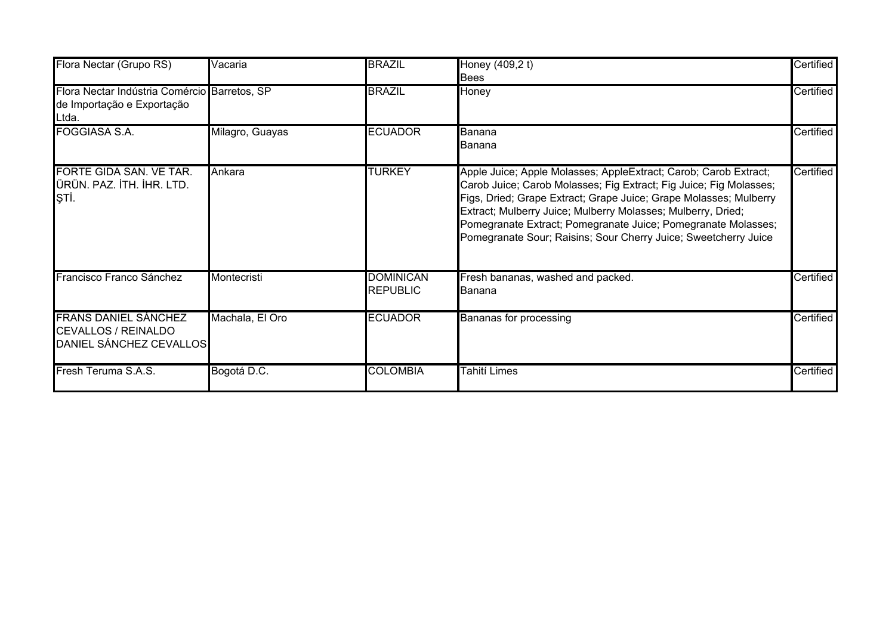| Flora Nectar (Grupo RS) | Vacaria | BRAZIL | Honey (409,2 t)<br>Bees | Certified |
|---|---|---|---|---|
| Flora Nectar Indústria Comércio de Importação e Exportação Ltda. | Barretos, SP | BRAZIL | Honey | Certified |
| FOGGIASA S.A. | Milagro, Guayas | ECUADOR | Banana<br>Banana | Certified |
| FORTE GIDA SAN. VE TAR. ÜRÜN. PAZ. İTH. İHR. LTD. ŞTİ. | Ankara | TURKEY | Apple Juice; Apple Molasses; AppleExtract; Carob; Carob Extract; Carob Juice; Carob Molasses; Fig Extract; Fig Juice; Fig Molasses; Figs, Dried; Grape Extract; Grape Juice; Grape Molasses; Mulberry Extract; Mulberry Juice; Mulberry Molasses; Mulberry, Dried; Pomegranate Extract; Pomegranate Juice; Pomegranate Molasses; Pomegranate Sour; Raisins; Sour Cherry Juice; Sweetcherry Juice | Certified |
| Francisco Franco Sánchez | Montecristi | DOMINICAN REPUBLIC | Fresh bananas, washed and packed.<br>Banana | Certified |
| FRANS DANIEL SÁNCHEZ CEVALLOS / REINALDO DANIEL SÁNCHEZ CEVALLOS | Machala, El Oro | ECUADOR | Bananas for processing | Certified |
| Fresh Teruma S.A.S. | Bogotá D.C. | COLOMBIA | Tahití Limes | Certified |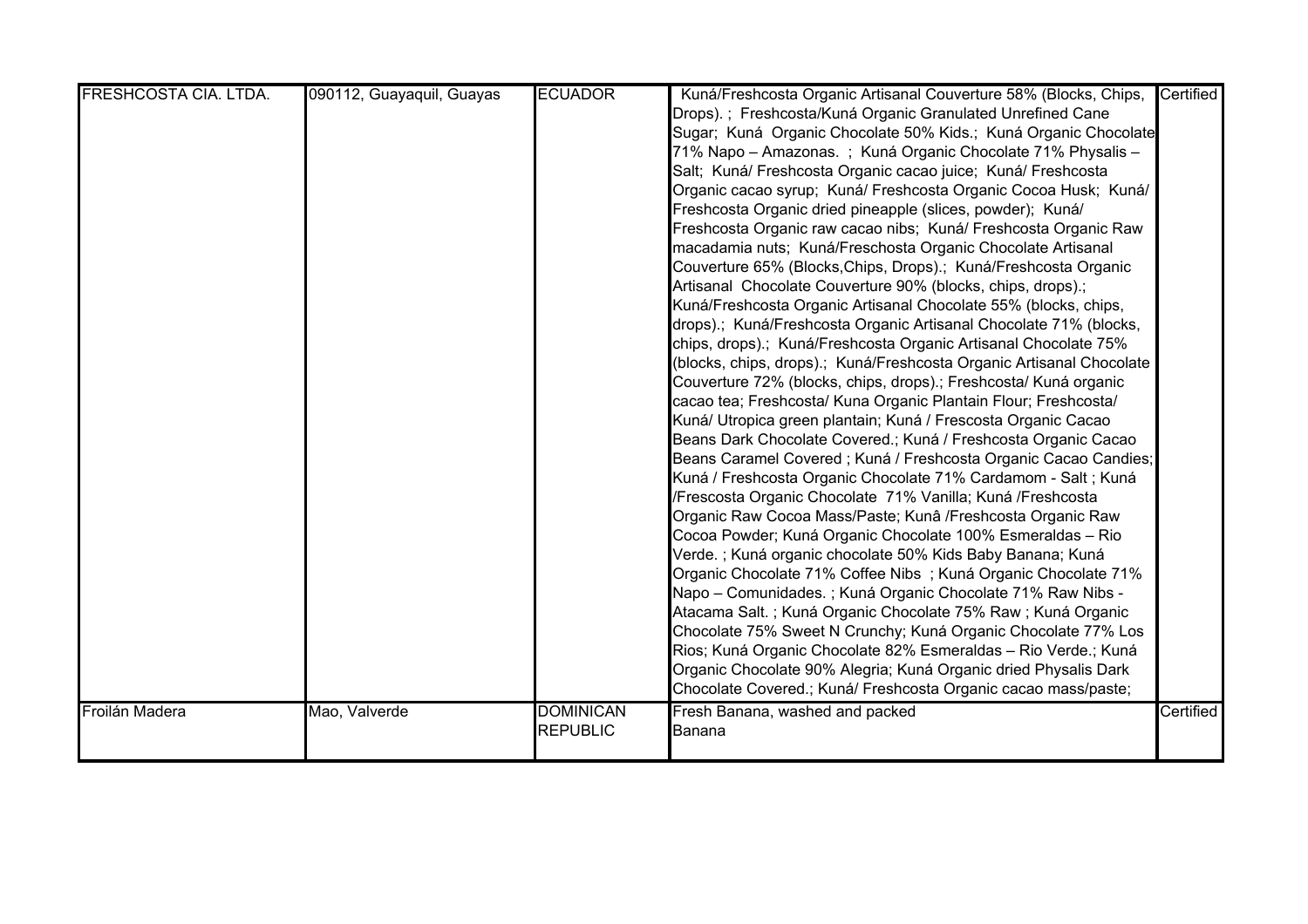| | | | | |
|---|---|---|---|---|
| FRESHCOSTA CIA. LTDA. | 090112, Guayaquil, Guayas | ECUADOR | Kuná/Freshcosta Organic Artisanal Couverture 58% (Blocks, Chips, Drops). ; Freshcosta/Kuná Organic Granulated Unrefined Cane Sugar; Kuná Organic Chocolate 50% Kids.; Kuná Organic Chocolate 71% Napo – Amazonas. ; Kuná Organic Chocolate 71% Physalis – Salt; Kuná/ Freshcosta Organic cacao juice; Kuná/ Freshcosta Organic cacao syrup; Kuná/ Freshcosta Organic Cocoa Husk; Kuná/ Freshcosta Organic dried pineapple (slices, powder); Kuná/ Freshcosta Organic raw cacao nibs; Kuná/ Freshcosta Organic Raw macadamia nuts; Kuná/Freschosta Organic Chocolate Artisanal Couverture 65% (Blocks,Chips, Drops).; Kuná/Freshcosta Organic Artisanal Chocolate Couverture 90% (blocks, chips, drops).; Kuná/Freshcosta Organic Artisanal Chocolate 55% (blocks, chips, drops).; Kuná/Freshcosta Organic Artisanal Chocolate 71% (blocks, chips, drops).; Kuná/Freshcosta Organic Artisanal Chocolate 75% (blocks, chips, drops).; Kuná/Freshcosta Organic Artisanal Chocolate Couverture 72% (blocks, chips, drops).; Freshcosta/ Kuná organic cacao tea; Freshcosta/ Kuna Organic Plantain Flour; Freshcosta/ Kuná/ Utropica green plantain; Kuná / Frescosta Organic Cacao Beans Dark Chocolate Covered.; Kuná / Freshcosta Organic Cacao Beans Caramel Covered ; Kuná / Freshcosta Organic Cacao Candies; Kuná / Freshcosta Organic Chocolate 71% Cardamom - Salt ; Kuná /Frescosta Organic Chocolate 71% Vanilla; Kuná /Freshcosta Organic Raw Cocoa Mass/Paste; Kunâ /Freshcosta Organic Raw Cocoa Powder; Kuná Organic Chocolate 100% Esmeraldas – Rio Verde. ; Kuná organic chocolate 50% Kids Baby Banana; Kuná Organic Chocolate 71% Coffee Nibs ; Kuná Organic Chocolate 71% Napo – Comunidades. ; Kuná Organic Chocolate 71% Raw Nibs - Atacama Salt. ; Kuná Organic Chocolate 75% Raw ; Kuná Organic Chocolate 75% Sweet N Crunchy; Kuná Organic Chocolate 77% Los Rios; Kuná Organic Chocolate 82% Esmeraldas – Rio Verde.; Kuná Organic Chocolate 90% Alegria; Kuná Organic dried Physalis Dark Chocolate Covered.; Kuná/ Freshcosta Organic cacao mass/paste; | Certified |
| Froilán Madera | Mao, Valverde | DOMINICAN REPUBLIC | Fresh Banana, washed and packed<br>Banana | Certified |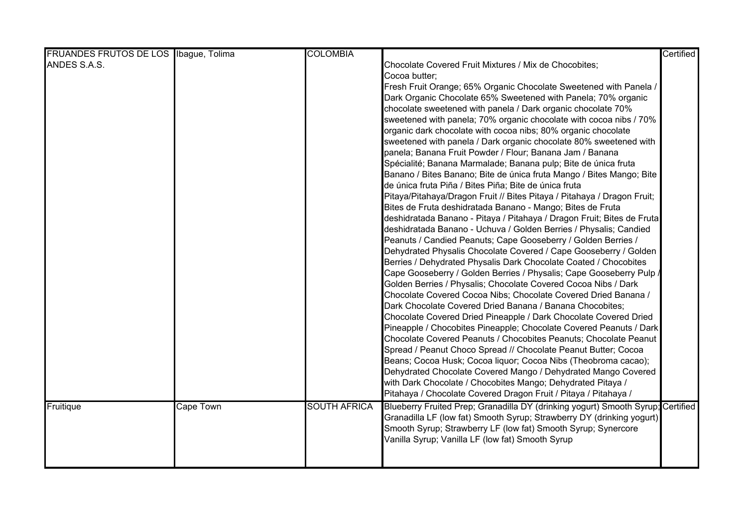| | | | | |
|---|---|---|---|---|
| FRUANDES FRUTOS DE LOS ANDES S.A.S. | Ibague, Tolima | COLOMBIA | Chocolate Covered Fruit Mixtures / Mix de Chocobites; Cocoa butter; Fresh Fruit Orange; 65% Organic Chocolate Sweetened with Panela / Dark Organic Chocolate 65% Sweetened with Panela; 70% organic chocolate sweetened with panela / Dark organic chocolate 70% sweetened with panela; 70% organic chocolate with cocoa nibs / 70% organic dark chocolate with cocoa nibs; 80% organic chocolate sweetened with panela / Dark organic chocolate 80% sweetened with panela; Banana Fruit Powder / Flour; Banana Jam / Banana Spécialité; Banana Marmalade; Banana pulp; Bite de única fruta Banano / Bites Banano; Bite de única fruta Mango / Bites Mango; Bite de única fruta Piña / Bites Piña; Bite de única fruta Pitaya/Pitahaya/Dragon Fruit // Bites Pitaya / Pitahaya / Dragon Fruit; Bites de Fruta deshidratada Banano - Mango; Bites de Fruta deshidratada Banano - Pitaya / Pitahaya / Dragon Fruit; Bites de Fruta deshidratada Banano - Uchuva / Golden Berries / Physalis; Candied Peanuts / Candied Peanuts; Cape Gooseberry / Golden Berries / Dehydrated Physalis Chocolate Covered / Cape Gooseberry / Golden Berries / Dehydrated Physalis Dark Chocolate Coated / Chocobites Cape Gooseberry / Golden Berries / Physalis; Cape Gooseberry Pulp / Golden Berries / Physalis; Chocolate Covered Cocoa Nibs / Dark Chocolate Covered Cocoa Nibs; Chocolate Covered Dried Banana / Dark Chocolate Covered Dried Banana / Banana Chocobites; Chocolate Covered Dried Pineapple / Dark Chocolate Covered Dried Pineapple / Chocobites Pineapple; Chocolate Covered Peanuts / Dark Chocolate Covered Peanuts / Chocobites Peanuts; Chocolate Peanut Spread / Peanut Choco Spread // Chocolate Peanut Butter; Cocoa Beans; Cocoa Husk; Cocoa liquor; Cocoa Nibs (Theobroma cacao); Dehydrated Chocolate Covered Mango / Dehydrated Mango Covered with Dark Chocolate / Chocobites Mango; Dehydrated Pitaya / Pitahaya / Chocolate Covered Dragon Fruit / Pitaya / Pitahaya / | Certified |
| Fruitique | Cape Town | SOUTH AFRICA | Blueberry Fruited Prep; Granadilla DY (drinking yogurt) Smooth Syrup; Granadilla LF (low fat) Smooth Syrup; Strawberry DY (drinking yogurt) Smooth Syrup; Strawberry LF (low fat) Smooth Syrup; Synercore Vanilla Syrup; Vanilla LF (low fat) Smooth Syrup | Certified |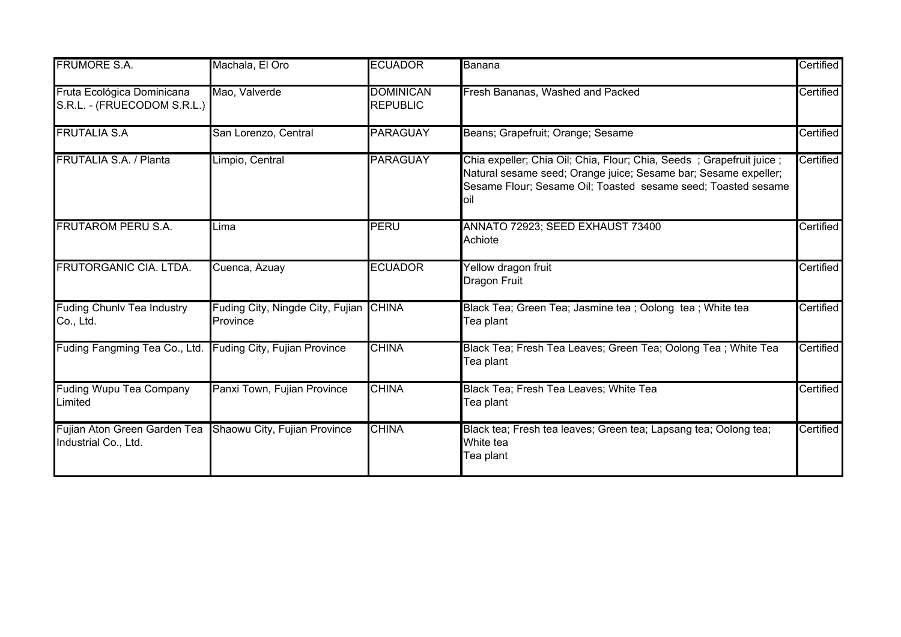| FRUMORE S.A. | Machala, El Oro | ECUADOR | Banana | Certified |
|---|---|---|---|---|
| Fruta Ecológica Dominicana S.R.L. - (FRUECODOM S.R.L.) | Mao, Valverde | DOMINICAN REPUBLIC | Fresh Bananas, Washed and Packed | Certified |
| FRUTALIA S.A | San Lorenzo, Central | PARAGUAY | Beans; Grapefruit; Orange; Sesame | Certified |
| FRUTALIA S.A. / Planta | Limpio, Central | PARAGUAY | Chia expeller; Chia Oil; Chia, Flour; Chia, Seeds ; Grapefruit juice ; Natural sesame seed; Orange juice; Sesame bar; Sesame expeller; Sesame Flour; Sesame Oil; Toasted sesame seed; Toasted sesame oil | Certified |
| FRUTAROM PERU S.A. | Lima | PERU | ANNATO 72923; SEED EXHAUST 73400<br>Achiote | Certified |
| FRUTORGANIC CIA. LTDA. | Cuenca, Azuay | ECUADOR | Yellow dragon fruit<br>Dragon Fruit | Certified |
| Fuding Chunlv Tea Industry Co., Ltd. | Fuding City, Ningde City, Fujian Province | CHINA | Black Tea; Green Tea; Jasmine tea ; Oolong tea ; White tea<br>Tea plant | Certified |
| Fuding Fangming Tea Co., Ltd. | Fuding City, Fujian Province | CHINA | Black Tea; Fresh Tea Leaves; Green Tea; Oolong Tea ; White Tea<br>Tea plant | Certified |
| Fuding Wupu Tea Company Limited | Panxi Town, Fujian Province | CHINA | Black Tea; Fresh Tea Leaves; White Tea<br>Tea plant | Certified |
| Fujian Aton Green Garden Tea Industrial Co., Ltd. | Shaowu City, Fujian Province | CHINA | Black tea; Fresh tea leaves; Green tea; Lapsang tea; Oolong tea; White tea<br>Tea plant | Certified |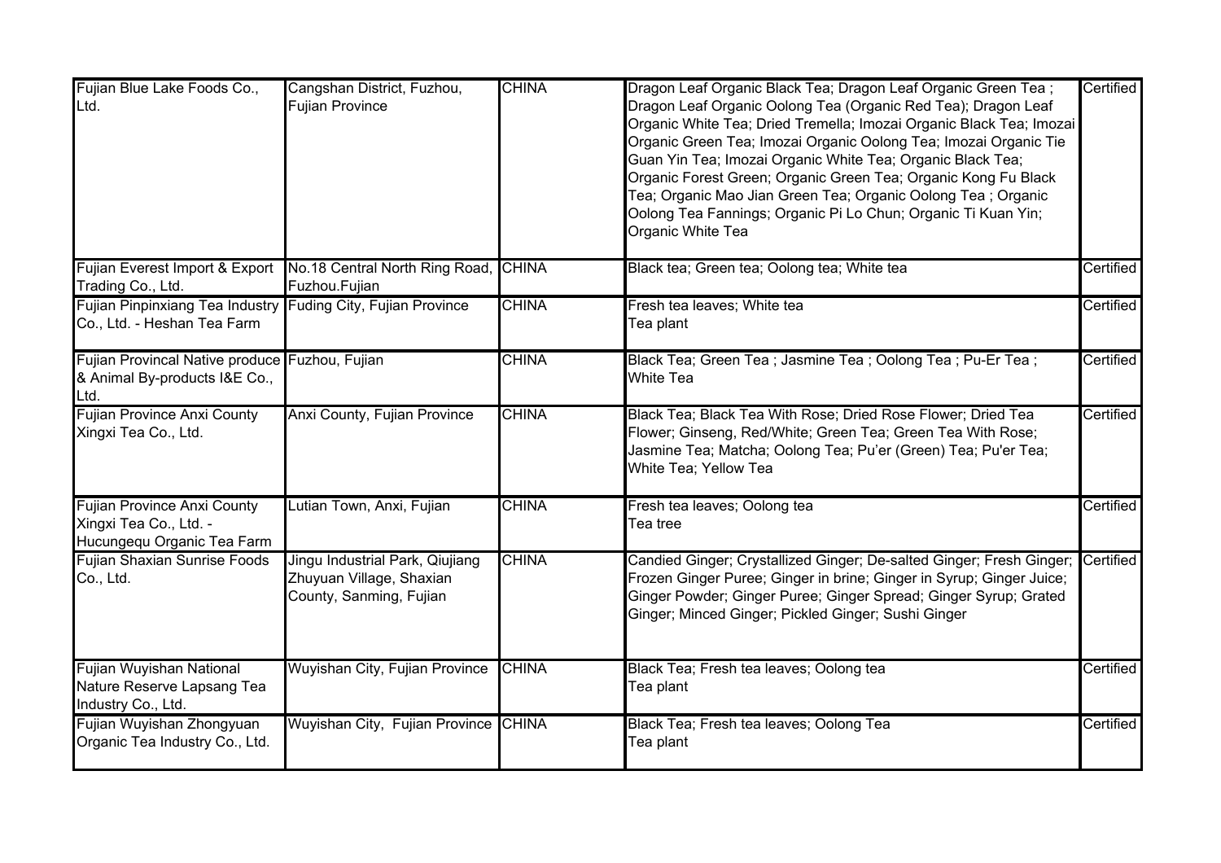| | | | | |
|---|---|---|---|---|
| Fujian Blue Lake Foods Co., Ltd. | Cangshan District, Fuzhou, Fujian Province | CHINA | Dragon Leaf Organic Black Tea; Dragon Leaf Organic Green Tea ; Dragon Leaf Organic Oolong Tea (Organic Red Tea); Dragon Leaf Organic White Tea; Dried Tremella; Imozai Organic Black Tea; Imozai Organic Green Tea; Imozai Organic Oolong Tea; Imozai Organic Tie Guan Yin Tea; Imozai Organic White Tea; Organic Black Tea; Organic Forest Green; Organic Green Tea; Organic Kong Fu Black Tea; Organic Mao Jian Green Tea; Organic Oolong Tea ; Organic Oolong Tea Fannings; Organic Pi Lo Chun; Organic Ti Kuan Yin; Organic White Tea | Certified |
| Fujian Everest Import & Export Trading Co., Ltd. | No.18 Central North Ring Road, Fuzhou.Fujian | CHINA | Black tea; Green tea; Oolong tea; White tea | Certified |
| Fujian Pinpinxiang Tea Industry Co., Ltd. - Heshan Tea Farm | Fuding City, Fujian Province | CHINA | Fresh tea leaves; White tea<br>Tea plant | Certified |
| Fujian Provincal Native produce & Animal By-products I&E Co., Ltd. | Fuzhou, Fujian | CHINA | Black Tea; Green Tea ; Jasmine Tea ; Oolong Tea ; Pu-Er Tea ; White Tea | Certified |
| Fujian Province Anxi County Xingxi Tea Co., Ltd. | Anxi County, Fujian Province | CHINA | Black Tea; Black Tea With Rose; Dried Rose Flower; Dried Tea Flower; Ginseng, Red/White; Green Tea; Green Tea With Rose; Jasmine Tea; Matcha; Oolong Tea; Pu'er (Green) Tea; Pu'er Tea; White Tea; Yellow Tea | Certified |
| Fujian Province Anxi County Xingxi Tea Co., Ltd. - Hucungequ Organic Tea Farm | Lutian Town, Anxi, Fujian | CHINA | Fresh tea leaves; Oolong tea<br>Tea tree | Certified |
| Fujian Shaxian Sunrise Foods Co., Ltd. | Jingu Industrial Park, Qiujiang Zhuyuan Village, Shaxian County, Sanming, Fujian | CHINA | Candied Ginger; Crystallized Ginger; De-salted Ginger; Fresh Ginger; Frozen Ginger Puree; Ginger in brine; Ginger in Syrup; Ginger Juice; Ginger Powder; Ginger Puree; Ginger Spread; Ginger Syrup; Grated Ginger; Minced Ginger; Pickled Ginger; Sushi Ginger | Certified |
| Fujian Wuyishan National Nature Reserve Lapsang Tea Industry Co., Ltd. | Wuyishan City, Fujian Province | CHINA | Black Tea; Fresh tea leaves; Oolong tea<br>Tea plant | Certified |
| Fujian Wuyishan Zhongyuan Organic Tea Industry Co., Ltd. | Wuyishan City, Fujian Province | CHINA | Black Tea; Fresh tea leaves; Oolong Tea<br>Tea plant | Certified |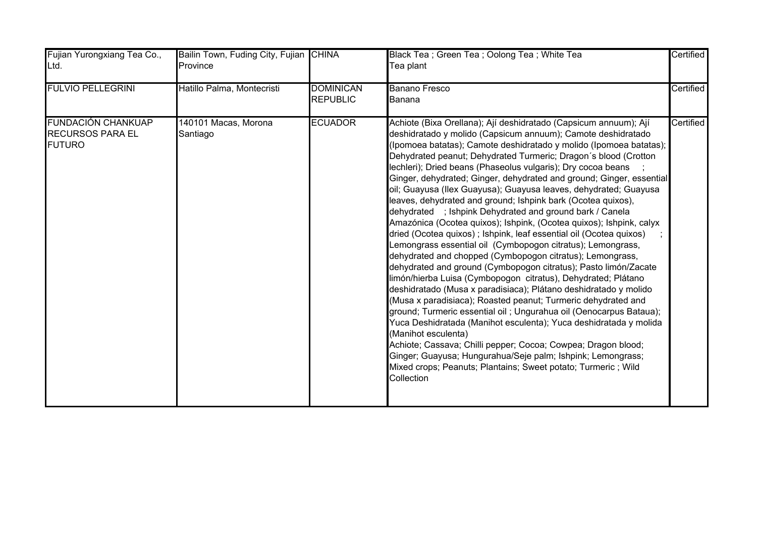| | | | | |
|---|---|---|---|---|
| Fujian Yurongxiang Tea Co., Ltd. | Bailin Town, Fuding City, Fujian Province | CHINA | Black Tea ; Green Tea ; Oolong Tea ; White Tea<br>Tea plant | Certified |
| FULVIO PELLEGRINI | Hatillo Palma, Montecristi | DOMINICAN REPUBLIC | Banano Fresco<br>Banana | Certified |
| FUNDACIÓN CHANKUAP RECURSOS PARA EL FUTURO | 140101 Macas, Morona Santiago | ECUADOR | Achiote (Bixa Orellana); Ají deshidratado (Capsicum annuum); Ají deshidratado y molido (Capsicum annuum); Camote deshidratado (Ipomoea batatas); Camote deshidratado y molido (Ipomoea batatas); Dehydrated peanut; Dehydrated Turmeric; Dragon´s blood (Crotton lechleri); Dried beans (Phaseolus vulgaris); Dry cocoa beans ; Ginger, dehydrated; Ginger, dehydrated and ground; Ginger, essential oil; Guayusa (Ilex Guayusa); Guayusa leaves, dehydrated; Guayusa leaves, dehydrated and ground; Ishpink bark (Ocotea quixos), dehydrated ; Ishpink Dehydrated and ground bark / Canela Amazónica (Ocotea quixos); Ishpink, (Ocotea quixos); Ishpink, calyx dried (Ocotea quixos) ; Ishpink, leaf essential oil (Ocotea quixos) ; Lemongrass essential oil (Cymbopogon citratus); Lemongrass, dehydrated and chopped (Cymbopogon citratus); Lemongrass, dehydrated and ground (Cymbopogon citratus); Pasto limón/Zacate limón/hierba Luisa (Cymbopogon citratus), Dehydrated; Plátano deshidratado (Musa x paradisiaca); Plátano deshidratado y molido (Musa x paradisiaca); Roasted peanut; Turmeric dehydrated and ground; Turmeric essential oil ; Ungurahua oil (Oenocarpus Bataua); Yuca Deshidratada (Manihot esculenta); Yuca deshidratada y molida (Manihot esculenta)<br>Achiote; Cassava; Chilli pepper; Cocoa; Cowpea; Dragon blood; Ginger; Guayusa; Hungurahua/Seje palm; Ishpink; Lemongrass; Mixed crops; Peanuts; Plantains; Sweet potato; Turmeric ; Wild Collection | Certified |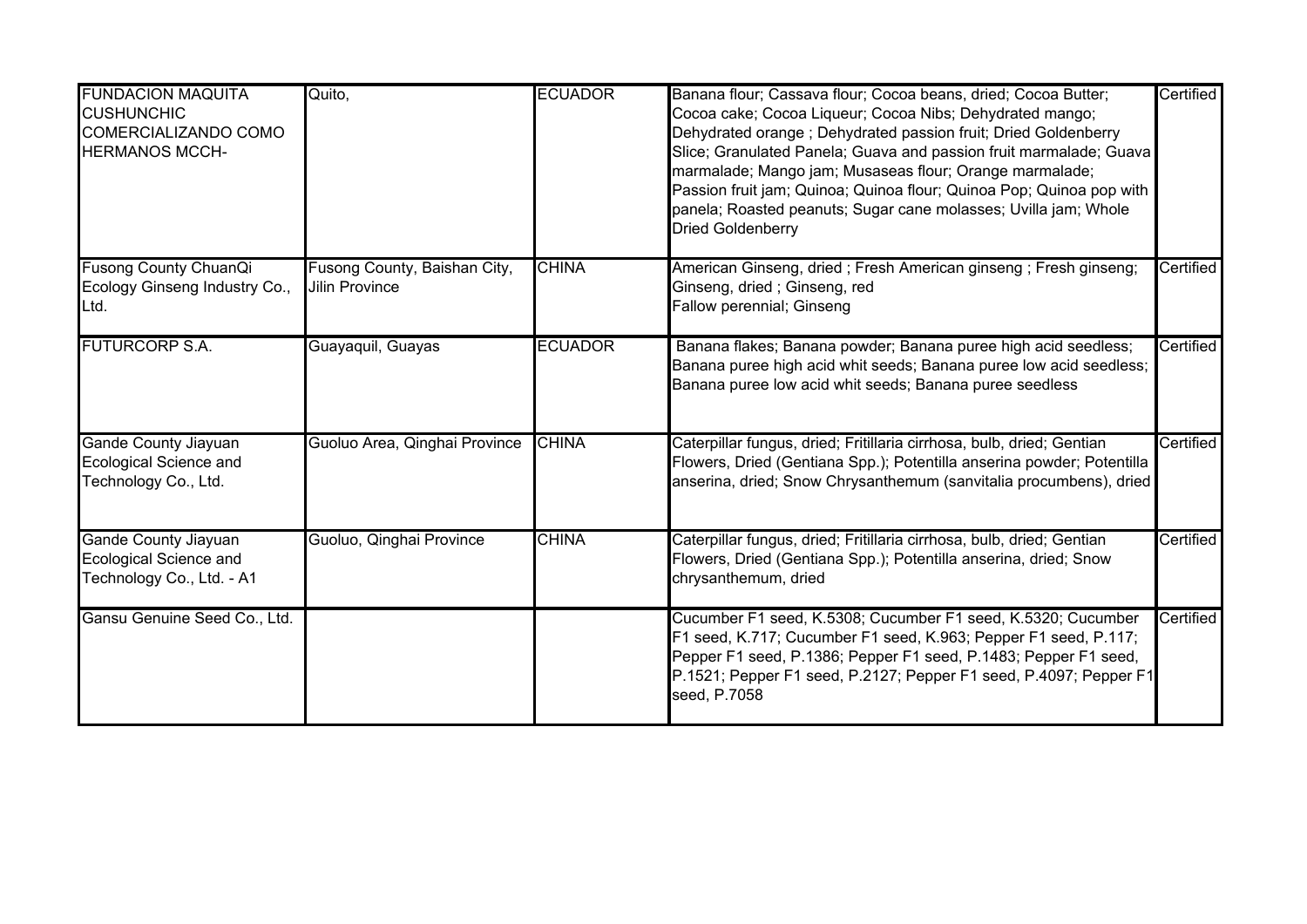| | | | | |
|---|---|---|---|---|
| FUNDACION MAQUITA CUSHUNCHIC COMERCIALIZANDO COMO HERMANOS MCCH- | Quito, | ECUADOR | Banana flour; Cassava flour; Cocoa beans, dried; Cocoa Butter; Cocoa cake; Cocoa Liqueur; Cocoa Nibs; Dehydrated mango; Dehydrated orange ; Dehydrated passion fruit; Dried Goldenberry Slice; Granulated Panela; Guava and passion fruit marmalade; Guava marmalade; Mango jam; Musaseas flour; Orange marmalade; Passion fruit jam; Quinoa; Quinoa flour; Quinoa Pop; Quinoa pop with panela; Roasted peanuts; Sugar cane molasses; Uvilla jam; Whole Dried Goldenberry | Certified |
| Fusong County ChuanQi Ecology Ginseng Industry Co., Ltd. | Fusong County, Baishan City, Jilin Province | CHINA | American Ginseng, dried ; Fresh American ginseng ; Fresh ginseng; Ginseng, dried ; Ginseng, red<br>Fallow perennial; Ginseng | Certified |
| FUTURCORP S.A. | Guayaquil, Guayas | ECUADOR | Banana flakes; Banana powder; Banana puree high acid seedless; Banana puree high acid whit seeds; Banana puree low acid seedless; Banana puree low acid whit seeds; Banana puree seedless | Certified |
| Gande County Jiayuan Ecological Science and Technology Co., Ltd. | Guoluo Area, Qinghai Province | CHINA | Caterpillar fungus, dried; Fritillaria cirrhosa, bulb, dried; Gentian Flowers, Dried (Gentiana Spp.); Potentilla anserina powder; Potentilla anserina, dried; Snow Chrysanthemum (sanvitalia procumbens), dried | Certified |
| Gande County Jiayuan Ecological Science and Technology Co., Ltd. - A1 | Guoluo, Qinghai Province | CHINA | Caterpillar fungus, dried; Fritillaria cirrhosa, bulb, dried; Gentian Flowers, Dried (Gentiana Spp.); Potentilla anserina, dried; Snow chrysanthemum, dried | Certified |
| Gansu Genuine Seed Co., Ltd. | | | Cucumber F1 seed, K.5308; Cucumber F1 seed, K.5320; Cucumber F1 seed, K.717; Cucumber F1 seed, K.963; Pepper F1 seed, P.117; Pepper F1 seed, P.1386; Pepper F1 seed, P.1483; Pepper F1 seed, P.1521; Pepper F1 seed, P.2127; Pepper F1 seed, P.4097; Pepper F1 seed, P.7058 | Certified |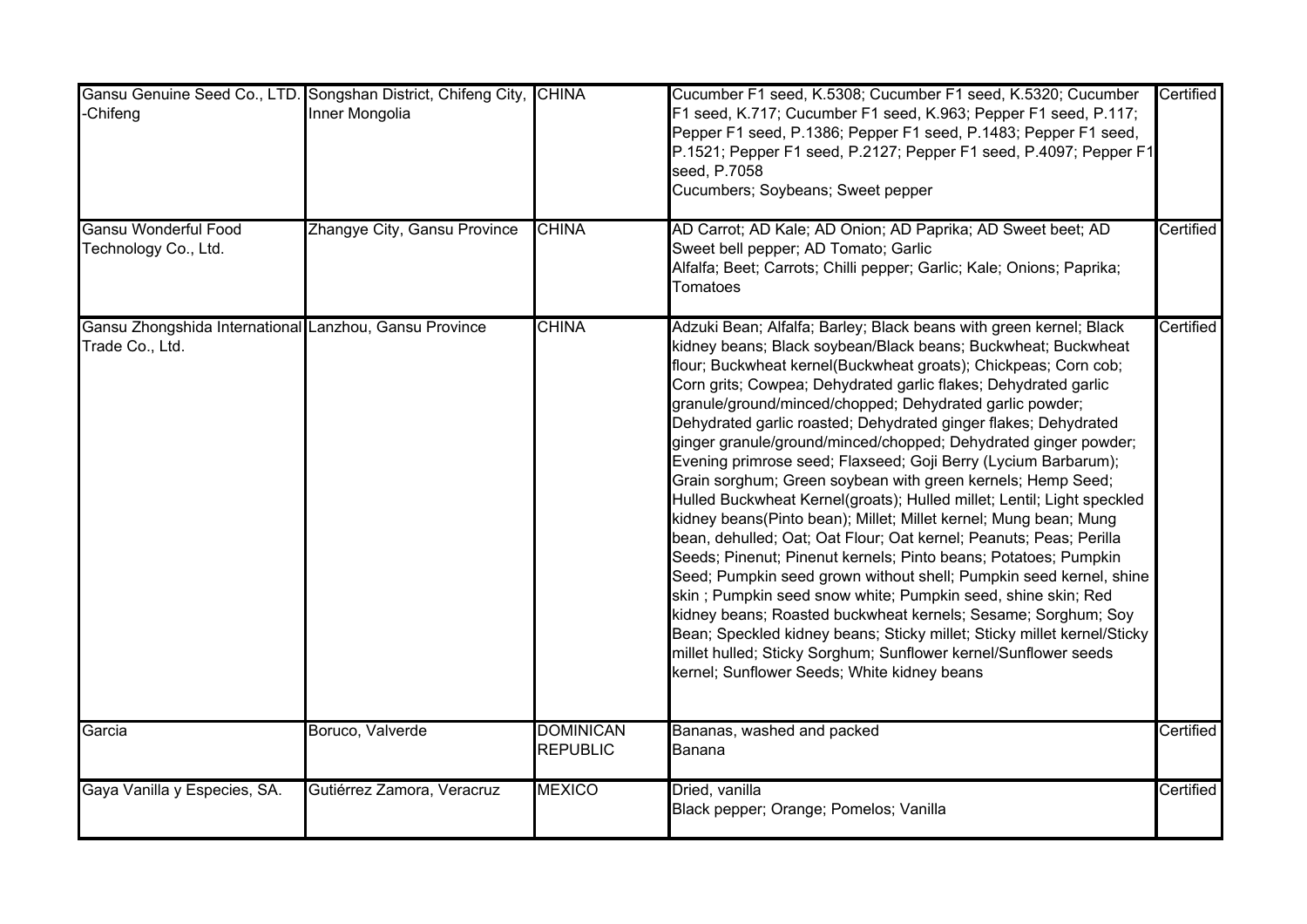| | | | | |
|---|---|---|---|---|
| Gansu Genuine Seed Co., LTD. -Chifeng | Songshan District, Chifeng City, Inner Mongolia | CHINA | Cucumber F1 seed, K.5308; Cucumber F1 seed, K.5320; Cucumber F1 seed, K.717; Cucumber F1 seed, K.963; Pepper F1 seed, P.117; Pepper F1 seed, P.1386; Pepper F1 seed, P.1483; Pepper F1 seed, P.1521; Pepper F1 seed, P.2127; Pepper F1 seed, P.4097; Pepper F1 seed, P.7058<br>Cucumbers; Soybeans; Sweet pepper | Certified |
| Gansu Wonderful Food Technology Co., Ltd. | Zhangye City, Gansu Province | CHINA | AD Carrot; AD Kale; AD Onion; AD Paprika; AD Sweet beet; AD Sweet bell pepper; AD Tomato; Garlic<br>Alfalfa; Beet; Carrots; Chilli pepper; Garlic; Kale; Onions; Paprika; Tomatoes | Certified |
| Gansu Zhongshida International Trade Co., Ltd. | Lanzhou, Gansu Province | CHINA | Adzuki Bean; Alfalfa; Barley; Black beans with green kernel; Black kidney beans; Black soybean/Black beans; Buckwheat; Buckwheat flour; Buckwheat kernel(Buckwheat groats); Chickpeas; Corn cob; Corn grits; Cowpea; Dehydrated garlic flakes; Dehydrated garlic granule/ground/minced/chopped; Dehydrated garlic powder; Dehydrated garlic roasted; Dehydrated ginger flakes; Dehydrated ginger granule/ground/minced/chopped; Dehydrated ginger powder; Evening primrose seed; Flaxseed; Goji Berry (Lycium Barbarum); Grain sorghum; Green soybean with green kernels; Hemp Seed; Hulled Buckwheat Kernel(groats); Hulled millet; Lentil; Light speckled kidney beans(Pinto bean); Millet; Millet kernel; Mung bean; Mung bean, dehulled; Oat; Oat Flour; Oat kernel; Peanuts; Peas; Perilla Seeds; Pinenut; Pinenut kernels; Pinto beans; Potatoes; Pumpkin Seed; Pumpkin seed grown without shell; Pumpkin seed kernel, shine skin ; Pumpkin seed snow white; Pumpkin seed, shine skin; Red kidney beans; Roasted buckwheat kernels; Sesame; Sorghum; Soy Bean; Speckled kidney beans; Sticky millet; Sticky millet kernel/Sticky millet hulled; Sticky Sorghum; Sunflower kernel/Sunflower seeds kernel; Sunflower Seeds; White kidney beans | Certified |
| Garcia | Boruco, Valverde | DOMINICAN REPUBLIC | Bananas, washed and packed<br>Banana | Certified |
| Gaya Vanilla y Especies, SA. | Gutiérrez Zamora, Veracruz | MEXICO | Dried, vanilla<br>Black pepper; Orange; Pomelos; Vanilla | Certified |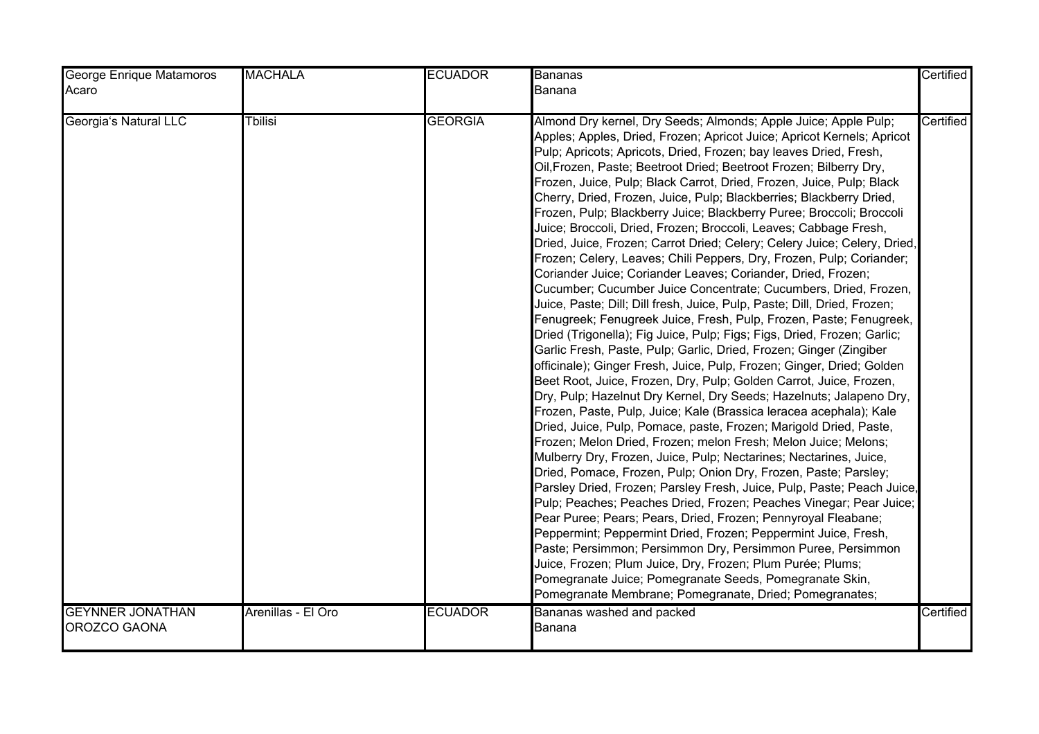| | | | | |
|---|---|---|---|---|
| George Enrique Matamoros Acaro | MACHALA | ECUADOR | Bananas<br>Banana | Certified |
| Georgia's Natural LLC | Tbilisi | GEORGIA | Almond Dry kernel, Dry Seeds; Almonds; Apple Juice; Apple Pulp; Apples; Apples, Dried, Frozen; Apricot Juice; Apricot Kernels; Apricot Pulp; Apricots; Apricots, Dried, Frozen; bay leaves Dried, Fresh, Oil,Frozen, Paste; Beetroot Dried; Beetroot Frozen; Bilberry Dry, Frozen, Juice, Pulp; Black Carrot, Dried, Frozen, Juice, Pulp; Black Cherry, Dried, Frozen, Juice, Pulp; Blackberries; Blackberry Dried, Frozen, Pulp; Blackberry Juice; Blackberry Puree; Broccoli; Broccoli Juice; Broccoli, Dried, Frozen; Broccoli, Leaves; Cabbage Fresh, Dried, Juice, Frozen; Carrot Dried; Celery; Celery Juice; Celery, Dried, Frozen; Celery, Leaves; Chili Peppers, Dry, Frozen, Pulp; Coriander; Coriander Juice; Coriander Leaves; Coriander, Dried, Frozen; Cucumber; Cucumber Juice Concentrate; Cucumbers, Dried, Frozen, Juice, Paste; Dill; Dill fresh, Juice, Pulp, Paste; Dill, Dried, Frozen; Fenugreek; Fenugreek Juice, Fresh, Pulp, Frozen, Paste; Fenugreek, Dried (Trigonella); Fig Juice, Pulp; Figs; Figs, Dried, Frozen; Garlic; Garlic Fresh, Paste, Pulp; Garlic, Dried, Frozen; Ginger (Zingiber officinale); Ginger Fresh, Juice, Pulp, Frozen; Ginger, Dried; Golden Beet Root, Juice, Frozen, Dry, Pulp; Golden Carrot, Juice, Frozen, Dry, Pulp; Hazelnut Dry Kernel, Dry Seeds; Hazelnuts; Jalapeno Dry, Frozen, Paste, Pulp, Juice; Kale (Brassica leracea acephala); Kale Dried, Juice, Pulp, Pomace, paste, Frozen; Marigold Dried, Paste, Frozen; Melon Dried, Frozen; melon Fresh; Melon Juice; Melons; Mulberry Dry, Frozen, Juice, Pulp; Nectarines; Nectarines, Juice, Dried, Pomace, Frozen, Pulp; Onion Dry, Frozen, Paste; Parsley; Parsley Dried, Frozen; Parsley Fresh, Juice, Pulp, Paste; Peach Juice, Pulp; Peaches; Peaches Dried, Frozen; Peaches Vinegar; Pear Juice; Pear Puree; Pears; Pears, Dried, Frozen; Pennyroyal Fleabane; Peppermint; Peppermint Dried, Frozen; Peppermint Juice, Fresh, Paste; Persimmon; Persimmon Dry, Persimmon Puree, Persimmon Juice, Frozen; Plum Juice, Dry, Frozen; Plum Purée; Plums; Pomegranate Juice; Pomegranate Seeds, Pomegranate Skin, Pomegranate Membrane; Pomegranate, Dried; Pomegranates; | Certified |
| GEYNNER JONATHAN OROZCO GAONA | Arenillas - El Oro | ECUADOR | Bananas washed and packed<br>Banana | Certified |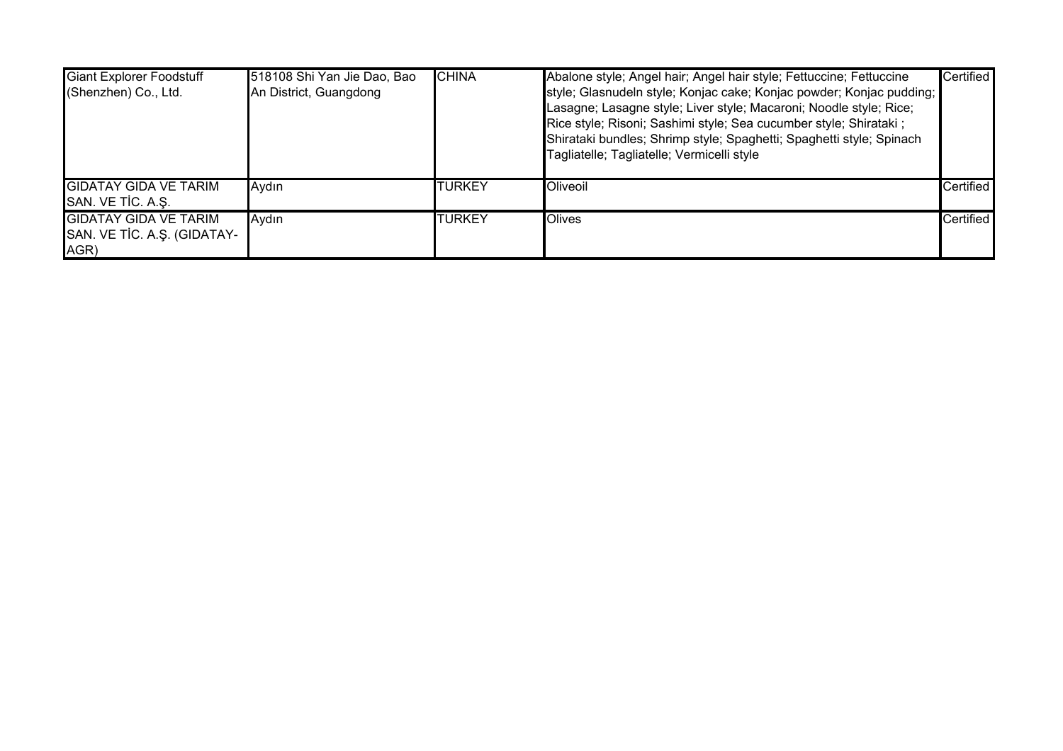| | | | | |
|---|---|---|---|---|
| Giant Explorer Foodstuff (Shenzhen) Co., Ltd. | 518108 Shi Yan Jie Dao, Bao An District, Guangdong | CHINA | Abalone style; Angel hair; Angel hair style; Fettuccine; Fettuccine style; Glasnudeln style; Konjac cake; Konjac powder; Konjac pudding; Lasagne; Lasagne style; Liver style; Macaroni; Noodle style; Rice; Rice style; Risoni; Sashimi style; Sea cucumber style; Shirataki ; Shirataki bundles; Shrimp style; Spaghetti; Spaghetti style; Spinach Tagliatelle; Tagliatelle; Vermicelli style | Certified |
| GIDATAY GIDA VE TARIM SAN. VE TİC. A.Ş. | Aydın | TURKEY | Oliveoil | Certified |
| GIDATAY GIDA VE TARIM SAN. VE TİC. A.Ş. (GIDATAY-AGR) | Aydın | TURKEY | Olives | Certified |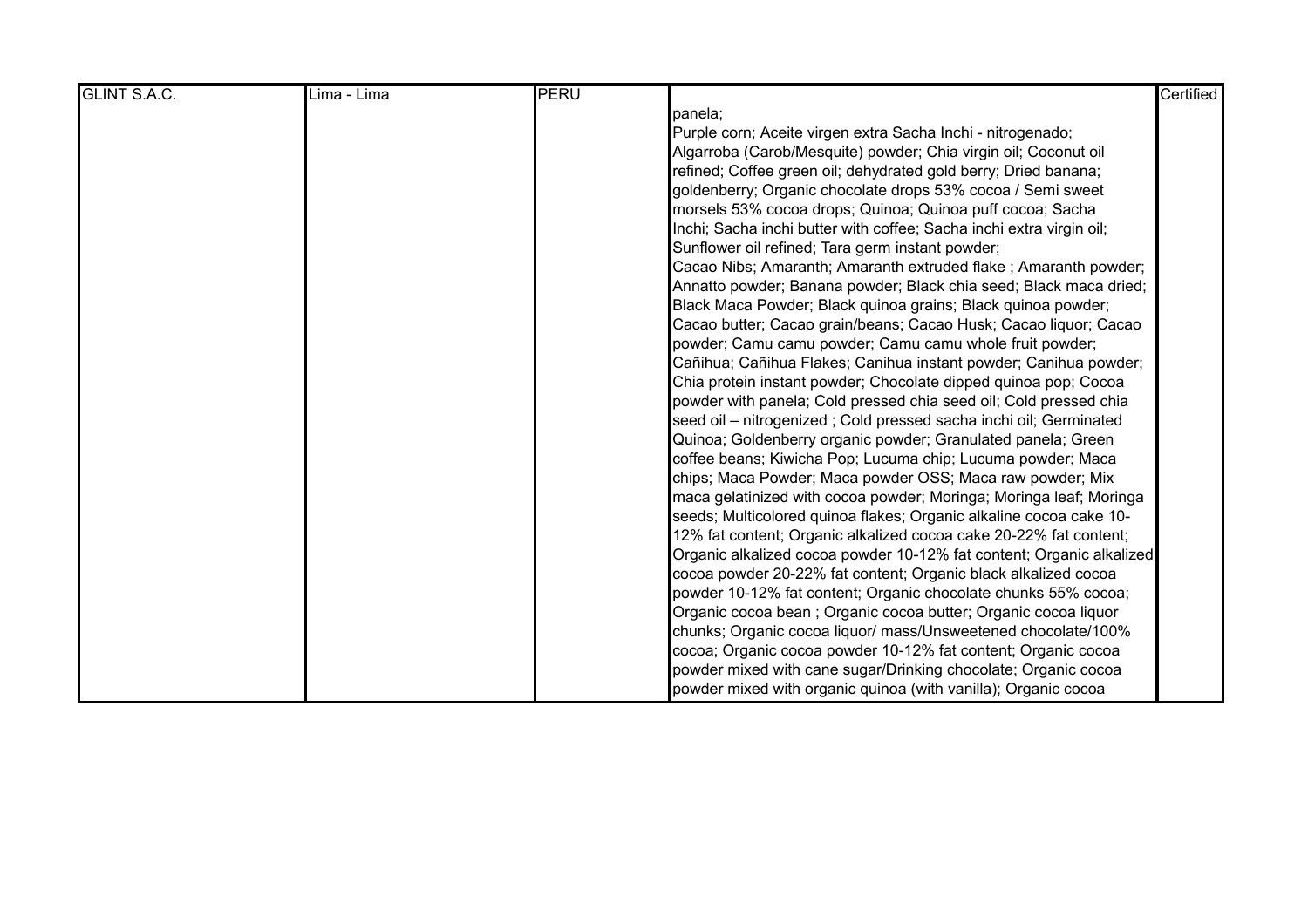| GLINT S.A.C. | Lima - Lima | PERU | panela; Purple corn; Aceite virgen extra Sacha Inchi - nitrogenado; Algarroba (Carob/Mesquite) powder; Chia virgin oil; Coconut oil refined; Coffee green oil; dehydrated gold berry; Dried banana; goldenberry; Organic chocolate drops 53% cocoa / Semi sweet morsels 53% cocoa drops; Quinoa; Quinoa puff cocoa; Sacha Inchi; Sacha inchi butter with coffee; Sacha inchi extra virgin oil; Sunflower oil refined; Tara germ instant powder; Cacao Nibs; Amaranth; Amaranth extruded flake ; Amaranth powder; Annatto powder; Banana powder; Black chia seed; Black maca dried; Black Maca Powder; Black quinoa grains; Black quinoa powder; Cacao butter; Cacao grain/beans; Cacao Husk; Cacao liquor; Cacao powder; Camu camu powder; Camu camu whole fruit powder; Cañihua; Cañihua Flakes; Canihua instant powder; Canihua powder; Chia protein instant powder; Chocolate dipped quinoa pop; Cocoa powder with panela; Cold pressed chia seed oil; Cold pressed chia seed oil – nitrogenized ; Cold pressed sacha inchi oil; Germinated Quinoa; Goldenberry organic powder; Granulated panela; Green coffee beans; Kiwicha Pop; Lucuma chip; Lucuma powder; Maca chips; Maca Powder; Maca powder OSS; Maca raw powder; Mix maca gelatinized with cocoa powder; Moringa; Moringa leaf; Moringa seeds; Multicolored quinoa flakes; Organic alkaline cocoa cake 10-12% fat content; Organic alkalized cocoa cake 20-22% fat content; Organic alkalized cocoa powder 10-12% fat content; Organic alkalized cocoa powder 20-22% fat content; Organic black alkalized cocoa powder 10-12% fat content; Organic chocolate chunks 55% cocoa; Organic cocoa bean ; Organic cocoa butter; Organic cocoa liquor chunks; Organic cocoa liquor/ mass/Unsweetened chocolate/100% cocoa; Organic cocoa powder 10-12% fat content; Organic cocoa powder mixed with cane sugar/Drinking chocolate; Organic cocoa powder mixed with organic quinoa (with vanilla); Organic cocoa | Certified |
|---|---|---|---|---|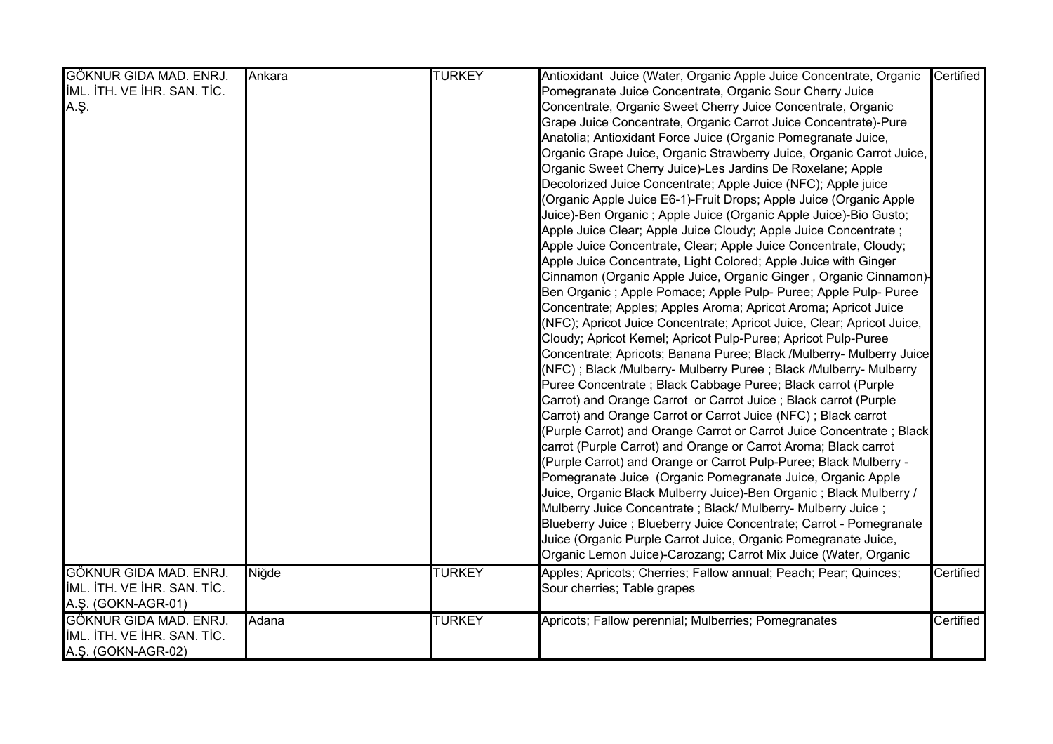| | | | | |
|---|---|---|---|---|
| GÖKNUR GIDA MAD. ENRJ. İML. İTH. VE İHR. SAN. TİC. A.Ş. | Ankara | TURKEY | Antioxidant Juice (Water, Organic Apple Juice Concentrate, Organic Pomegranate Juice Concentrate, Organic Sour Cherry Juice Concentrate, Organic Sweet Cherry Juice Concentrate, Organic Grape Juice Concentrate, Organic Carrot Juice Concentrate)-Pure Anatolia; Antioxidant Force Juice (Organic Pomegranate Juice, Organic Grape Juice, Organic Strawberry Juice, Organic Carrot Juice, Organic Sweet Cherry Juice)-Les Jardins De Roxelane; Apple Decolorized Juice Concentrate; Apple Juice (NFC); Apple juice (Organic Apple Juice E6-1)-Fruit Drops; Apple Juice (Organic Apple Juice)-Ben Organic ; Apple Juice (Organic Apple Juice)-Bio Gusto; Apple Juice Clear; Apple Juice Cloudy; Apple Juice Concentrate ; Apple Juice Concentrate, Clear; Apple Juice Concentrate, Cloudy; Apple Juice Concentrate, Light Colored; Apple Juice with Ginger Cinnamon (Organic Apple Juice, Organic Ginger , Organic Cinnamon)-Ben Organic ; Apple Pomace; Apple Pulp- Puree; Apple Pulp- Puree Concentrate; Apples; Apples Aroma; Apricot Aroma; Apricot Juice (NFC); Apricot Juice Concentrate; Apricot Juice, Clear; Apricot Juice, Cloudy; Apricot Kernel; Apricot Pulp-Puree; Apricot Pulp-Puree Concentrate; Apricots; Banana Puree; Black /Mulberry- Mulberry Juice (NFC) ; Black /Mulberry- Mulberry Puree ; Black /Mulberry- Mulberry Puree Concentrate ; Black Cabbage Puree; Black carrot (Purple Carrot) and Orange Carrot or Carrot Juice ; Black carrot (Purple Carrot) and Orange Carrot or Carrot Juice (NFC) ; Black carrot (Purple Carrot) and Orange Carrot or Carrot Juice Concentrate ; Black carrot (Purple Carrot) and Orange or Carrot Aroma; Black carrot (Purple Carrot) and Orange or Carrot Pulp-Puree; Black Mulberry - Pomegranate Juice (Organic Pomegranate Juice, Organic Apple Juice, Organic Black Mulberry Juice)-Ben Organic ; Black Mulberry / Mulberry Juice Concentrate ; Black/ Mulberry- Mulberry Juice ; Blueberry Juice ; Blueberry Juice Concentrate; Carrot - Pomegranate Juice (Organic Purple Carrot Juice, Organic Pomegranate Juice, Organic Lemon Juice)-Carozang; Carrot Mix Juice (Water, Organic | Certified |
| GÖKNUR GIDA MAD. ENRJ. İML. İTH. VE İHR. SAN. TİC. A.Ş. (GOKN-AGR-01) | Niğde | TURKEY | Apples; Apricots; Cherries; Fallow annual; Peach; Pear; Quinces; Sour cherries; Table grapes | Certified |
| GÖKNUR GIDA MAD. ENRJ. İML. İTH. VE İHR. SAN. TİC. A.Ş. (GOKN-AGR-02) | Adana | TURKEY | Apricots; Fallow perennial; Mulberries; Pomegranates | Certified |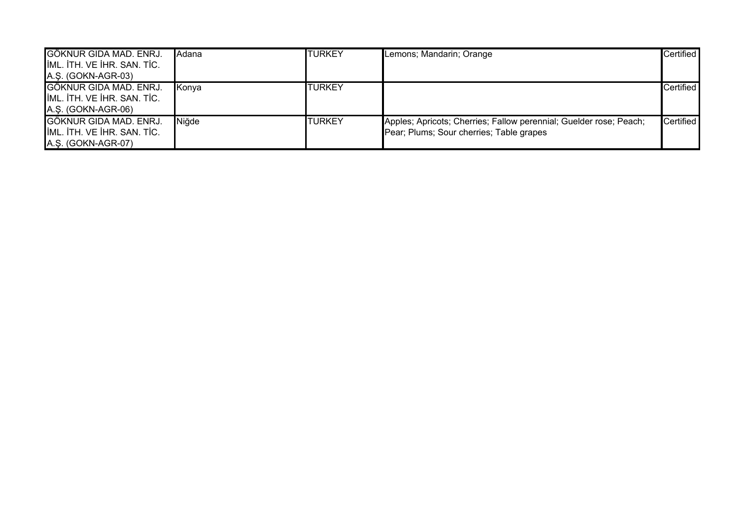| | | | | |
|---|---|---|---|---|
| GÖKNUR GIDA MAD. ENRJ. İML. İTH. VE İHR. SAN. TİC. A.Ş. (GOKN-AGR-03) | Adana | TURKEY | Lemons; Mandarin; Orange | Certified |
| GÖKNUR GIDA MAD. ENRJ. İML. İTH. VE İHR. SAN. TİC. A.Ş. (GOKN-AGR-06) | Konya | TURKEY | | Certified |
| GÖKNUR GIDA MAD. ENRJ. İML. İTH. VE İHR. SAN. TİC. A.Ş. (GOKN-AGR-07) | Niğde | TURKEY | Apples; Apricots; Cherries; Fallow perennial; Guelder rose; Peach; Pear; Plums; Sour cherries; Table grapes | Certified |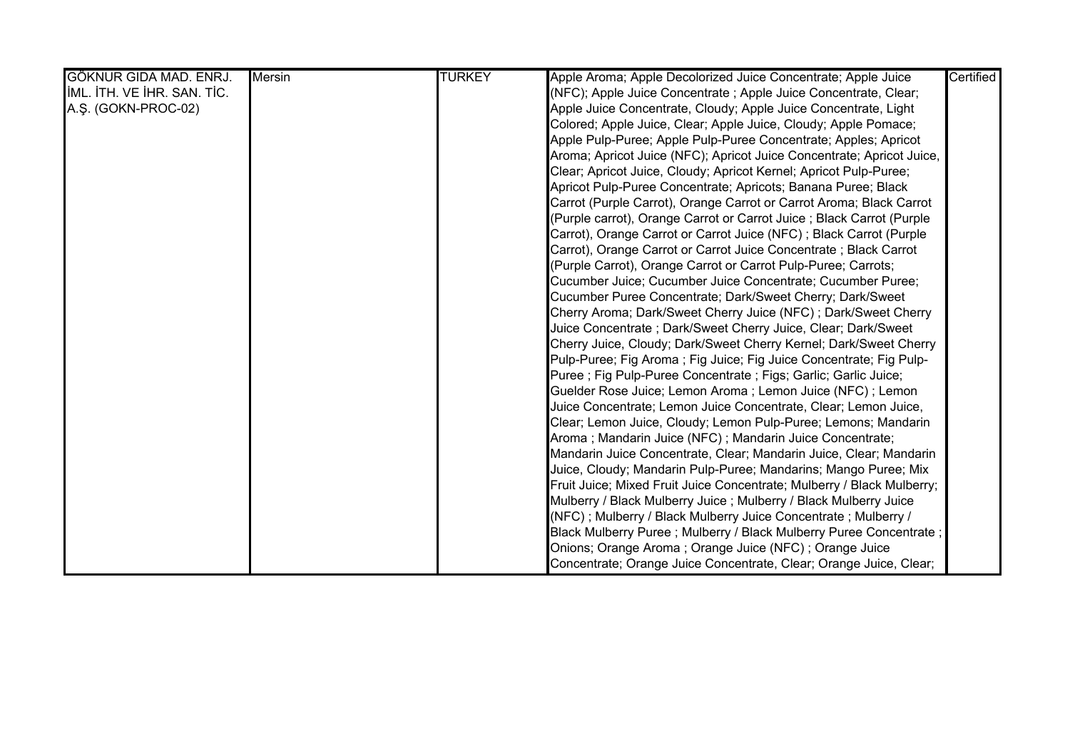| GÖKNUR GIDA MAD. ENRJ. İML. İTH. VE İHR. SAN. TİC. A.Ş. (GOKN-PROC-02) | Mersin | TURKEY | Apple Aroma; Apple Decolorized Juice Concentrate; Apple Juice (NFC); Apple Juice Concentrate ; Apple Juice Concentrate, Clear; Apple Juice Concentrate, Cloudy; Apple Juice Concentrate, Light Colored; Apple Juice, Clear; Apple Juice, Cloudy; Apple Pomace; Apple Pulp-Puree; Apple Pulp-Puree Concentrate; Apples; Apricot Aroma; Apricot Juice (NFC); Apricot Juice Concentrate; Apricot Juice, Clear; Apricot Juice, Cloudy; Apricot Kernel; Apricot Pulp-Puree; Apricot Pulp-Puree Concentrate; Apricots; Banana Puree; Black Carrot (Purple Carrot), Orange Carrot or Carrot Aroma; Black Carrot (Purple carrot), Orange Carrot or Carrot Juice ; Black Carrot (Purple Carrot), Orange Carrot or Carrot Juice (NFC) ; Black Carrot (Purple Carrot), Orange Carrot or Carrot Juice Concentrate ; Black Carrot (Purple Carrot), Orange Carrot or Carrot Pulp-Puree; Carrots; Cucumber Juice; Cucumber Juice Concentrate; Cucumber Puree; Cucumber Puree Concentrate; Dark/Sweet Cherry; Dark/Sweet Cherry Aroma; Dark/Sweet Cherry Juice (NFC) ; Dark/Sweet Cherry Juice Concentrate ; Dark/Sweet Cherry Juice, Clear; Dark/Sweet Cherry Juice, Cloudy; Dark/Sweet Cherry Kernel; Dark/Sweet Cherry Pulp-Puree; Fig Aroma ; Fig Juice; Fig Juice Concentrate; Fig Pulp-Puree ; Fig Pulp-Puree Concentrate ; Figs; Garlic; Garlic Juice; Guelder Rose Juice; Lemon Aroma ; Lemon Juice (NFC) ; Lemon Juice Concentrate; Lemon Juice Concentrate, Clear; Lemon Juice, Clear; Lemon Juice, Cloudy; Lemon Pulp-Puree; Lemons; Mandarin Aroma ; Mandarin Juice (NFC) ; Mandarin Juice Concentrate; Mandarin Juice Concentrate, Clear; Mandarin Juice, Clear; Mandarin Juice, Cloudy; Mandarin Pulp-Puree; Mandarins; Mango Puree; Mix Fruit Juice; Mixed Fruit Juice Concentrate; Mulberry / Black Mulberry; Mulberry / Black Mulberry Juice ; Mulberry / Black Mulberry Juice (NFC) ; Mulberry / Black Mulberry Juice Concentrate ; Mulberry / Black Mulberry Puree ; Mulberry / Black Mulberry Puree Concentrate ; Onions; Orange Aroma ; Orange Juice (NFC) ; Orange Juice Concentrate; Orange Juice Concentrate, Clear; Orange Juice, Clear; | Certified |
|---|---|---|---|---|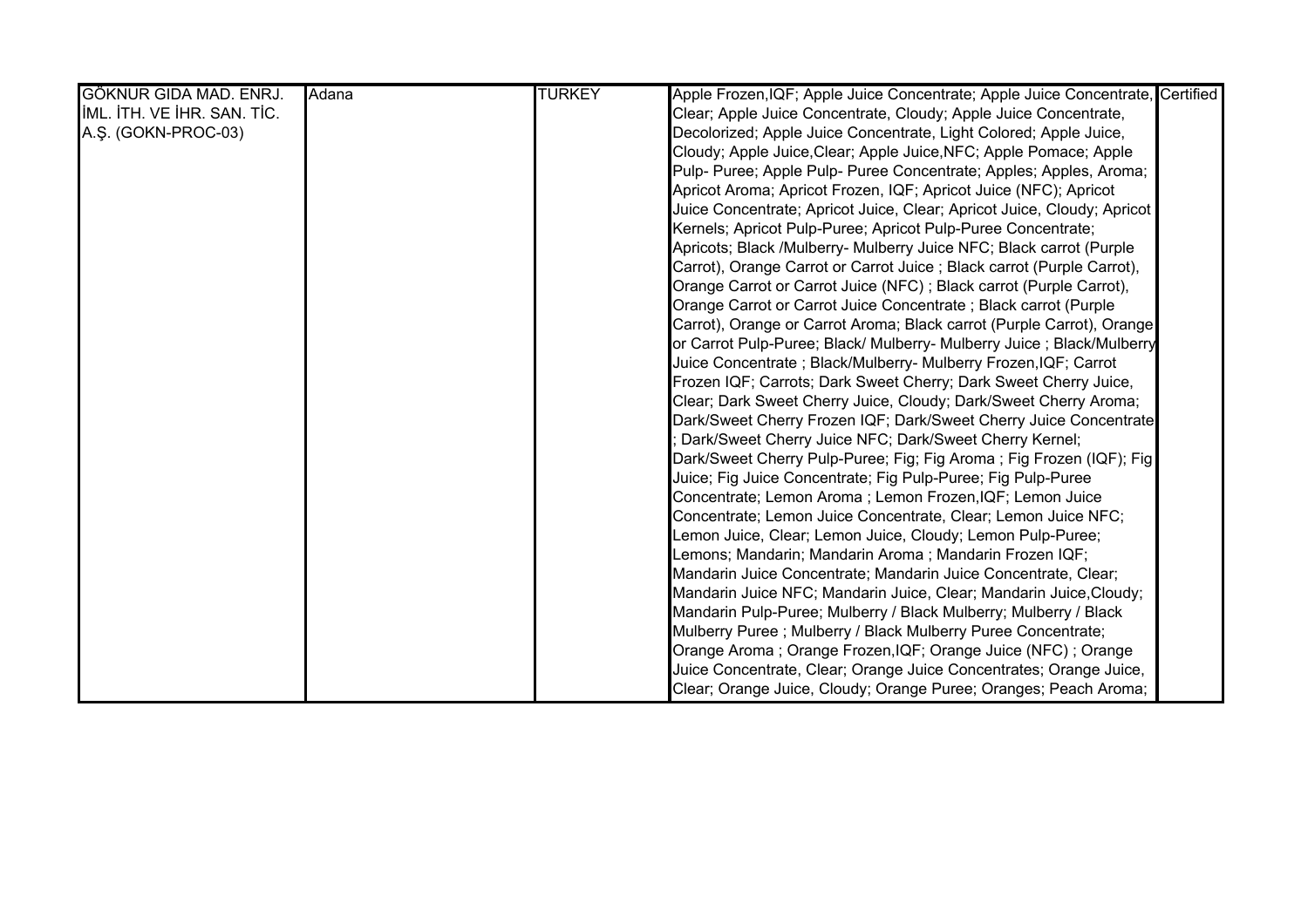| GÖKNUR GIDA MAD. ENRJ. İML. İTH. VE İHR. SAN. TİC. A.Ş. (GOKN-PROC-03) | Adana | TURKEY | Apple Frozen,IQF; Apple Juice Concentrate; Apple Juice Concentrate, Clear; Apple Juice Concentrate, Cloudy; Apple Juice Concentrate, Decolorized; Apple Juice Concentrate, Light Colored; Apple Juice, Cloudy; Apple Juice,Clear; Apple Juice,NFC; Apple Pomace; Apple Pulp- Puree; Apple Pulp- Puree Concentrate; Apples; Apples, Aroma; Apricot Aroma; Apricot Frozen, IQF; Apricot Juice (NFC); Apricot Juice Concentrate; Apricot Juice, Clear; Apricot Juice, Cloudy; Apricot Kernels; Apricot Pulp-Puree; Apricot Pulp-Puree Concentrate; Apricots; Black /Mulberry- Mulberry Juice NFC; Black carrot (Purple Carrot), Orange Carrot or Carrot Juice ; Black carrot (Purple Carrot), Orange Carrot or Carrot Juice (NFC) ; Black carrot (Purple Carrot), Orange Carrot or Carrot Juice Concentrate ; Black carrot (Purple Carrot), Orange or Carrot Aroma; Black carrot (Purple Carrot), Orange or Carrot Pulp-Puree; Black/ Mulberry- Mulberry Juice ; Black/Mulberry Juice Concentrate ; Black/Mulberry- Mulberry Frozen,IQF; Carrot Frozen IQF; Carrots; Dark Sweet Cherry; Dark Sweet Cherry Juice, Clear; Dark Sweet Cherry Juice, Cloudy; Dark/Sweet Cherry Aroma; Dark/Sweet Cherry Frozen IQF; Dark/Sweet Cherry Juice Concentrate ; Dark/Sweet Cherry Juice NFC; Dark/Sweet Cherry Kernel; Dark/Sweet Cherry Pulp-Puree; Fig; Fig Aroma ; Fig Frozen (IQF); Fig Juice; Fig Juice Concentrate; Fig Pulp-Puree; Fig Pulp-Puree Concentrate; Lemon Aroma ; Lemon Frozen,IQF; Lemon Juice Concentrate; Lemon Juice Concentrate, Clear; Lemon Juice NFC; Lemon Juice, Clear; Lemon Juice, Cloudy; Lemon Pulp-Puree; Lemons; Mandarin; Mandarin Aroma ; Mandarin Frozen IQF; Mandarin Juice Concentrate; Mandarin Juice Concentrate, Clear; Mandarin Juice NFC; Mandarin Juice, Clear; Mandarin Juice,Cloudy; Mandarin Pulp-Puree; Mulberry / Black Mulberry; Mulberry / Black Mulberry Puree ; Mulberry / Black Mulberry Puree Concentrate; Orange Aroma ; Orange Frozen,IQF; Orange Juice (NFC) ; Orange Juice Concentrate, Clear; Orange Juice Concentrates; Orange Juice, Clear; Orange Juice, Cloudy; Orange Puree; Oranges; Peach Aroma; | Certified |
|---|---|---|---|---|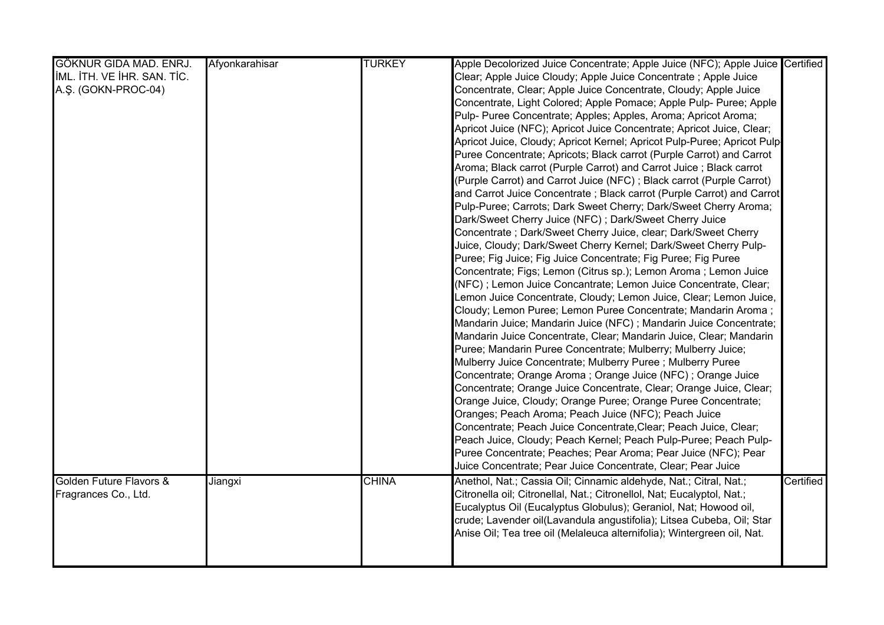| | | | | |
|---|---|---|---|---|
| GÖKNUR GIDA MAD. ENRJ. İML. İTH. VE İHR. SAN. TİC. A.Ş. (GOKN-PROC-04) | Afyonkarahisar | TURKEY | Apple Decolorized Juice Concentrate; Apple Juice (NFC); Apple Juice Clear; Apple Juice Cloudy; Apple Juice Concentrate ; Apple Juice Concentrate, Clear; Apple Juice Concentrate, Cloudy; Apple Juice Concentrate, Light Colored; Apple Pomace; Apple Pulp- Puree; Apple Pulp- Puree Concentrate; Apples; Apples, Aroma; Apricot Aroma; Apricot Juice (NFC); Apricot Juice Concentrate; Apricot Juice, Clear; Apricot Juice, Cloudy; Apricot Kernel; Apricot Pulp-Puree; Apricot Pulp-Puree Concentrate; Apricots; Black carrot (Purple Carrot) and Carrot Aroma; Black carrot (Purple Carrot) and Carrot Juice ; Black carrot (Purple Carrot) and Carrot Juice (NFC) ; Black carrot (Purple Carrot) and Carrot Juice Concentrate ; Black carrot (Purple Carrot) and Carrot Pulp-Puree; Carrots; Dark Sweet Cherry; Dark/Sweet Cherry Aroma; Dark/Sweet Cherry Juice (NFC) ; Dark/Sweet Cherry Juice Concentrate ; Dark/Sweet Cherry Juice, clear; Dark/Sweet Cherry Juice, Cloudy; Dark/Sweet Cherry Kernel; Dark/Sweet Cherry Pulp-Puree; Fig Juice; Fig Juice Concentrate; Fig Puree; Fig Puree Concentrate; Figs; Lemon (Citrus sp.); Lemon Aroma ; Lemon Juice (NFC) ; Lemon Juice Concantrate; Lemon Juice Concentrate, Clear; Lemon Juice Concentrate, Cloudy; Lemon Juice, Clear; Lemon Juice, Cloudy; Lemon Puree; Lemon Puree Concentrate; Mandarin Aroma ; Mandarin Juice; Mandarin Juice (NFC) ; Mandarin Juice Concentrate; Mandarin Juice Concentrate, Clear; Mandarin Juice, Clear; Mandarin Puree; Mandarin Puree Concentrate; Mulberry; Mulberry Juice; Mulberry Juice Concentrate; Mulberry Puree ; Mulberry Puree Concentrate; Orange Aroma ; Orange Juice (NFC) ; Orange Juice Concentrate; Orange Juice Concentrate, Clear; Orange Juice, Clear; Orange Juice, Cloudy; Orange Puree; Orange Puree Concentrate; Oranges; Peach Aroma; Peach Juice (NFC); Peach Juice Concentrate; Peach Juice Concentrate,Clear; Peach Juice, Clear; Peach Juice, Cloudy; Peach Kernel; Peach Pulp-Puree; Peach Pulp-Puree Concentrate; Peaches; Pear Aroma; Pear Juice (NFC); Pear Juice Concentrate; Pear Juice Concentrate, Clear; Pear Juice | Certified |
| Golden Future Flavors & Fragrances Co., Ltd. | Jiangxi | CHINA | Anethol, Nat.; Cassia Oil; Cinnamic aldehyde, Nat.; Citral, Nat.; Citronella oil; Citronellal, Nat.; Citronellol, Nat; Eucalyptol, Nat.; Eucalyptus Oil (Eucalyptus Globulus); Geraniol, Nat; Howood oil, crude; Lavender oil(Lavandula angustifolia); Litsea Cubeba, Oil; Star Anise Oil; Tea tree oil (Melaleuca alternifolia); Wintergreen oil, Nat. | Certified |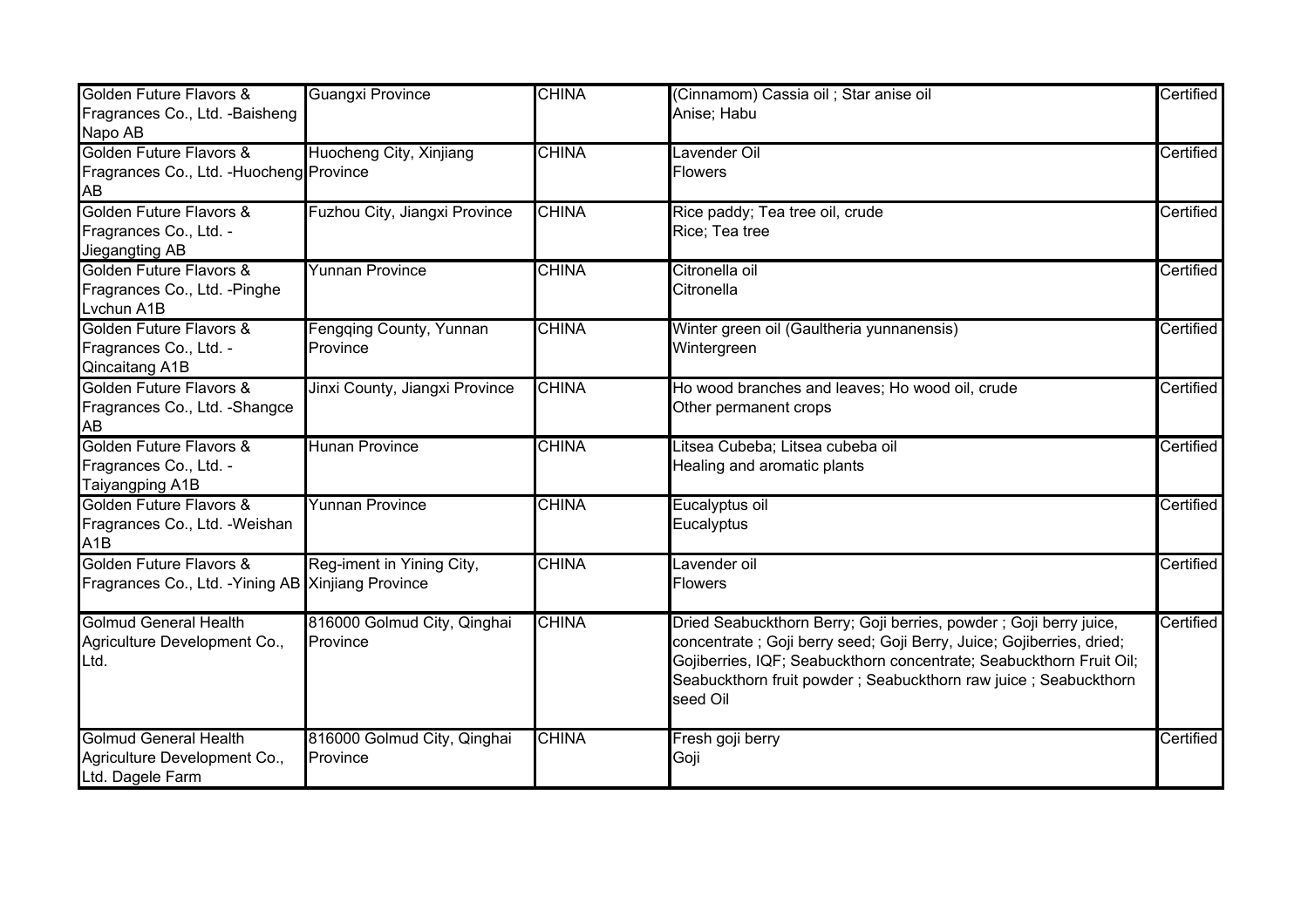| | | | | |
|---|---|---|---|---|
| Golden Future Flavors & Fragrances Co., Ltd. -Baisheng Napo AB | Guangxi Province | CHINA | (Cinnamom) Cassia oil ; Star anise oil<br>Anise; Habu | Certified |
| Golden Future Flavors & Fragrances Co., Ltd. -Huocheng AB | Huocheng City, Xinjiang Province | CHINA | Lavender Oil<br>Flowers | Certified |
| Golden Future Flavors & Fragrances Co., Ltd. -Jiegangting AB | Fuzhou City, Jiangxi Province | CHINA | Rice paddy; Tea tree oil, crude<br>Rice; Tea tree | Certified |
| Golden Future Flavors & Fragrances Co., Ltd. -Pinghe Lvchun A1B | Yunnan Province | CHINA | Citronella oil<br>Citronella | Certified |
| Golden Future Flavors & Fragrances Co., Ltd. -Qincaitang A1B | Fengqing County, Yunnan Province | CHINA | Winter green oil (Gaultheria yunnanensis)<br>Wintergreen | Certified |
| Golden Future Flavors & Fragrances Co., Ltd. -Shangce AB | Jinxi County, Jiangxi Province | CHINA | Ho wood branches and leaves; Ho wood oil, crude<br>Other permanent crops | Certified |
| Golden Future Flavors & Fragrances Co., Ltd. -Taiyangping A1B | Hunan Province | CHINA | Litsea Cubeba; Litsea cubeba oil<br>Healing and aromatic plants | Certified |
| Golden Future Flavors & Fragrances Co., Ltd. -Weishan A1B | Yunnan Province | CHINA | Eucalyptus oil<br>Eucalyptus | Certified |
| Golden Future Flavors & Fragrances Co., Ltd. -Yining AB | Reg-iment in Yining City, Xinjiang Province | CHINA | Lavender oil<br>Flowers | Certified |
| Golmud General Health Agriculture Development Co., Ltd. | 816000 Golmud City, Qinghai Province | CHINA | Dried Seabuckthorn Berry; Goji berries, powder ; Goji berry juice, concentrate ; Goji berry seed; Goji Berry, Juice; Gojiberries, dried; Gojiberries, IQF; Seabuckthorn concentrate; Seabuckthorn Fruit Oil; Seabuckthorn fruit powder ; Seabuckthorn raw juice ; Seabuckthorn seed Oil | Certified |
| Golmud General Health Agriculture Development Co., Ltd. Dagele Farm | 816000 Golmud City, Qinghai Province | CHINA | Fresh goji berry<br>Goji | Certified |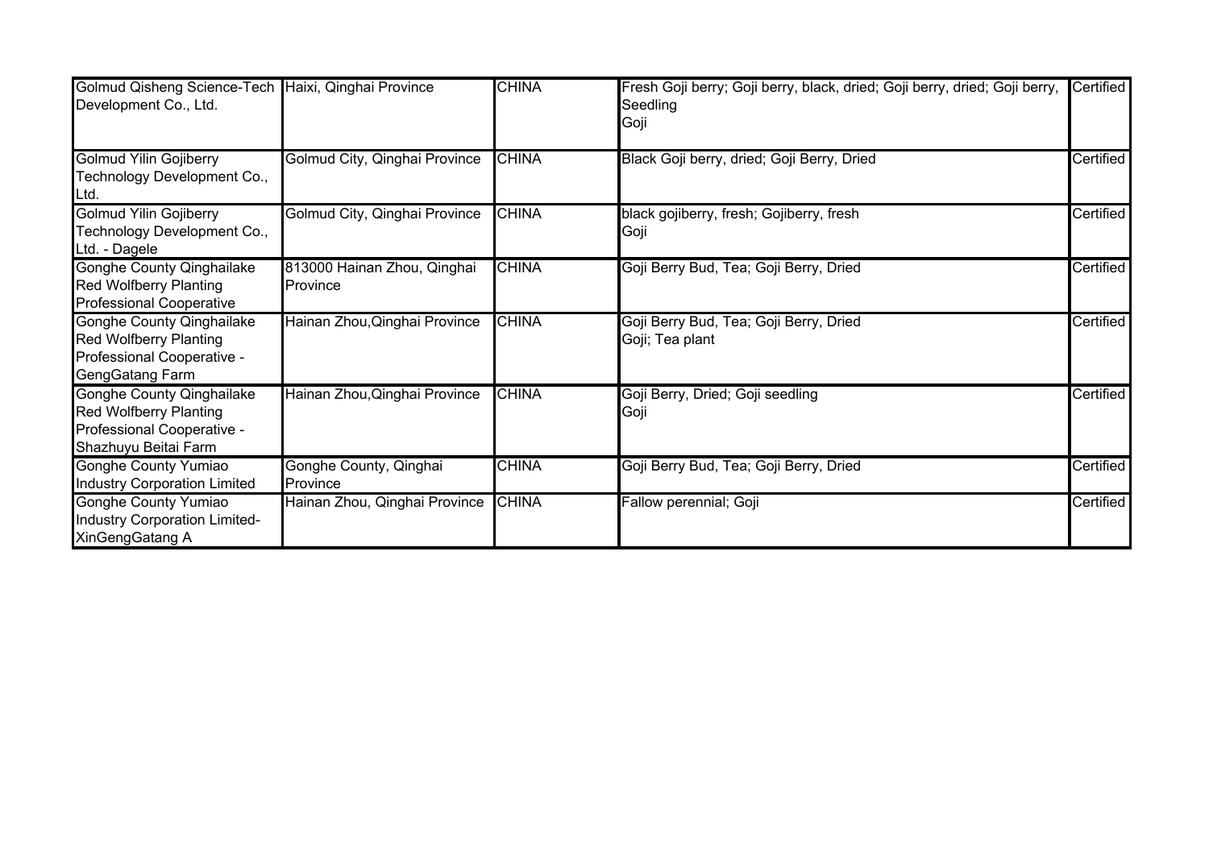| | | | | |
|---|---|---|---|---|
| Golmud Qisheng Science-Tech Development Co., Ltd. | Haixi, Qinghai Province | CHINA | Fresh Goji berry; Goji berry, black, dried; Goji berry, dried; Goji berry, Seedling<br>Goji | Certified |
| Golmud Yilin Gojiberry Technology Development Co., Ltd. | Golmud City, Qinghai Province | CHINA | Black Goji berry, dried; Goji Berry, Dried | Certified |
| Golmud Yilin Gojiberry Technology Development Co., Ltd. - Dagele | Golmud City, Qinghai Province | CHINA | black gojiberry, fresh; Gojiberry, fresh<br>Goji | Certified |
| Gonghe County Qinghailake Red Wolfberry Planting Professional Cooperative | 813000 Hainan Zhou, Qinghai Province | CHINA | Goji Berry Bud, Tea; Goji Berry, Dried | Certified |
| Gonghe County Qinghailake Red Wolfberry Planting Professional Cooperative - GengGatang Farm | Hainan Zhou,Qinghai Province | CHINA | Goji Berry Bud, Tea; Goji Berry, Dried<br>Goji; Tea plant | Certified |
| Gonghe County Qinghailake Red Wolfberry Planting Professional Cooperative - Shazhuyu Beitai Farm | Hainan Zhou,Qinghai Province | CHINA | Goji Berry, Dried; Goji seedling<br>Goji | Certified |
| Gonghe County Yumiao Industry Corporation Limited | Gonghe County, Qinghai Province | CHINA | Goji Berry Bud, Tea; Goji Berry, Dried | Certified |
| Gonghe County Yumiao Industry Corporation Limited-XinGengGatang A | Hainan Zhou, Qinghai Province | CHINA | Fallow perennial; Goji | Certified |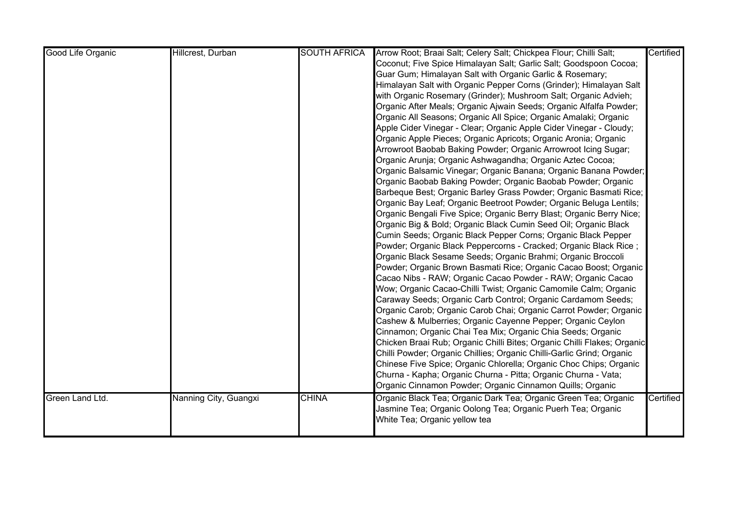| Good Life Organic | Hillcrest, Durban | SOUTH AFRICA | Arrow Root; Braai Salt; Celery Salt; Chickpea Flour; Chilli Salt; Coconut; Five Spice Himalayan Salt; Garlic Salt; Goodspoon Cocoa; Guar Gum; Himalayan Salt with Organic Garlic & Rosemary; Himalayan Salt with Organic Pepper Corns (Grinder); Himalayan Salt with Organic Rosemary (Grinder); Mushroom Salt; Organic Advieh; Organic After Meals; Organic Ajwain Seeds; Organic Alfalfa Powder; Organic All Seasons; Organic All Spice; Organic Amalaki; Organic Apple Cider Vinegar - Clear; Organic Apple Cider Vinegar - Cloudy; Organic Apple Pieces; Organic Apricots; Organic Aronia; Organic Arrowroot Baobab Baking Powder; Organic Arrowroot Icing Sugar; Organic Arunja; Organic Ashwagandha; Organic Aztec Cocoa; Organic Balsamic Vinegar; Organic Banana; Organic Banana Powder; Organic Baobab Baking Powder; Organic Baobab Powder; Organic Barbeque Best; Organic Barley Grass Powder; Organic Basmati Rice; Organic Bay Leaf; Organic Beetroot Powder; Organic Beluga Lentils; Organic Bengali Five Spice; Organic Berry Blast; Organic Berry Nice; Organic Big & Bold; Organic Black Cumin Seed Oil; Organic Black Cumin Seeds; Organic Black Pepper Corns; Organic Black Pepper Powder; Organic Black Peppercorns - Cracked; Organic Black Rice ; Organic Black Sesame Seeds; Organic Brahmi; Organic Broccoli Powder; Organic Brown Basmati Rice; Organic Cacao Boost; Organic Cacao Nibs - RAW; Organic Cacao Powder - RAW; Organic Cacao Wow; Organic Cacao-Chilli Twist; Organic Camomile Calm; Organic Caraway Seeds; Organic Carb Control; Organic Cardamom Seeds; Organic Carob; Organic Carob Chai; Organic Carrot Powder; Organic Cashew & Mulberries; Organic Cayenne Pepper; Organic Ceylon Cinnamon; Organic Chai Tea Mix; Organic Chia Seeds; Organic Chicken Braai Rub; Organic Chilli Bites; Organic Chilli Flakes; Organic Chilli Powder; Organic Chillies; Organic Chilli-Garlic Grind; Organic Chinese Five Spice; Organic Chlorella; Organic Choc Chips; Organic Churna - Kapha; Organic Churna - Pitta; Organic Churna - Vata; Organic Cinnamon Powder; Organic Cinnamon Quills; Organic | Certified |
|---|---|---|---|---|
| Green Land Ltd. | Nanning City, Guangxi | CHINA | Organic Black Tea; Organic Dark Tea; Organic Green Tea; Organic Jasmine Tea; Organic Oolong Tea; Organic Puerh Tea; Organic White Tea; Organic yellow tea | Certified |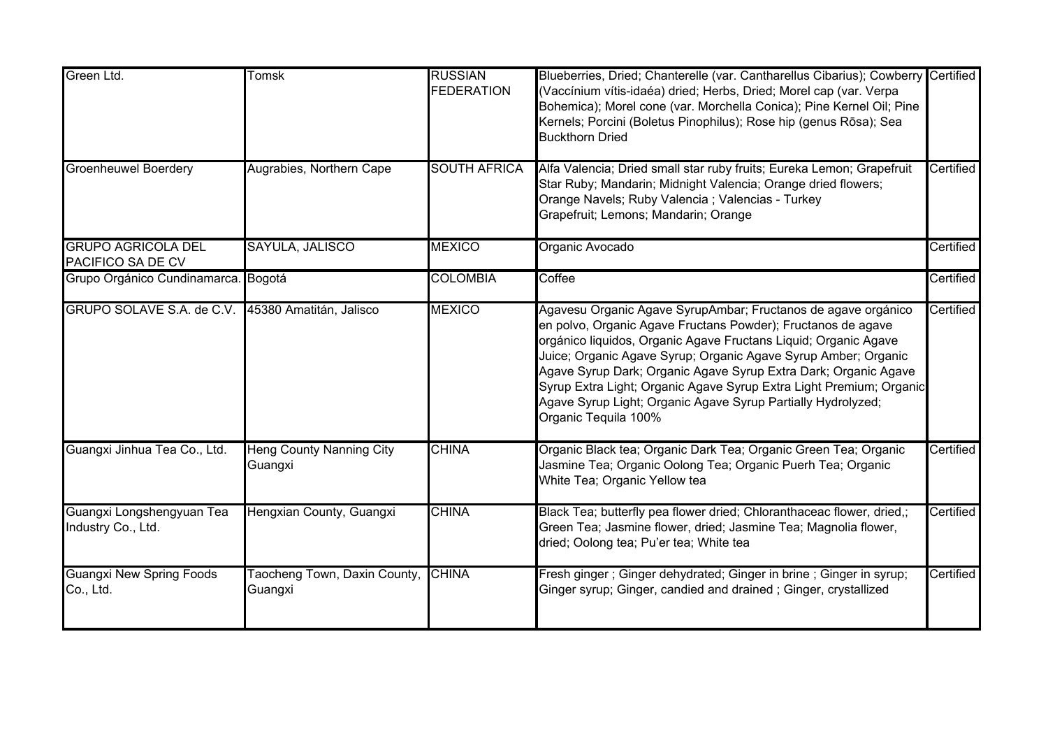| | | | | |
|---|---|---|---|---|
| Green Ltd. | Tomsk | RUSSIAN FEDERATION | Blueberries, Dried; Chanterelle (var. Cantharellus Cibarius); Cowberry (Vaccínium vítis-idaéa) dried; Herbs, Dried; Morel cap (var. Verpa Bohemica); Morel cone (var. Morchella Conica); Pine Kernel Oil; Pine Kernels; Porcini (Boletus Pinophilus); Rose hip (genus Rōsa); Sea Buckthorn Dried | Certified |
| Groenheuwel Boerdery | Augrabies, Northern Cape | SOUTH AFRICA | Alfa Valencia; Dried small star ruby fruits; Eureka Lemon; Grapefruit Star Ruby; Mandarin; Midnight Valencia; Orange dried flowers; Orange Navels; Ruby Valencia ; Valencias - Turkey Grapefruit; Lemons; Mandarin; Orange | Certified |
| GRUPO AGRICOLA DEL PACIFICO SA DE CV | SAYULA, JALISCO | MEXICO | Organic Avocado | Certified |
| Grupo Orgánico Cundinamarca. | Bogotá | COLOMBIA | Coffee | Certified |
| GRUPO SOLAVE S.A. de C.V. | 45380 Amatitán, Jalisco | MEXICO | Agavesu Organic Agave SyrupAmbar; Fructanos de agave orgánico en polvo, Organic Agave Fructans Powder); Fructanos de agave orgánico liquidos, Organic Agave Fructans Liquid; Organic Agave Juice; Organic Agave Syrup; Organic Agave Syrup Amber; Organic Agave Syrup Dark; Organic Agave Syrup Extra Dark; Organic Agave Syrup Extra Light; Organic Agave Syrup Extra Light Premium; Organic Agave Syrup Light; Organic Agave Syrup Partially Hydrolyzed; Organic Tequila 100% | Certified |
| Guangxi Jinhua Tea Co., Ltd. | Heng County Nanning City Guangxi | CHINA | Organic Black tea; Organic Dark Tea; Organic Green Tea; Organic Jasmine Tea; Organic Oolong Tea; Organic Puerh Tea; Organic White Tea; Organic Yellow tea | Certified |
| Guangxi Longshengyuan Tea Industry Co., Ltd. | Hengxian County, Guangxi | CHINA | Black Tea; butterfly pea flower dried; Chloranthaceac flower, dried,; Green Tea; Jasmine flower, dried; Jasmine Tea; Magnolia flower, dried; Oolong tea; Pu'er tea; White tea | Certified |
| Guangxi New Spring Foods Co., Ltd. | Taocheng Town, Daxin County, Guangxi | CHINA | Fresh ginger ; Ginger dehydrated; Ginger in brine ; Ginger in syrup; Ginger syrup; Ginger, candied and drained ; Ginger, crystallized | Certified |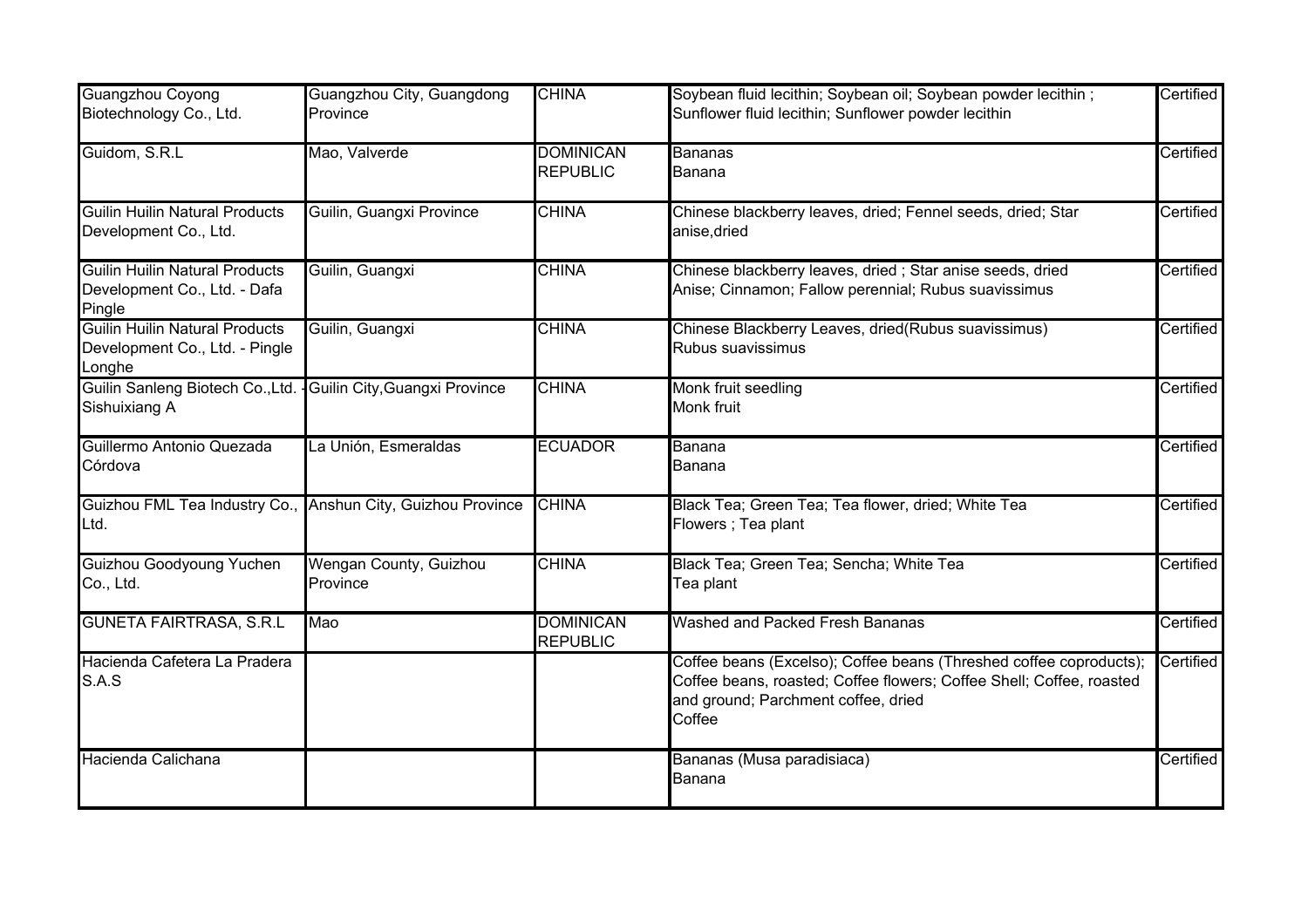| | | | | |
|---|---|---|---|---|
| Guangzhou Coyong Biotechnology Co., Ltd. | Guangzhou City, Guangdong Province | CHINA | Soybean fluid lecithin; Soybean oil; Soybean powder lecithin ; Sunflower fluid lecithin; Sunflower powder lecithin | Certified |
| Guidom, S.R.L | Mao, Valverde | DOMINICAN REPUBLIC | Bananas<br>Banana | Certified |
| Guilin Huilin Natural Products Development Co., Ltd. | Guilin, Guangxi Province | CHINA | Chinese blackberry leaves, dried; Fennel seeds, dried; Star anise,dried | Certified |
| Guilin Huilin Natural Products Development Co., Ltd. - Dafa Pingle | Guilin, Guangxi | CHINA | Chinese blackberry leaves, dried ; Star anise seeds, dried<br>Anise; Cinnamon; Fallow perennial; Rubus suavissimus | Certified |
| Guilin Huilin Natural Products Development Co., Ltd. - Pingle Longhe | Guilin, Guangxi | CHINA | Chinese Blackberry Leaves, dried(Rubus suavissimus)<br>Rubus suavissimus | Certified |
| Guilin Sanleng Biotech Co.,Ltd. - Sishuixiang A | Guilin City,Guangxi Province | CHINA | Monk fruit seedling<br>Monk fruit | Certified |
| Guillermo Antonio Quezada Córdova | La Unión, Esmeraldas | ECUADOR | Banana<br>Banana | Certified |
| Guizhou FML Tea Industry Co., Ltd. | Anshun City, Guizhou Province | CHINA | Black Tea; Green Tea; Tea flower, dried; White Tea<br>Flowers ; Tea plant | Certified |
| Guizhou Goodyoung Yuchen Co., Ltd. | Wengan County, Guizhou Province | CHINA | Black Tea; Green Tea; Sencha; White Tea<br>Tea plant | Certified |
| GUNETA FAIRTRASA, S.R.L | Mao | DOMINICAN REPUBLIC | Washed and Packed Fresh Bananas | Certified |
| Hacienda Cafetera La Pradera S.A.S | | | Coffee beans (Excelso); Coffee beans (Threshed coffee coproducts); Coffee beans, roasted; Coffee flowers; Coffee Shell; Coffee, roasted and ground; Parchment coffee, dried<br>Coffee | Certified |
| Hacienda Calichana | | | Bananas (Musa paradisiaca)<br>Banana | Certified |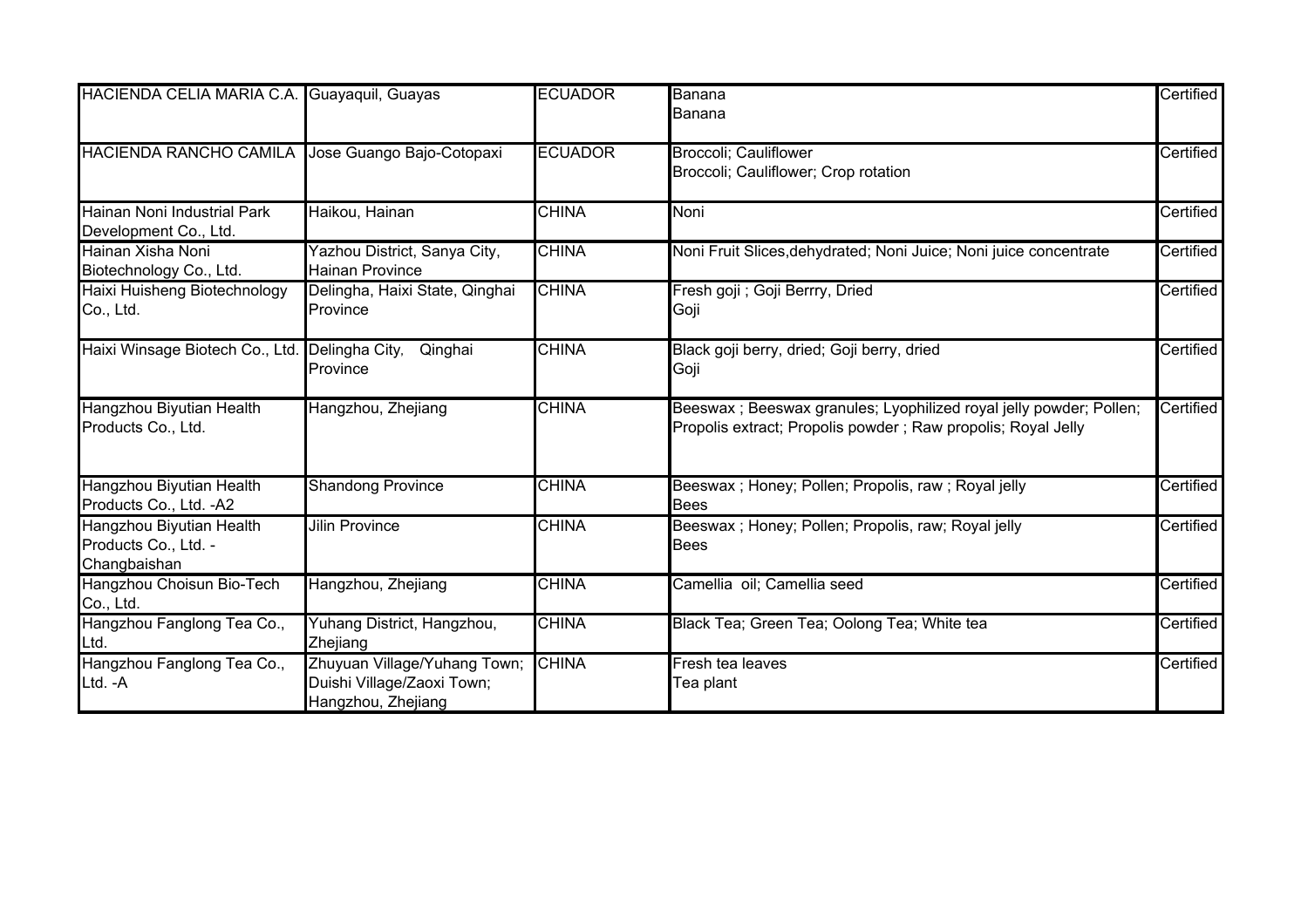| | | | | |
|---|---|---|---|---|
| HACIENDA CELIA MARIA C.A. | Guayaquil, Guayas | ECUADOR | Banana<br>Banana | Certified |
| HACIENDA RANCHO CAMILA | Jose Guango Bajo-Cotopaxi | ECUADOR | Broccoli; Cauliflower<br>Broccoli; Cauliflower; Crop rotation | Certified |
| Hainan Noni Industrial Park Development Co., Ltd. | Haikou, Hainan | CHINA | Noni | Certified |
| Hainan Xisha Noni Biotechnology Co., Ltd. | Yazhou District, Sanya City, Hainan Province | CHINA | Noni Fruit Slices,dehydrated; Noni Juice; Noni juice concentrate | Certified |
| Haixi Huisheng Biotechnology Co., Ltd. | Delingha, Haixi State, Qinghai Province | CHINA | Fresh goji ; Goji Berrry, Dried<br>Goji | Certified |
| Haixi Winsage Biotech Co., Ltd. | Delingha City, Qinghai Province | CHINA | Black goji berry, dried; Goji berry, dried<br>Goji | Certified |
| Hangzhou Biyutian Health Products Co., Ltd. | Hangzhou, Zhejiang | CHINA | Beeswax ; Beeswax granules; Lyophilized royal jelly powder; Pollen; Propolis extract; Propolis powder ; Raw propolis; Royal Jelly | Certified |
| Hangzhou Biyutian Health Products Co., Ltd. -A2 | Shandong Province | CHINA | Beeswax ; Honey; Pollen; Propolis, raw ; Royal jelly<br>Bees | Certified |
| Hangzhou Biyutian Health Products Co., Ltd. - Changbaishan | Jilin Province | CHINA | Beeswax ; Honey; Pollen; Propolis, raw; Royal jelly<br>Bees | Certified |
| Hangzhou Choisun Bio-Tech Co., Ltd. | Hangzhou, Zhejiang | CHINA | Camellia oil; Camellia seed | Certified |
| Hangzhou Fanglong Tea Co., Ltd. | Yuhang District, Hangzhou, Zhejiang | CHINA | Black Tea; Green Tea; Oolong Tea; White tea | Certified |
| Hangzhou Fanglong Tea Co., Ltd. -A | Zhuyuan Village/Yuhang Town; Duishi Village/Zaoxi Town; Hangzhou, Zhejiang | CHINA | Fresh tea leaves<br>Tea plant | Certified |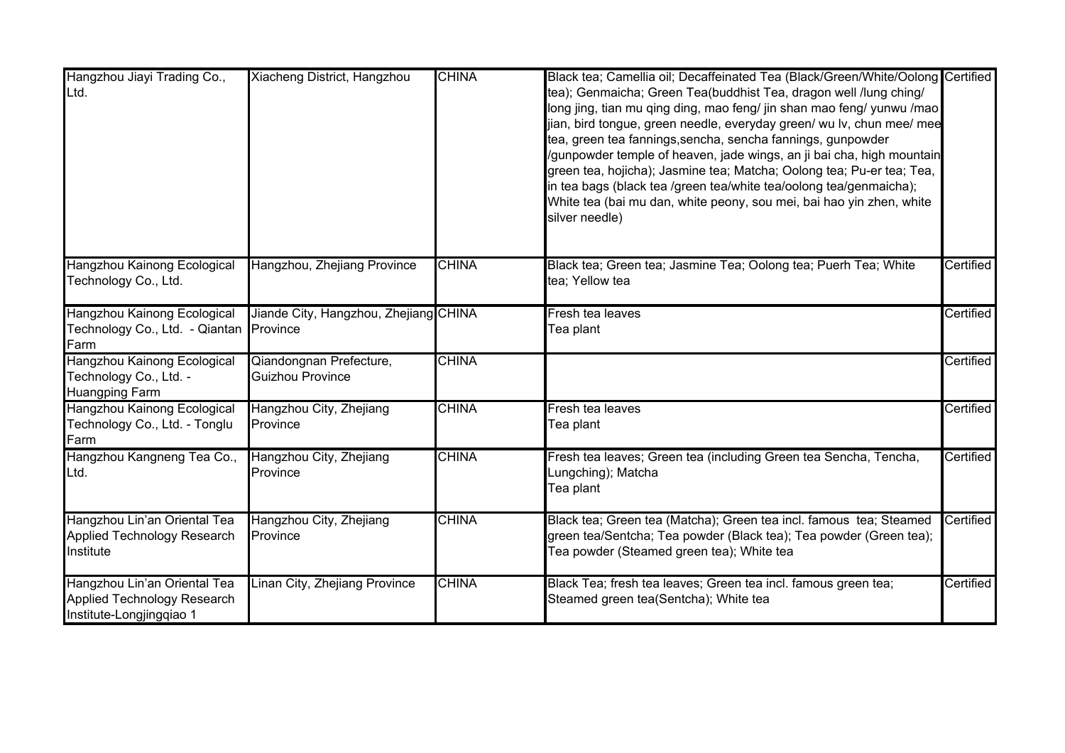| | | | | |
|---|---|---|---|---|
| Hangzhou Jiayi Trading Co., Ltd. | Xiacheng District, Hangzhou | CHINA | Black tea; Camellia oil; Decaffeinated Tea (Black/Green/White/Oolong tea); Genmaicha; Green Tea(buddhist Tea, dragon well /lung ching/ long jing, tian mu qing ding, mao feng/ jin shan mao feng/ yunwu /mao jian, bird tongue, green needle, everyday green/ wu lv, chun mee/ mee tea, green tea fannings,sencha, sencha fannings, gunpowder /gunpowder temple of heaven, jade wings, an ji bai cha, high mountain green tea, hojicha); Jasmine tea; Matcha; Oolong tea; Pu-er tea; Tea, in tea bags (black tea /green tea/white tea/oolong tea/genmaicha); White tea (bai mu dan, white peony, sou mei, bai hao yin zhen, white silver needle) | Certified |
| Hangzhou Kainong Ecological Technology Co., Ltd. | Hangzhou, Zhejiang Province | CHINA | Black tea; Green tea; Jasmine Tea; Oolong tea; Puerh Tea; White tea; Yellow tea | Certified |
| Hangzhou Kainong Ecological Technology Co., Ltd. - Qiantan Farm | Jiande City, Hangzhou, Zhejiang Province | CHINA | Fresh tea leaves<br>Tea plant | Certified |
| Hangzhou Kainong Ecological Technology Co., Ltd. - Huangping Farm | Qiandongnan Prefecture, Guizhou Province | CHINA | | Certified |
| Hangzhou Kainong Ecological Technology Co., Ltd. - Tonglu Farm | Hangzhou City, Zhejiang Province | CHINA | Fresh tea leaves<br>Tea plant | Certified |
| Hangzhou Kangneng Tea Co., Ltd. | Hangzhou City, Zhejiang Province | CHINA | Fresh tea leaves; Green tea (including Green tea Sencha, Tencha, Lungching); Matcha<br>Tea plant | Certified |
| Hangzhou Lin'an Oriental Tea Applied Technology Research Institute | Hangzhou City, Zhejiang Province | CHINA | Black tea; Green tea (Matcha); Green tea incl. famous tea; Steamed green tea/Sentcha; Tea powder (Black tea); Tea powder (Green tea); Tea powder (Steamed green tea); White tea | Certified |
| Hangzhou Lin'an Oriental Tea Applied Technology Research Institute-Longjingqiao 1 | Linan City, Zhejiang Province | CHINA | Black Tea; fresh tea leaves; Green tea incl. famous green tea; Steamed green tea(Sentcha); White tea | Certified |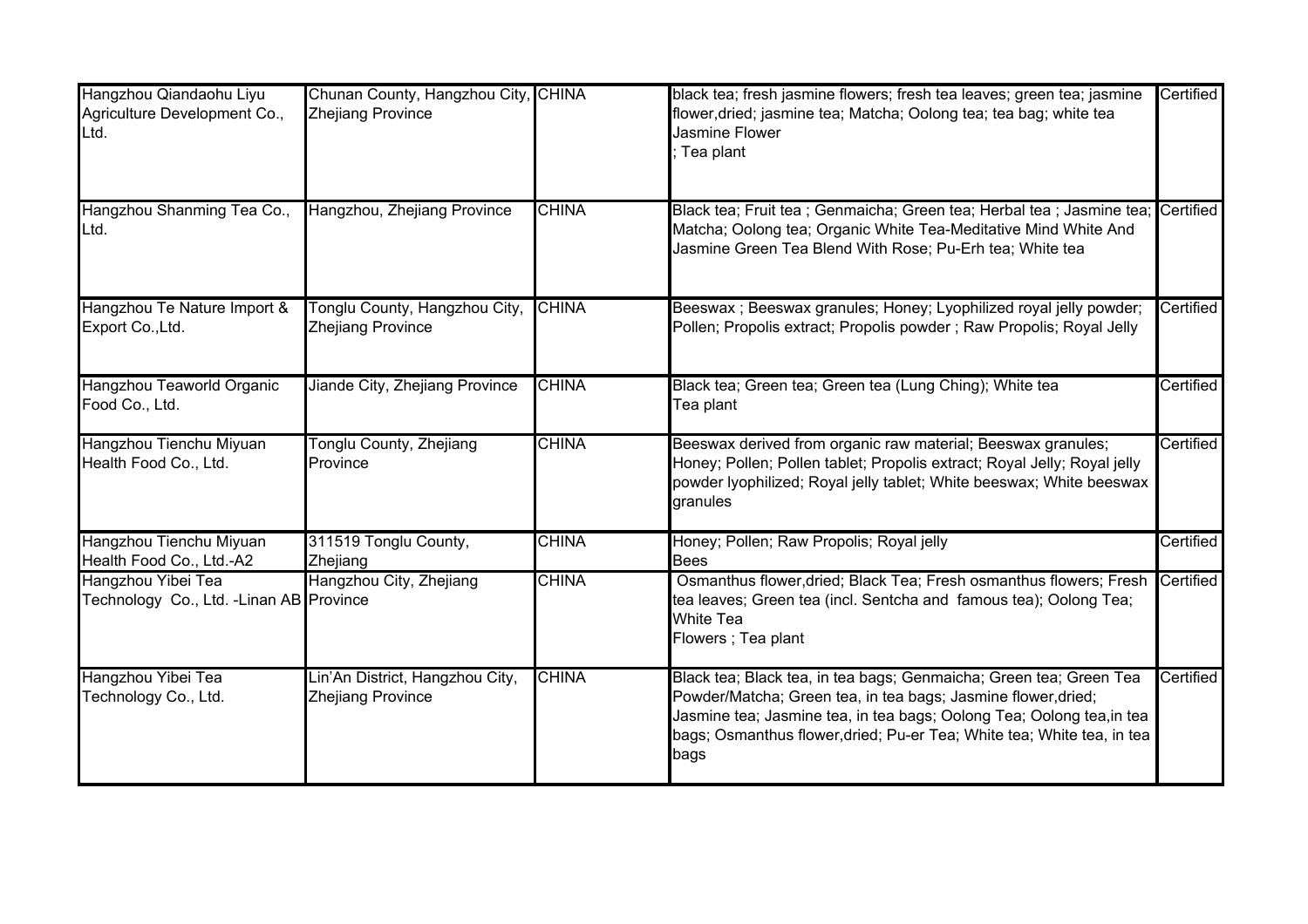| | | | | |
|---|---|---|---|---|
| Hangzhou Qiandaohu Liyu Agriculture Development Co., Ltd. | Chunan County, Hangzhou City, Zhejiang Province | CHINA | black tea; fresh jasmine flowers; fresh tea leaves; green tea; jasmine flower,dried; jasmine tea; Matcha; Oolong tea; tea bag; white tea<br>Jasmine Flower<br>; Tea plant | Certified |
| Hangzhou Shanming Tea Co., Ltd. | Hangzhou, Zhejiang Province | CHINA | Black tea; Fruit tea ; Genmaicha; Green tea; Herbal tea ; Jasmine tea; Matcha; Oolong tea; Organic White Tea-Meditative Mind White And Jasmine Green Tea Blend With Rose; Pu-Erh tea; White tea | Certified |
| Hangzhou Te Nature Import & Export Co.,Ltd. | Tonglu County, Hangzhou City, Zhejiang Province | CHINA | Beeswax ; Beeswax granules; Honey; Lyophilized royal jelly powder; Pollen; Propolis extract; Propolis powder ; Raw Propolis; Royal Jelly | Certified |
| Hangzhou Teaworld Organic Food Co., Ltd. | Jiande City, Zhejiang Province | CHINA | Black tea; Green tea; Green tea (Lung Ching); White tea<br>Tea plant | Certified |
| Hangzhou Tienchu Miyuan Health Food Co., Ltd. | Tonglu County, Zhejiang Province | CHINA | Beeswax derived from organic raw material; Beeswax granules; Honey; Pollen; Pollen tablet; Propolis extract; Royal Jelly; Royal jelly powder lyophilized; Royal jelly tablet; White beeswax; White beeswax granules | Certified |
| Hangzhou Tienchu Miyuan Health Food Co., Ltd.-A2 | 311519 Tonglu County, Zhejiang | CHINA | Honey; Pollen; Raw Propolis; Royal jelly<br>Bees | Certified |
| Hangzhou Yibei Tea Technology Co., Ltd. -Linan AB | Hangzhou City, Zhejiang Province | CHINA | Osmanthus flower,dried; Black Tea; Fresh osmanthus flowers; Fresh tea leaves; Green tea (incl. Sentcha and famous tea); Oolong Tea; White Tea<br>Flowers ; Tea plant | Certified |
| Hangzhou Yibei Tea Technology Co., Ltd. | Lin'An District, Hangzhou City, Zhejiang Province | CHINA | Black tea; Black tea, in tea bags; Genmaicha; Green tea; Green Tea Powder/Matcha; Green tea, in tea bags; Jasmine flower,dried; Jasmine tea; Jasmine tea, in tea bags; Oolong Tea; Oolong tea,in tea bags; Osmanthus flower,dried; Pu-er Tea; White tea; White tea, in tea bags | Certified |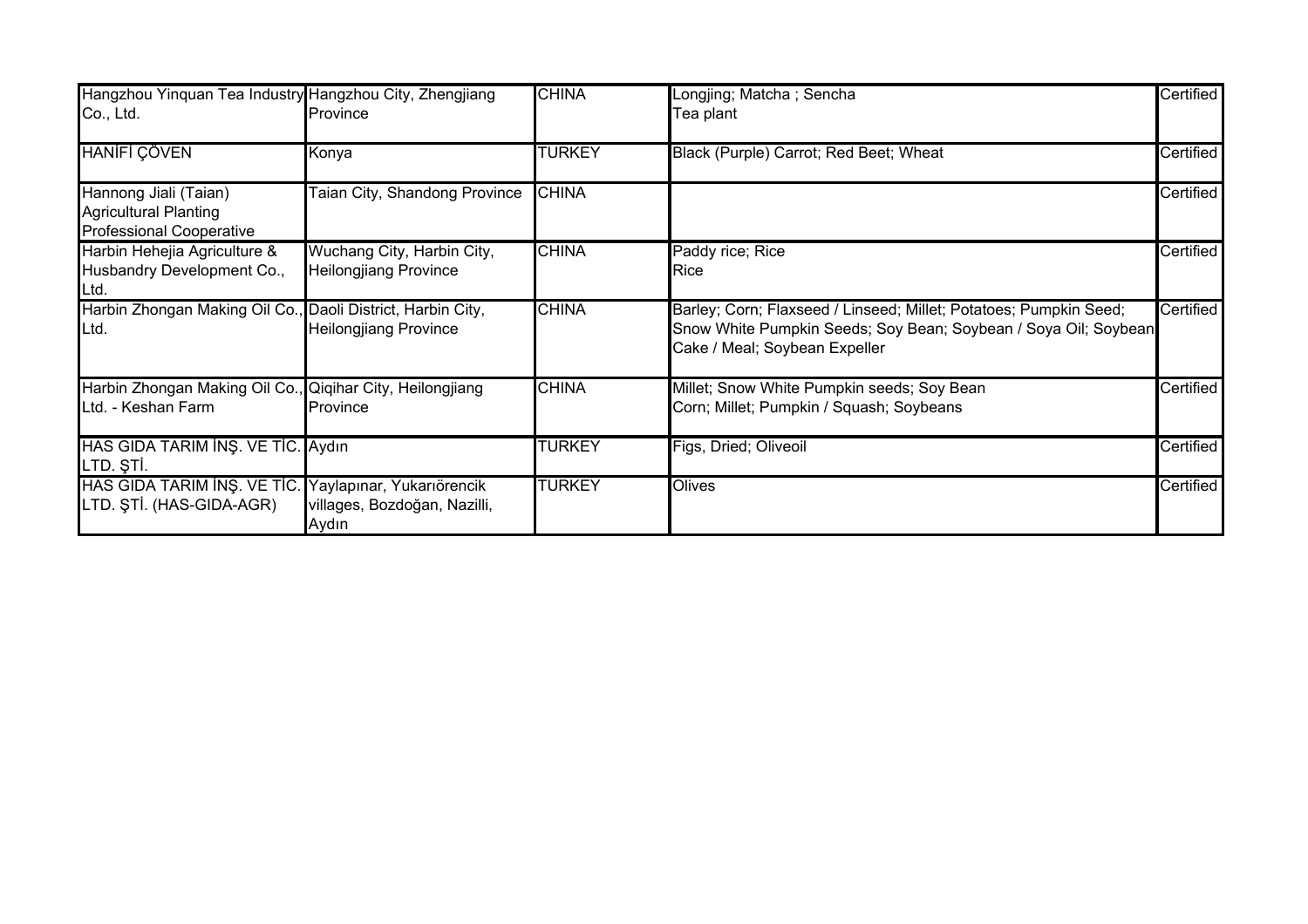| | | | | |
|---|---|---|---|---|
| Hangzhou Yinquan Tea Industry Co., Ltd. | Hangzhou City, Zhengjiang Province | CHINA | Longjing; Matcha ; Sencha<br>Tea plant | Certified |
| HANİFİ ÇÖVEN | Konya | TURKEY | Black (Purple) Carrot; Red Beet; Wheat | Certified |
| Hannong Jiali (Taian) Agricultural Planting Professional Cooperative | Taian City, Shandong Province | CHINA | | Certified |
| Harbin Hehejia Agriculture & Husbandry Development Co., Ltd. | Wuchang City, Harbin City, Heilongjiang Province | CHINA | Paddy rice; Rice<br>Rice | Certified |
| Harbin Zhongan Making Oil Co., Ltd. | Daoli District, Harbin City, Heilongjiang Province | CHINA | Barley; Corn; Flaxseed / Linseed; Millet; Potatoes; Pumpkin Seed; Snow White Pumpkin Seeds; Soy Bean; Soybean / Soya Oil; Soybean Cake / Meal; Soybean Expeller | Certified |
| Harbin Zhongan Making Oil Co., Ltd. - Keshan Farm | Qiqihar City, Heilongjiang Province | CHINA | Millet; Snow White Pumpkin seeds; Soy Bean<br>Corn; Millet; Pumpkin / Squash; Soybeans | Certified |
| HAS GIDA TARIM İNŞ. VE TİC. LTD. ŞTİ. | Aydın | TURKEY | Figs, Dried; Oliveoil | Certified |
| HAS GIDA TARIM İNŞ. VE TİC. LTD. ŞTİ. (HAS-GIDA-AGR) | Yaylapınar, Yukarıörencik villages, Bozdoğan, Nazilli, Aydın | TURKEY | Olives | Certified |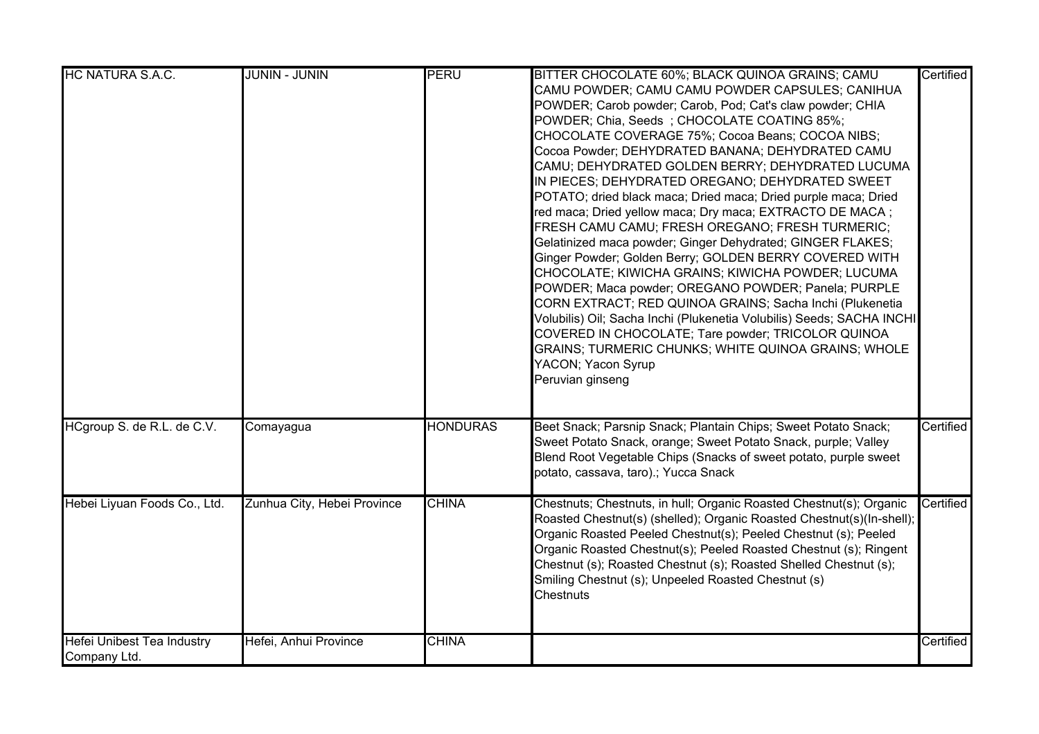| | | | | |
|---|---|---|---|---|
| HC NATURA S.A.C. | JUNIN - JUNIN | PERU | BITTER CHOCOLATE 60%; BLACK QUINOA GRAINS; CAMU CAMU POWDER; CAMU CAMU POWDER CAPSULES; CANIHUA POWDER; Carob powder; Carob, Pod; Cat's claw powder; CHIA POWDER; Chia, Seeds ; CHOCOLATE COATING 85%; CHOCOLATE COVERAGE 75%; Cocoa Beans; COCOA NIBS; Cocoa Powder; DEHYDRATED BANANA; DEHYDRATED CAMU CAMU; DEHYDRATED GOLDEN BERRY; DEHYDRATED LUCUMA IN PIECES; DEHYDRATED OREGANO; DEHYDRATED SWEET POTATO; dried black maca; Dried maca; Dried purple maca; Dried red maca; Dried yellow maca; Dry maca; EXTRACTO DE MACA ; FRESH CAMU CAMU; FRESH OREGANO; FRESH TURMERIC; Gelatinized maca powder; Ginger Dehydrated; GINGER FLAKES; Ginger Powder; Golden Berry; GOLDEN BERRY COVERED WITH CHOCOLATE; KIWICHA GRAINS; KIWICHA POWDER; LUCUMA POWDER; Maca powder; OREGANO POWDER; Panela; PURPLE CORN EXTRACT; RED QUINOA GRAINS; Sacha Inchi (Plukenetia Volubilis) Oil; Sacha Inchi (Plukenetia Volubilis) Seeds; SACHA INCHI COVERED IN CHOCOLATE; Tare powder; TRICOLOR QUINOA GRAINS; TURMERIC CHUNKS; WHITE QUINOA GRAINS; WHOLE YACON; Yacon Syrup<br>Peruvian ginseng | Certified |
| HCgroup S. de R.L. de C.V. | Comayagua | HONDURAS | Beet Snack; Parsnip Snack; Plantain Chips; Sweet Potato Snack; Sweet Potato Snack, orange; Sweet Potato Snack, purple; Valley Blend Root Vegetable Chips (Snacks of sweet potato, purple sweet potato, cassava, taro).; Yucca Snack | Certified |
| Hebei Liyuan Foods Co., Ltd. | Zunhua City, Hebei Province | CHINA | Chestnuts; Chestnuts, in hull; Organic Roasted Chestnut(s); Organic Roasted Chestnut(s) (shelled); Organic Roasted Chestnut(s)(In-shell); Organic Roasted Peeled Chestnut(s); Peeled Chestnut (s); Peeled Organic Roasted Chestnut(s); Peeled Roasted Chestnut (s); Ringent Chestnut (s); Roasted Chestnut (s); Roasted Shelled Chestnut (s); Smiling Chestnut (s); Unpeeled Roasted Chestnut (s)<br>Chestnuts | Certified |
| Hefei Unibest Tea Industry Company Ltd. | Hefei, Anhui Province | CHINA | | Certified |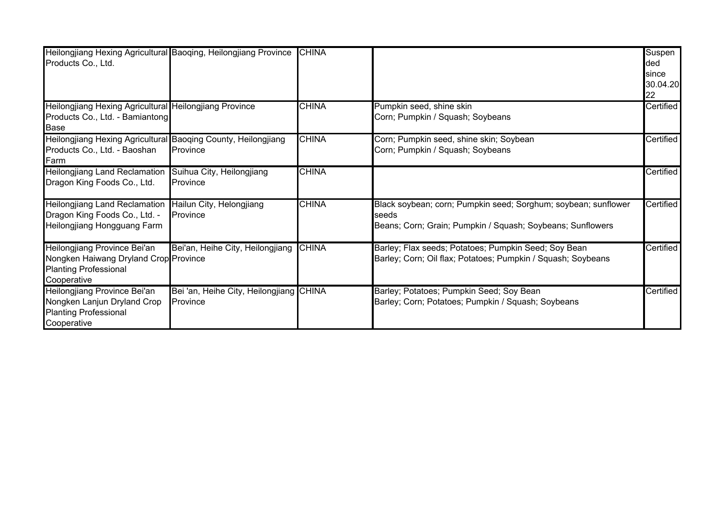| | | | | |
|---|---|---|---|---|
| Heilongjiang Hexing Agricultural Products Co., Ltd. | Baoqing, Heilongjiang Province | CHINA | | Suspended since 30.04.2022 |
| Heilongjiang Hexing Agricultural Products Co., Ltd. - Bamiantong Base | Heilongjiang Province | CHINA | Pumpkin seed, shine skin<br>Corn; Pumpkin / Squash; Soybeans | Certified |
| Heilongjiang Hexing Agricultural Products Co., Ltd. - Baoshan Farm | Baoqing County, Heilongjiang Province | CHINA | Corn; Pumpkin seed, shine skin; Soybean<br>Corn; Pumpkin / Squash; Soybeans | Certified |
| Heilongjiang Land Reclamation Dragon King Foods Co., Ltd. | Suihua City, Heilongjiang Province | CHINA | | Certified |
| Heilongjiang Land Reclamation Dragon King Foods Co., Ltd. - Heilongjiang Hongguang Farm | Hailun City, Helongjiang Province | CHINA | Black soybean; corn; Pumpkin seed; Sorghum; soybean; sunflower seeds<br>Beans; Corn; Grain; Pumpkin / Squash; Soybeans; Sunflowers | Certified |
| Heilongjiang Province Bei'an Nongken Haiwang Dryland Crop Planting Professional Cooperative | Bei'an, Heihe City, Heilongjiang Province | CHINA | Barley; Flax seeds; Potatoes; Pumpkin Seed; Soy Bean<br>Barley; Corn; Oil flax; Potatoes; Pumpkin / Squash; Soybeans | Certified |
| Heilongjiang Province Bei'an Nongken Lanjun Dryland Crop Planting Professional Cooperative | Bei 'an, Heihe City, Heilongjiang Province | CHINA | Barley; Potatoes; Pumpkin Seed; Soy Bean<br>Barley; Corn; Potatoes; Pumpkin / Squash; Soybeans | Certified |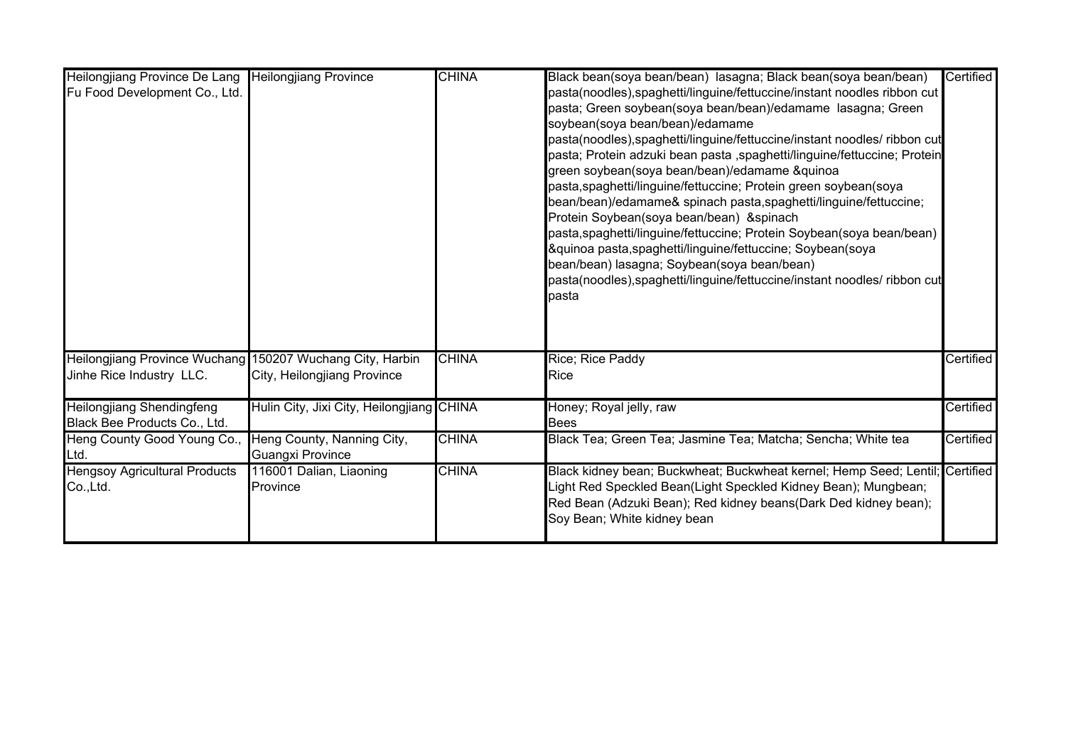| | | | | |
|---|---|---|---|---|
| Heilongjiang Province De Lang Fu Food Development Co., Ltd. | Heilongjiang Province | CHINA | Black bean(soya bean/bean) lasagna; Black bean(soya bean/bean) pasta(noodles),spaghetti/linguine/fettuccine/instant noodles ribbon cut pasta; Green soybean(soya bean/bean)/edamame lasagna; Green soybean(soya bean/bean)/edamame pasta(noodles),spaghetti/linguine/fettuccine/instant noodles/ ribbon cut pasta; Protein adzuki bean pasta ,spaghetti/linguine/fettuccine; Protein green soybean(soya bean/bean)/edamame &quinoa pasta,spaghetti/linguine/fettuccine; Protein green soybean(soya bean/bean)/edamame& spinach pasta,spaghetti/linguine/fettuccine; Protein Soybean(soya bean/bean) &spinach pasta,spaghetti/linguine/fettuccine; Protein Soybean(soya bean/bean) &quinoa pasta,spaghetti/linguine/fettuccine; Soybean(soya bean/bean) lasagna; Soybean(soya bean/bean) pasta(noodles),spaghetti/linguine/fettuccine/instant noodles/ ribbon cut pasta | Certified |
| Heilongjiang Province Wuchang Jinhe Rice Industry LLC. | 150207 Wuchang City, Harbin City, Heilongjiang Province | CHINA | Rice; Rice Paddy<br>Rice | Certified |
| Heilongjiang Shendingfeng Black Bee Products Co., Ltd. | Hulin City, Jixi City, Heilongjiang | CHINA | Honey; Royal jelly, raw<br>Bees | Certified |
| Heng County Good Young Co., Ltd. | Heng County, Nanning City, Guangxi Province | CHINA | Black Tea; Green Tea; Jasmine Tea; Matcha; Sencha; White tea | Certified |
| Hengsoy Agricultural Products Co.,Ltd. | 116001 Dalian, Liaoning Province | CHINA | Black kidney bean; Buckwheat; Buckwheat kernel; Hemp Seed; Lentil; Light Red Speckled Bean(Light Speckled Kidney Bean); Mungbean; Red Bean (Adzuki Bean); Red kidney beans(Dark Ded kidney bean); Soy Bean; White kidney bean | Certified |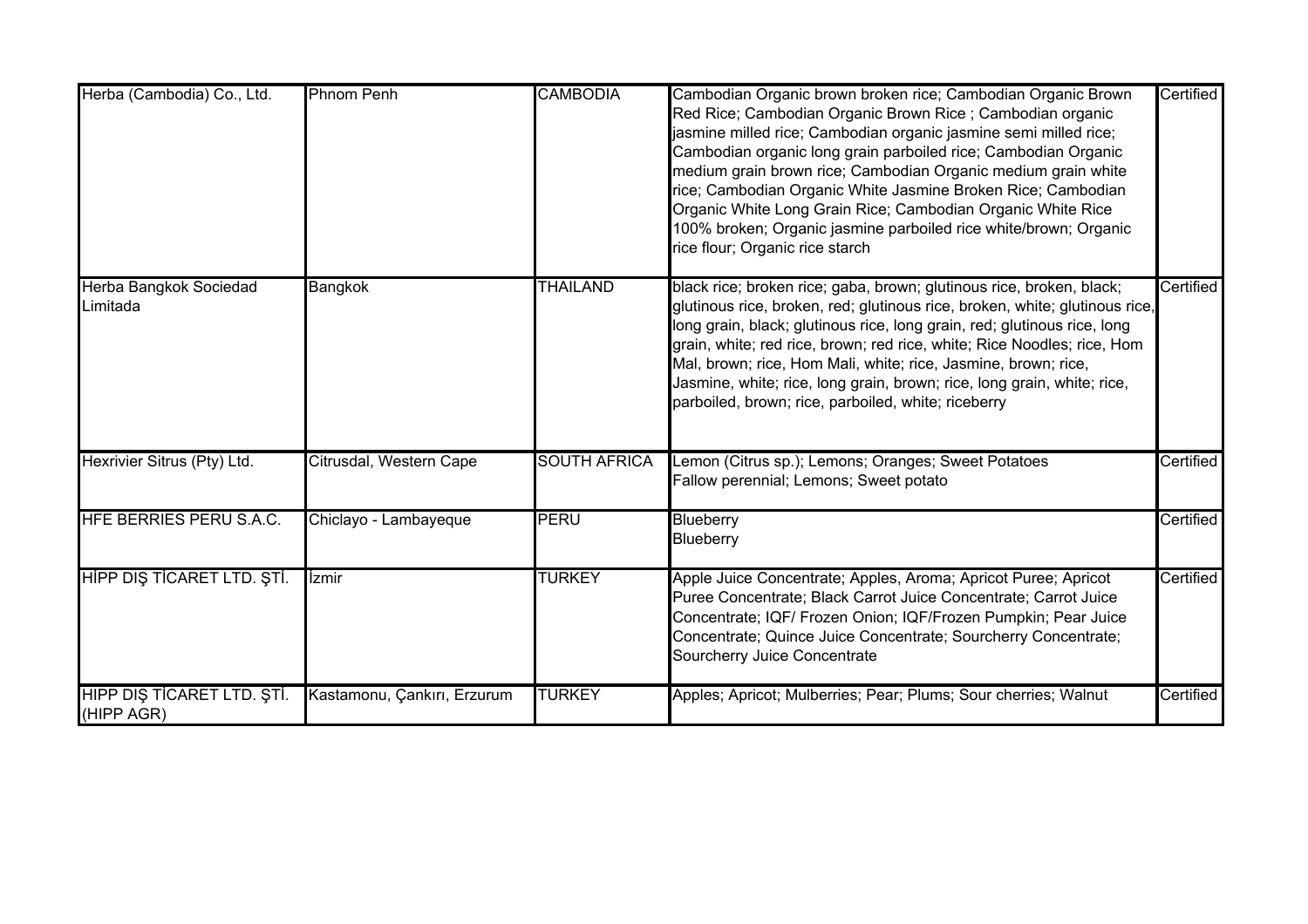| | | | | |
|---|---|---|---|---|
| Herba (Cambodia) Co., Ltd. | Phnom Penh | CAMBODIA | Cambodian Organic brown broken rice; Cambodian Organic Brown Red Rice; Cambodian Organic Brown Rice ; Cambodian organic jasmine milled rice; Cambodian organic jasmine semi milled rice; Cambodian organic long grain parboiled rice; Cambodian Organic medium grain brown rice; Cambodian Organic medium grain white rice; Cambodian Organic White Jasmine Broken Rice; Cambodian Organic White Long Grain Rice; Cambodian Organic White Rice 100% broken; Organic jasmine parboiled rice white/brown; Organic rice flour; Organic rice starch | Certified |
| Herba Bangkok Sociedad Limitada | Bangkok | THAILAND | black rice; broken rice; gaba, brown; glutinous rice, broken, black; glutinous rice, broken, red; glutinous rice, broken, white; glutinous rice, long grain, black; glutinous rice, long grain, red; glutinous rice, long grain, white; red rice, brown; red rice, white; Rice Noodles; rice, Hom Mal, brown; rice, Hom Mali, white; rice, Jasmine, brown; rice, Jasmine, white; rice, long grain, brown; rice, long grain, white; rice, parboiled, brown; rice, parboiled, white; riceberry | Certified |
| Hexrivier Sitrus (Pty) Ltd. | Citrusdal, Western Cape | SOUTH AFRICA | Lemon (Citrus sp.); Lemons; Oranges; Sweet Potatoes<br>Fallow perennial; Lemons; Sweet potato | Certified |
| HFE BERRIES PERU S.A.C. | Chiclayo - Lambayeque | PERU | Blueberry<br>Blueberry | Certified |
| HİPP DIŞ TİCARET LTD. ŞTİ. | İzmir | TURKEY | Apple Juice Concentrate; Apples, Aroma; Apricot Puree; Apricot Puree Concentrate; Black Carrot Juice Concentrate; Carrot Juice Concentrate; IQF/ Frozen Onion; IQF/Frozen Pumpkin; Pear Juice Concentrate; Quince Juice Concentrate; Sourcherry Concentrate; Sourcherry Juice Concentrate | Certified |
| HIPP DIŞ TİCARET LTD. ŞTİ. (HIPP AGR) | Kastamonu, Çankırı, Erzurum | TURKEY | Apples; Apricot; Mulberries; Pear; Plums; Sour cherries; Walnut | Certified |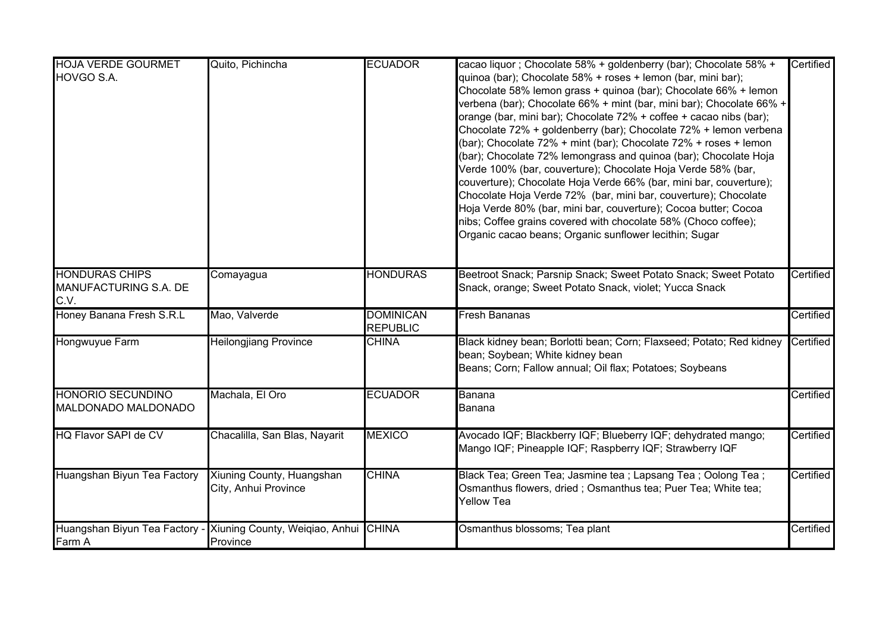| | | | | |
|---|---|---|---|---|
| HOJA VERDE GOURMET HOVGO S.A. | Quito, Pichincha | ECUADOR | cacao liquor ; Chocolate 58% + goldenberry (bar); Chocolate 58% + quinoa (bar); Chocolate 58% + roses + lemon (bar, mini bar); Chocolate 58% lemon grass + quinoa (bar); Chocolate 66% + lemon verbena (bar); Chocolate 66% + mint (bar, mini bar); Chocolate 66% + orange (bar, mini bar); Chocolate 72% + coffee + cacao nibs (bar); Chocolate 72% + goldenberry (bar); Chocolate 72% + lemon verbena (bar); Chocolate 72% + mint (bar); Chocolate 72% + roses + lemon (bar); Chocolate 72% lemongrass and quinoa (bar); Chocolate Hoja Verde 100% (bar, couverture); Chocolate Hoja Verde 58% (bar, couverture); Chocolate Hoja Verde 66% (bar, mini bar, couverture); Chocolate Hoja Verde 72% (bar, mini bar, couverture); Chocolate Hoja Verde 80% (bar, mini bar, couverture); Cocoa butter; Cocoa nibs; Coffee grains covered with chocolate 58% (Choco coffee); Organic cacao beans; Organic sunflower lecithin; Sugar | Certified |
| HONDURAS CHIPS MANUFACTURING S.A. DE C.V. | Comayagua | HONDURAS | Beetroot Snack; Parsnip Snack; Sweet Potato Snack; Sweet Potato Snack, orange; Sweet Potato Snack, violet; Yucca Snack | Certified |
| Honey Banana Fresh S.R.L | Mao, Valverde | DOMINICAN REPUBLIC | Fresh Bananas | Certified |
| Hongwuyue Farm | Heilongjiang Province | CHINA | Black kidney bean; Borlotti bean; Corn; Flaxseed; Potato; Red kidney bean; Soybean; White kidney bean<br>Beans; Corn; Fallow annual; Oil flax; Potatoes; Soybeans | Certified |
| HONORIO SECUNDINO MALDONADO MALDONADO | Machala, El Oro | ECUADOR | Banana<br>Banana | Certified |
| HQ Flavor SAPI de CV | Chacalilla, San Blas, Nayarit | MEXICO | Avocado IQF; Blackberry IQF; Blueberry IQF; dehydrated mango; Mango IQF; Pineapple IQF; Raspberry IQF; Strawberry IQF | Certified |
| Huangshan Biyun Tea Factory | Xiuning County, Huangshan City, Anhui Province | CHINA | Black Tea; Green Tea; Jasmine tea ; Lapsang Tea ; Oolong Tea ; Osmanthus flowers, dried ; Osmanthus tea; Puer Tea; White tea; Yellow Tea | Certified |
| Huangshan Biyun Tea Factory - Farm A | Xiuning County, Weiqiao, Anhui Province | CHINA | Osmanthus blossoms; Tea plant | Certified |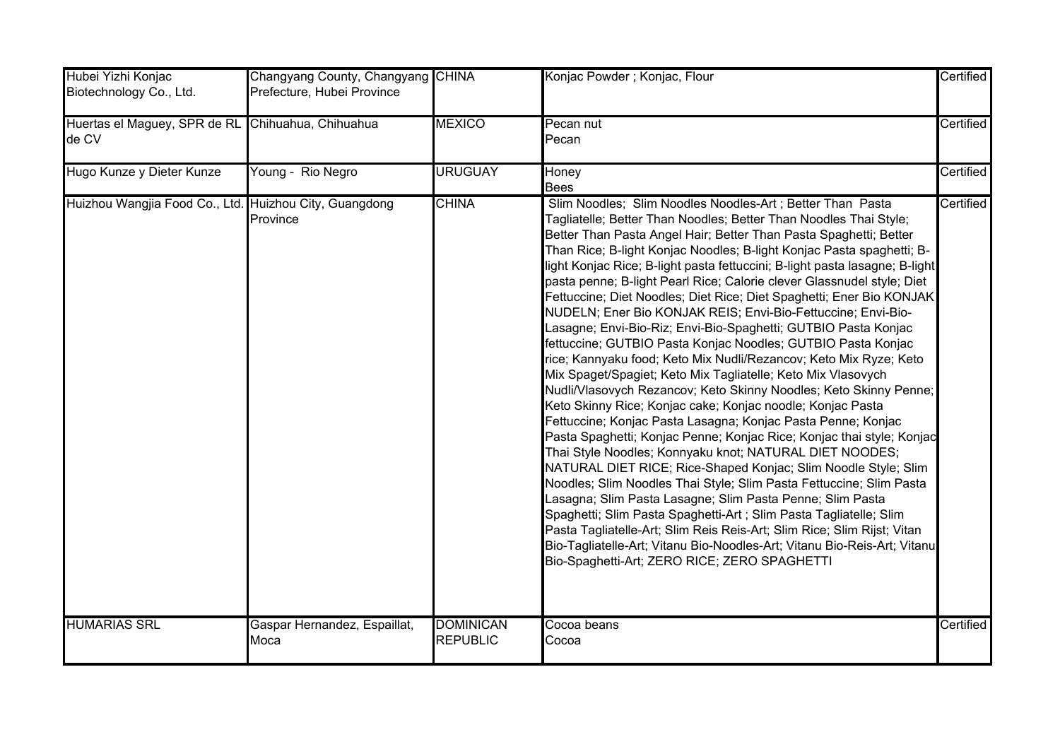| | | | | |
|---|---|---|---|---|
| Hubei Yizhi Konjac Biotechnology Co., Ltd. | Changyang County, Changyang Prefecture, Hubei Province | CHINA | Konjac Powder ; Konjac, Flour | Certified |
| Huertas el Maguey, SPR de RL de CV | Chihuahua, Chihuahua | MEXICO | Pecan nut<br>Pecan | Certified |
| Hugo Kunze y Dieter Kunze | Young - Rio Negro | URUGUAY | Honey<br>Bees | Certified |
| Huizhou Wangjia Food Co., Ltd. | Huizhou City, Guangdong Province | CHINA | Slim Noodles; Slim Noodles Noodles-Art ; Better Than Pasta Tagliatelle; Better Than Noodles; Better Than Noodles Thai Style; Better Than Pasta Angel Hair; Better Than Pasta Spaghetti; Better Than Rice; B-light Konjac Noodles; B-light Konjac Pasta spaghetti; B-light Konjac Rice; B-light pasta fettuccini; B-light pasta lasagne; B-light pasta penne; B-light Pearl Rice; Calorie clever Glassnudel style; Diet Fettuccine; Diet Noodles; Diet Rice; Diet Spaghetti; Ener Bio KONJAK NUDELN; Ener Bio KONJAK REIS; Envi-Bio-Fettuccine; Envi-Bio-Lasagne; Envi-Bio-Riz; Envi-Bio-Spaghetti; GUTBIO Pasta Konjac fettuccine; GUTBIO Pasta Konjac Noodles; GUTBIO Pasta Konjac rice; Kannyaku food; Keto Mix Nudli/Rezancov; Keto Mix Ryze; Keto Mix Spaget/Spagiet; Keto Mix Tagliatelle; Keto Mix Vlasovych Nudli/Vlasovych Rezancov; Keto Skinny Noodles; Keto Skinny Penne; Keto Skinny Rice; Konjac cake; Konjac noodle; Konjac Pasta Fettuccine; Konjac Pasta Lasagna; Konjac Pasta Penne; Konjac Pasta Spaghetti; Konjac Penne; Konjac Rice; Konjac thai style; Konjac Thai Style Noodles; Konnyaku knot; NATURAL DIET NOODES; NATURAL DIET RICE; Rice-Shaped Konjac; Slim Noodle Style; Slim Noodles; Slim Noodles Thai Style; Slim Pasta Fettuccine; Slim Pasta Lasagna; Slim Pasta Lasagne; Slim Pasta Penne; Slim Pasta Spaghetti; Slim Pasta Spaghetti-Art ; Slim Pasta Tagliatelle; Slim Pasta Tagliatelle-Art; Slim Reis Reis-Art; Slim Rice; Slim Rijst; Vitan Bio-Tagliatelle-Art; Vitanu Bio-Noodles-Art; Vitanu Bio-Reis-Art; Vitanu Bio-Spaghetti-Art; ZERO RICE; ZERO SPAGHETTI | Certified |
| HUMARIAS SRL | Gaspar Hernandez, Espaillat, Moca | DOMINICAN REPUBLIC | Cocoa beans<br>Cocoa | Certified |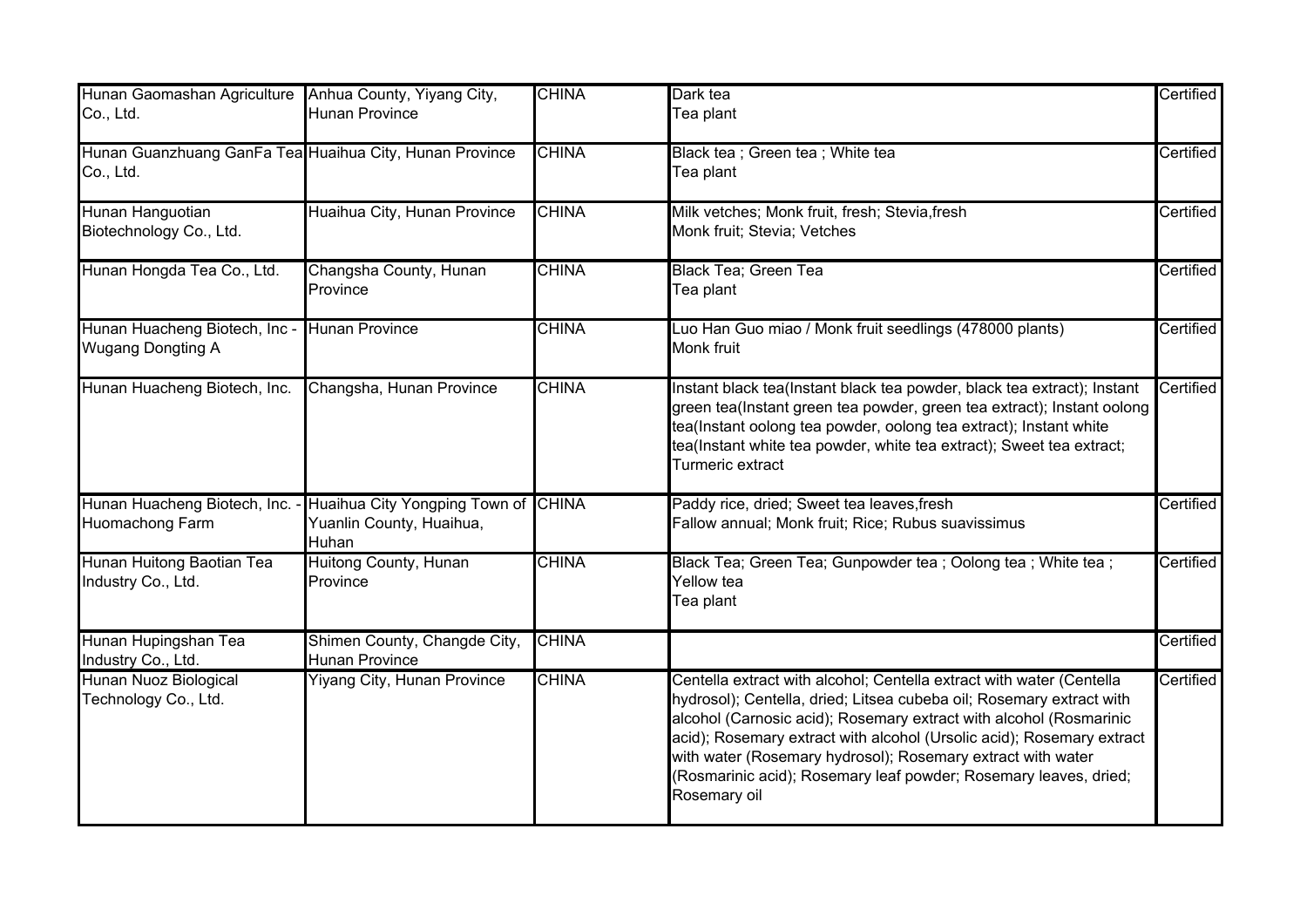| | | | | |
|---|---|---|---|---|
| Hunan Gaomashan Agriculture Co., Ltd. | Anhua County, Yiyang City, Hunan Province | CHINA | Dark tea<br>Tea plant | Certified |
| Hunan Guanzhuang GanFa Tea Co., Ltd. | Huaihua City, Hunan Province | CHINA | Black tea ; Green tea ; White tea<br>Tea plant | Certified |
| Hunan Hanguotian Biotechnology Co., Ltd. | Huaihua City, Hunan Province | CHINA | Milk vetches; Monk fruit, fresh; Stevia,fresh<br>Monk fruit; Stevia; Vetches | Certified |
| Hunan Hongda Tea Co., Ltd. | Changsha County, Hunan Province | CHINA | Black Tea; Green Tea<br>Tea plant | Certified |
| Hunan Huacheng Biotech, Inc - Wugang Dongting A | Hunan Province | CHINA | Luo Han Guo miao / Monk fruit seedlings (478000 plants)<br>Monk fruit | Certified |
| Hunan Huacheng Biotech, Inc. | Changsha, Hunan Province | CHINA | Instant black tea(Instant black tea powder, black tea extract); Instant green tea(Instant green tea powder, green tea extract); Instant oolong tea(Instant oolong tea powder, oolong tea extract); Instant white tea(Instant white tea powder, white tea extract); Sweet tea extract; Turmeric extract | Certified |
| Hunan Huacheng Biotech, Inc. - Huomachong Farm | Huaihua City Yongping Town of Yuanlin County, Huaihua, Huhan | CHINA | Paddy rice, dried; Sweet tea leaves,fresh<br>Fallow annual; Monk fruit; Rice; Rubus suavissimus | Certified |
| Hunan Huitong Baotian Tea Industry Co., Ltd. | Huitong County, Hunan Province | CHINA | Black Tea; Green Tea; Gunpowder tea ; Oolong tea ; White tea ; Yellow tea<br>Tea plant | Certified |
| Hunan Hupingshan Tea Industry Co., Ltd. | Shimen County, Changde City, Hunan Province | CHINA | | Certified |
| Hunan Nuoz Biological Technology Co., Ltd. | Yiyang City, Hunan Province | CHINA | Centella extract with alcohol; Centella extract with water (Centella hydrosol); Centella, dried; Litsea cubeba oil; Rosemary extract with alcohol (Carnosic acid); Rosemary extract with alcohol (Rosmarinic acid); Rosemary extract with alcohol (Ursolic acid); Rosemary extract with water (Rosemary hydrosol); Rosemary extract with water (Rosmarinic acid); Rosemary leaf powder; Rosemary leaves, dried; Rosemary oil | Certified |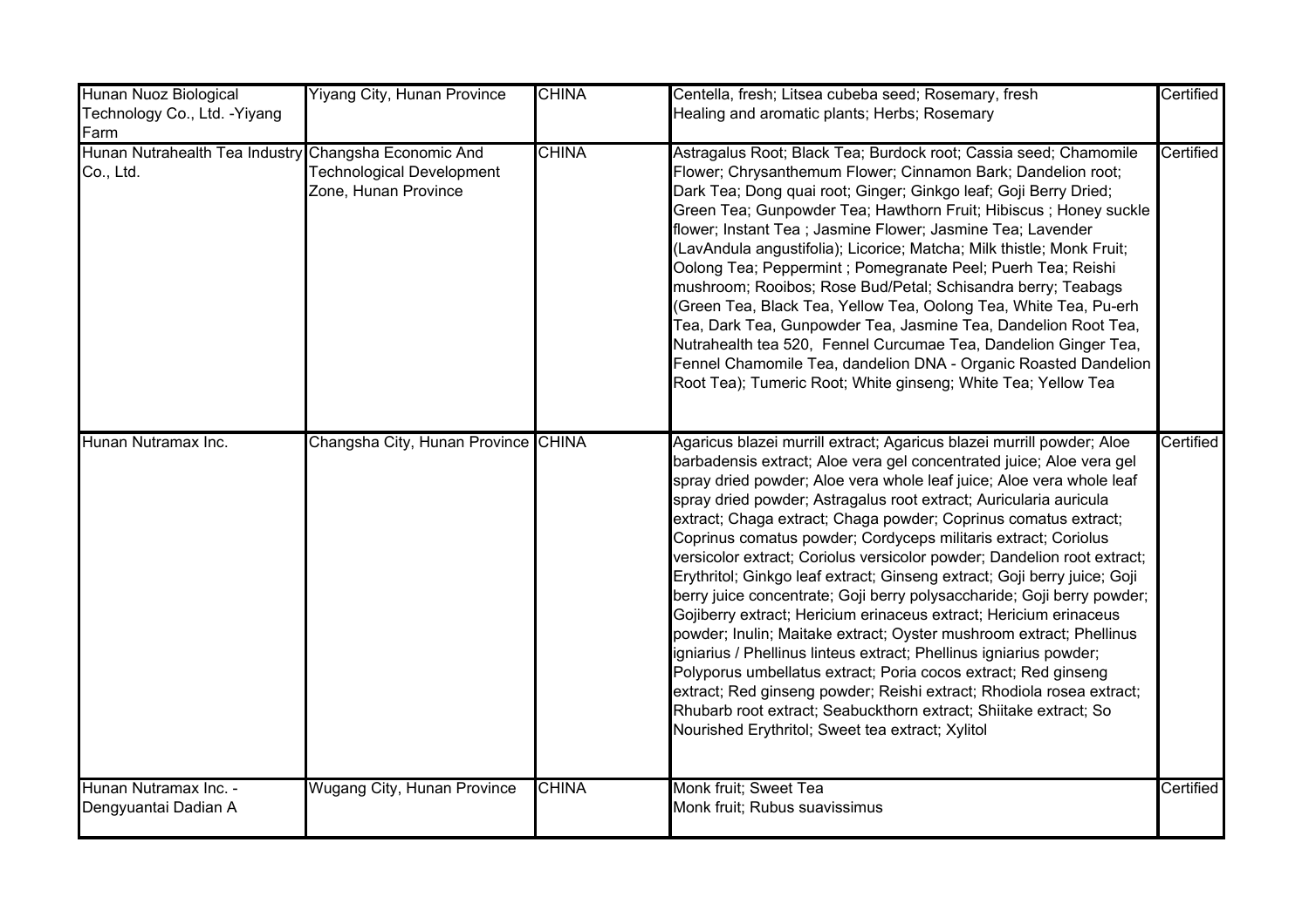| | | | | |
|---|---|---|---|---|
| Hunan Nuoz Biological Technology Co., Ltd. -Yiyang Farm | Yiyang City, Hunan Province | CHINA | Centella, fresh; Litsea cubeba seed; Rosemary, fresh<br>Healing and aromatic plants; Herbs; Rosemary | Certified |
| Hunan Nutrahealth Tea Industry Co., Ltd. | Changsha Economic And Technological Development Zone, Hunan Province | CHINA | Astragalus Root; Black Tea; Burdock root; Cassia seed; Chamomile Flower; Chrysanthemum Flower; Cinnamon Bark; Dandelion root; Dark Tea; Dong quai root; Ginger; Ginkgo leaf; Goji Berry Dried; Green Tea; Gunpowder Tea; Hawthorn Fruit; Hibiscus ; Honey suckle flower; Instant Tea ; Jasmine Flower; Jasmine Tea; Lavender (LavAndula angustifolia); Licorice; Matcha; Milk thistle; Monk Fruit; Oolong Tea; Peppermint ; Pomegranate Peel; Puerh Tea; Reishi mushroom; Rooibos; Rose Bud/Petal; Schisandra berry; Teabags (Green Tea, Black Tea, Yellow Tea, Oolong Tea, White Tea, Pu-erh Tea, Dark Tea, Gunpowder Tea, Jasmine Tea, Dandelion Root Tea, Nutrahealth tea 520, Fennel Curcumae Tea, Dandelion Ginger Tea, Fennel Chamomile Tea, dandelion DNA - Organic Roasted Dandelion Root Tea); Tumeric Root; White ginseng; White Tea; Yellow Tea | Certified |
| Hunan Nutramax Inc. | Changsha City, Hunan Province | CHINA | Agaricus blazei murrill extract; Agaricus blazei murrill powder; Aloe barbadensis extract; Aloe vera gel concentrated juice; Aloe vera gel spray dried powder; Aloe vera whole leaf juice; Aloe vera whole leaf spray dried powder; Astragalus root extract; Auricularia auricula extract; Chaga extract; Chaga powder; Coprinus comatus extract; Coprinus comatus powder; Cordyceps militaris extract; Coriolus versicolor extract; Coriolus versicolor powder; Dandelion root extract; Erythritol; Ginkgo leaf extract; Ginseng extract; Goji berry juice; Goji berry juice concentrate; Goji berry polysaccharide; Goji berry powder; Gojiberry extract; Hericium erinaceus extract; Hericium erinaceus powder; Inulin; Maitake extract; Oyster mushroom extract; Phellinus igniarius / Phellinus linteus extract; Phellinus igniarius powder; Polyporus umbellatus extract; Poria cocos extract; Red ginseng extract; Red ginseng powder; Reishi extract; Rhodiola rosea extract; Rhubarb root extract; Seabuckthorn extract; Shiitake extract; So Nourished Erythritol; Sweet tea extract; Xylitol | Certified |
| Hunan Nutramax Inc. - Dengyuantai Dadian A | Wugang City, Hunan Province | CHINA | Monk fruit; Sweet Tea<br>Monk fruit; Rubus suavissimus | Certified |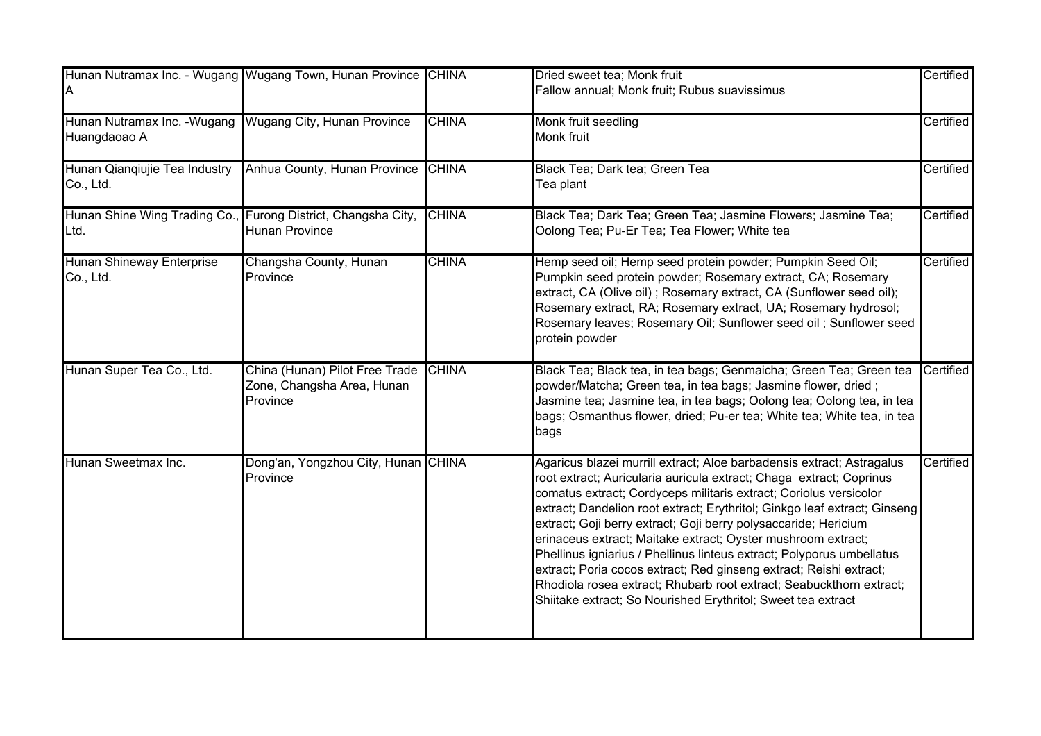| | | | | |
|---|---|---|---|---|
| Hunan Nutramax Inc. - Wugang A | Wugang Town, Hunan Province | CHINA | Dried sweet tea; Monk fruit<br>Fallow annual; Monk fruit; Rubus suavissimus | Certified |
| Hunan Nutramax Inc. -Wugang Huangdaoao A | Wugang City, Hunan Province | CHINA | Monk fruit seedling<br>Monk fruit | Certified |
| Hunan Qianqiujie Tea Industry Co., Ltd. | Anhua County, Hunan Province | CHINA | Black Tea; Dark tea; Green Tea<br>Tea plant | Certified |
| Hunan Shine Wing Trading Co., Ltd. | Furong District, Changsha City, Hunan Province | CHINA | Black Tea; Dark Tea; Green Tea; Jasmine Flowers; Jasmine Tea; Oolong Tea; Pu-Er Tea; Tea Flower; White tea | Certified |
| Hunan Shineway Enterprise Co., Ltd. | Changsha County, Hunan Province | CHINA | Hemp seed oil; Hemp seed protein powder; Pumpkin Seed Oil; Pumpkin seed protein powder; Rosemary extract, CA; Rosemary extract, CA (Olive oil) ; Rosemary extract, CA (Sunflower seed oil); Rosemary extract, RA; Rosemary extract, UA; Rosemary hydrosol; Rosemary leaves; Rosemary Oil; Sunflower seed oil ; Sunflower seed protein powder | Certified |
| Hunan Super Tea Co., Ltd. | China (Hunan) Pilot Free Trade Zone, Changsha Area, Hunan Province | CHINA | Black Tea; Black tea, in tea bags; Genmaicha; Green Tea; Green tea powder/Matcha; Green tea, in tea bags; Jasmine flower, dried ; Jasmine tea; Jasmine tea, in tea bags; Oolong tea; Oolong tea, in tea bags; Osmanthus flower, dried; Pu-er tea; White tea; White tea, in tea bags | Certified |
| Hunan Sweetmax Inc. | Dong'an, Yongzhou City, Hunan Province | CHINA | Agaricus blazei murrill extract; Aloe barbadensis extract; Astragalus root extract; Auricularia auricula extract; Chaga extract; Coprinus comatus extract; Cordyceps militaris extract; Coriolus versicolor extract; Dandelion root extract; Erythritol; Ginkgo leaf extract; Ginseng extract; Goji berry extract; Goji berry polysaccaride; Hericium erinaceus extract; Maitake extract; Oyster mushroom extract; Phellinus igniarius / Phellinus linteus extract; Polyporus umbellatus extract; Poria cocos extract; Red ginseng extract; Reishi extract; Rhodiola rosea extract; Rhubarb root extract; Seabuckthorn extract; Shiitake extract; So Nourished Erythritol; Sweet tea extract | Certified |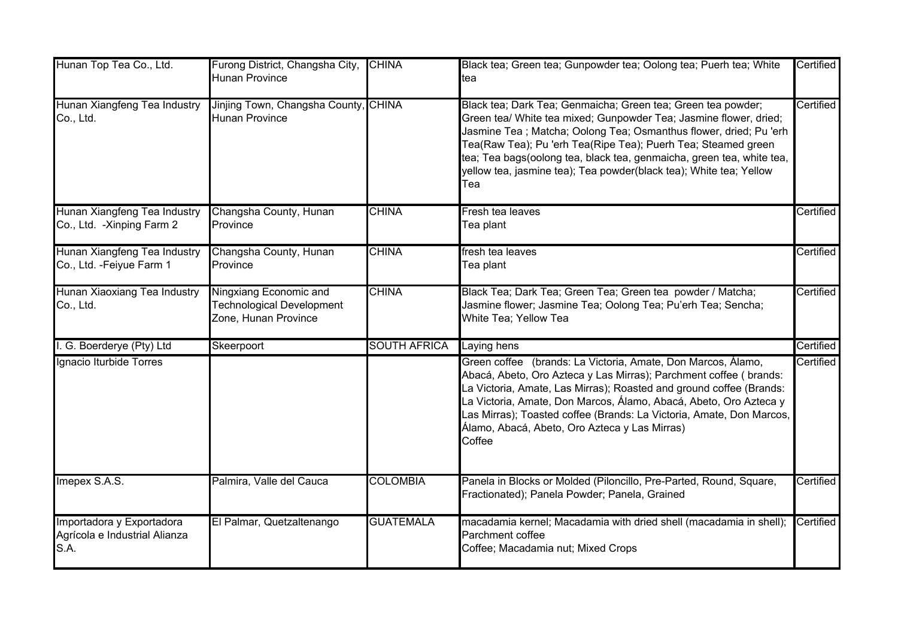| | | | | |
|---|---|---|---|---|
| Hunan Top Tea Co., Ltd. | Furong District, Changsha City, Hunan Province | CHINA | Black tea; Green tea; Gunpowder tea; Oolong tea; Puerh tea; White tea | Certified |
| Hunan Xiangfeng Tea Industry Co., Ltd. | Jinjing Town, Changsha County, Hunan Province | CHINA | Black tea; Dark Tea; Genmaicha; Green tea; Green tea powder; Green tea/ White tea mixed; Gunpowder Tea; Jasmine flower, dried; Jasmine Tea ; Matcha; Oolong Tea; Osmanthus flower, dried; Pu 'erh Tea(Raw Tea); Pu 'erh Tea(Ripe Tea); Puerh Tea; Steamed green tea; Tea bags(oolong tea, black tea, genmaicha, green tea, white tea, yellow tea, jasmine tea); Tea powder(black tea); White tea; Yellow Tea | Certified |
| Hunan Xiangfeng Tea Industry Co., Ltd. -Xinping Farm 2 | Changsha County, Hunan Province | CHINA | Fresh tea leaves<br>Tea plant | Certified |
| Hunan Xiangfeng Tea Industry Co., Ltd. -Feiyue Farm 1 | Changsha County, Hunan Province | CHINA | fresh tea leaves<br>Tea plant | Certified |
| Hunan Xiaoxiang Tea Industry Co., Ltd. | Ningxiang Economic and Technological Development Zone, Hunan Province | CHINA | Black Tea; Dark Tea; Green Tea; Green tea powder / Matcha; Jasmine flower; Jasmine Tea; Oolong Tea; Pu'erh Tea; Sencha; White Tea; Yellow Tea | Certified |
| I. G. Boerderye (Pty) Ltd | Skeerpoort | SOUTH AFRICA | Laying hens | Certified |
| Ignacio Iturbide Torres | | | Green coffee (brands: La Victoria, Amate, Don Marcos, Álamo, Abacá, Abeto, Oro Azteca y Las Mirras); Parchment coffee ( brands: La Victoria, Amate, Las Mirras); Roasted and ground coffee (Brands: La Victoria, Amate, Don Marcos, Álamo, Abacá, Abeto, Oro Azteca y Las Mirras); Toasted coffee (Brands: La Victoria, Amate, Don Marcos, Álamo, Abacá, Abeto, Oro Azteca y Las Mirras)<br>Coffee | Certified |
| Imepex S.A.S. | Palmira, Valle del Cauca | COLOMBIA | Panela in Blocks or Molded (Piloncillo, Pre-Parted, Round, Square, Fractionated); Panela Powder; Panela, Grained | Certified |
| Importadora y Exportadora Agrícola e Industrial Alianza S.A. | El Palmar, Quetzaltenango | GUATEMALA | macadamia kernel; Macadamia with dried shell (macadamia in shell); Parchment coffee<br>Coffee; Macadamia nut; Mixed Crops | Certified |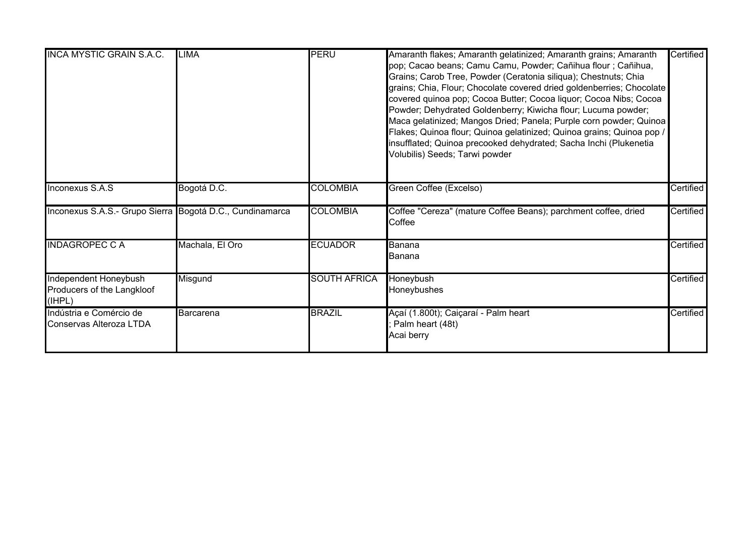| | | | | |
|---|---|---|---|---|
| INCA MYSTIC GRAIN S.A.C. | LIMA | PERU | Amaranth flakes; Amaranth gelatinized; Amaranth grains; Amaranth pop; Cacao beans; Camu Camu, Powder; Cañihua flour ; Cañihua, Grains; Carob Tree, Powder (Ceratonia siliqua); Chestnuts; Chia grains; Chia, Flour; Chocolate covered dried goldenberries; Chocolate covered quinoa pop; Cocoa Butter; Cocoa liquor; Cocoa Nibs; Cocoa Powder; Dehydrated Goldenberry; Kiwicha flour; Lucuma powder; Maca gelatinized; Mangos Dried; Panela; Purple corn powder; Quinoa Flakes; Quinoa flour; Quinoa gelatinized; Quinoa grains; Quinoa pop / insufflated; Quinoa precooked dehydrated; Sacha Inchi (Plukenetia Volubilis) Seeds; Tarwi powder | Certified |
| Inconexus S.A.S | Bogotá D.C. | COLOMBIA | Green Coffee (Excelso) | Certified |
| Inconexus S.A.S.- Grupo Sierra | Bogotá D.C., Cundinamarca | COLOMBIA | Coffee "Cereza" (mature Coffee Beans); parchment coffee, dried Coffee | Certified |
| INDAGROPEC C A | Machala, El Oro | ECUADOR | Banana<br>Banana | Certified |
| Independent Honeybush Producers of the Langkloof (IHPL) | Misgund | SOUTH AFRICA | Honeybush<br>Honeybushes | Certified |
| Indústria e Comércio de Conservas Alteroza LTDA | Barcarena | BRAZIL | Açaí (1.800t); Caiçaraí - Palm heart<br>; Palm heart (48t)<br>Acai berry | Certified |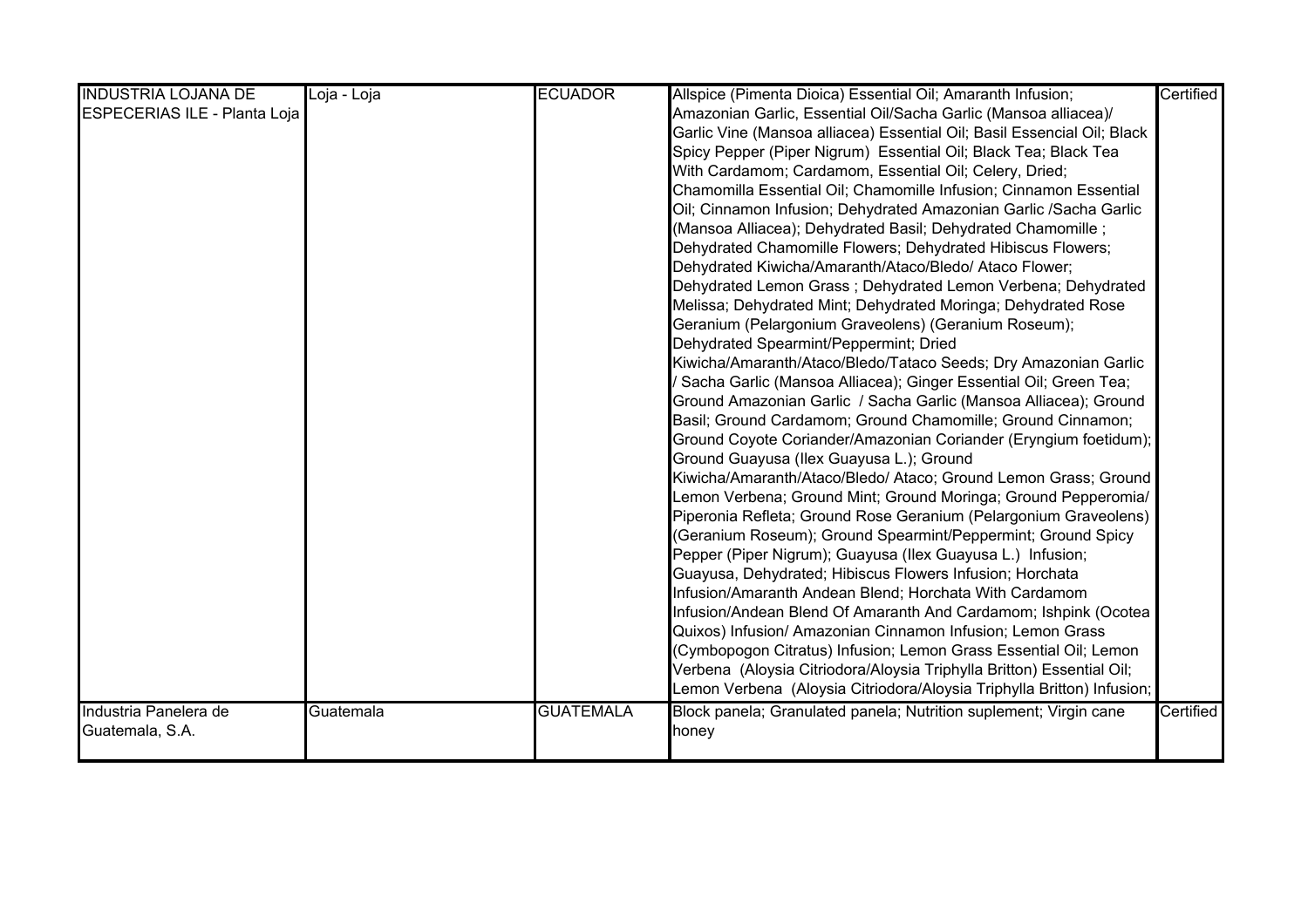| | | | | |
|---|---|---|---|---|
| INDUSTRIA LOJANA DE ESPECERIAS ILE - Planta Loja | Loja - Loja | ECUADOR | Allspice (Pimenta Dioica) Essential Oil; Amaranth Infusion; Amazonian Garlic, Essential Oil/Sacha Garlic (Mansoa alliacea)/ Garlic Vine (Mansoa alliacea) Essential Oil; Basil Essencial Oil; Black Spicy Pepper (Piper Nigrum) Essential Oil; Black Tea; Black Tea With Cardamom; Cardamom, Essential Oil; Celery, Dried; Chamomilla Essential Oil; Chamomille Infusion; Cinnamon Essential Oil; Cinnamon Infusion; Dehydrated Amazonian Garlic /Sacha Garlic (Mansoa Alliacea); Dehydrated Basil; Dehydrated Chamomille ; Dehydrated Chamomille Flowers; Dehydrated Hibiscus Flowers; Dehydrated Kiwicha/Amaranth/Ataco/Bledo/ Ataco Flower; Dehydrated Lemon Grass ; Dehydrated Lemon Verbena; Dehydrated Melissa; Dehydrated Mint; Dehydrated Moringa; Dehydrated Rose Geranium (Pelargonium Graveolens) (Geranium Roseum); Dehydrated Spearmint/Peppermint; Dried Kiwicha/Amaranth/Ataco/Bledo/Tataco Seeds; Dry Amazonian Garlic / Sacha Garlic (Mansoa Alliacea); Ginger Essential Oil; Green Tea; Ground Amazonian Garlic / Sacha Garlic (Mansoa Alliacea); Ground Basil; Ground Cardamom; Ground Chamomille; Ground Cinnamon; Ground Coyote Coriander/Amazonian Coriander (Eryngium foetidum); Ground Guayusa (Ilex Guayusa L.); Ground Kiwicha/Amaranth/Ataco/Bledo/ Ataco; Ground Lemon Grass; Ground Lemon Verbena; Ground Mint; Ground Moringa; Ground Pepperomia/ Piperonia Refleta; Ground Rose Geranium (Pelargonium Graveolens) (Geranium Roseum); Ground Spearmint/Peppermint; Ground Spicy Pepper (Piper Nigrum); Guayusa (Ilex Guayusa L.) Infusion; Guayusa, Dehydrated; Hibiscus Flowers Infusion; Horchata Infusion/Amaranth Andean Blend; Horchata With Cardamom Infusion/Andean Blend Of Amaranth And Cardamom; Ishpink (Ocotea Quixos) Infusion/ Amazonian Cinnamon Infusion; Lemon Grass (Cymbopogon Citratus) Infusion; Lemon Grass Essential Oil; Lemon Verbena (Aloysia Citriodora/Aloysia Triphylla Britton) Essential Oil; Lemon Verbena (Aloysia Citriodora/Aloysia Triphylla Britton) Infusion; | Certified |
| Industria Panelera de Guatemala, S.A. | Guatemala | GUATEMALA | Block panela; Granulated panela; Nutrition suplement; Virgin cane honey | Certified |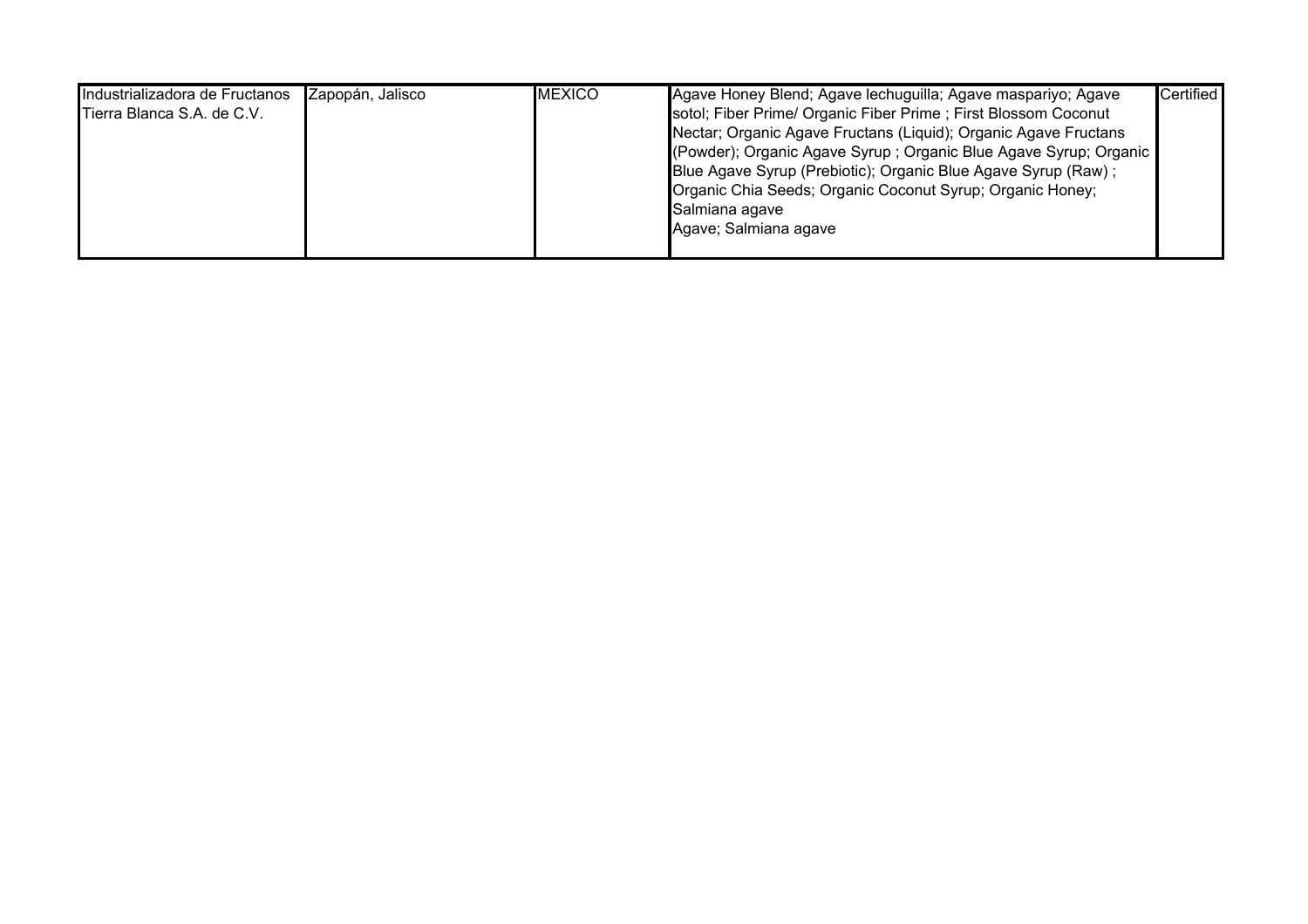| | | | | |
|---|---|---|---|---|
| Industrializadora de Fructanos Tierra Blanca S.A. de C.V. | Zapopán, Jalisco | MEXICO | Agave Honey Blend; Agave lechuguilla; Agave maspariyo; Agave sotol; Fiber Prime/ Organic Fiber Prime ; First Blossom Coconut Nectar; Organic Agave Fructans (Liquid); Organic Agave Fructans (Powder); Organic Agave Syrup ; Organic Blue Agave Syrup; Organic Blue Agave Syrup (Prebiotic); Organic Blue Agave Syrup (Raw) ; Organic Chia Seeds; Organic Coconut Syrup; Organic Honey; Salmiana agave<br>Agave; Salmiana agave | Certified |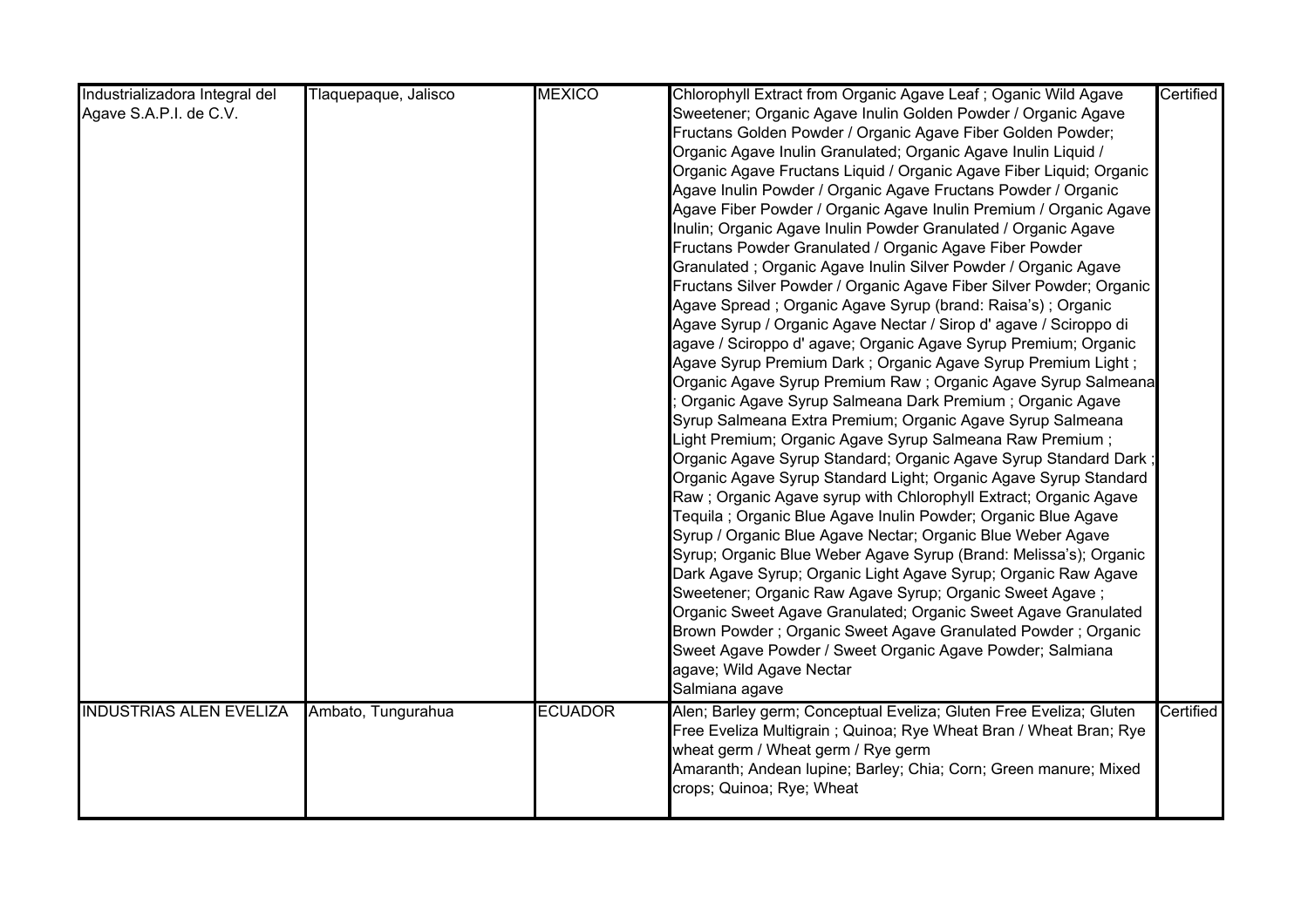| | | | | |
|---|---|---|---|---|
| Industrializadora Integral del Agave S.A.P.I. de C.V. | Tlaquepaque, Jalisco | MEXICO | Chlorophyll Extract from Organic Agave Leaf ; Oganic Wild Agave Sweetener; Organic Agave Inulin Golden Powder / Organic Agave Fructans Golden Powder / Organic Agave Fiber Golden Powder; Organic Agave Inulin Granulated; Organic Agave Inulin Liquid / Organic Agave Fructans Liquid / Organic Agave Fiber Liquid; Organic Agave Inulin Powder / Organic Agave Fructans Powder / Organic Agave Fiber Powder / Organic Agave Inulin Premium / Organic Agave Inulin; Organic Agave Inulin Powder Granulated / Organic Agave Fructans Powder Granulated / Organic Agave Fiber Powder Granulated ; Organic Agave Inulin Silver Powder / Organic Agave Fructans Silver Powder / Organic Agave Fiber Silver Powder; Organic Agave Spread ; Organic Agave Syrup (brand: Raisa's) ; Organic Agave Syrup / Organic Agave Nectar / Sirop d' agave / Sciroppo di agave / Sciroppo d' agave; Organic Agave Syrup Premium; Organic Agave Syrup Premium Dark ; Organic Agave Syrup Premium Light ; Organic Agave Syrup Premium Raw ; Organic Agave Syrup Salmeana ; Organic Agave Syrup Salmeana Dark Premium ; Organic Agave Syrup Salmeana Extra Premium; Organic Agave Syrup Salmeana Light Premium; Organic Agave Syrup Salmeana Raw Premium ; Organic Agave Syrup Standard; Organic Agave Syrup Standard Dark ; Organic Agave Syrup Standard Light; Organic Agave Syrup Standard Raw ; Organic Agave syrup with Chlorophyll Extract; Organic Agave Tequila ; Organic Blue Agave Inulin Powder; Organic Blue Agave Syrup / Organic Blue Agave Nectar; Organic Blue Weber Agave Syrup; Organic Blue Weber Agave Syrup (Brand: Melissa's); Organic Dark Agave Syrup; Organic Light Agave Syrup; Organic Raw Agave Sweetener; Organic Raw Agave Syrup; Organic Sweet Agave ; Organic Sweet Agave Granulated; Organic Sweet Agave Granulated Brown Powder ; Organic Sweet Agave Granulated Powder ; Organic Sweet Agave Powder / Sweet Organic Agave Powder; Salmiana agave; Wild Agave Nectar<br>Salmiana agave | Certified |
| INDUSTRIAS ALEN EVELIZA | Ambato, Tungurahua | ECUADOR | Alen; Barley germ; Conceptual Eveliza; Gluten Free Eveliza; Gluten Free Eveliza Multigrain ; Quinoa; Rye Wheat Bran / Wheat Bran; Rye wheat germ / Wheat germ / Rye germ<br>Amaranth; Andean lupine; Barley; Chia; Corn; Green manure; Mixed crops; Quinoa; Rye; Wheat | Certified |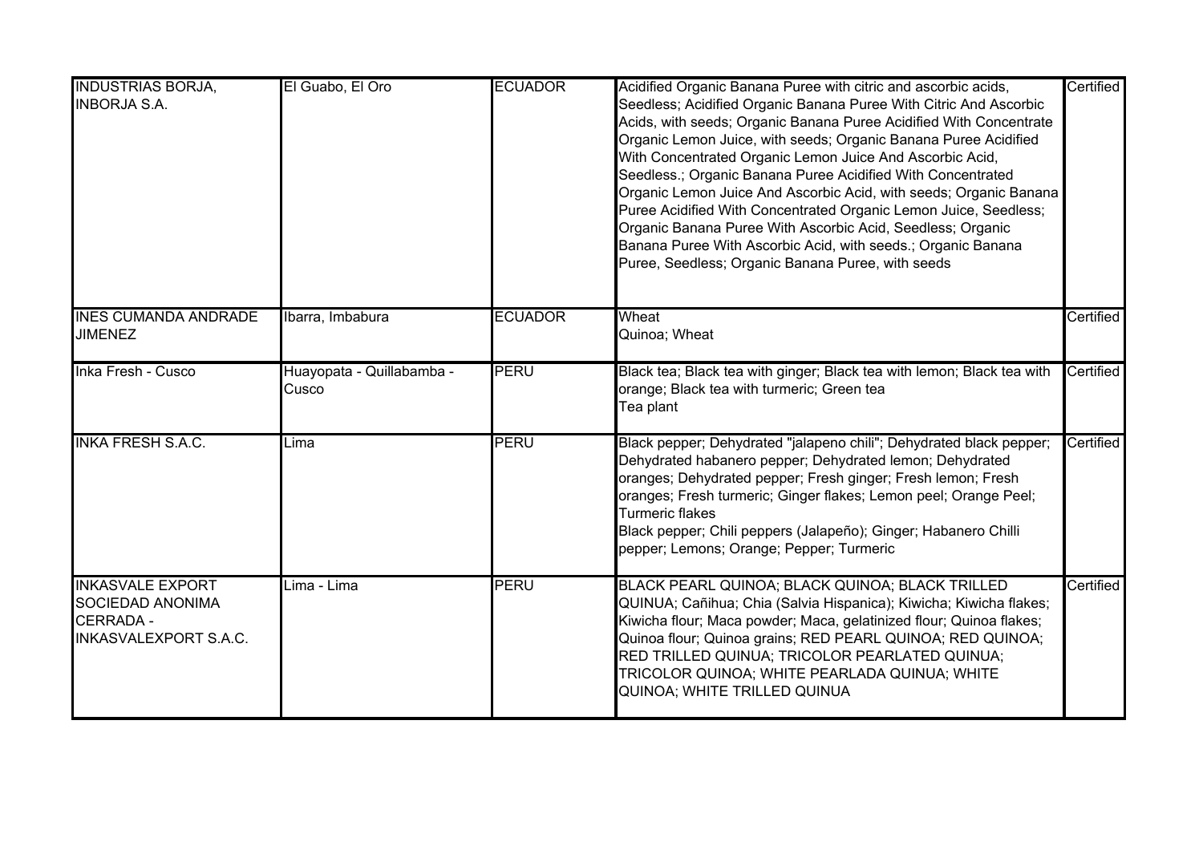| | | | | |
|---|---|---|---|---|
| INDUSTRIAS BORJA, INBORJA S.A. | El Guabo, El Oro | ECUADOR | Acidified Organic Banana Puree with citric and ascorbic acids, Seedless; Acidified Organic Banana Puree With Citric And Ascorbic Acids, with seeds; Organic Banana Puree Acidified With Concentrate Organic Lemon Juice, with seeds; Organic Banana Puree Acidified With Concentrated Organic Lemon Juice And Ascorbic Acid, Seedless.; Organic Banana Puree Acidified With Concentrated Organic Lemon Juice And Ascorbic Acid, with seeds; Organic Banana Puree Acidified With Concentrated Organic Lemon Juice, Seedless; Organic Banana Puree With Ascorbic Acid, Seedless; Organic Banana Puree With Ascorbic Acid, with seeds.; Organic Banana Puree, Seedless; Organic Banana Puree, with seeds | Certified |
| INES CUMANDA ANDRADE JIMENEZ | Ibarra, Imbabura | ECUADOR | Wheat<br>Quinoa; Wheat | Certified |
| Inka Fresh - Cusco | Huayopata - Quillabamba - Cusco | PERU | Black tea; Black tea with ginger; Black tea with lemon; Black tea with orange; Black tea with turmeric; Green tea<br>Tea plant | Certified |
| INKA FRESH S.A.C. | Lima | PERU | Black pepper; Dehydrated "jalapeno chili"; Dehydrated black pepper; Dehydrated habanero pepper; Dehydrated lemon; Dehydrated oranges; Dehydrated pepper; Fresh ginger; Fresh lemon; Fresh oranges; Fresh turmeric; Ginger flakes; Lemon peel; Orange Peel; Turmeric flakes<br>Black pepper; Chili peppers (Jalapeño); Ginger; Habanero Chilli pepper; Lemons; Orange; Pepper; Turmeric | Certified |
| INKASVALE EXPORT SOCIEDAD ANONIMA CERRADA - INKASVALEXPORT S.A.C. | Lima - Lima | PERU | BLACK PEARL QUINOA; BLACK QUINOA; BLACK TRILLED QUINUA; Cañihua; Chia (Salvia Hispanica); Kiwicha; Kiwicha flakes; Kiwicha flour; Maca powder; Maca, gelatinized flour; Quinoa flakes; Quinoa flour; Quinoa grains; RED PEARL QUINOA; RED QUINOA; RED TRILLED QUINUA; TRICOLOR PEARLATED QUINUA; TRICOLOR QUINOA; WHITE PEARLADA QUINUA; WHITE QUINOA; WHITE TRILLED QUINUA | Certified |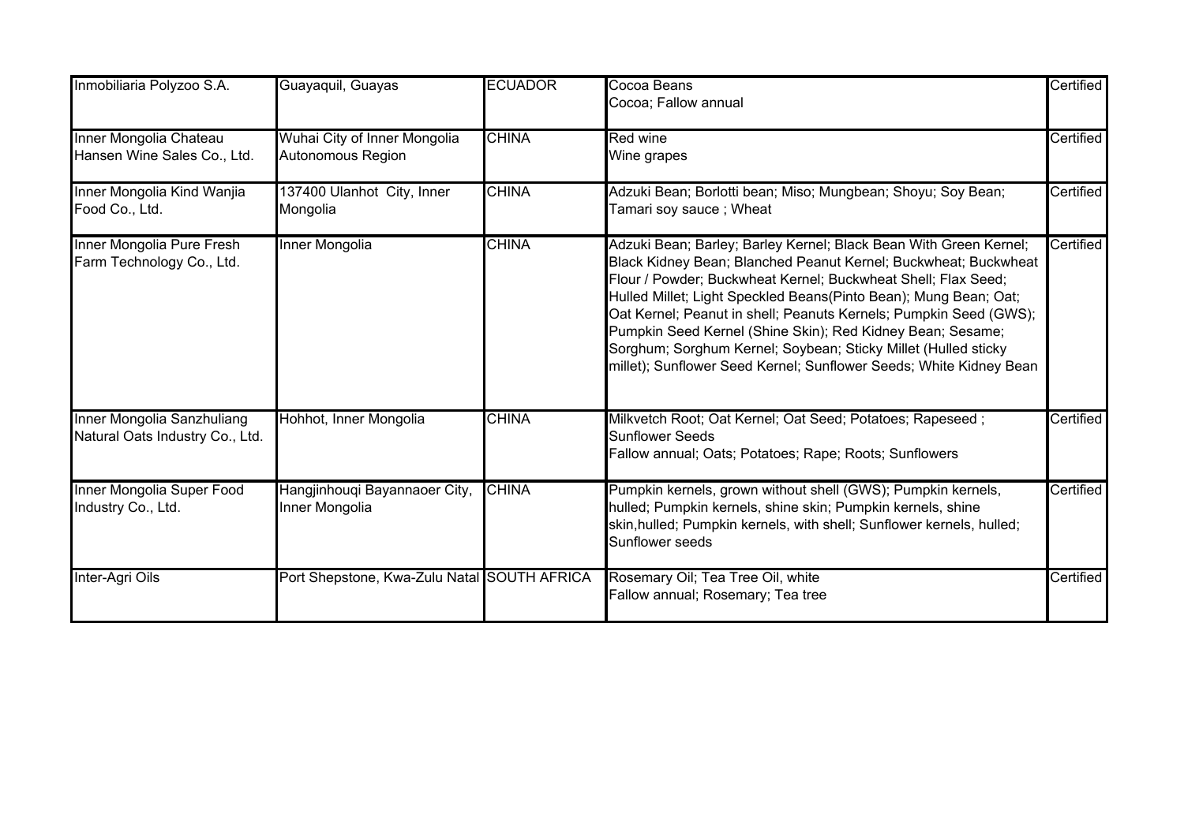| | | | | |
|---|---|---|---|---|
| Inmobiliaria Polyzoo S.A. | Guayaquil, Guayas | ECUADOR | Cocoa Beans<br>Cocoa; Fallow annual | Certified |
| Inner Mongolia Chateau Hansen Wine Sales Co., Ltd. | Wuhai City of Inner Mongolia Autonomous Region | CHINA | Red wine<br>Wine grapes | Certified |
| Inner Mongolia Kind Wanjia Food Co., Ltd. | 137400 Ulanhot City, Inner Mongolia | CHINA | Adzuki Bean; Borlotti bean; Miso; Mungbean; Shoyu; Soy Bean; Tamari soy sauce ; Wheat | Certified |
| Inner Mongolia Pure Fresh Farm Technology Co., Ltd. | Inner Mongolia | CHINA | Adzuki Bean; Barley; Barley Kernel; Black Bean With Green Kernel; Black Kidney Bean; Blanched Peanut Kernel; Buckwheat; Buckwheat Flour / Powder; Buckwheat Kernel; Buckwheat Shell; Flax Seed; Hulled Millet; Light Speckled Beans(Pinto Bean); Mung Bean; Oat; Oat Kernel; Peanut in shell; Peanuts Kernels; Pumpkin Seed (GWS); Pumpkin Seed Kernel (Shine Skin); Red Kidney Bean; Sesame; Sorghum; Sorghum Kernel; Soybean; Sticky Millet (Hulled sticky millet); Sunflower Seed Kernel; Sunflower Seeds; White Kidney Bean | Certified |
| Inner Mongolia Sanzhuliang Natural Oats Industry Co., Ltd. | Hohhot, Inner Mongolia | CHINA | Milkvetch Root; Oat Kernel; Oat Seed; Potatoes; Rapeseed ; Sunflower Seeds<br>Fallow annual; Oats; Potatoes; Rape; Roots; Sunflowers | Certified |
| Inner Mongolia Super Food Industry Co., Ltd. | Hangjinhouqi Bayannaoer City, Inner Mongolia | CHINA | Pumpkin kernels, grown without shell (GWS); Pumpkin kernels, hulled; Pumpkin kernels, shine skin; Pumpkin kernels, shine skin,hulled; Pumpkin kernels, with shell; Sunflower kernels, hulled; Sunflower seeds | Certified |
| Inter-Agri Oils | Port Shepstone, Kwa-Zulu Natal | SOUTH AFRICA | Rosemary Oil; Tea Tree Oil, white<br>Fallow annual; Rosemary; Tea tree | Certified |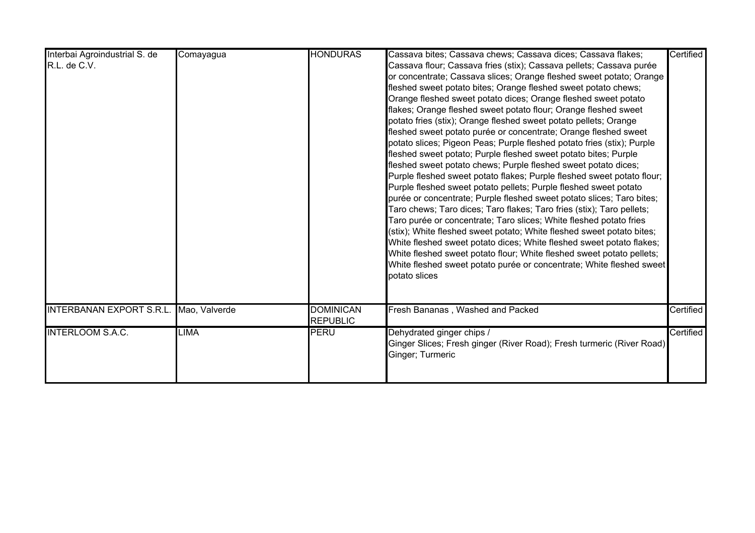| | | | | |
|---|---|---|---|---|
| Interbai Agroindustrial S. de R.L. de C.V. | Comayagua | HONDURAS | Cassava bites; Cassava chews; Cassava dices; Cassava flakes; Cassava flour; Cassava fries (stix); Cassava pellets; Cassava purée or concentrate; Cassava slices; Orange fleshed sweet potato; Orange fleshed sweet potato bites; Orange fleshed sweet potato chews; Orange fleshed sweet potato dices; Orange fleshed sweet potato flakes; Orange fleshed sweet potato flour; Orange fleshed sweet potato fries (stix); Orange fleshed sweet potato pellets; Orange fleshed sweet potato purée or concentrate; Orange fleshed sweet potato slices; Pigeon Peas; Purple fleshed potato fries (stix); Purple fleshed sweet potato; Purple fleshed sweet potato bites; Purple fleshed sweet potato chews; Purple fleshed sweet potato dices; Purple fleshed sweet potato flakes; Purple fleshed sweet potato flour; Purple fleshed sweet potato pellets; Purple fleshed sweet potato purée or concentrate; Purple fleshed sweet potato slices; Taro bites; Taro chews; Taro dices; Taro flakes; Taro fries (stix); Taro pellets; Taro purée or concentrate; Taro slices; White fleshed potato fries (stix); White fleshed sweet potato; White fleshed sweet potato bites; White fleshed sweet potato dices; White fleshed sweet potato flakes; White fleshed sweet potato flour; White fleshed sweet potato pellets; White fleshed sweet potato purée or concentrate; White fleshed sweet potato slices | Certified |
| INTERBANAN EXPORT S.R.L. | Mao, Valverde | DOMINICAN REPUBLIC | Fresh Bananas , Washed and Packed | Certified |
| INTERLOOM S.A.C. | LIMA | PERU | Dehydrated ginger chips / Ginger Slices; Fresh ginger (River Road); Fresh turmeric (River Road) Ginger; Turmeric | Certified |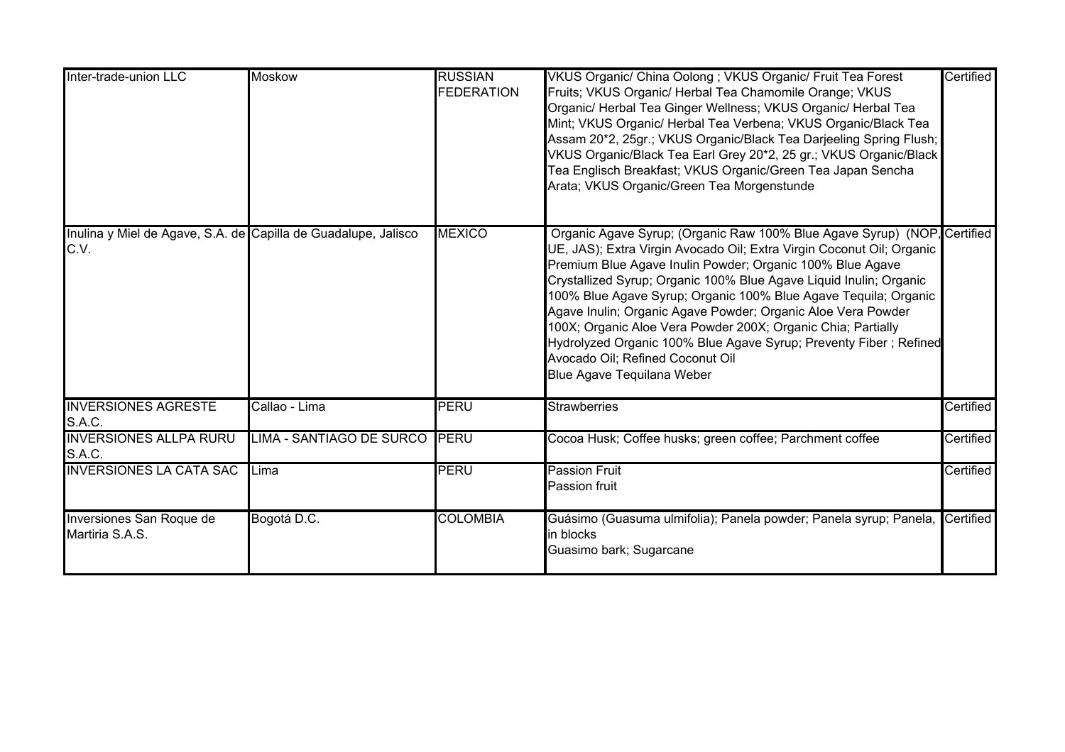| | | | | |
|---|---|---|---|---|
| Inter-trade-union LLC | Moskow | RUSSIAN FEDERATION | VKUS Organic/ China Oolong ; VKUS Organic/ Fruit Tea Forest Fruits; VKUS Organic/ Herbal Tea Chamomile Orange; VKUS Organic/ Herbal Tea Ginger Wellness; VKUS Organic/ Herbal Tea Mint; VKUS Organic/ Herbal Tea Verbena; VKUS Organic/Black Tea Assam 20*2, 25gr.; VKUS Organic/Black Tea Darjeeling Spring Flush; VKUS Organic/Black Tea Earl Grey 20*2, 25 gr.; VKUS Organic/Black Tea Englisch Breakfast; VKUS Organic/Green Tea Japan Sencha Arata; VKUS Organic/Green Tea Morgenstunde | Certified |
| Inulina y Miel de Agave, S.A. de C.V. | Capilla de Guadalupe, Jalisco | MEXICO | Organic Agave Syrup; (Organic Raw 100% Blue Agave Syrup) (NOP, UE, JAS); Extra Virgin Avocado Oil; Extra Virgin Coconut Oil; Organic Premium Blue Agave Inulin Powder; Organic 100% Blue Agave Crystallized Syrup; Organic 100% Blue Agave Liquid Inulin; Organic 100% Blue Agave Syrup; Organic 100% Blue Agave Tequila; Organic Agave Inulin; Organic Agave Powder; Organic Aloe Vera Powder 100X; Organic Aloe Vera Powder 200X; Organic Chia; Partially Hydrolyzed Organic 100% Blue Agave Syrup; Preventy Fiber ; Refined Avocado Oil; Refined Coconut Oil<br>Blue Agave Tequilana Weber | Certified |
| INVERSIONES AGRESTE S.A.C. | Callao - Lima | PERU | Strawberries | Certified |
| INVERSIONES ALLPA RURU S.A.C. | LIMA - SANTIAGO DE SURCO | PERU | Cocoa Husk; Coffee husks; green coffee; Parchment coffee | Certified |
| INVERSIONES LA CATA SAC | Lima | PERU | Passion Fruit<br>Passion fruit | Certified |
| Inversiones San Roque de Martiria S.A.S. | Bogotá D.C. | COLOMBIA | Guásimo (Guasuma ulmifolia); Panela powder; Panela syrup; Panela, in blocks<br>Guasimo bark; Sugarcane | Certified |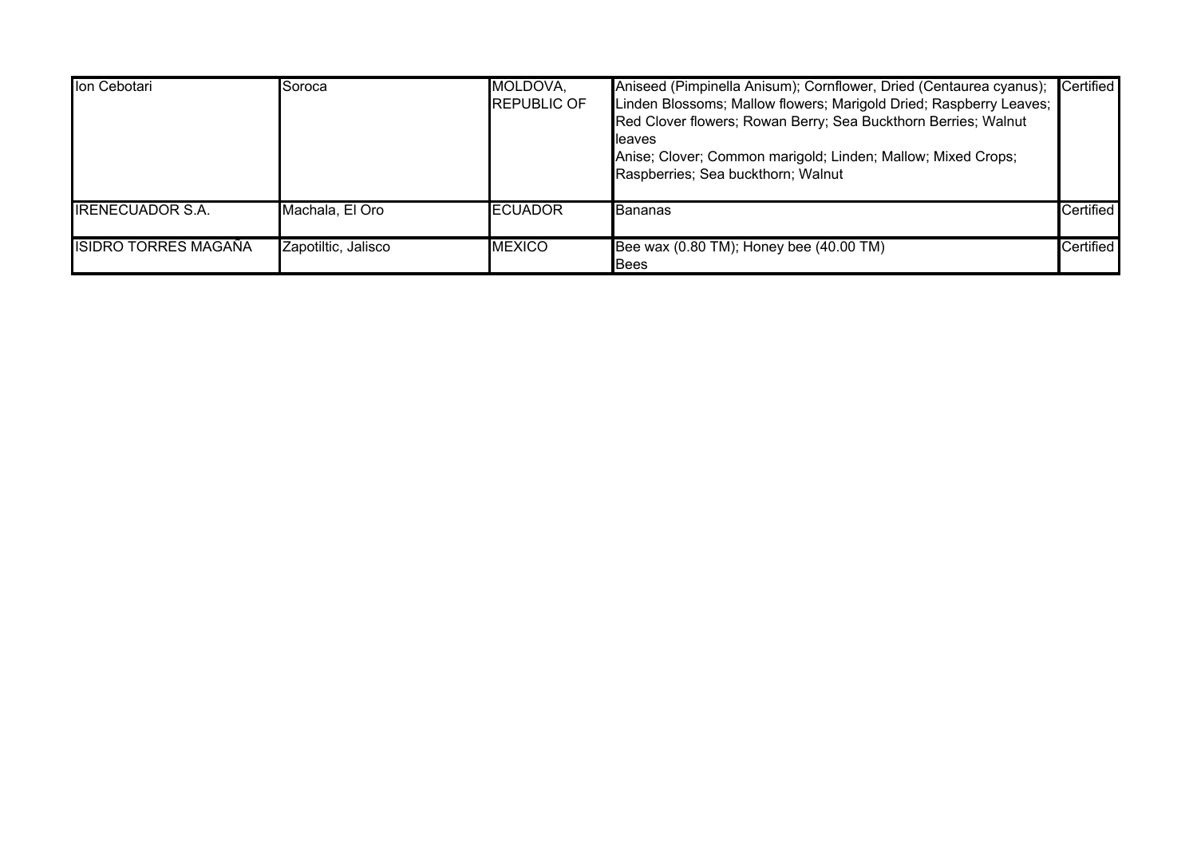| | | | | |
|---|---|---|---|---|
| Ion Cebotari | Soroca | MOLDOVA, REPUBLIC OF | Aniseed (Pimpinella Anisum); Cornflower, Dried (Centaurea cyanus); Linden Blossoms; Mallow flowers; Marigold Dried; Raspberry Leaves; Red Clover flowers; Rowan Berry; Sea Buckthorn Berries; Walnut leaves<br>Anise; Clover; Common marigold; Linden; Mallow; Mixed Crops; Raspberries; Sea buckthorn; Walnut | Certified |
| IRENECUADOR S.A. | Machala, El Oro | ECUADOR | Bananas | Certified |
| ISIDRO TORRES MAGAÑA | Zapotiltic, Jalisco | MEXICO | Bee wax (0.80 TM); Honey bee (40.00 TM)<br>Bees | Certified |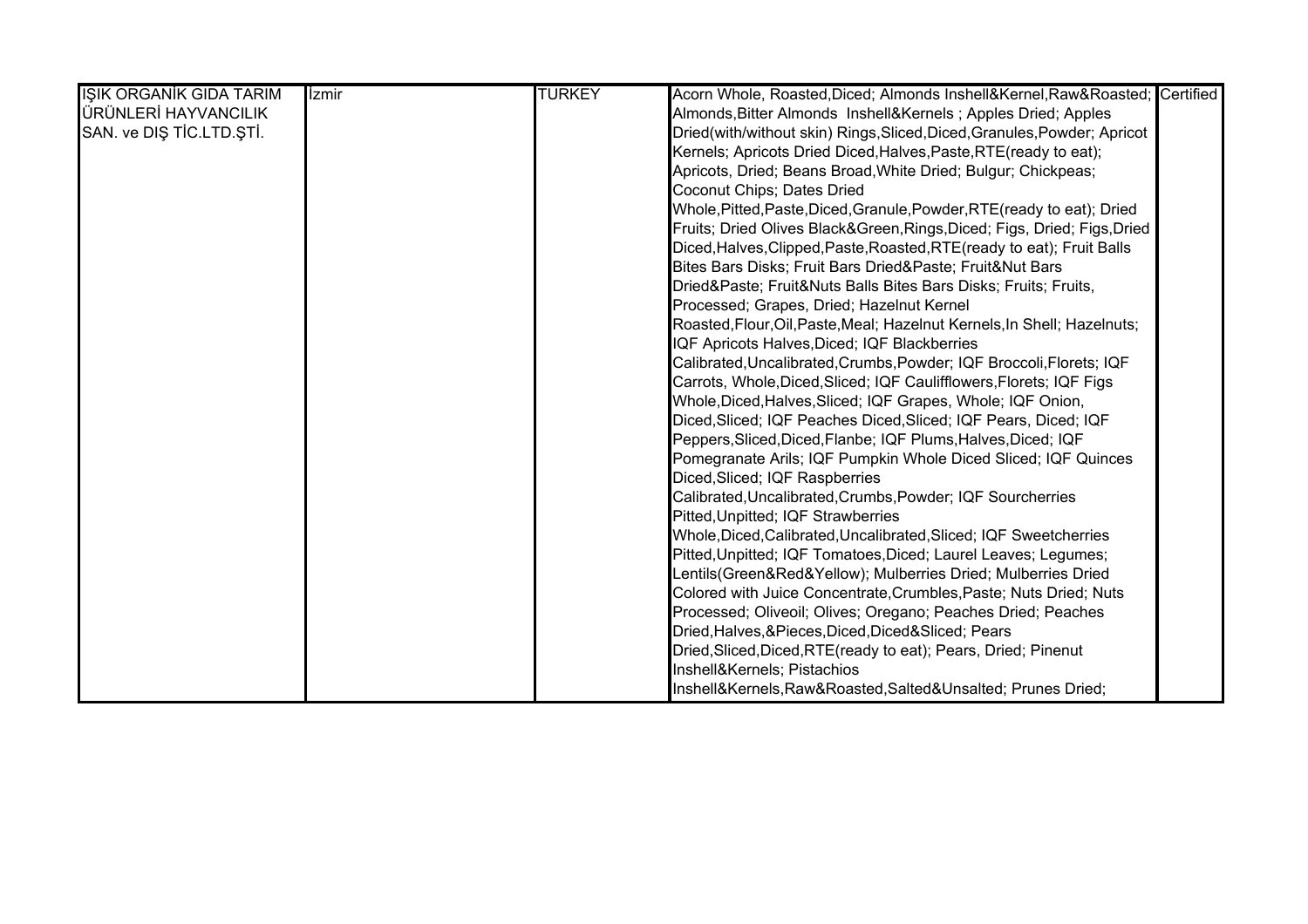| IŞIK ORGANİK GIDA TARIM ÜRÜNLERİ HAYVANCILIK SAN. ve DIŞ TİC.LTD.ŞTİ. | İzmir | TURKEY | Acorn Whole, Roasted,Diced; Almonds Inshell&Kernel,Raw&Roasted; Almonds,Bitter Almonds Inshell&Kernels ; Apples Dried; Apples Dried(with/without skin) Rings,Sliced,Diced,Granules,Powder; Apricot Kernels; Apricots Dried Diced,Halves,Paste,RTE(ready to eat); Apricots, Dried; Beans Broad,White Dried; Bulgur; Chickpeas; Coconut Chips; Dates Dried Whole,Pitted,Paste,Diced,Granule,Powder,RTE(ready to eat); Dried Fruits; Dried Olives Black&Green,Rings,Diced; Figs, Dried; Figs,Dried Diced,Halves,Clipped,Paste,Roasted,RTE(ready to eat); Fruit Balls Bites Bars Disks; Fruit Bars Dried&Paste; Fruit&Nut Bars Dried&Paste; Fruit&Nuts Balls Bites Bars Disks; Fruits; Fruits, Processed; Grapes, Dried; Hazelnut Kernel Roasted,Flour,Oil,Paste,Meal; Hazelnut Kernels,In Shell; Hazelnuts; IQF Apricots Halves,Diced; IQF Blackberries Calibrated,Uncalibrated,Crumbs,Powder; IQF Broccoli,Florets; IQF Carrots, Whole,Diced,Sliced; IQF Cauliflowers,Florets; IQF Figs Whole,Diced,Halves,Sliced; IQF Grapes, Whole; IQF Onion, Diced,Sliced; IQF Peaches Diced,Sliced; IQF Pears, Diced; IQF Peppers,Sliced,Diced,Flanbe; IQF Plums,Halves,Diced; IQF Pomegranate Arils; IQF Pumpkin Whole Diced Sliced; IQF Quinces Diced,Sliced; IQF Raspberries Calibrated,Uncalibrated,Crumbs,Powder; IQF Sourcherries Pitted,Unpitted; IQF Strawberries Whole,Diced,Calibrated,Uncalibrated,Sliced; IQF Sweetcherries Pitted,Unpitted; IQF Tomatoes,Diced; Laurel Leaves; Legumes; Lentils(Green&Red&Yellow); Mulberries Dried; Mulberries Dried Colored with Juice Concentrate,Crumbles,Paste; Nuts Dried; Nuts Processed; Oliveoil; Olives; Oregano; Peaches Dried; Peaches Dried,Halves,&Pieces,Diced,Diced&Sliced; Pears Dried,Sliced,Diced,RTE(ready to eat); Pears, Dried; Pinenut Inshell&Kernels; Pistachios Inshell&Kernels,Raw&Roasted,Salted&Unsalted; Prunes Dried; | Certified |
|---|---|---|---|---|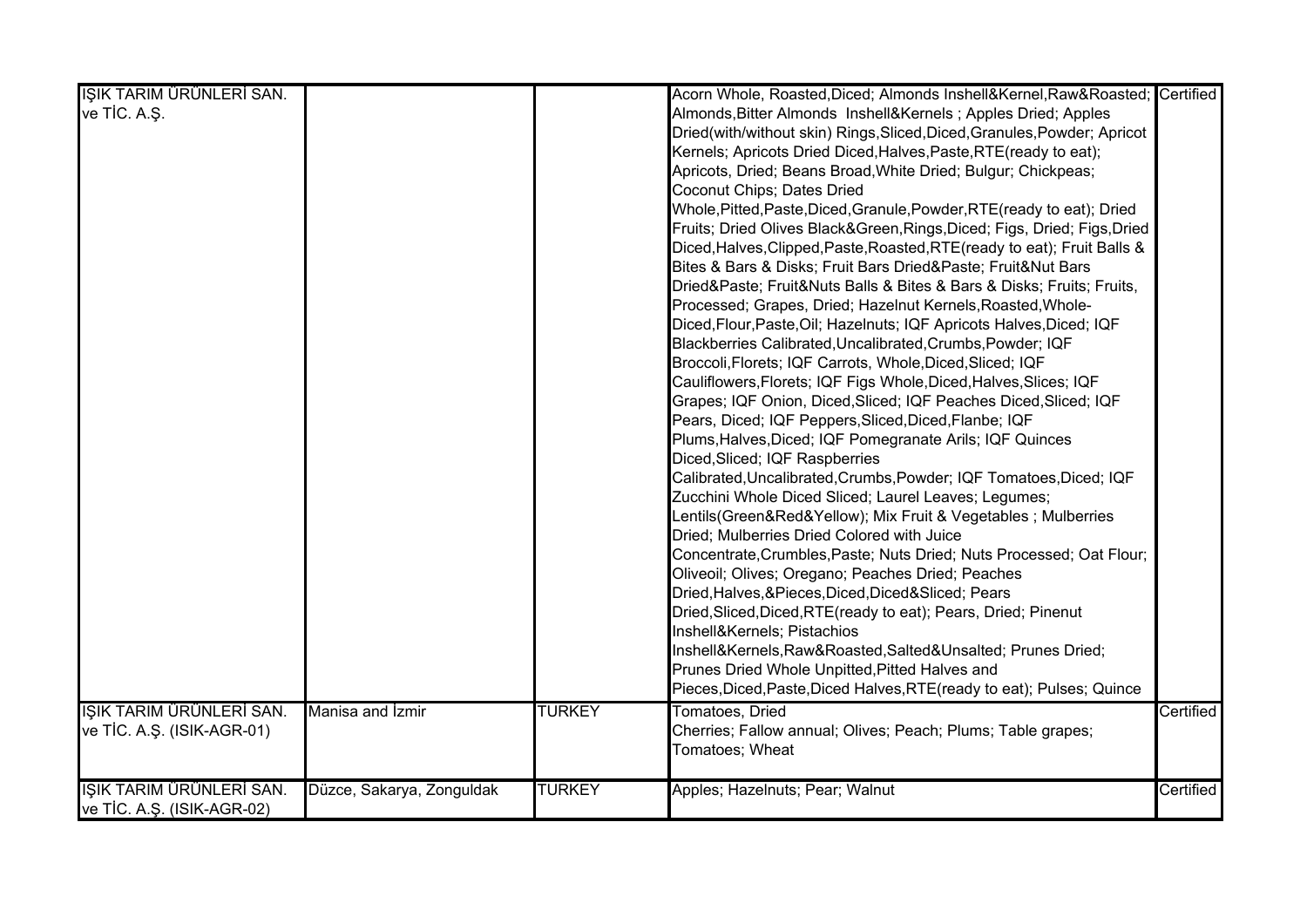| | | | | |
|---|---|---|---|---|
| IŞIK TARIM ÜRÜNLERİ SAN. ve TİC. A.Ş. | | | Acorn Whole, Roasted,Diced; Almonds Inshell&Kernel,Raw&Roasted; Almonds,Bitter Almonds Inshell&Kernels ; Apples Dried; Apples Dried(with/without skin) Rings,Sliced,Diced,Granules,Powder; Apricot Kernels; Apricots Dried Diced,Halves,Paste,RTE(ready to eat); Apricots, Dried; Beans Broad,White Dried; Bulgur; Chickpeas; Coconut Chips; Dates Dried Whole,Pitted,Paste,Diced,Granule,Powder,RTE(ready to eat); Dried Fruits; Dried Olives Black&Green,Rings,Diced; Figs, Dried; Figs,Dried Diced,Halves,Clipped,Paste,Roasted,RTE(ready to eat); Fruit Balls & Bites & Bars & Disks; Fruit Bars Dried&Paste; Fruit&Nut Bars Dried&Paste; Fruit&Nuts Balls & Bites & Bars & Disks; Fruits; Fruits, Processed; Grapes, Dried; Hazelnut Kernels,Roasted,Whole-Diced,Flour,Paste,Oil; Hazelnuts; IQF Apricots Halves,Diced; IQF Blackberries Calibrated,Uncalibrated,Crumbs,Powder; IQF Broccoli,Florets; IQF Carrots, Whole,Diced,Sliced; IQF Cauliflowers,Florets; IQF Figs Whole,Diced,Halves,Slices; IQF Grapes; IQF Onion, Diced,Sliced; IQF Peaches Diced,Sliced; IQF Pears, Diced; IQF Peppers,Sliced,Diced,Flanbe; IQF Plums,Halves,Diced; IQF Pomegranate Arils; IQF Quinces Diced,Sliced; IQF Raspberries Calibrated,Uncalibrated,Crumbs,Powder; IQF Tomatoes,Diced; IQF Zucchini Whole Diced Sliced; Laurel Leaves; Legumes; Lentils(Green&Red&Yellow); Mix Fruit & Vegetables ; Mulberries Dried; Mulberries Dried Colored with Juice Concentrate,Crumbles,Paste; Nuts Dried; Nuts Processed; Oat Flour; Oliveoil; Olives; Oregano; Peaches Dried; Peaches Dried,Halves,&Pieces,Diced,Diced&Sliced; Pears Dried,Sliced,Diced,RTE(ready to eat); Pears, Dried; Pinenut Inshell&Kernels; Pistachios Inshell&Kernels,Raw&Roasted,Salted&Unsalted; Prunes Dried; Prunes Dried Whole Unpitted,Pitted Halves and Pieces,Diced,Paste,Diced Halves,RTE(ready to eat); Pulses; Quince | Certified |
| IŞIK TARIM ÜRÜNLERİ SAN. ve TİC. A.Ş. (ISIK-AGR-01) | Manisa and İzmir | TURKEY | Tomatoes, Dried<br>Cherries; Fallow annual; Olives; Peach; Plums; Table grapes; Tomatoes; Wheat | Certified |
| IŞIK TARIM ÜRÜNLERİ SAN. ve TİC. A.Ş. (ISIK-AGR-02) | Düzce, Sakarya, Zonguldak | TURKEY | Apples; Hazelnuts; Pear; Walnut | Certified |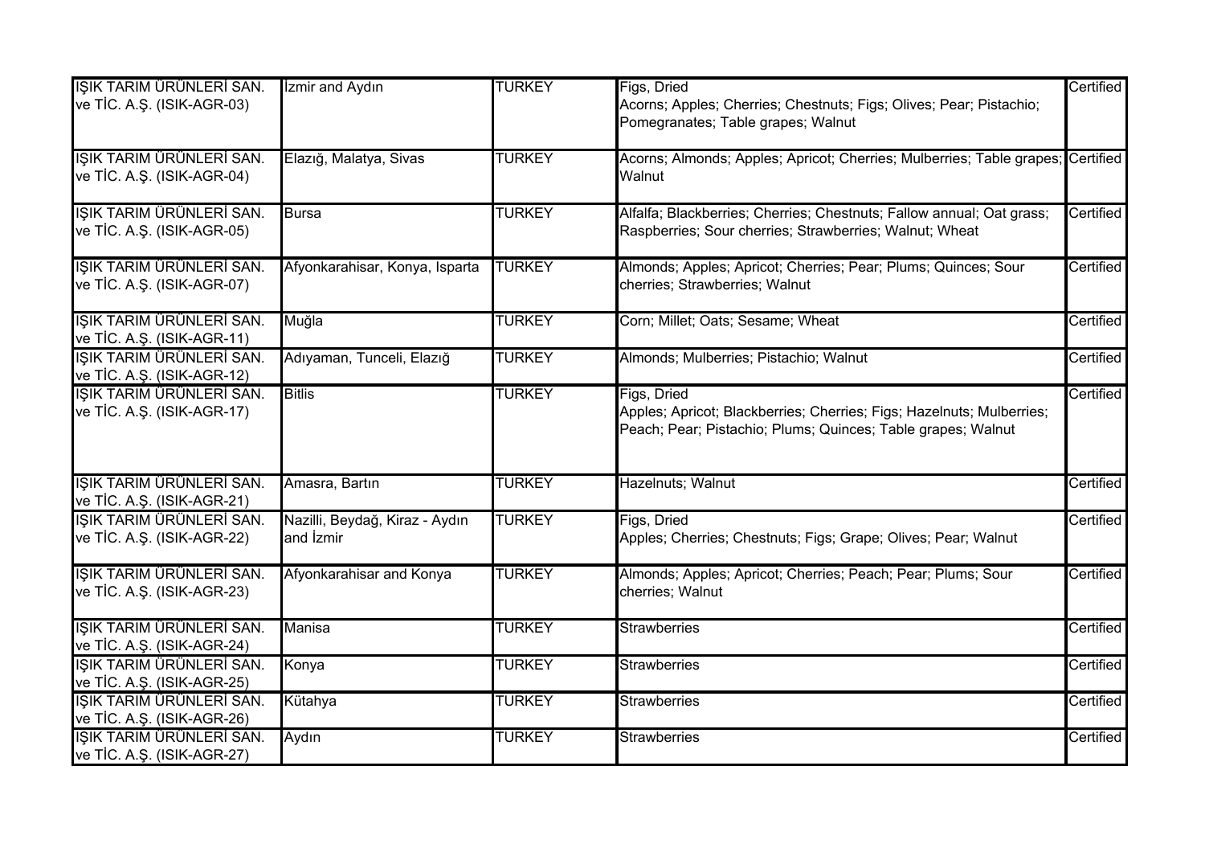| | | | | |
|---|---|---|---|---|
| IŞIK TARIM ÜRÜNLERİ SAN. ve TİC. A.Ş. (ISIK-AGR-03) | İzmir and Aydın | TURKEY | Figs, Dried<br>Acorns; Apples; Cherries; Chestnuts; Figs; Olives; Pear; Pistachio; Pomegranates; Table grapes; Walnut | Certified |
| IŞIK TARIM ÜRÜNLERİ SAN. ve TİC. A.Ş. (ISIK-AGR-04) | Elazığ, Malatya, Sivas | TURKEY | Acorns; Almonds; Apples; Apricot; Cherries; Mulberries; Table grapes; Walnut | Certified |
| IŞIK TARIM ÜRÜNLERİ SAN. ve TİC. A.Ş. (ISIK-AGR-05) | Bursa | TURKEY | Alfalfa; Blackberries; Cherries; Chestnuts; Fallow annual; Oat grass; Raspberries; Sour cherries; Strawberries; Walnut; Wheat | Certified |
| IŞIK TARIM ÜRÜNLERİ SAN. ve TİC. A.Ş. (ISIK-AGR-07) | Afyonkarahisar, Konya, Isparta | TURKEY | Almonds; Apples; Apricot; Cherries; Pear; Plums; Quinces; Sour cherries; Strawberries; Walnut | Certified |
| IŞIK TARIM ÜRÜNLERİ SAN. ve TİC. A.Ş. (ISIK-AGR-11) | Muğla | TURKEY | Corn; Millet; Oats; Sesame; Wheat | Certified |
| IŞIK TARIM ÜRÜNLERİ SAN. ve TİC. A.Ş. (ISIK-AGR-12) | Adıyaman, Tunceli, Elazığ | TURKEY | Almonds; Mulberries; Pistachio; Walnut | Certified |
| IŞIK TARIM ÜRÜNLERİ SAN. ve TİC. A.Ş. (ISIK-AGR-17) | Bitlis | TURKEY | Figs, Dried<br>Apples; Apricot; Blackberries; Cherries; Figs; Hazelnuts; Mulberries; Peach; Pear; Pistachio; Plums; Quinces; Table grapes; Walnut | Certified |
| IŞIK TARIM ÜRÜNLERİ SAN. ve TİC. A.Ş. (ISIK-AGR-21) | Amasra, Bartın | TURKEY | Hazelnuts; Walnut | Certified |
| IŞIK TARIM ÜRÜNLERİ SAN. ve TİC. A.Ş. (ISIK-AGR-22) | Nazilli, Beydağ, Kiraz - Aydın and İzmir | TURKEY | Figs, Dried<br>Apples; Cherries; Chestnuts; Figs; Grape; Olives; Pear; Walnut | Certified |
| IŞIK TARIM ÜRÜNLERİ SAN. ve TİC. A.Ş. (ISIK-AGR-23) | Afyonkarahisar and Konya | TURKEY | Almonds; Apples; Apricot; Cherries; Peach; Pear; Plums; Sour cherries; Walnut | Certified |
| IŞIK TARIM ÜRÜNLERİ SAN. ve TİC. A.Ş. (ISIK-AGR-24) | Manisa | TURKEY | Strawberries | Certified |
| IŞIK TARIM ÜRÜNLERİ SAN. ve TİC. A.Ş. (ISIK-AGR-25) | Konya | TURKEY | Strawberries | Certified |
| IŞIK TARIM ÜRÜNLERİ SAN. ve TİC. A.Ş. (ISIK-AGR-26) | Kütahya | TURKEY | Strawberries | Certified |
| IŞIK TARIM ÜRÜNLERİ SAN. ve TİC. A.Ş. (ISIK-AGR-27) | Aydın | TURKEY | Strawberries | Certified |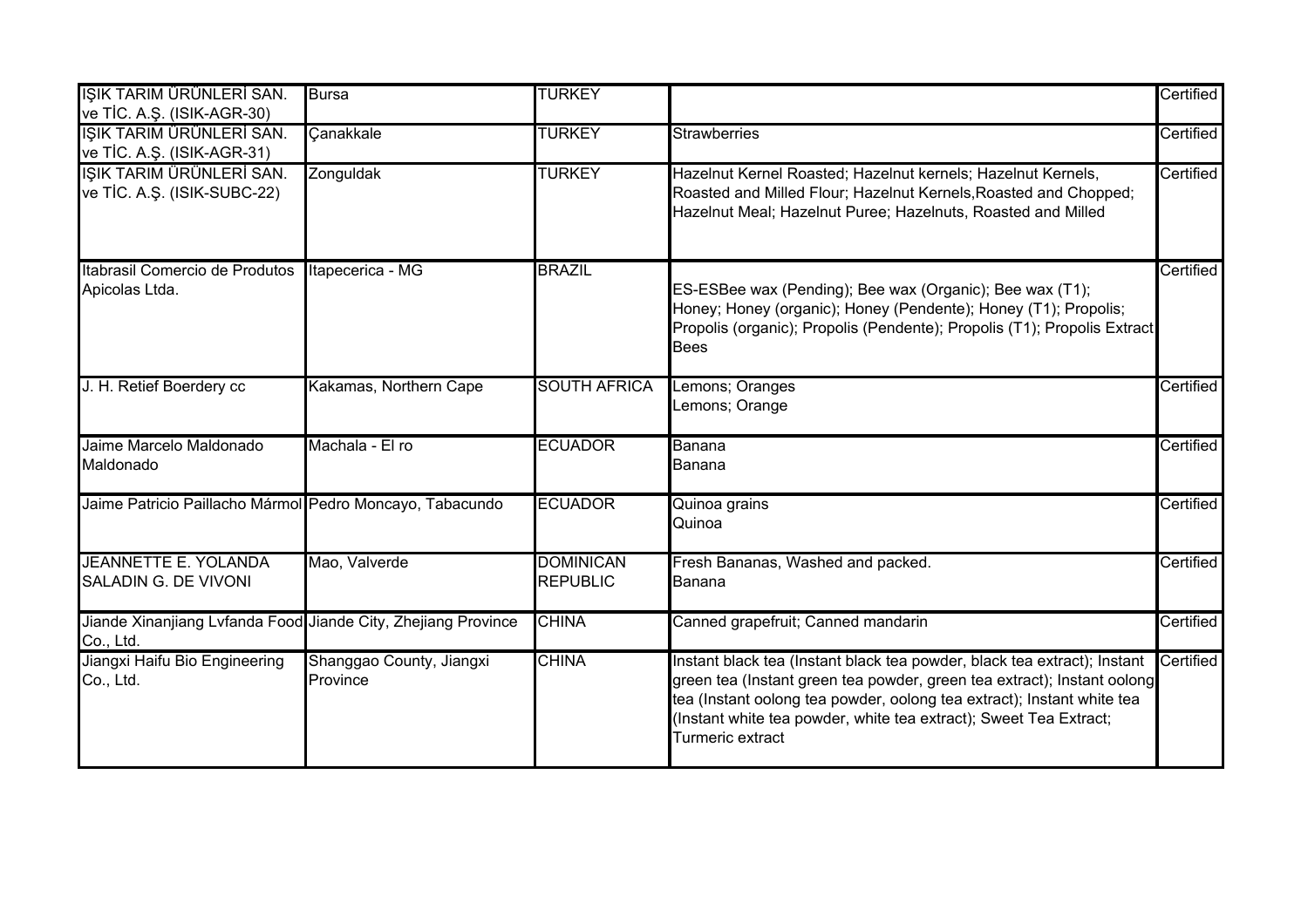| | | | | |
|---|---|---|---|---|
| IŞIK TARIM ÜRÜNLERİ SAN. ve TİC. A.Ş. (ISIK-AGR-30) | Bursa | TURKEY | | Certified |
| IŞIK TARIM ÜRÜNLERİ SAN. ve TİC. A.Ş. (ISIK-AGR-31) | Çanakkale | TURKEY | Strawberries | Certified |
| IŞIK TARIM ÜRÜNLERİ SAN. ve TİC. A.Ş. (ISIK-SUBC-22) | Zonguldak | TURKEY | Hazelnut Kernel Roasted; Hazelnut kernels; Hazelnut Kernels, Roasted and Milled Flour; Hazelnut Kernels,Roasted and Chopped; Hazelnut Meal; Hazelnut Puree; Hazelnuts, Roasted and Milled | Certified |
| Itabrasil Comercio de Produtos Apicolas Ltda. | Itapecerica - MG | BRAZIL | ES-ESBee wax (Pending); Bee wax (Organic); Bee wax (T1); Honey; Honey (organic); Honey (Pendente); Honey (T1); Propolis; Propolis (organic); Propolis (Pendente); Propolis (T1); Propolis Extract Bees | Certified |
| J. H. Retief Boerdery cc | Kakamas, Northern Cape | SOUTH AFRICA | Lemons; Oranges<br>Lemons; Orange | Certified |
| Jaime Marcelo Maldonado Maldonado | Machala - El ro | ECUADOR | Banana<br>Banana | Certified |
| Jaime Patricio Paillacho Mármol | Pedro Moncayo, Tabacundo | ECUADOR | Quinoa grains<br>Quinoa | Certified |
| JEANNETTE E. YOLANDA SALADIN G. DE VIVONI | Mao, Valverde | DOMINICAN REPUBLIC | Fresh Bananas, Washed and packed.<br>Banana | Certified |
| Jiande Xinanjiang Lvfanda Food Co., Ltd. | Jiande City, Zhejiang Province | CHINA | Canned grapefruit; Canned mandarin | Certified |
| Jiangxi Haifu Bio Engineering Co., Ltd. | Shanggao County, Jiangxi Province | CHINA | Instant black tea (Instant black tea powder, black tea extract); Instant green tea (Instant green tea powder, green tea extract); Instant oolong tea (Instant oolong tea powder, oolong tea extract); Instant white tea (Instant white tea powder, white tea extract); Sweet Tea Extract; Turmeric extract | Certified |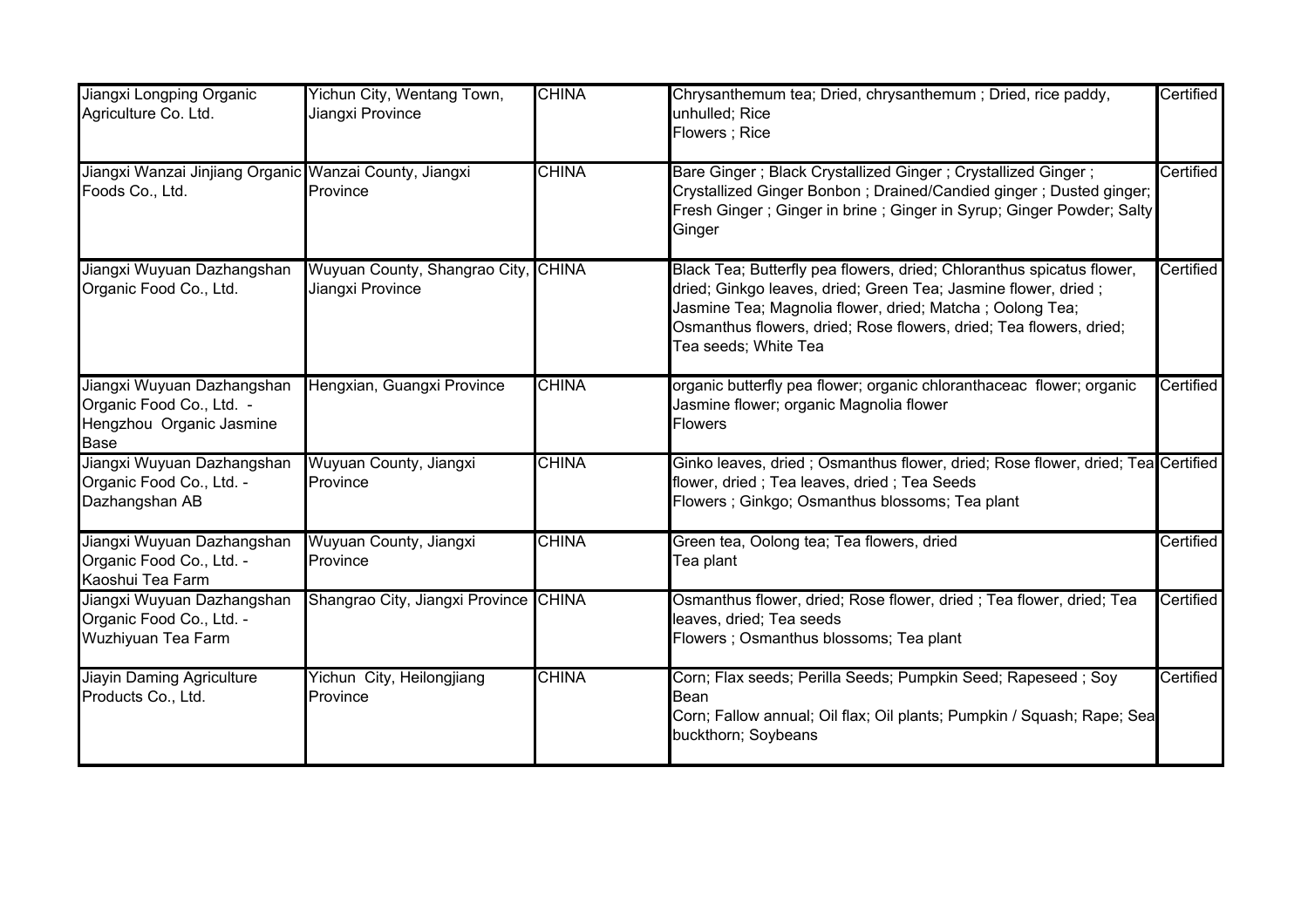| | | | | |
|---|---|---|---|---|
| Jiangxi Longping Organic Agriculture Co. Ltd. | Yichun City, Wentang Town, Jiangxi Province | CHINA | Chrysanthemum tea; Dried, chrysanthemum ; Dried, rice paddy, unhulled; Rice<br>Flowers ; Rice | Certified |
| Jiangxi Wanzai Jinjiang Organic Foods Co., Ltd. | Wanzai County, Jiangxi Province | CHINA | Bare Ginger ; Black Crystallized Ginger ; Crystallized Ginger ; Crystallized Ginger Bonbon ; Drained/Candied ginger ; Dusted ginger; Fresh Ginger ; Ginger in brine ; Ginger in Syrup; Ginger Powder; Salty Ginger | Certified |
| Jiangxi Wuyuan Dazhangshan Organic Food Co., Ltd. | Wuyuan County, Shangrao City, Jiangxi Province | CHINA | Black Tea; Butterfly pea flowers, dried; Chloranthus spicatus flower, dried; Ginkgo leaves, dried; Green Tea; Jasmine flower, dried ; Jasmine Tea; Magnolia flower, dried; Matcha ; Oolong Tea; Osmanthus flowers, dried; Rose flowers, dried; Tea flowers, dried; Tea seeds; White Tea | Certified |
| Jiangxi Wuyuan Dazhangshan Organic Food Co., Ltd. - Hengzhou Organic Jasmine Base | Hengxian, Guangxi Province | CHINA | organic butterfly pea flower; organic chloranthaceac flower; organic Jasmine flower; organic Magnolia flower<br>Flowers | Certified |
| Jiangxi Wuyuan Dazhangshan Organic Food Co., Ltd. - Dazhangshan AB | Wuyuan County, Jiangxi Province | CHINA | Ginko leaves, dried ; Osmanthus flower, dried; Rose flower, dried; Tea flower, dried ; Tea leaves, dried ; Tea Seeds<br>Flowers ; Ginkgo; Osmanthus blossoms; Tea plant | Certified |
| Jiangxi Wuyuan Dazhangshan Organic Food Co., Ltd. - Kaoshui Tea Farm | Wuyuan County, Jiangxi Province | CHINA | Green tea, Oolong tea; Tea flowers, dried<br>Tea plant | Certified |
| Jiangxi Wuyuan Dazhangshan Organic Food Co., Ltd. - Wuzhiyuan Tea Farm | Shangrao City, Jiangxi Province | CHINA | Osmanthus flower, dried; Rose flower, dried ; Tea flower, dried; Tea leaves, dried; Tea seeds<br>Flowers ; Osmanthus blossoms; Tea plant | Certified |
| Jiayin Daming Agriculture Products Co., Ltd. | Yichun City, Heilongjiang Province | CHINA | Corn; Flax seeds; Perilla Seeds; Pumpkin Seed; Rapeseed ; Soy Bean<br>Corn; Fallow annual; Oil flax; Oil plants; Pumpkin / Squash; Rape; Sea buckthorn; Soybeans | Certified |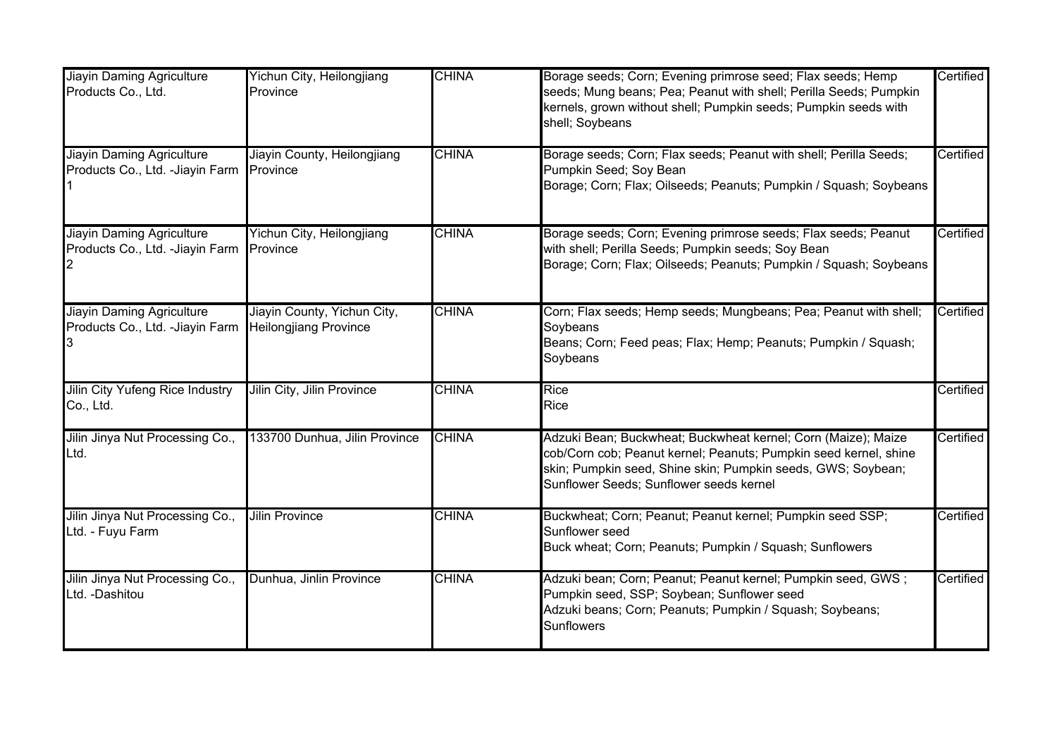| | | | | |
|---|---|---|---|---|
| Jiayin Daming Agriculture Products Co., Ltd. | Yichun City, Heilongjiang Province | CHINA | Borage seeds; Corn; Evening primrose seed; Flax seeds; Hemp seeds; Mung beans; Pea; Peanut with shell; Perilla Seeds; Pumpkin kernels, grown without shell; Pumpkin seeds; Pumpkin seeds with shell; Soybeans | Certified |
| Jiayin Daming Agriculture Products Co., Ltd. -Jiayin Farm 1 | Jiayin County, Heilongjiang Province | CHINA | Borage seeds; Corn; Flax seeds; Peanut with shell; Perilla Seeds; Pumpkin Seed; Soy Bean<br>Borage; Corn; Flax; Oilseeds; Peanuts; Pumpkin / Squash; Soybeans | Certified |
| Jiayin Daming Agriculture Products Co., Ltd. -Jiayin Farm 2 | Yichun City, Heilongjiang Province | CHINA | Borage seeds; Corn; Evening primrose seeds; Flax seeds; Peanut with shell; Perilla Seeds; Pumpkin seeds; Soy Bean<br>Borage; Corn; Flax; Oilseeds; Peanuts; Pumpkin / Squash; Soybeans | Certified |
| Jiayin Daming Agriculture Products Co., Ltd. -Jiayin Farm 3 | Jiayin County, Yichun City, Heilongjiang Province | CHINA | Corn; Flax seeds; Hemp seeds; Mungbeans; Pea; Peanut with shell; Soybeans<br>Beans; Corn; Feed peas; Flax; Hemp; Peanuts; Pumpkin / Squash; Soybeans | Certified |
| Jilin City Yufeng Rice Industry Co., Ltd. | Jilin City, Jilin Province | CHINA | Rice<br>Rice | Certified |
| Jilin Jinya Nut Processing Co., Ltd. | 133700 Dunhua, Jilin Province | CHINA | Adzuki Bean; Buckwheat; Buckwheat kernel; Corn (Maize); Maize cob/Corn cob; Peanut kernel; Peanuts; Pumpkin seed kernel, shine skin; Pumpkin seed, Shine skin; Pumpkin seeds, GWS; Soybean; Sunflower Seeds; Sunflower seeds kernel | Certified |
| Jilin Jinya Nut Processing Co., Ltd. - Fuyu Farm | Jilin Province | CHINA | Buckwheat; Corn; Peanut; Peanut kernel; Pumpkin seed SSP; Sunflower seed<br>Buck wheat; Corn; Peanuts; Pumpkin / Squash; Sunflowers | Certified |
| Jilin Jinya Nut Processing Co., Ltd. -Dashitou | Dunhua, Jinlin Province | CHINA | Adzuki bean; Corn; Peanut; Peanut kernel; Pumpkin seed, GWS ; Pumpkin seed, SSP; Soybean; Sunflower seed<br>Adzuki beans; Corn; Peanuts; Pumpkin / Squash; Soybeans; Sunflowers | Certified |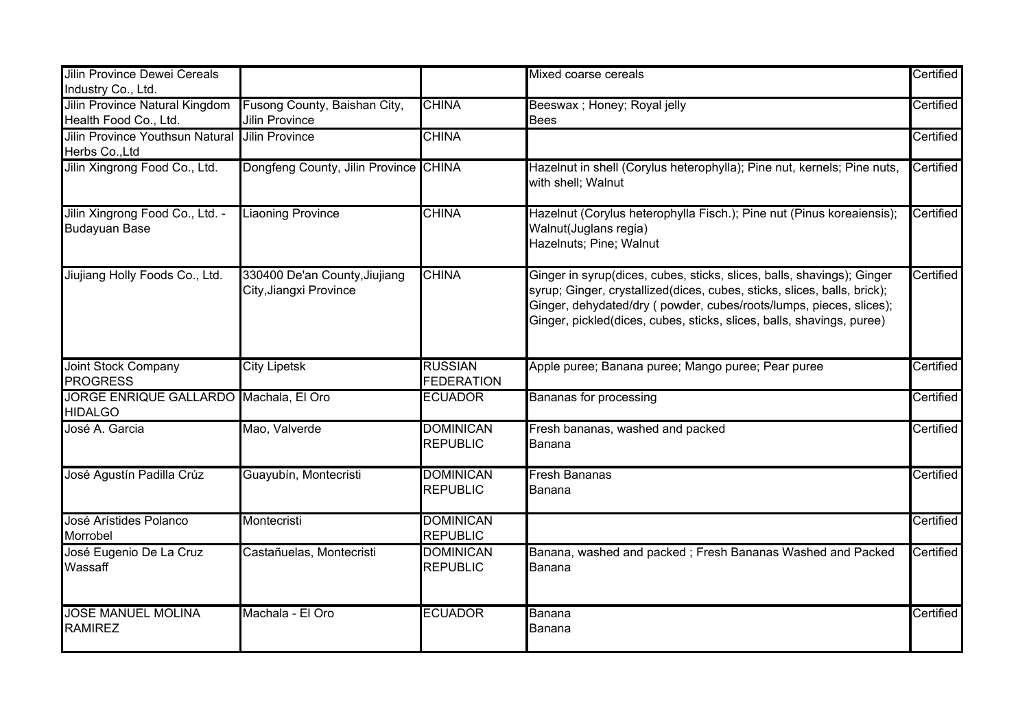| | | | | |
|---|---|---|---|---|
| Jilin Province Dewei Cereals Industry Co., Ltd. | | | Mixed coarse cereals | Certified |
| Jilin Province Natural Kingdom Health Food Co., Ltd. | Fusong County, Baishan City, Jilin Province | CHINA | Beeswax ; Honey; Royal jelly<br>Bees | Certified |
| Jilin Province Youthsun Natural Herbs Co.,Ltd | Jilin Province | CHINA | | Certified |
| Jilin Xingrong Food Co., Ltd. | Dongfeng County, Jilin Province | CHINA | Hazelnut in shell (Corylus heterophylla); Pine nut, kernels; Pine nuts, with shell; Walnut | Certified |
| Jilin Xingrong Food Co., Ltd. - Budayuan Base | Liaoning Province | CHINA | Hazelnut (Corylus heterophylla Fisch.); Pine nut (Pinus koreaiensis); Walnut(Juglans regia)<br>Hazelnuts; Pine; Walnut | Certified |
| Jiujiang Holly Foods Co., Ltd. | 330400 De'an County,Jiujiang City,Jiangxi Province | CHINA | Ginger in syrup(dices, cubes, sticks, slices, balls, shavings); Ginger syrup; Ginger, crystallized(dices, cubes, sticks, slices, balls, brick); Ginger, dehydated/dry ( powder, cubes/roots/lumps, pieces, slices); Ginger, pickled(dices, cubes, sticks, slices, balls, shavings, puree) | Certified |
| Joint Stock Company PROGRESS | City Lipetsk | RUSSIAN FEDERATION | Apple puree; Banana puree; Mango puree; Pear puree | Certified |
| JORGE ENRIQUE GALLARDO HIDALGO | Machala, El Oro | ECUADOR | Bananas for processing | Certified |
| José A. Garcia | Mao, Valverde | DOMINICAN REPUBLIC | Fresh bananas, washed and packed<br>Banana | Certified |
| José Agustín Padilla Crúz | Guayubín, Montecristi | DOMINICAN REPUBLIC | Fresh Bananas<br>Banana | Certified |
| José Arístides Polanco Morrobel | Montecristi | DOMINICAN REPUBLIC | | Certified |
| José Eugenio De La Cruz Wassaff | Castañuelas, Montecristi | DOMINICAN REPUBLIC | Banana, washed and packed ; Fresh Bananas Washed and Packed<br>Banana | Certified |
| JOSE MANUEL MOLINA RAMIREZ | Machala - El Oro | ECUADOR | Banana<br>Banana | Certified |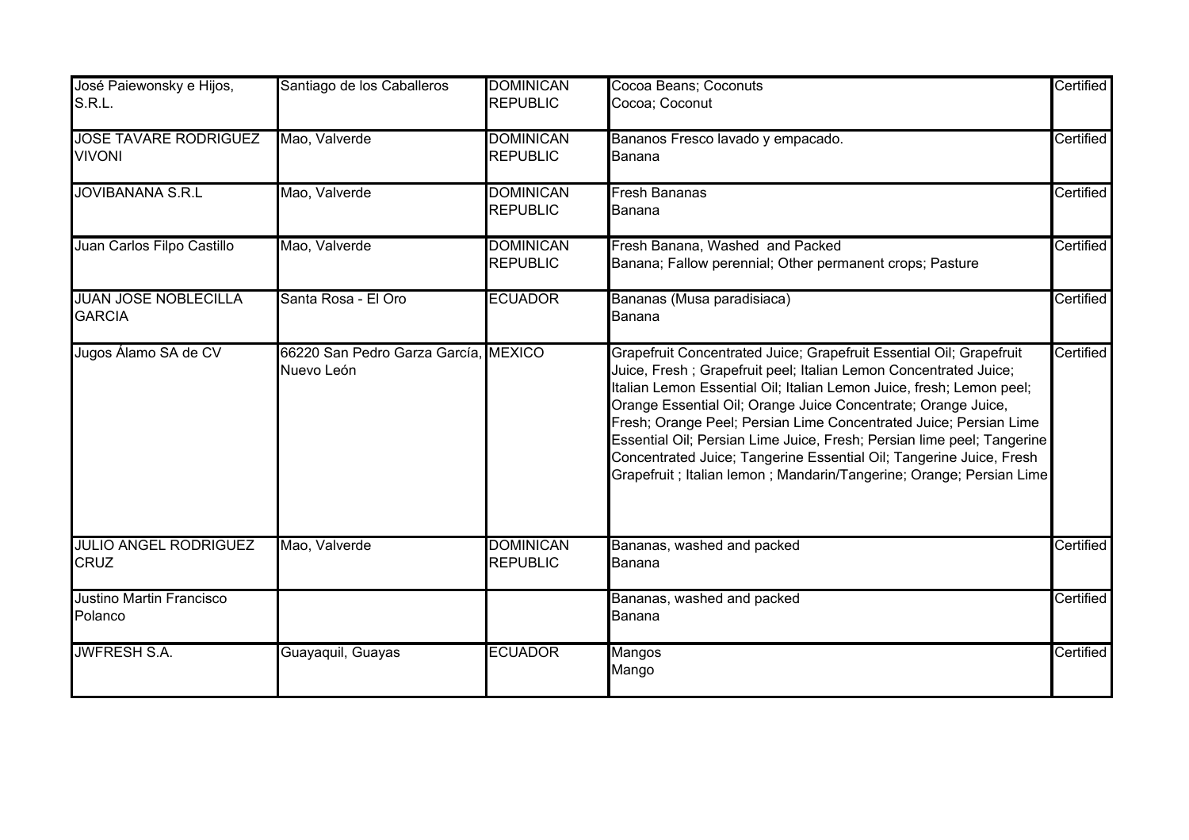| | | | | |
|---|---|---|---|---|
| José Paiewonsky e Hijos, S.R.L. | Santiago de los Caballeros | DOMINICAN REPUBLIC | Cocoa Beans; Coconuts<br>Cocoa; Coconut | Certified |
| JOSE TAVARE RODRIGUEZ VIVONI | Mao, Valverde | DOMINICAN REPUBLIC | Bananos Fresco lavado y empacado.<br>Banana | Certified |
| JOVIBANANA S.R.L | Mao, Valverde | DOMINICAN REPUBLIC | Fresh Bananas<br>Banana | Certified |
| Juan Carlos Filpo Castillo | Mao, Valverde | DOMINICAN REPUBLIC | Fresh Banana, Washed and Packed<br>Banana; Fallow perennial; Other permanent crops; Pasture | Certified |
| JUAN JOSE NOBLECILLA GARCIA | Santa Rosa - El Oro | ECUADOR | Bananas (Musa paradisiaca)<br>Banana | Certified |
| Jugos Álamo SA de CV | 66220 San Pedro Garza García, Nuevo León | MEXICO | Grapefruit Concentrated Juice; Grapefruit Essential Oil; Grapefruit Juice, Fresh ; Grapefruit peel; Italian Lemon Concentrated Juice; Italian Lemon Essential Oil; Italian Lemon Juice, fresh; Lemon peel; Orange Essential Oil; Orange Juice Concentrate; Orange Juice, Fresh; Orange Peel; Persian Lime Concentrated Juice; Persian Lime Essential Oil; Persian Lime Juice, Fresh; Persian lime peel; Tangerine Concentrated Juice; Tangerine Essential Oil; Tangerine Juice, Fresh<br>Grapefruit ; Italian lemon ; Mandarin/Tangerine; Orange; Persian Lime | Certified |
| JULIO ANGEL RODRIGUEZ CRUZ | Mao, Valverde | DOMINICAN REPUBLIC | Bananas, washed and packed<br>Banana | Certified |
| Justino Martin Francisco Polanco | | | Bananas, washed and packed<br>Banana | Certified |
| JWFRESH S.A. | Guayaquil, Guayas | ECUADOR | Mangos<br>Mango | Certified |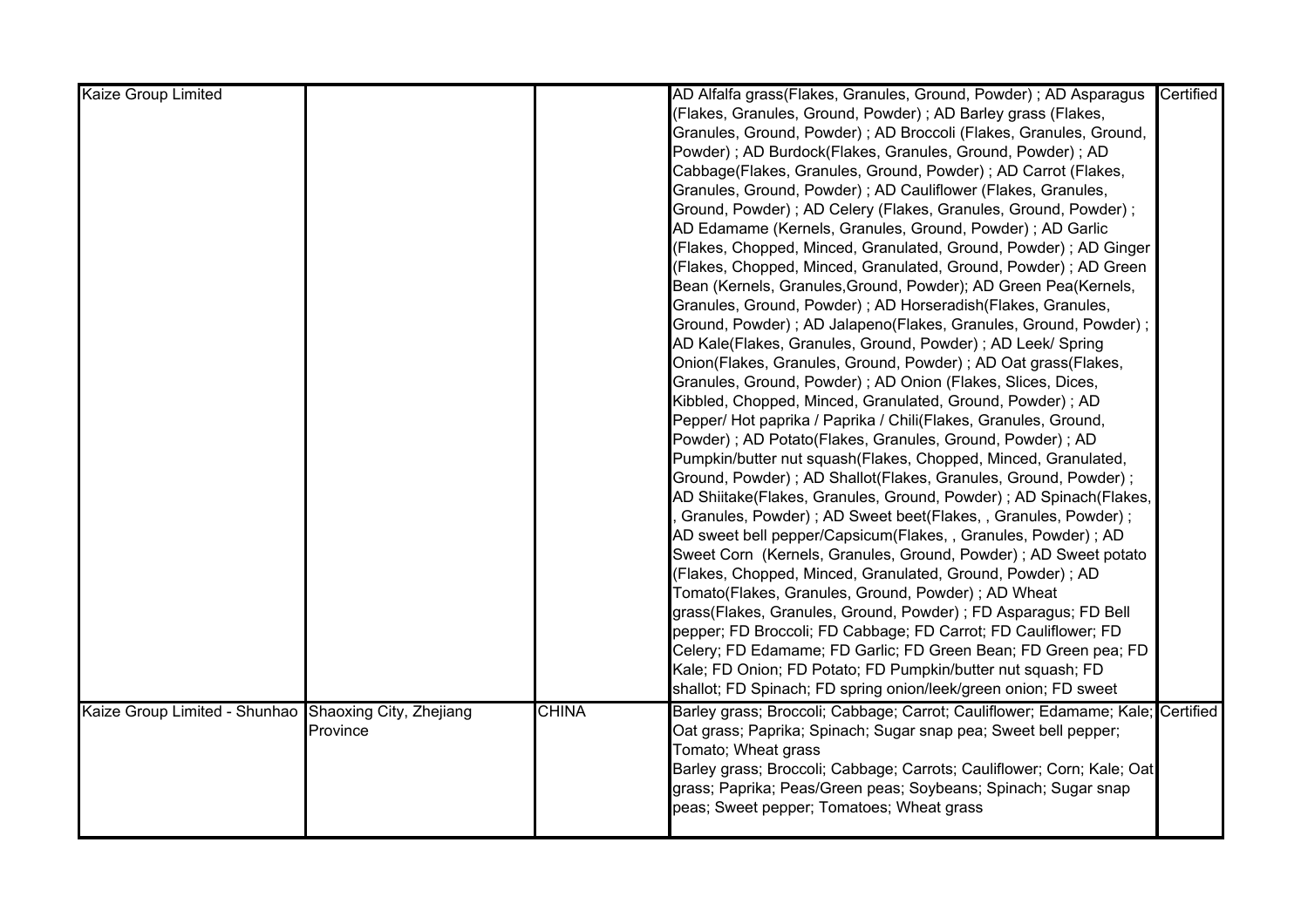| | | | | |
|---|---|---|---|---|
| Kaize Group Limited | | | AD Alfalfa grass(Flakes, Granules, Ground, Powder) ; AD Asparagus (Flakes, Granules, Ground, Powder) ; AD Barley grass (Flakes, Granules, Ground, Powder) ; AD Broccoli (Flakes, Granules, Ground, Powder) ; AD Burdock(Flakes, Granules, Ground, Powder) ; AD Cabbage(Flakes, Granules, Ground, Powder) ; AD Carrot (Flakes, Granules, Ground, Powder) ; AD Cauliflower (Flakes, Granules, Ground, Powder) ; AD Celery (Flakes, Granules, Ground, Powder) ; AD Edamame (Kernels, Granules, Ground, Powder) ; AD Garlic (Flakes, Chopped, Minced, Granulated, Ground, Powder) ; AD Ginger (Flakes, Chopped, Minced, Granulated, Ground, Powder) ; AD Green Bean (Kernels, Granules,Ground, Powder); AD Green Pea(Kernels, Granules, Ground, Powder) ; AD Horseradish(Flakes, Granules, Ground, Powder) ; AD Jalapeno(Flakes, Granules, Ground, Powder) ; AD Kale(Flakes, Granules, Ground, Powder) ; AD Leek/ Spring Onion(Flakes, Granules, Ground, Powder) ; AD Oat grass(Flakes, Granules, Ground, Powder) ; AD Onion (Flakes, Slices, Dices, Kibbled, Chopped, Minced, Granulated, Ground, Powder) ; AD Pepper/ Hot paprika / Paprika / Chili(Flakes, Granules, Ground, Powder) ; AD Potato(Flakes, Granules, Ground, Powder) ; AD Pumpkin/butter nut squash(Flakes, Chopped, Minced, Granulated, Ground, Powder) ; AD Shallot(Flakes, Granules, Ground, Powder) ; AD Shiitake(Flakes, Granules, Ground, Powder) ; AD Spinach(Flakes, , Granules, Powder) ; AD Sweet beet(Flakes, , Granules, Powder) ; AD sweet bell pepper/Capsicum(Flakes, , Granules, Powder) ; AD Sweet Corn (Kernels, Granules, Ground, Powder) ; AD Sweet potato (Flakes, Chopped, Minced, Granulated, Ground, Powder) ; AD Tomato(Flakes, Granules, Ground, Powder) ; AD Wheat grass(Flakes, Granules, Ground, Powder) ; FD Asparagus; FD Bell pepper; FD Broccoli; FD Cabbage; FD Carrot; FD Cauliflower; FD Celery; FD Edamame; FD Garlic; FD Green Bean; FD Green pea; FD Kale; FD Onion; FD Potato; FD Pumpkin/butter nut squash; FD Spinach; FD spring onion/leek/green onion; FD sweet | Certified |
| Kaize Group Limited - Shunhao | Shaoxing City, Zhejiang Province | CHINA | Barley grass; Broccoli; Cabbage; Carrot; Cauliflower; Edamame; Kale; Oat grass; Paprika; Spinach; Sugar snap pea; Sweet bell pepper; Tomato; Wheat grass<br>Barley grass; Broccoli; Cabbage; Carrots; Cauliflower; Corn; Kale; Oat grass; Paprika; Peas/Green peas; Soybeans; Spinach; Sugar snap peas; Sweet pepper; Tomatoes; Wheat grass | Certified |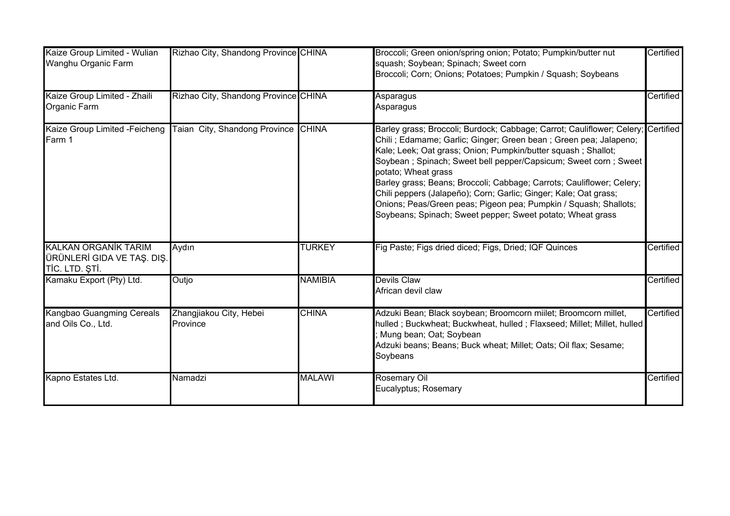| | | | | |
|---|---|---|---|---|
| Kaize Group Limited - Wulian Wanghu Organic Farm | Rizhao City, Shandong Province | CHINA | Broccoli; Green onion/spring onion; Potato; Pumpkin/butter nut squash; Soybean; Spinach; Sweet corn<br>Broccoli; Corn; Onions; Potatoes; Pumpkin / Squash; Soybeans | Certified |
| Kaize Group Limited - Zhaili Organic Farm | Rizhao City, Shandong Province | CHINA | Asparagus<br>Asparagus | Certified |
| Kaize Group Limited -Feicheng Farm 1 | Taian City, Shandong Province | CHINA | Barley grass; Broccoli; Burdock; Cabbage; Carrot; Cauliflower; Celery; Chili ; Edamame; Garlic; Ginger; Green bean ; Green pea; Jalapeno; Kale; Leek; Oat grass; Onion; Pumpkin/butter squash ; Shallot; Soybean ; Spinach; Sweet bell pepper/Capsicum; Sweet corn ; Sweet potato; Wheat grass<br>Barley grass; Beans; Broccoli; Cabbage; Carrots; Cauliflower; Celery; Chili peppers (Jalapeño); Corn; Garlic; Ginger; Kale; Oat grass; Onions; Peas/Green peas; Pigeon pea; Pumpkin / Squash; Shallots; Soybeans; Spinach; Sweet pepper; Sweet potato; Wheat grass | Certified |
| KALKAN ORGANİK TARIM ÜRÜNLERİ GIDA VE TAŞ. DIŞ. TİC. LTD. ŞTİ. | Aydın | TURKEY | Fig Paste; Figs dried diced; Figs, Dried; IQF Quinces | Certified |
| Kamaku Export (Pty) Ltd. | Outjo | NAMIBIA | Devils Claw<br>African devil claw | Certified |
| Kangbao Guangming Cereals and Oils Co., Ltd. | Zhangjiakou City, Hebei Province | CHINA | Adzuki Bean; Black soybean; Broomcorn miilet; Broomcorn millet, hulled ; Buckwheat; Buckwheat, hulled ; Flaxseed; Millet; Millet, hulled ; Mung bean; Oat; Soybean<br>Adzuki beans; Beans; Buck wheat; Millet; Oats; Oil flax; Sesame; Soybeans | Certified |
| Kapno Estates Ltd. | Namadzi | MALAWI | Rosemary Oil<br>Eucalyptus; Rosemary | Certified |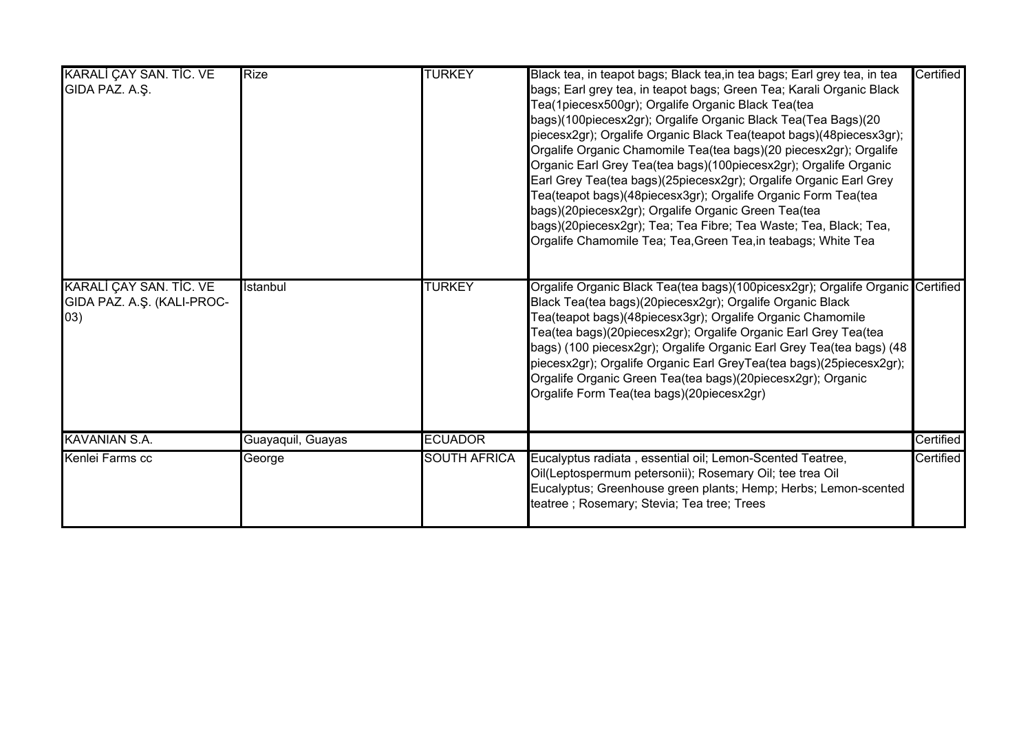| | | | | |
|---|---|---|---|---|
| KARALİ ÇAY SAN. TİC. VE GIDA PAZ. A.Ş. | Rize | TURKEY | Black tea, in teapot bags; Black tea,in tea bags; Earl grey tea, in tea bags; Earl grey tea, in teapot bags; Green Tea; Karali Organic Black Tea(1piecesx500gr); Orgalife Organic Black Tea(tea bags)(100piecesx2gr); Orgalife Organic Black Tea(Tea Bags)(20 piecesx2gr); Orgalife Organic Black Tea(teapot bags)(48piecesx3gr); Orgalife Organic Chamomile Tea(tea bags)(20 piecesx2gr); Orgalife Organic Earl Grey Tea(tea bags)(100piecesx2gr); Orgalife Organic Earl Grey Tea(tea bags)(25piecesx2gr); Orgalife Organic Earl Grey Tea(teapot bags)(48piecesx3gr); Orgalife Organic Form Tea(tea bags)(20piecesx2gr); Orgalife Organic Green Tea(tea bags)(20piecesx2gr); Tea; Tea Fibre; Tea Waste; Tea, Black; Tea, Orgalife Chamomile Tea; Tea,Green Tea,in teabags; White Tea | Certified |
| KARALİ ÇAY SAN. TİC. VE GIDA PAZ. A.Ş. (KALI-PROC-03) | İstanbul | TURKEY | Orgalife Organic Black Tea(tea bags)(100picesx2gr); Orgalife Organic Black Tea(tea bags)(20piecesx2gr); Orgalife Organic Black Tea(teapot bags)(48piecesx3gr); Orgalife Organic Chamomile Tea(tea bags)(20piecesx2gr); Orgalife Organic Earl Grey Tea(tea bags) (100 piecesx2gr); Orgalife Organic Earl Grey Tea(tea bags) (48 piecesx2gr); Orgalife Organic Earl GreyTea(tea bags)(25piecesx2gr); Orgalife Organic Green Tea(tea bags)(20piecesx2gr); Organic Orgalife Form Tea(tea bags)(20piecesx2gr) | Certified |
| KAVANIAN S.A. | Guayaquil, Guayas | ECUADOR | | Certified |
| Kenlei Farms cc | George | SOUTH AFRICA | Eucalyptus radiata , essential oil; Lemon-Scented Teatree, Oil(Leptospermum petersonii); Rosemary Oil; tee trea Oil Eucalyptus; Greenhouse green plants; Hemp; Herbs; Lemon-scented teatree ; Rosemary; Stevia; Tea tree; Trees | Certified |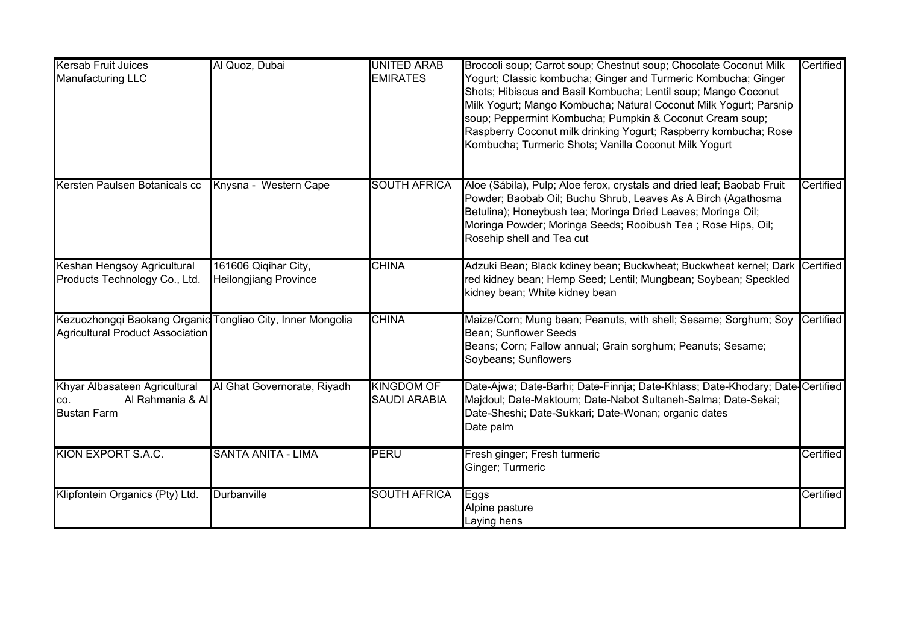| Kersab Fruit Juices Manufacturing LLC | Al Quoz, Dubai | UNITED ARAB EMIRATES | Broccoli soup; Carrot soup; Chestnut soup; Chocolate Coconut Milk Yogurt; Classic kombucha; Ginger and Turmeric Kombucha; Ginger Shots; Hibiscus and Basil Kombucha; Lentil soup; Mango Coconut Milk Yogurt; Mango Kombucha; Natural Coconut Milk Yogurt; Parsnip soup; Peppermint Kombucha; Pumpkin & Coconut Cream soup; Raspberry Coconut milk drinking Yogurt; Raspberry kombucha; Rose Kombucha; Turmeric Shots; Vanilla Coconut Milk Yogurt | Certified |
|---|---|---|---|---|
| Kersten Paulsen Botanicals cc | Knysna - Western Cape | SOUTH AFRICA | Aloe (Sábila), Pulp; Aloe ferox, crystals and dried leaf; Baobab Fruit Powder; Baobab Oil; Buchu Shrub, Leaves As A Birch (Agathosma Betulina); Honeybush tea; Moringa Dried Leaves; Moringa Oil; Moringa Powder; Moringa Seeds; Rooibush Tea ; Rose Hips, Oil; Rosehip shell and Tea cut | Certified |
| Keshan Hengsoy Agricultural Products Technology Co., Ltd. | 161606 Qiqihar City, Heilongjiang Province | CHINA | Adzuki Bean; Black kdiney bean; Buckwheat; Buckwheat kernel; Dark red kidney bean; Hemp Seed; Lentil; Mungbean; Soybean; Speckled kidney bean; White kidney bean | Certified |
| Kezuozhongqi Baokang Organic Agricultural Product Association | Tongliao City, Inner Mongolia | CHINA | Maize/Corn; Mung bean; Peanuts, with shell; Sesame; Sorghum; Soy Bean; Sunflower Seeds<br>Beans; Corn; Fallow annual; Grain sorghum; Peanuts; Sesame; Soybeans; Sunflowers | Certified |
| Khyar Albasateen Agricultural co. Al Rahmania & Al Bustan Farm | Al Ghat Governorate, Riyadh | KINGDOM OF SAUDI ARABIA | Date-Ajwa; Date-Barhi; Date-Finnja; Date-Khlass; Date-Khodary; Date-Majdoul; Date-Maktoum; Date-Nabot Sultaneh-Salma; Date-Sekai; Date-Sheshi; Date-Sukkari; Date-Wonan; organic dates<br>Date palm | Certified |
| KION EXPORT S.A.C. | SANTA ANITA - LIMA | PERU | Fresh ginger; Fresh turmeric<br>Ginger; Turmeric | Certified |
| Klipfontein Organics (Pty) Ltd. | Durbanville | SOUTH AFRICA | Eggs<br>Alpine pasture<br>Laying hens | Certified |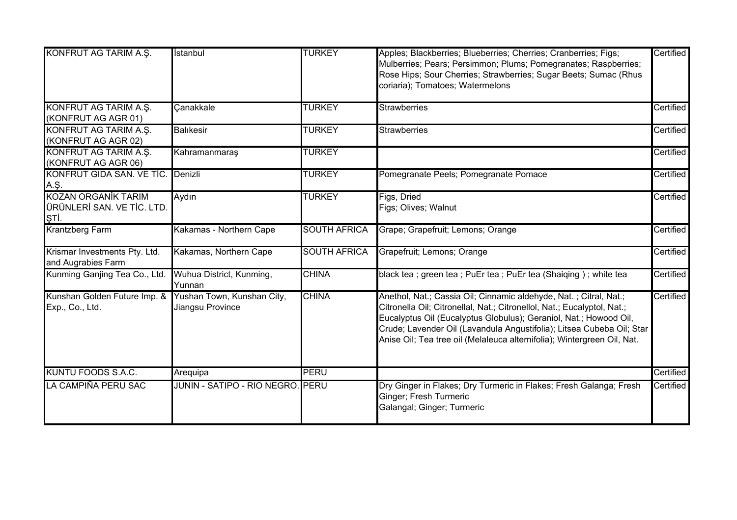| | | | | |
|---|---|---|---|---|
| KONFRUT AG TARIM A.Ş. | İstanbul | TURKEY | Apples; Blackberries; Blueberries; Cherries; Cranberries; Figs; Mulberries; Pears; Persimmon; Plums; Pomegranates; Raspberries; Rose Hips; Sour Cherries; Strawberries; Sugar Beets; Sumac (Rhus coriaria); Tomatoes; Watermelons | Certified |
| KONFRUT AG TARIM A.Ş. (KONFRUT AG AGR 01) | Çanakkale | TURKEY | Strawberries | Certified |
| KONFRUT AG TARIM A.Ş. (KONFRUT AG AGR 02) | Balıkesir | TURKEY | Strawberries | Certified |
| KONFRUT AG TARIM A.Ş. (KONFRUT AG AGR 06) | Kahramanmaraş | TURKEY | | Certified |
| KONFRUT GIDA SAN. VE TİC. A.Ş. | Denizli | TURKEY | Pomegranate Peels; Pomegranate Pomace | Certified |
| KOZAN ORGANİK TARIM ÜRÜNLERİ SAN. VE TİC. LTD. ŞTİ. | Aydın | TURKEY | Figs, Dried<br>Figs; Olives; Walnut | Certified |
| Krantzberg Farm | Kakamas - Northern Cape | SOUTH AFRICA | Grape; Grapefruit; Lemons; Orange | Certified |
| Krismar Investments Pty. Ltd. and Augrabies Farm | Kakamas, Northern Cape | SOUTH AFRICA | Grapefruit; Lemons; Orange | Certified |
| Kunming Ganjing Tea Co., Ltd. | Wuhua District, Kunming, Yunnan | CHINA | black tea ; green tea ; PuEr tea ; PuEr tea (Shaiqing ) ; white tea | Certified |
| Kunshan Golden Future Imp. & Exp., Co., Ltd. | Yushan Town, Kunshan City, Jiangsu Province | CHINA | Anethol, Nat.; Cassia Oil; Cinnamic aldehyde, Nat. ; Citral, Nat.; Citronella Oil; Citronellal, Nat.; Citronellol, Nat.; Eucalyptol, Nat.; Eucalyptus Oil (Eucalyptus Globulus); Geraniol, Nat.; Howood Oil, Crude; Lavender Oil (Lavandula Angustifolia); Litsea Cubeba Oil; Star Anise Oil; Tea tree oil (Melaleuca alternifolia); Wintergreen Oil, Nat. | Certified |
| KUNTU FOODS S.A.C. | Arequipa | PERU | | Certified |
| LA CAMPIÑA PERU SAC | JUNIN - SATIPO - RIO NEGRO. | PERU | Dry Ginger in Flakes; Dry Turmeric in Flakes; Fresh Galanga; Fresh Ginger; Fresh Turmeric<br>Galangal; Ginger; Turmeric | Certified |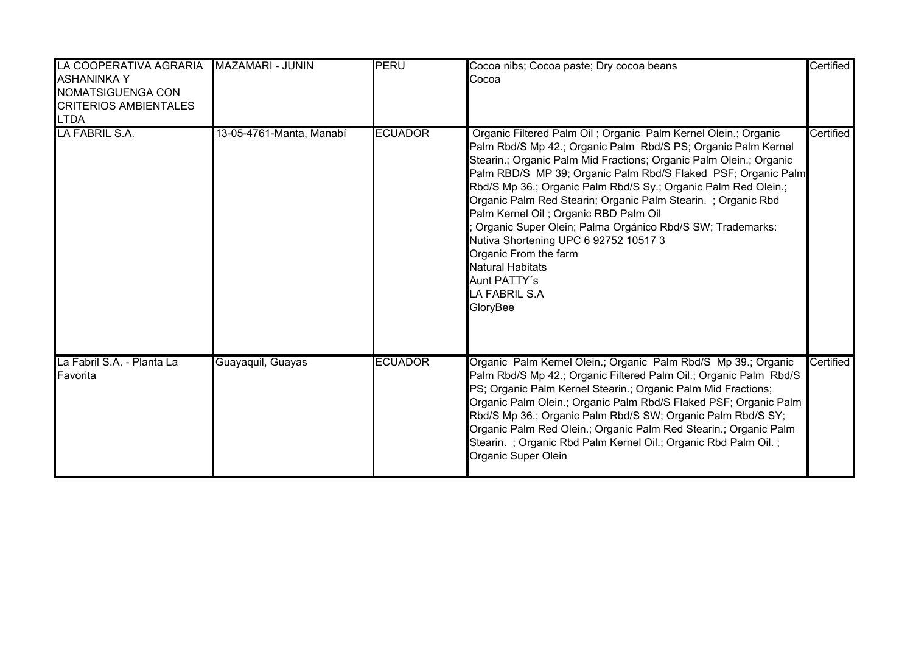| | | | | |
|---|---|---|---|---|
| LA COOPERATIVA AGRARIA ASHANINKA Y NOMATSIGUENGA CON CRITERIOS AMBIENTALES LTDA | MAZAMARI - JUNIN | PERU | Cocoa nibs; Cocoa paste; Dry cocoa beans<br>Cocoa | Certified |
| LA FABRIL S.A. | 13-05-4761-Manta, Manabí | ECUADOR | Organic Filtered Palm Oil ; Organic Palm Kernel Olein.; Organic Palm Rbd/S Mp 42.; Organic Palm Rbd/S PS; Organic Palm Kernel Stearin.; Organic Palm Mid Fractions; Organic Palm Olein.; Organic Palm RBD/S MP 39; Organic Palm Rbd/S Flaked PSF; Organic Palm Rbd/S Mp 36.; Organic Palm Rbd/S Sy.; Organic Palm Red Olein.; Organic Palm Red Stearin; Organic Palm Stearin. ; Organic Rbd Palm Kernel Oil ; Organic RBD Palm Oil<br>; Organic Super Olein; Palma Orgánico Rbd/S SW; Trademarks: Nutiva Shortening UPC 6 92752 10517 3<br>Organic From the farm<br>Natural Habitats<br>Aunt PATTY´s<br>LA FABRIL S.A<br>GloryBee | Certified |
| La Fabril S.A. - Planta La Favorita | Guayaquil, Guayas | ECUADOR | Organic Palm Kernel Olein.; Organic Palm Rbd/S Mp 39.; Organic Palm Rbd/S Mp 42.; Organic Filtered Palm Oil.; Organic Palm Rbd/S PS; Organic Palm Kernel Stearin.; Organic Palm Mid Fractions; Organic Palm Olein.; Organic Palm Rbd/S Flaked PSF; Organic Palm Rbd/S Mp 36.; Organic Palm Rbd/S SW; Organic Palm Rbd/S SY; Organic Palm Red Olein.; Organic Palm Red Stearin.; Organic Palm Stearin. ; Organic Rbd Palm Kernel Oil.; Organic Rbd Palm Oil. ; Organic Super Olein | Certified |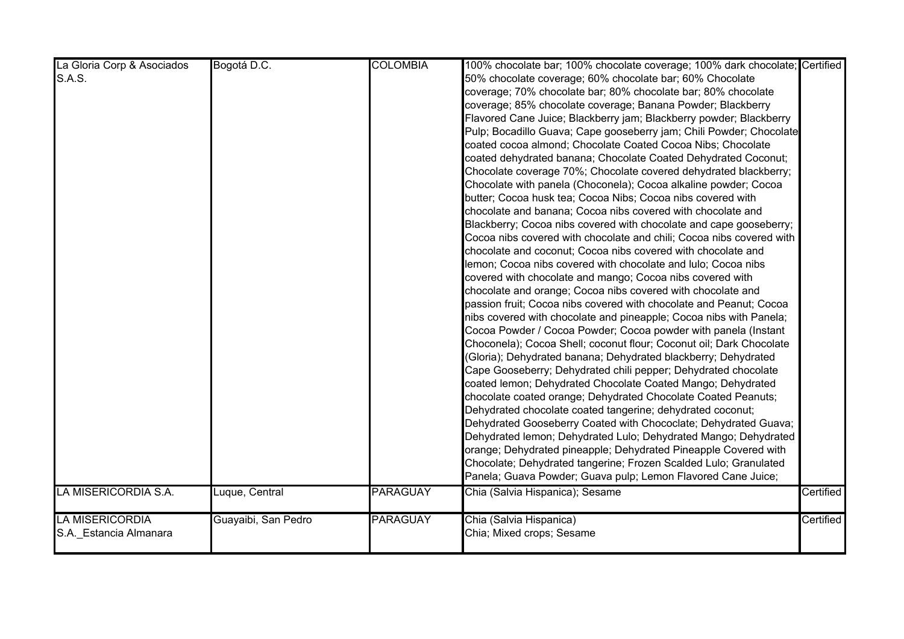| | | | | |
|---|---|---|---|---|
| La Gloria Corp & Asociados S.A.S. | Bogotá D.C. | COLOMBIA | 100% chocolate bar; 100% chocolate coverage; 100% dark chocolate; 50% chocolate coverage; 60% chocolate bar; 60% Chocolate coverage; 70% chocolate bar; 80% chocolate bar; 80% chocolate coverage; 85% chocolate coverage; Banana Powder; Blackberry Flavored Cane Juice; Blackberry jam; Blackberry powder; Blackberry Pulp; Bocadillo Guava; Cape gooseberry jam; Chili Powder; Chocolate coated cocoa almond; Chocolate Coated Cocoa Nibs; Chocolate coated dehydrated banana; Chocolate Coated Dehydrated Coconut; Chocolate coverage 70%; Chocolate covered dehydrated blackberry; Chocolate with panela (Choconela); Cocoa alkaline powder; Cocoa butter; Cocoa husk tea; Cocoa Nibs; Cocoa nibs covered with chocolate and banana; Cocoa nibs covered with chocolate and Blackberry; Cocoa nibs covered with chocolate and cape gooseberry; Cocoa nibs covered with chocolate and chili; Cocoa nibs covered with chocolate and coconut; Cocoa nibs covered with chocolate and lemon; Cocoa nibs covered with chocolate and lulo; Cocoa nibs covered with chocolate and mango; Cocoa nibs covered with chocolate and orange; Cocoa nibs covered with chocolate and passion fruit; Cocoa nibs covered with chocolate and Peanut; Cocoa nibs covered with chocolate and pineapple; Cocoa nibs with Panela; Cocoa Powder / Cocoa Powder; Cocoa powder with panela (Instant Choconela); Cocoa Shell; coconut flour; Coconut oil; Dark Chocolate (Gloria); Dehydrated banana; Dehydrated blackberry; Dehydrated Cape Gooseberry; Dehydrated chili pepper; Dehydrated chocolate coated lemon; Dehydrated Chocolate Coated Mango; Dehydrated chocolate coated orange; Dehydrated Chocolate Coated Peanuts; Dehydrated chocolate coated tangerine; dehydrated coconut; Dehydrated Gooseberry Coated with Chococlate; Dehydrated Guava; Dehydrated lemon; Dehydrated Lulo; Dehydrated Mango; Dehydrated orange; Dehydrated pineapple; Dehydrated Pineapple Covered with Chocolate; Dehydrated tangerine; Frozen Scalded Lulo; Granulated Panela; Guava Powder; Guava pulp; Lemon Flavored Cane Juice; | Certified |
| LA MISERICORDIA S.A. | Luque, Central | PARAGUAY | Chia (Salvia Hispanica); Sesame | Certified |
| LA MISERICORDIA S.A._Estancia Almanara | Guayaibi, San Pedro | PARAGUAY | Chia (Salvia Hispanica)<br>Chia; Mixed crops; Sesame | Certified |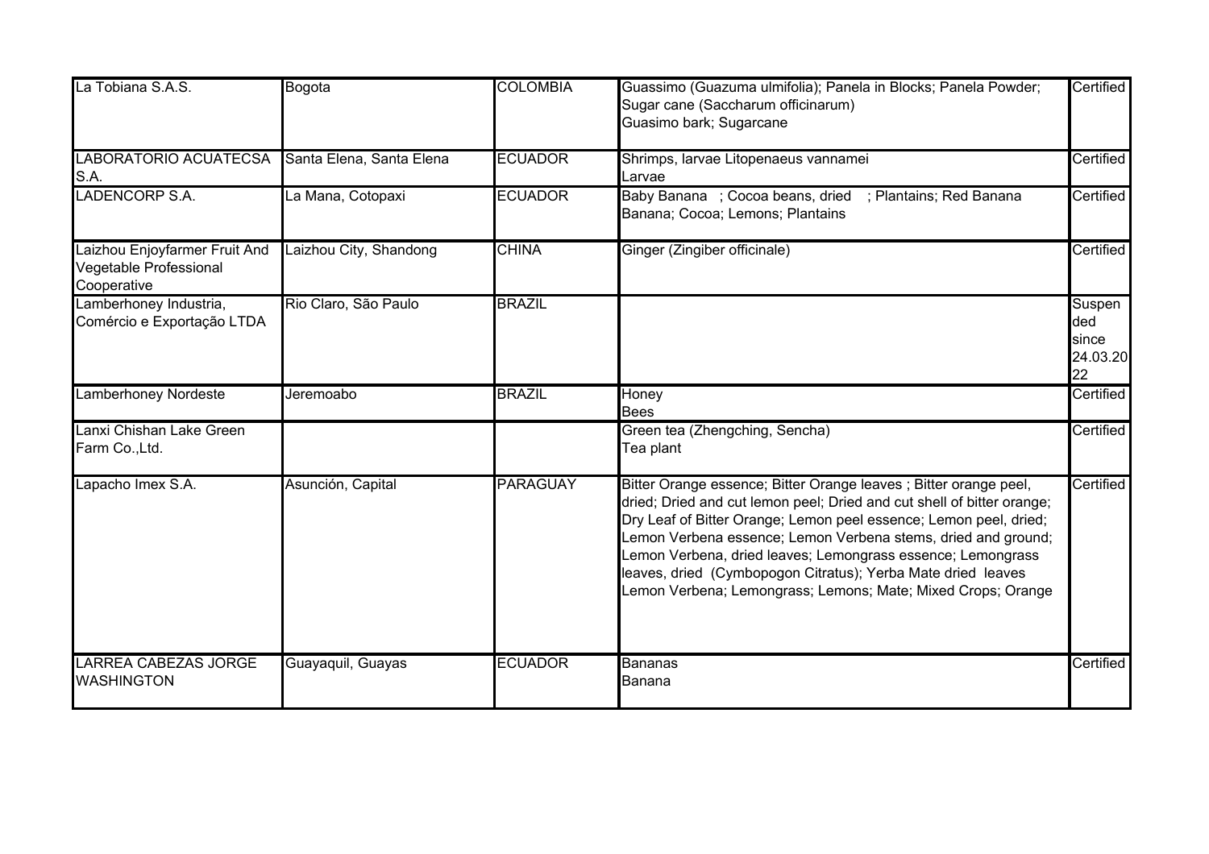| | | | | |
|---|---|---|---|---|
| La Tobiana S.A.S. | Bogota | COLOMBIA | Guassimo (Guazuma ulmifolia); Panela in Blocks; Panela Powder; Sugar cane (Saccharum officinarum)<br>Guasimo bark; Sugarcane | Certified |
| LABORATORIO ACUATECSA S.A. | Santa Elena, Santa Elena | ECUADOR | Shrimps, larvae Litopenaeus vannamei<br>Larvae | Certified |
| LADENCORP S.A. | La Mana, Cotopaxi | ECUADOR | Baby Banana ; Cocoa beans, dried ; Plantains; Red Banana<br>Banana; Cocoa; Lemons; Plantains | Certified |
| Laizhou Enjoyfarmer Fruit And Vegetable Professional Cooperative | Laizhou City, Shandong | CHINA | Ginger (Zingiber officinale) | Certified |
| Lamberhoney Industria, Comércio e Exportação LTDA | Rio Claro, São Paulo | BRAZIL | | Suspended since 24.03.2022 |
| Lamberhoney Nordeste | Jeremoabo | BRAZIL | Honey<br>Bees | Certified |
| Lanxi Chishan Lake Green Farm Co.,Ltd. | | | Green tea (Zhengching, Sencha)<br>Tea plant | Certified |
| Lapacho Imex S.A. | Asunción, Capital | PARAGUAY | Bitter Orange essence; Bitter Orange leaves ; Bitter orange peel, dried; Dried and cut lemon peel; Dried and cut shell of bitter orange; Dry Leaf of Bitter Orange; Lemon peel essence; Lemon peel, dried; Lemon Verbena essence; Lemon Verbena stems, dried and ground; Lemon Verbena, dried leaves; Lemongrass essence; Lemongrass leaves, dried (Cymbopogon Citratus); Yerba Mate dried leaves<br>Lemon Verbena; Lemongrass; Lemons; Mate; Mixed Crops; Orange | Certified |
| LARREA CABEZAS JORGE WASHINGTON | Guayaquil, Guayas | ECUADOR | Bananas<br>Banana | Certified |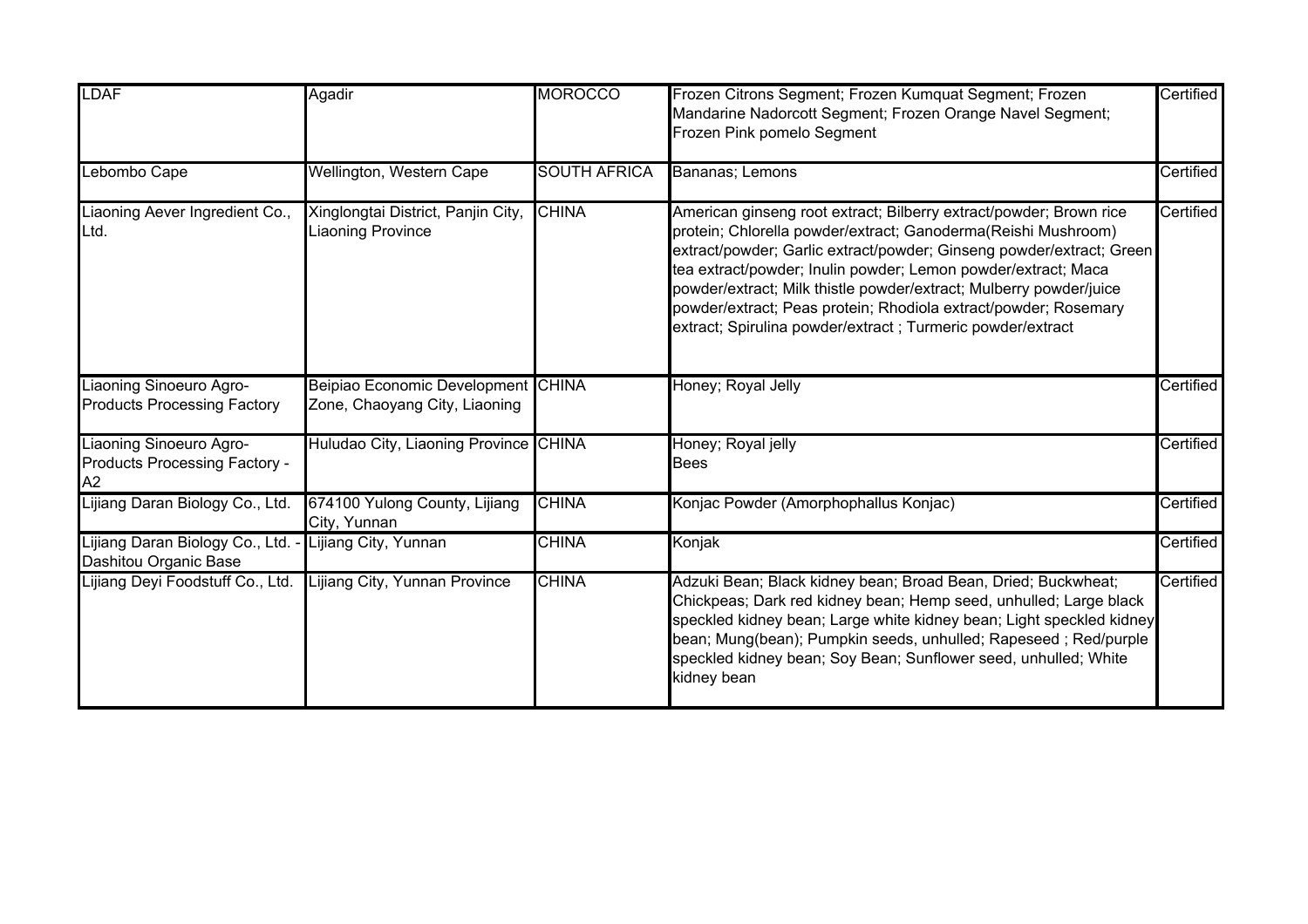| LDAF | Agadir | MOROCCO | Frozen Citrons Segment; Frozen Kumquat Segment; Frozen Mandarine Nadorcott Segment; Frozen Orange Navel Segment; Frozen Pink pomelo Segment | Certified |
|---|---|---|---|---|
| Lebombo Cape | Wellington, Western Cape | SOUTH AFRICA | Bananas; Lemons | Certified |
| Liaoning Aever Ingredient Co., Ltd. | Xinglongtai District, Panjin City, Liaoning Province | CHINA | American ginseng root extract; Bilberry extract/powder; Brown rice protein; Chlorella powder/extract; Ganoderma(Reishi Mushroom) extract/powder; Garlic extract/powder; Ginseng powder/extract; Green tea extract/powder; Inulin powder; Lemon powder/extract; Maca powder/extract; Milk thistle powder/extract; Mulberry powder/juice powder/extract; Peas protein; Rhodiola extract/powder; Rosemary extract; Spirulina powder/extract ; Turmeric powder/extract | Certified |
| Liaoning Sinoeuro Agro-Products Processing Factory | Beipiao Economic Development Zone, Chaoyang City, Liaoning | CHINA | Honey; Royal Jelly | Certified |
| Liaoning Sinoeuro Agro-Products Processing Factory - A2 | Huludao City, Liaoning Province | CHINA | Honey; Royal jelly<br>Bees | Certified |
| Lijiang Daran Biology Co., Ltd. | 674100 Yulong County, Lijiang City, Yunnan | CHINA | Konjac Powder (Amorphophallus Konjac) | Certified |
| Lijiang Daran Biology Co., Ltd. - Dashitou Organic Base | Lijiang City, Yunnan | CHINA | Konjak | Certified |
| Lijiang Deyi Foodstuff Co., Ltd. | Lijiang City, Yunnan Province | CHINA | Adzuki Bean; Black kidney bean; Broad Bean, Dried; Buckwheat; Chickpeas; Dark red kidney bean; Hemp seed, unhulled; Large black speckled kidney bean; Large white kidney bean; Light speckled kidney bean; Mung(bean); Pumpkin seeds, unhulled; Rapeseed ; Red/purple speckled kidney bean; Soy Bean; Sunflower seed, unhulled; White kidney bean | Certified |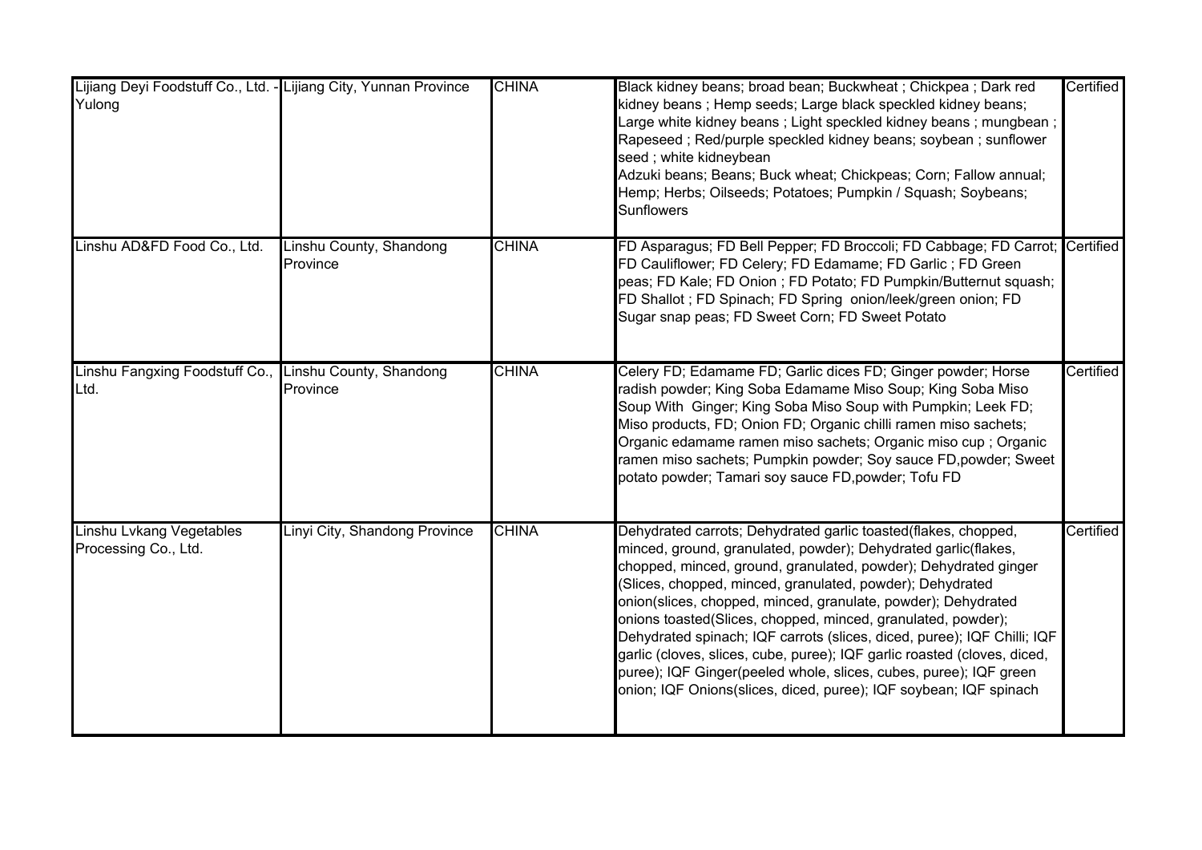| | | | | |
|---|---|---|---|---|
| Lijiang Deyi Foodstuff Co., Ltd. - Yulong | Lijiang City, Yunnan Province | CHINA | Black kidney beans; broad bean; Buckwheat ; Chickpea ; Dark red kidney beans ; Hemp seeds; Large black speckled kidney beans; Large white kidney beans ; Light speckled kidney beans ; mungbean ; Rapeseed ; Red/purple speckled kidney beans; soybean ; sunflower seed ; white kidneybean<br>Adzuki beans; Beans; Buck wheat; Chickpeas; Corn; Fallow annual; Hemp; Herbs; Oilseeds; Potatoes; Pumpkin / Squash; Soybeans; Sunflowers | Certified |
| Linshu AD&FD Food Co., Ltd. | Linshu County, Shandong Province | CHINA | FD Asparagus; FD Bell Pepper; FD Broccoli; FD Cabbage; FD Carrot; FD Cauliflower; FD Celery; FD Edamame; FD Garlic ; FD Green peas; FD Kale; FD Onion ; FD Potato; FD Pumpkin/Butternut squash; FD Shallot ; FD Spinach; FD Spring onion/leek/green onion; FD Sugar snap peas; FD Sweet Corn; FD Sweet Potato | Certified |
| Linshu Fangxing Foodstuff Co., Ltd. | Linshu County, Shandong Province | CHINA | Celery FD; Edamame FD; Garlic dices FD; Ginger powder; Horse radish powder; King Soba Edamame Miso Soup; King Soba Miso Soup With Ginger; King Soba Miso Soup with Pumpkin; Leek FD; Miso products, FD; Onion FD; Organic chilli ramen miso sachets; Organic edamame ramen miso sachets; Organic miso cup ; Organic ramen miso sachets; Pumpkin powder; Soy sauce FD,powder; Sweet potato powder; Tamari soy sauce FD,powder; Tofu FD | Certified |
| Linshu Lvkang Vegetables Processing Co., Ltd. | Linyi City, Shandong Province | CHINA | Dehydrated carrots; Dehydrated garlic toasted(flakes, chopped, minced, ground, granulated, powder); Dehydrated garlic(flakes, chopped, minced, ground, granulated, powder); Dehydrated ginger (Slices, chopped, minced, granulated, powder); Dehydrated onion(slices, chopped, minced, granulate, powder); Dehydrated onions toasted(Slices, chopped, minced, granulated, powder); Dehydrated spinach; IQF carrots (slices, diced, puree); IQF Chilli; IQF garlic (cloves, slices, cube, puree); IQF garlic roasted (cloves, diced, puree); IQF Ginger(peeled whole, slices, cubes, puree); IQF green onion; IQF Onions(slices, diced, puree); IQF soybean; IQF spinach | Certified |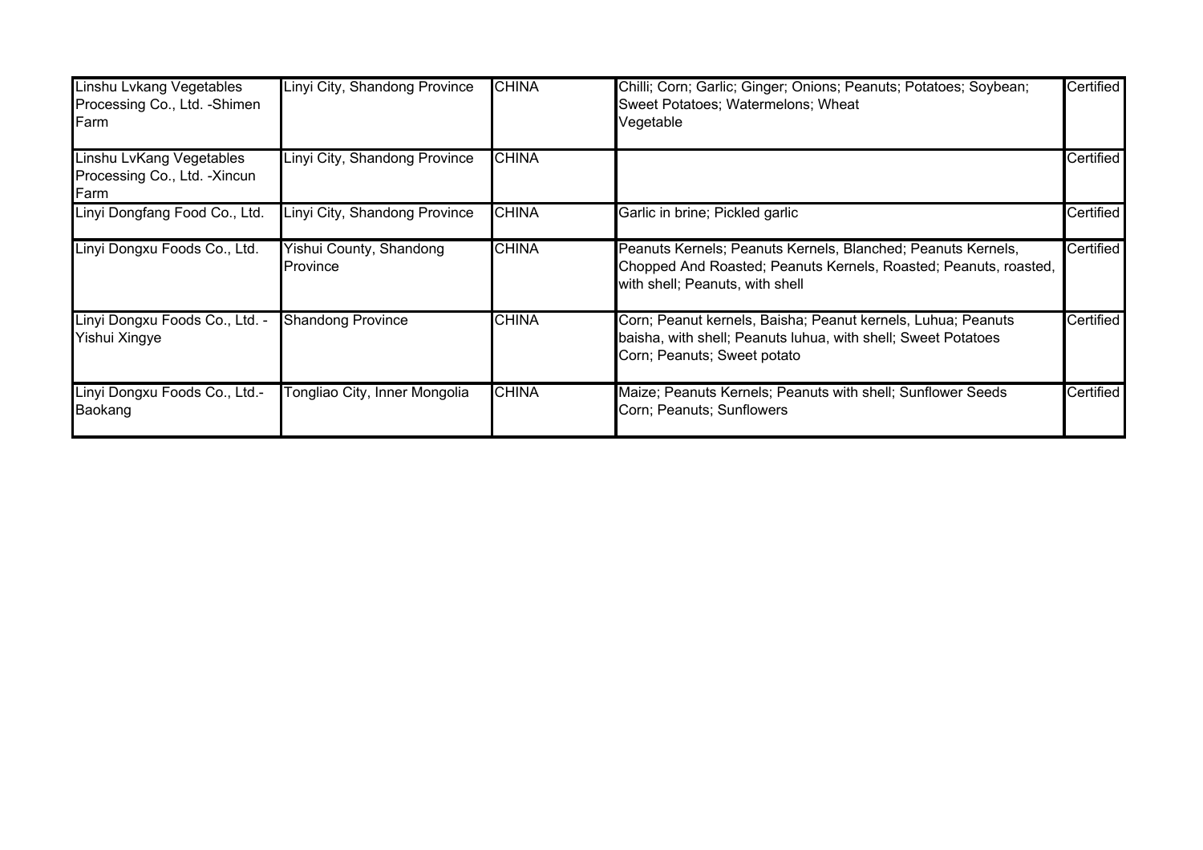| | | | | |
|---|---|---|---|---|
| Linshu Lvkang Vegetables Processing Co., Ltd. -Shimen Farm | Linyi City, Shandong Province | CHINA | Chilli; Corn; Garlic; Ginger; Onions; Peanuts; Potatoes; Soybean; Sweet Potatoes; Watermelons; Wheat<br>Vegetable | Certified |
| Linshu LvKang Vegetables Processing Co., Ltd. -Xincun Farm | Linyi City, Shandong Province | CHINA | | Certified |
| Linyi Dongfang Food Co., Ltd. | Linyi City, Shandong Province | CHINA | Garlic in brine; Pickled garlic | Certified |
| Linyi Dongxu Foods Co., Ltd. | Yishui County, Shandong Province | CHINA | Peanuts Kernels; Peanuts Kernels, Blanched; Peanuts Kernels, Chopped And Roasted; Peanuts Kernels, Roasted; Peanuts, roasted, with shell; Peanuts, with shell | Certified |
| Linyi Dongxu Foods Co., Ltd. - Yishui Xingye | Shandong Province | CHINA | Corn; Peanut kernels, Baisha; Peanut kernels, Luhua; Peanuts baisha, with shell; Peanuts luhua, with shell; Sweet Potatoes<br>Corn; Peanuts; Sweet potato | Certified |
| Linyi Dongxu Foods Co., Ltd.-Baokang | Tongliao City, Inner Mongolia | CHINA | Maize; Peanuts Kernels; Peanuts with shell; Sunflower Seeds<br>Corn; Peanuts; Sunflowers | Certified |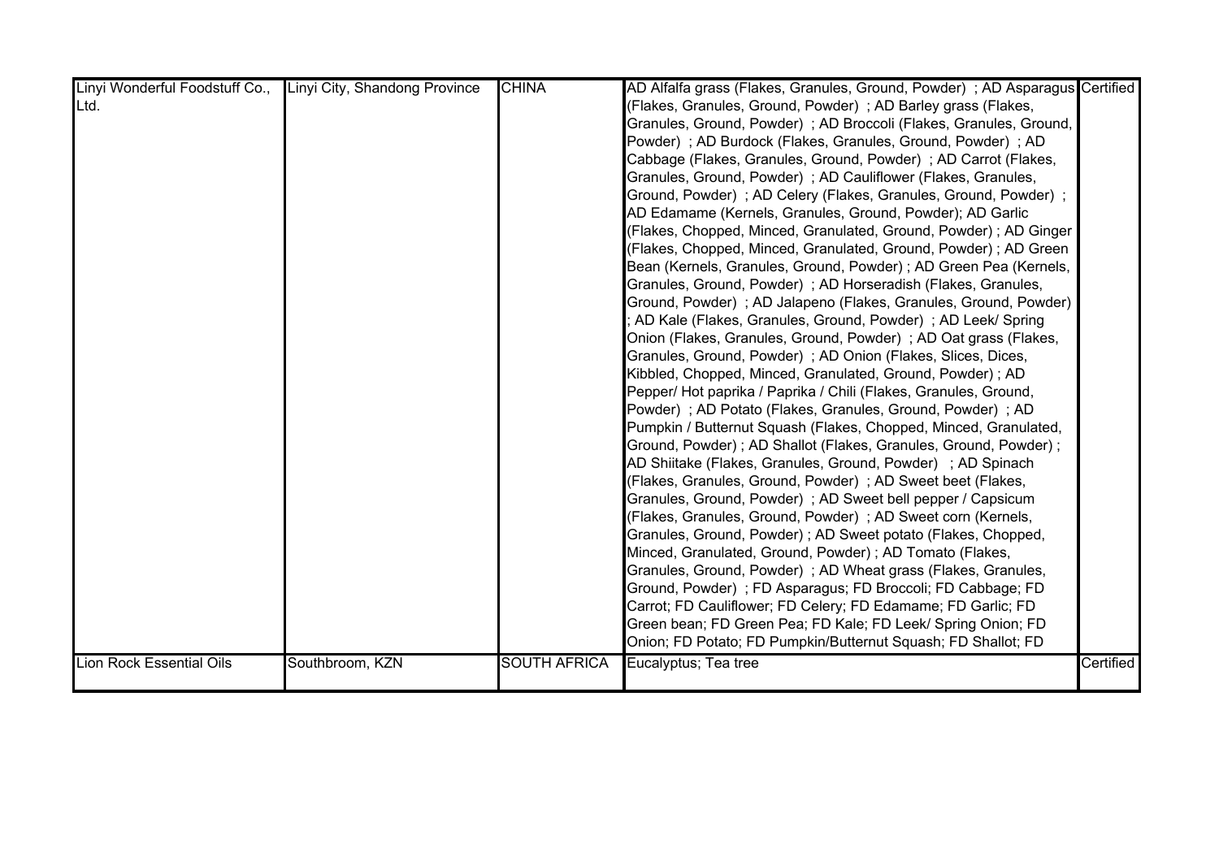| | | | | |
|---|---|---|---|---|
| Linyi Wonderful Foodstuff Co., Ltd. | Linyi City, Shandong Province | CHINA | AD Alfalfa grass (Flakes, Granules, Ground, Powder) ; AD Asparagus (Flakes, Granules, Ground, Powder) ; AD Barley grass (Flakes, Granules, Ground, Powder) ; AD Broccoli (Flakes, Granules, Ground, Powder) ; AD Burdock (Flakes, Granules, Ground, Powder) ; AD Cabbage (Flakes, Granules, Ground, Powder) ; AD Carrot (Flakes, Granules, Ground, Powder) ; AD Cauliflower (Flakes, Granules, Ground, Powder) ; AD Celery (Flakes, Granules, Ground, Powder) ; AD Edamame (Kernels, Granules, Ground, Powder); AD Garlic (Flakes, Chopped, Minced, Granulated, Ground, Powder) ; AD Ginger (Flakes, Chopped, Minced, Granulated, Ground, Powder) ; AD Green Bean (Kernels, Granules, Ground, Powder) ; AD Green Pea (Kernels, Granules, Ground, Powder) ; AD Horseradish (Flakes, Granules, Ground, Powder) ; AD Jalapeno (Flakes, Granules, Ground, Powder) ; AD Kale (Flakes, Granules, Ground, Powder) ; AD Leek/ Spring Onion (Flakes, Granules, Ground, Powder) ; AD Oat grass (Flakes, Granules, Ground, Powder) ; AD Onion (Flakes, Slices, Dices, Kibbled, Chopped, Minced, Granulated, Ground, Powder) ; AD Pepper/ Hot paprika / Paprika / Chili (Flakes, Granules, Ground, Powder) ; AD Potato (Flakes, Granules, Ground, Powder) ; AD Pumpkin / Butternut Squash (Flakes, Chopped, Minced, Granulated, Ground, Powder) ; AD Shallot (Flakes, Granules, Ground, Powder) ; AD Shiitake (Flakes, Granules, Ground, Powder) ; AD Spinach (Flakes, Granules, Ground, Powder) ; AD Sweet beet (Flakes, Granules, Ground, Powder) ; AD Sweet bell pepper / Capsicum (Flakes, Granules, Ground, Powder) ; AD Sweet corn (Kernels, Granules, Ground, Powder) ; AD Sweet potato (Flakes, Chopped, Minced, Granulated, Ground, Powder) ; AD Tomato (Flakes, Granules, Ground, Powder) ; AD Wheat grass (Flakes, Granules, Ground, Powder) ; FD Asparagus; FD Broccoli; FD Cabbage; FD Carrot; FD Cauliflower; FD Celery; FD Edamame; FD Garlic; FD Green bean; FD Green Pea; FD Kale; FD Leek/ Spring Onion; FD Onion; FD Potato; FD Pumpkin/Butternut Squash; FD Shallot; FD | Certified |
| Lion Rock Essential Oils | Southbroom, KZN | SOUTH AFRICA | Eucalyptus; Tea tree | Certified |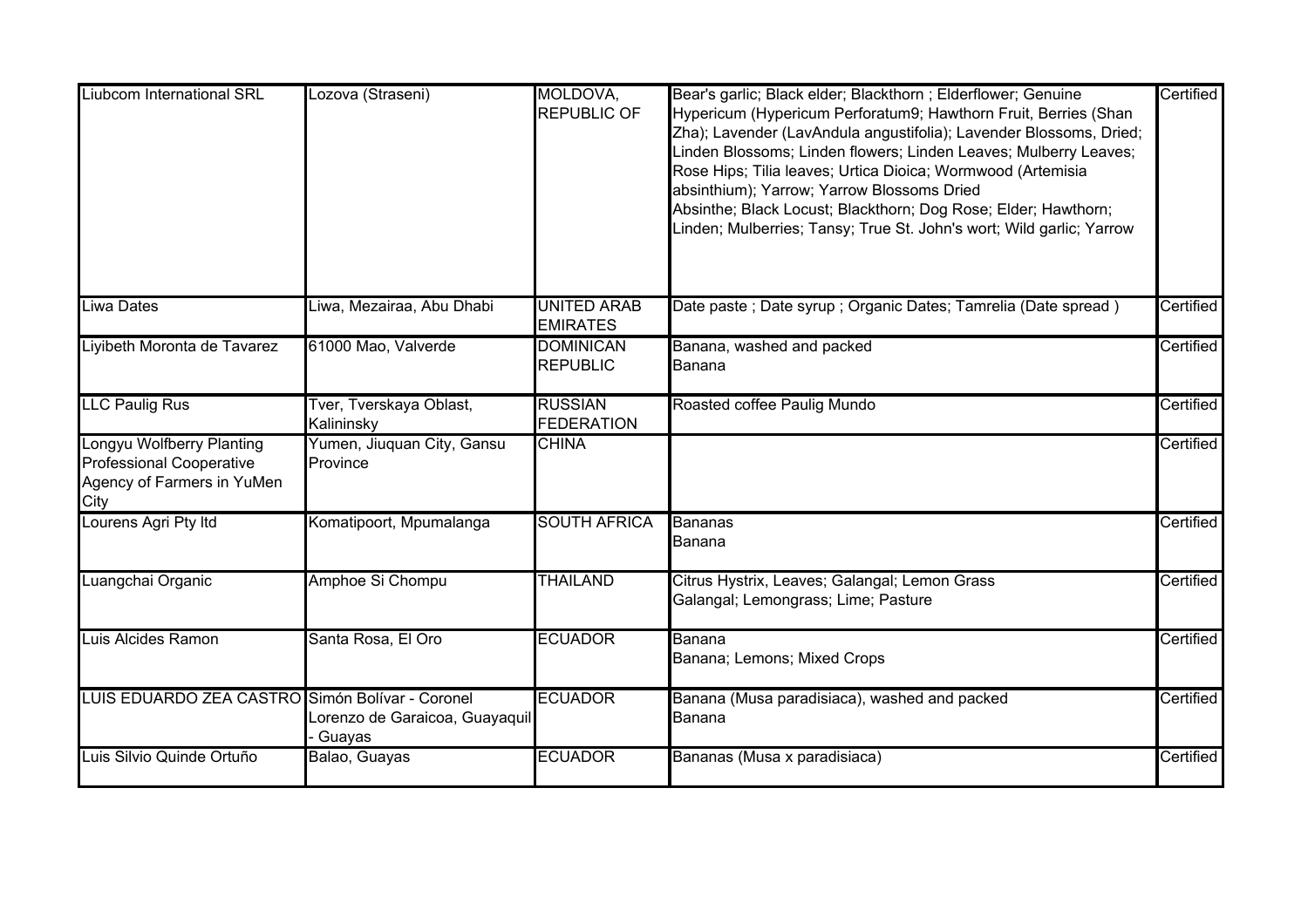| | | | | |
|---|---|---|---|---|
| Liubcom International SRL | Lozova (Straseni) | MOLDOVA, REPUBLIC OF | Bear's garlic; Black elder; Blackthorn ; Elderflower; Genuine Hypericum (Hypericum Perforatum9; Hawthorn Fruit, Berries (Shan Zha); Lavender (LavAndula angustifolia); Lavender Blossoms, Dried; Linden Blossoms; Linden flowers; Linden Leaves; Mulberry Leaves; Rose Hips; Tilia leaves; Urtica Dioica; Wormwood (Artemisia absinthium); Yarrow; Yarrow Blossoms Dried<br>Absinthe; Black Locust; Blackthorn; Dog Rose; Elder; Hawthorn; Linden; Mulberries; Tansy; True St. John's wort; Wild garlic; Yarrow | Certified |
| Liwa Dates | Liwa, Mezairaa, Abu Dhabi | UNITED ARAB EMIRATES | Date paste ; Date syrup ; Organic Dates; Tamrelia (Date spread ) | Certified |
| Liyibeth Moronta de Tavarez | 61000 Mao, Valverde | DOMINICAN REPUBLIC | Banana, washed and packed<br>Banana | Certified |
| LLC Paulig Rus | Tver, Tverskaya Oblast, Kalininsky | RUSSIAN FEDERATION | Roasted coffee Paulig Mundo | Certified |
| Longyu Wolfberry Planting Professional Cooperative Agency of Farmers in YuMen City | Yumen, Jiuquan City, Gansu Province | CHINA | | Certified |
| Lourens Agri Pty ltd | Komatipoort, Mpumalanga | SOUTH AFRICA | Bananas<br>Banana | Certified |
| Luangchai Organic | Amphoe Si Chompu | THAILAND | Citrus Hystrix, Leaves; Galangal; Lemon Grass<br>Galangal; Lemongrass; Lime; Pasture | Certified |
| Luis Alcides Ramon | Santa Rosa, El Oro | ECUADOR | Banana<br>Banana; Lemons; Mixed Crops | Certified |
| LUIS EDUARDO ZEA CASTRO | Simón Bolívar - Coronel Lorenzo de Garaicoa, Guayaquil - Guayas | ECUADOR | Banana (Musa paradisiaca), washed and packed<br>Banana | Certified |
| Luis Silvio Quinde Ortuño | Balao, Guayas | ECUADOR | Bananas (Musa x paradisiaca) | Certified |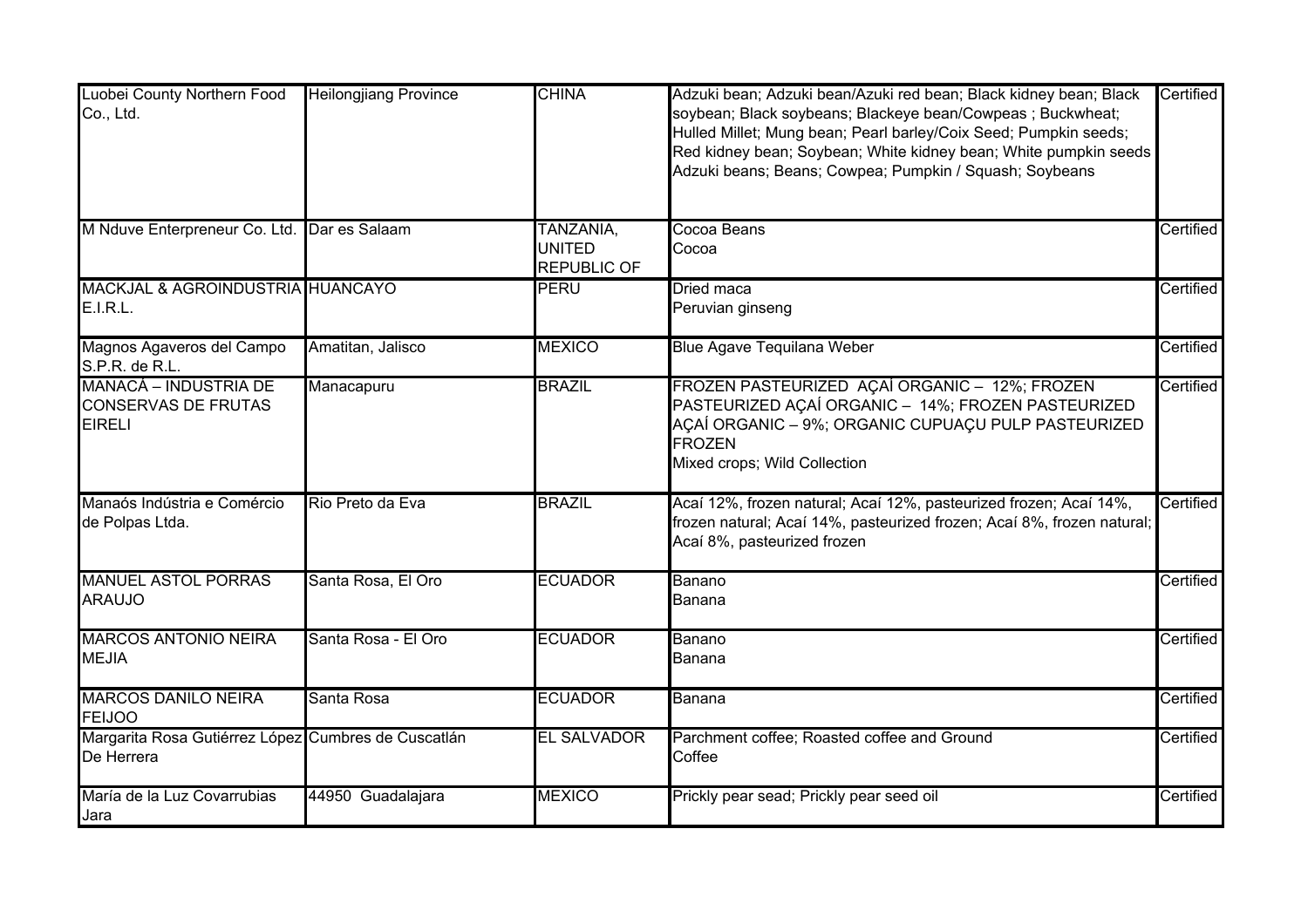| | | | | |
|---|---|---|---|---|
| Luobei County Northern Food Co., Ltd. | Heilongjiang Province | CHINA | Adzuki bean; Adzuki bean/Azuki red bean; Black kidney bean; Black soybean; Black soybeans; Blackeye bean/Cowpeas ; Buckwheat; Hulled Millet; Mung bean; Pearl barley/Coix Seed; Pumpkin seeds; Red kidney bean; Soybean; White kidney bean; White pumpkin seeds<br>Adzuki beans; Beans; Cowpea; Pumpkin / Squash; Soybeans | Certified |
| M Nduve Enterpreneur Co. Ltd. | Dar es Salaam | TANZANIA, UNITED REPUBLIC OF | Cocoa Beans<br>Cocoa | Certified |
| MACKJAL & AGROINDUSTRIA E.I.R.L. | HUANCAYO | PERU | Dried maca<br>Peruvian ginseng | Certified |
| Magnos Agaveros del Campo S.P.R. de R.L. | Amatitan, Jalisco | MEXICO | Blue Agave Tequilana Weber | Certified |
| MANACÁ – INDUSTRIA DE CONSERVAS DE FRUTAS EIRELI | Manacapuru | BRAZIL | FROZEN PASTEURIZED AÇAÍ ORGANIC – 12%; FROZEN PASTEURIZED AÇAÍ ORGANIC – 14%; FROZEN PASTEURIZED AÇAÍ ORGANIC – 9%; ORGANIC CUPUAÇU PULP PASTEURIZED FROZEN<br>Mixed crops; Wild Collection | Certified |
| Manaós Indústria e Comércio de Polpas Ltda. | Rio Preto da Eva | BRAZIL | Acaí 12%, frozen natural; Acaí 12%, pasteurized frozen; Acaí 14%, frozen natural; Acaí 14%, pasteurized frozen; Acaí 8%, frozen natural; Acaí 8%, pasteurized frozen | Certified |
| MANUEL ASTOL PORRAS ARAUJO | Santa Rosa, El Oro | ECUADOR | Banano<br>Banana | Certified |
| MARCOS ANTONIO NEIRA MEJIA | Santa Rosa - El Oro | ECUADOR | Banano<br>Banana | Certified |
| MARCOS DANILO NEIRA FEIJOO | Santa Rosa | ECUADOR | Banana | Certified |
| Margarita Rosa Gutiérrez López De Herrera | Cumbres de Cuscatlán | EL SALVADOR | Parchment coffee; Roasted coffee and Ground<br>Coffee | Certified |
| María de la Luz Covarrubias Jara | 44950 Guadalajara | MEXICO | Prickly pear seed; Prickly pear seed oil | Certified |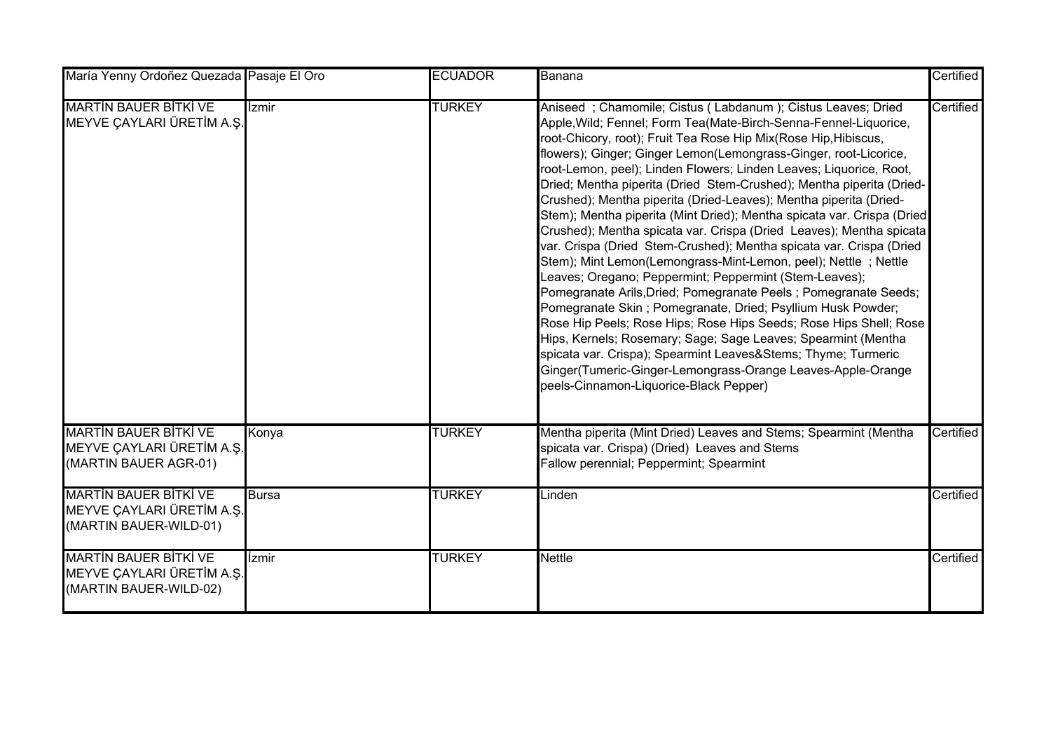| | | | | |
|---|---|---|---|---|
| María Yenny Ordoñez Quezada | Pasaje El Oro | ECUADOR | Banana | Certified |
| MARTİN BAUER BİTKİ VE MEYVE ÇAYLARI ÜRETİM A.Ş. | İzmir | TURKEY | Aniseed ; Chamomile; Cistus ( Labdanum ); Cistus Leaves; Dried Apple,Wild; Fennel; Form Tea(Mate-Birch-Senna-Fennel-Liquorice, root-Chicory, root); Fruit Tea Rose Hip Mix(Rose Hip,Hibiscus, flowers); Ginger; Ginger Lemon(Lemongrass-Ginger, root-Licorice, root-Lemon, peel); Linden Flowers; Linden Leaves; Liquorice, Root, Dried; Mentha piperita (Dried Stem-Crushed); Mentha piperita (Dried-Crushed); Mentha piperita (Dried-Leaves); Mentha piperita (Dried-Stem); Mentha piperita (Mint Dried); Mentha spicata var. Crispa (Dried Crushed); Mentha spicata var. Crispa (Dried Leaves); Mentha spicata var. Crispa (Dried Stem-Crushed); Mentha spicata var. Crispa (Dried Stem); Mint Lemon(Lemongrass-Mint-Lemon, peel); Nettle ; Nettle Leaves; Oregano; Peppermint; Peppermint (Stem-Leaves); Pomegranate Arils,Dried; Pomegranate Peels ; Pomegranate Seeds; Pomegranate Skin ; Pomegranate, Dried; Psyllium Husk Powder; Rose Hip Peels; Rose Hips; Rose Hips Seeds; Rose Hips Shell; Rose Hips, Kernels; Rosemary; Sage; Sage Leaves; Spearmint (Mentha spicata var. Crispa); Spearmint Leaves&Stems; Thyme; Turmeric Ginger(Tumeric-Ginger-Lemongrass-Orange Leaves-Apple-Orange peels-Cinnamon-Liquorice-Black Pepper) | Certified |
| MARTİN BAUER BİTKİ VE MEYVE ÇAYLARI ÜRETİM A.Ş. (MARTIN BAUER AGR-01) | Konya | TURKEY | Mentha piperita (Mint Dried) Leaves and Stems; Spearmint (Mentha spicata var. Crispa) (Dried) Leaves and Stems<br>Fallow perennial; Peppermint; Spearmint | Certified |
| MARTİN BAUER BİTKİ VE MEYVE ÇAYLARI ÜRETİM A.Ş. (MARTIN BAUER-WILD-01) | Bursa | TURKEY | Linden | Certified |
| MARTİN BAUER BİTKİ VE MEYVE ÇAYLARI ÜRETİM A.Ş. (MARTIN BAUER-WILD-02) | İzmir | TURKEY | Nettle | Certified |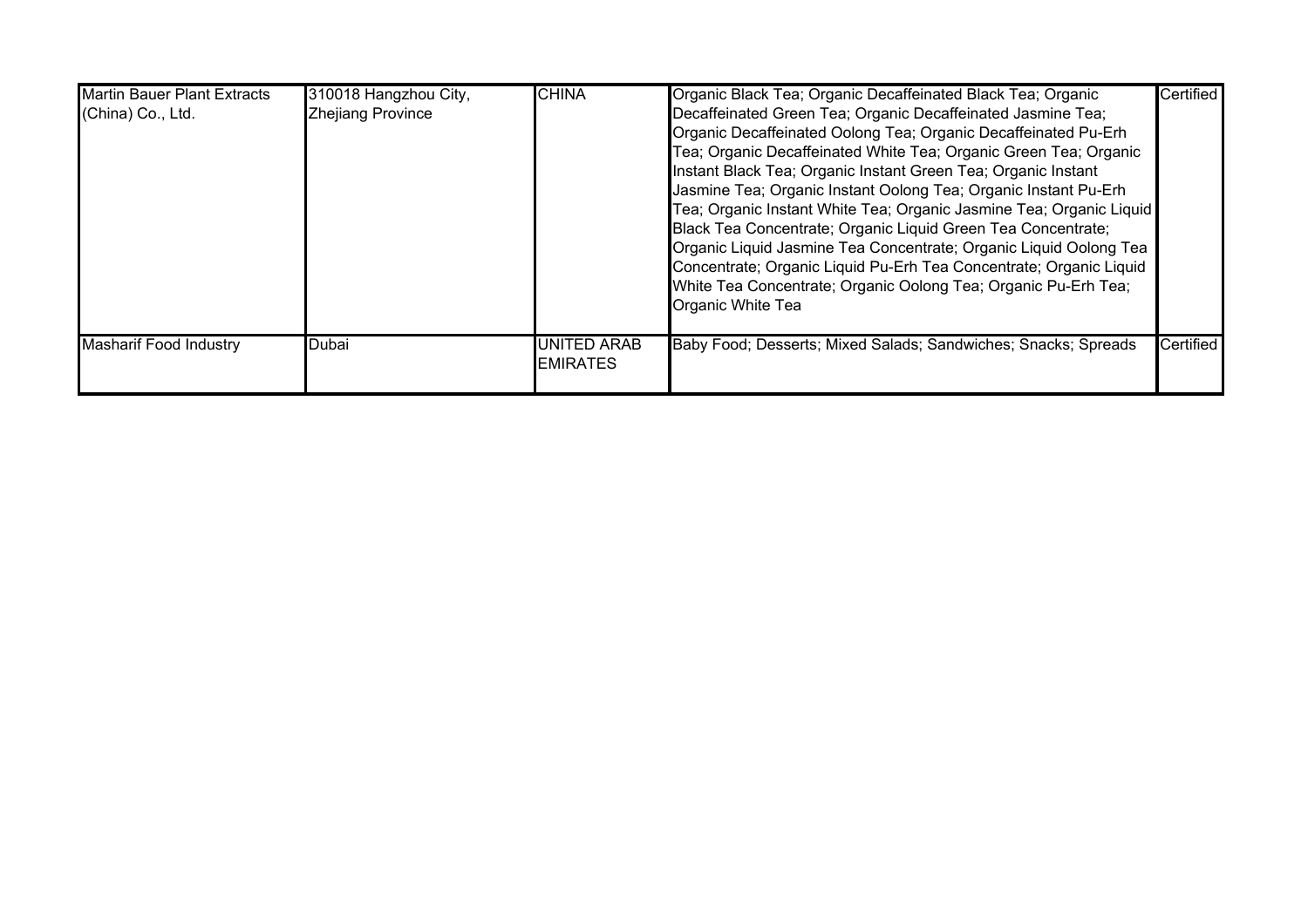| | | | | |
|---|---|---|---|---|
| Martin Bauer Plant Extracts (China) Co., Ltd. | 310018 Hangzhou City, Zhejiang Province | CHINA | Organic Black Tea; Organic Decaffeinated Black Tea; Organic Decaffeinated Green Tea; Organic Decaffeinated Jasmine Tea; Organic Decaffeinated Oolong Tea; Organic Decaffeinated Pu-Erh Tea; Organic Decaffeinated White Tea; Organic Green Tea; Organic Instant Black Tea; Organic Instant Green Tea; Organic Instant Jasmine Tea; Organic Instant Oolong Tea; Organic Instant Pu-Erh Tea; Organic Instant White Tea; Organic Jasmine Tea; Organic Liquid Black Tea Concentrate; Organic Liquid Green Tea Concentrate; Organic Liquid Jasmine Tea Concentrate; Organic Liquid Oolong Tea Concentrate; Organic Liquid Pu-Erh Tea Concentrate; Organic Liquid White Tea Concentrate; Organic Oolong Tea; Organic Pu-Erh Tea; Organic White Tea | Certified |
| Masharif Food Industry | Dubai | UNITED ARAB EMIRATES | Baby Food; Desserts; Mixed Salads; Sandwiches; Snacks; Spreads | Certified |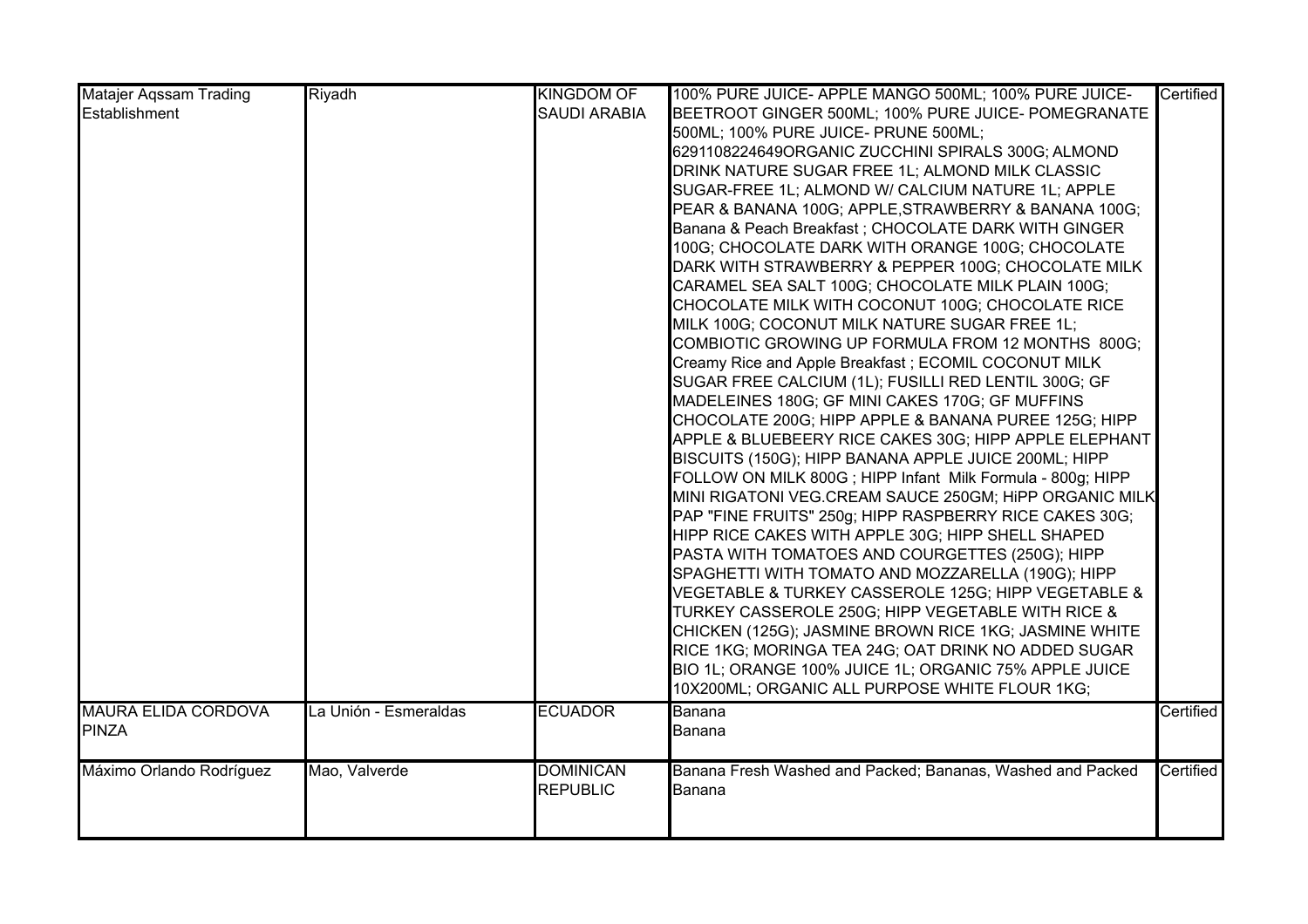| | | | | |
|---|---|---|---|---|
| Matajer Aqssam Trading Establishment | Riyadh | KINGDOM OF SAUDI ARABIA | 100% PURE JUICE- APPLE MANGO 500ML; 100% PURE JUICE- BEETROOT GINGER 500ML; 100% PURE JUICE- POMEGRANATE 500ML; 100% PURE JUICE- PRUNE 500ML; 6291108224649ORGANIC ZUCCHINI SPIRALS 300G; ALMOND DRINK NATURE SUGAR FREE 1L; ALMOND MILK CLASSIC SUGAR-FREE 1L; ALMOND W/ CALCIUM NATURE 1L; APPLE PEAR & BANANA 100G; APPLE,STRAWBERRY & BANANA 100G; Banana & Peach Breakfast ; CHOCOLATE DARK WITH GINGER 100G; CHOCOLATE DARK WITH ORANGE 100G; CHOCOLATE DARK WITH STRAWBERRY & PEPPER 100G; CHOCOLATE MILK CARAMEL SEA SALT 100G; CHOCOLATE MILK PLAIN 100G; CHOCOLATE MILK WITH COCONUT 100G; CHOCOLATE RICE MILK 100G; COCONUT MILK NATURE SUGAR FREE 1L; COMBIOTIC GROWING UP FORMULA FROM 12 MONTHS 800G; Creamy Rice and Apple Breakfast ; ECOMIL COCONUT MILK SUGAR FREE CALCIUM (1L); FUSILLI RED LENTIL 300G; GF MADELEINES 180G; GF MINI CAKES 170G; GF MUFFINS CHOCOLATE 200G; HIPP APPLE & BANANA PUREE 125G; HIPP APPLE & BLUEBEERY RICE CAKES 30G; HIPP APPLE ELEPHANT BISCUITS (150G); HIPP BANANA APPLE JUICE 200ML; HIPP FOLLOW ON MILK 800G ; HIPP Infant Milk Formula - 800g; HIPP MINI RIGATONI VEG.CREAM SAUCE 250GM; HiPP ORGANIC MILK PAP "FINE FRUITS" 250g; HIPP RASPBERRY RICE CAKES 30G; HIPP RICE CAKES WITH APPLE 30G; HIPP SHELL SHAPED PASTA WITH TOMATOES AND COURGETTES (250G); HIPP SPAGHETTI WITH TOMATO AND MOZZARELLA (190G); HIPP VEGETABLE & TURKEY CASSEROLE 125G; HIPP VEGETABLE & TURKEY CASSEROLE 250G; HIPP VEGETABLE WITH RICE & CHICKEN (125G); JASMINE BROWN RICE 1KG; JASMINE WHITE RICE 1KG; MORINGA TEA 24G; OAT DRINK NO ADDED SUGAR BIO 1L; ORANGE 100% JUICE 1L; ORGANIC 75% APPLE JUICE 10X200ML; ORGANIC ALL PURPOSE WHITE FLOUR 1KG; | Certified |
| MAURA ELIDA CORDOVA PINZA | La Unión - Esmeraldas | ECUADOR | Banana<br>Banana | Certified |
| Máximo Orlando Rodríguez | Mao, Valverde | DOMINICAN REPUBLIC | Banana Fresh Washed and Packed; Bananas, Washed and Packed<br>Banana | Certified |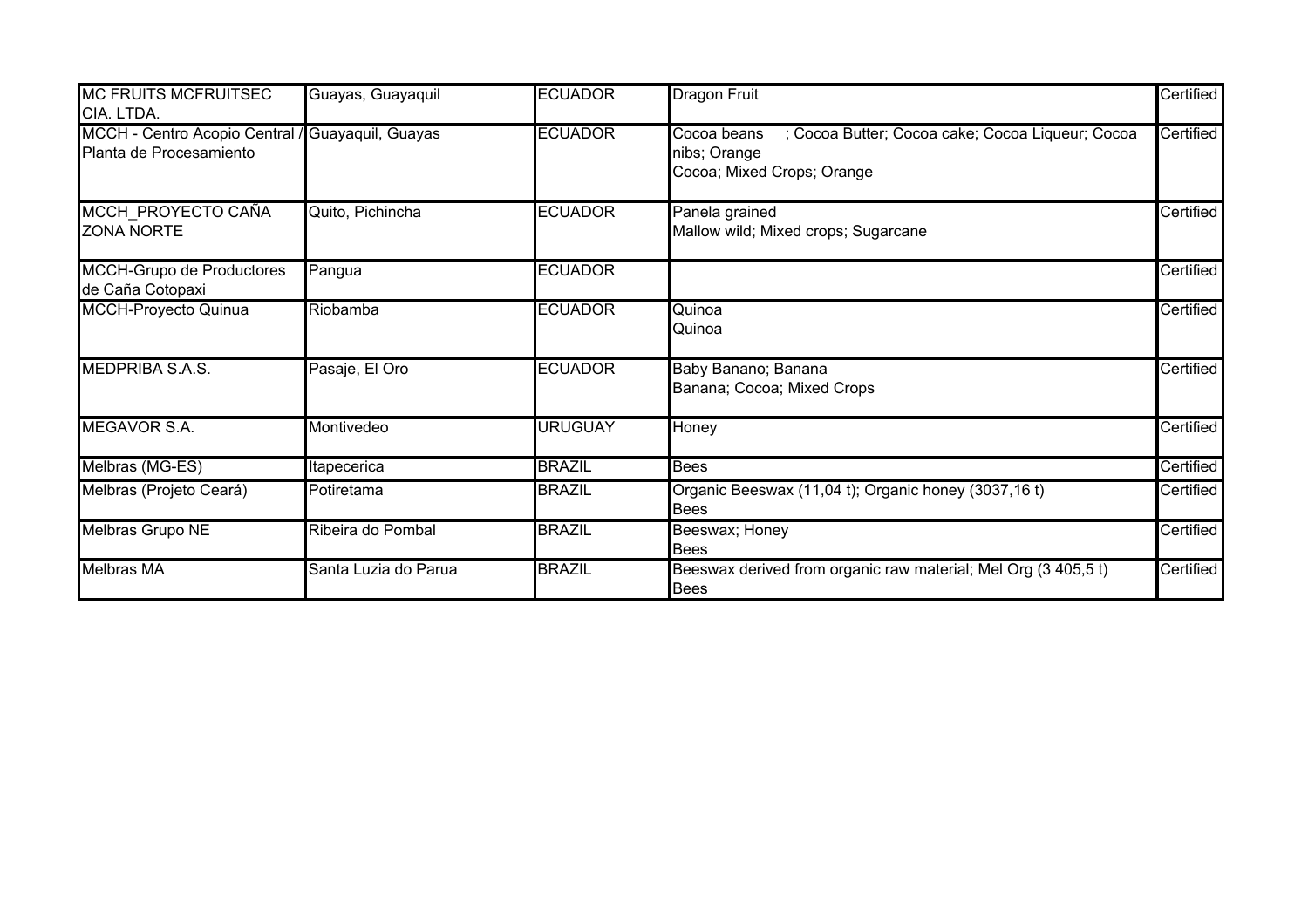| | | | | |
|---|---|---|---|---|
| MC FRUITS MCFRUITSEC CIA. LTDA. | Guayas, Guayaquil | ECUADOR | Dragon Fruit | Certified |
| MCCH - Centro Acopio Central / Planta de Procesamiento | Guayaquil, Guayas | ECUADOR | Cocoa beans ; Cocoa Butter; Cocoa cake; Cocoa Liqueur; Cocoa nibs; Orange<br>Cocoa; Mixed Crops; Orange | Certified |
| MCCH_PROYECTO CAÑA ZONA NORTE | Quito, Pichincha | ECUADOR | Panela grained<br>Mallow wild; Mixed crops; Sugarcane | Certified |
| MCCH-Grupo de Productores de Caña Cotopaxi | Pangua | ECUADOR | | Certified |
| MCCH-Proyecto Quinua | Riobamba | ECUADOR | Quinoa<br>Quinoa | Certified |
| MEDPRIBA S.A.S. | Pasaje, El Oro | ECUADOR | Baby Banano; Banana<br>Banana; Cocoa; Mixed Crops | Certified |
| MEGAVOR S.A. | Montivedeo | URUGUAY | Honey | Certified |
| Melbras (MG-ES) | Itapecerica | BRAZIL | Bees | Certified |
| Melbras (Projeto Ceará) | Potiretama | BRAZIL | Organic Beeswax (11,04 t); Organic honey (3037,16 t)<br>Bees | Certified |
| Melbras Grupo NE | Ribeira do Pombal | BRAZIL | Beeswax; Honey<br>Bees | Certified |
| Melbras MA | Santa Luzia do Parua | BRAZIL | Beeswax derived from organic raw material; Mel Org (3 405,5 t)<br>Bees | Certified |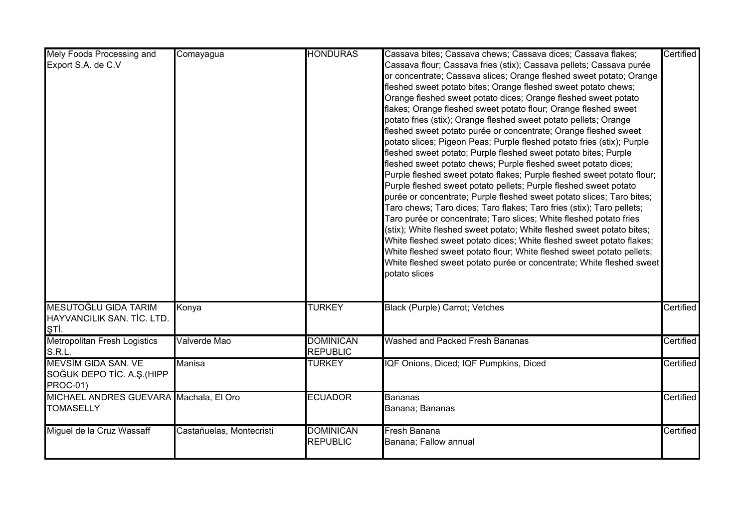| | | | | |
|---|---|---|---|---|
| Mely Foods Processing and Export S.A. de C.V | Comayagua | HONDURAS | Cassava bites; Cassava chews; Cassava dices; Cassava flakes; Cassava flour; Cassava fries (stix); Cassava pellets; Cassava purée or concentrate; Cassava slices; Orange fleshed sweet potato; Orange fleshed sweet potato bites; Orange fleshed sweet potato chews; Orange fleshed sweet potato dices; Orange fleshed sweet potato flakes; Orange fleshed sweet potato flour; Orange fleshed sweet potato fries (stix); Orange fleshed sweet potato pellets; Orange fleshed sweet potato purée or concentrate; Orange fleshed sweet potato slices; Pigeon Peas; Purple fleshed potato fries (stix); Purple fleshed sweet potato; Purple fleshed sweet potato bites; Purple fleshed sweet potato chews; Purple fleshed sweet potato dices; Purple fleshed sweet potato flakes; Purple fleshed sweet potato flour; Purple fleshed sweet potato pellets; Purple fleshed sweet potato purée or concentrate; Purple fleshed sweet potato slices; Taro bites; Taro chews; Taro dices; Taro flakes; Taro fries (stix); Taro pellets; Taro purée or concentrate; Taro slices; White fleshed potato fries (stix); White fleshed sweet potato; White fleshed sweet potato bites; White fleshed sweet potato dices; White fleshed sweet potato flakes; White fleshed sweet potato flour; White fleshed sweet potato pellets; White fleshed sweet potato purée or concentrate; White fleshed sweet potato slices | Certified |
| MESUTOĞLU GIDA TARIM HAYVANCILIK SAN. TİC. LTD. ŞTİ. | Konya | TURKEY | Black (Purple) Carrot; Vetches | Certified |
| Metropolitan Fresh Logistics S.R.L. | Valverde Mao | DOMINICAN REPUBLIC | Washed and Packed Fresh Bananas | Certified |
| MEVSİM GIDA SAN. VE SOĞUK DEPO TİC. A.Ş.(HIPP PROC-01) | Manisa | TURKEY | IQF Onions, Diced; IQF Pumpkins, Diced | Certified |
| MICHAEL ANDRES GUEVARA TOMASELLY | Machala, El Oro | ECUADOR | Bananas<br>Banana; Bananas | Certified |
| Miguel de la Cruz Wassaff | Castañuelas, Montecristi | DOMINICAN REPUBLIC | Fresh Banana<br>Banana; Fallow annual | Certified |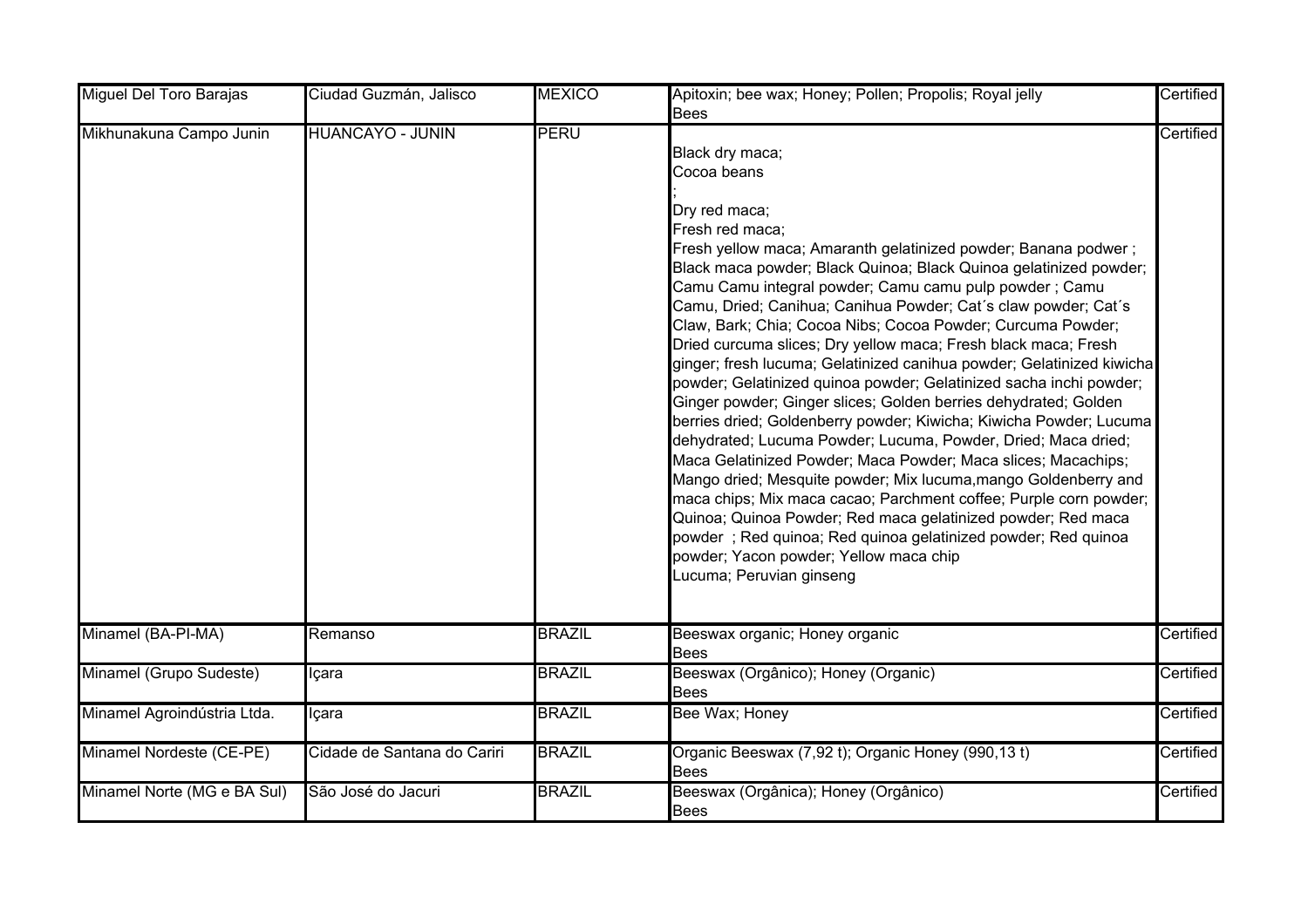| Miguel Del Toro Barajas | Ciudad Guzmán, Jalisco | MEXICO | Apitoxin; bee wax; Honey; Pollen; Propolis; Royal jelly<br>Bees | Certified |
|---|---|---|---|---|
| Mikhunakuna Campo Junin | HUANCAYO - JUNIN | PERU | Black dry maca;<br>Cocoa beans<br>;<br>Dry red maca;<br>Fresh red maca;<br>Fresh yellow maca; Amaranth gelatinized powder; Banana podwer ; Black maca powder; Black Quinoa; Black Quinoa gelatinized powder; Camu Camu integral powder; Camu camu pulp powder ; Camu Camu, Dried; Canihua; Canihua Powder; Cat´s claw powder; Cat´s Claw, Bark; Chia; Cocoa Nibs; Cocoa Powder; Curcuma Powder; Dried curcuma slices; Dry yellow maca; Fresh black maca; Fresh ginger; fresh lucuma; Gelatinized canihua powder; Gelatinized kiwicha powder; Gelatinized quinoa powder; Gelatinized sacha inchi powder; Ginger powder; Ginger slices; Golden berries dehydrated; Golden berries dried; Goldenberry powder; Kiwicha; Kiwicha Powder; Lucuma dehydrated; Lucuma Powder; Lucuma, Powder, Dried; Maca dried; Maca Gelatinized Powder; Maca Powder; Maca slices; Macachips; Mango dried; Mesquite powder; Mix lucuma,mango Goldenberry and maca chips; Mix maca cacao; Parchment coffee; Purple corn powder; Quinoa; Quinoa Powder; Red maca gelatinized powder; Red maca powder ; Red quinoa; Red quinoa gelatinized powder; Red quinoa powder; Yacon powder; Yellow maca chip<br>Lucuma; Peruvian ginseng | Certified |
| Minamel (BA-PI-MA) | Remanso | BRAZIL | Beeswax organic; Honey organic<br>Bees | Certified |
| Minamel (Grupo Sudeste) | Içara | BRAZIL | Beeswax (Orgânico); Honey (Organic)<br>Bees | Certified |
| Minamel Agroindústria Ltda. | Içara | BRAZIL | Bee Wax; Honey | Certified |
| Minamel Nordeste (CE-PE) | Cidade de Santana do Cariri | BRAZIL | Organic Beeswax (7,92 t); Organic Honey (990,13 t)<br>Bees | Certified |
| Minamel Norte (MG e BA Sul) | São José do Jacuri | BRAZIL | Beeswax (Orgânica); Honey (Orgânico)<br>Bees | Certified |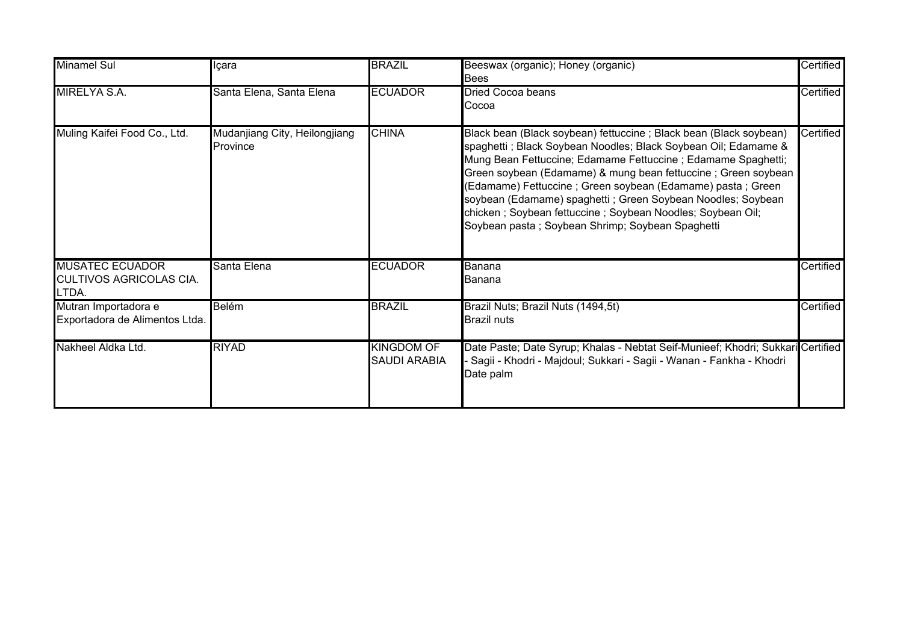| Minamel Sul | Içara | BRAZIL | Beeswax (organic); Honey (organic)<br>Bees | Certified |
|---|---|---|---|---|
| MIRELYA S.A. | Santa Elena, Santa Elena | ECUADOR | Dried Cocoa beans<br>Cocoa | Certified |
| Muling Kaifei Food Co., Ltd. | Mudanjiang City, Heilongjiang Province | CHINA | Black bean (Black soybean) fettuccine ; Black bean (Black soybean) spaghetti ; Black Soybean Noodles; Black Soybean Oil; Edamame & Mung Bean Fettuccine; Edamame Fettuccine ; Edamame Spaghetti; Green soybean (Edamame) & mung bean fettuccine ; Green soybean (Edamame) Fettuccine ; Green soybean (Edamame) pasta ; Green soybean (Edamame) spaghetti ; Green Soybean Noodles; Soybean chicken ; Soybean fettuccine ; Soybean Noodles; Soybean Oil; Soybean pasta ; Soybean Shrimp; Soybean Spaghetti | Certified |
| MUSATEC ECUADOR CULTIVOS AGRICOLAS CIA. LTDA. | Santa Elena | ECUADOR | Banana<br>Banana | Certified |
| Mutran Importadora e Exportadora de Alimentos Ltda. | Belém | BRAZIL | Brazil Nuts; Brazil Nuts (1494,5t)<br>Brazil nuts | Certified |
| Nakheel Aldka Ltd. | RIYAD | KINGDOM OF SAUDI ARABIA | Date Paste; Date Syrup; Khalas - Nebtat Seif-Munieef; Khodri; Sukkari - Sagii - Khodri - Majdoul; Sukkari - Sagii - Wanan - Fankha - Khodri<br>Date palm | Certified |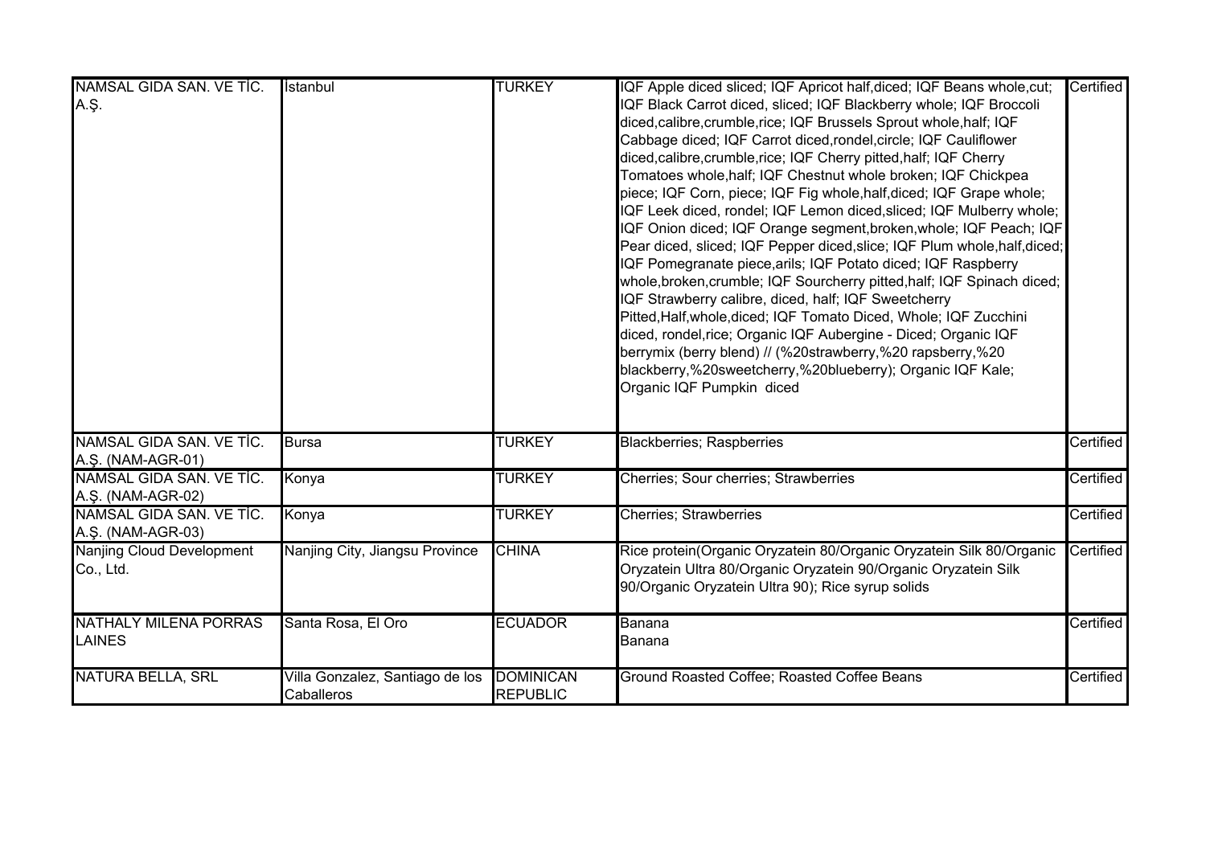| | | | | |
|---|---|---|---|---|
| NAMSAL GIDA SAN. VE TİC. A.Ş. | İstanbul | TURKEY | IQF Apple diced sliced; IQF Apricot half,diced; IQF Beans whole,cut; IQF Black Carrot diced, sliced; IQF Blackberry whole; IQF Broccoli diced,calibre,crumble,rice; IQF Brussels Sprout whole,half; IQF Cabbage diced; IQF Carrot diced,rondel,circle; IQF Cauliflower diced,calibre,crumble,rice; IQF Cherry pitted,half; IQF Cherry Tomatoes whole,half; IQF Chestnut whole broken; IQF Chickpea piece; IQF Corn, piece; IQF Fig whole,half,diced; IQF Grape whole; IQF Leek diced, rondel; IQF Lemon diced,sliced; IQF Mulberry whole; IQF Onion diced; IQF Orange segment,broken,whole; IQF Peach; IQF Pear diced, sliced; IQF Pepper diced,slice; IQF Plum whole,half,diced; IQF Pomegranate piece,arils; IQF Potato diced; IQF Raspberry whole,broken,crumble; IQF Sourcherry pitted,half; IQF Spinach diced; IQF Strawberry calibre, diced, half; IQF Sweetcherry Pitted,Half,whole,diced; IQF Tomato Diced, Whole; IQF Zucchini diced, rondel,rice; Organic IQF Aubergine - Diced; Organic IQF berrymix (berry blend) // (%20strawberry,%20 rapsberry,%20 blackberry,%20sweetcherry,%20blueberry); Organic IQF Kale; Organic IQF Pumpkin diced | Certified |
| NAMSAL GIDA SAN. VE TİC. A.Ş. (NAM-AGR-01) | Bursa | TURKEY | Blackberries; Raspberries | Certified |
| NAMSAL GIDA SAN. VE TİC. A.Ş. (NAM-AGR-02) | Konya | TURKEY | Cherries; Sour cherries; Strawberries | Certified |
| NAMSAL GIDA SAN. VE TİC. A.Ş. (NAM-AGR-03) | Konya | TURKEY | Cherries; Strawberries | Certified |
| Nanjing Cloud Development Co., Ltd. | Nanjing City, Jiangsu Province | CHINA | Rice protein(Organic Oryzatein 80/Organic Oryzatein Silk 80/Organic Oryzatein Ultra 80/Organic Oryzatein 90/Organic Oryzatein Silk 90/Organic Oryzatein Ultra 90); Rice syrup solids | Certified |
| NATHALY MILENA PORRAS LAINES | Santa Rosa, El Oro | ECUADOR | Banana<br>Banana | Certified |
| NATURA BELLA, SRL | Villa Gonzalez, Santiago de los Caballeros | DOMINICAN REPUBLIC | Ground Roasted Coffee; Roasted Coffee Beans | Certified |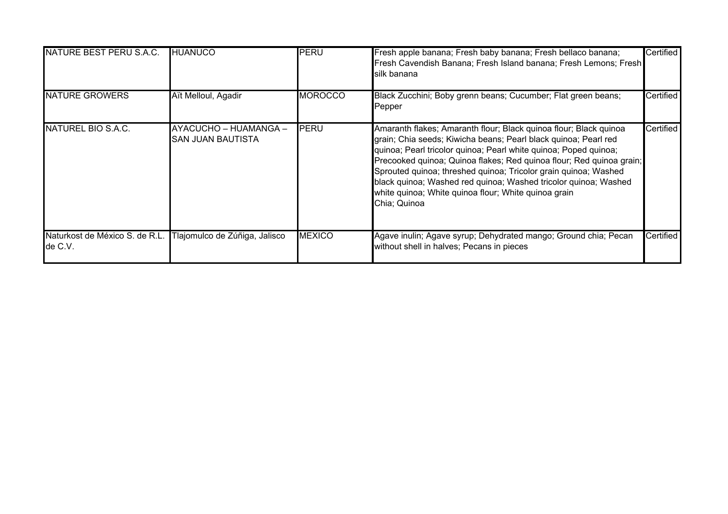| NATURE BEST PERU S.A.C. | HUANUCO | PERU | Fresh apple banana; Fresh baby banana; Fresh bellaco banana; Fresh Cavendish Banana; Fresh Island banana; Fresh Lemons; Fresh silk banana | Certified |
|---|---|---|---|---|
| NATURE GROWERS | Aït Melloul, Agadir | MOROCCO | Black Zucchini; Boby grenn beans; Cucumber; Flat green beans; Pepper | Certified |
| NATUREL BIO S.A.C. | AYACUCHO – HUAMANGA – SAN JUAN BAUTISTA | PERU | Amaranth flakes; Amaranth flour; Black quinoa flour; Black quinoa grain; Chia seeds; Kiwicha beans; Pearl black quinoa; Pearl red quinoa; Pearl tricolor quinoa; Pearl white quinoa; Poped quinoa; Precooked quinoa; Quinoa flakes; Red quinoa flour; Red quinoa grain; Sprouted quinoa; threshed quinoa; Tricolor grain quinoa; Washed black quinoa; Washed red quinoa; Washed tricolor quinoa; Washed white quinoa; White quinoa flour; White quinoa grain<br>Chia; Quinoa | Certified |
| Naturkost de México S. de R.L. de C.V. | Tlajomulco de Zúñiga, Jalisco | MEXICO | Agave inulin; Agave syrup; Dehydrated mango; Ground chia; Pecan without shell in halves; Pecans in pieces | Certified |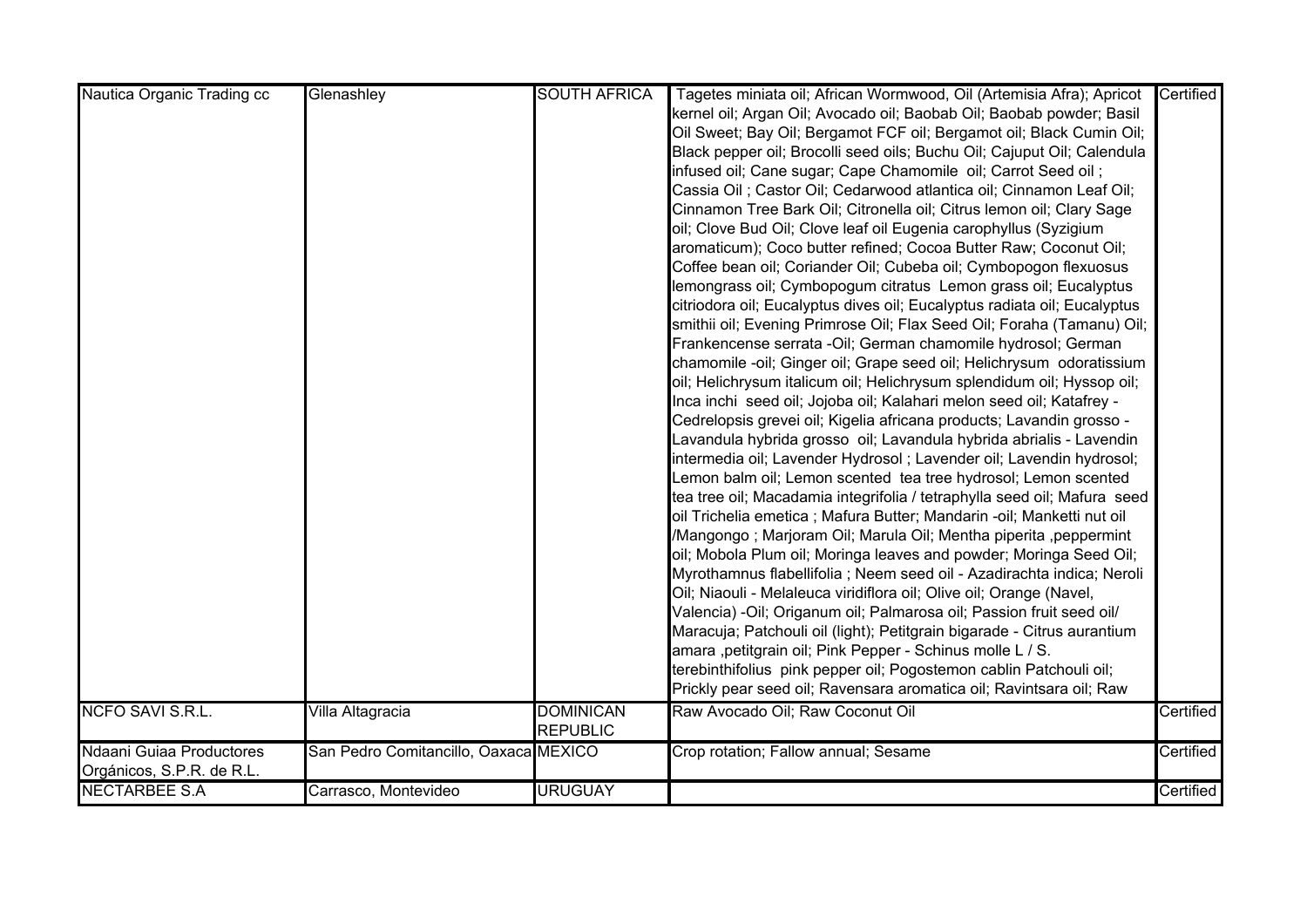| | | | | |
|---|---|---|---|---|
| Nautica Organic Trading cc | Glenashley | SOUTH AFRICA | Tagetes miniata oil; African Wormwood, Oil (Artemisia Afra); Apricot kernel oil; Argan Oil; Avocado oil; Baobab Oil; Baobab powder; Basil Oil Sweet; Bay Oil; Bergamot FCF oil; Bergamot oil; Black Cumin Oil; Black pepper oil; Brocolli seed oils; Buchu Oil; Cajuput Oil; Calendula infused oil; Cane sugar; Cape Chamomile oil; Carrot Seed oil ; Cassia Oil ; Castor Oil; Cedarwood atlantica oil; Cinnamon Leaf Oil; Cinnamon Tree Bark Oil; Citronella oil; Citrus lemon oil; Clary Sage oil; Clove Bud Oil; Clove leaf oil Eugenia carophyllus (Syzigium aromaticum); Coco butter refined; Cocoa Butter Raw; Coconut Oil; Coffee bean oil; Coriander Oil; Cubeba oil; Cymbopogon flexuosus lemongrass oil; Cymbopogum citratus Lemon grass oil; Eucalyptus citriodora oil; Eucalyptus dives oil; Eucalyptus radiata oil; Eucalyptus smithii oil; Evening Primrose Oil; Flax Seed Oil; Foraha (Tamanu) Oil; Frankencense serrata -Oil; German chamomile hydrosol; German chamomile -oil; Ginger oil; Grape seed oil; Helichrysum odoratissium oil; Helichrysum italicum oil; Helichrysum splendidum oil; Hyssop oil; Inca inchi seed oil; Jojoba oil; Kalahari melon seed oil; Katafrey - Cedrelopsis grevei oil; Kigelia africana products; Lavandin grosso - Lavandula hybrida grosso oil; Lavandula hybrida abrialis - Lavendin intermedia oil; Lavender Hydrosol ; Lavender oil; Lavendin hydrosol; Lemon balm oil; Lemon scented tea tree hydrosol; Lemon scented tea tree oil; Macadamia integrifolia / tetraphylla seed oil; Mafura seed oil Trichelia emetica ; Mafura Butter; Mandarin -oil; Manketti nut oil /Mangongo ; Marjoram Oil; Marula Oil; Mentha piperita ,peppermint oil; Mobola Plum oil; Moringa leaves and powder; Moringa Seed Oil; Myrothamnus flabellifolia ; Neem seed oil - Azadirachta indica; Neroli Oil; Niaouli - Melaleuca viridiflora oil; Olive oil; Orange (Navel, Valencia) -Oil; Origanum oil; Palmarosa oil; Passion fruit seed oil/ Maracuja; Patchouli oil (light); Petitgrain bigarade - Citrus aurantium amara ,petitgrain oil; Pink Pepper - Schinus molle L / S. terebinthifolius pink pepper oil; Pogostemon cablin Patchouli oil; Prickly pear seed oil; Ravensara aromatica oil; Ravintsara oil; Raw | Certified |
| NCFO SAVI S.R.L. | Villa Altagracia | DOMINICAN REPUBLIC | Raw Avocado Oil; Raw Coconut Oil | Certified |
| Ndaani Guiaa Productores Orgánicos, S.P.R. de R.L. | San Pedro Comitancillo, Oaxaca | MEXICO | Crop rotation; Fallow annual; Sesame | Certified |
| NECTARBEE S.A | Carrasco, Montevideo | URUGUAY | | Certified |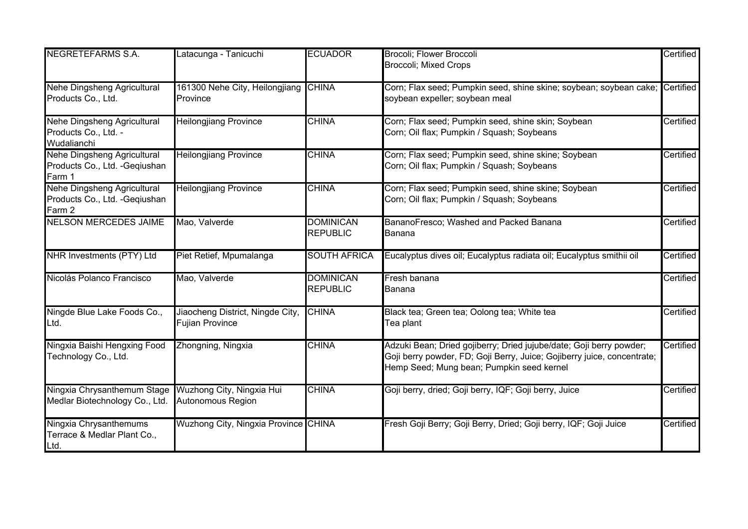| | | | | |
|---|---|---|---|---|
| NEGRETEFARMS S.A. | Latacunga - Tanicuchi | ECUADOR | Brocoli; Flower Broccoli<br>Broccoli; Mixed Crops | Certified |
| Nehe Dingsheng Agricultural Products Co., Ltd. | 161300 Nehe City, Heilongjiang Province | CHINA | Corn; Flax seed; Pumpkin seed, shine skine; soybean; soybean cake; soybean expeller; soybean meal | Certified |
| Nehe Dingsheng Agricultural Products Co., Ltd. - Wudalianchi | Heilongjiang Province | CHINA | Corn; Flax seed; Pumpkin seed, shine skin; Soybean<br>Corn; Oil flax; Pumpkin / Squash; Soybeans | Certified |
| Nehe Dingsheng Agricultural Products Co., Ltd. -Geqiushan Farm 1 | Heilongjiang Province | CHINA | Corn; Flax seed; Pumpkin seed, shine skine; Soybean<br>Corn; Oil flax; Pumpkin / Squash; Soybeans | Certified |
| Nehe Dingsheng Agricultural Products Co., Ltd. -Geqiushan Farm 2 | Heilongjiang Province | CHINA | Corn; Flax seed; Pumpkin seed, shine skine; Soybean<br>Corn; Oil flax; Pumpkin / Squash; Soybeans | Certified |
| NELSON MERCEDES JAIME | Mao, Valverde | DOMINICAN REPUBLIC | BananoFresco; Washed and Packed Banana<br>Banana | Certified |
| NHR Investments (PTY) Ltd | Piet Retief, Mpumalanga | SOUTH AFRICA | Eucalyptus dives oil; Eucalyptus radiata oil; Eucalyptus smithii oil | Certified |
| Nicolás Polanco Francisco | Mao, Valverde | DOMINICAN REPUBLIC | Fresh banana<br>Banana | Certified |
| Ningde Blue Lake Foods Co., Ltd. | Jiaocheng District, Ningde City, Fujian Province | CHINA | Black tea; Green tea; Oolong tea; White tea<br>Tea plant | Certified |
| Ningxia Baishi Hengxing Food Technology Co., Ltd. | Zhongning, Ningxia | CHINA | Adzuki Bean; Dried gojiberry; Dried jujube/date; Goji berry powder; Goji berry powder, FD; Goji Berry, Juice; Gojiberry juice, concentrate; Hemp Seed; Mung bean; Pumpkin seed kernel | Certified |
| Ningxia Chrysanthemum Stage Medlar Biotechnology Co., Ltd. | Wuzhong City, Ningxia Hui Autonomous Region | CHINA | Goji berry, dried; Goji berry, IQF; Goji berry, Juice | Certified |
| Ningxia Chrysanthemums Terrace & Medlar Plant Co., Ltd. | Wuzhong City, Ningxia Province | CHINA | Fresh Goji Berry; Goji Berry, Dried; Goji berry, IQF; Goji Juice | Certified |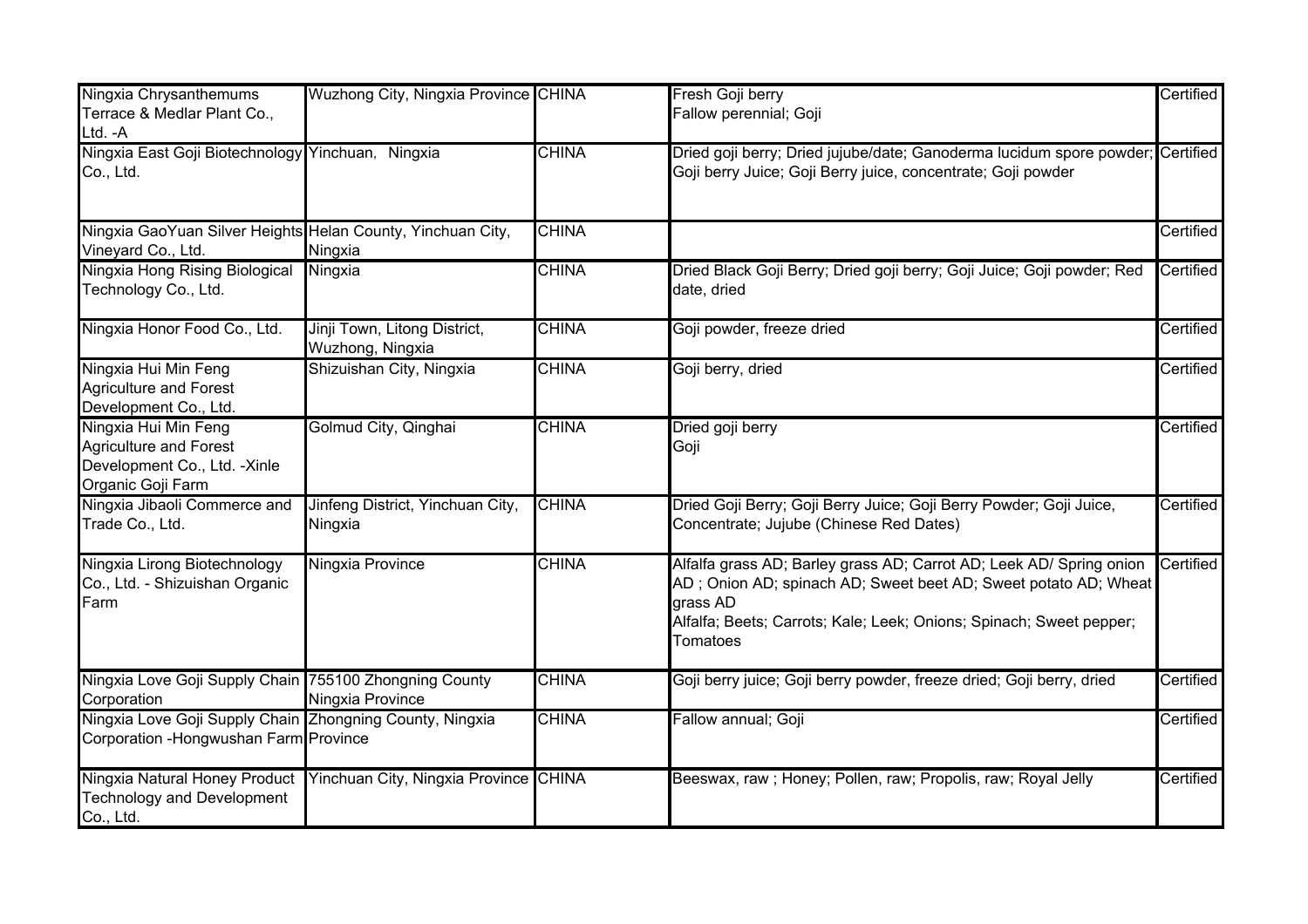| Ningxia Chrysanthemums Terrace & Medlar Plant Co., Ltd. -A | Wuzhong City, Ningxia Province | CHINA | Fresh Goji berry<br>Fallow perennial; Goji | Certified |
|---|---|---|---|---|
| Ningxia East Goji Biotechnology Co., Ltd. | Yinchuan, Ningxia | CHINA | Dried goji berry; Dried jujube/date; Ganoderma lucidum spore powder; Goji berry Juice; Goji Berry juice, concentrate; Goji powder | Certified |
| Ningxia GaoYuan Silver Heights Vineyard Co., Ltd. | Helan County, Yinchuan City, Ningxia | CHINA | | Certified |
| Ningxia Hong Rising Biological Technology Co., Ltd. | Ningxia | CHINA | Dried Black Goji Berry; Dried goji berry; Goji Juice; Goji powder; Red date, dried | Certified |
| Ningxia Honor Food Co., Ltd. | Jinji Town, Litong District, Wuzhong, Ningxia | CHINA | Goji powder, freeze dried | Certified |
| Ningxia Hui Min Feng Agriculture and Forest Development Co., Ltd. | Shizuishan City, Ningxia | CHINA | Goji berry, dried | Certified |
| Ningxia Hui Min Feng Agriculture and Forest Development Co., Ltd. -Xinle Organic Goji Farm | Golmud City, Qinghai | CHINA | Dried goji berry<br>Goji | Certified |
| Ningxia Jibaoli Commerce and Trade Co., Ltd. | Jinfeng District, Yinchuan City, Ningxia | CHINA | Dried Goji Berry; Goji Berry Juice; Goji Berry Powder; Goji Juice, Concentrate; Jujube (Chinese Red Dates) | Certified |
| Ningxia Lirong Biotechnology Co., Ltd. - Shizuishan Organic Farm | Ningxia Province | CHINA | Alfalfa grass AD; Barley grass AD; Carrot AD; Leek AD/ Spring onion AD ; Onion AD; spinach AD; Sweet beet AD; Sweet potato AD; Wheat grass AD<br>Alfalfa; Beets; Carrots; Kale; Leek; Onions; Spinach; Sweet pepper; Tomatoes | Certified |
| Ningxia Love Goji Supply Chain Corporation | 755100 Zhongning County Ningxia Province | CHINA | Goji berry juice; Goji berry powder, freeze dried; Goji berry, dried | Certified |
| Ningxia Love Goji Supply Chain Corporation -Hongwushan Farm | Zhongning County, Ningxia Province | CHINA | Fallow annual; Goji | Certified |
| Ningxia Natural Honey Product Technology and Development Co., Ltd. | Yinchuan City, Ningxia Province | CHINA | Beeswax, raw ; Honey; Pollen, raw; Propolis, raw; Royal Jelly | Certified |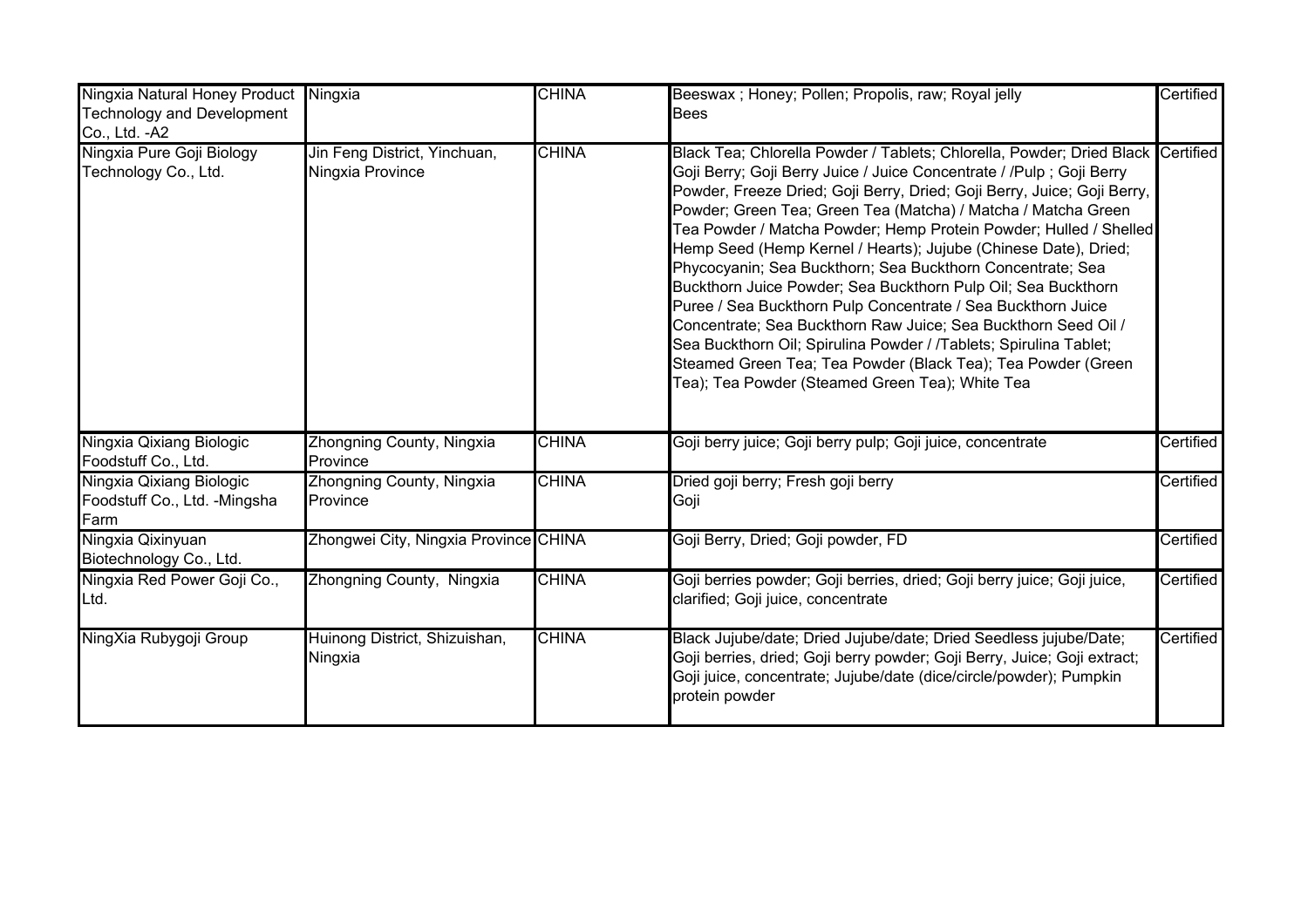| | | | | |
|---|---|---|---|---|
| Ningxia Natural Honey Product Technology and Development Co., Ltd. -A2 | Ningxia | CHINA | Beeswax ; Honey; Pollen; Propolis, raw; Royal jelly<br>Bees | Certified |
| Ningxia Pure Goji Biology Technology Co., Ltd. | Jin Feng District, Yinchuan, Ningxia Province | CHINA | Black Tea; Chlorella Powder / Tablets; Chlorella, Powder; Dried Black Goji Berry; Goji Berry Juice / Juice Concentrate / /Pulp ; Goji Berry Powder, Freeze Dried; Goji Berry, Dried; Goji Berry, Juice; Goji Berry, Powder; Green Tea; Green Tea (Matcha) / Matcha / Matcha Green Tea Powder / Matcha Powder; Hemp Protein Powder; Hulled / Shelled Hemp Seed (Hemp Kernel / Hearts); Jujube (Chinese Date), Dried; Phycocyanin; Sea Buckthorn; Sea Buckthorn Concentrate; Sea Buckthorn Juice Powder; Sea Buckthorn Pulp Oil; Sea Buckthorn Puree / Sea Buckthorn Pulp Concentrate / Sea Buckthorn Juice Concentrate; Sea Buckthorn Raw Juice; Sea Buckthorn Seed Oil / Sea Buckthorn Oil; Spirulina Powder / /Tablets; Spirulina Tablet; Steamed Green Tea; Tea Powder (Black Tea); Tea Powder (Green Tea); Tea Powder (Steamed Green Tea); White Tea | Certified |
| Ningxia Qixiang Biologic Foodstuff Co., Ltd. | Zhongning County, Ningxia Province | CHINA | Goji berry juice; Goji berry pulp; Goji juice, concentrate | Certified |
| Ningxia Qixiang Biologic Foodstuff Co., Ltd. -Mingsha Farm | Zhongning County, Ningxia Province | CHINA | Dried goji berry; Fresh goji berry<br>Goji | Certified |
| Ningxia Qixinyuan Biotechnology Co., Ltd. | Zhongwei City, Ningxia Province | CHINA | Goji Berry, Dried; Goji powder, FD | Certified |
| Ningxia Red Power Goji Co., Ltd. | Zhongning County, Ningxia | CHINA | Goji berries powder; Goji berries, dried; Goji berry juice; Goji juice, clarified; Goji juice, concentrate | Certified |
| NingXia Rubygoji Group | Huinong District, Shizuishan, Ningxia | CHINA | Black Jujube/date; Dried Jujube/date; Dried Seedless jujube/Date; Goji berries, dried; Goji berry powder; Goji Berry, Juice; Goji extract; Goji juice, concentrate; Jujube/date (dice/circle/powder); Pumpkin protein powder | Certified |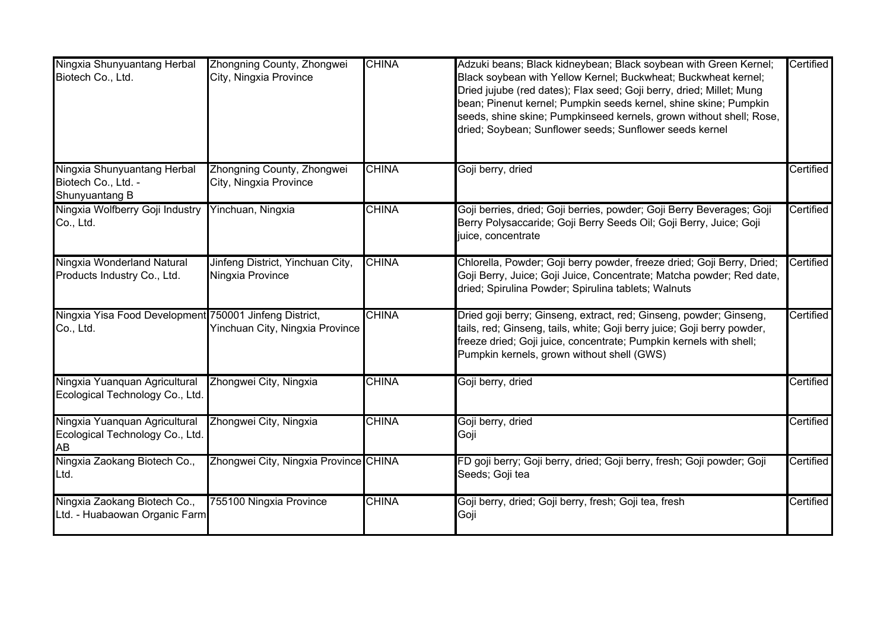| | | | | |
|---|---|---|---|---|
| Ningxia Shunyuantang Herbal Biotech Co., Ltd. | Zhongning County, Zhongwei City, Ningxia Province | CHINA | Adzuki beans; Black kidneybean; Black soybean with Green Kernel; Black soybean with Yellow Kernel; Buckwheat; Buckwheat kernel; Dried jujube (red dates); Flax seed; Goji berry, dried; Millet; Mung bean; Pinenut kernel; Pumpkin seeds kernel, shine skine; Pumpkin seeds, shine skine; Pumpkinseed kernels, grown without shell; Rose, dried; Soybean; Sunflower seeds; Sunflower seeds kernel | Certified |
| Ningxia Shunyuantang Herbal Biotech Co., Ltd. - Shunyuantang B | Zhongning County, Zhongwei City, Ningxia Province | CHINA | Goji berry, dried | Certified |
| Ningxia Wolfberry Goji Industry Co., Ltd. | Yinchuan, Ningxia | CHINA | Goji berries, dried; Goji berries, powder; Goji Berry Beverages; Goji Berry Polysaccharide; Goji Berry Seeds Oil; Goji Berry, Juice; Goji juice, concentrate | Certified |
| Ningxia Wonderland Natural Products Industry Co., Ltd. | Jinfeng District, Yinchuan City, Ningxia Province | CHINA | Chlorella, Powder; Goji berry powder, freeze dried; Goji Berry, Dried; Goji Berry, Juice; Goji Juice, Concentrate; Matcha powder; Red date, dried; Spirulina Powder; Spirulina tablets; Walnuts | Certified |
| Ningxia Yisa Food Development Co., Ltd. | 750001 Jinfeng District, Yinchuan City, Ningxia Province | CHINA | Dried goji berry; Ginseng, extract, red; Ginseng, powder; Ginseng, tails, red; Ginseng, tails, white; Goji berry juice; Goji berry powder, freeze dried; Goji juice, concentrate; Pumpkin kernels with shell; Pumpkin kernels, grown without shell (GWS) | Certified |
| Ningxia Yuanquan Agricultural Ecological Technology Co., Ltd. | Zhongwei City, Ningxia | CHINA | Goji berry, dried | Certified |
| Ningxia Yuanquan Agricultural Ecological Technology Co., Ltd. AB | Zhongwei City, Ningxia | CHINA | Goji berry, dried<br>Goji | Certified |
| Ningxia Zaokang Biotech Co., Ltd. | Zhongwei City, Ningxia Province | CHINA | FD goji berry; Goji berry, dried; Goji berry, fresh; Goji powder; Goji Seeds; Goji tea | Certified |
| Ningxia Zaokang Biotech Co., Ltd. - Huabaowan Organic Farm | 755100 Ningxia Province | CHINA | Goji berry, dried; Goji berry, fresh; Goji tea, fresh<br>Goji | Certified |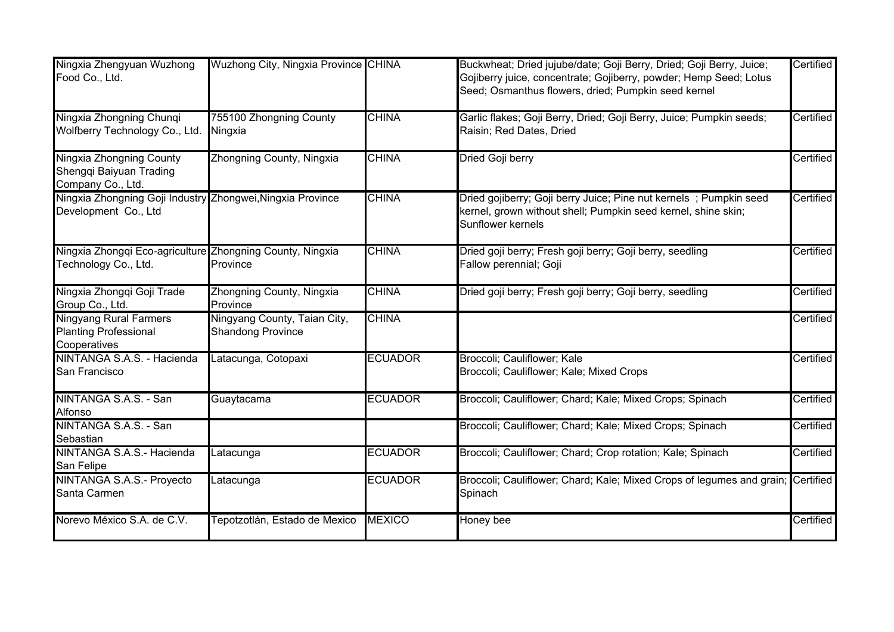| | | | | |
|---|---|---|---|---|
| Ningxia Zhengyuan Wuzhong Food Co., Ltd. | Wuzhong City, Ningxia Province | CHINA | Buckwheat; Dried jujube/date; Goji Berry, Dried; Goji Berry, Juice; Gojiberry juice, concentrate; Gojiberry, powder; Hemp Seed; Lotus Seed; Osmanthus flowers, dried; Pumpkin seed kernel | Certified |
| Ningxia Zhongning Chunqi Wolfberry Technology Co., Ltd. | 755100 Zhongning County Ningxia | CHINA | Garlic flakes; Goji Berry, Dried; Goji Berry, Juice; Pumpkin seeds; Raisin; Red Dates, Dried | Certified |
| Ningxia Zhongning County Shengqi Baiyuan Trading Company Co., Ltd. | Zhongning County, Ningxia | CHINA | Dried Goji berry | Certified |
| Ningxia Zhongning Goji Industry Development Co., Ltd | Zhongwei,Ningxia Province | CHINA | Dried gojiberry; Goji berry Juice; Pine nut kernels ; Pumpkin seed kernel, grown without shell; Pumpkin seed kernel, shine skin; Sunflower kernels | Certified |
| Ningxia Zhongqi Eco-agriculture Technology Co., Ltd. | Zhongning County, Ningxia Province | CHINA | Dried goji berry; Fresh goji berry; Goji berry, seedling<br>Fallow perennial; Goji | Certified |
| Ningxia Zhongqi Goji Trade Group Co., Ltd. | Zhongning County, Ningxia Province | CHINA | Dried goji berry; Fresh goji berry; Goji berry, seedling | Certified |
| Ningyang Rural Farmers Planting Professional Cooperatives | Ningyang County, Taian City, Shandong Province | CHINA | | Certified |
| NINTANGA S.A.S. - Hacienda San Francisco | Latacunga, Cotopaxi | ECUADOR | Broccoli; Cauliflower; Kale<br>Broccoli; Cauliflower; Kale; Mixed Crops | Certified |
| NINTANGA S.A.S. - San Alfonso | Guaytacama | ECUADOR | Broccoli; Cauliflower; Chard; Kale; Mixed Crops; Spinach | Certified |
| NINTANGA S.A.S. - San Sebastian | | | Broccoli; Cauliflower; Chard; Kale; Mixed Crops; Spinach | Certified |
| NINTANGA S.A.S.- Hacienda San Felipe | Latacunga | ECUADOR | Broccoli; Cauliflower; Chard; Crop rotation; Kale; Spinach | Certified |
| NINTANGA S.A.S.- Proyecto Santa Carmen | Latacunga | ECUADOR | Broccoli; Cauliflower; Chard; Kale; Mixed Crops of legumes and grain; Spinach | Certified |
| Norevo México S.A. de C.V. | Tepotzotlán, Estado de Mexico | MEXICO | Honey bee | Certified |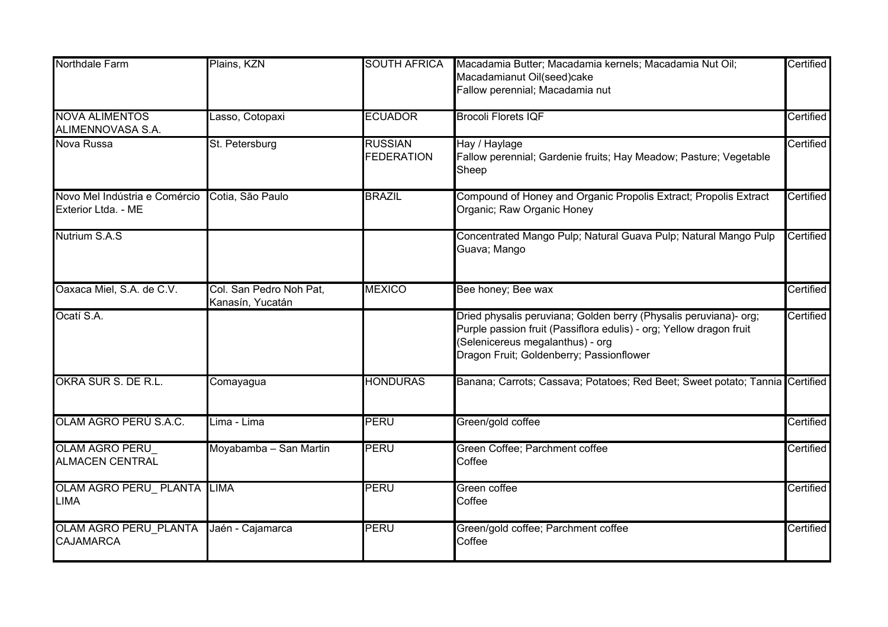| | | | | |
|---|---|---|---|---|
| Northdale Farm | Plains, KZN | SOUTH AFRICA | Macadamia Butter; Macadamia kernels; Macadamia Nut Oil; Macadamianut Oil(seed)cake<br>Fallow perennial; Macadamia nut | Certified |
| NOVA ALIMENTOS ALIMENNOVASA S.A. | Lasso, Cotopaxi | ECUADOR | Brocoli Florets IQF | Certified |
| Nova Russa | St. Petersburg | RUSSIAN FEDERATION | Hay / Haylage<br>Fallow perennial; Gardenie fruits; Hay Meadow; Pasture; Vegetable<br>Sheep | Certified |
| Novo Mel Indústria e Comércio Exterior Ltda. - ME | Cotia, São Paulo | BRAZIL | Compound of Honey and Organic Propolis Extract; Propolis Extract Organic; Raw Organic Honey | Certified |
| Nutrium S.A.S | | | Concentrated Mango Pulp; Natural Guava Pulp; Natural Mango Pulp<br>Guava; Mango | Certified |
| Oaxaca Miel, S.A. de C.V. | Col. San Pedro Noh Pat, Kanasín, Yucatán | MEXICO | Bee honey; Bee wax | Certified |
| Ocatí S.A. | | | Dried physalis peruviana; Golden berry (Physalis peruviana)- org; Purple passion fruit (Passiflora edulis) - org; Yellow dragon fruit (Selenicereus megalanthus) - org<br>Dragon Fruit; Goldenberry; Passionflower | Certified |
| OKRA SUR S. DE R.L. | Comayagua | HONDURAS | Banana; Carrots; Cassava; Potatoes; Red Beet; Sweet potato; Tannia | Certified |
| OLAM AGRO PERÚ S.A.C. | Lima - Lima | PERU | Green/gold coffee | Certified |
| OLAM AGRO PERU_ ALMACEN CENTRAL | Moyabamba – San Martin | PERU | Green Coffee; Parchment coffee<br>Coffee | Certified |
| OLAM AGRO PERU_ PLANTA LIMA | LIMA | PERU | Green coffee<br>Coffee | Certified |
| OLAM AGRO PERU_PLANTA CAJAMARCA | Jaén - Cajamarca | PERU | Green/gold coffee; Parchment coffee<br>Coffee | Certified |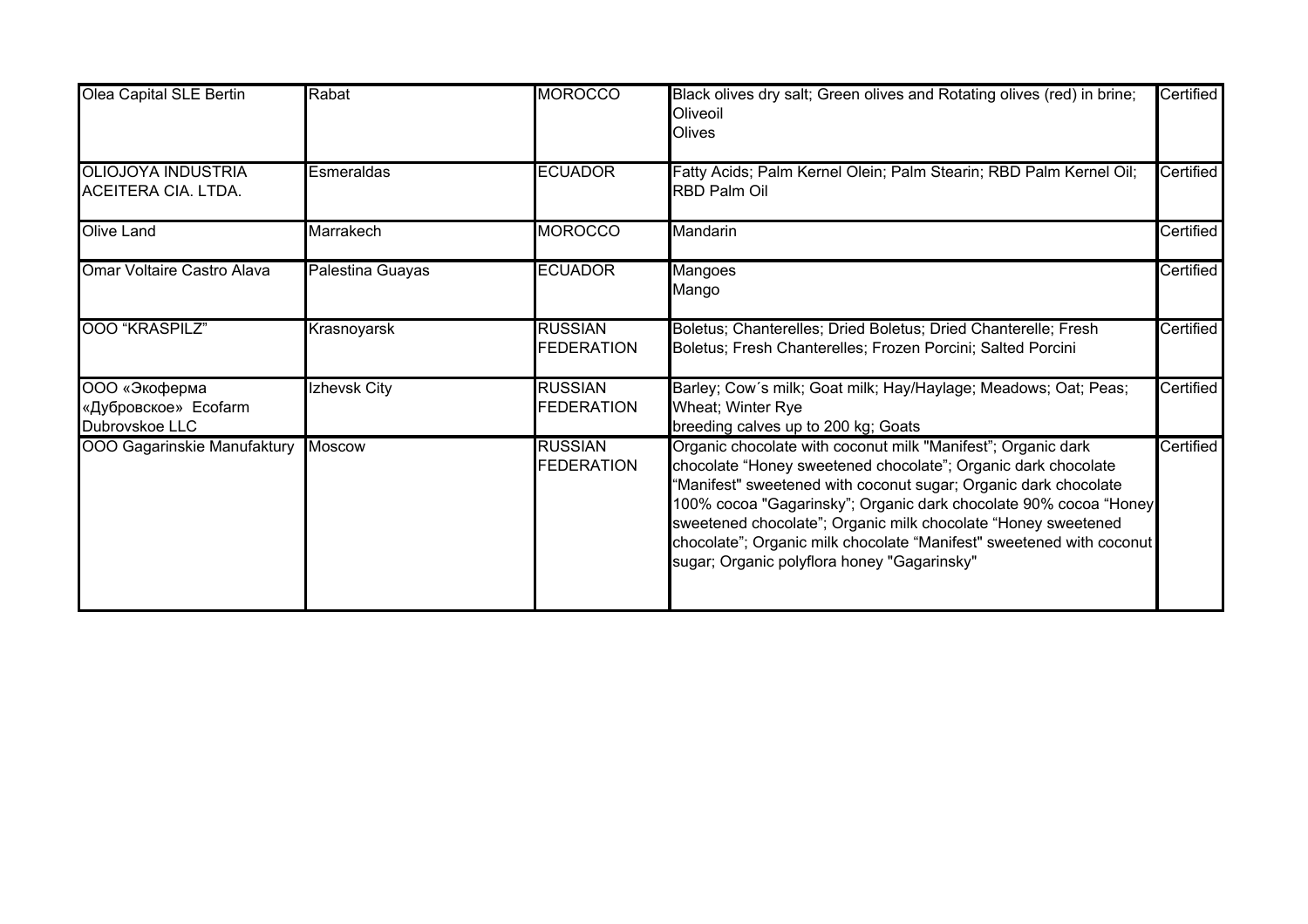| | | | | |
|---|---|---|---|---|
| Olea Capital SLE Bertin | Rabat | MOROCCO | Black olives dry salt; Green olives and Rotating olives (red) in brine;<br>Oliveoil<br>Olives | Certified |
| OLIOJOYA INDUSTRIA ACEITERA CIA. LTDA. | Esmeraldas | ECUADOR | Fatty Acids; Palm Kernel Olein; Palm Stearin; RBD Palm Kernel Oil; RBD Palm Oil | Certified |
| Olive Land | Marrakech | MOROCCO | Mandarin | Certified |
| Omar Voltaire Castro Alava | Palestina Guayas | ECUADOR | Mangoes<br>Mango | Certified |
| OOO "KRASPILZ" | Krasnoyarsk | RUSSIAN FEDERATION | Boletus; Chanterelles; Dried Boletus; Dried Chanterelle; Fresh Boletus; Fresh Chanterelles; Frozen Porcini; Salted Porcini | Certified |
| ООО «Экоферма «Дубровское» Ecofarm Dubrovskoe LLC | Izhevsk City | RUSSIAN FEDERATION | Barley; Cow´s milk; Goat milk; Hay/Haylage; Meadows; Oat; Peas; Wheat; Winter Rye<br>breeding calves up to 200 kg; Goats | Certified |
| OOO Gagarinskie Manufaktury | Moscow | RUSSIAN FEDERATION | Organic chocolate with coconut milk "Manifest"; Organic dark chocolate "Honey sweetened chocolate"; Organic dark chocolate "Manifest" sweetened with coconut sugar; Organic dark chocolate 100% cocoa "Gagarinsky"; Organic dark chocolate 90% cocoa "Honey sweetened chocolate"; Organic milk chocolate "Honey sweetened chocolate"; Organic milk chocolate "Manifest" sweetened with coconut sugar; Organic polyflora honey "Gagarinsky" | Certified |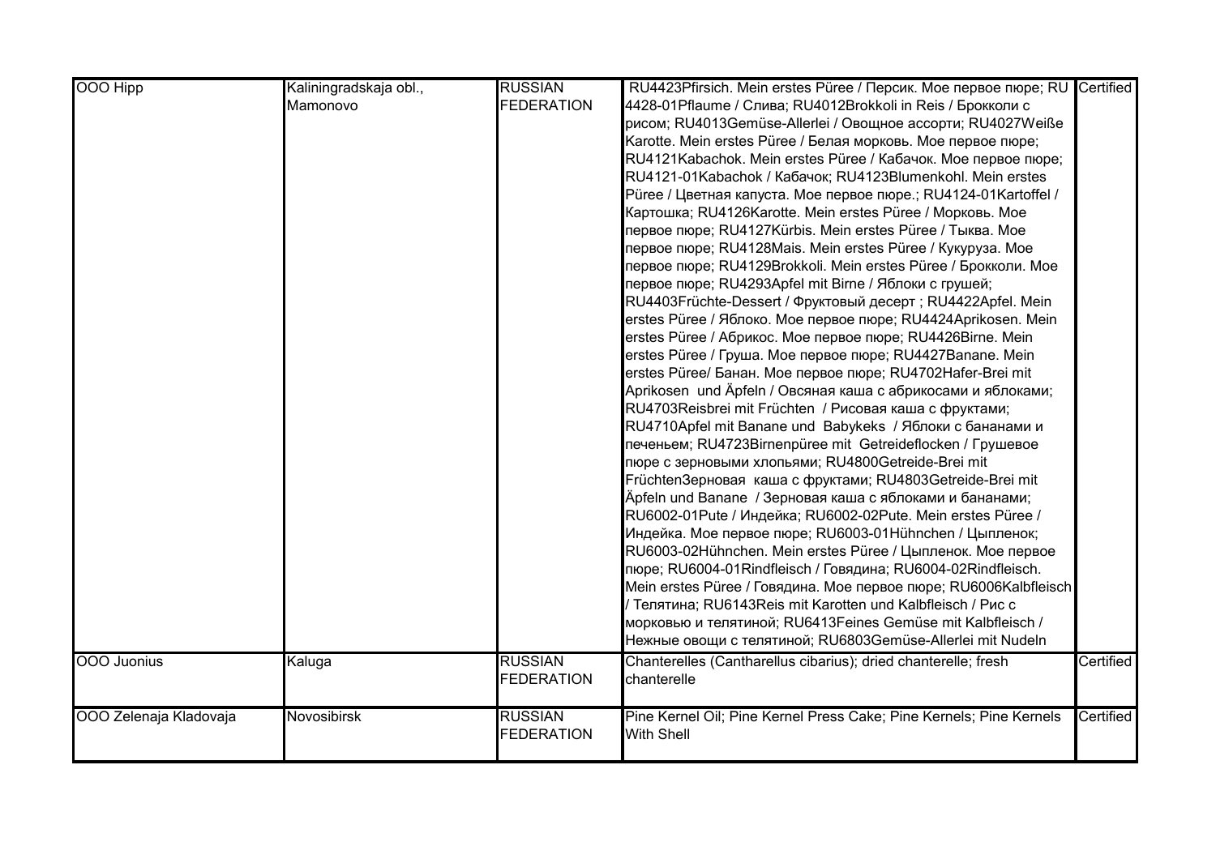| OOO Hipp | Kaliningradskaja obl., Mamonovo | RUSSIAN FEDERATION | RU4423Pfirsich. Mein erstes Püree / Персик. Мое первое пюре; RU 4428-01Pflaume / Слива; RU4012Brokkoli in Reis / Брокколи с рисом; RU4013Gemüse-Allerlei / Овощное ассорти; RU4027Weiße Karotte. Mein erstes Püree / Белая морковь. Мое первое пюре; RU4121Kabachok. Mein erstes Püree / Кабачок. Мое первое пюре; RU4121-01Kabachok / Кабачок; RU4123Blumenkohl. Mein erstes Püree / Цветная капуста. Мое первое пюре.; RU4124-01Kartoffel / Картошка; RU4126Karotte. Mein erstes Püree / Морковь. Мое первое пюре; RU4127Kürbis. Mein erstes Püree / Тыква. Мое первое пюре; RU4128Mais. Mein erstes Püree / Кукуруза. Мое первое пюре; RU4129Brokkoli. Mein erstes Püree / Брокколи. Мое первое пюре; RU4293Apfel mit Birne / Яблоки с грушей; RU4403Früchte-Dessert / Фруктовый десерт ; RU4422Apfel. Mein erstes Püree / Яблоко. Мое первое пюре; RU4424Aprikosen. Mein erstes Püree / Абрикос. Мое первое пюре; RU4426Birne. Mein erstes Püree / Груша. Мое первое пюре; RU4427Banane. Mein erstes Püree/ Банан. Мое первое пюре; RU4702Hafer-Brei mit Aprikosen und Äpfeln / Овсяная каша с абрикосами и яблоками; RU4703Reisbrei mit Früchten / Рисовая каша с фруктами; RU4710Apfel mit Banane und Babykeks / Яблоки с бананами и печеньем; RU4723Birnenpüree mit Getreideflocken / Грушевое пюре с зерновыми хлопьями; RU4800Getreide-Brei mit FrüchtenЗерновая каша с фруктами; RU4803Getreide-Brei mit Äpfeln und Banane / Зерновая каша с яблоками и бананами; RU6002-01Pute / Индейка; RU6002-02Pute. Mein erstes Püree / Индейка. Мое первое пюре; RU6003-01Hühnchen / Цыпленок; RU6003-02Hühnchen. Mein erstes Püree / Цыпленок. Мое первое пюре; RU6004-01Rindfleisch / Говядина; RU6004-02Rindfleisch. Mein erstes Püree / Говядина. Мое первое пюре; RU6006Kalbfleisch / Телятина; RU6143Reis mit Karotten und Kalbfleisch / Рис с морковью и телятиной; RU6413Feines Gemüse mit Kalbfleisch / Нежные овощи с телятиной; RU6803Gemüse-Allerlei mit Nudeln | Certified |
|---|---|---|---|---|
| OOO Juonius | Kaluga | RUSSIAN FEDERATION | Chanterelles (Cantharellus cibarius); dried chanterelle; fresh chanterelle | Certified |
| OOO Zelenaja Kladovaja | Novosibirsk | RUSSIAN FEDERATION | Pine Kernel Oil; Pine Kernel Press Cake; Pine Kernels; Pine Kernels With Shell | Certified |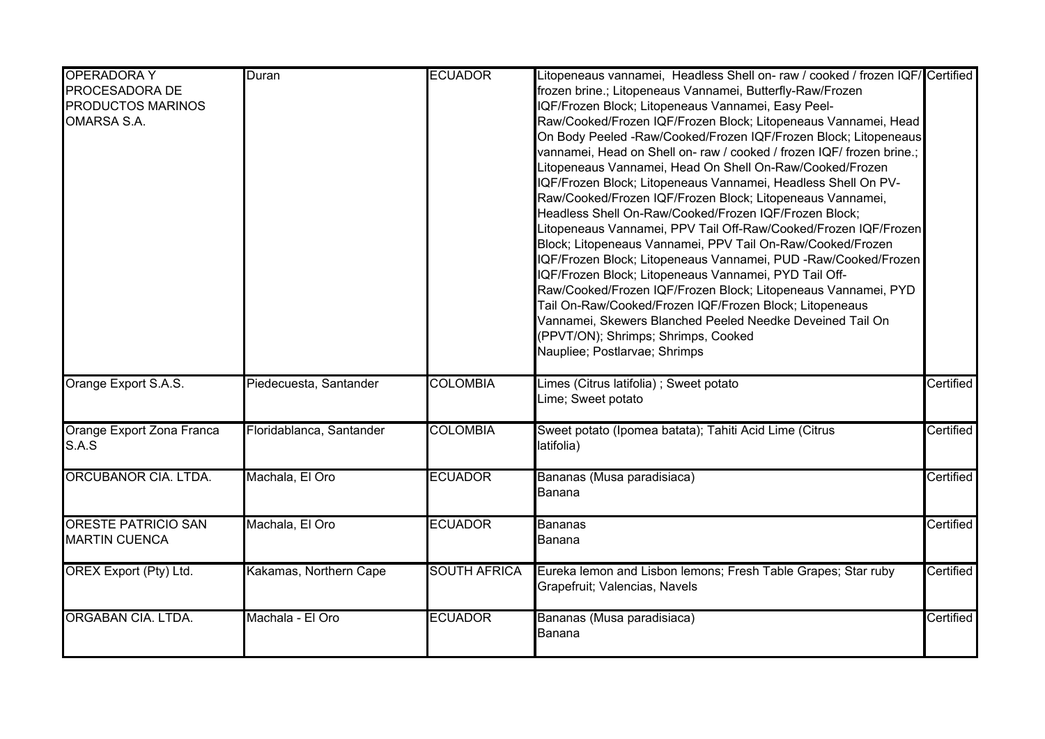| OPERADORA Y PROCESADORA DE PRODUCTOS MARINOS OMARSA S.A. | Duran | ECUADOR | Litopeneaus vannamei, Headless Shell on- raw / cooked / frozen IQF/ frozen brine.; Litopeneaus Vannamei, Butterfly-Raw/Frozen IQF/Frozen Block; Litopeneaus Vannamei, Easy Peel-Raw/Cooked/Frozen IQF/Frozen Block; Litopeneaus Vannamei, Head On Body Peeled -Raw/Cooked/Frozen IQF/Frozen Block; Litopeneaus vannamei, Head on Shell on- raw / cooked / frozen IQF/ frozen brine.; Litopeneaus Vannamei, Head On Shell On-Raw/Cooked/Frozen IQF/Frozen Block; Litopeneaus Vannamei, Headless Shell On PV-Raw/Cooked/Frozen IQF/Frozen Block; Litopeneaus Vannamei, Headless Shell On-Raw/Cooked/Frozen IQF/Frozen Block; Litopeneaus Vannamei, PPV Tail Off-Raw/Cooked/Frozen IQF/Frozen Block; Litopeneaus Vannamei, PPV Tail On-Raw/Cooked/Frozen IQF/Frozen Block; Litopeneaus Vannamei, PUD -Raw/Cooked/Frozen IQF/Frozen Block; Litopeneaus Vannamei, PYD Tail Off-Raw/Cooked/Frozen IQF/Frozen Block; Litopeneaus Vannamei, PYD Tail On-Raw/Cooked/Frozen IQF/Frozen Block; Litopeneaus Vannamei, Skewers Blanched Peeled Needke Deveined Tail On (PPVT/ON); Shrimps; Shrimps, Cooked<br>Naupliee; Postlarvae; Shrimps | Certified |
|---|---|---|---|---|
| Orange Export S.A.S. | Piedecuesta, Santander | COLOMBIA | Limes (Citrus latifolia) ; Sweet potato<br>Lime; Sweet potato | Certified |
| Orange Export Zona Franca S.A.S | Floridablanca, Santander | COLOMBIA | Sweet potato (Ipomea batata); Tahiti Acid Lime (Citrus latifolia) | Certified |
| ORCUBANOR CIA. LTDA. | Machala, El Oro | ECUADOR | Bananas (Musa paradisiaca)<br>Banana | Certified |
| ORESTE PATRICIO SAN MARTIN CUENCA | Machala, El Oro | ECUADOR | Bananas<br>Banana | Certified |
| OREX Export (Pty) Ltd. | Kakamas, Northern Cape | SOUTH AFRICA | Eureka lemon and Lisbon lemons; Fresh Table Grapes; Star ruby Grapefruit; Valencias, Navels | Certified |
| ORGABAN CIA. LTDA. | Machala - El Oro | ECUADOR | Bananas (Musa paradisiaca)<br>Banana | Certified |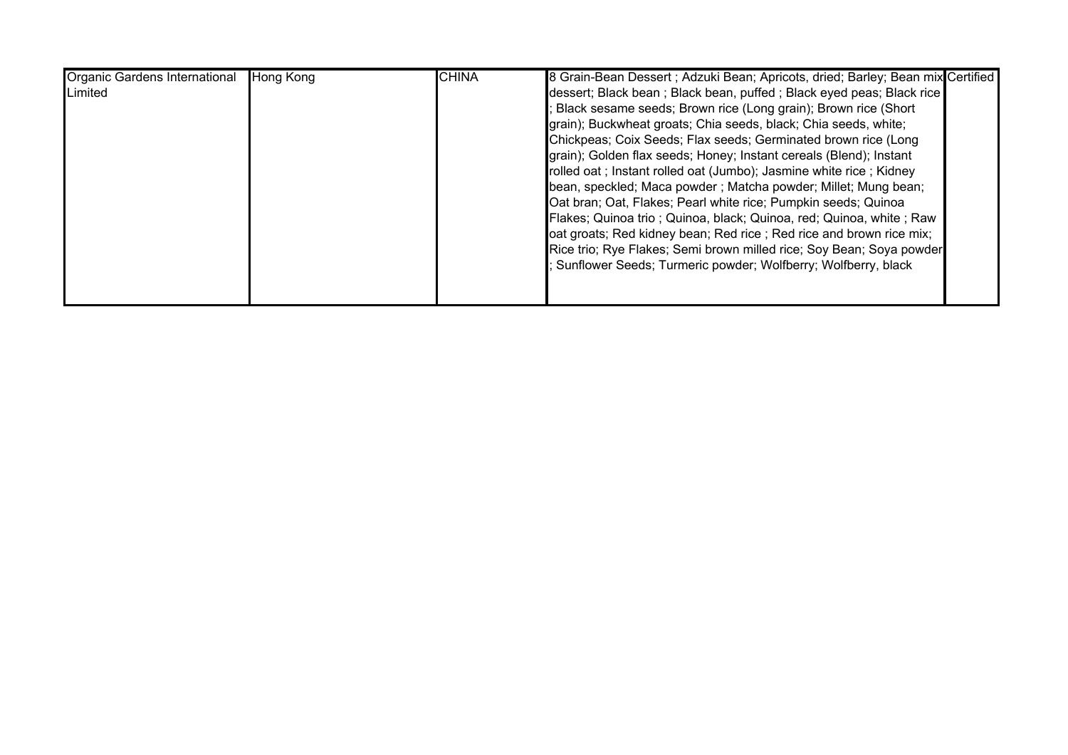| | | | | |
|---|---|---|---|---|
| Organic Gardens International Limited | Hong Kong | CHINA | 8 Grain-Bean Dessert ; Adzuki Bean; Apricots, dried; Barley; Bean mix dessert; Black bean ; Black bean, puffed ; Black eyed peas; Black rice ; Black sesame seeds; Brown rice (Long grain); Brown rice (Short grain); Buckwheat groats; Chia seeds, black; Chia seeds, white; Chickpeas; Coix Seeds; Flax seeds; Germinated brown rice (Long grain); Golden flax seeds; Honey; Instant cereals (Blend); Instant rolled oat ; Instant rolled oat (Jumbo); Jasmine white rice ; Kidney bean, speckled; Maca powder ; Matcha powder; Millet; Mung bean; Oat bran; Oat, Flakes; Pearl white rice; Pumpkin seeds; Quinoa Flakes; Quinoa trio ; Quinoa, black; Quinoa, red; Quinoa, white ; Raw oat groats; Red kidney bean; Red rice ; Red rice and brown rice mix; Rice trio; Rye Flakes; Semi brown milled rice; Soy Bean; Soya powder ; Sunflower Seeds; Turmeric powder; Wolfberry; Wolfberry, black | Certified |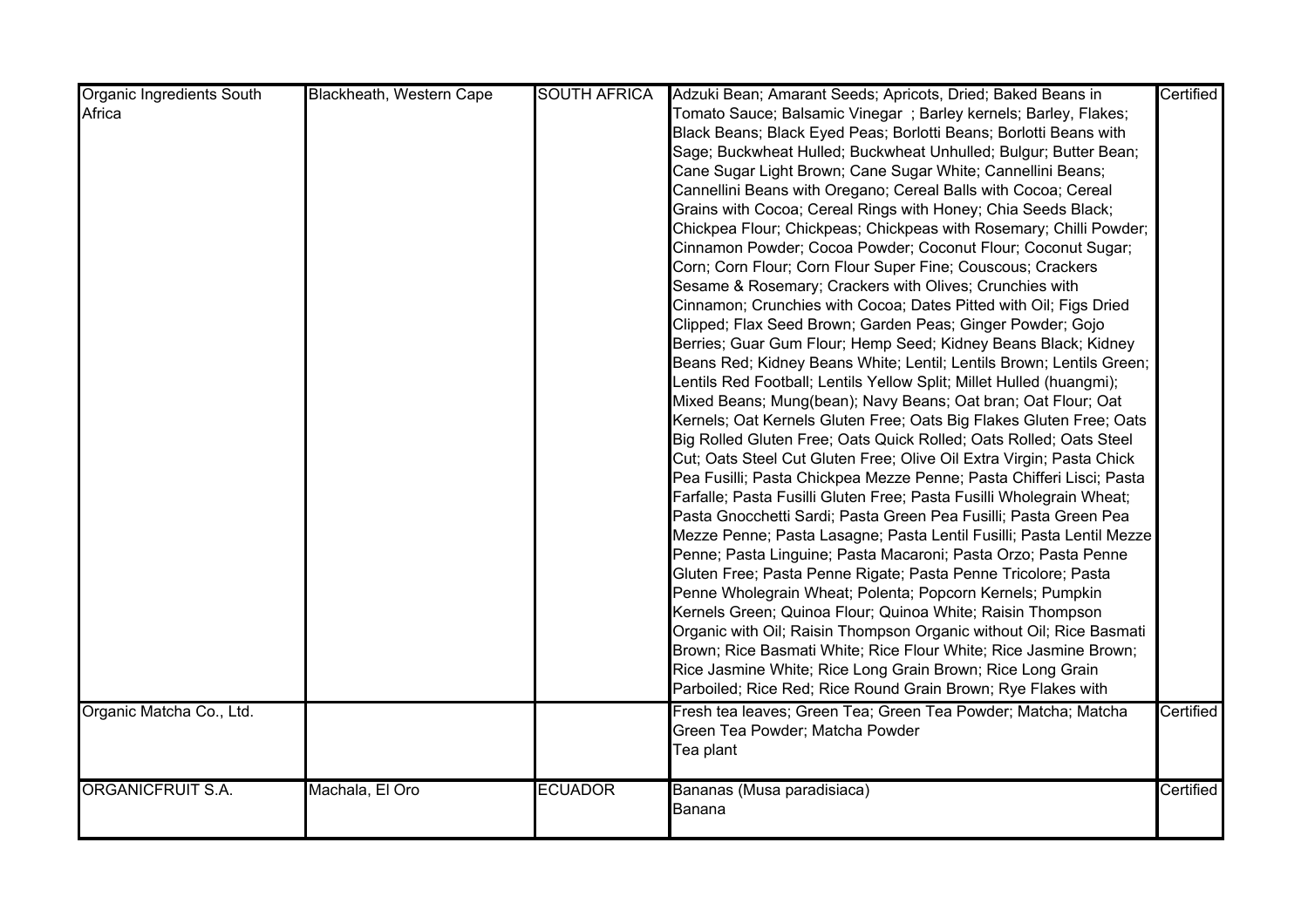| | | | | |
|---|---|---|---|---|
| Organic Ingredients South Africa | Blackheath, Western Cape | SOUTH AFRICA | Adzuki Bean; Amarant Seeds; Apricots, Dried; Baked Beans in Tomato Sauce; Balsamic Vinegar ; Barley kernels; Barley, Flakes; Black Beans; Black Eyed Peas; Borlotti Beans; Borlotti Beans with Sage; Buckwheat Hulled; Buckwheat Unhulled; Bulgur; Butter Bean; Cane Sugar Light Brown; Cane Sugar White; Cannellini Beans; Cannellini Beans with Oregano; Cereal Balls with Cocoa; Cereal Grains with Cocoa; Cereal Rings with Honey; Chia Seeds Black; Chickpea Flour; Chickpeas; Chickpeas with Rosemary; Chilli Powder; Cinnamon Powder; Cocoa Powder; Coconut Flour; Coconut Sugar; Corn; Corn Flour; Corn Flour Super Fine; Couscous; Crackers Sesame & Rosemary; Crackers with Olives; Crunchies with Cinnamon; Crunchies with Cocoa; Dates Pitted with Oil; Figs Dried Clipped; Flax Seed Brown; Garden Peas; Ginger Powder; Gojo Berries; Guar Gum Flour; Hemp Seed; Kidney Beans Black; Kidney Beans Red; Kidney Beans White; Lentil; Lentils Brown; Lentils Green; Lentils Red Football; Lentils Yellow Split; Millet Hulled (huangmi); Mixed Beans; Mung(bean); Navy Beans; Oat bran; Oat Flour; Oat Kernels; Oat Kernels Gluten Free; Oats Big Flakes Gluten Free; Oats Big Rolled Gluten Free; Oats Quick Rolled; Oats Rolled; Oats Steel Cut; Oats Steel Cut Gluten Free; Olive Oil Extra Virgin; Pasta Chick Pea Fusilli; Pasta Chickpea Mezze Penne; Pasta Chifferi Lisci; Pasta Farfalle; Pasta Fusilli Gluten Free; Pasta Fusilli Wholegrain Wheat; Pasta Gnocchetti Sardi; Pasta Green Pea Fusilli; Pasta Green Pea Mezze Penne; Pasta Lasagne; Pasta Lentil Fusilli; Pasta Lentil Mezze Penne; Pasta Linguine; Pasta Macaroni; Pasta Orzo; Pasta Penne Gluten Free; Pasta Penne Rigate; Pasta Penne Tricolore; Pasta Penne Wholegrain Wheat; Polenta; Popcorn Kernels; Pumpkin Kernels Green; Quinoa Flour; Quinoa White; Raisin Thompson Organic with Oil; Raisin Thompson Organic without Oil; Rice Basmati Brown; Rice Basmati White; Rice Flour White; Rice Jasmine Brown; Rice Jasmine White; Rice Long Grain Brown; Rice Long Grain Parboiled; Rice Red; Rice Round Grain Brown; Rye Flakes with | Certified |
| Organic Matcha Co., Ltd. | | | Fresh tea leaves; Green Tea; Green Tea Powder; Matcha; Matcha Green Tea Powder; Matcha Powder<br>Tea plant | Certified |
| ORGANICFRUIT S.A. | Machala, El Oro | ECUADOR | Bananas (Musa paradisiaca)<br>Banana | Certified |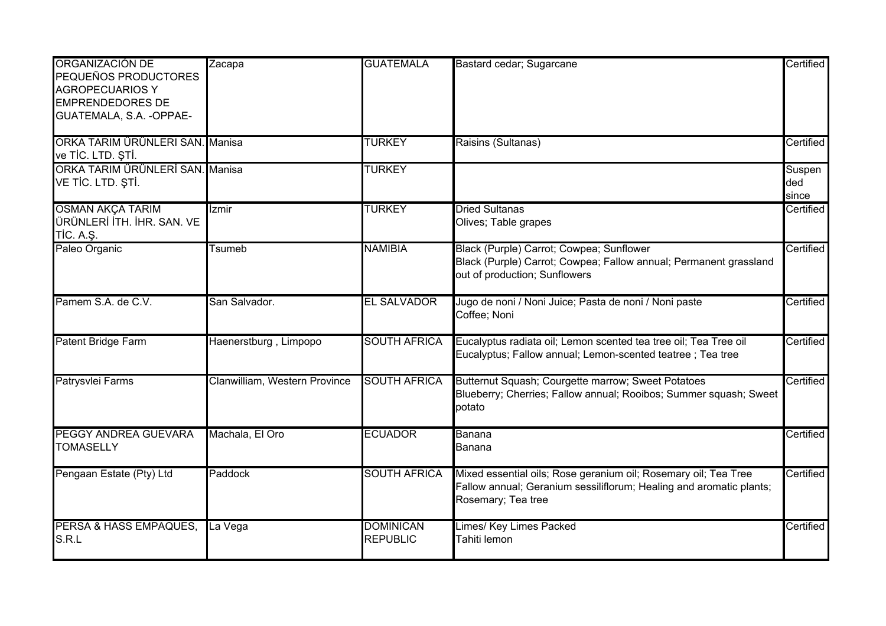| | | | | |
|---|---|---|---|---|
| ORGANIZACIÓN DE PEQUEÑOS PRODUCTORES AGROPECUARIOS Y EMPRENDEDORES DE GUATEMALA, S.A. -OPPAE- | Zacapa | GUATEMALA | Bastard cedar; Sugarcane | Certified |
| ORKA TARIM ÜRÜNLERI SAN. ve TİC. LTD. ŞTİ. | Manisa | TURKEY | Raisins (Sultanas) | Certified |
| ORKA TARIM ÜRÜNLERİ SAN. VE TİC. LTD. ŞTİ. | Manisa | TURKEY | | Suspended since |
| OSMAN AKÇA TARIM ÜRÜNLERİ İTH. İHR. SAN. VE TİC. A.Ş. | İzmir | TURKEY | Dried Sultanas<br>Olives; Table grapes | Certified |
| Paleo Organic | Tsumeb | NAMIBIA | Black (Purple) Carrot; Cowpea; Sunflower<br>Black (Purple) Carrot; Cowpea; Fallow annual; Permanent grassland out of production; Sunflowers | Certified |
| Pamem S.A. de C.V. | San Salvador. | EL SALVADOR | Jugo de noni / Noni Juice; Pasta de noni / Noni paste<br>Coffee; Noni | Certified |
| Patent Bridge Farm | Haenerstburg , Limpopo | SOUTH AFRICA | Eucalyptus radiata oil; Lemon scented tea tree oil; Tea Tree oil<br>Eucalyptus; Fallow annual; Lemon-scented teatree ; Tea tree | Certified |
| Patrysvlei Farms | Clanwilliam, Western Province | SOUTH AFRICA | Butternut Squash; Courgette marrow; Sweet Potatoes<br>Blueberry; Cherries; Fallow annual; Rooibos; Summer squash; Sweet potato | Certified |
| PEGGY ANDREA GUEVARA TOMASELLY | Machala, El Oro | ECUADOR | Banana<br>Banana | Certified |
| Pengaan Estate (Pty) Ltd | Paddock | SOUTH AFRICA | Mixed essential oils; Rose geranium oil; Rosemary oil; Tea Tree<br>Fallow annual; Geranium sessiliflorum; Healing and aromatic plants; Rosemary; Tea tree | Certified |
| PERSA & HASS EMPAQUES, S.R.L | La Vega | DOMINICAN REPUBLIC | Limes/ Key Limes Packed<br>Tahiti lemon | Certified |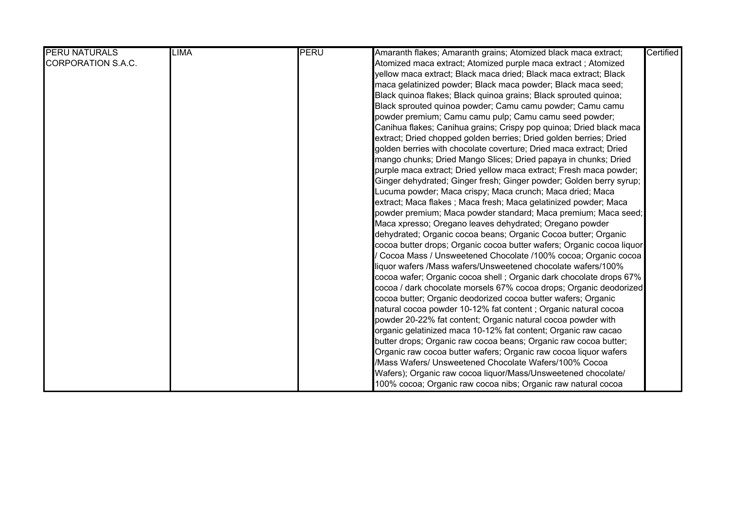| | | | | |
|---|---|---|---|---|
| PERU NATURALS CORPORATION S.A.C. | LIMA | PERU | Amaranth flakes; Amaranth grains; Atomized black maca extract; Atomized maca extract; Atomized purple maca extract ; Atomized yellow maca extract; Black maca dried; Black maca extract; Black maca gelatinized powder; Black maca powder; Black maca seed; Black quinoa flakes; Black quinoa grains; Black sprouted quinoa; Black sprouted quinoa powder; Camu camu powder; Camu camu powder premium; Camu camu pulp; Camu camu seed powder; Canihua flakes; Canihua grains; Crispy pop quinoa; Dried black maca extract; Dried chopped golden berries; Dried golden berries; Dried golden berries with chocolate coverture; Dried maca extract; Dried mango chunks; Dried Mango Slices; Dried papaya in chunks; Dried purple maca extract; Dried yellow maca extract; Fresh maca powder; Ginger dehydrated; Ginger fresh; Ginger powder; Golden berry syrup; Lucuma powder; Maca crispy; Maca crunch; Maca dried; Maca extract; Maca flakes ; Maca fresh; Maca gelatinized powder; Maca powder premium; Maca powder standard; Maca premium; Maca seed; Maca xpresso; Oregano leaves dehydrated; Oregano powder dehydrated; Organic cocoa beans; Organic Cocoa butter; Organic cocoa butter drops; Organic cocoa butter wafers; Organic cocoa liquor / Cocoa Mass / Unsweetened Chocolate /100% cocoa; Organic cocoa liquor wafers /Mass wafers/Unsweetened chocolate wafers/100% cocoa wafer; Organic cocoa shell ; Organic dark chocolate drops 67% cocoa / dark chocolate morsels 67% cocoa drops; Organic deodorized cocoa butter; Organic deodorized cocoa butter wafers; Organic natural cocoa powder 10-12% fat content ; Organic natural cocoa powder 20-22% fat content; Organic natural cocoa powder with organic gelatinized maca 10-12% fat content; Organic raw cacao butter drops; Organic raw cocoa beans; Organic raw cocoa butter; Organic raw cocoa butter wafers; Organic raw cocoa liquor wafers /Mass Wafers/ Unsweetened Chocolate Wafers/100% Cocoa Wafers); Organic raw cocoa liquor/Mass/Unsweetened chocolate/ 100% cocoa; Organic raw cocoa nibs; Organic raw natural cocoa | Certified |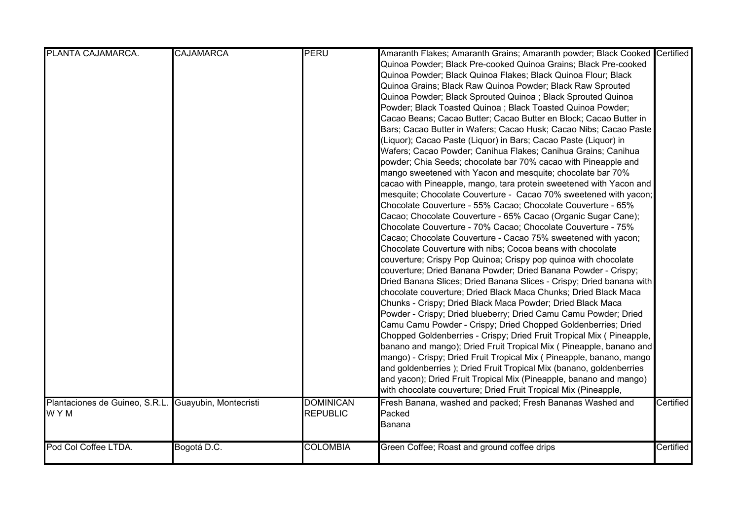| | | | | |
|---|---|---|---|---|
| PLANTA CAJAMARCA. | CAJAMARCA | PERU | Amaranth Flakes; Amaranth Grains; Amaranth powder; Black Cooked Quinoa Powder; Black Pre-cooked Quinoa Grains; Black Pre-cooked Quinoa Powder; Black Quinoa Flakes; Black Quinoa Flour; Black Quinoa Grains; Black Raw Quinoa Powder; Black Raw Sprouted Quinoa Powder; Black Sprouted Quinoa ; Black Sprouted Quinoa Powder; Black Toasted Quinoa ; Black Toasted Quinoa Powder; Cacao Beans; Cacao Butter; Cacao Butter en Block; Cacao Butter in Bars; Cacao Butter in Wafers; Cacao Husk; Cacao Nibs; Cacao Paste (Liquor); Cacao Paste (Liquor) in Bars; Cacao Paste (Liquor) in Wafers; Cacao Powder; Canihua Flakes; Canihua Grains; Canihua powder; Chia Seeds; chocolate bar 70% cacao with Pineapple and mango sweetened with Yacon and mesquite; chocolate bar 70% cacao with Pineapple, mango, tara protein sweetened with Yacon and mesquite; Chocolate Couverture - Cacao 70% sweetened with yacon; Chocolate Couverture - 55% Cacao; Chocolate Couverture - 65% Cacao; Chocolate Couverture - 65% Cacao (Organic Sugar Cane); Chocolate Couverture - 70% Cacao; Chocolate Couverture - 75% Cacao; Chocolate Couverture - Cacao 75% sweetened with yacon; Chocolate Couverture with nibs; Cocoa beans with chocolate couverture; Crispy Pop Quinoa; Crispy pop quinoa with chocolate couverture; Dried Banana Powder; Dried Banana Powder - Crispy; Dried Banana Slices; Dried Banana Slices - Crispy; Dried banana with chocolate couverture; Dried Black Maca Chunks; Dried Black Maca Chunks - Crispy; Dried Black Maca Powder; Dried Black Maca Powder - Crispy; Dried blueberry; Dried Camu Camu Powder; Dried Camu Camu Powder - Crispy; Dried Chopped Goldenberries; Dried Chopped Goldenberries - Crispy; Dried Fruit Tropical Mix ( Pineapple, banano and mango); Dried Fruit Tropical Mix ( Pineapple, banano and mango) - Crispy; Dried Fruit Tropical Mix ( Pineapple, banano, mango and goldenberries ); Dried Fruit Tropical Mix (banano, goldenberries and yacon); Dried Fruit Tropical Mix (Pineapple, banano and mango) with chocolate couverture; Dried Fruit Tropical Mix (Pineapple, | Certified |
| Plantaciones de Guineo, S.R.L. W Y M | Guayubin, Montecristi | DOMINICAN REPUBLIC | Fresh Banana, washed and packed; Fresh Bananas Washed and Packed<br>Banana | Certified |
| Pod Col Coffee LTDA. | Bogotá D.C. | COLOMBIA | Green Coffee; Roast and ground coffee drips | Certified |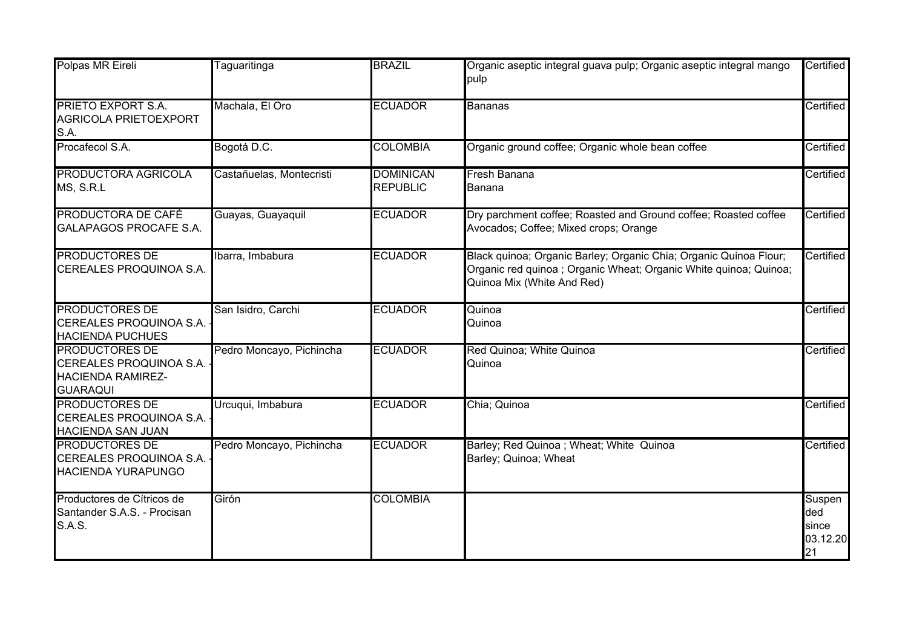| | | | | |
|---|---|---|---|---|
| Polpas MR Eireli | Taguaritinga | BRAZIL | Organic aseptic integral guava pulp; Organic aseptic integral mango pulp | Certified |
| PRIETO EXPORT S.A. AGRICOLA PRIETOEXPORT S.A. | Machala, El Oro | ECUADOR | Bananas | Certified |
| Procafecol S.A. | Bogotá D.C. | COLOMBIA | Organic ground coffee; Organic whole bean coffee | Certified |
| PRODUCTORA AGRICOLA MS, S.R.L | Castañuelas, Montecristi | DOMINICAN REPUBLIC | Fresh Banana<br>Banana | Certified |
| PRODUCTORA DE CAFÉ GALAPAGOS PROCAFE S.A. | Guayas, Guayaquil | ECUADOR | Dry parchment coffee; Roasted and Ground coffee; Roasted coffee<br>Avocados; Coffee; Mixed crops; Orange | Certified |
| PRODUCTORES DE CEREALES PROQUINOA S.A. | Ibarra, Imbabura | ECUADOR | Black quinoa; Organic Barley; Organic Chia; Organic Quinoa Flour; Organic red quinoa ; Organic Wheat; Organic White quinoa; Quinoa; Quinoa Mix (White And Red) | Certified |
| PRODUCTORES DE CEREALES PROQUINOA S.A. - HACIENDA PUCHUES | San Isidro, Carchi | ECUADOR | Quinoa<br>Quinoa | Certified |
| PRODUCTORES DE CEREALES PROQUINOA S.A. - HACIENDA RAMIREZ-GUARAQUI | Pedro Moncayo, Pichincha | ECUADOR | Red Quinoa; White Quinoa<br>Quinoa | Certified |
| PRODUCTORES DE CEREALES PROQUINOA S.A. - HACIENDA SAN JUAN | Urcuqui, Imbabura | ECUADOR | Chia; Quinoa | Certified |
| PRODUCTORES DE CEREALES PROQUINOA S.A. - HACIENDA YURAPUNGO | Pedro Moncayo, Pichincha | ECUADOR | Barley; Red Quinoa ; Wheat; White Quinoa<br>Barley; Quinoa; Wheat | Certified |
| Productores de Cítricos de Santander S.A.S. - Procisan S.A.S. | Girón | COLOMBIA | | Suspended since 03.12.2021 |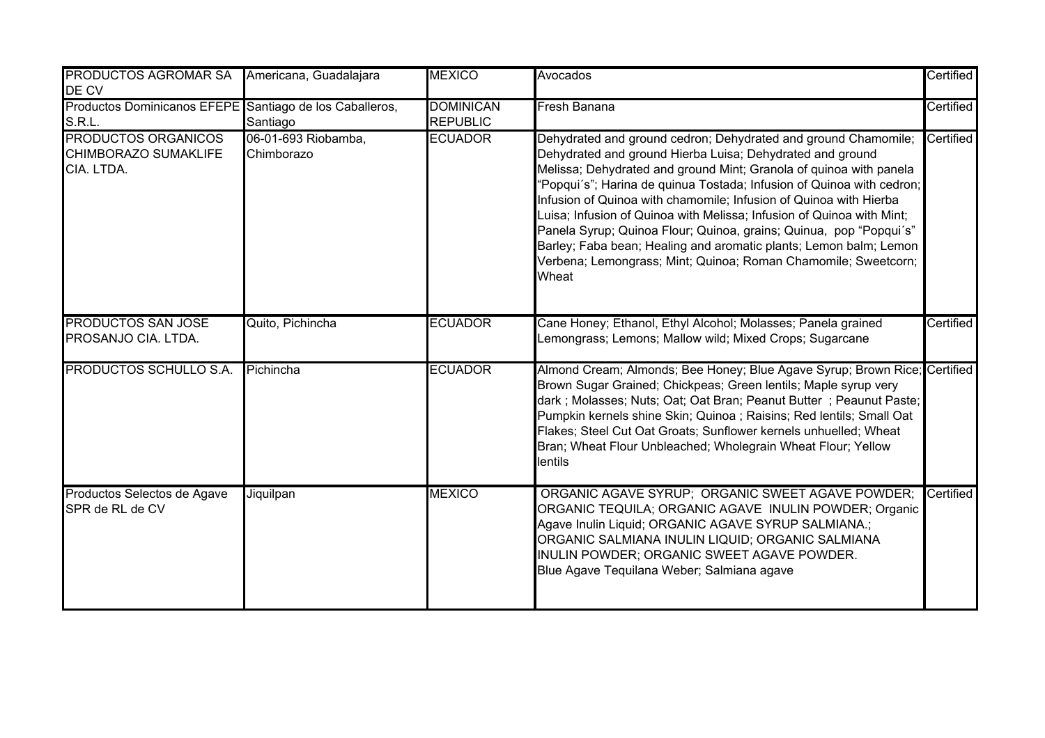| | | | | |
|---|---|---|---|---|
| PRODUCTOS AGROMAR SA DE CV | Americana, Guadalajara | MEXICO | Avocados | Certified |
| Productos Dominicanos EFEPE S.R.L. | Santiago de los Caballeros, Santiago | DOMINICAN REPUBLIC | Fresh Banana | Certified |
| PRODUCTOS ORGANICOS CHIMBORAZO SUMAKLIFE CIA. LTDA. | 06-01-693 Riobamba, Chimborazo | ECUADOR | Dehydrated and ground cedron; Dehydrated and ground Chamomile; Dehydrated and ground Hierba Luisa; Dehydrated and ground Melissa; Dehydrated and ground Mint; Granola of quinoa with panela "Popqui´s"; Harina de quinua Tostada; Infusion of Quinoa with cedron; Infusion of Quinoa with chamomile; Infusion of Quinoa with Hierba Luisa; Infusion of Quinoa with Melissa; Infusion of Quinoa with Mint; Panela Syrup; Quinoa Flour; Quinoa, grains; Quinua, pop "Popqui´s" Barley; Faba bean; Healing and aromatic plants; Lemon balm; Lemon Verbena; Lemongrass; Mint; Quinoa; Roman Chamomile; Sweetcorn; Wheat | Certified |
| PRODUCTOS SAN JOSE PROSANJO CIA. LTDA. | Quito, Pichincha | ECUADOR | Cane Honey; Ethanol, Ethyl Alcohol; Molasses; Panela grained Lemongrass; Lemons; Mallow wild; Mixed Crops; Sugarcane | Certified |
| PRODUCTOS SCHULLO S.A. | Pichincha | ECUADOR | Almond Cream; Almonds; Bee Honey; Blue Agave Syrup; Brown Rice; Brown Sugar Grained; Chickpeas; Green lentils; Maple syrup very dark ; Molasses; Nuts; Oat; Oat Bran; Peanut Butter ; Peaunut Paste; Pumpkin kernels shine Skin; Quinoa ; Raisins; Red lentils; Small Oat Flakes; Steel Cut Oat Groats; Sunflower kernels unhuelled; Wheat Bran; Wheat Flour Unbleached; Wholegrain Wheat Flour; Yellow lentils | Certified |
| Productos Selectos de Agave SPR de RL de CV | Jiquilpan | MEXICO | ORGANIC AGAVE SYRUP; ORGANIC SWEET AGAVE POWDER; ORGANIC TEQUILA; ORGANIC AGAVE INULIN POWDER; Organic Agave Inulin Liquid; ORGANIC AGAVE SYRUP SALMIANA.; ORGANIC SALMIANA INULIN LIQUID; ORGANIC SALMIANA INULIN POWDER; ORGANIC SWEET AGAVE POWDER. Blue Agave Tequilana Weber; Salmiana agave | Certified |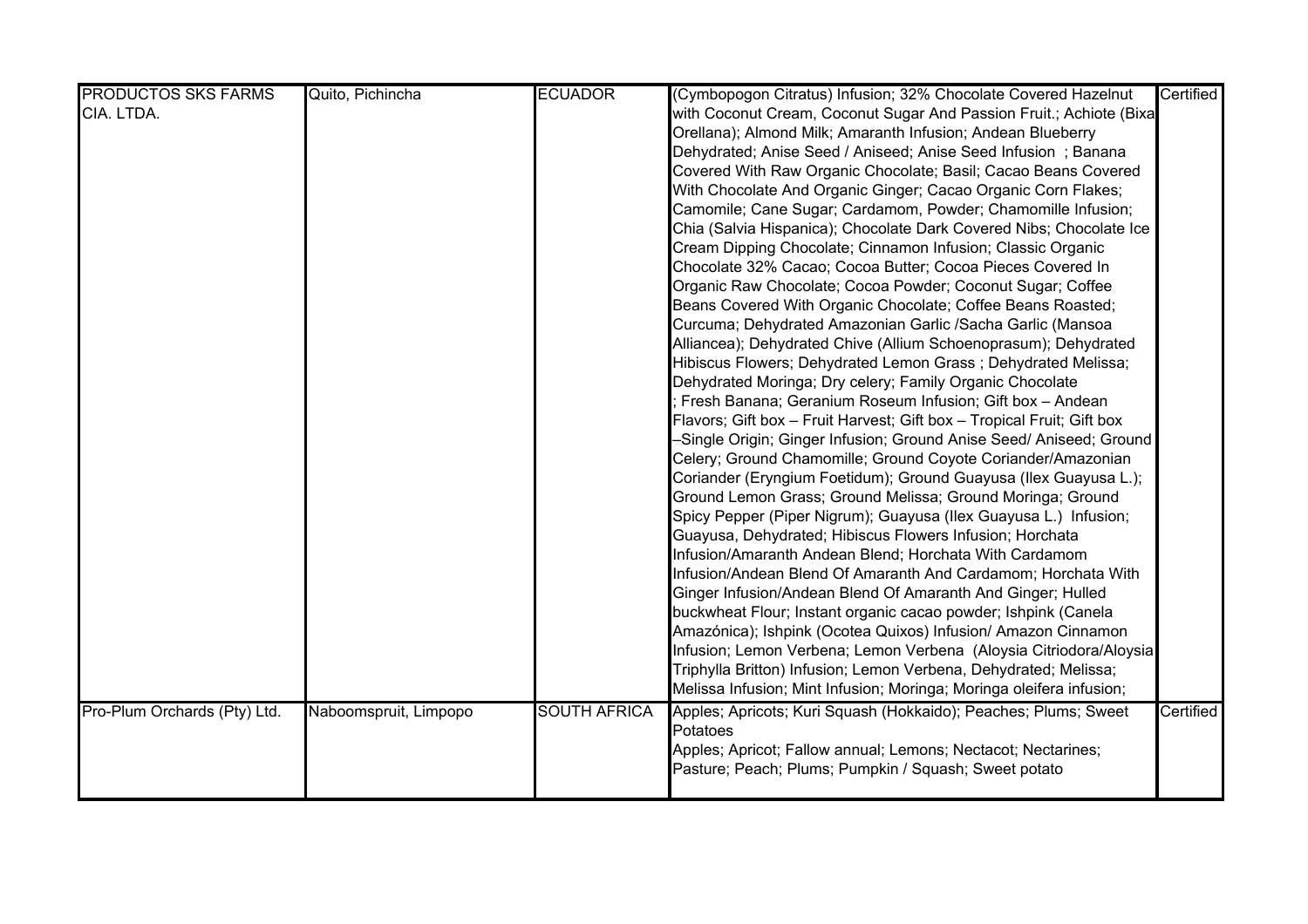| PRODUCTOS SKS FARMS CIA. LTDA. | Quito, Pichincha | ECUADOR | (Cymbopogon Citratus) Infusion; 32% Chocolate Covered Hazelnut with Coconut Cream, Coconut Sugar And Passion Fruit.; Achiote (Bixa Orellana); Almond Milk; Amaranth Infusion; Andean Blueberry Dehydrated; Anise Seed / Aniseed; Anise Seed Infusion ; Banana Covered With Raw Organic Chocolate; Basil; Cacao Beans Covered With Chocolate And Organic Ginger; Cacao Organic Corn Flakes; Camomile; Cane Sugar; Cardamom, Powder; Chamomille Infusion; Chia (Salvia Hispanica); Chocolate Dark Covered Nibs; Chocolate Ice Cream Dipping Chocolate; Cinnamon Infusion; Classic Organic Chocolate 32% Cacao; Cocoa Butter; Cocoa Pieces Covered In Organic Raw Chocolate; Cocoa Powder; Coconut Sugar; Coffee Beans Covered With Organic Chocolate; Coffee Beans Roasted; Curcuma; Dehydrated Amazonian Garlic /Sacha Garlic (Mansoa Alliancea); Dehydrated Chive (Allium Schoenoprasum); Dehydrated Hibiscus Flowers; Dehydrated Lemon Grass ; Dehydrated Melissa; Dehydrated Moringa; Dry celery; Family Organic Chocolate ; Fresh Banana; Geranium Roseum Infusion; Gift box – Andean Flavors; Gift box – Fruit Harvest; Gift box – Tropical Fruit; Gift box –Single Origin; Ginger Infusion; Ground Anise Seed/ Aniseed; Ground Celery; Ground Chamomille; Ground Coyote Coriander/Amazonian Coriander (Eryngium Foetidum); Ground Guayusa (Ilex Guayusa L.); Ground Lemon Grass; Ground Melissa; Ground Moringa; Ground Spicy Pepper (Piper Nigrum); Guayusa (Ilex Guayusa L.) Infusion; Guayusa, Dehydrated; Hibiscus Flowers Infusion; Horchata Infusion/Amaranth Andean Blend; Horchata With Cardamom Infusion/Andean Blend Of Amaranth And Cardamom; Horchata With Ginger Infusion/Andean Blend Of Amaranth And Ginger; Hulled buckwheat Flour; Instant organic cacao powder; Ishpink (Canela Amazónica); Ishpink (Ocotea Quixos) Infusion/ Amazon Cinnamon Infusion; Lemon Verbena; Lemon Verbena (Aloysia Citriodora/Aloysia Triphylla Britton) Infusion; Lemon Verbena, Dehydrated; Melissa; Melissa Infusion; Mint Infusion; Moringa; Moringa oleifera infusion; | Certified |
| Pro-Plum Orchards (Pty) Ltd. | Naboomspruit, Limpopo | SOUTH AFRICA | Apples; Apricots; Kuri Squash (Hokkaido); Peaches; Plums; Sweet Potatoes<br>Apples; Apricot; Fallow annual; Lemons; Nectacot; Nectarines; Pasture; Peach; Plums; Pumpkin / Squash; Sweet potato | Certified |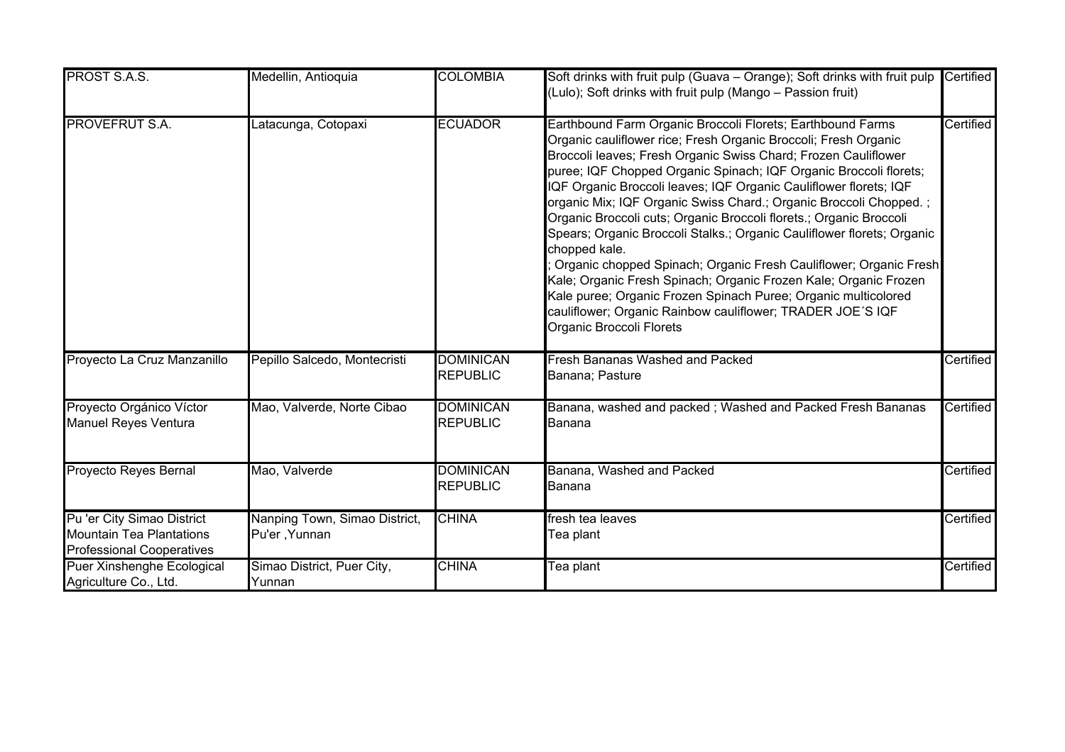| | | | | |
|---|---|---|---|---|
| PROST S.A.S. | Medellin, Antioquia | COLOMBIA | Soft drinks with fruit pulp (Guava – Orange); Soft drinks with fruit pulp (Lulo); Soft drinks with fruit pulp (Mango – Passion fruit) | Certified |
| PROVEFRUT S.A. | Latacunga, Cotopaxi | ECUADOR | Earthbound Farm Organic Broccoli Florets; Earthbound Farms Organic cauliflower rice; Fresh Organic Broccoli; Fresh Organic Broccoli leaves; Fresh Organic Swiss Chard; Frozen Cauliflower puree; IQF Chopped Organic Spinach; IQF Organic Broccoli florets; IQF Organic Broccoli leaves; IQF Organic Cauliflower florets; IQF organic Mix; IQF Organic Swiss Chard.; Organic Broccoli Chopped. ; Organic Broccoli cuts; Organic Broccoli florets.; Organic Broccoli Spears; Organic Broccoli Stalks.; Organic Cauliflower florets; Organic chopped kale.<br>; Organic chopped Spinach; Organic Fresh Cauliflower; Organic Fresh Kale; Organic Fresh Spinach; Organic Frozen Kale; Organic Frozen Kale puree; Organic Frozen Spinach Puree; Organic multicolored cauliflower; Organic Rainbow cauliflower; TRADER JOE´S IQF Organic Broccoli Florets | Certified |
| Proyecto La Cruz Manzanillo | Pepillo Salcedo, Montecristi | DOMINICAN REPUBLIC | Fresh Bananas Washed and Packed<br>Banana; Pasture | Certified |
| Proyecto Orgánico Víctor Manuel Reyes Ventura | Mao, Valverde, Norte Cibao | DOMINICAN REPUBLIC | Banana, washed and packed ; Washed and Packed Fresh Bananas<br>Banana | Certified |
| Proyecto Reyes Bernal | Mao, Valverde | DOMINICAN REPUBLIC | Banana, Washed and Packed<br>Banana | Certified |
| Pu 'er City Simao District Mountain Tea Plantations Professional Cooperatives | Nanping Town, Simao District, Pu'er ,Yunnan | CHINA | fresh tea leaves<br>Tea plant | Certified |
| Puer Xinshenghe Ecological Agriculture Co., Ltd. | Simao District, Puer City, Yunnan | CHINA | Tea plant | Certified |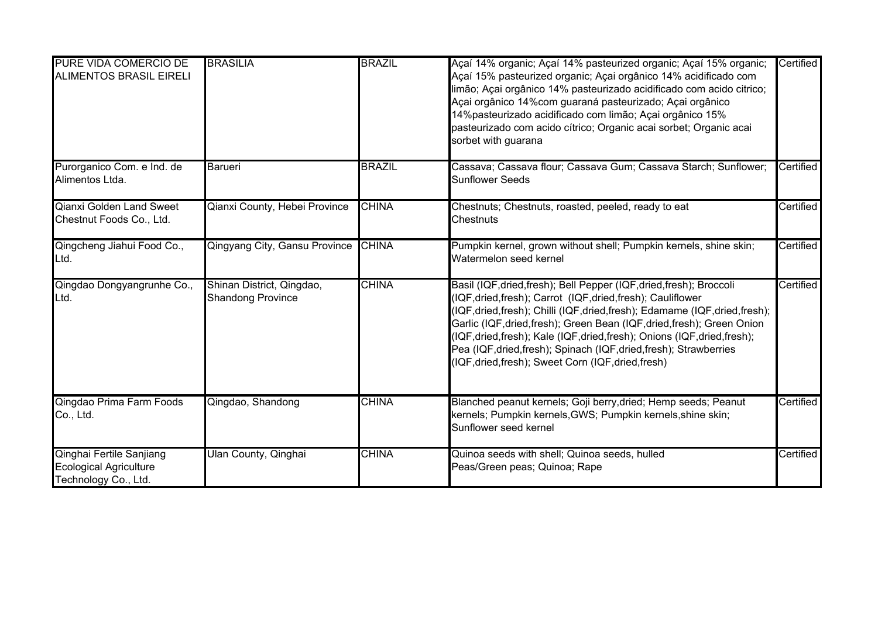| | | | | |
|---|---|---|---|---|
| PURE VIDA COMERCIO DE ALIMENTOS BRASIL EIRELI | BRASILIA | BRAZIL | Açaí 14% organic; Açaí 14% pasteurized organic; Açaí 15% organic; Açaí 15% pasteurized organic; Açai orgânico 14% acidificado com limão; Açai orgânico 14% pasteurizado acidificado com acido citrico; Açai orgânico 14%com guaraná pasteurizado; Açai orgânico 14%pasteurizado acidificado com limão; Açai orgânico 15% pasteurizado com acido cítrico; Organic acai sorbet; Organic acai sorbet with guarana | Certified |
| Purorganico Com. e Ind. de Alimentos Ltda. | Barueri | BRAZIL | Cassava; Cassava flour; Cassava Gum; Cassava Starch; Sunflower; Sunflower Seeds | Certified |
| Qianxi Golden Land Sweet Chestnut Foods Co., Ltd. | Qianxi County, Hebei Province | CHINA | Chestnuts; Chestnuts, roasted, peeled, ready to eat Chestnuts | Certified |
| Qingcheng Jiahui Food Co., Ltd. | Qingyang City, Gansu Province | CHINA | Pumpkin kernel, grown without shell; Pumpkin kernels, shine skin; Watermelon seed kernel | Certified |
| Qingdao Dongyangrunhe Co., Ltd. | Shinan District, Qingdao, Shandong Province | CHINA | Basil (IQF,dried,fresh); Bell Pepper (IQF,dried,fresh); Broccoli (IQF,dried,fresh); Carrot (IQF,dried,fresh); Cauliflower (IQF,dried,fresh); Chilli (IQF,dried,fresh); Edamame (IQF,dried,fresh); Garlic (IQF,dried,fresh); Green Bean (IQF,dried,fresh); Green Onion (IQF,dried,fresh); Kale (IQF,dried,fresh); Onions (IQF,dried,fresh); Pea (IQF,dried,fresh); Spinach (IQF,dried,fresh); Strawberries (IQF,dried,fresh); Sweet Corn (IQF,dried,fresh) | Certified |
| Qingdao Prima Farm Foods Co., Ltd. | Qingdao, Shandong | CHINA | Blanched peanut kernels; Goji berry,dried; Hemp seeds; Peanut kernels; Pumpkin kernels,GWS; Pumpkin kernels,shine skin; Sunflower seed kernel | Certified |
| Qinghai Fertile Sanjiang Ecological Agriculture Technology Co., Ltd. | Ulan County, Qinghai | CHINA | Quinoa seeds with shell; Quinoa seeds, hulled Peas/Green peas; Quinoa; Rape | Certified |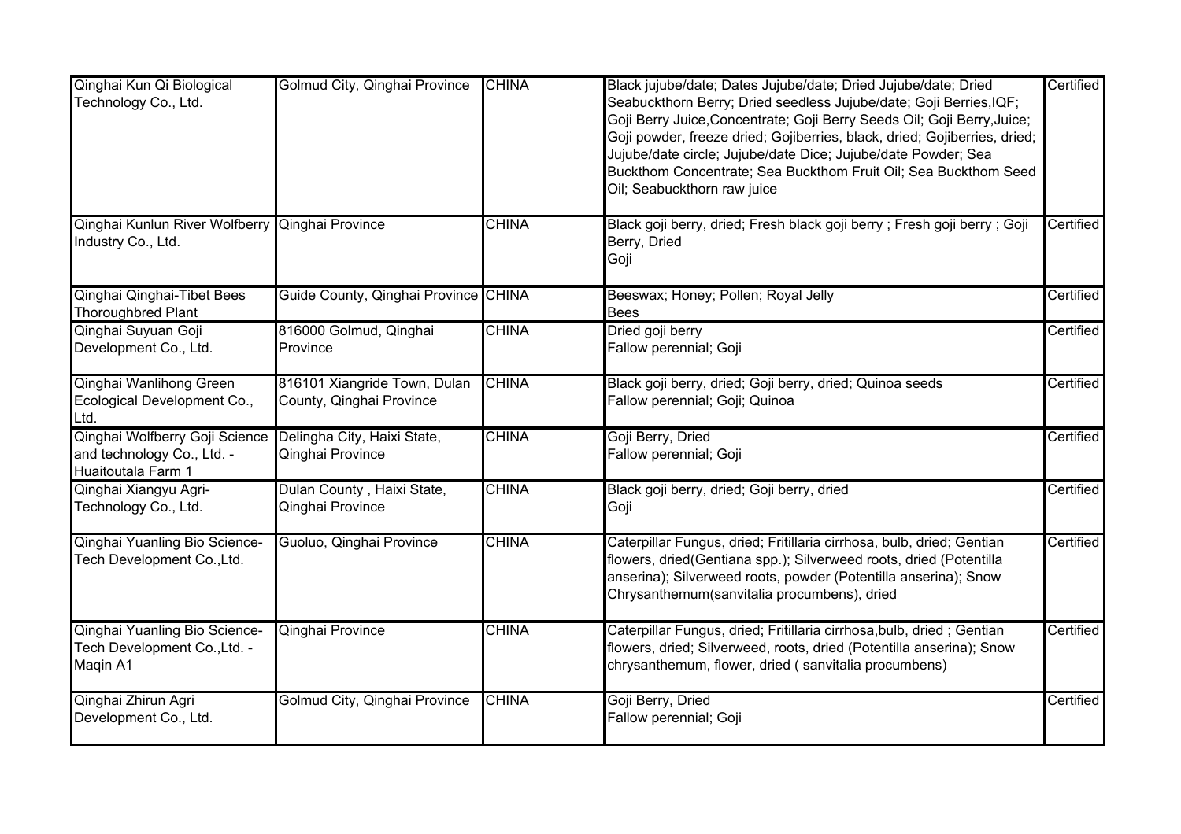| | | | | |
|---|---|---|---|---|
| Qinghai Kun Qi Biological Technology Co., Ltd. | Golmud City, Qinghai Province | CHINA | Black jujube/date; Dates Jujube/date; Dried Jujube/date; Dried Seabuckthorn Berry; Dried seedless Jujube/date; Goji Berries,IQF; Goji Berry Juice,Concentrate; Goji Berry Seeds Oil; Goji Berry,Juice; Goji powder, freeze dried; Gojiberries, black, dried; Gojiberries, dried; Jujube/date circle; Jujube/date Dice; Jujube/date Powder; Sea Buckthom Concentrate; Sea Buckthom Fruit Oil; Sea Buckthom Seed Oil; Seabuckthorn raw juice | Certified |
| Qinghai Kunlun River Wolfberry Industry Co., Ltd. | Qinghai Province | CHINA | Black goji berry, dried; Fresh black goji berry ; Fresh goji berry ; Goji Berry, Dried<br>Goji | Certified |
| Qinghai Qinghai-Tibet Bees Thoroughbred Plant | Guide County, Qinghai Province | CHINA | Beeswax; Honey; Pollen; Royal Jelly<br>Bees | Certified |
| Qinghai Suyuan Goji Development Co., Ltd. | 816000 Golmud, Qinghai Province | CHINA | Dried goji berry<br>Fallow perennial; Goji | Certified |
| Qinghai Wanlihong Green Ecological Development Co., Ltd. | 816101 Xiangride Town, Dulan County, Qinghai Province | CHINA | Black goji berry, dried; Goji berry, dried; Quinoa seeds<br>Fallow perennial; Goji; Quinoa | Certified |
| Qinghai Wolfberry Goji Science and technology Co., Ltd. - Huaitoutala Farm 1 | Delingha City, Haixi State, Qinghai Province | CHINA | Goji Berry, Dried<br>Fallow perennial; Goji | Certified |
| Qinghai Xiangyu Agri-Technology Co., Ltd. | Dulan County , Haixi State, Qinghai Province | CHINA | Black goji berry, dried; Goji berry, dried<br>Goji | Certified |
| Qinghai Yuanling Bio Science-Tech Development Co.,Ltd. | Guoluo, Qinghai Province | CHINA | Caterpillar Fungus, dried; Fritillaria cirrhosa, bulb, dried; Gentian flowers, dried(Gentiana spp.); Silverweed roots, dried (Potentilla anserina); Silverweed roots, powder (Potentilla anserina); Snow Chrysanthemum(sanvitalia procumbens), dried | Certified |
| Qinghai Yuanling Bio Science-Tech Development Co.,Ltd. - Maqin A1 | Qinghai Province | CHINA | Caterpillar Fungus, dried; Fritillaria cirrhosa,bulb, dried ; Gentian flowers, dried; Silverweed, roots, dried (Potentilla anserina); Snow chrysanthemum, flower, dried ( sanvitalia procumbens) | Certified |
| Qinghai Zhirun Agri Development Co., Ltd. | Golmud City, Qinghai Province | CHINA | Goji Berry, Dried<br>Fallow perennial; Goji | Certified |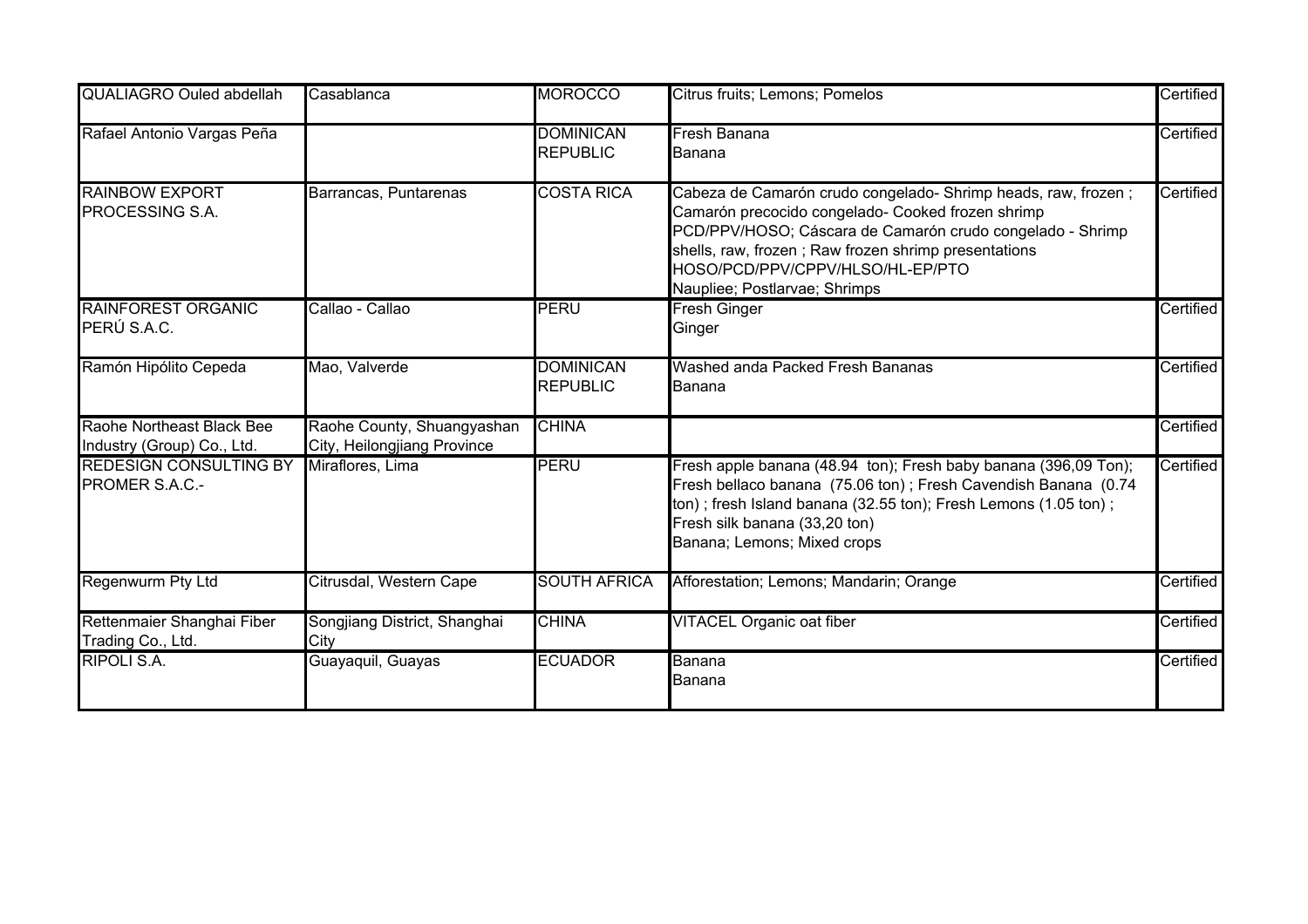| | | | | |
|---|---|---|---|---|
| QUALIAGRO Ouled abdellah | Casablanca | MOROCCO | Citrus fruits; Lemons; Pomelos | Certified |
| Rafael Antonio Vargas Peña | | DOMINICAN REPUBLIC | Fresh Banana<br>Banana | Certified |
| RAINBOW EXPORT PROCESSING S.A. | Barrancas, Puntarenas | COSTA RICA | Cabeza de Camarón crudo congelado- Shrimp heads, raw, frozen ; Camarón precocido congelado- Cooked frozen shrimp PCD/PPV/HOSO; Cáscara de Camarón crudo congelado - Shrimp shells, raw, frozen ; Raw frozen shrimp presentations HOSO/PCD/PPV/CPPV/HLSO/HL-EP/PTO<br>Naupliee; Postlarvae; Shrimps | Certified |
| RAINFOREST ORGANIC PERÚ S.A.C. | Callao - Callao | PERU | Fresh Ginger<br>Ginger | Certified |
| Ramón Hipólito Cepeda | Mao, Valverde | DOMINICAN REPUBLIC | Washed anda Packed Fresh Bananas<br>Banana | Certified |
| Raohe Northeast Black Bee Industry (Group) Co., Ltd. | Raohe County, Shuangyashan City, Heilongjiang Province | CHINA | | Certified |
| REDESIGN CONSULTING BY PROMER S.A.C.- | Miraflores, Lima | PERU | Fresh apple banana (48.94 ton); Fresh baby banana (396,09 Ton); Fresh bellaco banana (75.06 ton) ; Fresh Cavendish Banana (0.74 ton) ; fresh Island banana (32.55 ton); Fresh Lemons (1.05 ton) ; Fresh silk banana (33,20 ton)<br>Banana; Lemons; Mixed crops | Certified |
| Regenwurm Pty Ltd | Citrusdal, Western Cape | SOUTH AFRICA | Afforestation; Lemons; Mandarin; Orange | Certified |
| Rettenmaier Shanghai Fiber Trading Co., Ltd. | Songjiang District, Shanghai City | CHINA | VITACEL Organic oat fiber | Certified |
| RIPOLI S.A. | Guayaquil, Guayas | ECUADOR | Banana<br>Banana | Certified |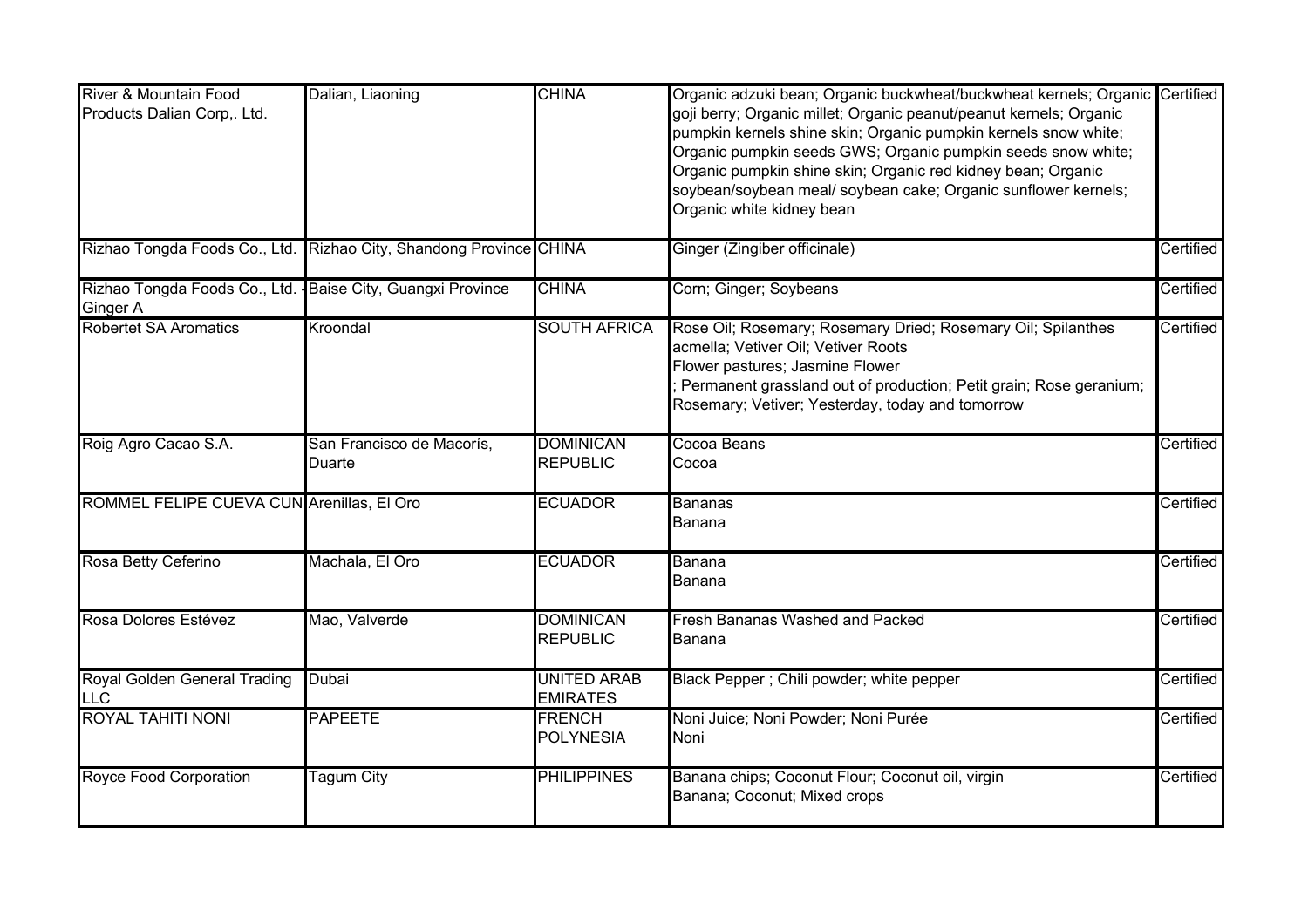| | | | | |
|---|---|---|---|---|
| River & Mountain Food Products Dalian Corp,. Ltd. | Dalian, Liaoning | CHINA | Organic adzuki bean; Organic buckwheat/buckwheat kernels; Organic goji berry; Organic millet; Organic peanut/peanut kernels; Organic pumpkin kernels shine skin; Organic pumpkin kernels snow white; Organic pumpkin seeds GWS; Organic pumpkin seeds snow white; Organic pumpkin shine skin; Organic red kidney bean; Organic soybean/soybean meal/ soybean cake; Organic sunflower kernels; Organic white kidney bean | Certified |
| Rizhao Tongda Foods Co., Ltd. | Rizhao City, Shandong Province | CHINA | Ginger (Zingiber officinale) | Certified |
| Rizhao Tongda Foods Co., Ltd. - Ginger A | Baise City, Guangxi Province | CHINA | Corn; Ginger; Soybeans | Certified |
| Robertet SA Aromatics | Kroondal | SOUTH AFRICA | Rose Oil; Rosemary; Rosemary Dried; Rosemary Oil; Spilanthes acmella; Vetiver Oil; Vetiver Roots<br>Flower pastures; Jasmine Flower<br>; Permanent grassland out of production; Petit grain; Rose geranium; Rosemary; Vetiver; Yesterday, today and tomorrow | Certified |
| Roig Agro Cacao S.A. | San Francisco de Macorís, Duarte | DOMINICAN REPUBLIC | Cocoa Beans<br>Cocoa | Certified |
| ROMMEL FELIPE CUEVA CUN | Arenillas, El Oro | ECUADOR | Bananas<br>Banana | Certified |
| Rosa Betty Ceferino | Machala, El Oro | ECUADOR | Banana<br>Banana | Certified |
| Rosa Dolores Estévez | Mao, Valverde | DOMINICAN REPUBLIC | Fresh Bananas Washed and Packed<br>Banana | Certified |
| Royal Golden General Trading LLC | Dubai | UNITED ARAB EMIRATES | Black Pepper ; Chili powder; white pepper | Certified |
| ROYAL TAHITI NONI | PAPEETE | FRENCH POLYNESIA | Noni Juice; Noni Powder; Noni Purée<br>Noni | Certified |
| Royce Food Corporation | Tagum City | PHILIPPINES | Banana chips; Coconut Flour; Coconut oil, virgin<br>Banana; Coconut; Mixed crops | Certified |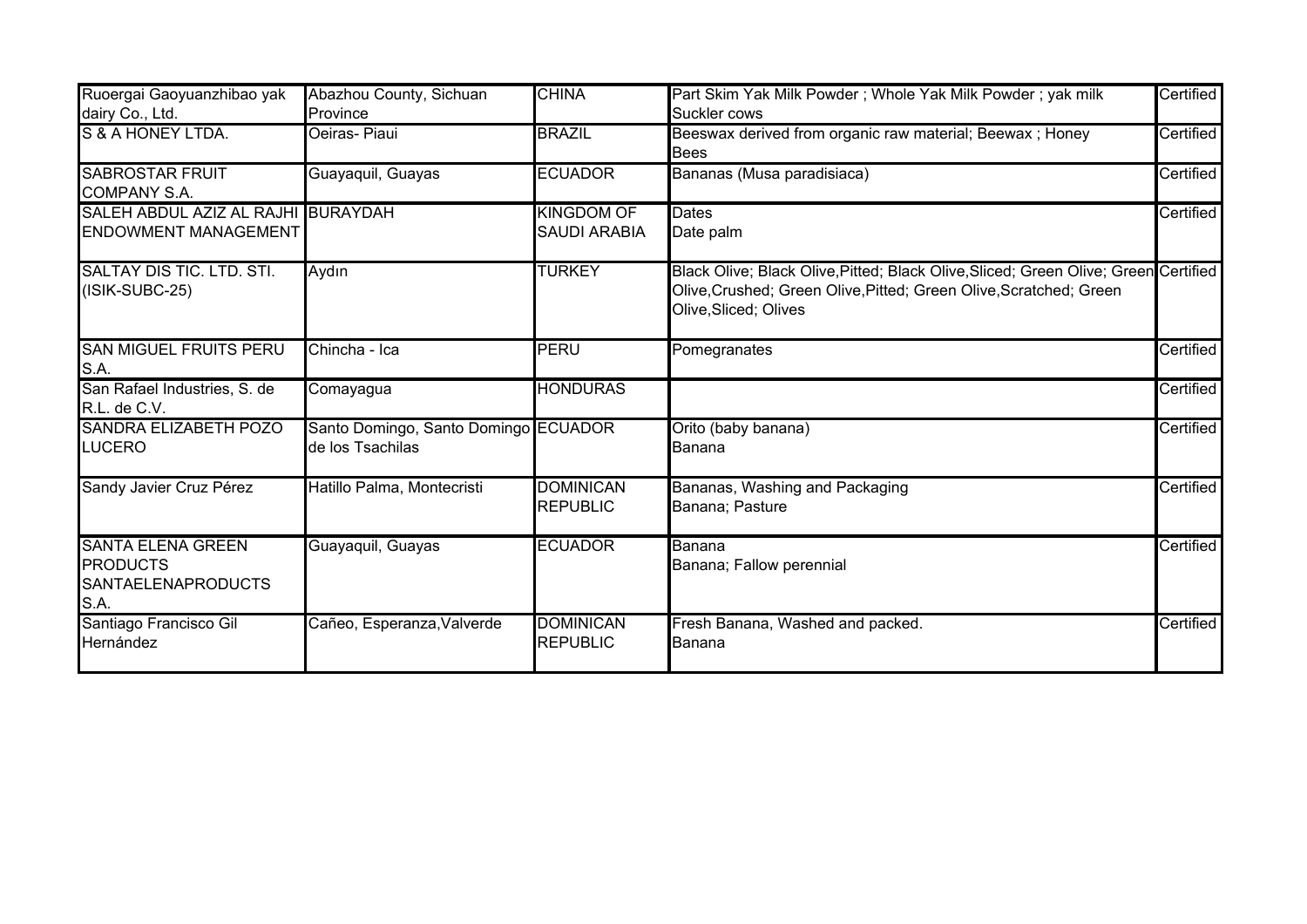| | | | | |
|---|---|---|---|---|
| Ruoergai Gaoyuanzhibao yak dairy Co., Ltd. | Abazhou County, Sichuan Province | CHINA | Part Skim Yak Milk Powder ; Whole Yak Milk Powder ; yak milk<br>Suckler cows | Certified |
| S & A HONEY LTDA. | Oeiras- Piaui | BRAZIL | Beeswax derived from organic raw material; Beewax ; Honey<br>Bees | Certified |
| SABROSTAR FRUIT COMPANY S.A. | Guayaquil, Guayas | ECUADOR | Bananas (Musa paradisiaca) | Certified |
| SALEH ABDUL AZIZ AL RAJHI ENDOWMENT MANAGEMENT | BURAYDAH | KINGDOM OF SAUDI ARABIA | Dates<br>Date palm | Certified |
| SALTAY DIS TIC. LTD. STI. (ISIK-SUBC-25) | Aydın | TURKEY | Black Olive; Black Olive,Pitted; Black Olive,Sliced; Green Olive; Green Olive,Crushed; Green Olive,Pitted; Green Olive,Scratched; Green Olive,Sliced; Olives | Certified |
| SAN MIGUEL FRUITS PERU S.A. | Chincha - Ica | PERU | Pomegranates | Certified |
| San Rafael Industries, S. de R.L. de C.V. | Comayagua | HONDURAS | | Certified |
| SANDRA ELIZABETH POZO LUCERO | Santo Domingo, Santo Domingo de los Tsachilas | ECUADOR | Orito (baby banana)<br>Banana | Certified |
| Sandy Javier Cruz Pérez | Hatillo Palma, Montecristi | DOMINICAN REPUBLIC | Bananas, Washing and Packaging<br>Banana; Pasture | Certified |
| SANTA ELENA GREEN PRODUCTS SANTAELENAPRODUCTS S.A. | Guayaquil, Guayas | ECUADOR | Banana<br>Banana; Fallow perennial | Certified |
| Santiago Francisco Gil Hernández | Cañeo, Esperanza,Valverde | DOMINICAN REPUBLIC | Fresh Banana, Washed and packed.<br>Banana | Certified |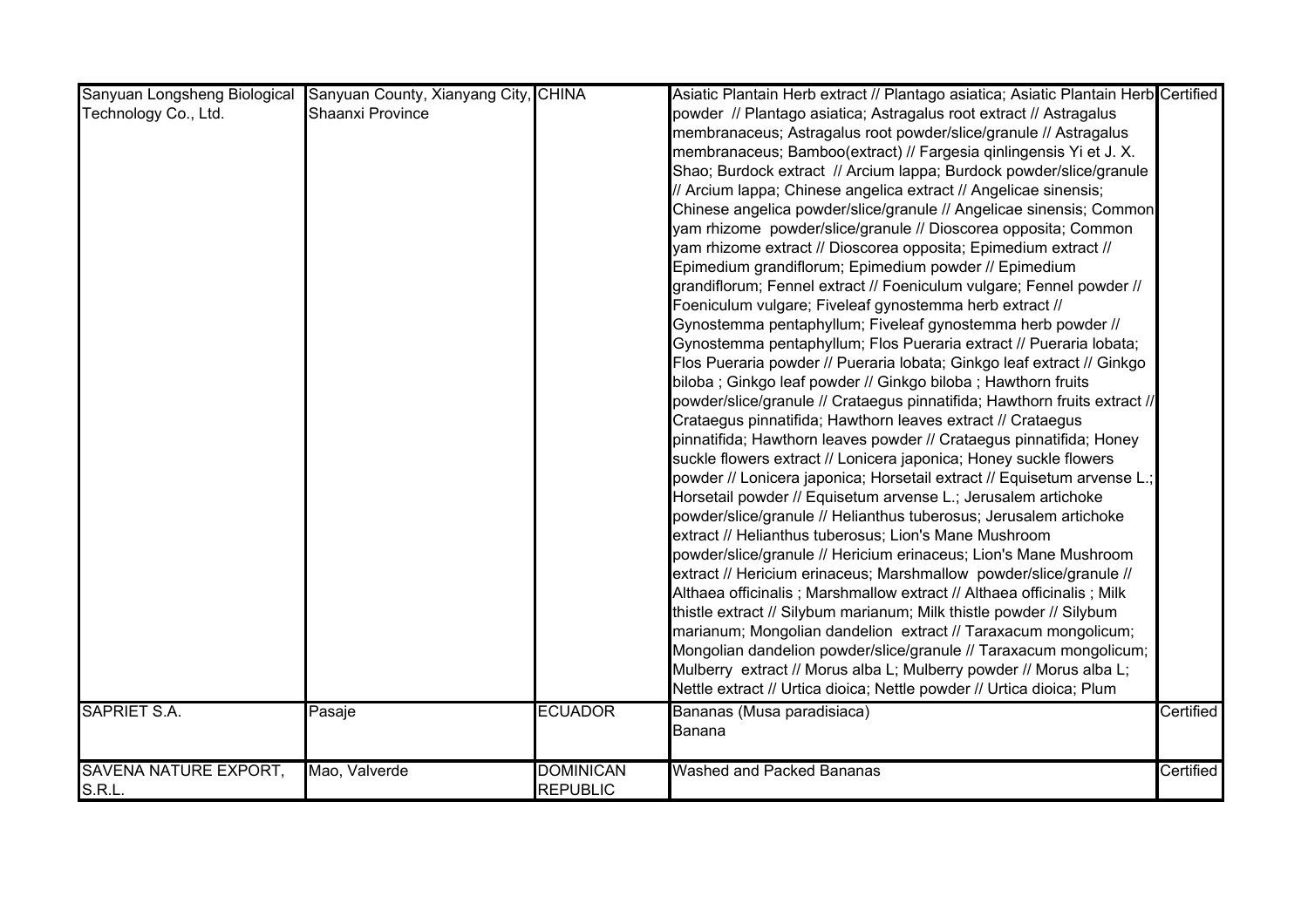| | | | | |
|---|---|---|---|---|
| Sanyuan Longsheng Biological Technology Co., Ltd. | Sanyuan County, Xianyang City, Shaanxi Province | CHINA | Asiatic Plantain Herb extract // Plantago asiatica; Asiatic Plantain Herb powder // Plantago asiatica; Astragalus root extract // Astragalus membranaceus; Astragalus root powder/slice/granule // Astragalus membranaceus; Bamboo(extract) // Fargesia qinlingensis Yi et J. X. Shao; Burdock extract // Arcium lappa; Burdock powder/slice/granule // Arcium lappa; Chinese angelica extract // Angelicae sinensis; Chinese angelica powder/slice/granule // Angelicae sinensis; Common yam rhizome powder/slice/granule // Dioscorea opposita; Common yam rhizome extract // Dioscorea opposita; Epimedium extract // Epimedium grandiflorum; Epimedium powder // Epimedium grandiflorum; Fennel extract // Foeniculum vulgare; Fennel powder // Foeniculum vulgare; Fiveleaf gynostemma herb extract // Gynostemma pentaphyllum; Fiveleaf gynostemma herb powder // Gynostemma pentaphyllum; Flos Pueraria extract // Pueraria lobata; Flos Pueraria powder // Pueraria lobata; Ginkgo leaf extract // Ginkgo biloba ; Ginkgo leaf powder // Ginkgo biloba ; Hawthorn fruits powder/slice/granule // Crataegus pinnatifida; Hawthorn fruits extract // Crataegus pinnatifida; Hawthorn leaves extract // Crataegus pinnatifida; Hawthorn leaves powder // Crataegus pinnatifida; Honey suckle flowers extract // Lonicera japonica; Honey suckle flowers powder // Lonicera japonica; Horsetail extract // Equisetum arvense L.; Horsetail powder // Equisetum arvense L.; Jerusalem artichoke powder/slice/granule // Helianthus tuberosus; Jerusalem artichoke extract // Helianthus tuberosus; Lion's Mane Mushroom powder/slice/granule // Hericium erinaceus; Lion's Mane Mushroom extract // Hericium erinaceus; Marshmallow powder/slice/granule // Althaea officinalis ; Marshmallow extract // Althaea officinalis ; Milk thistle extract // Silybum marianum; Milk thistle powder // Silybum marianum; Mongolian dandelion extract // Taraxacum mongolicum; Mongolian dandelion powder/slice/granule // Taraxacum mongolicum; Mulberry extract // Morus alba L; Mulberry powder // Morus alba L; Nettle extract // Urtica dioica; Nettle powder // Urtica dioica; Plum | Certified |
| SAPRIET S.A. | Pasaje | ECUADOR | Bananas (Musa paradisiaca) Banana | Certified |
| SAVENA NATURE EXPORT, S.R.L. | Mao, Valverde | DOMINICAN REPUBLIC | Washed and Packed Bananas | Certified |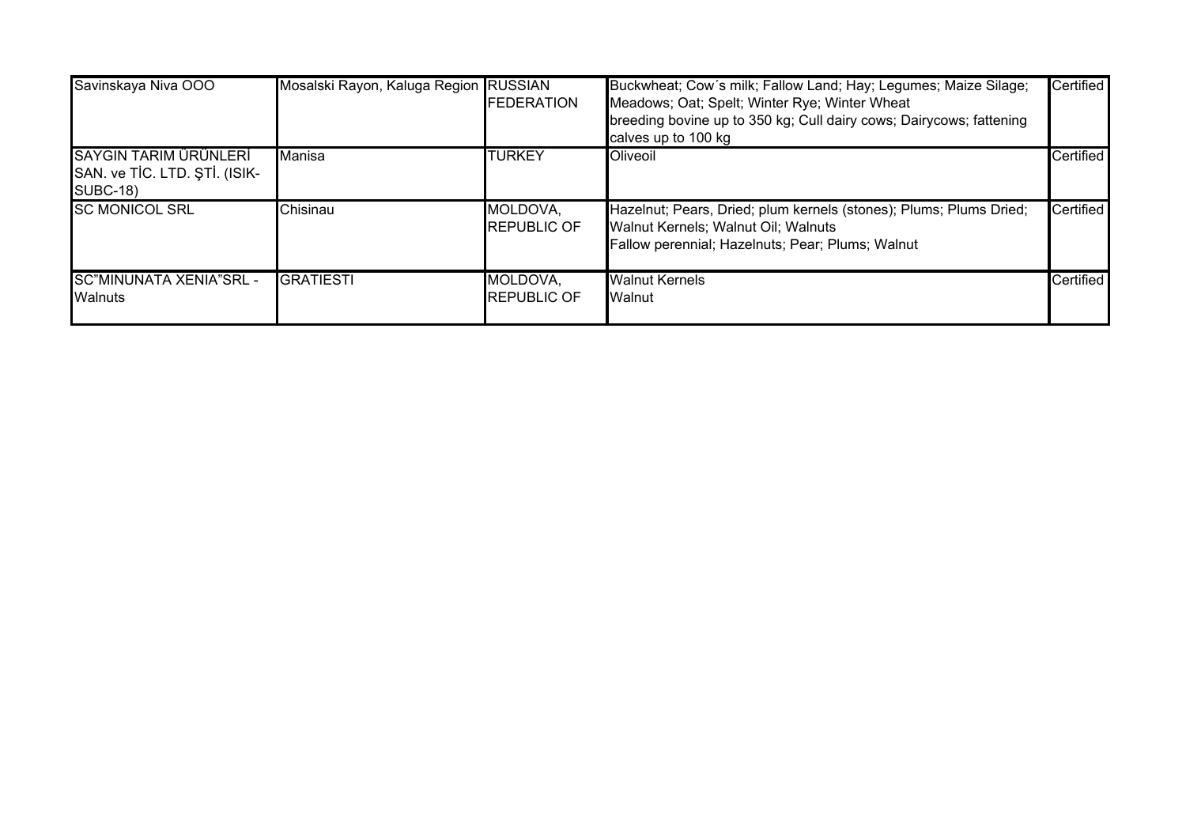| Savinskaya Niva OOO | Mosalski Rayon, Kaluga Region | RUSSIAN FEDERATION | Buckwheat; Cow´s milk; Fallow Land; Hay; Legumes; Maize Silage; Meadows; Oat; Spelt; Winter Rye; Winter Wheat<br>breeding bovine up to 350 kg; Cull dairy cows; Dairycows; fattening calves up to 100 kg | Certified |
|---|---|---|---|---|
| SAYGIN TARIM ÜRÜNLERİ SAN. ve TİC. LTD. ŞTİ. (ISIK-SUBC-18) | Manisa | TURKEY | Oliveoil | Certified |
| SC MONICOL SRL | Chisinau | MOLDOVA, REPUBLIC OF | Hazelnut; Pears, Dried; plum kernels (stones); Plums; Plums Dried; Walnut Kernels; Walnut Oil; Walnuts<br>Fallow perennial; Hazelnuts; Pear; Plums; Walnut | Certified |
| SC"MINUNATA XENIA"SRL - Walnuts | GRATIESTI | MOLDOVA, REPUBLIC OF | Walnut Kernels<br>Walnut | Certified |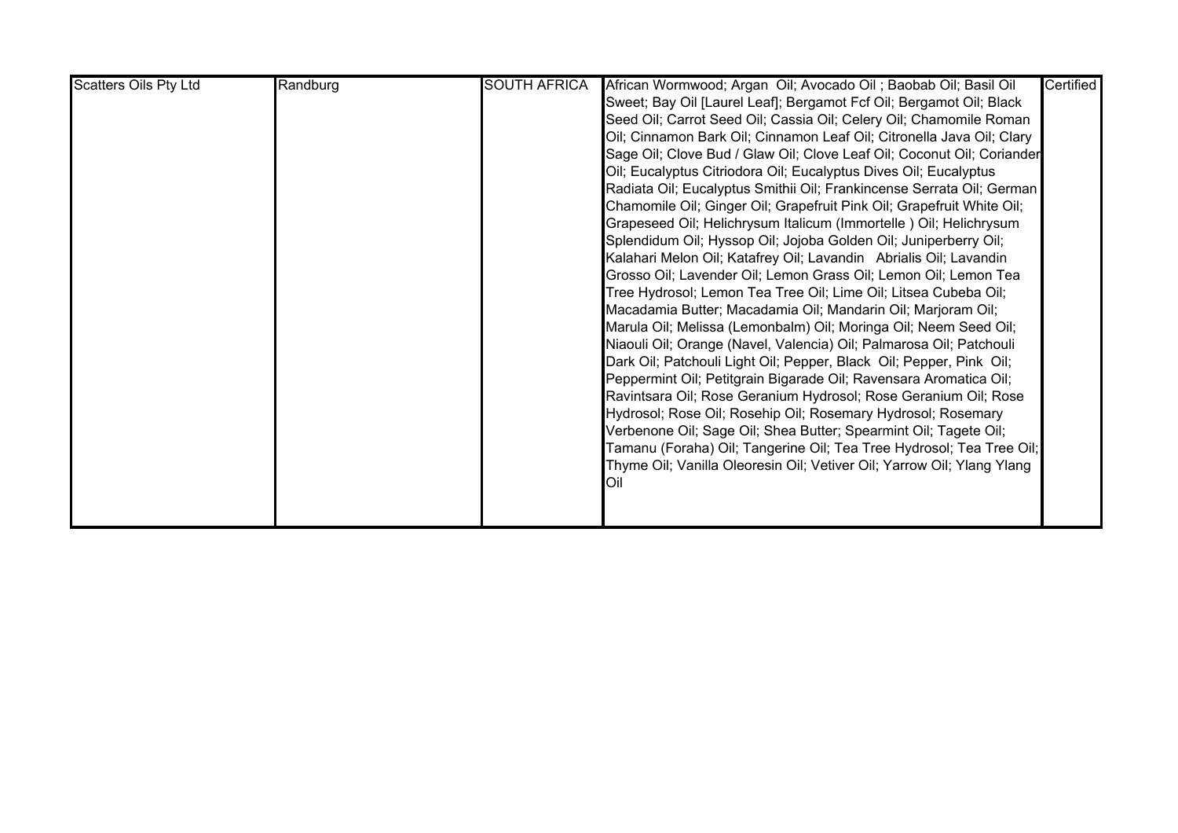| | | | | |
|---|---|---|---|---|
| Scatters Oils Pty Ltd | Randburg | SOUTH AFRICA | African Wormwood; Argan Oil; Avocado Oil ; Baobab Oil; Basil Oil Sweet; Bay Oil [Laurel Leaf]; Bergamot Fcf Oil; Bergamot Oil; Black Seed Oil; Carrot Seed Oil; Cassia Oil; Celery Oil; Chamomile Roman Oil; Cinnamon Bark Oil; Cinnamon Leaf Oil; Citronella Java Oil; Clary Sage Oil; Clove Bud / Glaw Oil; Clove Leaf Oil; Coconut Oil; Coriander Oil; Eucalyptus Citriodora Oil; Eucalyptus Dives Oil; Eucalyptus Radiata Oil; Eucalyptus Smithii Oil; Frankincense Serrata Oil; German Chamomile Oil; Ginger Oil; Grapefruit Pink Oil; Grapefruit White Oil; Grapeseed Oil; Helichrysum Italicum (Immortelle ) Oil; Helichrysum Splendidum Oil; Hyssop Oil; Jojoba Golden Oil; Juniperberry Oil; Kalahari Melon Oil; Katafrey Oil; Lavandin Abrialis Oil; Lavandin Grosso Oil; Lavender Oil; Lemon Grass Oil; Lemon Oil; Lemon Tea Tree Hydrosol; Lemon Tea Tree Oil; Lime Oil; Litsea Cubeba Oil; Macadamia Butter; Macadamia Oil; Mandarin Oil; Marjoram Oil; Marula Oil; Melissa (Lemonbalm) Oil; Moringa Oil; Neem Seed Oil; Niaouli Oil; Orange (Navel, Valencia) Oil; Palmarosa Oil; Patchouli Dark Oil; Patchouli Light Oil; Pepper, Black Oil; Pepper, Pink Oil; Peppermint Oil; Petitgrain Bigarade Oil; Ravensara Aromatica Oil; Ravintsara Oil; Rose Geranium Hydrosol; Rose Geranium Oil; Rose Hydrosol; Rose Oil; Rosehip Oil; Rosemary Hydrosol; Rosemary Verbenone Oil; Sage Oil; Shea Butter; Spearmint Oil; Tagete Oil; Tamanu (Foraha) Oil; Tangerine Oil; Tea Tree Hydrosol; Tea Tree Oil; Thyme Oil; Vanilla Oleoresin Oil; Vetiver Oil; Yarrow Oil; Ylang Ylang Oil | Certified |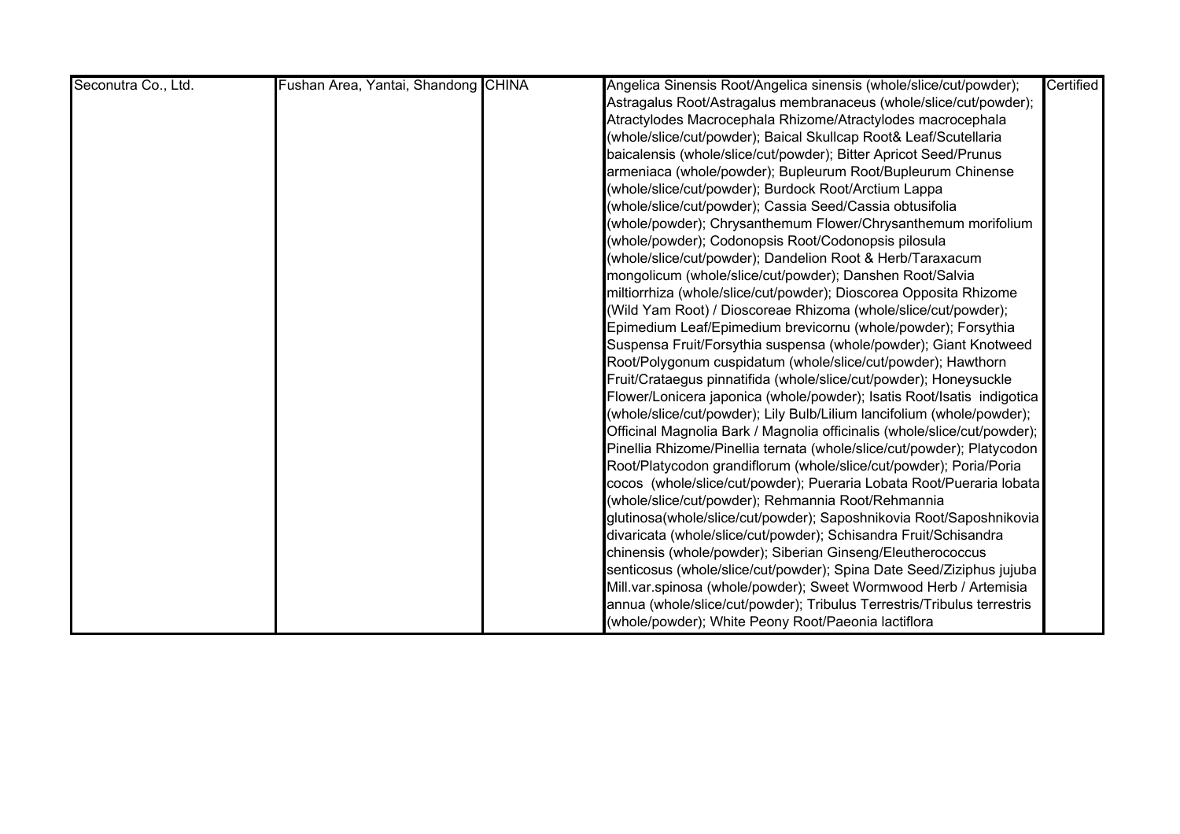| | | | | |
|---|---|---|---|---|
| Seconutra Co., Ltd. | Fushan Area, Yantai, Shandong | CHINA | Angelica Sinensis Root/Angelica sinensis (whole/slice/cut/powder); Astragalus Root/Astragalus membranaceus (whole/slice/cut/powder); Atractylodes Macrocephala Rhizome/Atractylodes macrocephala (whole/slice/cut/powder); Baical Skullcap Root& Leaf/Scutellaria baicalensis (whole/slice/cut/powder); Bitter Apricot Seed/Prunus armeniaca (whole/powder); Bupleurum Root/Bupleurum Chinense (whole/slice/cut/powder); Burdock Root/Arctium Lappa (whole/slice/cut/powder); Cassia Seed/Cassia obtusifolia (whole/powder); Chrysanthemum Flower/Chrysanthemum morifolium (whole/powder); Codonopsis Root/Codonopsis pilosula (whole/slice/cut/powder); Dandelion Root & Herb/Taraxacum mongolicum (whole/slice/cut/powder); Danshen Root/Salvia miltiorrhiza (whole/slice/cut/powder); Dioscorea Opposita Rhizome (Wild Yam Root) / Dioscoreae Rhizoma (whole/slice/cut/powder); Epimedium Leaf/Epimedium brevicornu (whole/powder); Forsythia Suspensa Fruit/Forsythia suspensa (whole/powder); Giant Knotweed Root/Polygonum cuspidatum (whole/slice/cut/powder); Hawthorn Fruit/Crataegus pinnatifida (whole/slice/cut/powder); Honeysuckle Flower/Lonicera japonica (whole/powder); Isatis Root/Isatis indigotica (whole/slice/cut/powder); Lily Bulb/Lilium lancifolium (whole/powder); Officinal Magnolia Bark / Magnolia officinalis (whole/slice/cut/powder); Pinellia Rhizome/Pinellia ternata (whole/slice/cut/powder); Platycodon Root/Platycodon grandiflorum (whole/slice/cut/powder); Poria/Poria cocos (whole/slice/cut/powder); Pueraria Lobata Root/Pueraria lobata (whole/slice/cut/powder); Rehmannia Root/Rehmannia glutinosa(whole/slice/cut/powder); Saposhnikovia Root/Saposhnikovia divaricata (whole/slice/cut/powder); Schisandra Fruit/Schisandra chinensis (whole/powder); Siberian Ginseng/Eleutherococcus senticosus (whole/slice/cut/powder); Spina Date Seed/Ziziphus jujuba Mill.var.spinosa (whole/powder); Sweet Wormwood Herb / Artemisia annua (whole/slice/cut/powder); Tribulus Terrestris/Tribulus terrestris (whole/powder); White Peony Root/Paeonia lactiflora | Certified |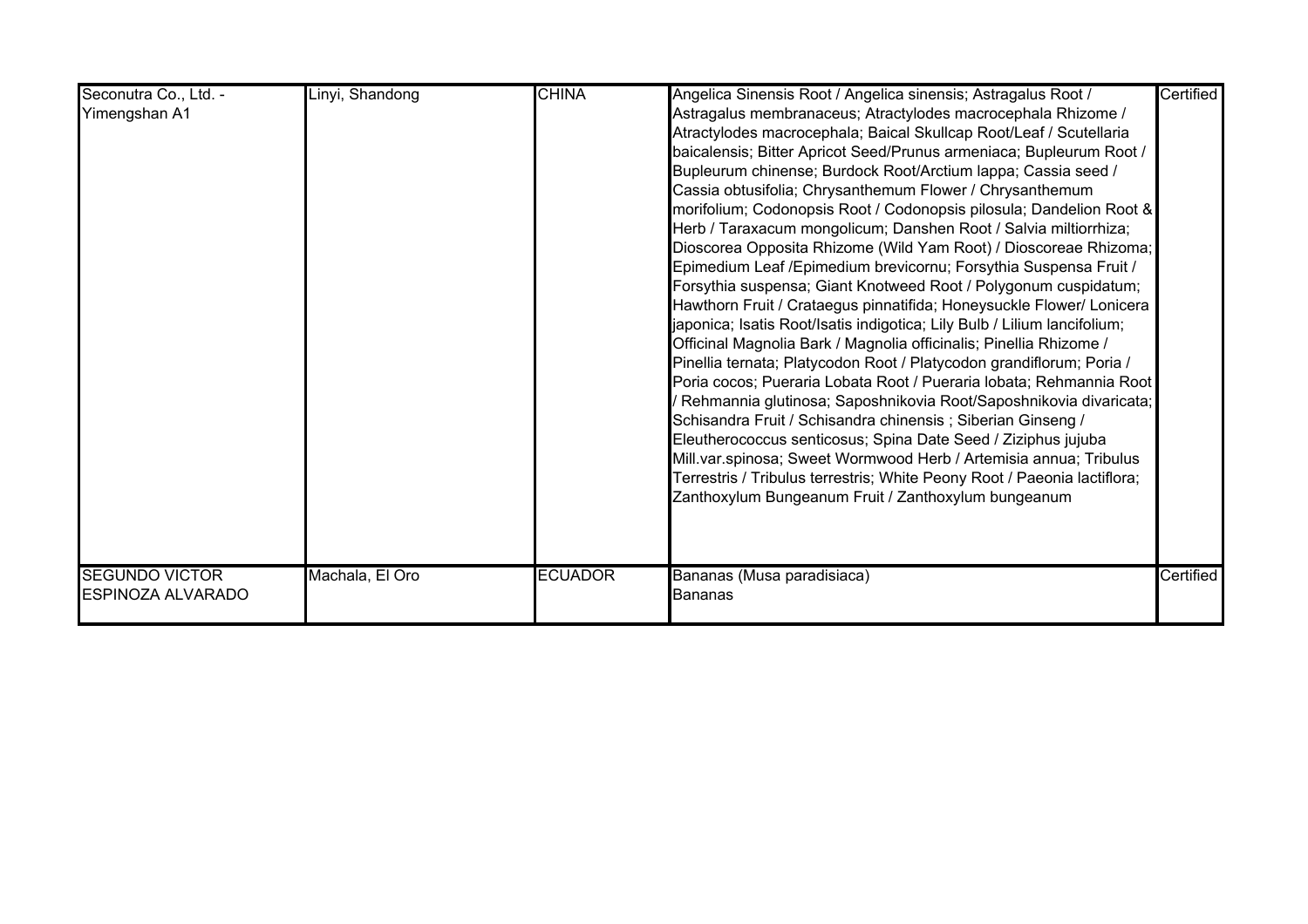| | | | | |
|---|---|---|---|---|
| Seconutra Co., Ltd. - Yimengshan A1 | Linyi, Shandong | CHINA | Angelica Sinensis Root / Angelica sinensis; Astragalus Root / Astragalus membranaceus; Atractylodes macrocephala Rhizome / Atractylodes macrocephala; Baical Skullcap Root/Leaf / Scutellaria baicalensis; Bitter Apricot Seed/Prunus armeniaca; Bupleurum Root / Bupleurum chinense; Burdock Root/Arctium lappa; Cassia seed / Cassia obtusifolia; Chrysanthemum Flower / Chrysanthemum morifolium; Codonopsis Root / Codonopsis pilosula; Dandelion Root & Herb / Taraxacum mongolicum; Danshen Root / Salvia miltiorrhiza; Dioscorea Opposita Rhizome (Wild Yam Root) / Dioscoreae Rhizoma; Epimedium Leaf /Epimedium brevicornu; Forsythia Suspensa Fruit / Forsythia suspensa; Giant Knotweed Root / Polygonum cuspidatum; Hawthorn Fruit / Crataegus pinnatifida; Honeysuckle Flower/ Lonicera japonica; Isatis Root/Isatis indigotica; Lily Bulb / Lilium lancifolium; Officinal Magnolia Bark / Magnolia officinalis; Pinellia Rhizome / Pinellia ternata; Platycodon Root / Platycodon grandiflorum; Poria / Poria cocos; Pueraria Lobata Root / Pueraria lobata; Rehmannia Root / Rehmannia glutinosa; Saposhnikovia Root/Saposhnikovia divaricata; Schisandra Fruit / Schisandra chinensis ; Siberian Ginseng / Eleutherococcus senticosus; Spina Date Seed / Ziziphus jujuba Mill.var.spinosa; Sweet Wormwood Herb / Artemisia annua; Tribulus Terrestris / Tribulus terrestris; White Peony Root / Paeonia lactiflora; Zanthoxylum Bungeanum Fruit / Zanthoxylum bungeanum | Certified |
| SEGUNDO VICTOR ESPINOZA ALVARADO | Machala, El Oro | ECUADOR | Bananas (Musa paradisiaca) Bananas | Certified |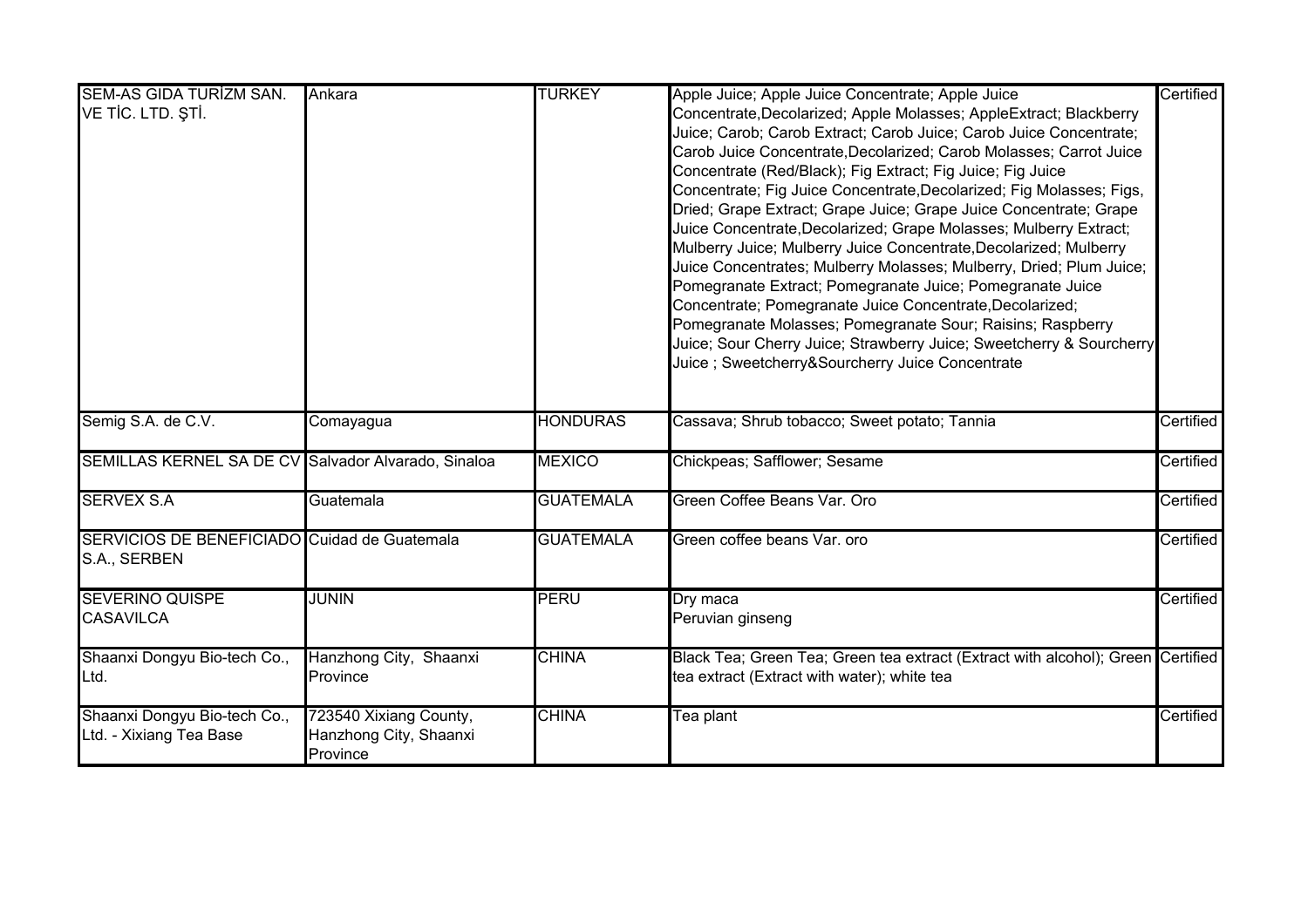| SEM-AS GIDA TURİZM SAN. VE TİC. LTD. ŞTİ. | Ankara | TURKEY | Apple Juice; Apple Juice Concentrate; Apple Juice Concentrate,Decolarized; Apple Molasses; AppleExtract; Blackberry Juice; Carob; Carob Extract; Carob Juice; Carob Juice Concentrate; Carob Juice Concentrate,Decolarized; Carob Molasses; Carrot Juice Concentrate (Red/Black); Fig Extract; Fig Juice; Fig Juice Concentrate; Fig Juice Concentrate,Decolarized; Fig Molasses; Figs, Dried; Grape Extract; Grape Juice; Grape Juice Concentrate; Grape Juice Concentrate,Decolarized; Grape Molasses; Mulberry Extract; Mulberry Juice; Mulberry Juice Concentrate,Decolarized; Mulberry Juice Concentrates; Mulberry Molasses; Mulberry, Dried; Plum Juice; Pomegranate Extract; Pomegranate Juice; Pomegranate Juice Concentrate; Pomegranate Juice Concentrate,Decolarized; Pomegranate Molasses; Pomegranate Sour; Raisins; Raspberry Juice; Sour Cherry Juice; Strawberry Juice; Sweetcherry & Sourcherry Juice ; Sweetcherry&Sourcherry Juice Concentrate | Certified |
|---|---|---|---|---|
| Semig S.A. de C.V. | Comayagua | HONDURAS | Cassava; Shrub tobacco; Sweet potato; Tannia | Certified |
| SEMILLAS KERNEL SA DE CV | Salvador Alvarado, Sinaloa | MEXICO | Chickpeas; Safflower; Sesame | Certified |
| SERVEX S.A | Guatemala | GUATEMALA | Green Coffee Beans Var. Oro | Certified |
| SERVICIOS DE BENEFICIADO S.A., SERBEN | Cuidad de Guatemala | GUATEMALA | Green coffee beans Var. oro | Certified |
| SEVERINO QUISPE CASAVILCA | JUNIN | PERU | Dry maca<br>Peruvian ginseng | Certified |
| Shaanxi Dongyu Bio-tech Co., Ltd. | Hanzhong City, Shaanxi Province | CHINA | Black Tea; Green Tea; Green tea extract (Extract with alcohol); Green tea extract (Extract with water); white tea | Certified |
| Shaanxi Dongyu Bio-tech Co., Ltd. - Xixiang Tea Base | 723540 Xixiang County, Hanzhong City, Shaanxi Province | CHINA | Tea plant | Certified |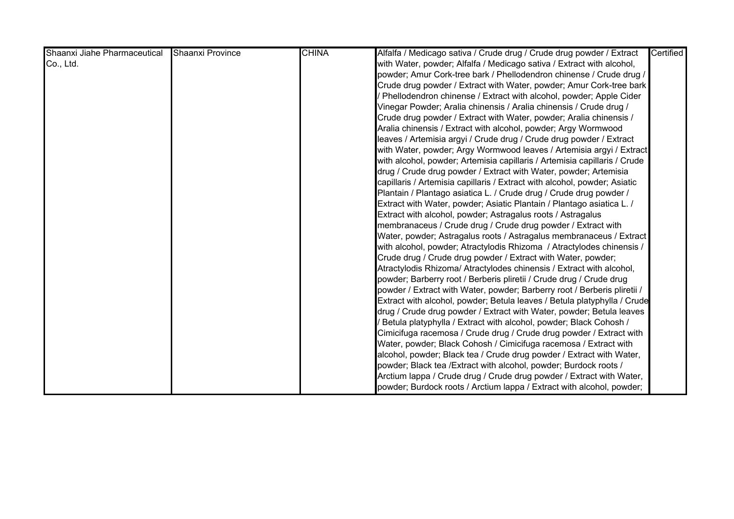| Shaanxi Jiahe Pharmaceutical Co., Ltd. | Shaanxi Province | CHINA | Alfalfa / Medicago sativa / Crude drug / Crude drug powder / Extract with Water, powder; Alfalfa / Medicago sativa / Extract with alcohol, powder; Amur Cork-tree bark / Phellodendron chinense / Crude drug / Crude drug powder / Extract with Water, powder; Amur Cork-tree bark / Phellodendron chinense / Extract with alcohol, powder; Apple Cider Vinegar Powder; Aralia chinensis / Aralia chinensis / Crude drug / Crude drug powder / Extract with Water, powder; Aralia chinensis / Aralia chinensis / Extract with alcohol, powder; Argy Wormwood leaves / Artemisia argyi / Crude drug / Crude drug powder / Extract with Water, powder; Argy Wormwood leaves / Artemisia argyi / Extract with alcohol, powder; Artemisia capillaris / Artemisia capillaris / Crude drug / Crude drug powder / Extract with Water, powder; Artemisia capillaris / Artemisia capillaris / Extract with alcohol, powder; Asiatic Plantain / Plantago asiatica L. / Crude drug / Crude drug powder / Extract with Water, powder; Asiatic Plantain / Plantago asiatica L. / Extract with alcohol, powder; Astragalus roots / Astragalus membranaceus / Crude drug / Crude drug powder / Extract with Water, powder; Astragalus roots / Astragalus membranaceus / Extract with alcohol, powder; Atractylodis Rhizoma / Atractylodes chinensis / Crude drug / Crude drug powder / Extract with Water, powder; Atractylodis Rhizoma/ Atractylodes chinensis / Extract with alcohol, powder; Barberry root / Berberis pliretii / Crude drug / Crude drug powder / Extract with Water, powder; Barberry root / Berberis pliretii / Extract with alcohol, powder; Betula leaves / Betula platyphylla / Crude drug / Crude drug powder / Extract with Water, powder; Betula leaves / Betula platyphylla / Extract with alcohol, powder; Black Cohosh / Cimicifuga racemosa / Crude drug / Crude drug powder / Extract with Water, powder; Black Cohosh / Cimicifuga racemosa / Extract with alcohol, powder; Black tea / Crude drug powder / Extract with Water, powder; Black tea /Extract with alcohol, powder; Burdock roots / Arctium lappa / Crude drug / Crude drug powder / Extract with Water, powder; Burdock roots / Arctium lappa / Extract with alcohol, powder; | Certified |
|---|---|---|---|---|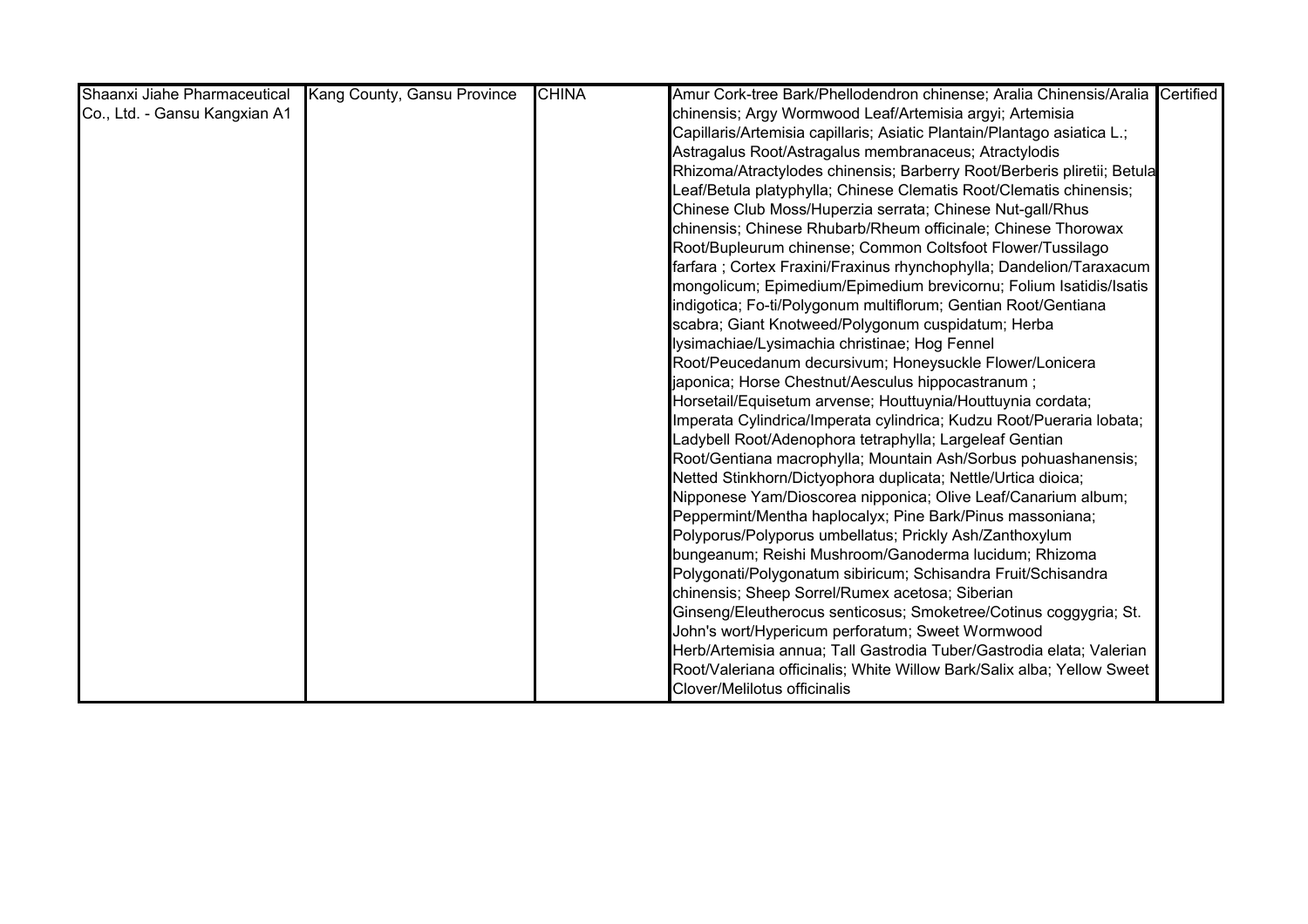| | | | | |
|---|---|---|---|---|
| Shaanxi Jiahe Pharmaceutical Co., Ltd. - Gansu Kangxian A1 | Kang County, Gansu Province | CHINA | Amur Cork-tree Bark/Phellodendron chinense; Aralia Chinensis/Aralia chinensis; Argy Wormwood Leaf/Artemisia argyi; Artemisia Capillaris/Artemisia capillaris; Asiatic Plantain/Plantago asiatica L.; Astragalus Root/Astragalus membranaceus; Atractylodis Rhizoma/Atractylodes chinensis; Barberry Root/Berberis pliretii; Betula Leaf/Betula platyphylla; Chinese Clematis Root/Clematis chinensis; Chinese Club Moss/Huperzia serrata; Chinese Nut-gall/Rhus chinensis; Chinese Rhubarb/Rheum officinale; Chinese Thorowax Root/Bupleurum chinense; Common Coltsfoot Flower/Tussilago farfara ; Cortex Fraxini/Fraxinus rhynchophylla; Dandelion/Taraxacum mongolicum; Epimedium/Epimedium brevicornu; Folium Isatidis/Isatis indigotica; Fo-ti/Polygonum multiflorum; Gentian Root/Gentiana scabra; Giant Knotweed/Polygonum cuspidatum; Herba lysimachiae/Lysimachia christinae; Hog Fennel Root/Peucedanum decursivum; Honeysuckle Flower/Lonicera japonica; Horse Chestnut/Aesculus hippocastranum ; Horsetail/Equisetum arvense; Houttuynia/Houttuynia cordata; Imperata Cylindrica/Imperata cylindrica; Kudzu Root/Pueraria lobata; Ladybell Root/Adenophora tetraphylla; Largeleaf Gentian Root/Gentiana macrophylla; Mountain Ash/Sorbus pohuashanensis; Netted Stinkhorn/Dictyophora duplicata; Nettle/Urtica dioica; Nipponese Yam/Dioscorea nipponica; Olive Leaf/Canarium album; Peppermint/Mentha haplocalyx; Pine Bark/Pinus massoniana; Polyporus/Polyporus umbellatus; Prickly Ash/Zanthoxylum bungeanum; Reishi Mushroom/Ganoderma lucidum; Rhizoma Polygonati/Polygonatum sibiricum; Schisandra Fruit/Schisandra chinensis; Sheep Sorrel/Rumex acetosa; Siberian Ginseng/Eleutherocus senticosus; Smoketree/Cotinus coggygria; St. John's wort/Hypericum perforatum; Sweet Wormwood Herb/Artemisia annua; Tall Gastrodia Tuber/Gastrodia elata; Valerian Root/Valeriana officinalis; White Willow Bark/Salix alba; Yellow Sweet Clover/Melilotus officinalis | Certified |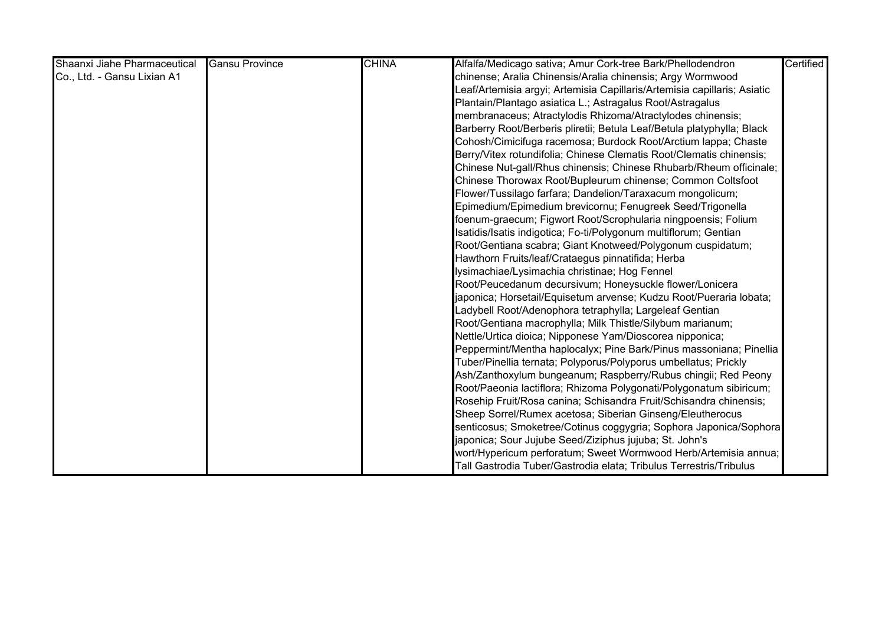| Shaanxi Jiahe Pharmaceutical Co., Ltd. - Gansu Lixian A1 | Gansu Province | CHINA | Alfalfa/Medicago sativa; Amur Cork-tree Bark/Phellodendron chinense; Aralia Chinensis/Aralia chinensis; Argy Wormwood Leaf/Artemisia argyi; Artemisia Capillaris/Artemisia capillaris; Asiatic Plantain/Plantago asiatica L.; Astragalus Root/Astragalus membranaceus; Atractylodis Rhizoma/Atractylodes chinensis; Barberry Root/Berberis pliretii; Betula Leaf/Betula platyphylla; Black Cohosh/Cimicifuga racemosa; Burdock Root/Arctium lappa; Chaste Berry/Vitex rotundifolia; Chinese Clematis Root/Clematis chinensis; Chinese Nut-gall/Rhus chinensis; Chinese Rhubarb/Rheum officinale; Chinese Thorowax Root/Bupleurum chinense; Common Coltsfoot Flower/Tussilago farfara; Dandelion/Taraxacum mongolicum; Epimedium/Epimedium brevicornu; Fenugreek Seed/Trigonella foenum-graecum; Figwort Root/Scrophularia ningpoensis; Folium Isatidis/Isatis indigotica; Fo-ti/Polygonum multiflorum; Gentian Root/Gentiana scabra; Giant Knotweed/Polygonum cuspidatum; Hawthorn Fruits/leaf/Crataegus pinnatifida; Herba lysimachiae/Lysimachia christinae; Hog Fennel Root/Peucedanum decursivum; Honeysuckle flower/Lonicera japonica; Horsetail/Equisetum arvense; Kudzu Root/Pueraria lobata; Ladybell Root/Adenophora tetraphylla; Largeleaf Gentian Root/Gentiana macrophylla; Milk Thistle/Silybum marianum; Nettle/Urtica dioica; Nipponese Yam/Dioscorea nipponica; Peppermint/Mentha haplocalyx; Pine Bark/Pinus massoniana; Pinellia Tuber/Pinellia ternata; Polyporus/Polyporus umbellatus; Prickly Ash/Zanthoxylum bungeanum; Raspberry/Rubus chingii; Red Peony Root/Paeonia lactiflora; Rhizoma Polygonati/Polygonatum sibiricum; Rosehip Fruit/Rosa canina; Schisandra Fruit/Schisandra chinensis; Sheep Sorrel/Rumex acetosa; Siberian Ginseng/Eleutherocus senticosus; Smoketree/Cotinus coggygria; Sophora Japonica/Sophora japonica; Sour Jujube Seed/Ziziphus jujuba; St. John's wort/Hypericum perforatum; Sweet Wormwood Herb/Artemisia annua; Tall Gastrodia Tuber/Gastrodia elata; Tribulus Terrestris/Tribulus | Certified |
|---|---|---|---|---|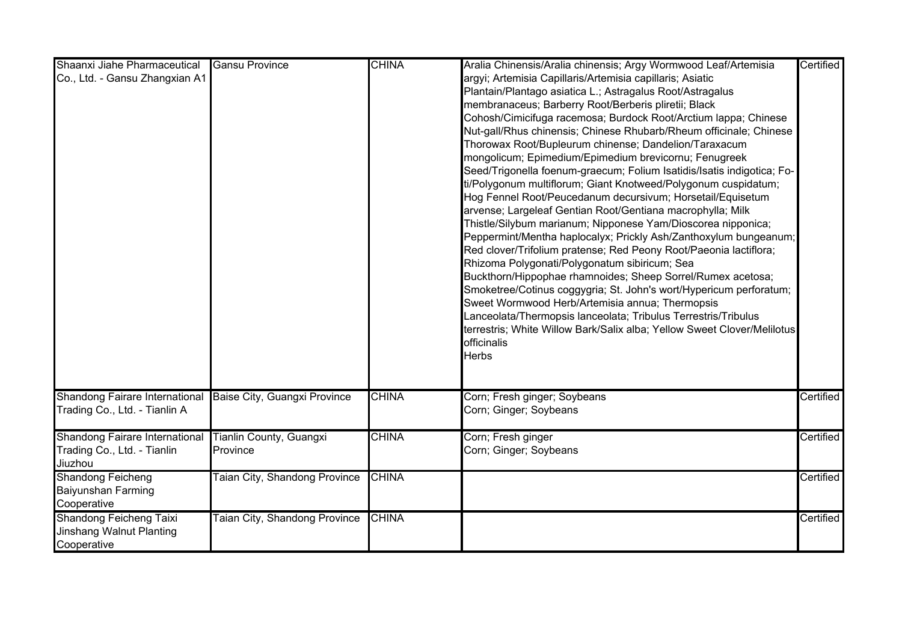| | | | | |
|---|---|---|---|---|
| Shaanxi Jiahe Pharmaceutical Co., Ltd. - Gansu Zhangxian A1 | Gansu Province | CHINA | Aralia Chinensis/Aralia chinensis; Argy Wormwood Leaf/Artemisia argyi; Artemisia Capillaris/Artemisia capillaris; Asiatic Plantain/Plantago asiatica L.; Astragalus Root/Astragalus membranaceus; Barberry Root/Berberis pliretii; Black Cohosh/Cimicifuga racemosa; Burdock Root/Arctium lappa; Chinese Nut-gall/Rhus chinensis; Chinese Rhubarb/Rheum officinale; Chinese Thorowax Root/Bupleurum chinense; Dandelion/Taraxacum mongolicum; Epimedium/Epimedium brevicornu; Fenugreek Seed/Trigonella foenum-graecum; Folium Isatidis/Isatis indigotica; Fo-ti/Polygonum multiflorum; Giant Knotweed/Polygonum cuspidatum; Hog Fennel Root/Peucedanum decursivum; Horsetail/Equisetum arvense; Largeleaf Gentian Root/Gentiana macrophylla; Milk Thistle/Silybum marianum; Nipponese Yam/Dioscorea nipponica; Peppermint/Mentha haplocalyx; Prickly Ash/Zanthoxylum bungeanum; Red clover/Trifolium pratense; Red Peony Root/Paeonia lactiflora; Rhizoma Polygonati/Polygonatum sibiricum; Sea Buckthorn/Hippophae rhamnoides; Sheep Sorrel/Rumex acetosa; Smoketree/Cotinus coggygria; St. John's wort/Hypericum perforatum; Sweet Wormwood Herb/Artemisia annua; Thermopsis Lanceolata/Thermopsis lanceolata; Tribulus Terrestris/Tribulus terrestris; White Willow Bark/Salix alba; Yellow Sweet Clover/Melilotus officinalis<br>Herbs | Certified |
| Shandong Fairare International Trading Co., Ltd. - Tianlin A | Baise City, Guangxi Province | CHINA | Corn; Fresh ginger; Soybeans<br>Corn; Ginger; Soybeans | Certified |
| Shandong Fairare International Trading Co., Ltd. - Tianlin Jiuzhou | Tianlin County, Guangxi Province | CHINA | Corn; Fresh ginger<br>Corn; Ginger; Soybeans | Certified |
| Shandong Feicheng Baiyunshan Farming Cooperative | Taian City, Shandong Province | CHINA | | Certified |
| Shandong Feicheng Taixi Jinshang Walnut Planting Cooperative | Taian City, Shandong Province | CHINA | | Certified |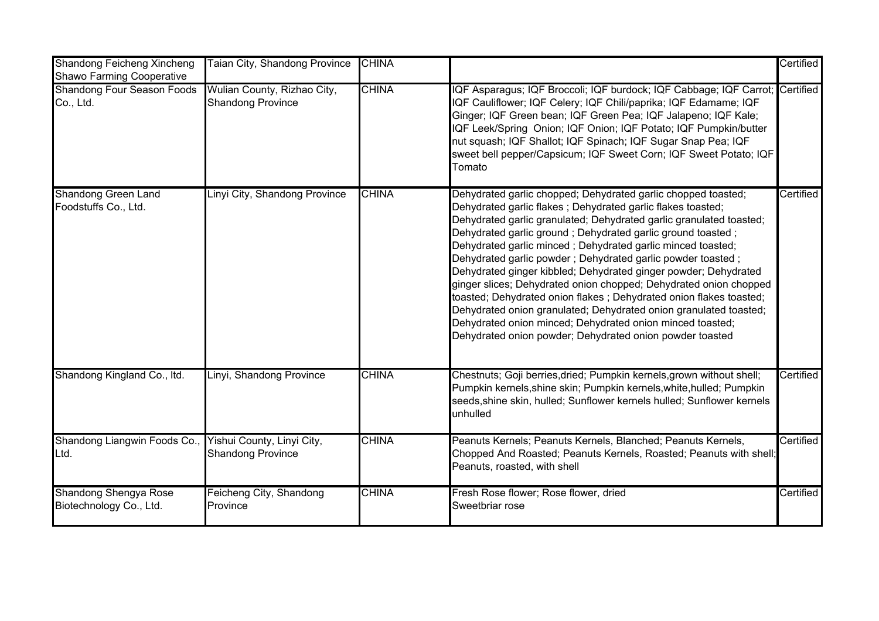| | | | | |
|---|---|---|---|---|
| Shandong Feicheng Xincheng Shawo Farming Cooperative | Taian City, Shandong Province | CHINA | | Certified |
| Shandong Four Season Foods Co., Ltd. | Wulian County, Rizhao City, Shandong Province | CHINA | IQF Asparagus; IQF Broccoli; IQF burdock; IQF Cabbage; IQF Carrot; IQF Cauliflower; IQF Celery; IQF Chili/paprika; IQF Edamame; IQF Ginger; IQF Green bean; IQF Green Pea; IQF Jalapeno; IQF Kale; IQF Leek/Spring Onion; IQF Onion; IQF Potato; IQF Pumpkin/butter nut squash; IQF Shallot; IQF Spinach; IQF Sugar Snap Pea; IQF sweet bell pepper/Capsicum; IQF Sweet Corn; IQF Sweet Potato; IQF Tomato | Certified |
| Shandong Green Land Foodstuffs Co., Ltd. | Linyi City, Shandong Province | CHINA | Dehydrated garlic chopped; Dehydrated garlic chopped toasted; Dehydrated garlic flakes ; Dehydrated garlic flakes toasted; Dehydrated garlic granulated; Dehydrated garlic granulated toasted; Dehydrated garlic ground ; Dehydrated garlic ground toasted ; Dehydrated garlic minced ; Dehydrated garlic minced toasted; Dehydrated garlic powder ; Dehydrated garlic powder toasted ; Dehydrated ginger kibbled; Dehydrated ginger powder; Dehydrated ginger slices; Dehydrated onion chopped; Dehydrated onion chopped toasted; Dehydrated onion flakes ; Dehydrated onion flakes toasted; Dehydrated onion granulated; Dehydrated onion granulated toasted; Dehydrated onion minced; Dehydrated onion minced toasted; Dehydrated onion powder; Dehydrated onion powder toasted | Certified |
| Shandong Kingland Co., ltd. | Linyi, Shandong Province | CHINA | Chestnuts; Goji berries,dried; Pumpkin kernels,grown without shell; Pumpkin kernels,shine skin; Pumpkin kernels,white,hulled; Pumpkin seeds,shine skin, hulled; Sunflower kernels hulled; Sunflower kernels unhulled | Certified |
| Shandong Liangwin Foods Co., Ltd. | Yishui County, Linyi City, Shandong Province | CHINA | Peanuts Kernels; Peanuts Kernels, Blanched; Peanuts Kernels, Chopped And Roasted; Peanuts Kernels, Roasted; Peanuts with shell; Peanuts, roasted, with shell | Certified |
| Shandong Shengya Rose Biotechnology Co., Ltd. | Feicheng City, Shandong Province | CHINA | Fresh Rose flower; Rose flower, dried Sweetbriar rose | Certified |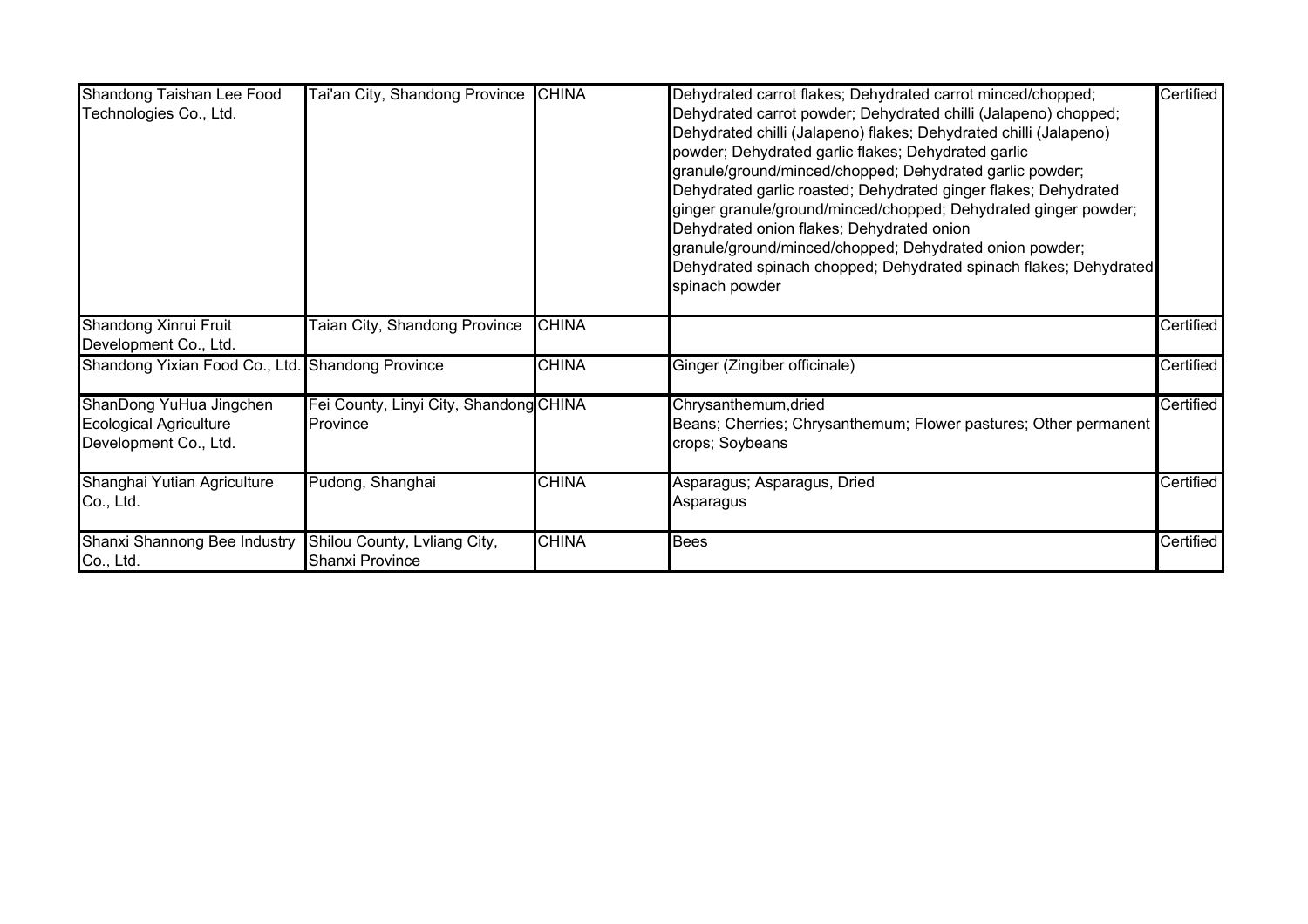| | | | | |
|---|---|---|---|---|
| Shandong Taishan Lee Food Technologies Co., Ltd. | Tai'an City, Shandong Province | CHINA | Dehydrated carrot flakes; Dehydrated carrot minced/chopped; Dehydrated carrot powder; Dehydrated chilli (Jalapeno) chopped; Dehydrated chilli (Jalapeno) flakes; Dehydrated chilli (Jalapeno) powder; Dehydrated garlic flakes; Dehydrated garlic granule/ground/minced/chopped; Dehydrated garlic powder; Dehydrated garlic roasted; Dehydrated ginger flakes; Dehydrated ginger granule/ground/minced/chopped; Dehydrated ginger powder; Dehydrated onion flakes; Dehydrated onion granule/ground/minced/chopped; Dehydrated onion powder; Dehydrated spinach chopped; Dehydrated spinach flakes; Dehydrated spinach powder | Certified |
| Shandong Xinrui Fruit Development Co., Ltd. | Taian City, Shandong Province | CHINA | | Certified |
| Shandong Yixian Food Co., Ltd. | Shandong Province | CHINA | Ginger (Zingiber officinale) | Certified |
| ShanDong YuHua Jingchen Ecological Agriculture Development Co., Ltd. | Fei County, Linyi City, Shandong Province | CHINA | Chrysanthemum,dried<br>Beans; Cherries; Chrysanthemum; Flower pastures; Other permanent crops; Soybeans | Certified |
| Shanghai Yutian Agriculture Co., Ltd. | Pudong, Shanghai | CHINA | Asparagus; Asparagus, Dried<br>Asparagus | Certified |
| Shanxi Shannong Bee Industry Co., Ltd. | Shilou County, Lvliang City, Shanxi Province | CHINA | Bees | Certified |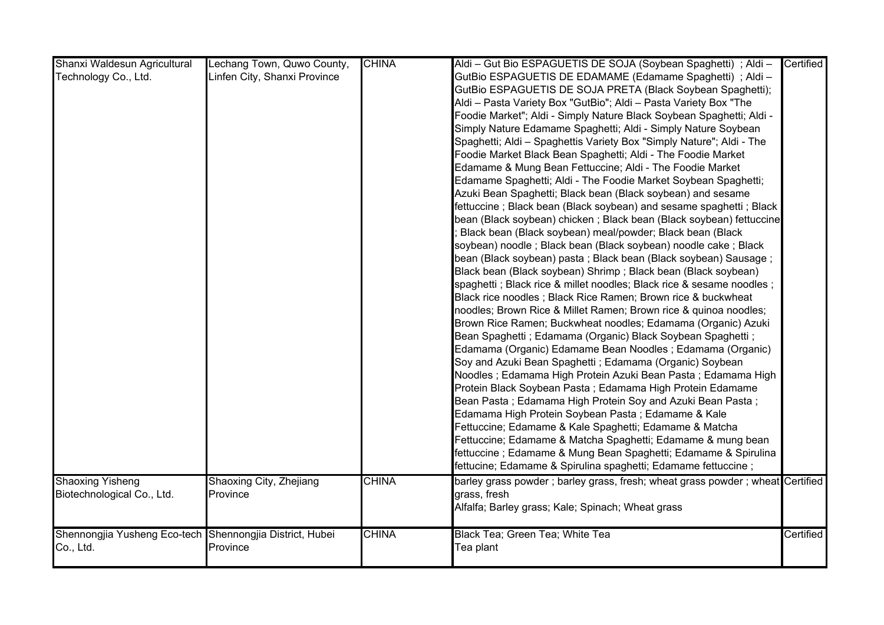| | | | | |
|---|---|---|---|---|
| Shanxi Waldesun Agricultural Technology Co., Ltd. | Lechang Town, Quwo County, Linfen City, Shanxi Province | CHINA | Aldi – Gut Bio ESPAGUETIS DE SOJA (Soybean Spaghetti) ; Aldi – GutBio ESPAGUETIS DE EDAMAME (Edamame Spaghetti) ; Aldi – GutBio ESPAGUETIS DE SOJA PRETA (Black Soybean Spaghetti); Aldi – Pasta Variety Box "GutBio"; Aldi – Pasta Variety Box "The Foodie Market"; Aldi - Simply Nature Black Soybean Spaghetti; Aldi - Simply Nature Edamame Spaghetti; Aldi - Simply Nature Soybean Spaghetti; Aldi – Spaghettis Variety Box "Simply Nature"; Aldi - The Foodie Market Black Bean Spaghetti; Aldi - The Foodie Market Edamame & Mung Bean Fettuccine; Aldi - The Foodie Market Edamame Spaghetti; Aldi - The Foodie Market Soybean Spaghetti; Azuki Bean Spaghetti; Black bean (Black soybean) and sesame fettuccine ; Black bean (Black soybean) and sesame spaghetti ; Black bean (Black soybean) chicken ; Black bean (Black soybean) fettuccine ; Black bean (Black soybean) meal/powder; Black bean (Black soybean) noodle ; Black bean (Black soybean) noodle cake ; Black bean (Black soybean) pasta ; Black bean (Black soybean) Sausage ; Black bean (Black soybean) Shrimp ; Black bean (Black soybean) spaghetti ; Black rice & millet noodles; Black rice & sesame noodles ; Black rice noodles ; Black Rice Ramen; Brown rice & buckwheat noodles; Brown Rice & Millet Ramen; Brown rice & quinoa noodles; Brown Rice Ramen; Buckwheat noodles; Edamama (Organic) Azuki Bean Spaghetti ; Edamama (Organic) Black Soybean Spaghetti ; Edamama (Organic) Edamame Bean Noodles ; Edamama (Organic) Soy and Azuki Bean Spaghetti ; Edamama (Organic) Soybean Noodles ; Edamama High Protein Azuki Bean Pasta ; Edamama High Protein Black Soybean Pasta ; Edamama High Protein Edamame Bean Pasta ; Edamama High Protein Soy and Azuki Bean Pasta ; Edamama High Protein Soybean Pasta ; Edamame & Kale Fettuccine; Edamame & Kale Spaghetti; Edamame & Matcha Fettuccine; Edamame & Matcha Spaghetti; Edamame & mung bean fettuccine ; Edamame & Mung Bean Spaghetti; Edamame & Spirulina fettucine; Edamame & Spirulina spaghetti; Edamame fettuccine ; | Certified |
| Shaoxing Yisheng Biotechnological Co., Ltd. | Shaoxing City, Zhejiang Province | CHINA | barley grass powder ; barley grass, fresh; wheat grass powder ; wheat grass, fresh<br>Alfalfa; Barley grass; Kale; Spinach; Wheat grass | Certified |
| Shennongjia Yusheng Eco-tech Co., Ltd. | Shennongjia District, Hubei Province | CHINA | Black Tea; Green Tea; White Tea<br>Tea plant | Certified |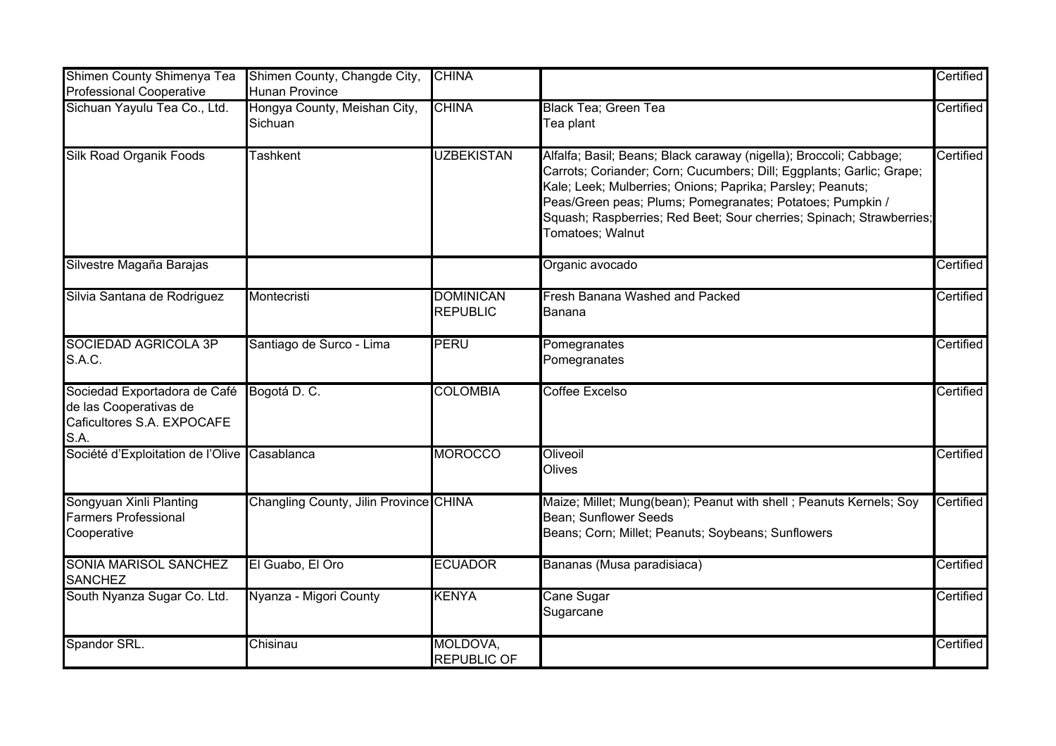| | | | | |
|---|---|---|---|---|
| Shimen County Shimenya Tea Professional Cooperative | Shimen County, Changde City, Hunan Province | CHINA | | Certified |
| Sichuan Yayulu Tea Co., Ltd. | Hongya County, Meishan City, Sichuan | CHINA | Black Tea; Green Tea<br>Tea plant | Certified |
| Silk Road Organik Foods | Tashkent | UZBEKISTAN | Alfalfa; Basil; Beans; Black caraway (nigella); Broccoli; Cabbage; Carrots; Coriander; Corn; Cucumbers; Dill; Eggplants; Garlic; Grape; Kale; Leek; Mulberries; Onions; Paprika; Parsley; Peanuts; Peas/Green peas; Plums; Pomegranates; Potatoes; Pumpkin / Squash; Raspberries; Red Beet; Sour cherries; Spinach; Strawberries; Tomatoes; Walnut | Certified |
| Silvestre Magaña Barajas | | | Organic avocado | Certified |
| Silvia Santana de Rodriguez | Montecristi | DOMINICAN REPUBLIC | Fresh Banana Washed and Packed<br>Banana | Certified |
| SOCIEDAD AGRICOLA 3P S.A.C. | Santiago de Surco - Lima | PERU | Pomegranates<br>Pomegranates | Certified |
| Sociedad Exportadora de Café de las Cooperativas de Caficultores S.A. EXPOCAFE S.A. | Bogotá D. C. | COLOMBIA | Coffee Excelso | Certified |
| Société d'Exploitation de l'Olive | Casablanca | MOROCCO | Oliveoil<br>Olives | Certified |
| Songyuan Xinli Planting Farmers Professional Cooperative | Changling County, Jilin Province | CHINA | Maize; Millet; Mung(bean); Peanut with shell ; Peanuts Kernels; Soy Bean; Sunflower Seeds<br>Beans; Corn; Millet; Peanuts; Soybeans; Sunflowers | Certified |
| SONIA MARISOL SANCHEZ SANCHEZ | El Guabo, El Oro | ECUADOR | Bananas (Musa paradisiaca) | Certified |
| South Nyanza Sugar Co. Ltd. | Nyanza - Migori County | KENYA | Cane Sugar<br>Sugarcane | Certified |
| Spandor SRL. | Chisinau | MOLDOVA, REPUBLIC OF | | Certified |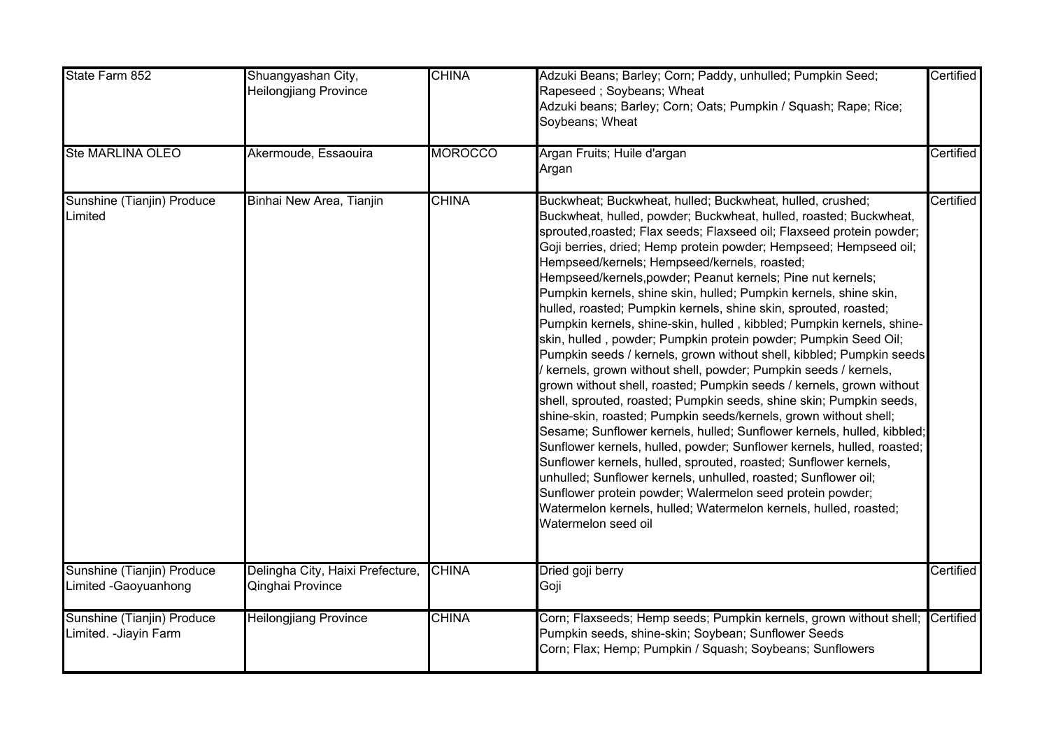| | | | | |
|---|---|---|---|---|
| State Farm 852 | Shuangyashan City, Heilongjiang Province | CHINA | Adzuki Beans; Barley; Corn; Paddy, unhulled; Pumpkin Seed; Rapeseed ; Soybeans; Wheat<br>Adzuki beans; Barley; Corn; Oats; Pumpkin / Squash; Rape; Rice; Soybeans; Wheat | Certified |
| Ste MARLINA OLEO | Akermoude, Essaouira | MOROCCO | Argan Fruits; Huile d'argan<br>Argan | Certified |
| Sunshine (Tianjin) Produce Limited | Binhai New Area, Tianjin | CHINA | Buckwheat; Buckwheat, hulled; Buckwheat, hulled, crushed; Buckwheat, hulled, powder; Buckwheat, hulled, roasted; Buckwheat, sprouted,roasted; Flax seeds; Flaxseed oil; Flaxseed protein powder; Goji berries, dried; Hemp protein powder; Hempseed; Hempseed oil; Hempseed/kernels; Hempseed/kernels, roasted; Hempseed/kernels,powder; Peanut kernels; Pine nut kernels; Pumpkin kernels, shine skin, hulled; Pumpkin kernels, shine skin, hulled, roasted; Pumpkin kernels, shine skin, sprouted, roasted; Pumpkin kernels, shine-skin, hulled , kibbled; Pumpkin kernels, shine-skin, hulled , powder; Pumpkin protein powder; Pumpkin Seed Oil; Pumpkin seeds / kernels, grown without shell, kibbled; Pumpkin seeds / kernels, grown without shell, powder; Pumpkin seeds / kernels, grown without shell, roasted; Pumpkin seeds / kernels, grown without shell, sprouted, roasted; Pumpkin seeds, shine skin; Pumpkin seeds, shine-skin, roasted; Pumpkin seeds/kernels, grown without shell; Sesame; Sunflower kernels, hulled; Sunflower kernels, hulled, kibbled; Sunflower kernels, hulled, powder; Sunflower kernels, hulled, roasted; Sunflower kernels, hulled, sprouted, roasted; Sunflower kernels, unhulled; Sunflower kernels, unhulled, roasted; Sunflower oil; Sunflower protein powder; Walermelon seed protein powder; Watermelon kernels, hulled; Watermelon kernels, hulled, roasted; Watermelon seed oil | Certified |
| Sunshine (Tianjin) Produce Limited -Gaoyuanhong | Delingha City, Haixi Prefecture, Qinghai Province | CHINA | Dried goji berry<br>Goji | Certified |
| Sunshine (Tianjin) Produce Limited. -Jiayin Farm | Heilongjiang Province | CHINA | Corn; Flaxseeds; Hemp seeds; Pumpkin kernels, grown without shell; Pumpkin seeds, shine-skin; Soybean; Sunflower Seeds<br>Corn; Flax; Hemp; Pumpkin / Squash; Soybeans; Sunflowers | Certified |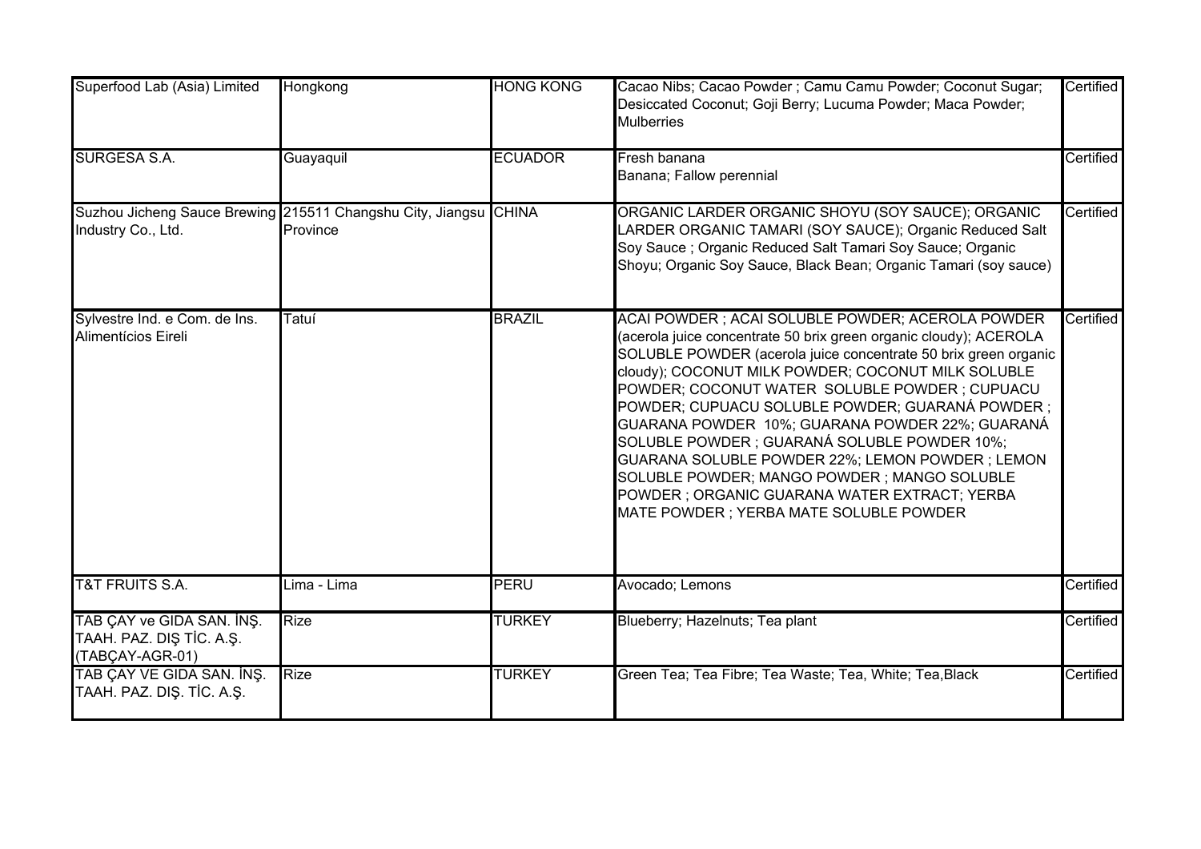| | | | | |
|---|---|---|---|---|
| Superfood Lab (Asia) Limited | Hongkong | HONG KONG | Cacao Nibs; Cacao Powder ; Camu Camu Powder; Coconut Sugar; Desiccated Coconut; Goji Berry; Lucuma Powder; Maca Powder; Mulberries | Certified |
| SURGESA S.A. | Guayaquil | ECUADOR | Fresh banana<br>Banana; Fallow perennial | Certified |
| Suzhou Jicheng Sauce Brewing Industry Co., Ltd. | 215511 Changshu City, Jiangsu Province | CHINA | ORGANIC LARDER ORGANIC SHOYU (SOY SAUCE); ORGANIC LARDER ORGANIC TAMARI (SOY SAUCE); Organic Reduced Salt Soy Sauce ; Organic Reduced Salt Tamari Soy Sauce; Organic Shoyu; Organic Soy Sauce, Black Bean; Organic Tamari (soy sauce) | Certified |
| Sylvestre Ind. e Com. de Ins. Alimentícios Eireli | Tatuí | BRAZIL | ACAI POWDER ; ACAI SOLUBLE POWDER; ACEROLA POWDER (acerola juice concentrate 50 brix green organic cloudy); ACEROLA SOLUBLE POWDER (acerola juice concentrate 50 brix green organic cloudy); COCONUT MILK POWDER; COCONUT MILK SOLUBLE POWDER; COCONUT WATER SOLUBLE POWDER ; CUPUACU POWDER; CUPUACU SOLUBLE POWDER; GUARANÁ POWDER ; GUARANA POWDER 10%; GUARANA POWDER 22%; GUARANÁ SOLUBLE POWDER ; GUARANÁ SOLUBLE POWDER 10%; GUARANA SOLUBLE POWDER 22%; LEMON POWDER ; LEMON SOLUBLE POWDER; MANGO POWDER ; MANGO SOLUBLE POWDER ; ORGANIC GUARANA WATER EXTRACT; YERBA MATE POWDER ; YERBA MATE SOLUBLE POWDER | Certified |
| T&T FRUITS S.A. | Lima - Lima | PERU | Avocado; Lemons | Certified |
| TAB ÇAY ve GIDA SAN. İNŞ. TAAH. PAZ. DIŞ TİC. A.Ş. (TABÇAY-AGR-01) | Rize | TURKEY | Blueberry; Hazelnuts; Tea plant | Certified |
| TAB ÇAY VE GIDA SAN. İNŞ. TAAH. PAZ. DIŞ. TİC. A.Ş. | Rize | TURKEY | Green Tea; Tea Fibre; Tea Waste; Tea, White; Tea,Black | Certified |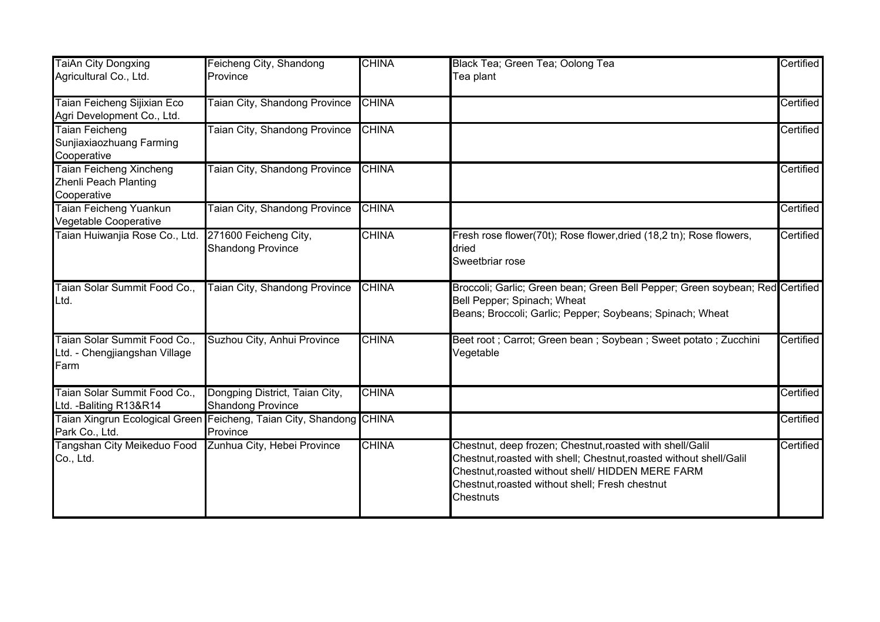| | | | | |
|---|---|---|---|---|
| TaiAn City Dongxing Agricultural Co., Ltd. | Feicheng City, Shandong Province | CHINA | Black Tea; Green Tea; Oolong Tea<br>Tea plant | Certified |
| Taian Feicheng Sijixian Eco Agri Development Co., Ltd. | Taian City, Shandong Province | CHINA | | Certified |
| Taian Feicheng Sunjiaxiaozhuang Farming Cooperative | Taian City, Shandong Province | CHINA | | Certified |
| Taian Feicheng Xincheng Zhenli Peach Planting Cooperative | Taian City, Shandong Province | CHINA | | Certified |
| Taian Feicheng Yuankun Vegetable Cooperative | Taian City, Shandong Province | CHINA | | Certified |
| Taian Huiwanjia Rose Co., Ltd. | 271600 Feicheng City, Shandong Province | CHINA | Fresh rose flower(70t); Rose flower,dried (18,2 tn); Rose flowers, dried<br>Sweetbriar rose | Certified |
| Taian Solar Summit Food Co., Ltd. | Taian City, Shandong Province | CHINA | Broccoli; Garlic; Green bean; Green Bell Pepper; Green soybean; Red Bell Pepper; Spinach; Wheat<br>Beans; Broccoli; Garlic; Pepper; Soybeans; Spinach; Wheat | Certified |
| Taian Solar Summit Food Co., Ltd. - Chengjiangshan Village Farm | Suzhou City, Anhui Province | CHINA | Beet root ; Carrot; Green bean ; Soybean ; Sweet potato ; Zucchini<br>Vegetable | Certified |
| Taian Solar Summit Food Co., Ltd. -Baliting R13&R14 | Dongping District, Taian City, Shandong Province | CHINA | | Certified |
| Taian Xingrun Ecological Green Park Co., Ltd. | Feicheng, Taian City, Shandong Province | CHINA | | Certified |
| Tangshan City Meikeduo Food Co., Ltd. | Zunhua City, Hebei Province | CHINA | Chestnut, deep frozen; Chestnut,roasted with shell/Galil<br>Chestnut,roasted with shell; Chestnut,roasted without shell/Galil<br>Chestnut,roasted without shell/ HIDDEN MERE FARM<br>Chestnut,roasted without shell; Fresh chestnut<br>Chestnuts | Certified |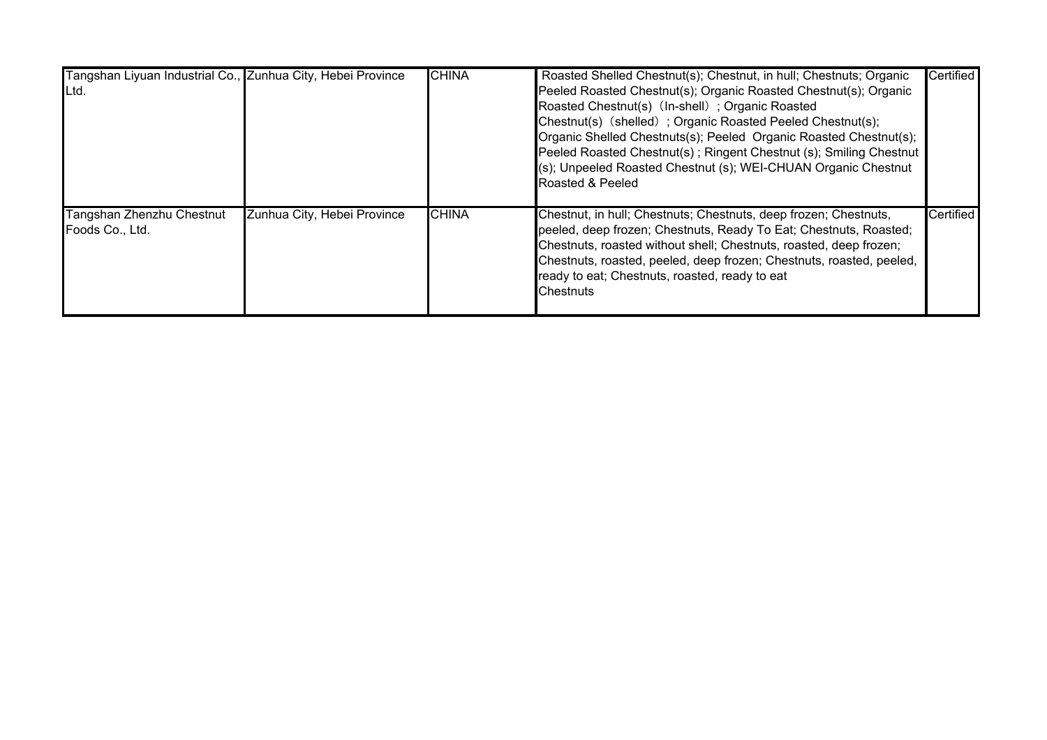| | | | | |
|---|---|---|---|---|
| Tangshan Liyuan Industrial Co., Ltd. | Zunhua City, Hebei Province | CHINA | Roasted Shelled Chestnut(s); Chestnut, in hull; Chestnuts; Organic Peeled Roasted Chestnut(s); Organic Roasted Chestnut(s); Organic Roasted Chestnut(s)（In-shell）; Organic Roasted Chestnut(s)（shelled）; Organic Roasted Peeled Chestnut(s); Organic Shelled Chestnuts(s); Peeled Organic Roasted Chestnut(s); Peeled Roasted Chestnut(s) ; Ringent Chestnut (s); Smiling Chestnut (s); Unpeeled Roasted Chestnut (s); WEI-CHUAN Organic Chestnut Roasted & Peeled | Certified |
| Tangshan Zhenzhu Chestnut Foods Co., Ltd. | Zunhua City, Hebei Province | CHINA | Chestnut, in hull; Chestnuts; Chestnuts, deep frozen; Chestnuts, peeled, deep frozen; Chestnuts, Ready To Eat; Chestnuts, Roasted; Chestnuts, roasted without shell; Chestnuts, roasted, deep frozen; Chestnuts, roasted, peeled, deep frozen; Chestnuts, roasted, peeled, ready to eat; Chestnuts, roasted, ready to eat Chestnuts | Certified |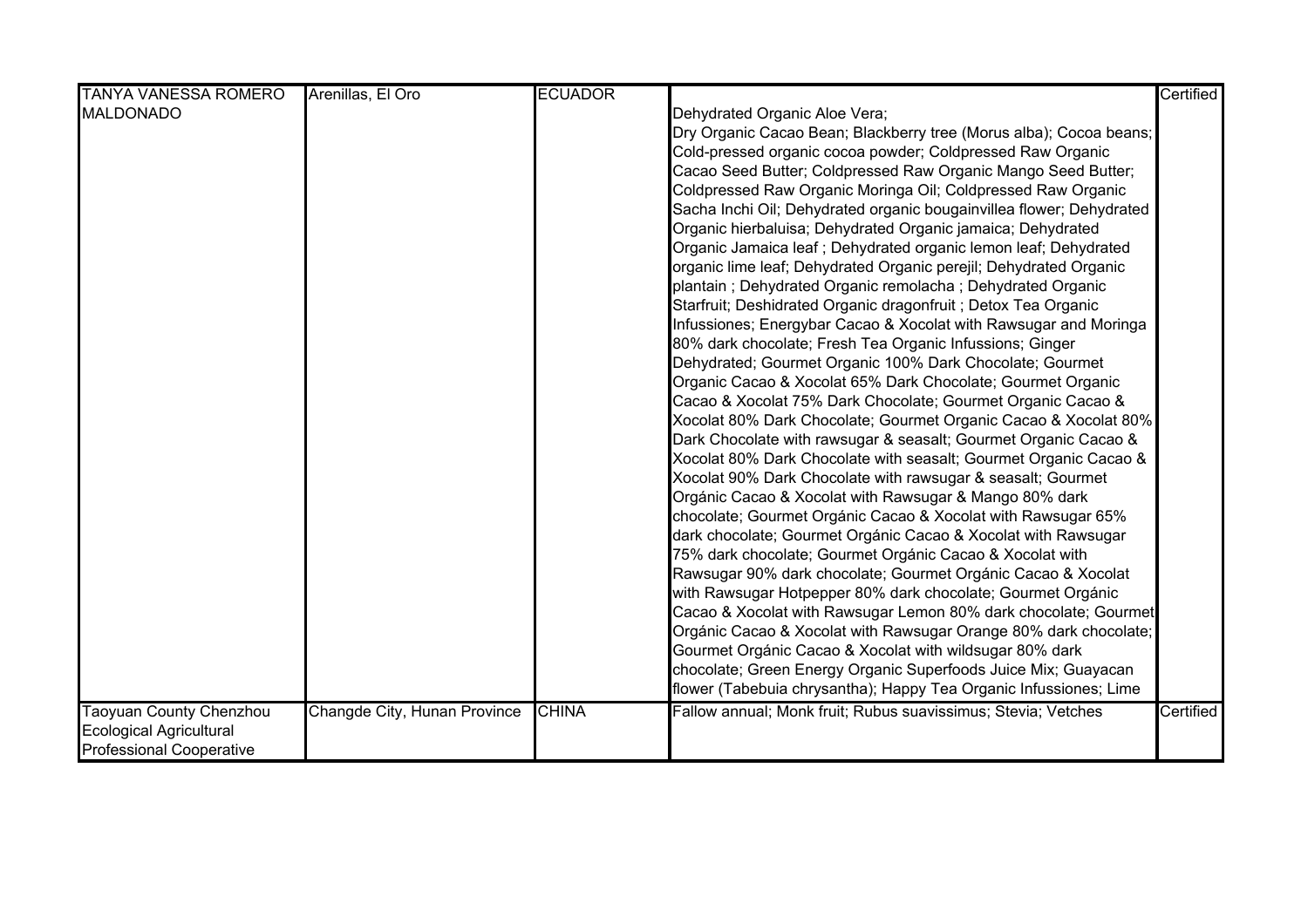| | | | | |
|---|---|---|---|---|
| TANYA VANESSA ROMERO MALDONADO | Arenillas, El Oro | ECUADOR | Dehydrated Organic Aloe Vera; Dry Organic Cacao Bean; Blackberry tree (Morus alba); Cocoa beans; Cold-pressed organic cocoa powder; Coldpressed Raw Organic Cacao Seed Butter; Coldpressed Raw Organic Mango Seed Butter; Coldpressed Raw Organic Moringa Oil; Coldpressed Raw Organic Sacha Inchi Oil; Dehydrated organic bougainvillea flower; Dehydrated Organic hierbaluisa; Dehydrated Organic jamaica; Dehydrated Organic Jamaica leaf ; Dehydrated organic lemon leaf; Dehydrated organic lime leaf; Dehydrated Organic perejil; Dehydrated Organic plantain ; Dehydrated Organic remolacha ; Dehydrated Organic Starfruit; Deshidrated Organic dragonfruit ; Detox Tea Organic Infussiones; Energybar Cacao & Xocolat with Rawsugar and Moringa 80% dark chocolate; Fresh Tea Organic Infussions; Ginger Dehydrated; Gourmet Organic 100% Dark Chocolate; Gourmet Organic Cacao & Xocolat 65% Dark Chocolate; Gourmet Organic Cacao & Xocolat 75% Dark Chocolate; Gourmet Organic Cacao & Xocolat 80% Dark Chocolate; Gourmet Organic Cacao & Xocolat 80% Dark Chocolate with rawsugar & seasalt; Gourmet Organic Cacao & Xocolat 80% Dark Chocolate with seasalt; Gourmet Organic Cacao & Xocolat 90% Dark Chocolate with rawsugar & seasalt; Gourmet Orgánic Cacao & Xocolat with Rawsugar & Mango 80% dark chocolate; Gourmet Orgánic Cacao & Xocolat with Rawsugar 65% dark chocolate; Gourmet Orgánic Cacao & Xocolat with Rawsugar 75% dark chocolate; Gourmet Orgánic Cacao & Xocolat with Rawsugar 90% dark chocolate; Gourmet Orgánic Cacao & Xocolat with Rawsugar Hotpepper 80% dark chocolate; Gourmet Orgánic Cacao & Xocolat with Rawsugar Lemon 80% dark chocolate; Gourmet Orgánic Cacao & Xocolat with Rawsugar Orange 80% dark chocolate; Gourmet Orgánic Cacao & Xocolat with wildsugar 80% dark chocolate; Green Energy Organic Superfoods Juice Mix; Guayacan flower (Tabebuia chrysantha); Happy Tea Organic Infussiones; Lime | Certified |
| Taoyuan County Chenzhou Ecological Agricultural Professional Cooperative | Changde City, Hunan Province | CHINA | Fallow annual; Monk fruit; Rubus suavissimus; Stevia; Vetches | Certified |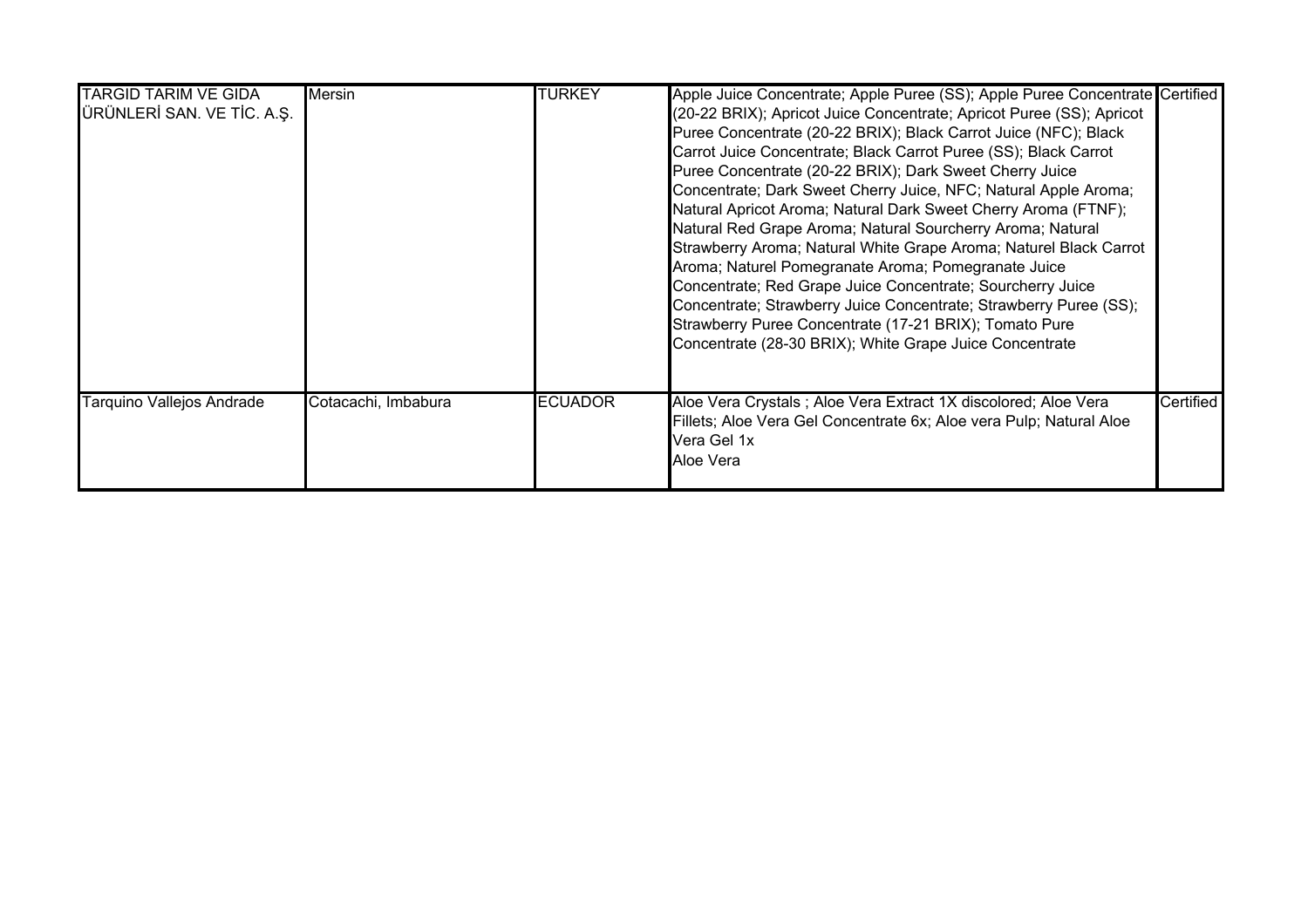| | | | | |
|---|---|---|---|---|
| TARGID TARIM VE GIDA ÜRÜNLERİ SAN. VE TİC. A.Ş. | Mersin | TURKEY | Apple Juice Concentrate; Apple Puree (SS); Apple Puree Concentrate (20-22 BRIX); Apricot Juice Concentrate; Apricot Puree (SS); Apricot Puree Concentrate (20-22 BRIX); Black Carrot Juice (NFC); Black Carrot Juice Concentrate; Black Carrot Puree (SS); Black Carrot Puree Concentrate (20-22 BRIX); Dark Sweet Cherry Juice Concentrate; Dark Sweet Cherry Juice, NFC; Natural Apple Aroma; Natural Apricot Aroma; Natural Dark Sweet Cherry Aroma (FTNF); Natural Red Grape Aroma; Natural Sourcherry Aroma; Natural Strawberry Aroma; Natural White Grape Aroma; Naturel Black Carrot Aroma; Naturel Pomegranate Aroma; Pomegranate Juice Concentrate; Red Grape Juice Concentrate; Sourcherry Juice Concentrate; Strawberry Juice Concentrate; Strawberry Puree (SS); Strawberry Puree Concentrate (17-21 BRIX); Tomato Pure Concentrate (28-30 BRIX); White Grape Juice Concentrate | Certified |
| Tarquino Vallejos Andrade | Cotacachi, Imbabura | ECUADOR | Aloe Vera Crystals ; Aloe Vera Extract 1X discolored; Aloe Vera Fillets; Aloe Vera Gel Concentrate 6x; Aloe vera Pulp; Natural Aloe Vera Gel 1x<br>Aloe Vera | Certified |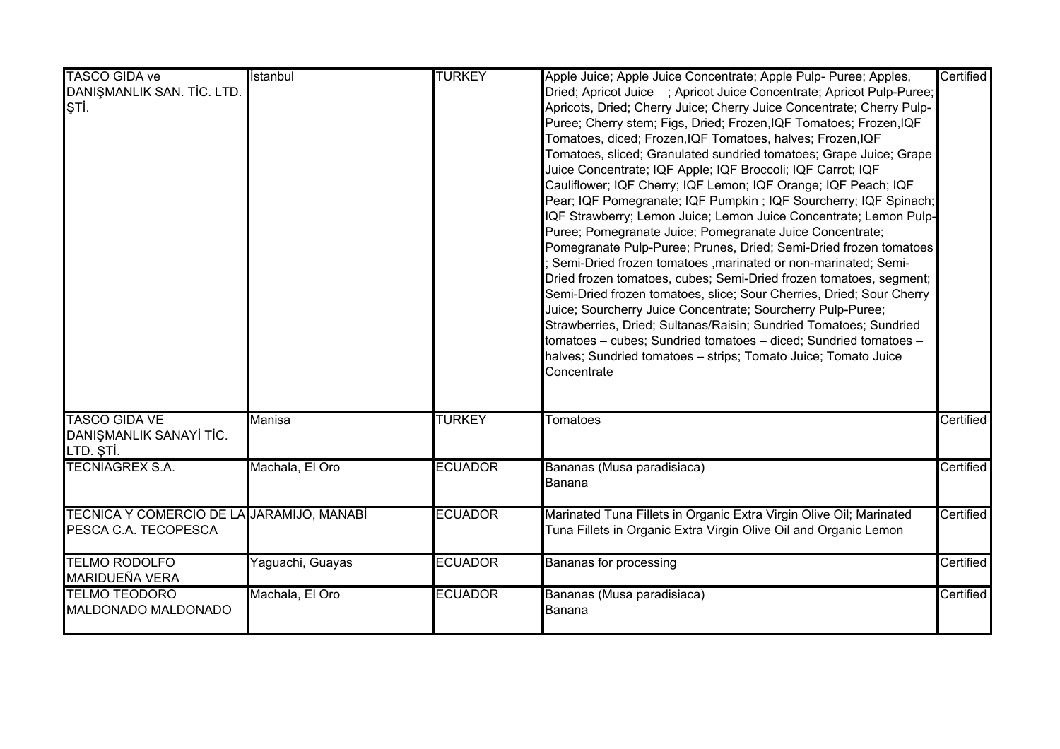| | | | | |
|---|---|---|---|---|
| TASCO GIDA ve DANIŞMANLIK SAN. TİC. LTD. ŞTİ. | İstanbul | TURKEY | Apple Juice; Apple Juice Concentrate; Apple Pulp- Puree; Apples, Dried; Apricot Juice ; Apricot Juice Concentrate; Apricot Pulp-Puree; Apricots, Dried; Cherry Juice; Cherry Juice Concentrate; Cherry Pulp-Puree; Cherry stem; Figs, Dried; Frozen,IQF Tomatoes; Frozen,IQF Tomatoes, diced; Frozen,IQF Tomatoes, halves; Frozen,IQF Tomatoes, sliced; Granulated sundried tomatoes; Grape Juice; Grape Juice Concentrate; IQF Apple; IQF Broccoli; IQF Carrot; IQF Cauliflower; IQF Cherry; IQF Lemon; IQF Orange; IQF Peach; IQF Pear; IQF Pomegranate; IQF Pumpkin ; IQF Sourcherry; IQF Spinach; IQF Strawberry; Lemon Juice; Lemon Juice Concentrate; Lemon Pulp-Puree; Pomegranate Juice; Pomegranate Juice Concentrate; Pomegranate Pulp-Puree; Prunes, Dried; Semi-Dried frozen tomatoes ; Semi-Dried frozen tomatoes ,marinated or non-marinated; Semi-Dried frozen tomatoes, cubes; Semi-Dried frozen tomatoes, segment; Semi-Dried frozen tomatoes, slice; Sour Cherries, Dried; Sour Cherry Juice; Sourcherry Juice Concentrate; Sourcherry Pulp-Puree; Strawberries, Dried; Sultanas/Raisin; Sundried Tomatoes; Sundried tomatoes – cubes; Sundried tomatoes – diced; Sundried tomatoes – halves; Sundried tomatoes – strips; Tomato Juice; Tomato Juice Concentrate | Certified |
| TASCO GIDA VE DANIŞMANLIK SANAYİ TİC. LTD. ŞTİ. | Manisa | TURKEY | Tomatoes | Certified |
| TECNIAGREX S.A. | Machala, El Oro | ECUADOR | Bananas (Musa paradisiaca)<br>Banana | Certified |
| TECNICA Y COMERCIO DE LA PESCA C.A. TECOPESCA | JARAMIJO, MANABÍ | ECUADOR | Marinated Tuna Fillets in Organic Extra Virgin Olive Oil; Marinated Tuna Fillets in Organic Extra Virgin Olive Oil and Organic Lemon | Certified |
| TELMO RODOLFO MARIDUEÑA VERA | Yaguachi, Guayas | ECUADOR | Bananas for processing | Certified |
| TELMO TEODORO MALDONADO MALDONADO | Machala, El Oro | ECUADOR | Bananas (Musa paradisiaca)<br>Banana | Certified |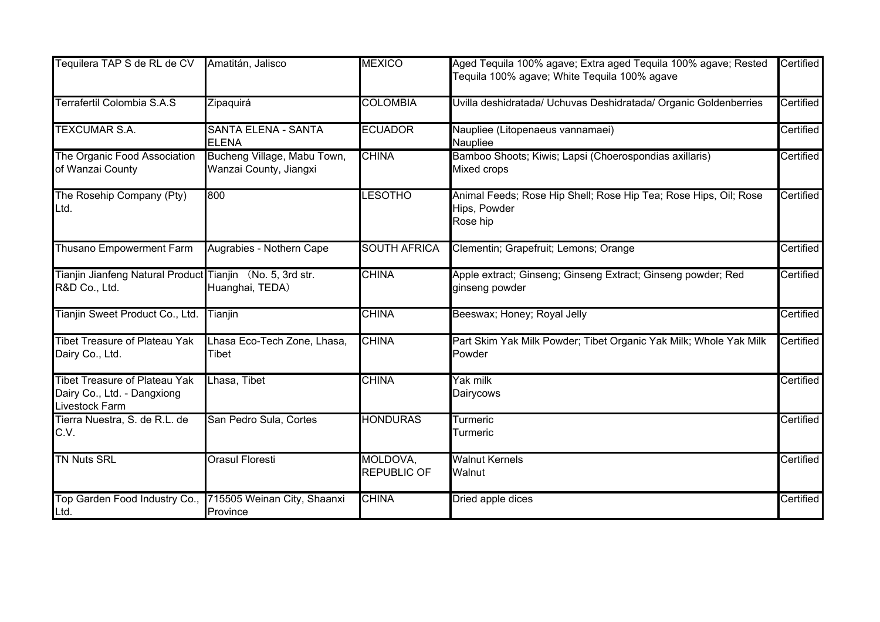| | | | | |
|---|---|---|---|---|
| Tequilera TAP S de RL de CV | Amatitán, Jalisco | MEXICO | Aged Tequila 100% agave; Extra aged Tequila 100% agave; Rested Tequila 100% agave; White Tequila 100% agave | Certified |
| Terrafertil Colombia S.A.S | Zipaquirá | COLOMBIA | Uvilla deshidratada/ Uchuvas Deshidratada/ Organic Goldenberries | Certified |
| TEXCUMAR S.A. | SANTA ELENA - SANTA ELENA | ECUADOR | Naupliee (Litopenaeus vannamaei)<br>Naupliee | Certified |
| The Organic Food Association of Wanzai County | Bucheng Village, Mabu Town, Wanzai County, Jiangxi | CHINA | Bamboo Shoots; Kiwis; Lapsi (Choerospondias axillaris)<br>Mixed crops | Certified |
| The Rosehip Company (Pty) Ltd. | 800 | LESOTHO | Animal Feeds; Rose Hip Shell; Rose Hip Tea; Rose Hips, Oil; Rose Hips, Powder<br>Rose hip | Certified |
| Thusano Empowerment Farm | Augrabies - Nothern Cape | SOUTH AFRICA | Clementin; Grapefruit; Lemons; Orange | Certified |
| Tianjin Jianfeng Natural Product R&D Co., Ltd. | Tianjin （No. 5, 3rd str. Huanghai, TEDA） | CHINA | Apple extract; Ginseng; Ginseng Extract; Ginseng powder; Red ginseng powder | Certified |
| Tianjin Sweet Product Co., Ltd. | Tianjin | CHINA | Beeswax; Honey; Royal Jelly | Certified |
| Tibet Treasure of Plateau Yak Dairy Co., Ltd. | Lhasa Eco-Tech Zone, Lhasa, Tibet | CHINA | Part Skim Yak Milk Powder; Tibet Organic Yak Milk; Whole Yak Milk Powder | Certified |
| Tibet Treasure of Plateau Yak Dairy Co., Ltd. - Dangxiong Livestock Farm | Lhasa, Tibet | CHINA | Yak milk<br>Dairycows | Certified |
| Tierra Nuestra, S. de R.L. de C.V. | San Pedro Sula, Cortes | HONDURAS | Turmeric<br>Turmeric | Certified |
| TN Nuts SRL | Orasul Floresti | MOLDOVA, REPUBLIC OF | Walnut Kernels<br>Walnut | Certified |
| Top Garden Food Industry Co., Ltd. | 715505 Weinan City, Shaanxi Province | CHINA | Dried apple dices | Certified |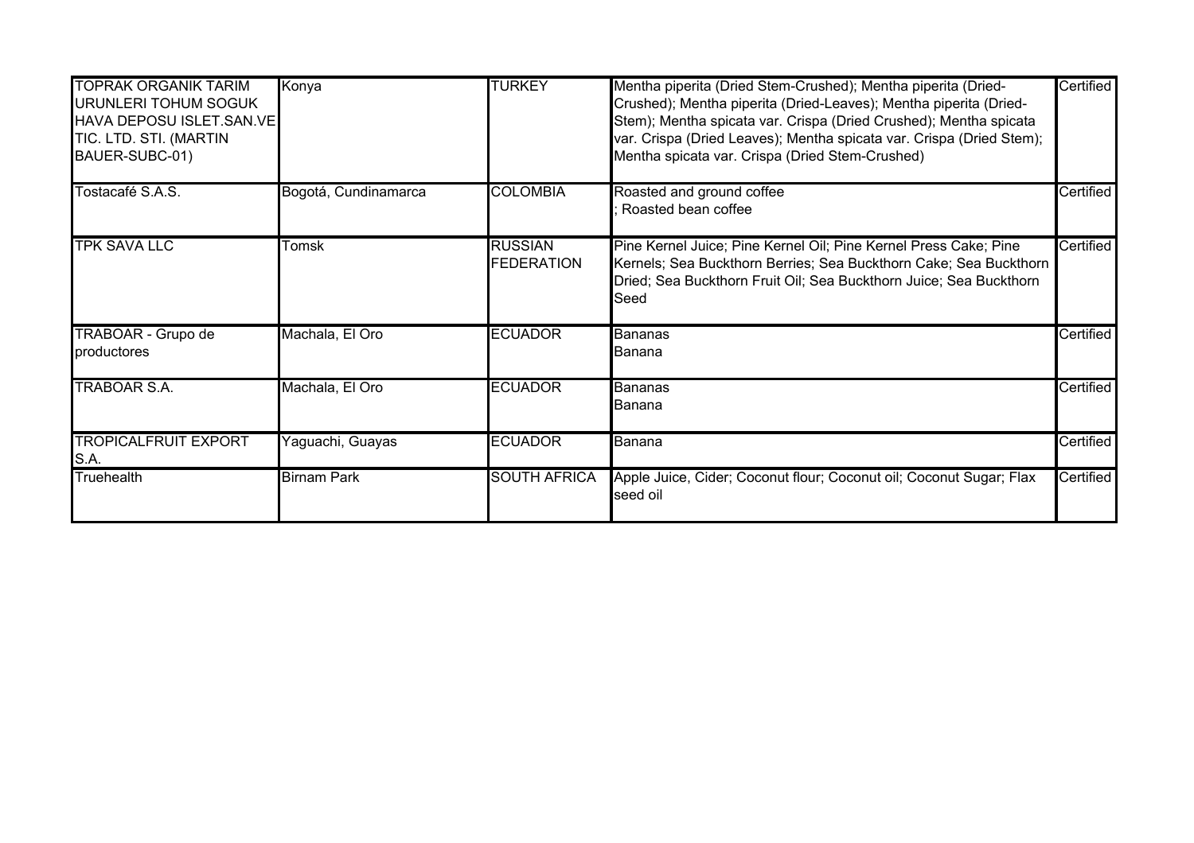| | | | | |
|---|---|---|---|---|
| TOPRAK ORGANIK TARIM URUNLERI TOHUM SOGUK HAVA DEPOSU ISLET.SAN.VE TIC. LTD. STI. (MARTIN BAUER-SUBC-01) | Konya | TURKEY | Mentha piperita (Dried Stem-Crushed); Mentha piperita (Dried-Crushed); Mentha piperita (Dried-Leaves); Mentha piperita (Dried-Stem); Mentha spicata var. Crispa (Dried Crushed); Mentha spicata var. Crispa (Dried Leaves); Mentha spicata var. Crispa (Dried Stem); Mentha spicata var. Crispa (Dried Stem-Crushed) | Certified |
| Tostacafé S.A.S. | Bogotá, Cundinamarca | COLOMBIA | Roasted and ground coffee<br>; Roasted bean coffee | Certified |
| TPK SAVA LLC | Tomsk | RUSSIAN FEDERATION | Pine Kernel Juice; Pine Kernel Oil; Pine Kernel Press Cake; Pine Kernels; Sea Buckthorn Berries; Sea Buckthorn Cake; Sea Buckthorn Dried; Sea Buckthorn Fruit Oil; Sea Buckthorn Juice; Sea Buckthorn Seed | Certified |
| TRABOAR - Grupo de productores | Machala, El Oro | ECUADOR | Bananas<br>Banana | Certified |
| TRABOAR S.A. | Machala, El Oro | ECUADOR | Bananas<br>Banana | Certified |
| TROPICALFRUIT EXPORT S.A. | Yaguachi, Guayas | ECUADOR | Banana | Certified |
| Truehealth | Birnam Park | SOUTH AFRICA | Apple Juice, Cider; Coconut flour; Coconut oil; Coconut Sugar; Flax seed oil | Certified |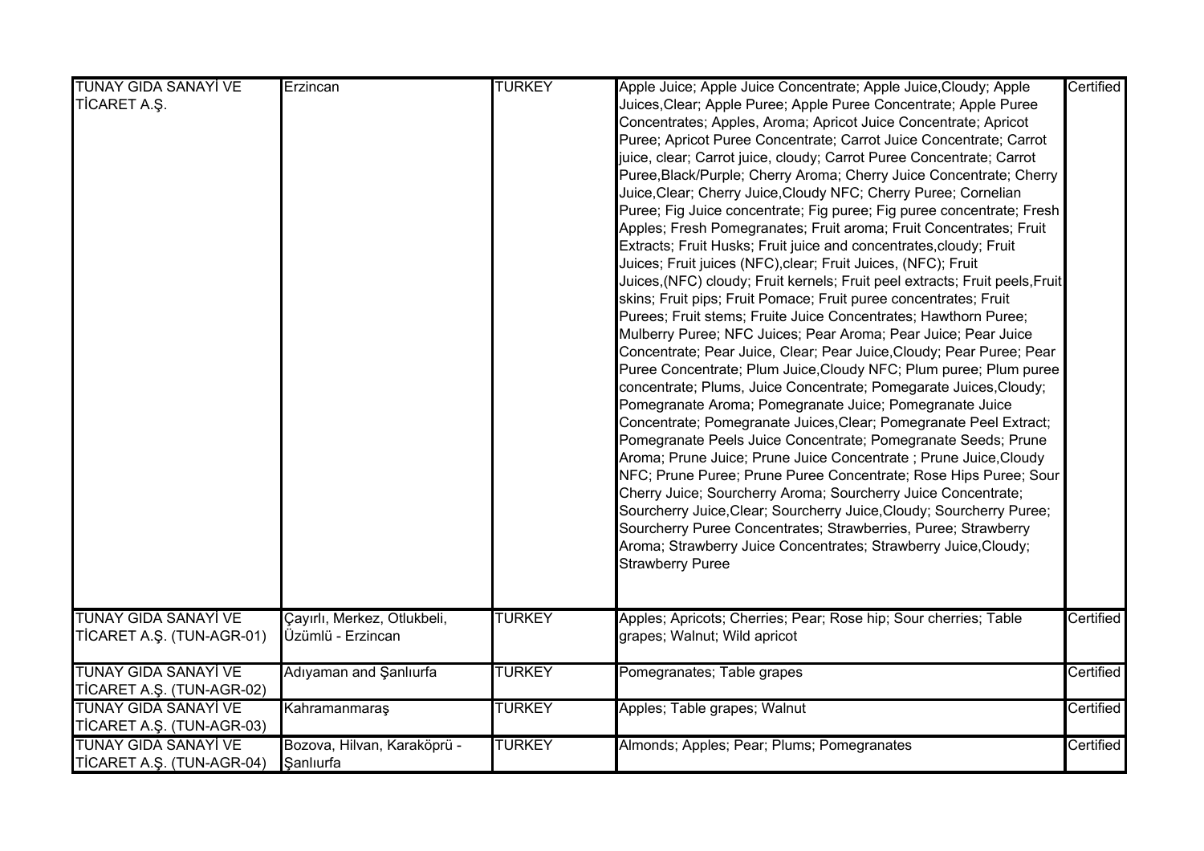| | | | | |
|---|---|---|---|---|
| TUNAY GIDA SANAYİ VE TİCARET A.Ş. | Erzincan | TURKEY | Apple Juice; Apple Juice Concentrate; Apple Juice,Cloudy; Apple Juices,Clear; Apple Puree; Apple Puree Concentrate; Apple Puree Concentrates; Apples, Aroma; Apricot Juice Concentrate; Apricot Puree; Apricot Puree Concentrate; Carrot Juice Concentrate; Carrot juice, clear; Carrot juice, cloudy; Carrot Puree Concentrate; Carrot Puree,Black/Purple; Cherry Aroma; Cherry Juice Concentrate; Cherry Juice,Clear; Cherry Juice,Cloudy NFC; Cherry Puree; Cornelian Puree; Fig Juice concentrate; Fig puree; Fig puree concentrate; Fresh Apples; Fresh Pomegranates; Fruit aroma; Fruit Concentrates; Fruit Extracts; Fruit Husks; Fruit juice and concentrates,cloudy; Fruit Juices; Fruit juices (NFC),clear; Fruit Juices, (NFC); Fruit Juices,(NFC) cloudy; Fruit kernels; Fruit peel extracts; Fruit peels,Fruit skins; Fruit pips; Fruit Pomace; Fruit puree concentrates; Fruit Purees; Fruit stems; Fruite Juice Concentrates; Hawthorn Puree; Mulberry Puree; NFC Juices; Pear Aroma; Pear Juice; Pear Juice Concentrate; Pear Juice, Clear; Pear Juice,Cloudy; Pear Puree; Pear Puree Concentrate; Plum Juice,Cloudy NFC; Plum puree; Plum puree concentrate; Plums, Juice Concentrate; Pomegarate Juices,Cloudy; Pomegranate Aroma; Pomegranate Juice; Pomegranate Juice Concentrate; Pomegranate Juices,Clear; Pomegranate Peel Extract; Pomegranate Peels Juice Concentrate; Pomegranate Seeds; Prune Aroma; Prune Juice; Prune Juice Concentrate ; Prune Juice,Cloudy NFC; Prune Puree; Prune Puree Concentrate; Rose Hips Puree; Sour Cherry Juice; Sourcherry Aroma; Sourcherry Juice Concentrate; Sourcherry Juice,Clear; Sourcherry Juice,Cloudy; Sourcherry Puree; Sourcherry Puree Concentrates; Strawberries, Puree; Strawberry Aroma; Strawberry Juice Concentrates; Strawberry Juice,Cloudy; Strawberry Puree | Certified |
| TUNAY GIDA SANAYİ VE TİCARET A.Ş. (TUN-AGR-01) | Çayırlı, Merkez, Otlukbeli, Üzümlü - Erzincan | TURKEY | Apples; Apricots; Cherries; Pear; Rose hip; Sour cherries; Table grapes; Walnut; Wild apricot | Certified |
| TUNAY GIDA SANAYİ VE TİCARET A.Ş. (TUN-AGR-02) | Adıyaman and Şanlıurfa | TURKEY | Pomegranates; Table grapes | Certified |
| TUNAY GIDA SANAYİ VE TİCARET A.Ş. (TUN-AGR-03) | Kahramanmaraş | TURKEY | Apples; Table grapes; Walnut | Certified |
| TUNAY GIDA SANAYİ VE TİCARET A.Ş. (TUN-AGR-04) | Bozova, Hilvan, Karaköprü - Şanlıurfa | TURKEY | Almonds; Apples; Pear; Plums; Pomegranates | Certified |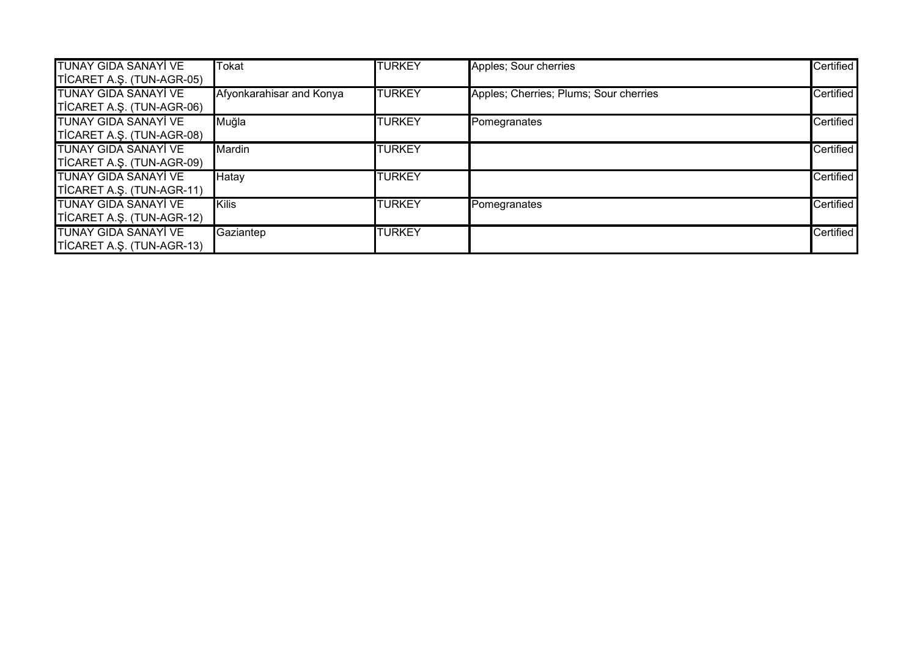| | | | | |
|---|---|---|---|---|
| TUNAY GIDA SANAYİ VE TİCARET A.Ş. (TUN-AGR-05) | Tokat | TURKEY | Apples; Sour cherries | Certified |
| TUNAY GIDA SANAYİ VE TİCARET A.Ş. (TUN-AGR-06) | Afyonkarahisar and Konya | TURKEY | Apples; Cherries; Plums; Sour cherries | Certified |
| TUNAY GIDA SANAYİ VE TİCARET A.Ş. (TUN-AGR-08) | Muğla | TURKEY | Pomegranates | Certified |
| TUNAY GIDA SANAYİ VE TİCARET A.Ş. (TUN-AGR-09) | Mardin | TURKEY | | Certified |
| TUNAY GIDA SANAYİ VE TİCARET A.Ş. (TUN-AGR-11) | Hatay | TURKEY | | Certified |
| TUNAY GIDA SANAYİ VE TİCARET A.Ş. (TUN-AGR-12) | Kilis | TURKEY | Pomegranates | Certified |
| TUNAY GIDA SANAYİ VE TİCARET A.Ş. (TUN-AGR-13) | Gaziantep | TURKEY | | Certified |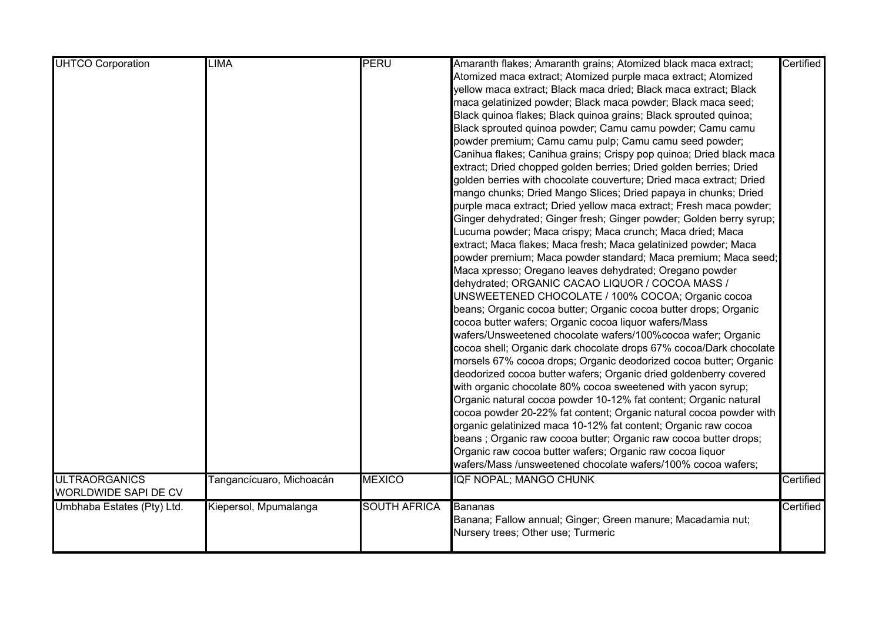| UHTCO Corporation | LIMA | PERU | Amaranth flakes; Amaranth grains; Atomized black maca extract; Atomized maca extract; Atomized purple maca extract; Atomized yellow maca extract; Black maca dried; Black maca extract; Black maca gelatinized powder; Black maca powder; Black maca seed; Black quinoa flakes; Black quinoa grains; Black sprouted quinoa; Black sprouted quinoa powder; Camu camu powder; Camu camu powder premium; Camu camu pulp; Camu camu seed powder; Canihua flakes; Canihua grains; Crispy pop quinoa; Dried black maca extract; Dried chopped golden berries; Dried golden berries; Dried golden berries with chocolate couverture; Dried maca extract; Dried mango chunks; Dried Mango Slices; Dried papaya in chunks; Dried purple maca extract; Dried yellow maca extract; Fresh maca powder; Ginger dehydrated; Ginger fresh; Ginger powder; Golden berry syrup; Lucuma powder; Maca crispy; Maca crunch; Maca dried; Maca extract; Maca flakes; Maca fresh; Maca gelatinized powder; Maca powder premium; Maca powder standard; Maca premium; Maca seed; Maca xpresso; Oregano leaves dehydrated; Oregano powder dehydrated; ORGANIC CACAO LIQUOR / COCOA MASS / UNSWEETENED CHOCOLATE / 100% COCOA; Organic cocoa beans; Organic cocoa butter; Organic cocoa butter drops; Organic cocoa butter wafers; Organic cocoa liquor wafers/Mass wafers/Unsweetened chocolate wafers/100%cocoa wafer; Organic cocoa shell; Organic dark chocolate drops 67% cocoa/Dark chocolate morsels 67% cocoa drops; Organic deodorized cocoa butter; Organic deodorized cocoa butter wafers; Organic dried goldenberry covered with organic chocolate 80% cocoa sweetened with yacon syrup; Organic natural cocoa powder 10-12% fat content; Organic natural cocoa powder 20-22% fat content; Organic natural cocoa powder with organic gelatinized maca 10-12% fat content; Organic raw cocoa beans ; Organic raw cocoa butter; Organic raw cocoa butter drops; Organic raw cocoa butter wafers; Organic raw cocoa liquor wafers/Mass /unsweetened chocolate wafers/100% cocoa wafers; | Certified |
|---|---|---|---|---|
| ULTRAORGANICS WORLDWIDE SAPI DE CV | Tangancícuaro, Michoacán | MEXICO | IQF NOPAL; MANGO CHUNK | Certified |
| Umbhaba Estates (Pty) Ltd. | Kiepersol, Mpumalanga | SOUTH AFRICA | Bananas<br>Banana; Fallow annual; Ginger; Green manure; Macadamia nut; Nursery trees; Other use; Turmeric | Certified |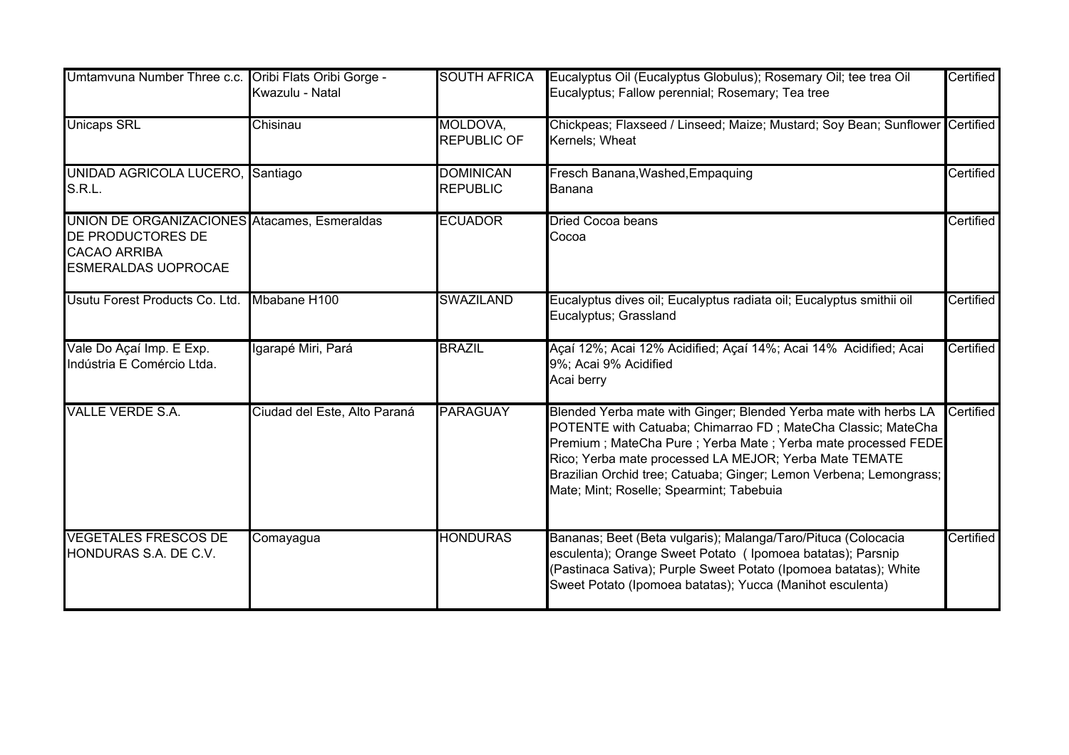| | | | | |
|---|---|---|---|---|
| Umtamvuna Number Three c.c. | Oribi Flats Oribi Gorge - Kwazulu - Natal | SOUTH AFRICA | Eucalyptus Oil (Eucalyptus Globulus); Rosemary Oil; tee trea Oil<br>Eucalyptus; Fallow perennial; Rosemary; Tea tree | Certified |
| Unicaps SRL | Chisinau | MOLDOVA, REPUBLIC OF | Chickpeas; Flaxseed / Linseed; Maize; Mustard; Soy Bean; Sunflower Kernels; Wheat | Certified |
| UNIDAD AGRICOLA LUCERO, S.R.L. | Santiago | DOMINICAN REPUBLIC | Fresch Banana,Washed,Empaquing<br>Banana | Certified |
| UNION DE ORGANIZACIONES DE PRODUCTORES DE CACAO ARRIBA ESMERALDAS UOPROCAE | Atacames, Esmeraldas | ECUADOR | Dried Cocoa beans<br>Cocoa | Certified |
| Usutu Forest Products Co. Ltd. | Mbabane H100 | SWAZILAND | Eucalyptus dives oil; Eucalyptus radiata oil; Eucalyptus smithii oil<br>Eucalyptus; Grassland | Certified |
| Vale Do Açaí Imp. E Exp. Indústria E Comércio Ltda. | Igarapé Miri, Pará | BRAZIL | Açaí 12%; Acai 12% Acidified; Açaí 14%; Acai 14% Acidified; Acai 9%; Acai 9% Acidified<br>Acai berry | Certified |
| VALLE VERDE S.A. | Ciudad del Este, Alto Paraná | PARAGUAY | Blended Yerba mate with Ginger; Blended Yerba mate with herbs LA POTENTE with Catuaba; Chimarrao FD ; MateCha Classic; MateCha Premium ; MateCha Pure ; Yerba Mate ; Yerba mate processed FEDE Rico; Yerba mate processed LA MEJOR; Yerba Mate TEMATE<br>Brazilian Orchid tree; Catuaba; Ginger; Lemon Verbena; Lemongrass; Mate; Mint; Roselle; Spearmint; Tabebuia | Certified |
| VEGETALES FRESCOS DE HONDURAS S.A. DE C.V. | Comayagua | HONDURAS | Bananas; Beet (Beta vulgaris); Malanga/Taro/Pituca (Colocacia esculenta); Orange Sweet Potato ( Ipomoea batatas); Parsnip (Pastinaca Sativa); Purple Sweet Potato (Ipomoea batatas); White Sweet Potato (Ipomoea batatas); Yucca (Manihot esculenta) | Certified |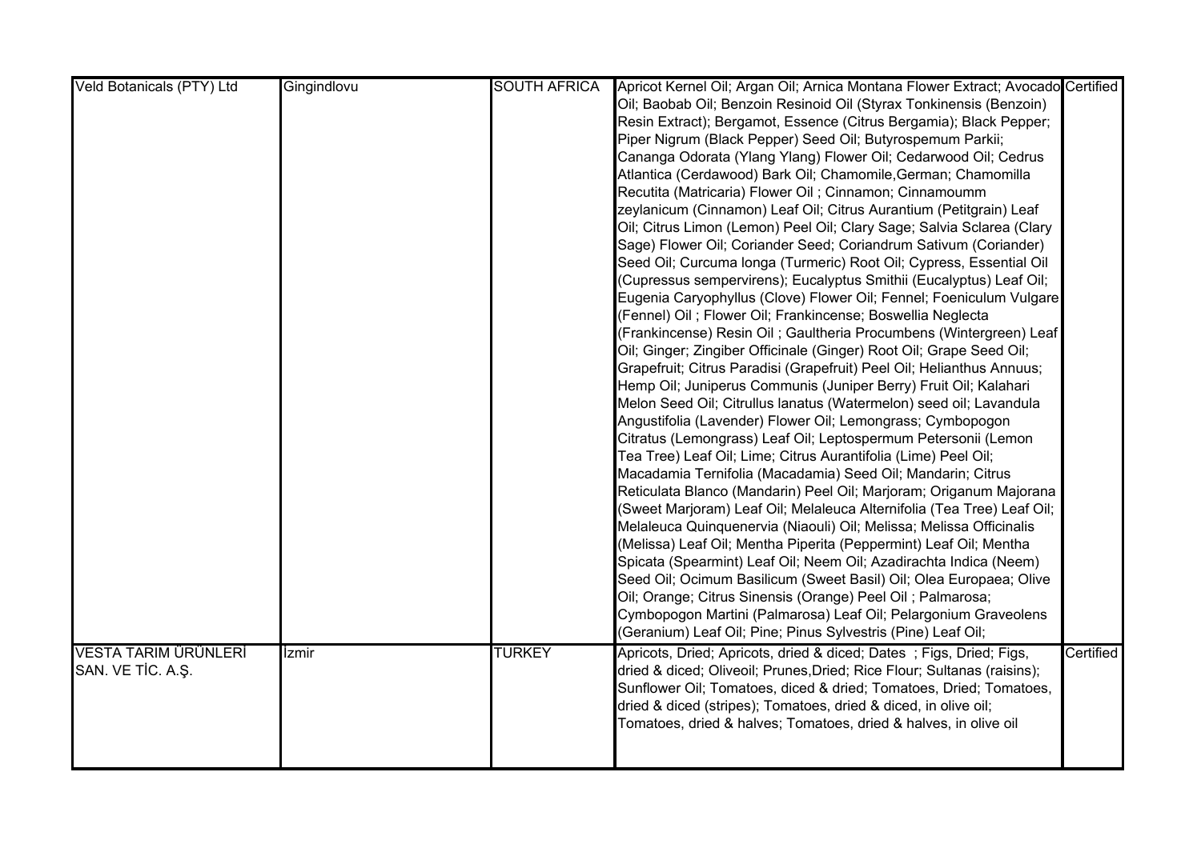| | | | | |
|---|---|---|---|---|
| Veld Botanicals (PTY) Ltd | Gingindlovu | SOUTH AFRICA | Apricot Kernel Oil; Argan Oil; Arnica Montana Flower Extract; Avocado Oil; Baobab Oil; Benzoin Resinoid Oil (Styrax Tonkinensis (Benzoin) Resin Extract); Bergamot, Essence (Citrus Bergamia); Black Pepper; Piper Nigrum (Black Pepper) Seed Oil; Butyrospemum Parkii; Cananga Odorata (Ylang Ylang) Flower Oil; Cedarwood Oil; Cedrus Atlantica (Cerdawood) Bark Oil; Chamomile,German; Chamomilla Recutita (Matricaria) Flower Oil ; Cinnamon; Cinnamoumm zeylanicum (Cinnamon) Leaf Oil; Citrus Aurantium (Petitgrain) Leaf Oil; Citrus Limon (Lemon) Peel Oil; Clary Sage; Salvia Sclarea (Clary Sage) Flower Oil; Coriander Seed; Coriandrum Sativum (Coriander) Seed Oil; Curcuma longa (Turmeric) Root Oil; Cypress, Essential Oil (Cupressus sempervirens); Eucalyptus Smithii (Eucalyptus) Leaf Oil; Eugenia Caryophyllus (Clove) Flower Oil; Fennel; Foeniculum Vulgare (Fennel) Oil ; Flower Oil; Frankincense; Boswellia Neglecta (Frankincense) Resin Oil ; Gaultheria Procumbens (Wintergreen) Leaf Oil; Ginger; Zingiber Officinale (Ginger) Root Oil; Grape Seed Oil; Grapefruit; Citrus Paradisi (Grapefruit) Peel Oil; Helianthus Annuus; Hemp Oil; Juniperus Communis (Juniper Berry) Fruit Oil; Kalahari Melon Seed Oil; Citrullus lanatus (Watermelon) seed oil; Lavandula Angustifolia (Lavender) Flower Oil; Lemongrass; Cymbopogon Citratus (Lemongrass) Leaf Oil; Leptospermum Petersonii (Lemon Tea Tree) Leaf Oil; Lime; Citrus Aurantifolia (Lime) Peel Oil; Macadamia Ternifolia (Macadamia) Seed Oil; Mandarin; Citrus Reticulata Blanco (Mandarin) Peel Oil; Marjoram; Origanum Majorana (Sweet Marjoram) Leaf Oil; Melaleuca Alternifolia (Tea Tree) Leaf Oil; Melaleuca Quinquenervia (Niaouli) Oil; Melissa; Melissa Officinalis (Melissa) Leaf Oil; Mentha Piperita (Peppermint) Leaf Oil; Mentha Spicata (Spearmint) Leaf Oil; Neem Oil; Azadirachta Indica (Neem) Seed Oil; Ocimum Basilicum (Sweet Basil) Oil; Olea Europaea; Olive Oil; Orange; Citrus Sinensis (Orange) Peel Oil ; Palmarosa; Cymbopogon Martini (Palmarosa) Leaf Oil; Pelargonium Graveolens (Geranium) Leaf Oil; Pine; Pinus Sylvestris (Pine) Leaf Oil; | Certified |
| VESTA TARIM ÜRÜNLERİ SAN. VE TİC. A.Ş. | İzmir | TURKEY | Apricots, Dried; Apricots, dried & diced; Dates ; Figs, Dried; Figs, dried & diced; Oliveoil; Prunes,Dried; Rice Flour; Sultanas (raisins); Sunflower Oil; Tomatoes, diced & dried; Tomatoes, Dried; Tomatoes, dried & diced (stripes); Tomatoes, dried & diced, in olive oil; Tomatoes, dried & halves; Tomatoes, dried & halves, in olive oil | Certified |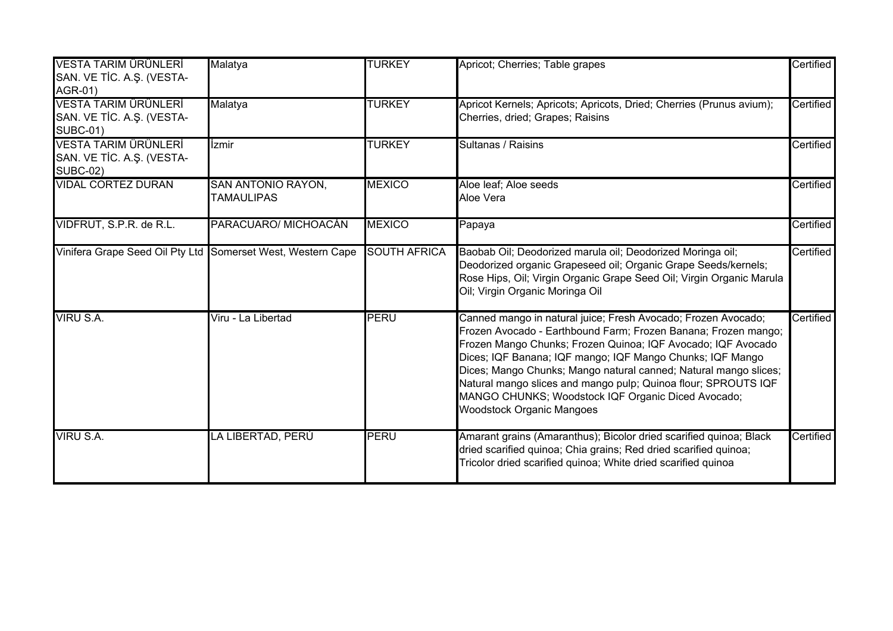| | | | | |
|---|---|---|---|---|
| VESTA TARIM ÜRÜNLERİ SAN. VE TİC. A.Ş. (VESTA-AGR-01) | Malatya | TURKEY | Apricot; Cherries; Table grapes | Certified |
| VESTA TARIM ÜRÜNLERİ SAN. VE TİC. A.Ş. (VESTA-SUBC-01) | Malatya | TURKEY | Apricot Kernels; Apricots; Apricots, Dried; Cherries (Prunus avium); Cherries, dried; Grapes; Raisins | Certified |
| VESTA TARIM ÜRÜNLERİ SAN. VE TİC. A.Ş. (VESTA-SUBC-02) | İzmir | TURKEY | Sultanas / Raisins | Certified |
| VIDAL CORTEZ DURAN | SAN ANTONIO RAYON, TAMAULIPAS | MEXICO | Aloe leaf; Aloe seeds Aloe Vera | Certified |
| VIDFRUT, S.P.R. de R.L. | PARACUARO/ MICHOACÁN | MEXICO | Papaya | Certified |
| Vinifera Grape Seed Oil Pty Ltd | Somerset West, Western Cape | SOUTH AFRICA | Baobab Oil; Deodorized marula oil; Deodorized Moringa oil; Deodorized organic Grapeseed oil; Organic Grape Seeds/kernels; Rose Hips, Oil; Virgin Organic Grape Seed Oil; Virgin Organic Marula Oil; Virgin Organic Moringa Oil | Certified |
| VIRU S.A. | Viru - La Libertad | PERU | Canned mango in natural juice; Fresh Avocado; Frozen Avocado; Frozen Avocado - Earthbound Farm; Frozen Banana; Frozen mango; Frozen Mango Chunks; Frozen Quinoa; IQF Avocado; IQF Avocado Dices; IQF Banana; IQF mango; IQF Mango Chunks; IQF Mango Dices; Mango Chunks; Mango natural canned; Natural mango slices; Natural mango slices and mango pulp; Quinoa flour; SPROUTS IQF MANGO CHUNKS; Woodstock IQF Organic Diced Avocado; Woodstock Organic Mangoes | Certified |
| VIRU S.A. | LA LIBERTAD, PERÚ | PERU | Amarant grains (Amaranthus); Bicolor dried scarified quinoa; Black dried scarified quinoa; Chia grains; Red dried scarified quinoa; Tricolor dried scarified quinoa; White dried scarified quinoa | Certified |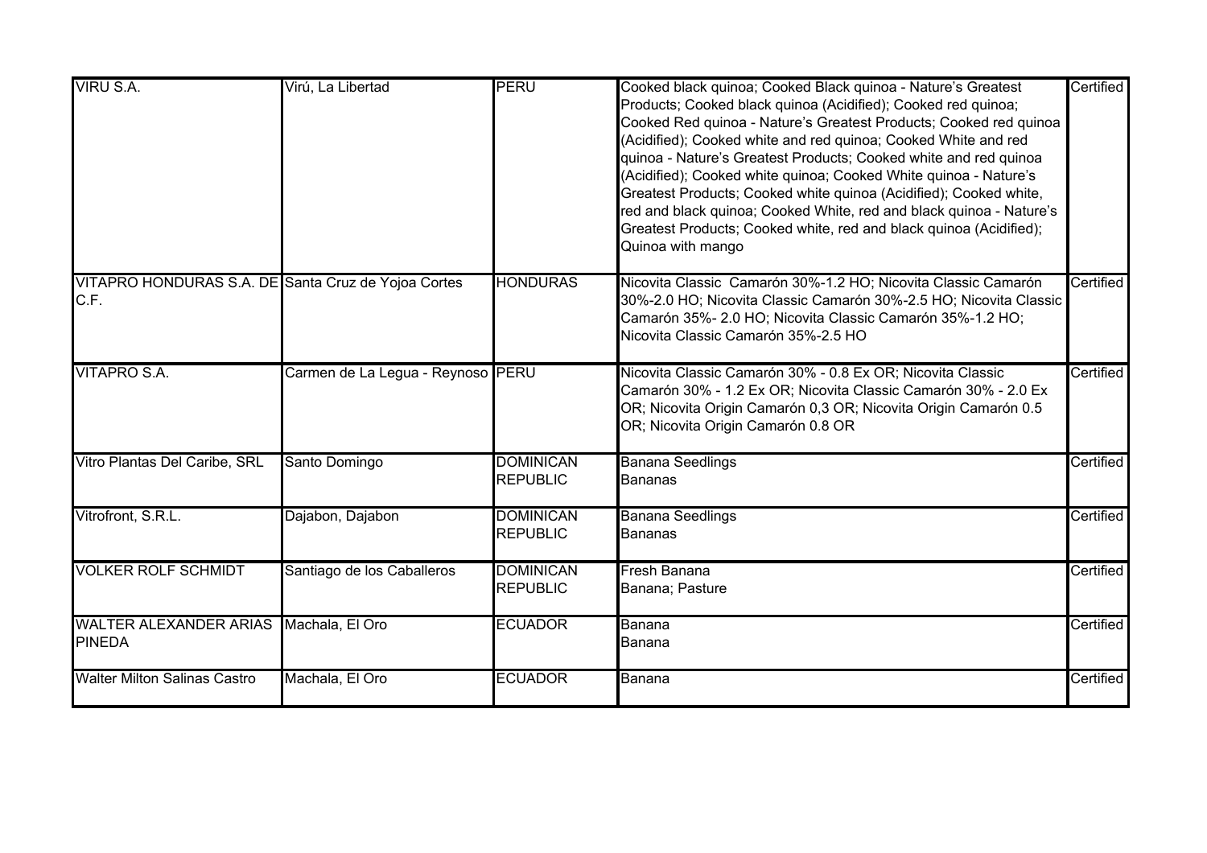| | | | | |
|---|---|---|---|---|
| VIRU S.A. | Virú, La Libertad | PERU | Cooked black quinoa; Cooked Black quinoa - Nature's Greatest Products; Cooked black quinoa (Acidified); Cooked red quinoa; Cooked Red quinoa - Nature's Greatest Products; Cooked red quinoa (Acidified); Cooked white and red quinoa; Cooked White and red quinoa - Nature's Greatest Products; Cooked white and red quinoa (Acidified); Cooked white quinoa; Cooked White quinoa - Nature's Greatest Products; Cooked white quinoa (Acidified); Cooked white, red and black quinoa; Cooked White, red and black quinoa - Nature's Greatest Products; Cooked white, red and black quinoa (Acidified); Quinoa with mango | Certified |
| VITAPRO HONDURAS S.A. DE C.F. | Santa Cruz de Yojoa Cortes | HONDURAS | Nicovita Classic Camarón 30%-1.2 HO; Nicovita Classic Camarón 30%-2.0 HO; Nicovita Classic Camarón 30%-2.5 HO; Nicovita Classic Camarón 35%- 2.0 HO; Nicovita Classic Camarón 35%-1.2 HO; Nicovita Classic Camarón 35%-2.5 HO | Certified |
| VITAPRO S.A. | Carmen de La Legua - Reynoso | PERU | Nicovita Classic Camarón 30% - 0.8 Ex OR; Nicovita Classic Camarón 30% - 1.2 Ex OR; Nicovita Classic Camarón 30% - 2.0 Ex OR; Nicovita Origin Camarón 0,3 OR; Nicovita Origin Camarón 0.5 OR; Nicovita Origin Camarón 0.8 OR | Certified |
| Vitro Plantas Del Caribe, SRL | Santo Domingo | DOMINICAN REPUBLIC | Banana Seedlings<br>Bananas | Certified |
| Vitrofront, S.R.L. | Dajabon, Dajabon | DOMINICAN REPUBLIC | Banana Seedlings<br>Bananas | Certified |
| VOLKER ROLF SCHMIDT | Santiago de los Caballeros | DOMINICAN REPUBLIC | Fresh Banana<br>Banana; Pasture | Certified |
| WALTER ALEXANDER ARIAS PINEDA | Machala, El Oro | ECUADOR | Banana<br>Banana | Certified |
| Walter Milton Salinas Castro | Machala, El Oro | ECUADOR | Banana | Certified |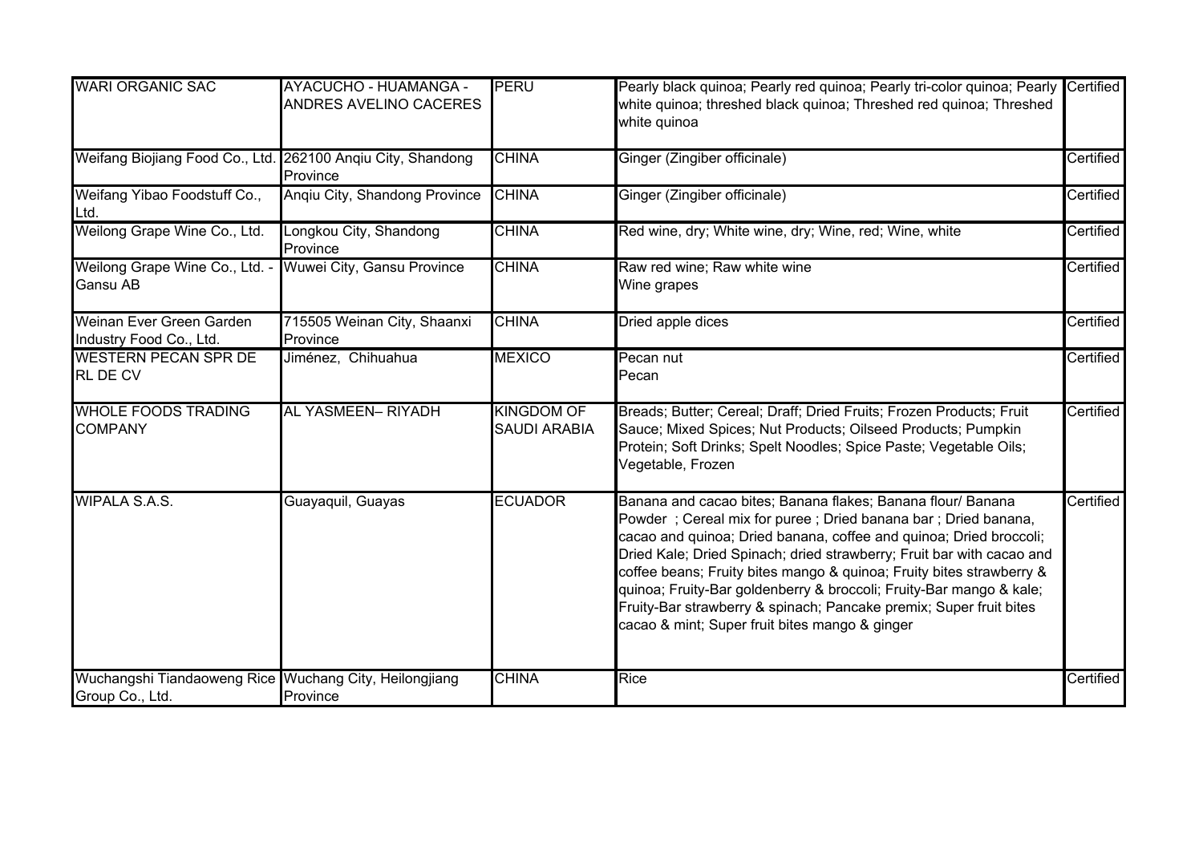| | | | | |
|---|---|---|---|---|
| WARI ORGANIC SAC | AYACUCHO - HUAMANGA - ANDRES AVELINO CACERES | PERU | Pearly black quinoa; Pearly red quinoa; Pearly tri-color quinoa; Pearly white quinoa; threshed black quinoa; Threshed red quinoa; Threshed white quinoa | Certified |
| Weifang Biojiang Food Co., Ltd. | 262100 Anqiu City, Shandong Province | CHINA | Ginger (Zingiber officinale) | Certified |
| Weifang Yibao Foodstuff Co., Ltd. | Anqiu City, Shandong Province | CHINA | Ginger (Zingiber officinale) | Certified |
| Weilong Grape Wine Co., Ltd. | Longkou City, Shandong Province | CHINA | Red wine, dry; White wine, dry; Wine, red; Wine, white | Certified |
| Weilong Grape Wine Co., Ltd. - Gansu AB | Wuwei City, Gansu Province | CHINA | Raw red wine; Raw white wine<br>Wine grapes | Certified |
| Weinan Ever Green Garden Industry Food Co., Ltd. | 715505 Weinan City, Shaanxi Province | CHINA | Dried apple dices | Certified |
| WESTERN PECAN SPR DE RL DE CV | Jiménez, Chihuahua | MEXICO | Pecan nut<br>Pecan | Certified |
| WHOLE FOODS TRADING COMPANY | AL YASMEEN– RIYADH | KINGDOM OF SAUDI ARABIA | Breads; Butter; Cereal; Draff; Dried Fruits; Frozen Products; Fruit Sauce; Mixed Spices; Nut Products; Oilseed Products; Pumpkin Protein; Soft Drinks; Spelt Noodles; Spice Paste; Vegetable Oils; Vegetable, Frozen | Certified |
| WIPALA S.A.S. | Guayaquil, Guayas | ECUADOR | Banana and cacao bites; Banana flakes; Banana flour/ Banana Powder ; Cereal mix for puree ; Dried banana bar ; Dried banana, cacao and quinoa; Dried banana, coffee and quinoa; Dried broccoli; Dried Kale; Dried Spinach; dried strawberry; Fruit bar with cacao and coffee beans; Fruity bites mango & quinoa; Fruity bites strawberry & quinoa; Fruity-Bar goldenberry & broccoli; Fruity-Bar mango & kale; Fruity-Bar strawberry & spinach; Pancake premix; Super fruit bites cacao & mint; Super fruit bites mango & ginger | Certified |
| Wuchangshi Tiandaoweng Rice Group Co., Ltd. | Wuchang City, Heilongjiang Province | CHINA | Rice | Certified |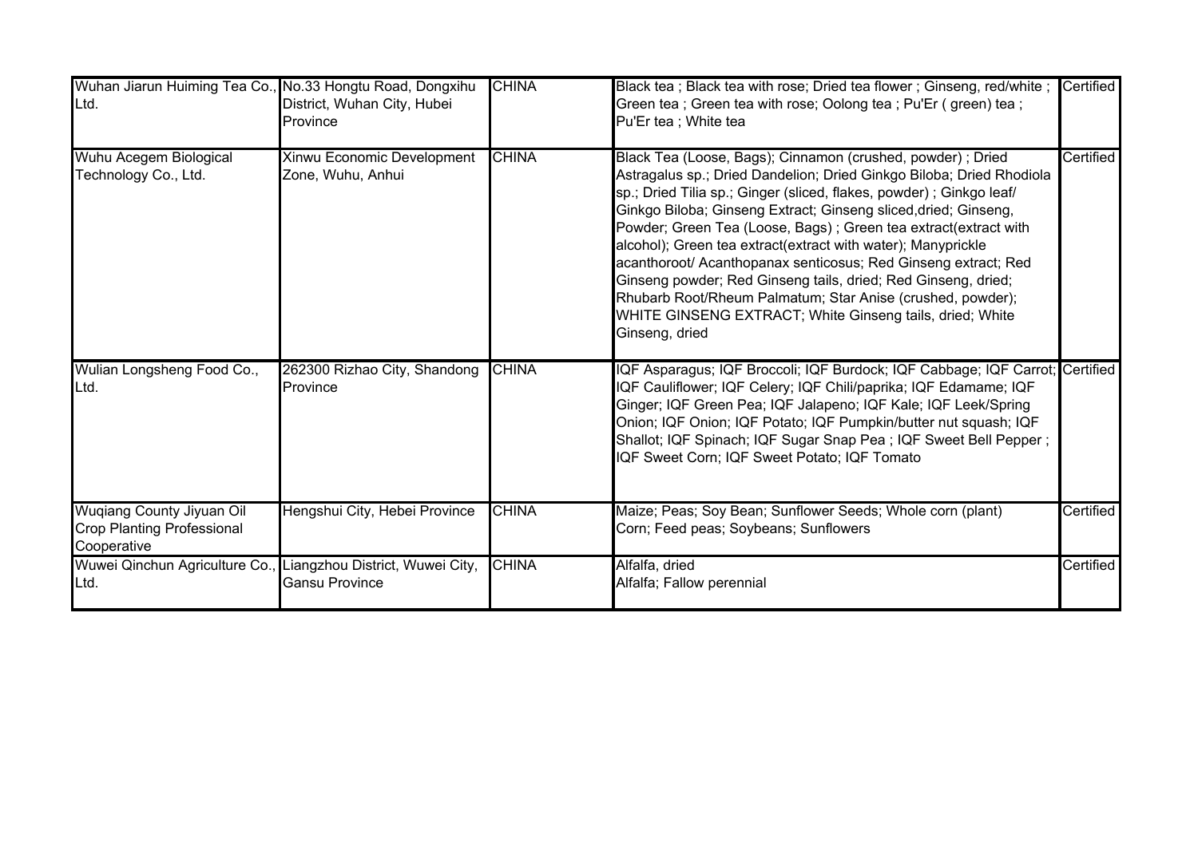| | | | | |
|---|---|---|---|---|
| Wuhan Jiarun Huiming Tea Co., Ltd. | No.33 Hongtu Road, Dongxihu District, Wuhan City, Hubei Province | CHINA | Black tea ; Black tea with rose; Dried tea flower ; Ginseng, red/white ; Green tea ; Green tea with rose; Oolong tea ; Pu'Er ( green) tea ; Pu'Er tea ; White tea | Certified |
| Wuhu Acegem Biological Technology Co., Ltd. | Xinwu Economic Development Zone, Wuhu, Anhui | CHINA | Black Tea (Loose, Bags); Cinnamon (crushed, powder) ; Dried Astragalus sp.; Dried Dandelion; Dried Ginkgo Biloba; Dried Rhodiola sp.; Dried Tilia sp.; Ginger (sliced, flakes, powder) ; Ginkgo leaf/ Ginkgo Biloba; Ginseng Extract; Ginseng sliced,dried; Ginseng, Powder; Green Tea (Loose, Bags) ; Green tea extract(extract with alcohol); Green tea extract(extract with water); Manyprickle acanthoroot/ Acanthopanax senticosus; Red Ginseng extract; Red Ginseng powder; Red Ginseng tails, dried; Red Ginseng, dried; Rhubarb Root/Rheum Palmatum; Star Anise (crushed, powder); WHITE GINSENG EXTRACT; White Ginseng tails, dried; White Ginseng, dried | Certified |
| Wulian Longsheng Food Co., Ltd. | 262300 Rizhao City, Shandong Province | CHINA | IQF Asparagus; IQF Broccoli; IQF Burdock; IQF Cabbage; IQF Carrot; IQF Cauliflower; IQF Celery; IQF Chili/paprika; IQF Edamame; IQF Ginger; IQF Green Pea; IQF Jalapeno; IQF Kale; IQF Leek/Spring Onion; IQF Onion; IQF Potato; IQF Pumpkin/butter nut squash; IQF Shallot; IQF Spinach; IQF Sugar Snap Pea ; IQF Sweet Bell Pepper ; IQF Sweet Corn; IQF Sweet Potato; IQF Tomato | Certified |
| Wuqiang County Jiyuan Oil Crop Planting Professional Cooperative | Hengshui City, Hebei Province | CHINA | Maize; Peas; Soy Bean; Sunflower Seeds; Whole corn (plant)<br>Corn; Feed peas; Soybeans; Sunflowers | Certified |
| Wuwei Qinchun Agriculture Co., Ltd. | Liangzhou District, Wuwei City, Gansu Province | CHINA | Alfalfa, dried<br>Alfalfa; Fallow perennial | Certified |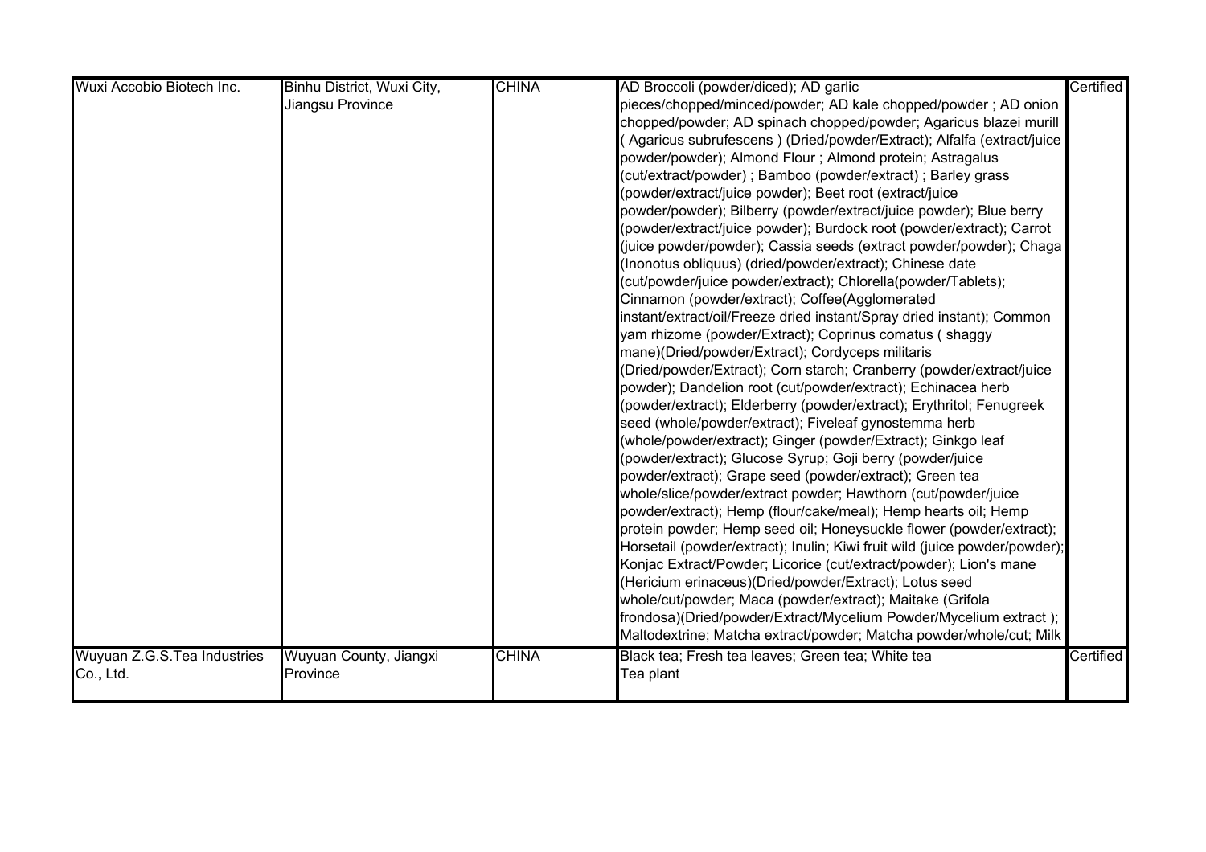| | | | | |
|---|---|---|---|---|
| Wuxi Accobio Biotech Inc. | Binhu District, Wuxi City, Jiangsu Province | CHINA | AD Broccoli (powder/diced); AD garlic pieces/chopped/minced/powder; AD kale chopped/powder ; AD onion chopped/powder; AD spinach chopped/powder; Agaricus blazei murill ( Agaricus subrufescens ) (Dried/powder/Extract); Alfalfa (extract/juice powder/powder); Almond Flour ; Almond protein; Astragalus (cut/extract/powder) ; Bamboo (powder/extract) ; Barley grass (powder/extract/juice powder); Beet root (extract/juice powder/powder); Bilberry (powder/extract/juice powder); Blue berry (powder/extract/juice powder); Burdock root (powder/extract); Carrot (juice powder/powder); Cassia seeds (extract powder/powder); Chaga (Inonotus obliquus) (dried/powder/extract); Chinese date (cut/powder/juice powder/extract); Chlorella(powder/Tablets); Cinnamon (powder/extract); Coffee(Agglomerated instant/extract/oil/Freeze dried instant/Spray dried instant); Common yam rhizome (powder/Extract); Coprinus comatus ( shaggy mane)(Dried/powder/Extract); Cordyceps militaris (Dried/powder/Extract); Corn starch; Cranberry (powder/extract/juice powder); Dandelion root (cut/powder/extract); Echinacea herb (powder/extract); Elderberry (powder/extract); Erythritol; Fenugreek seed (whole/powder/extract); Fiveleaf gynostemma herb (whole/powder/extract); Ginger (powder/Extract); Ginkgo leaf (powder/extract); Glucose Syrup; Goji berry (powder/juice powder/extract); Grape seed (powder/extract); Green tea whole/slice/powder/extract powder; Hawthorn (cut/powder/juice powder/extract); Hemp (flour/cake/meal); Hemp hearts oil; Hemp protein powder; Hemp seed oil; Honeysuckle flower (powder/extract); Horsetail (powder/extract); Inulin; Kiwi fruit wild (juice powder/powder); Konjac Extract/Powder; Licorice (cut/extract/powder); Lion's mane (Hericium erinaceus)(Dried/powder/Extract); Lotus seed whole/cut/powder; Maca (powder/extract); Maitake (Grifola frondosa)(Dried/powder/Extract/Mycelium Powder/Mycelium extract ); Maltodextrine; Matcha extract/powder; Matcha powder/whole/cut; Milk | Certified |
| Wuyuan Z.G.S.Tea Industries Co., Ltd. | Wuyuan County, Jiangxi Province | CHINA | Black tea; Fresh tea leaves; Green tea; White tea<br>Tea plant | Certified |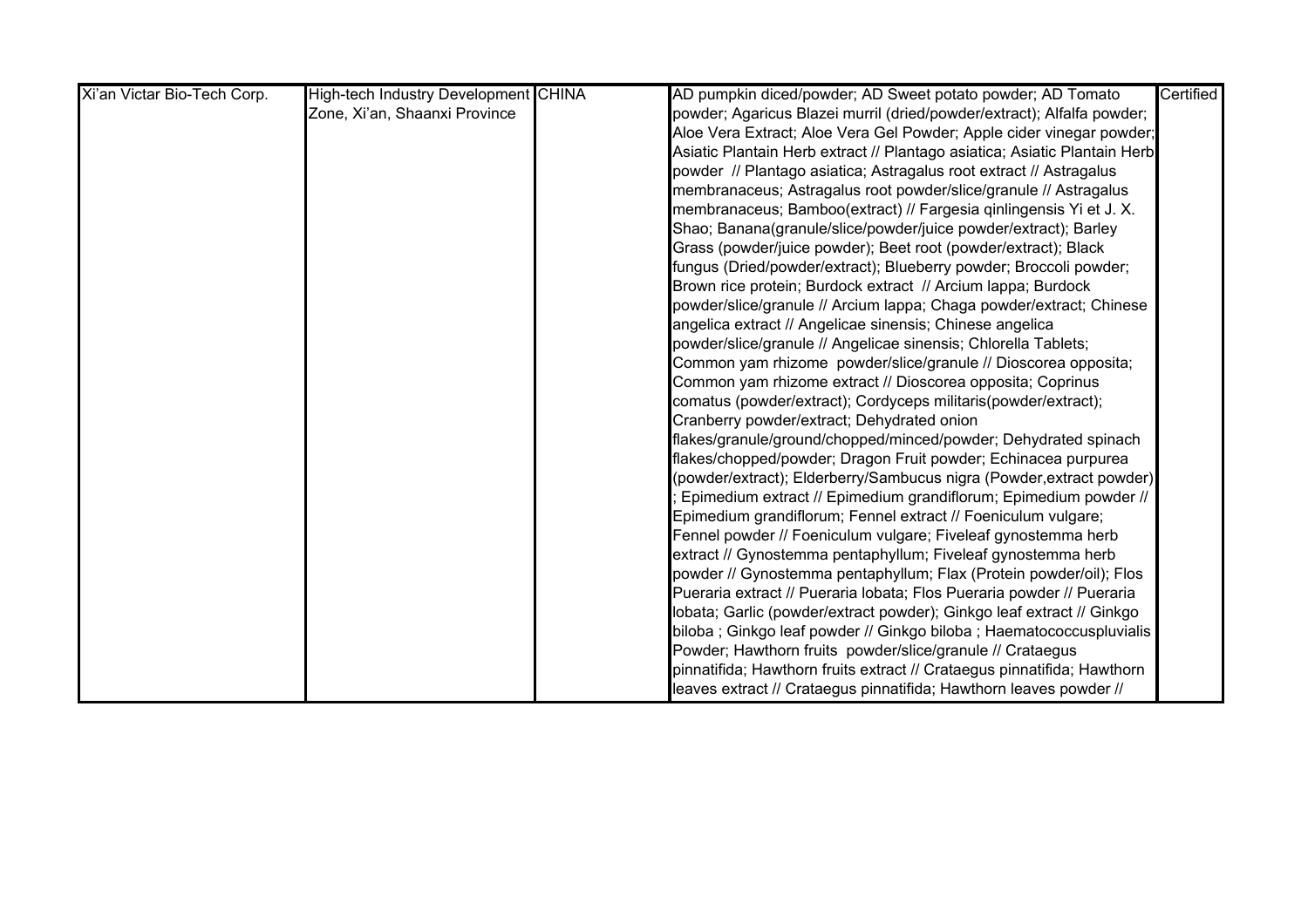| Xi'an Victar Bio-Tech Corp. | High-tech Industry Development Zone, Xi'an, Shaanxi Province | CHINA | AD pumpkin diced/powder; AD Sweet potato powder; AD Tomato powder; Agaricus Blazei murril (dried/powder/extract); Alfalfa powder; Aloe Vera Extract; Aloe Vera Gel Powder; Apple cider vinegar powder; Asiatic Plantain Herb extract // Plantago asiatica; Asiatic Plantain Herb powder // Plantago asiatica; Astragalus root extract // Astragalus membranaceus; Astragalus root powder/slice/granule // Astragalus membranaceus; Bamboo(extract) // Fargesia qinlingensis Yi et J. X. Shao; Banana(granule/slice/powder/juice powder/extract); Barley Grass (powder/juice powder); Beet root (powder/extract); Black fungus (Dried/powder/extract); Blueberry powder; Broccoli powder; Brown rice protein; Burdock extract // Arcium lappa; Burdock powder/slice/granule // Arcium lappa; Chaga powder/extract; Chinese angelica extract // Angelicae sinensis; Chinese angelica powder/slice/granule // Angelicae sinensis; Chlorella Tablets; Common yam rhizome powder/slice/granule // Dioscorea opposita; Common yam rhizome extract // Dioscorea opposita; Coprinus comatus (powder/extract); Cordyceps militaris(powder/extract); Cranberry powder/extract; Dehydrated onion flakes/granule/ground/chopped/minced/powder; Dehydrated spinach flakes/chopped/powder; Dragon Fruit powder; Echinacea purpurea (powder/extract); Elderberry/Sambucus nigra (Powder,extract powder); Epimedium extract // Epimedium grandiflorum; Epimedium powder // Epimedium grandiflorum; Fennel extract // Foeniculum vulgare; Fennel powder // Foeniculum vulgare; Fiveleaf gynostemma herb extract // Gynostemma pentaphyllum; Fiveleaf gynostemma herb powder // Gynostemma pentaphyllum; Flax (Protein powder/oil); Flos Pueraria extract // Pueraria lobata; Flos Pueraria powder // Pueraria lobata; Garlic (powder/extract powder); Ginkgo leaf extract // Ginkgo biloba ; Ginkgo leaf powder // Ginkgo biloba ; Haematococcuspluvialis Powder; Hawthorn fruits powder/slice/granule // Crataegus pinnatifida; Hawthorn fruits extract // Crataegus pinnatifida; Hawthorn leaves extract // Crataegus pinnatifida; Hawthorn leaves powder // | Certified |
|---|---|---|---|---|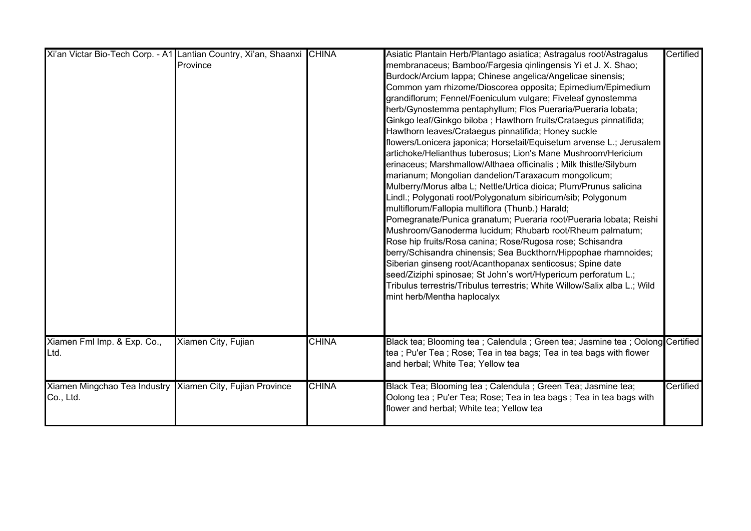| | | | | |
|---|---|---|---|---|
| Xi'an Victar Bio-Tech Corp. - A1 | Lantian Country, Xi'an, Shaanxi Province | CHINA | Asiatic Plantain Herb/Plantago asiatica; Astragalus root/Astragalus membranaceus; Bamboo/Fargesia qinlingensis Yi et J. X. Shao; Burdock/Arcium lappa; Chinese angelica/Angelicae sinensis; Common yam rhizome/Dioscorea opposita; Epimedium/Epimedium grandiflorum; Fennel/Foeniculum vulgare; Fiveleaf gynostemma herb/Gynostemma pentaphyllum; Flos Pueraria/Pueraria lobata; Ginkgo leaf/Ginkgo biloba ; Hawthorn fruits/Crataegus pinnatifida; Hawthorn leaves/Crataegus pinnatifida; Honey suckle flowers/Lonicera japonica; Horsetail/Equisetum arvense L.; Jerusalem artichoke/Helianthus tuberosus; Lion's Mane Mushroom/Hericium erinaceus; Marshmallow/Althaea officinalis ; Milk thistle/Silybum marianum; Mongolian dandelion/Taraxacum mongolicum; Mulberry/Morus alba L; Nettle/Urtica dioica; Plum/Prunus salicina Lindl.; Polygonati root/Polygonatum sibiricum/sib; Polygonum multiflorum/Fallopia multiflora (Thunb.) Harald; Pomegranate/Punica granatum; Pueraria root/Pueraria lobata; Reishi Mushroom/Ganoderma lucidum; Rhubarb root/Rheum palmatum; Rose hip fruits/Rosa canina; Rose/Rugosa rose; Schisandra berry/Schisandra chinensis; Sea Buckthorn/Hippophae rhamnoides; Siberian ginseng root/Acanthopanax senticosus; Spine date seed/Ziziphi spinosae; St John's wort/Hypericum perforatum L.; Tribulus terrestris/Tribulus terrestris; White Willow/Salix alba L.; Wild mint herb/Mentha haplocalyx | Certified |
| Xiamen Fml Imp. & Exp. Co., Ltd. | Xiamen City, Fujian | CHINA | Black tea; Blooming tea ; Calendula ; Green tea; Jasmine tea ; Oolong tea ; Pu'er Tea ; Rose; Tea in tea bags; Tea in tea bags with flower and herbal; White Tea; Yellow tea | Certified |
| Xiamen Mingchao Tea Industry Co., Ltd. | Xiamen City, Fujian Province | CHINA | Black Tea; Blooming tea ; Calendula ; Green Tea; Jasmine tea; Oolong tea ; Pu'er Tea; Rose; Tea in tea bags ; Tea in tea bags with flower and herbal; White tea; Yellow tea | Certified |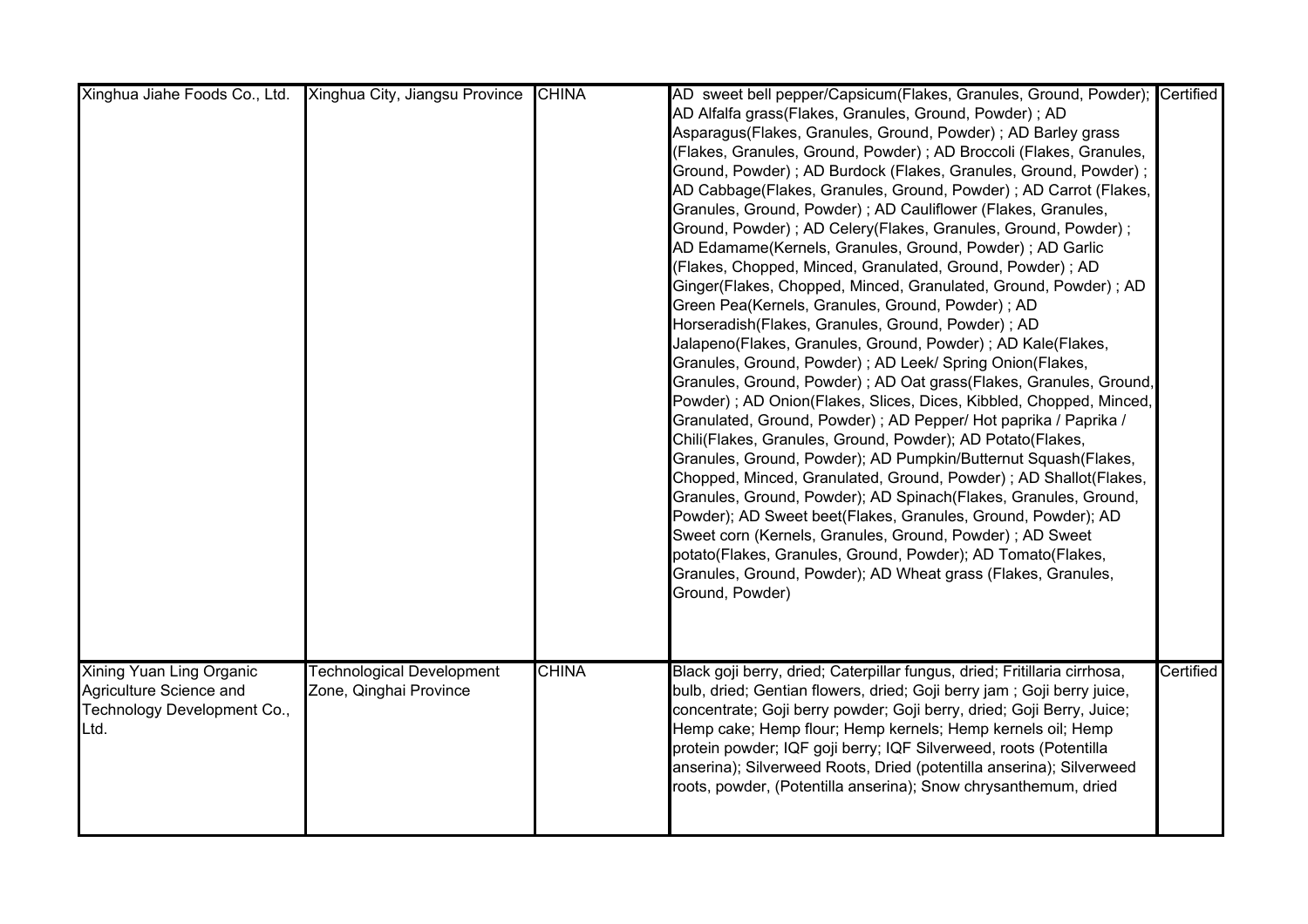| | | | | |
|---|---|---|---|---|
| Xinghua Jiahe Foods Co., Ltd. | Xinghua City, Jiangsu Province | CHINA | AD sweet bell pepper/Capsicum(Flakes, Granules, Ground, Powder); AD Alfalfa grass(Flakes, Granules, Ground, Powder) ; AD Asparagus(Flakes, Granules, Ground, Powder) ; AD Barley grass (Flakes, Granules, Ground, Powder) ; AD Broccoli (Flakes, Granules, Ground, Powder) ; AD Burdock (Flakes, Granules, Ground, Powder) ; AD Cabbage(Flakes, Granules, Ground, Powder) ; AD Carrot (Flakes, Granules, Ground, Powder) ; AD Cauliflower (Flakes, Granules, Ground, Powder) ; AD Celery(Flakes, Granules, Ground, Powder) ; AD Edamame(Kernels, Granules, Ground, Powder) ; AD Garlic (Flakes, Chopped, Minced, Granulated, Ground, Powder) ; AD Ginger(Flakes, Chopped, Minced, Granulated, Ground, Powder) ; AD Green Pea(Kernels, Granules, Ground, Powder) ; AD Horseradish(Flakes, Granules, Ground, Powder) ; AD Jalapeno(Flakes, Granules, Ground, Powder) ; AD Kale(Flakes, Granules, Ground, Powder) ; AD Leek/ Spring Onion(Flakes, Granules, Ground, Powder) ; AD Oat grass(Flakes, Granules, Ground, Powder) ; AD Onion(Flakes, Slices, Dices, Kibbled, Chopped, Minced, Granulated, Ground, Powder) ; AD Pepper/ Hot paprika / Paprika / Chili(Flakes, Granules, Ground, Powder); AD Potato(Flakes, Granules, Ground, Powder); AD Pumpkin/Butternut Squash(Flakes, Chopped, Minced, Granulated, Ground, Powder) ; AD Shallot(Flakes, Granules, Ground, Powder); AD Spinach(Flakes, Granules, Ground, Powder); AD Sweet beet(Flakes, Granules, Ground, Powder); AD Sweet corn (Kernels, Granules, Ground, Powder) ; AD Sweet potato(Flakes, Granules, Ground, Powder); AD Tomato(Flakes, Granules, Ground, Powder); AD Wheat grass (Flakes, Granules, Ground, Powder) | Certified |
| Xining Yuan Ling Organic Agriculture Science and Technology Development Co., Ltd. | Technological Development Zone, Qinghai Province | CHINA | Black goji berry, dried; Caterpillar fungus, dried; Fritillaria cirrhosa, bulb, dried; Gentian flowers, dried; Goji berry jam ; Goji berry juice, concentrate; Goji berry powder; Goji berry, dried; Goji Berry, Juice; Hemp cake; Hemp flour; Hemp kernels; Hemp kernels oil; Hemp protein powder; IQF goji berry; IQF Silverweed, roots (Potentilla anserina); Silverweed Roots, Dried (potentilla anserina); Silverweed roots, powder, (Potentilla anserina); Snow chrysanthemum, dried | Certified |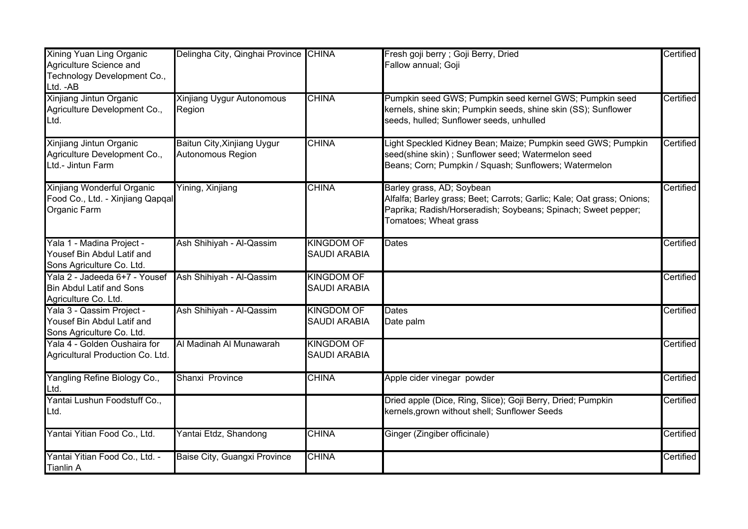| | | | | |
|---|---|---|---|---|
| Xining Yuan Ling Organic Agriculture Science and Technology Development Co., Ltd. -AB | Delingha City, Qinghai Province | CHINA | Fresh goji berry ; Goji Berry, Dried<br>Fallow annual; Goji | Certified |
| Xinjiang Jintun Organic Agriculture Development Co., Ltd. | Xinjiang Uygur Autonomous Region | CHINA | Pumpkin seed GWS; Pumpkin seed kernel GWS; Pumpkin seed kernels, shine skin; Pumpkin seeds, shine skin (SS); Sunflower seeds, hulled; Sunflower seeds, unhulled | Certified |
| Xinjiang Jintun Organic Agriculture Development Co., Ltd.- Jintun Farm | Baitun City,Xinjiang Uygur Autonomous Region | CHINA | Light Speckled Kidney Bean; Maize; Pumpkin seed GWS; Pumpkin seed(shine skin) ; Sunflower seed; Watermelon seed<br>Beans; Corn; Pumpkin / Squash; Sunflowers; Watermelon | Certified |
| Xinjiang Wonderful Organic Food Co., Ltd. - Xinjiang Qapqal Organic Farm | Yining, Xinjiang | CHINA | Barley grass, AD; Soybean<br>Alfalfa; Barley grass; Beet; Carrots; Garlic; Kale; Oat grass; Onions; Paprika; Radish/Horseradish; Soybeans; Spinach; Sweet pepper; Tomatoes; Wheat grass | Certified |
| Yala 1 - Madina Project - Yousef Bin Abdul Latif and Sons Agriculture Co. Ltd. | Ash Shihiyah - Al-Qassim | KINGDOM OF SAUDI ARABIA | Dates | Certified |
| Yala 2 - Jadeeda 6+7 - Yousef Bin Abdul Latif and Sons Agriculture Co. Ltd. | Ash Shihiyah - Al-Qassim | KINGDOM OF SAUDI ARABIA | | Certified |
| Yala 3 - Qassim Project - Yousef Bin Abdul Latif and Sons Agriculture Co. Ltd. | Ash Shihiyah - Al-Qassim | KINGDOM OF SAUDI ARABIA | Dates<br>Date palm | Certified |
| Yala 4 - Golden Oushaira for Agricultural Production Co. Ltd. | Al Madinah Al Munawarah | KINGDOM OF SAUDI ARABIA | | Certified |
| Yangling Refine Biology Co., Ltd. | Shanxi Province | CHINA | Apple cider vinegar powder | Certified |
| Yantai Lushun Foodstuff Co., Ltd. | | | Dried apple (Dice, Ring, Slice); Goji Berry, Dried; Pumpkin kernels,grown without shell; Sunflower Seeds | Certified |
| Yantai Yitian Food Co., Ltd. | Yantai Etdz, Shandong | CHINA | Ginger (Zingiber officinale) | Certified |
| Yantai Yitian Food Co., Ltd. - Tianlin A | Baise City, Guangxi Province | CHINA | | Certified |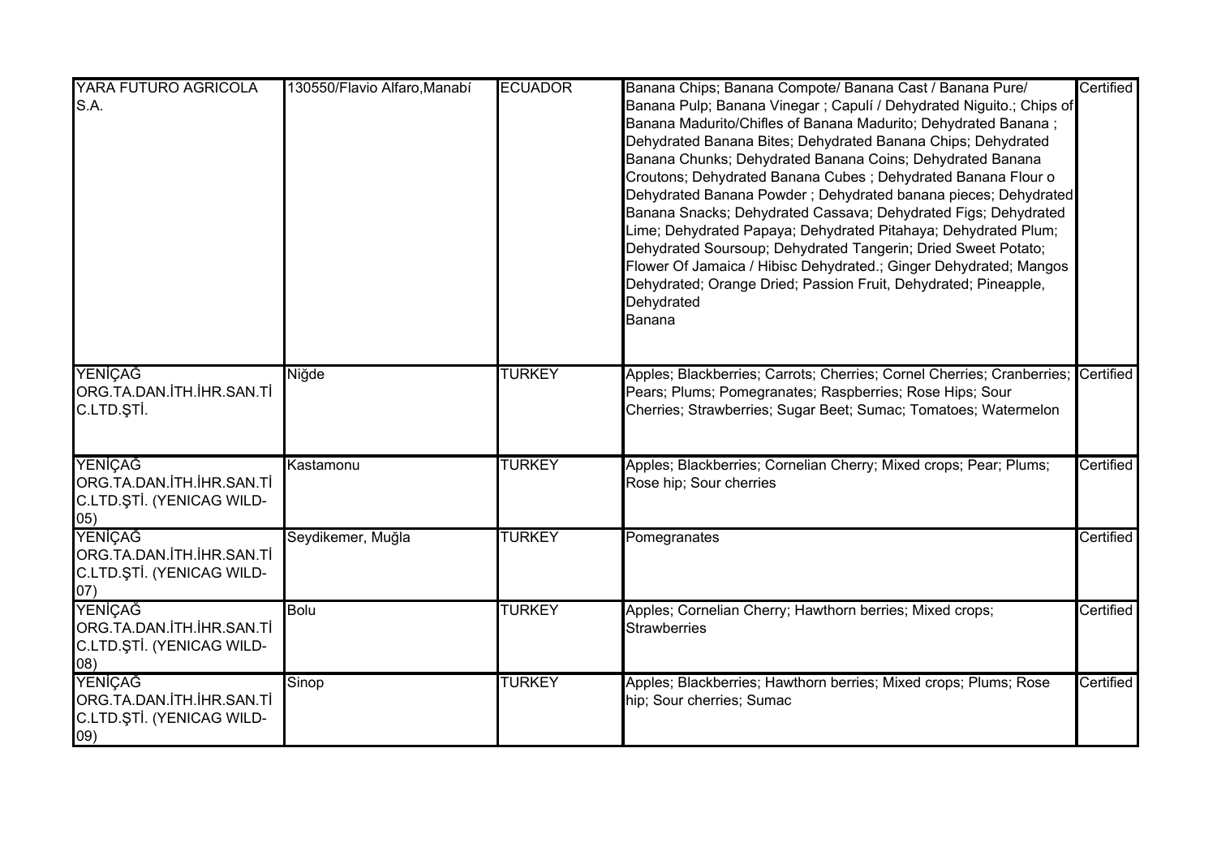| | | | | |
|---|---|---|---|---|
| YARA FUTURO AGRICOLA S.A. | 130550/Flavio Alfaro,Manabí | ECUADOR | Banana Chips; Banana Compote/ Banana Cast / Banana Pure/ Banana Pulp; Banana Vinegar ; Capulí / Dehydrated Niguito.; Chips of Banana Madurito/Chifles of Banana Madurito; Dehydrated Banana ; Dehydrated Banana Bites; Dehydrated Banana Chips; Dehydrated Banana Chunks; Dehydrated Banana Coins; Dehydrated Banana Croutons; Dehydrated Banana Cubes ; Dehydrated Banana Flour o Dehydrated Banana Powder ; Dehydrated banana pieces; Dehydrated Banana Snacks; Dehydrated Cassava; Dehydrated Figs; Dehydrated Lime; Dehydrated Papaya; Dehydrated Pitahaya; Dehydrated Plum; Dehydrated Soursoup; Dehydrated Tangerin; Dried Sweet Potato; Flower Of Jamaica / Hibisc Dehydrated.; Ginger Dehydrated; Mangos Dehydrated; Orange Dried; Passion Fruit, Dehydrated; Pineapple, Dehydrated<br>Banana | Certified |
| YENİÇAĞ ORG.TA.DAN.İTH.İHR.SAN.Tİ C.LTD.ŞTİ. | Niğde | TURKEY | Apples; Blackberries; Carrots; Cherries; Cornel Cherries; Cranberries; Pears; Plums; Pomegranates; Raspberries; Rose Hips; Sour Cherries; Strawberries; Sugar Beet; Sumac; Tomatoes; Watermelon | Certified |
| YENİÇAĞ ORG.TA.DAN.İTH.İHR.SAN.Tİ C.LTD.ŞTİ. (YENICAG WILD-05) | Kastamonu | TURKEY | Apples; Blackberries; Cornelian Cherry; Mixed crops; Pear; Plums; Rose hip; Sour cherries | Certified |
| YENİÇAĞ ORG.TA.DAN.İTH.İHR.SAN.Tİ C.LTD.ŞTİ. (YENICAG WILD-07) | Seydikemer, Muğla | TURKEY | Pomegranates | Certified |
| YENİÇAĞ ORG.TA.DAN.İTH.İHR.SAN.Tİ C.LTD.ŞTİ. (YENICAG WILD-08) | Bolu | TURKEY | Apples; Cornelian Cherry; Hawthorn berries; Mixed crops; Strawberries | Certified |
| YENİÇAĞ ORG.TA.DAN.İTH.İHR.SAN.Tİ C.LTD.ŞTİ. (YENICAG WILD-09) | Sinop | TURKEY | Apples; Blackberries; Hawthorn berries; Mixed crops; Plums; Rose hip; Sour cherries; Sumac | Certified |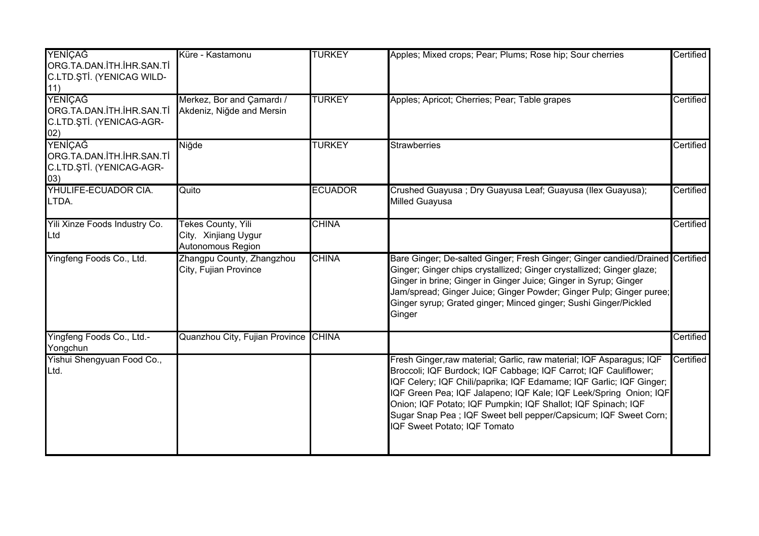| | | | | |
|---|---|---|---|---|
| YENİÇAĞ ORG.TA.DAN.İTH.İHR.SAN.Tİ C.LTD.ŞTİ. (YENICAG WILD-11) | Küre - Kastamonu | TURKEY | Apples; Mixed crops; Pear; Plums; Rose hip; Sour cherries | Certified |
| YENİÇAĞ ORG.TA.DAN.İTH.İHR.SAN.Tİ C.LTD.ŞTİ. (YENICAG-AGR-02) | Merkez, Bor and Çamardı / Akdeniz, Niğde and Mersin | TURKEY | Apples; Apricot; Cherries; Pear; Table grapes | Certified |
| YENİÇAĞ ORG.TA.DAN.İTH.İHR.SAN.Tİ C.LTD.ŞTİ. (YENICAG-AGR-03) | Niğde | TURKEY | Strawberries | Certified |
| YHULIFE-ECUADOR CIA. LTDA. | Quito | ECUADOR | Crushed Guayusa ; Dry Guayusa Leaf; Guayusa (Ilex Guayusa); Milled Guayusa | Certified |
| Yili Xinze Foods Industry Co. Ltd | Tekes County, Yili City, Xinjiang Uygur Autonomous Region | CHINA | | Certified |
| Yingfeng Foods Co., Ltd. | Zhangpu County, Zhangzhou City, Fujian Province | CHINA | Bare Ginger; De-salted Ginger; Fresh Ginger; Ginger candied/Drained Ginger; Ginger chips crystallized; Ginger crystallized; Ginger glaze; Ginger in brine; Ginger in Ginger Juice; Ginger in Syrup; Ginger Jam/spread; Ginger Juice; Ginger Powder; Ginger Pulp; Ginger puree; Ginger syrup; Grated ginger; Minced ginger; Sushi Ginger/Pickled Ginger | Certified |
| Yingfeng Foods Co., Ltd.-Yongchun | Quanzhou City, Fujian Province | CHINA | | Certified |
| Yishui Shengyuan Food Co., Ltd. | | | Fresh Ginger,raw material; Garlic, raw material; IQF Asparagus; IQF Broccoli; IQF Burdock; IQF Cabbage; IQF Carrot; IQF Cauliflower; IQF Celery; IQF Chili/paprika; IQF Edamame; IQF Garlic; IQF Ginger; IQF Green Pea; IQF Jalapeno; IQF Kale; IQF Leek/Spring Onion; IQF Onion; IQF Potato; IQF Pumpkin; IQF Shallot; IQF Spinach; IQF Sugar Snap Pea ; IQF Sweet bell pepper/Capsicum; IQF Sweet Corn; IQF Sweet Potato; IQF Tomato | Certified |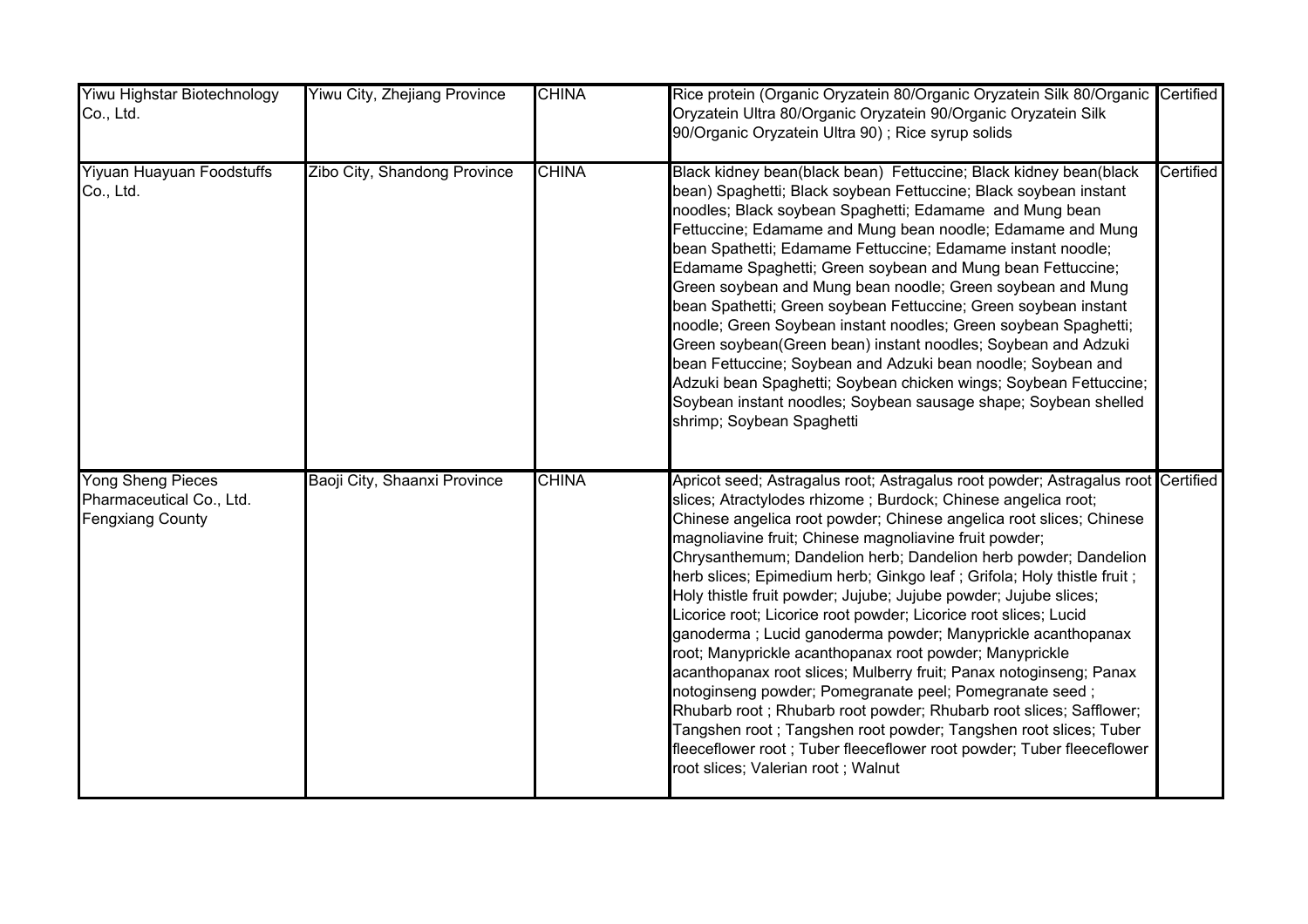| | | | | |
|---|---|---|---|---|
| Yiwu Highstar Biotechnology Co., Ltd. | Yiwu City, Zhejiang Province | CHINA | Rice protein (Organic Oryzatein 80/Organic Oryzatein Silk 80/Organic Oryzatein Ultra 80/Organic Oryzatein 90/Organic Oryzatein Silk 90/Organic Oryzatein Ultra 90) ; Rice syrup solids | Certified |
| Yiyuan Huayuan Foodstuffs Co., Ltd. | Zibo City, Shandong Province | CHINA | Black kidney bean(black bean) Fettuccine; Black kidney bean(black bean) Spaghetti; Black soybean Fettuccine; Black soybean instant noodles; Black soybean Spaghetti; Edamame and Mung bean Fettuccine; Edamame and Mung bean noodle; Edamame and Mung bean Spathetti; Edamame Fettuccine; Edamame instant noodle; Edamame Spaghetti; Green soybean and Mung bean Fettuccine; Green soybean and Mung bean noodle; Green soybean and Mung bean Spathetti; Green soybean Fettuccine; Green soybean instant noodle; Green Soybean instant noodles; Green soybean Spaghetti; Green soybean(Green bean) instant noodles; Soybean and Adzuki bean Fettuccine; Soybean and Adzuki bean noodle; Soybean and Adzuki bean Spaghetti; Soybean chicken wings; Soybean Fettuccine; Soybean instant noodles; Soybean sausage shape; Soybean shelled shrimp; Soybean Spaghetti | Certified |
| Yong Sheng Pieces Pharmaceutical Co., Ltd. Fengxiang County | Baoji City, Shaanxi Province | CHINA | Apricot seed; Astragalus root; Astragalus root powder; Astragalus root slices; Atractylodes rhizome ; Burdock; Chinese angelica root; Chinese angelica root powder; Chinese angelica root slices; Chinese magnoliavine fruit; Chinese magnoliavine fruit powder; Chrysanthemum; Dandelion herb; Dandelion herb powder; Dandelion herb slices; Epimedium herb; Ginkgo leaf ; Grifola; Holy thistle fruit ; Holy thistle fruit powder; Jujube; Jujube powder; Jujube slices; Licorice root; Licorice root powder; Licorice root slices; Lucid ganoderma ; Lucid ganoderma powder; Manyprickle acanthopanax root; Manyprickle acanthopanax root powder; Manyprickle acanthopanax root slices; Mulberry fruit; Panax notoginseng; Panax notoginseng powder; Pomegranate peel; Pomegranate seed ; Rhubarb root ; Rhubarb root powder; Rhubarb root slices; Safflower; Tangshen root ; Tangshen root powder; Tangshen root slices; Tuber fleeceflower root ; Tuber fleeceflower root powder; Tuber fleeceflower root slices; Valerian root ; Walnut | Certified |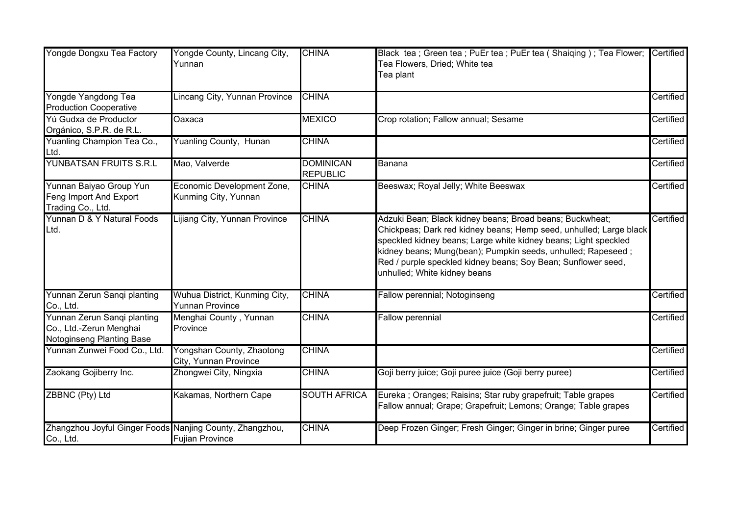| | | | | |
|---|---|---|---|---|
| Yongde Dongxu Tea Factory | Yongde County, Lincang City, Yunnan | CHINA | Black tea ; Green tea ; PuEr tea ; PuEr tea ( Shaiqing ) ; Tea Flower; Tea Flowers, Dried; White tea<br>Tea plant | Certified |
| Yongde Yangdong Tea Production Cooperative | Lincang City, Yunnan Province | CHINA | | Certified |
| Yú Gudxa de Productor Orgánico, S.P.R. de R.L. | Oaxaca | MEXICO | Crop rotation; Fallow annual; Sesame | Certified |
| Yuanling Champion Tea Co., Ltd. | Yuanling County, Hunan | CHINA | | Certified |
| YUNBATSAN FRUITS S.R.L | Mao, Valverde | DOMINICAN REPUBLIC | Banana | Certified |
| Yunnan Baiyao Group Yun Feng Import And Export Trading Co., Ltd. | Economic Development Zone, Kunming City, Yunnan | CHINA | Beeswax; Royal Jelly; White Beeswax | Certified |
| Yunnan D & Y Natural Foods Ltd. | Lijiang City, Yunnan Province | CHINA | Adzuki Bean; Black kidney beans; Broad beans; Buckwheat; Chickpeas; Dark red kidney beans; Hemp seed, unhulled; Large black speckled kidney beans; Large white kidney beans; Light speckled kidney beans; Mung(bean); Pumpkin seeds, unhulled; Rapeseed ; Red / purple speckled kidney beans; Soy Bean; Sunflower seed, unhulled; White kidney beans | Certified |
| Yunnan Zerun Sanqi planting Co., Ltd. | Wuhua District, Kunming City, Yunnan Province | CHINA | Fallow perennial; Notoginseng | Certified |
| Yunnan Zerun Sanqi planting Co., Ltd.-Zerun Menghai Notoginseng Planting Base | Menghai County , Yunnan Province | CHINA | Fallow perennial | Certified |
| Yunnan Zunwei Food Co., Ltd. | Yongshan County, Zhaotong City, Yunnan Province | CHINA | | Certified |
| Zaokang Gojiberry Inc. | Zhongwei City, Ningxia | CHINA | Goji berry juice; Goji puree juice (Goji berry puree) | Certified |
| ZBBNC (Pty) Ltd | Kakamas, Northern Cape | SOUTH AFRICA | Eureka ; Oranges; Raisins; Star ruby grapefruit; Table grapes<br>Fallow annual; Grape; Grapefruit; Lemons; Orange; Table grapes | Certified |
| Zhangzhou Joyful Ginger Foods Co., Ltd. | Nanjing County, Zhangzhou, Fujian Province | CHINA | Deep Frozen Ginger; Fresh Ginger; Ginger in brine; Ginger puree | Certified |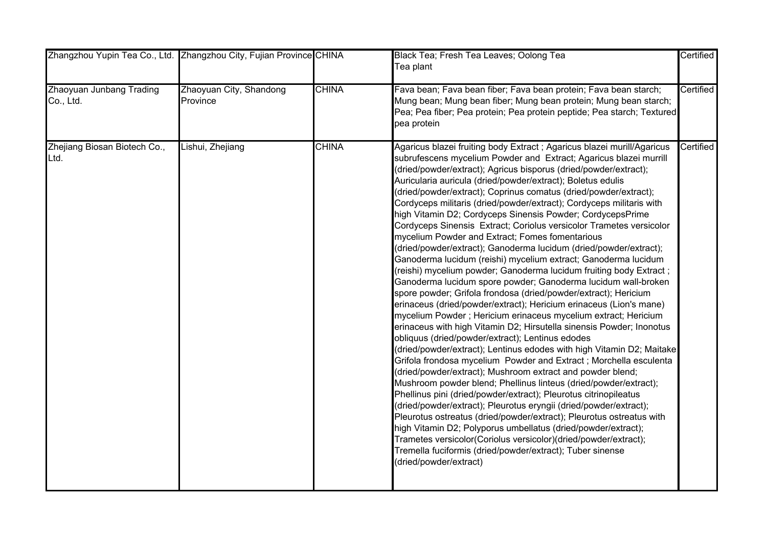| | | | | |
|---|---|---|---|---|
| Zhangzhou Yupin Tea Co., Ltd. | Zhangzhou City, Fujian Province | CHINA | Black Tea; Fresh Tea Leaves; Oolong Tea<br>Tea plant | Certified |
| Zhaoyuan Junbang Trading Co., Ltd. | Zhaoyuan City, Shandong Province | CHINA | Fava bean; Fava bean fiber; Fava bean protein; Fava bean starch; Mung bean; Mung bean fiber; Mung bean protein; Mung bean starch; Pea; Pea fiber; Pea protein; Pea protein peptide; Pea starch; Textured pea protein | Certified |
| Zhejiang Biosan Biotech Co., Ltd. | Lishui, Zhejiang | CHINA | Agaricus blazei fruiting body Extract ; Agaricus blazei murill/Agaricus subrufescens mycelium Powder and Extract; Agaricus blazei murrill (dried/powder/extract); Agricus bisporus (dried/powder/extract); Auricularia auricula (dried/powder/extract); Boletus edulis (dried/powder/extract); Coprinus comatus (dried/powder/extract); Cordyceps militaris (dried/powder/extract); Cordyceps militaris with high Vitamin D2; Cordyceps Sinensis Powder; CordycepsPrime Cordyceps Sinensis Extract; Coriolus versicolor Trametes versicolor mycelium Powder and Extract; Fomes fomentarious (dried/powder/extract); Ganoderma lucidum (dried/powder/extract); Ganoderma lucidum (reishi) mycelium extract; Ganoderma lucidum (reishi) mycelium powder; Ganoderma lucidum fruiting body Extract ; Ganoderma lucidum spore powder; Ganoderma lucidum wall-broken spore powder; Grifola frondosa (dried/powder/extract); Hericium erinaceus (dried/powder/extract); Hericium erinaceus (Lion's mane) mycelium Powder ; Hericium erinaceus mycelium extract; Hericium erinaceus with high Vitamin D2; Hirsutella sinensis Powder; Inonotus obliquus (dried/powder/extract); Lentinus edodes (dried/powder/extract); Lentinus edodes with high Vitamin D2; Maitake Grifola frondosa mycelium Powder and Extract ; Morchella esculenta (dried/powder/extract); Mushroom extract and powder blend; Mushroom powder blend; Phellinus linteus (dried/powder/extract); Phellinus pini (dried/powder/extract); Pleurotus citrinopileatus (dried/powder/extract); Pleurotus eryngii (dried/powder/extract); Pleurotus ostreatus (dried/powder/extract); Pleurotus ostreatus with high Vitamin D2; Polyporus umbellatus (dried/powder/extract); Trametes versicolor(Coriolus versicolor)(dried/powder/extract); Tremella fuciformis (dried/powder/extract); Tuber sinense (dried/powder/extract) | Certified |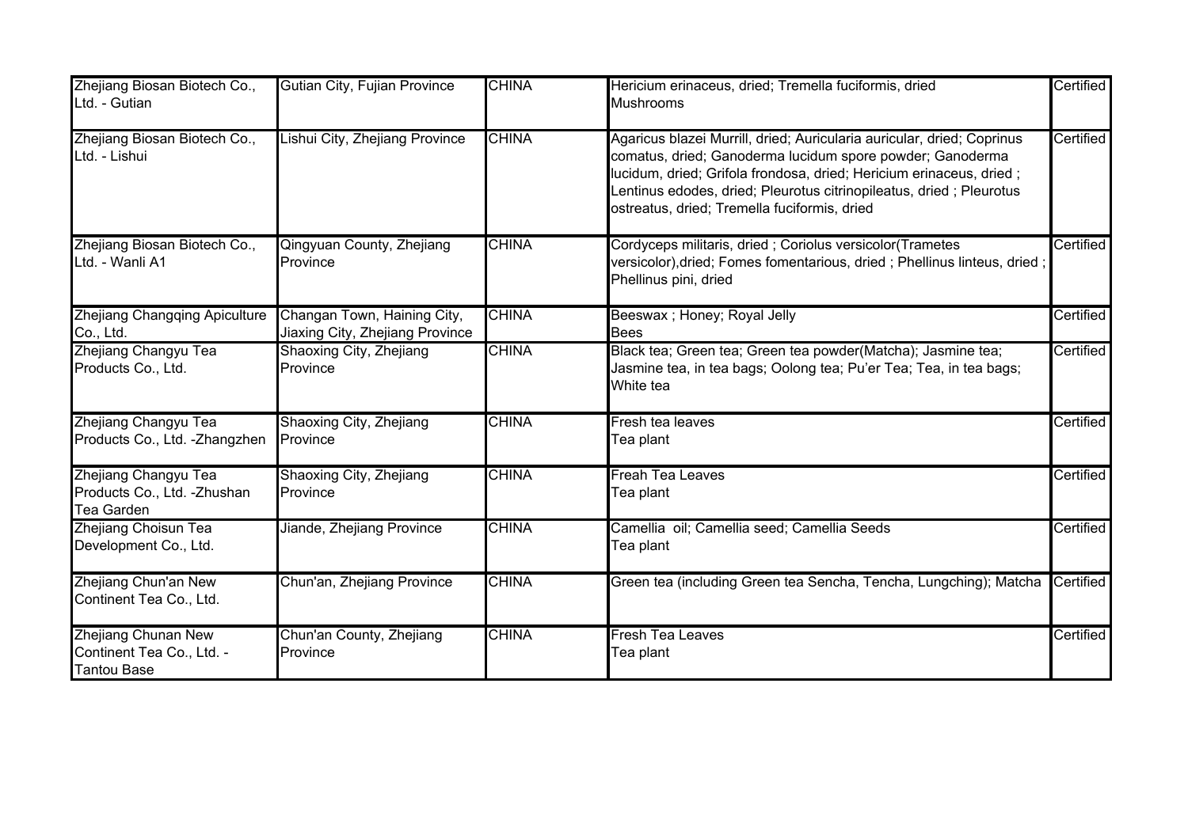| | | | | |
|---|---|---|---|---|
| Zhejiang Biosan Biotech Co., Ltd. - Gutian | Gutian City, Fujian Province | CHINA | Hericium erinaceus, dried; Tremella fuciformis, dried<br>Mushrooms | Certified |
| Zhejiang Biosan Biotech Co., Ltd. - Lishui | Lishui City, Zhejiang Province | CHINA | Agaricus blazei Murrill, dried; Auricularia auricular, dried; Coprinus comatus, dried; Ganoderma lucidum spore powder; Ganoderma lucidum, dried; Grifola frondosa, dried; Hericium erinaceus, dried ; Lentinus edodes, dried; Pleurotus citrinopileatus, dried ; Pleurotus ostreatus, dried; Tremella fuciformis, dried | Certified |
| Zhejiang Biosan Biotech Co., Ltd. - Wanli A1 | Qingyuan County, Zhejiang Province | CHINA | Cordyceps militaris, dried ; Coriolus versicolor(Trametes versicolor),dried; Fomes fomentarious, dried ; Phellinus linteus, dried ; Phellinus pini, dried | Certified |
| Zhejiang Changqing Apiculture Co., Ltd. | Changan Town, Haining City, Jiaxing City, Zhejiang Province | CHINA | Beeswax ; Honey; Royal Jelly<br>Bees | Certified |
| Zhejiang Changyu Tea Products Co., Ltd. | Shaoxing City, Zhejiang Province | CHINA | Black tea; Green tea; Green tea powder(Matcha); Jasmine tea; Jasmine tea, in tea bags; Oolong tea; Pu'er Tea; Tea, in tea bags; White tea | Certified |
| Zhejiang Changyu Tea Products Co., Ltd. -Zhangzhen | Shaoxing City, Zhejiang Province | CHINA | Fresh tea leaves<br>Tea plant | Certified |
| Zhejiang Changyu Tea Products Co., Ltd. -Zhushan Tea Garden | Shaoxing City, Zhejiang Province | CHINA | Freah Tea Leaves<br>Tea plant | Certified |
| Zhejiang Choisun Tea Development Co., Ltd. | Jiande, Zhejiang Province | CHINA | Camellia oil; Camellia seed; Camellia Seeds<br>Tea plant | Certified |
| Zhejiang Chun'an New Continent Tea Co., Ltd. | Chun'an, Zhejiang Province | CHINA | Green tea (including Green tea Sencha, Tencha, Lungching); Matcha | Certified |
| Zhejiang Chunan New Continent Tea Co., Ltd. - Tantou Base | Chun'an County, Zhejiang Province | CHINA | Fresh Tea Leaves<br>Tea plant | Certified |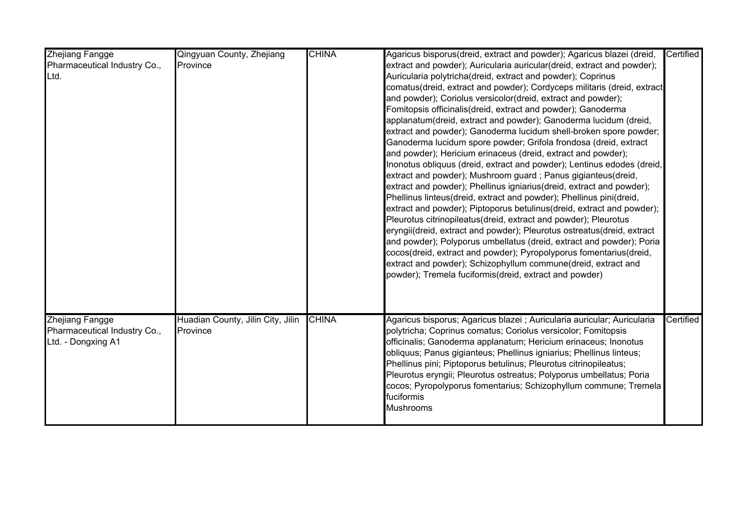| Zhejiang Fangge Pharmaceutical Industry Co., Ltd. | Qingyuan County, Zhejiang Province | CHINA | Agaricus bisporus(dreid, extract and powder); Agaricus blazei (dreid, extract and powder); Auricularia auricular(dreid, extract and powder); Auricularia polytricha(dreid, extract and powder); Coprinus comatus(dreid, extract and powder); Cordyceps militaris (dreid, extract and powder); Coriolus versicolor(dreid, extract and powder); Fomitopsis officinalis(dreid, extract and powder); Ganoderma applanatum(dreid, extract and powder); Ganoderma lucidum (dreid, extract and powder); Ganoderma lucidum shell-broken spore powder; Ganoderma lucidum spore powder; Grifola frondosa (dreid, extract and powder); Hericium erinaceus (dreid, extract and powder); Inonotus obliquus (dreid, extract and powder); Lentinus edodes (dreid, extract and powder); Mushroom guard ; Panus gigianteus(dreid, extract and powder); Phellinus igniarius(dreid, extract and powder); Phellinus linteus(dreid, extract and powder); Phellinus pini(dreid, extract and powder); Piptoporus betulinus(dreid, extract and powder); Pleurotus citrinopileatus(dreid, extract and powder); Pleurotus eryngii(dreid, extract and powder); Pleurotus ostreatus(dreid, extract and powder); Polyporus umbellatus (dreid, extract and powder); Poria cocos(dreid, extract and powder); Pyropolyporus fomentarius(dreid, extract and powder); Schizophyllum commune(dreid, extract and powder); Tremela fuciformis(dreid, extract and powder) | Certified |
|---|---|---|---|---|
| Zhejiang Fangge Pharmaceutical Industry Co., Ltd. - Dongxing A1 | Huadian County, Jilin City, Jilin Province | CHINA | Agaricus bisporus; Agaricus blazei ; Auricularia auricular; Auricularia polytricha; Coprinus comatus; Coriolus versicolor; Fomitopsis officinalis; Ganoderma applanatum; Hericium erinaceus; Inonotus obliquus; Panus gigianteus; Phellinus igniarius; Phellinus linteus; Phellinus pini; Piptoporus betulinus; Pleurotus citrinopileatus; Pleurotus eryngii; Pleurotus ostreatus; Polyporus umbellatus; Poria cocos; Pyropolyporus fomentarius; Schizophyllum commune; Tremela fuciformis<br>Mushrooms | Certified |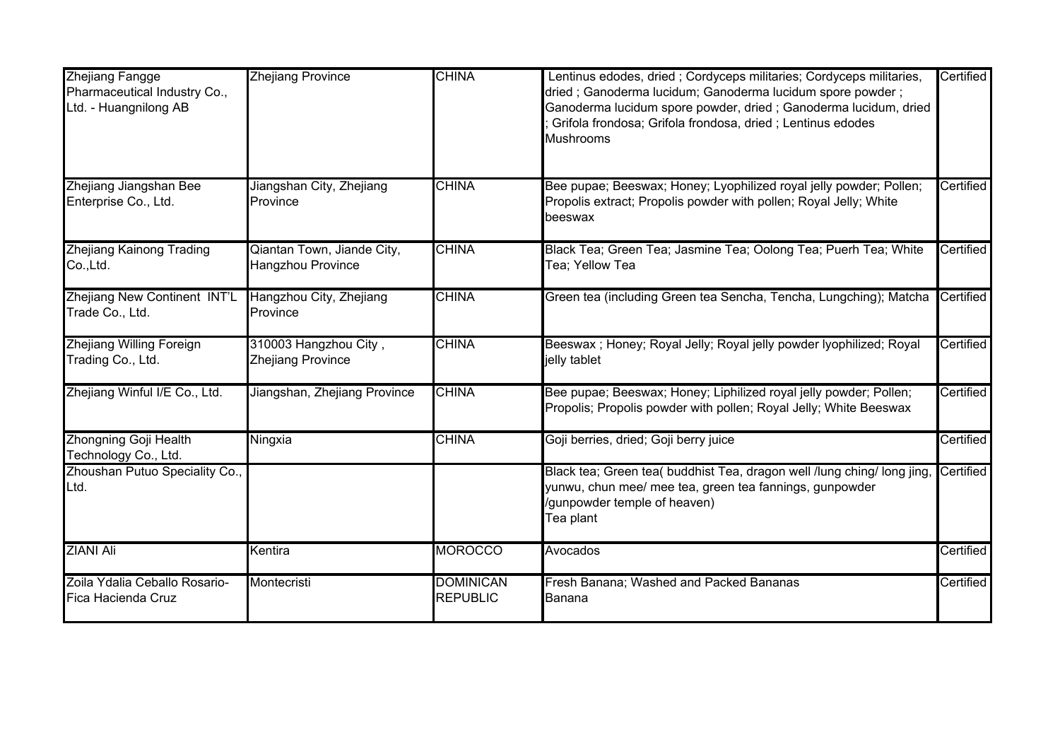| | | | | |
|---|---|---|---|---|
| Zhejiang Fangge Pharmaceutical Industry Co., Ltd. - Huangnilong AB | Zhejiang Province | CHINA | Lentinus edodes, dried ; Cordyceps militaries; Cordyceps militaries, dried ; Ganoderma lucidum; Ganoderma lucidum spore powder ; Ganoderma lucidum spore powder, dried ; Ganoderma lucidum, dried ; Grifola frondosa; Grifola frondosa, dried ; Lentinus edodes Mushrooms | Certified |
| Zhejiang Jiangshan Bee Enterprise Co., Ltd. | Jiangshan City, Zhejiang Province | CHINA | Bee pupae; Beeswax; Honey; Lyophilized royal jelly powder; Pollen; Propolis extract; Propolis powder with pollen; Royal Jelly; White beeswax | Certified |
| Zhejiang Kainong Trading Co.,Ltd. | Qiantan Town, Jiande City, Hangzhou Province | CHINA | Black Tea; Green Tea; Jasmine Tea; Oolong Tea; Puerh Tea; White Tea; Yellow Tea | Certified |
| Zhejiang New Continent INT'L Trade Co., Ltd. | Hangzhou City, Zhejiang Province | CHINA | Green tea (including Green tea Sencha, Tencha, Lungching); Matcha | Certified |
| Zhejiang Willing Foreign Trading Co., Ltd. | 310003 Hangzhou City , Zhejiang Province | CHINA | Beeswax ; Honey; Royal Jelly; Royal jelly powder lyophilized; Royal jelly tablet | Certified |
| Zhejiang Winful I/E Co., Ltd. | Jiangshan, Zhejiang Province | CHINA | Bee pupae; Beeswax; Honey; Liphilized royal jelly powder; Pollen; Propolis; Propolis powder with pollen; Royal Jelly; White Beeswax | Certified |
| Zhongning Goji Health Technology Co., Ltd. | Ningxia | CHINA | Goji berries, dried; Goji berry juice | Certified |
| Zhoushan Putuo Speciality Co., Ltd. | | | Black tea; Green tea( buddhist Tea, dragon well /lung ching/ long jing, yunwu, chun mee/ mee tea, green tea fannings, gunpowder /gunpowder temple of heaven)<br>Tea plant | Certified |
| ZIANI Ali | Kentira | MOROCCO | Avocados | Certified |
| Zoila Ydalia Ceballo Rosario-Fica Hacienda Cruz | Montecristi | DOMINICAN REPUBLIC | Fresh Banana; Washed and Packed Bananas<br>Banana | Certified |